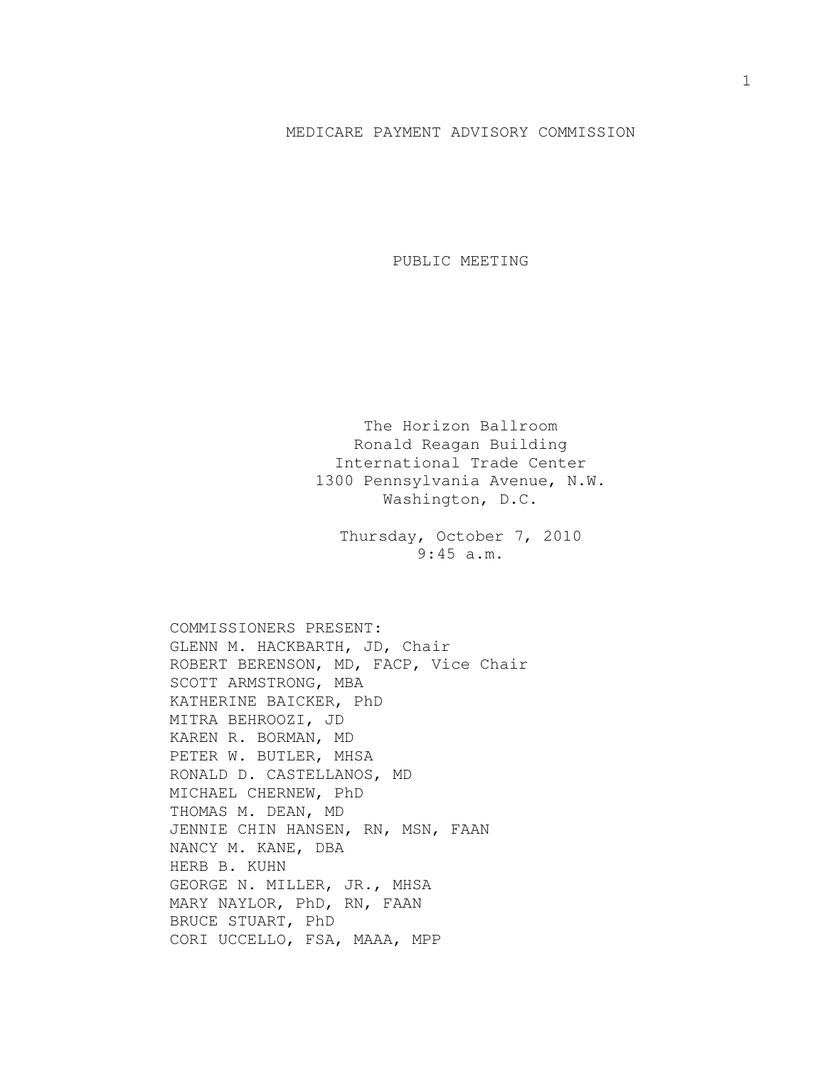# MEDICARE PAYMENT ADVISORY COMMISSION

## PUBLIC MEETING

The Horizon Ballroom
Ronald Reagan Building
International Trade Center
1300 Pennsylvania Avenue, N.W.
Washington, D.C.

Thursday, October 7, 2010
9:45 a.m.

COMMISSIONERS PRESENT:
GLENN M. HACKBARTH, JD, Chair
ROBERT BERENSON, MD, FACP, Vice Chair
SCOTT ARMSTRONG, MBA
KATHERINE BAICKER, PhD
MITRA BEHROOZI, JD
KAREN R. BORMAN, MD
PETER W. BUTLER, MHSA
RONALD D. CASTELLANOS, MD
MICHAEL CHERNEW, PhD
THOMAS M. DEAN, MD
JENNIE CHIN HANSEN, RN, MSN, FAAN
NANCY M. KANE, DBA
HERB B. KUHN
GEORGE N. MILLER, JR., MHSA
MARY NAYLOR, PhD, RN, FAAN
BRUCE STUART, PhD
CORI UCCELLO, FSA, MAAA, MPP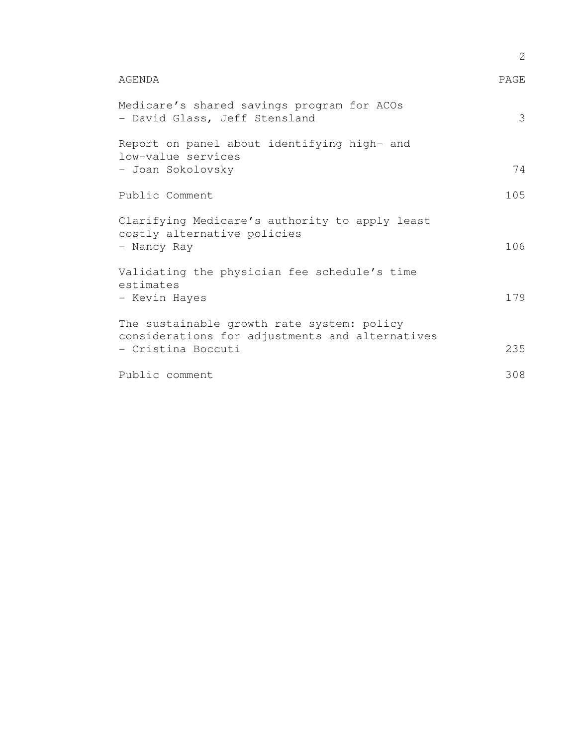| AGENDA | PAGE |
|---|---|
| Medicare's shared savings program for ACOs<br>- David Glass, Jeff Stensland | 3 |
| Report on panel about identifying high- and low-value services<br>- Joan Sokolovsky | 74 |
| Public Comment | 105 |
| Clarifying Medicare's authority to apply least costly alternative policies<br>- Nancy Ray | 106 |
| Validating the physician fee schedule's time estimates<br>- Kevin Hayes | 179 |
| The sustainable growth rate system: policy considerations for adjustments and alternatives<br>- Cristina Boccuti | 235 |
| Public comment | 308 |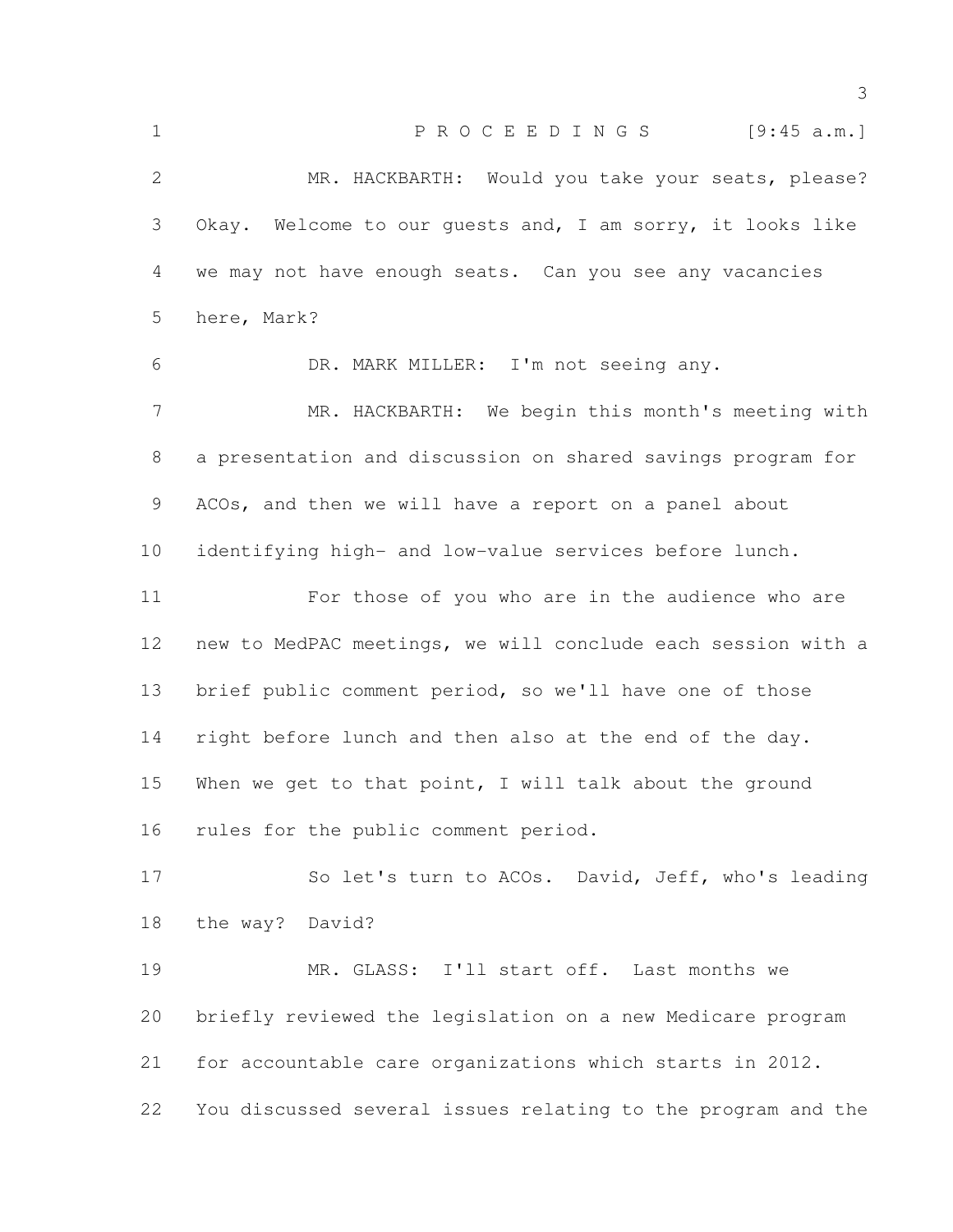P R O C E E D I N G S [9:45 a.m.]

MR. HACKBARTH: Would you take your seats, please? Okay. Welcome to our guests and, I am sorry, it looks like we may not have enough seats. Can you see any vacancies here, Mark?

DR. MARK MILLER: I'm not seeing any.

MR. HACKBARTH: We begin this month's meeting with a presentation and discussion on shared savings program for ACOs, and then we will have a report on a panel about identifying high- and low-value services before lunch.

For those of you who are in the audience who are new to MedPAC meetings, we will conclude each session with a brief public comment period, so we'll have one of those right before lunch and then also at the end of the day. When we get to that point, I will talk about the ground rules for the public comment period.

So let's turn to ACOs. David, Jeff, who's leading the way? David?

MR. GLASS: I'll start off. Last months we briefly reviewed the legislation on a new Medicare program for accountable care organizations which starts in 2012. You discussed several issues relating to the program and the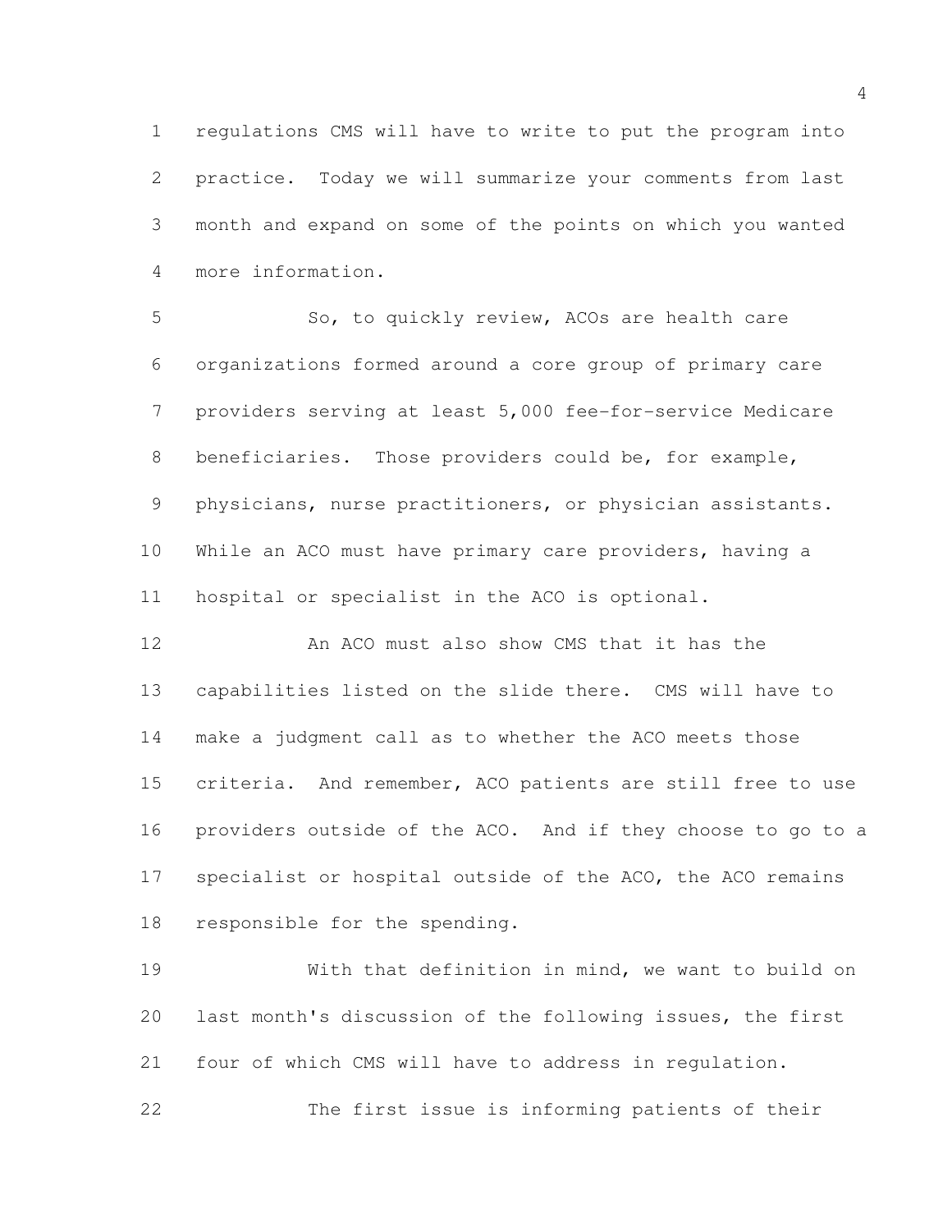regulations CMS will have to write to put the program into practice. Today we will summarize your comments from last month and expand on some of the points on which you wanted more information.

So, to quickly review, ACOs are health care organizations formed around a core group of primary care providers serving at least 5,000 fee-for-service Medicare beneficiaries. Those providers could be, for example, physicians, nurse practitioners, or physician assistants. While an ACO must have primary care providers, having a hospital or specialist in the ACO is optional.

An ACO must also show CMS that it has the capabilities listed on the slide there. CMS will have to make a judgment call as to whether the ACO meets those criteria. And remember, ACO patients are still free to use providers outside of the ACO. And if they choose to go to a specialist or hospital outside of the ACO, the ACO remains responsible for the spending.

With that definition in mind, we want to build on last month's discussion of the following issues, the first four of which CMS will have to address in regulation.

The first issue is informing patients of their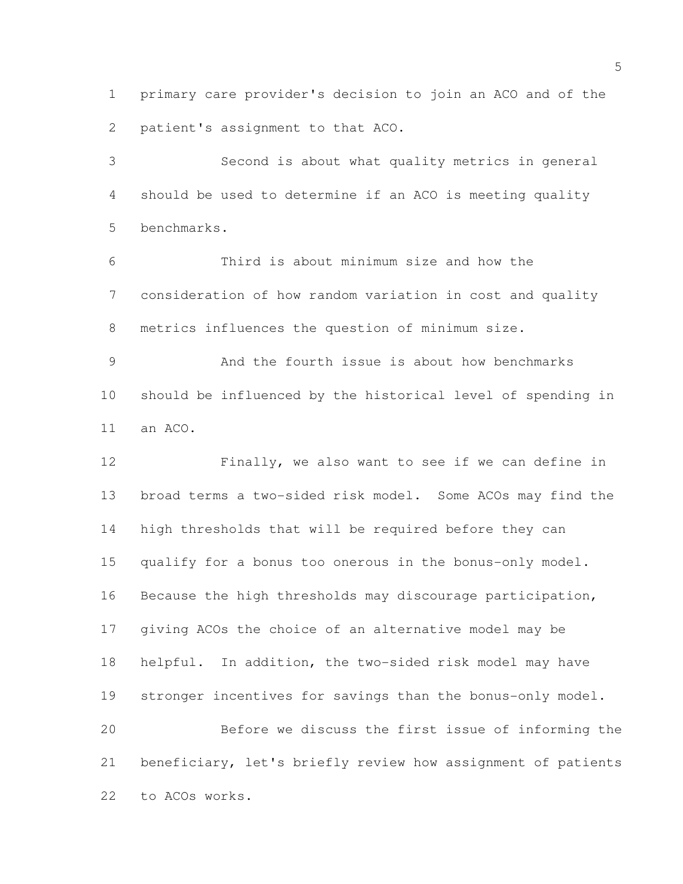primary care provider's decision to join an ACO and of the patient's assignment to that ACO.

Second is about what quality metrics in general should be used to determine if an ACO is meeting quality benchmarks.

Third is about minimum size and how the consideration of how random variation in cost and quality metrics influences the question of minimum size.

And the fourth issue is about how benchmarks should be influenced by the historical level of spending in an ACO.

Finally, we also want to see if we can define in broad terms a two-sided risk model. Some ACOs may find the high thresholds that will be required before they can qualify for a bonus too onerous in the bonus-only model. Because the high thresholds may discourage participation, giving ACOs the choice of an alternative model may be helpful. In addition, the two-sided risk model may have stronger incentives for savings than the bonus-only model.

Before we discuss the first issue of informing the beneficiary, let's briefly review how assignment of patients to ACOs works.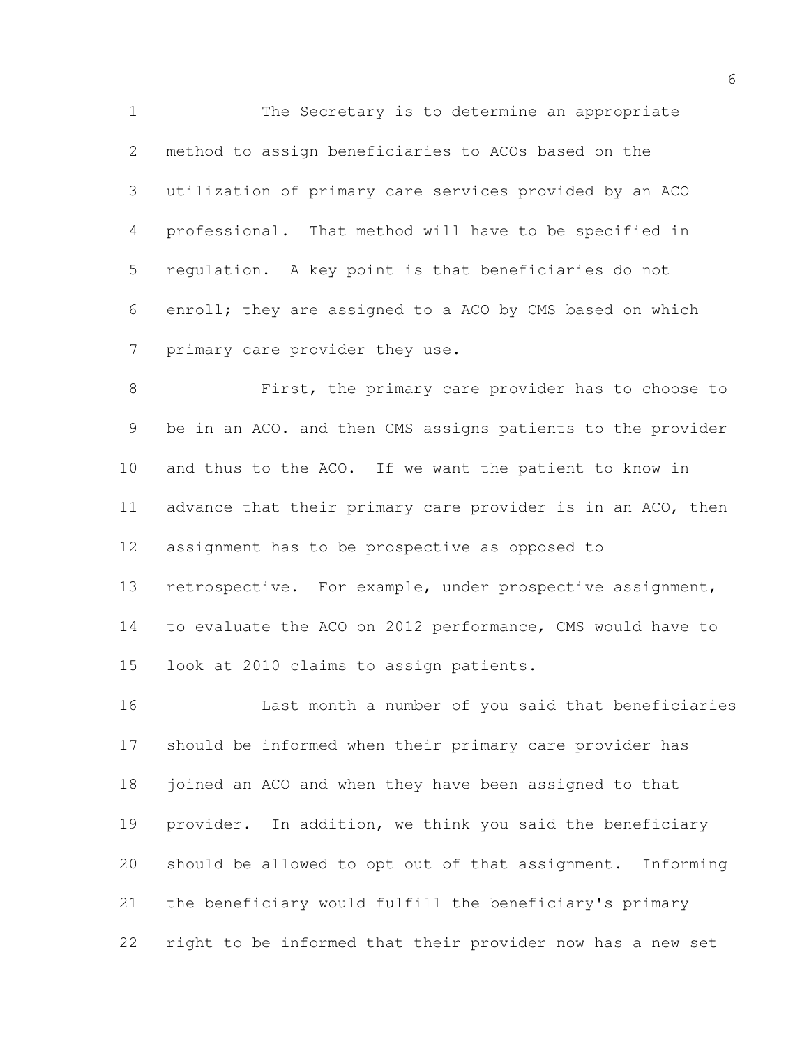The Secretary is to determine an appropriate method to assign beneficiaries to ACOs based on the utilization of primary care services provided by an ACO professional. That method will have to be specified in regulation. A key point is that beneficiaries do not enroll; they are assigned to a ACO by CMS based on which primary care provider they use.

First, the primary care provider has to choose to be in an ACO. and then CMS assigns patients to the provider and thus to the ACO. If we want the patient to know in advance that their primary care provider is in an ACO, then assignment has to be prospective as opposed to retrospective. For example, under prospective assignment, to evaluate the ACO on 2012 performance, CMS would have to look at 2010 claims to assign patients.

Last month a number of you said that beneficiaries should be informed when their primary care provider has joined an ACO and when they have been assigned to that provider. In addition, we think you said the beneficiary should be allowed to opt out of that assignment. Informing the beneficiary would fulfill the beneficiary's primary right to be informed that their provider now has a new set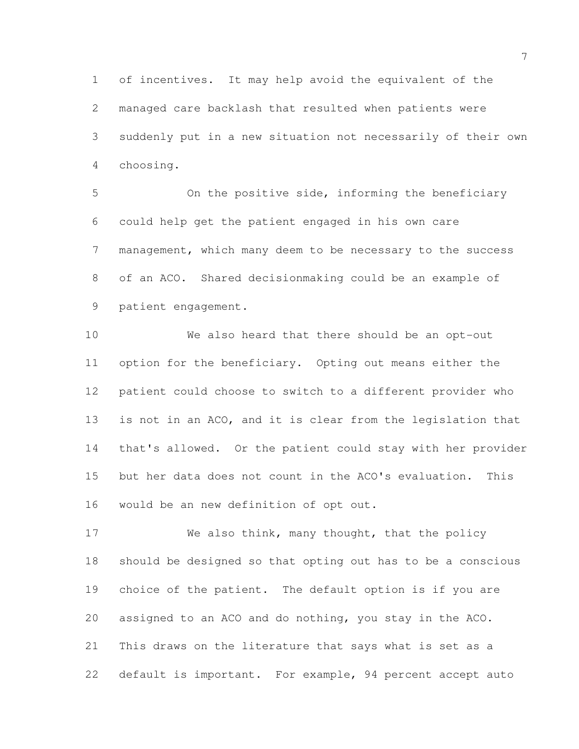of incentives. It may help avoid the equivalent of the managed care backlash that resulted when patients were suddenly put in a new situation not necessarily of their own choosing.

On the positive side, informing the beneficiary could help get the patient engaged in his own care management, which many deem to be necessary to the success of an ACO. Shared decisionmaking could be an example of patient engagement.

We also heard that there should be an opt-out option for the beneficiary. Opting out means either the patient could choose to switch to a different provider who is not in an ACO, and it is clear from the legislation that that's allowed. Or the patient could stay with her provider but her data does not count in the ACO's evaluation. This would be an new definition of opt out.

We also think, many thought, that the policy should be designed so that opting out has to be a conscious choice of the patient. The default option is if you are assigned to an ACO and do nothing, you stay in the ACO. This draws on the literature that says what is set as a default is important. For example, 94 percent accept auto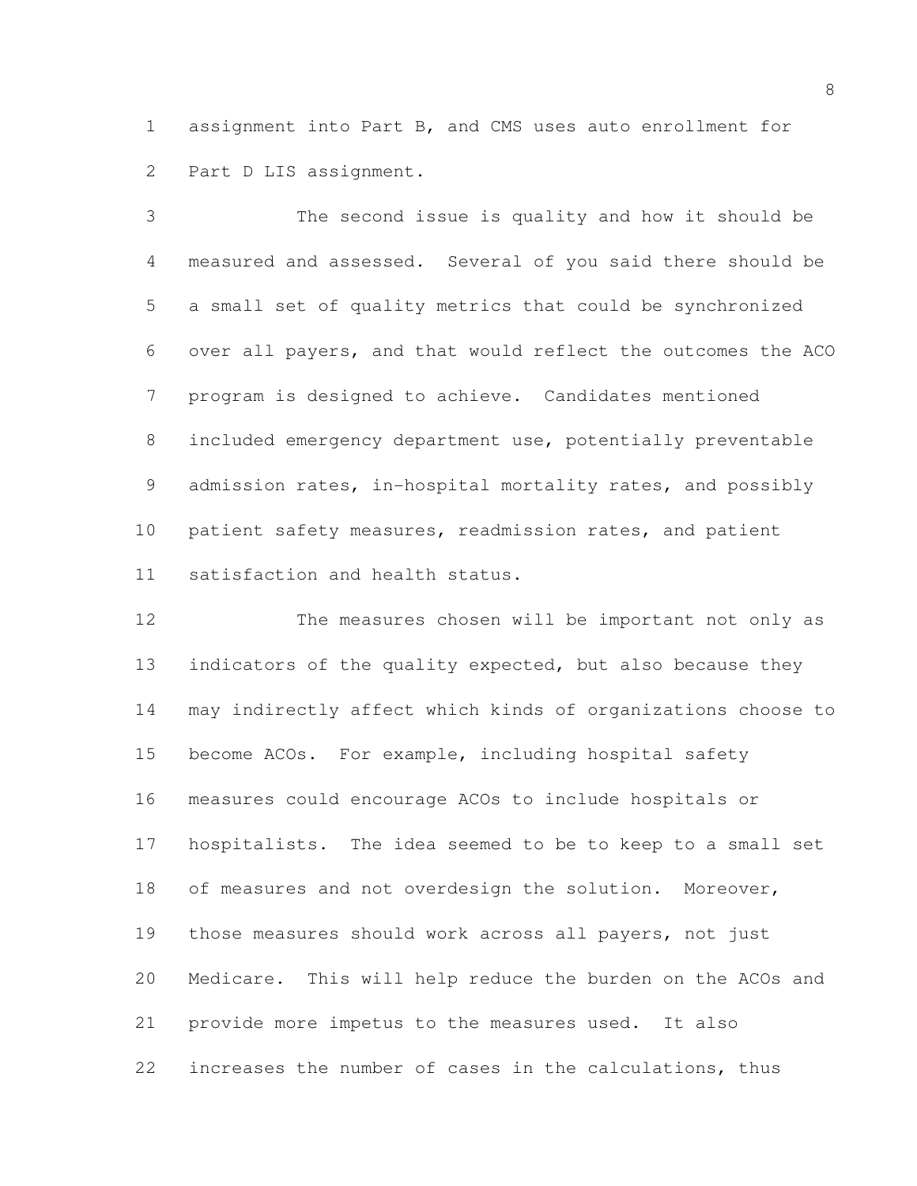assignment into Part B, and CMS uses auto enrollment for Part D LIS assignment.

The second issue is quality and how it should be measured and assessed. Several of you said there should be a small set of quality metrics that could be synchronized over all payers, and that would reflect the outcomes the ACO program is designed to achieve. Candidates mentioned included emergency department use, potentially preventable admission rates, in-hospital mortality rates, and possibly patient safety measures, readmission rates, and patient satisfaction and health status.

The measures chosen will be important not only as indicators of the quality expected, but also because they may indirectly affect which kinds of organizations choose to become ACOs. For example, including hospital safety measures could encourage ACOs to include hospitals or hospitalists. The idea seemed to be to keep to a small set of measures and not overdesign the solution. Moreover, those measures should work across all payers, not just Medicare. This will help reduce the burden on the ACOs and provide more impetus to the measures used. It also increases the number of cases in the calculations, thus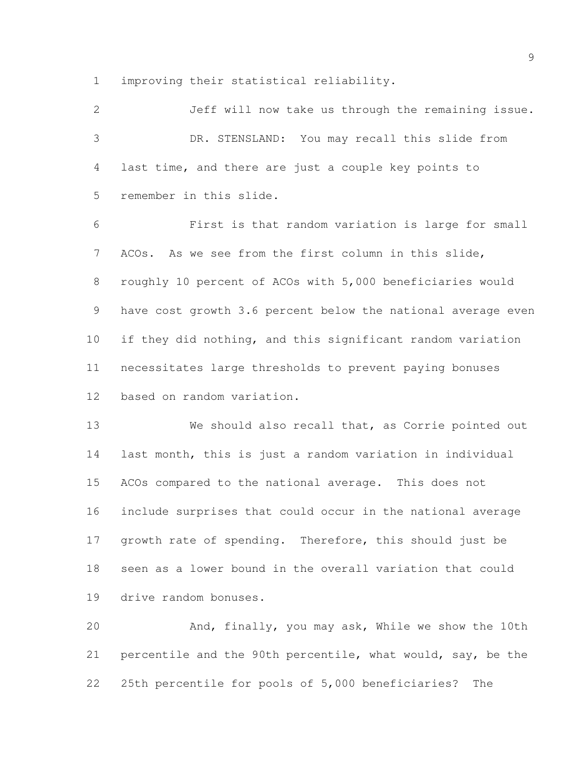improving their statistical reliability.

Jeff will now take us through the remaining issue.

DR. STENSLAND: You may recall this slide from last time, and there are just a couple key points to remember in this slide.

First is that random variation is large for small ACOs. As we see from the first column in this slide, roughly 10 percent of ACOs with 5,000 beneficiaries would have cost growth 3.6 percent below the national average even if they did nothing, and this significant random variation necessitates large thresholds to prevent paying bonuses based on random variation.

We should also recall that, as Corrie pointed out last month, this is just a random variation in individual ACOs compared to the national average. This does not include surprises that could occur in the national average growth rate of spending. Therefore, this should just be seen as a lower bound in the overall variation that could drive random bonuses.

And, finally, you may ask, While we show the 10th percentile and the 90th percentile, what would, say, be the 25th percentile for pools of 5,000 beneficiaries? The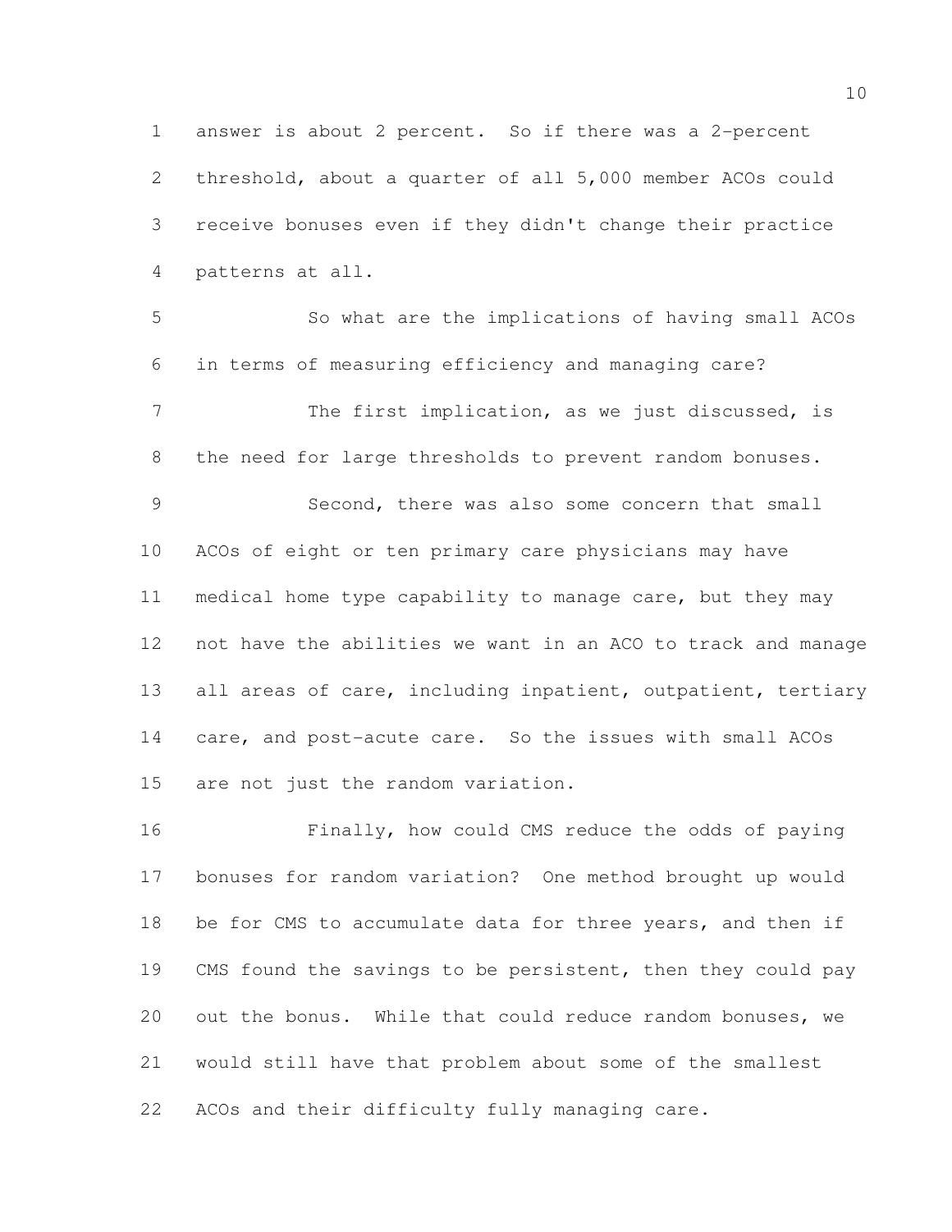answer is about 2 percent. So if there was a 2-percent threshold, about a quarter of all 5,000 member ACOs could receive bonuses even if they didn't change their practice patterns at all.

So what are the implications of having small ACOs in terms of measuring efficiency and managing care?

The first implication, as we just discussed, is the need for large thresholds to prevent random bonuses.

Second, there was also some concern that small ACOs of eight or ten primary care physicians may have medical home type capability to manage care, but they may not have the abilities we want in an ACO to track and manage all areas of care, including inpatient, outpatient, tertiary care, and post-acute care. So the issues with small ACOs are not just the random variation.

Finally, how could CMS reduce the odds of paying bonuses for random variation? One method brought up would be for CMS to accumulate data for three years, and then if CMS found the savings to be persistent, then they could pay out the bonus. While that could reduce random bonuses, we would still have that problem about some of the smallest ACOs and their difficulty fully managing care.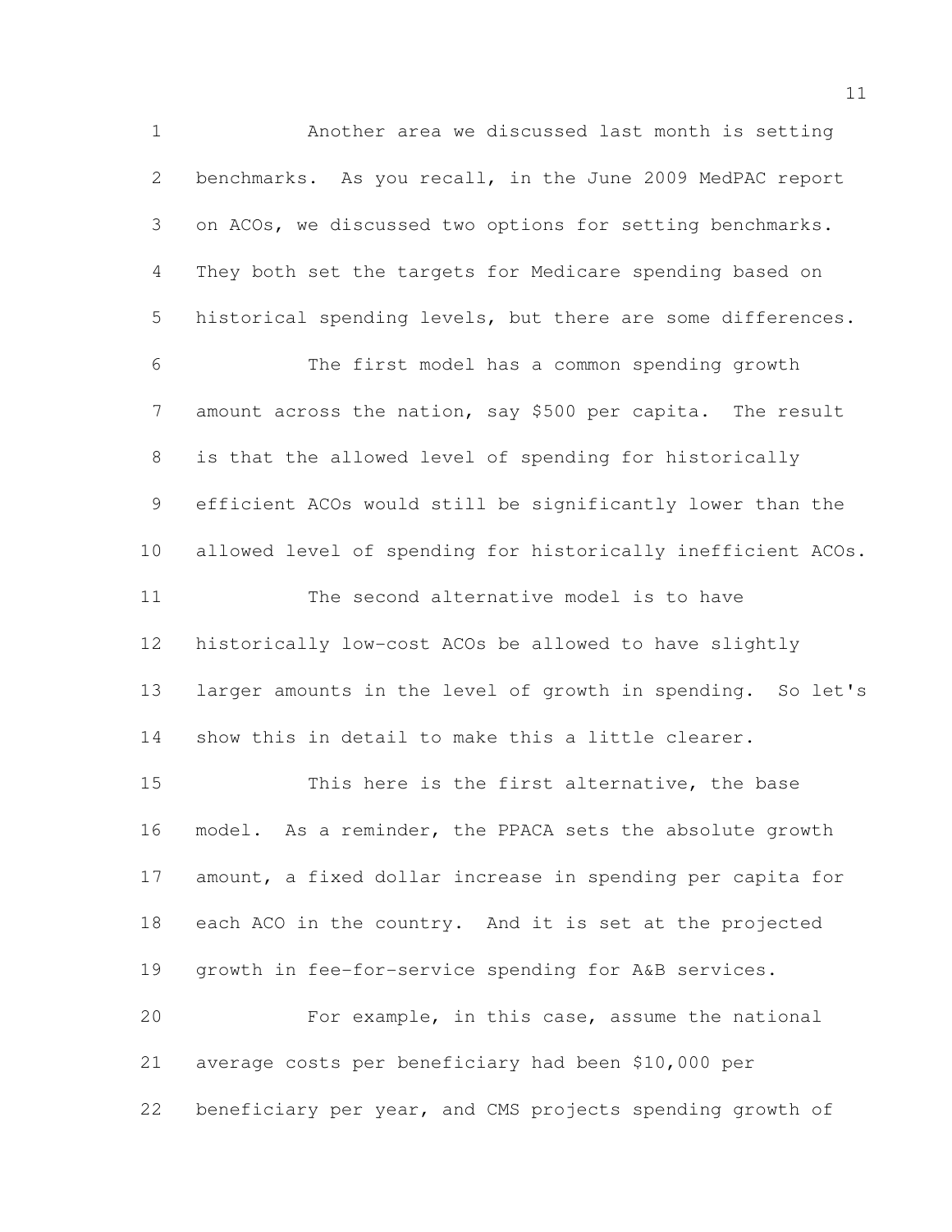Another area we discussed last month is setting benchmarks. As you recall, in the June 2009 MedPAC report on ACOs, we discussed two options for setting benchmarks. They both set the targets for Medicare spending based on historical spending levels, but there are some differences.

The first model has a common spending growth amount across the nation, say $500 per capita. The result is that the allowed level of spending for historically efficient ACOs would still be significantly lower than the allowed level of spending for historically inefficient ACOs.

The second alternative model is to have historically low-cost ACOs be allowed to have slightly larger amounts in the level of growth in spending. So let's show this in detail to make this a little clearer.

This here is the first alternative, the base model. As a reminder, the PPACA sets the absolute growth amount, a fixed dollar increase in spending per capita for each ACO in the country. And it is set at the projected growth in fee-for-service spending for A&B services.

For example, in this case, assume the national average costs per beneficiary had been $10,000 per beneficiary per year, and CMS projects spending growth of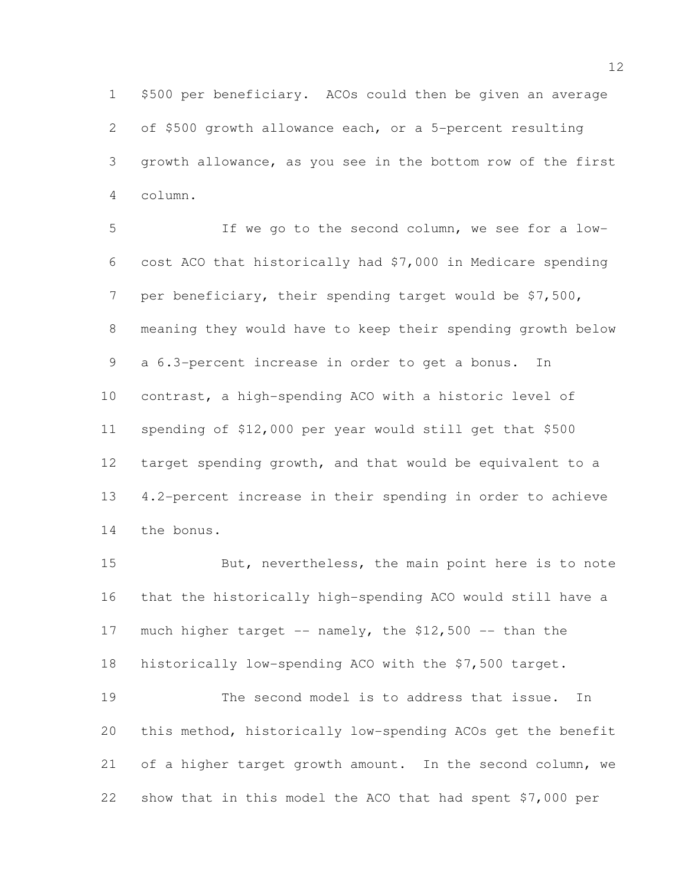$500 per beneficiary. ACOs could then be given an average of $500 growth allowance each, or a 5-percent resulting growth allowance, as you see in the bottom row of the first column.

If we go to the second column, we see for a low-cost ACO that historically had $7,000 in Medicare spending per beneficiary, their spending target would be $7,500, meaning they would have to keep their spending growth below a 6.3-percent increase in order to get a bonus. In contrast, a high-spending ACO with a historic level of spending of $12,000 per year would still get that $500 target spending growth, and that would be equivalent to a 4.2-percent increase in their spending in order to achieve the bonus.

But, nevertheless, the main point here is to note that the historically high-spending ACO would still have a much higher target -- namely, the $12,500 -- than the historically low-spending ACO with the $7,500 target.

The second model is to address that issue. In this method, historically low-spending ACOs get the benefit of a higher target growth amount. In the second column, we show that in this model the ACO that had spent $7,000 per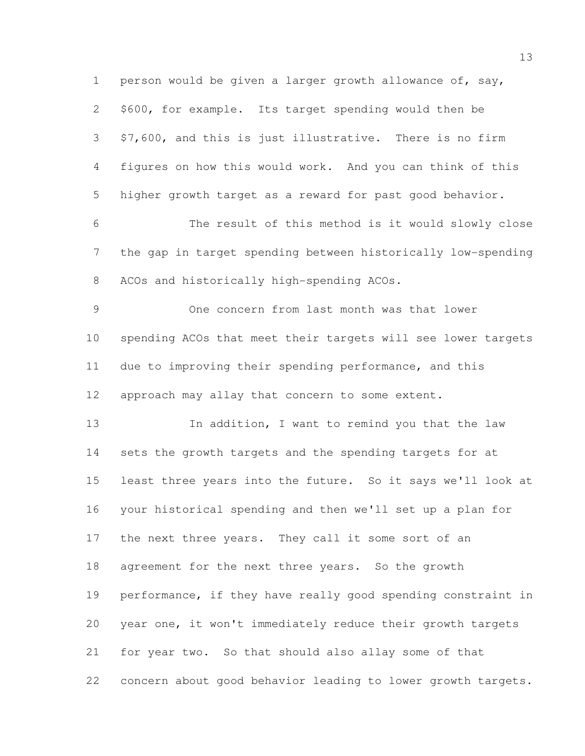person would be given a larger growth allowance of, say, $600, for example. Its target spending would then be $7,600, and this is just illustrative. There is no firm figures on how this would work. And you can think of this higher growth target as a reward for past good behavior.

The result of this method is it would slowly close the gap in target spending between historically low-spending ACOs and historically high-spending ACOs.

One concern from last month was that lower spending ACOs that meet their targets will see lower targets due to improving their spending performance, and this approach may allay that concern to some extent.

In addition, I want to remind you that the law sets the growth targets and the spending targets for at least three years into the future. So it says we'll look at your historical spending and then we'll set up a plan for the next three years. They call it some sort of an agreement for the next three years. So the growth performance, if they have really good spending constraint in year one, it won't immediately reduce their growth targets for year two. So that should also allay some of that concern about good behavior leading to lower growth targets.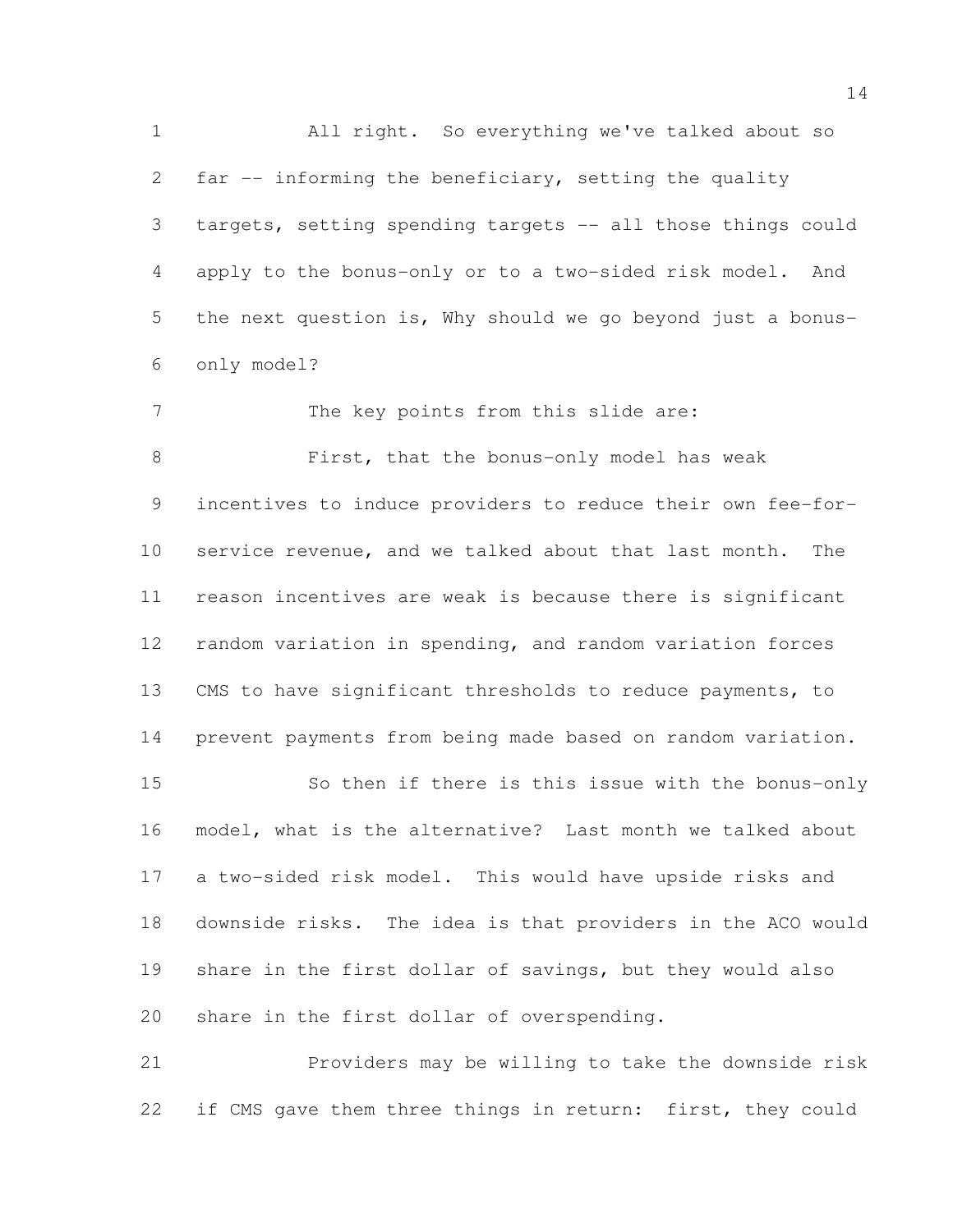All right. So everything we've talked about so far -- informing the beneficiary, setting the quality targets, setting spending targets -- all those things could apply to the bonus-only or to a two-sided risk model. And the next question is, Why should we go beyond just a bonus-only model?

The key points from this slide are:

First, that the bonus-only model has weak incentives to induce providers to reduce their own fee-for-service revenue, and we talked about that last month. The reason incentives are weak is because there is significant random variation in spending, and random variation forces CMS to have significant thresholds to reduce payments, to prevent payments from being made based on random variation.

So then if there is this issue with the bonus-only model, what is the alternative? Last month we talked about a two-sided risk model. This would have upside risks and downside risks. The idea is that providers in the ACO would share in the first dollar of savings, but they would also share in the first dollar of overspending.

Providers may be willing to take the downside risk if CMS gave them three things in return: first, they could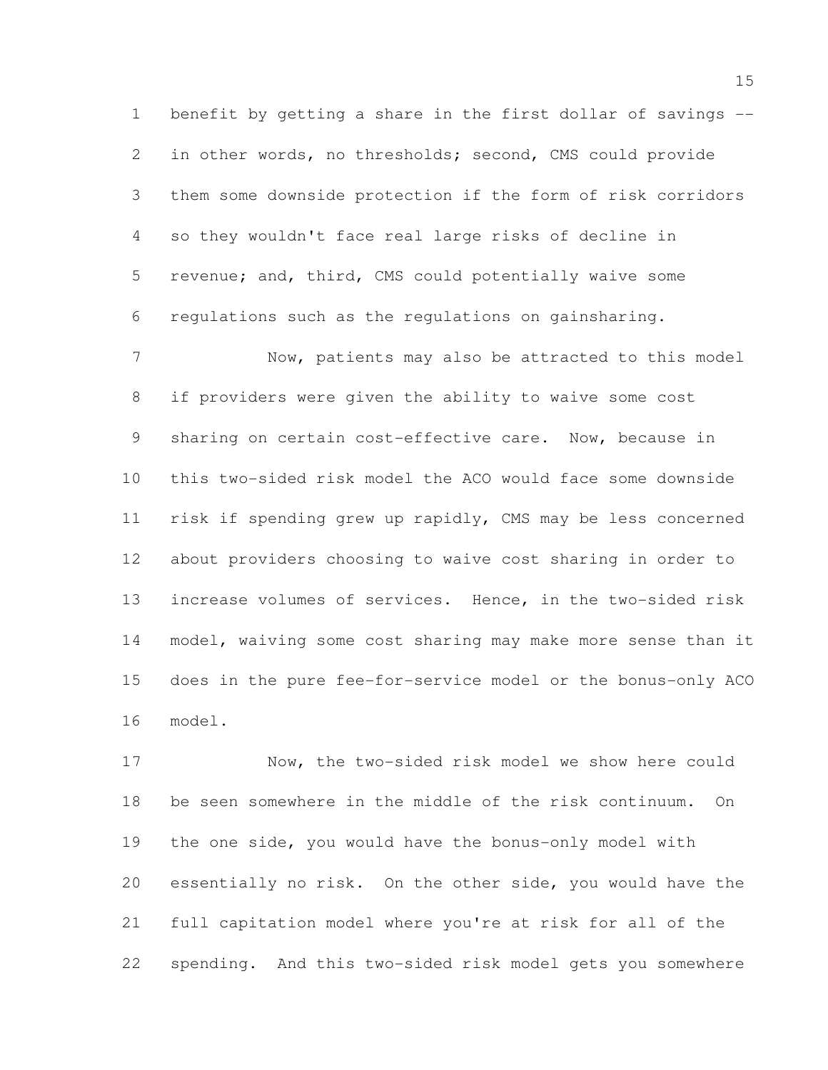benefit by getting a share in the first dollar of savings -- in other words, no thresholds; second, CMS could provide them some downside protection if the form of risk corridors so they wouldn't face real large risks of decline in revenue; and, third, CMS could potentially waive some regulations such as the regulations on gainsharing.

Now, patients may also be attracted to this model if providers were given the ability to waive some cost sharing on certain cost-effective care. Now, because in this two-sided risk model the ACO would face some downside risk if spending grew up rapidly, CMS may be less concerned about providers choosing to waive cost sharing in order to increase volumes of services. Hence, in the two-sided risk model, waiving some cost sharing may make more sense than it does in the pure fee-for-service model or the bonus-only ACO model.

Now, the two-sided risk model we show here could be seen somewhere in the middle of the risk continuum. On the one side, you would have the bonus-only model with essentially no risk. On the other side, you would have the full capitation model where you're at risk for all of the spending. And this two-sided risk model gets you somewhere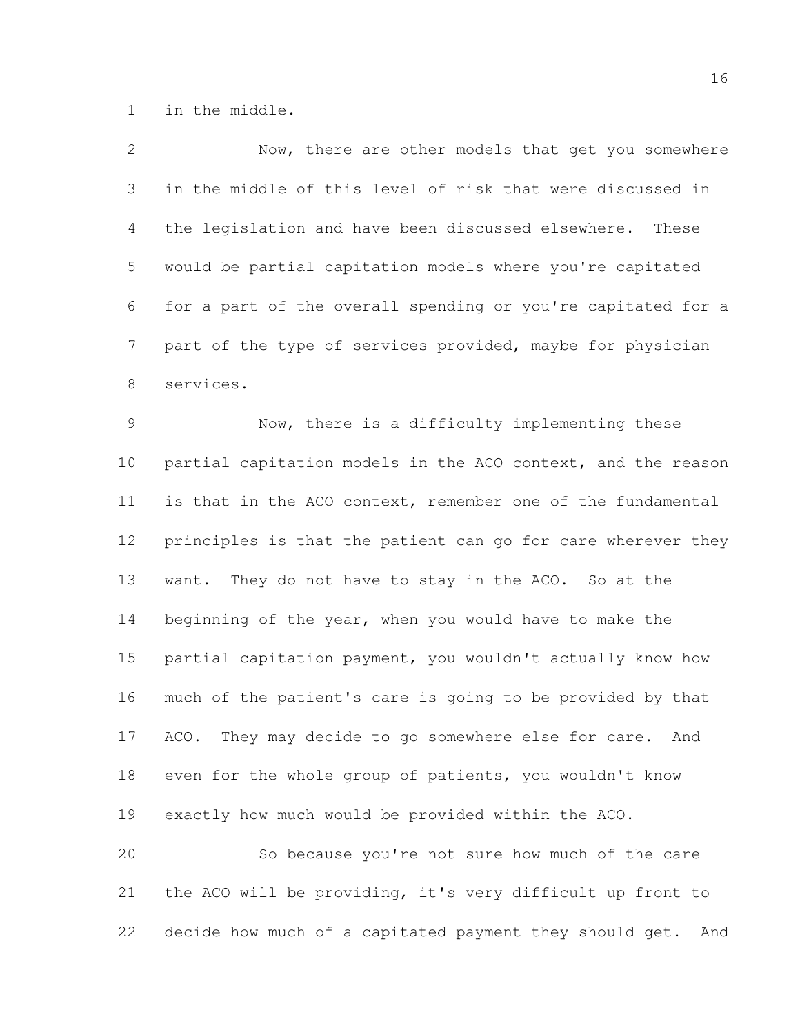in the middle.

Now, there are other models that get you somewhere in the middle of this level of risk that were discussed in the legislation and have been discussed elsewhere. These would be partial capitation models where you're capitated for a part of the overall spending or you're capitated for a part of the type of services provided, maybe for physician services.

Now, there is a difficulty implementing these partial capitation models in the ACO context, and the reason is that in the ACO context, remember one of the fundamental principles is that the patient can go for care wherever they want. They do not have to stay in the ACO. So at the beginning of the year, when you would have to make the partial capitation payment, you wouldn't actually know how much of the patient's care is going to be provided by that ACO. They may decide to go somewhere else for care. And even for the whole group of patients, you wouldn't know exactly how much would be provided within the ACO.

So because you're not sure how much of the care the ACO will be providing, it's very difficult up front to decide how much of a capitated payment they should get. And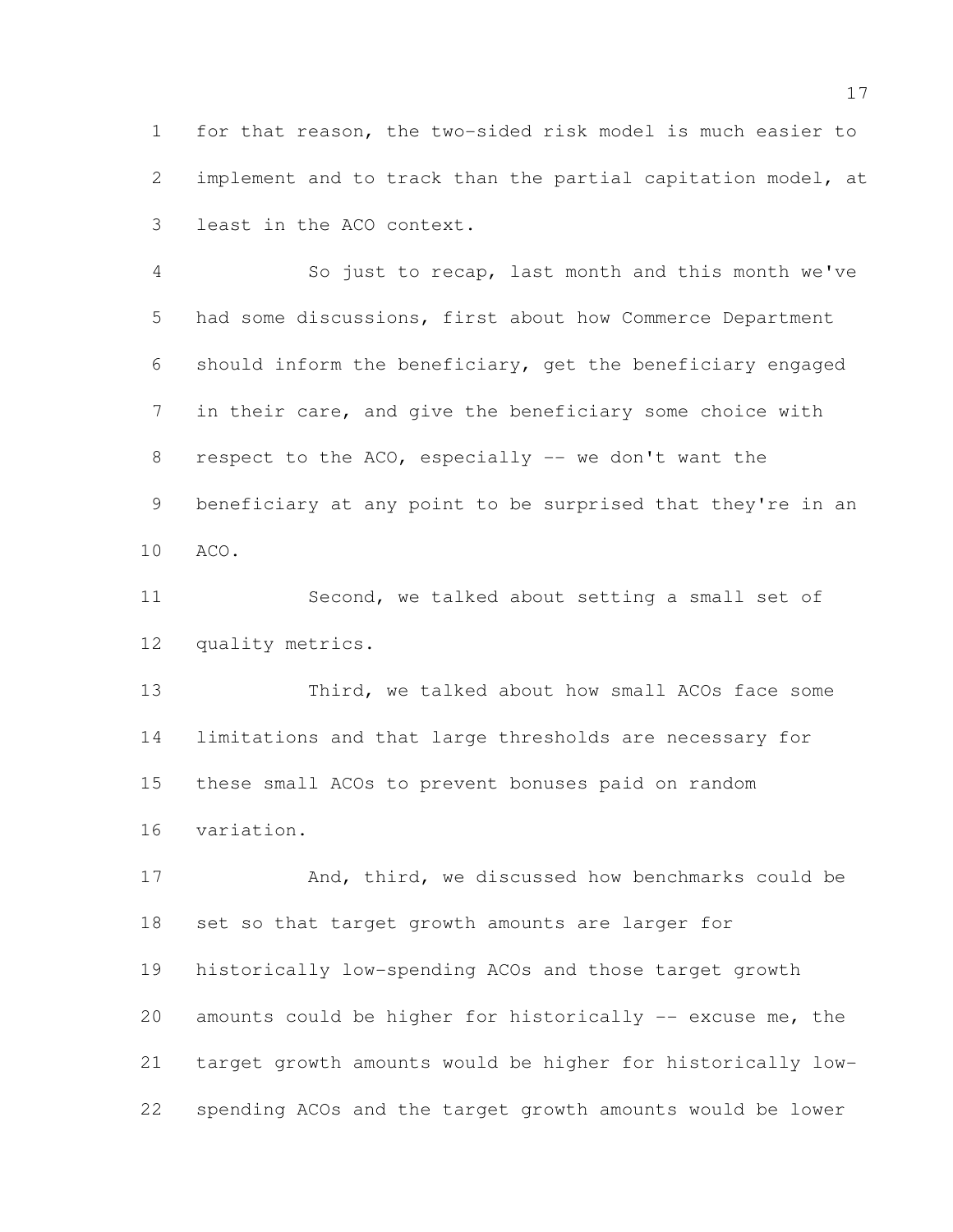for that reason, the two-sided risk model is much easier to implement and to track than the partial capitation model, at least in the ACO context.

So just to recap, last month and this month we've had some discussions, first about how Commerce Department should inform the beneficiary, get the beneficiary engaged in their care, and give the beneficiary some choice with respect to the ACO, especially -- we don't want the beneficiary at any point to be surprised that they're in an ACO.

Second, we talked about setting a small set of quality metrics.

Third, we talked about how small ACOs face some limitations and that large thresholds are necessary for these small ACOs to prevent bonuses paid on random variation.

And, third, we discussed how benchmarks could be set so that target growth amounts are larger for historically low-spending ACOs and those target growth amounts could be higher for historically -- excuse me, the target growth amounts would be higher for historically low-spending ACOs and the target growth amounts would be lower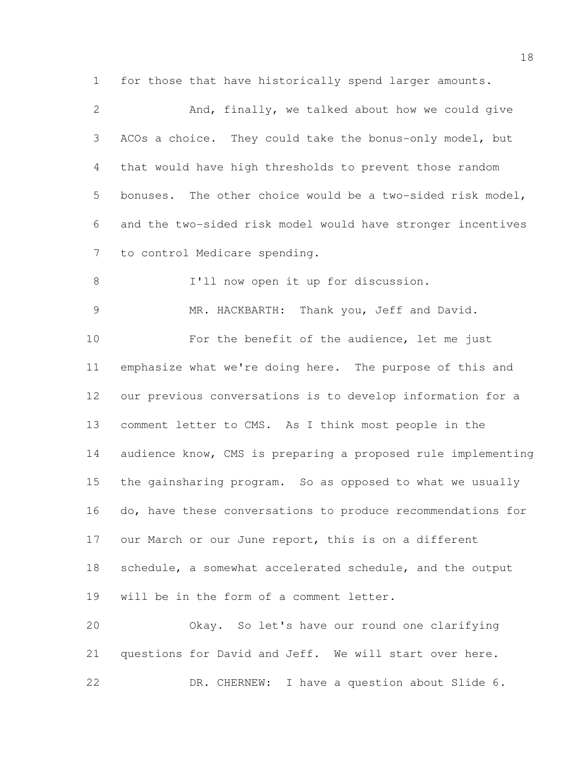for those that have historically spend larger amounts.

And, finally, we talked about how we could give ACOs a choice. They could take the bonus-only model, but that would have high thresholds to prevent those random bonuses. The other choice would be a two-sided risk model, and the two-sided risk model would have stronger incentives to control Medicare spending.

I'll now open it up for discussion.

MR. HACKBARTH: Thank you, Jeff and David.

For the benefit of the audience, let me just emphasize what we're doing here. The purpose of this and our previous conversations is to develop information for a comment letter to CMS. As I think most people in the audience know, CMS is preparing a proposed rule implementing the gainsharing program. So as opposed to what we usually do, have these conversations to produce recommendations for our March or our June report, this is on a different schedule, a somewhat accelerated schedule, and the output will be in the form of a comment letter.

Okay. So let's have our round one clarifying questions for David and Jeff. We will start over here.

DR. CHERNEW: I have a question about Slide 6.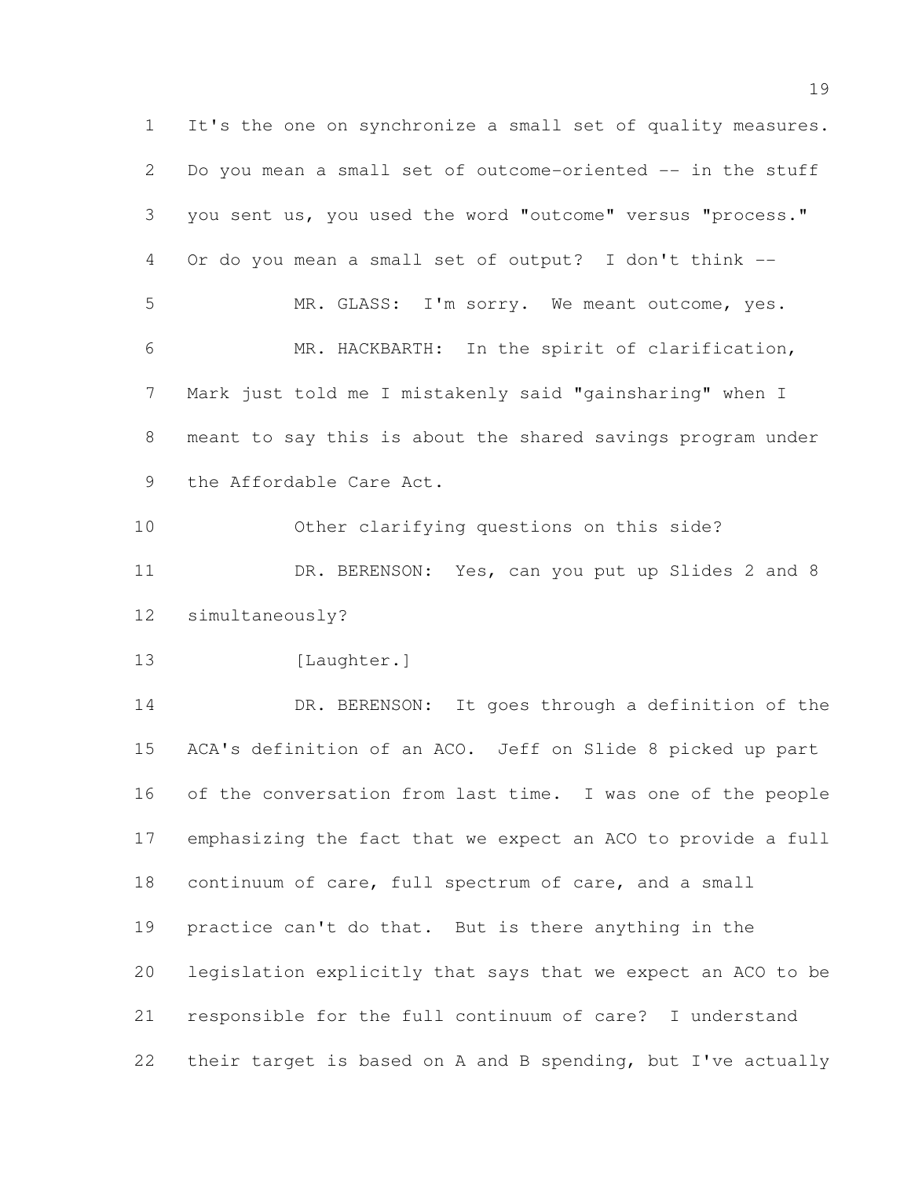It's the one on synchronize a small set of quality measures. Do you mean a small set of outcome-oriented -- in the stuff you sent us, you used the word "outcome" versus "process." Or do you mean a small set of output? I don't think --

MR. GLASS: I'm sorry. We meant outcome, yes.

MR. HACKBARTH: In the spirit of clarification, Mark just told me I mistakenly said "gainsharing" when I meant to say this is about the shared savings program under the Affordable Care Act.

Other clarifying questions on this side?

DR. BERENSON: Yes, can you put up Slides 2 and 8 simultaneously?

[Laughter.]

DR. BERENSON: It goes through a definition of the ACA's definition of an ACO. Jeff on Slide 8 picked up part of the conversation from last time. I was one of the people emphasizing the fact that we expect an ACO to provide a full continuum of care, full spectrum of care, and a small practice can't do that. But is there anything in the legislation explicitly that says that we expect an ACO to be responsible for the full continuum of care? I understand their target is based on A and B spending, but I've actually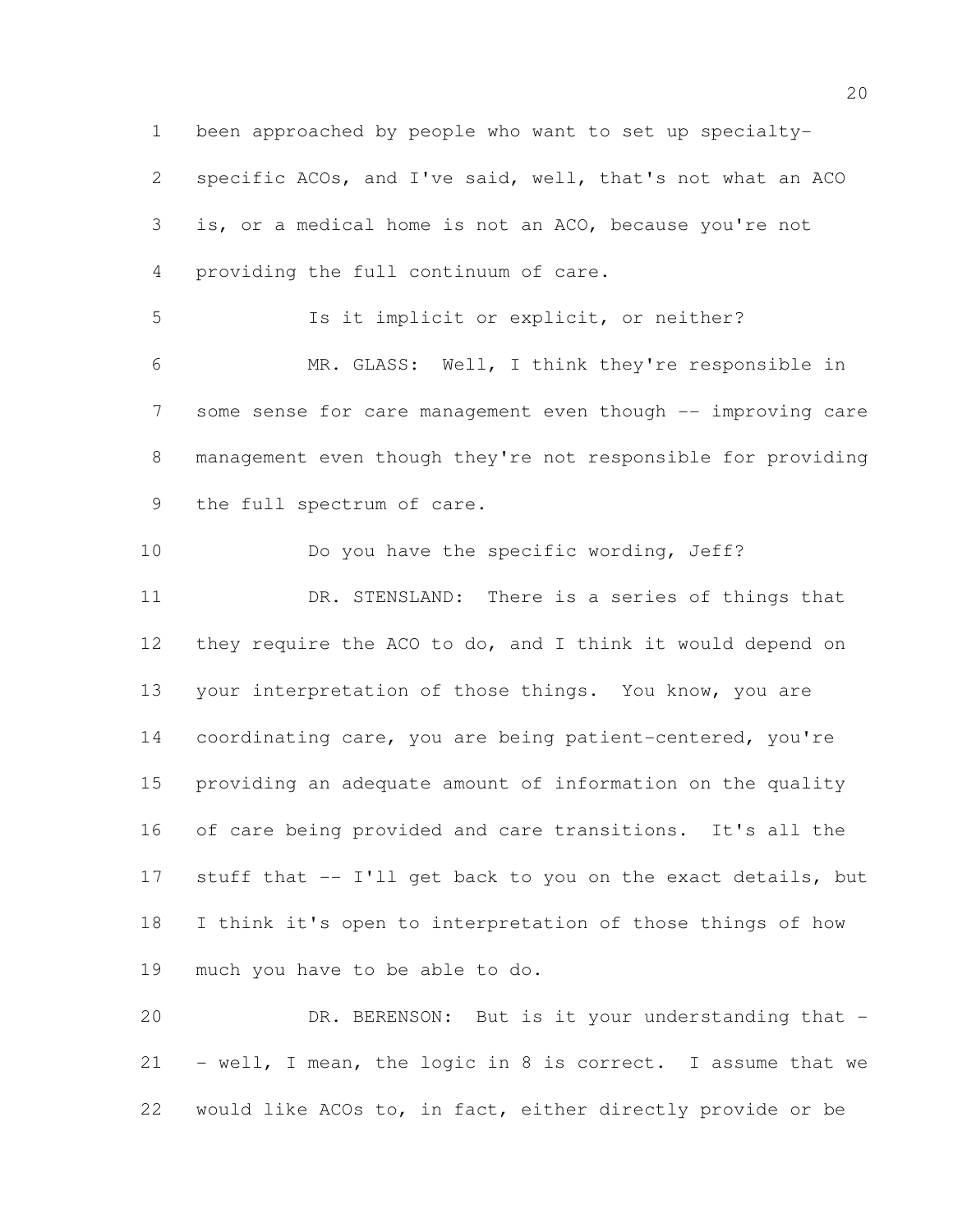been approached by people who want to set up specialty-specific ACOs, and I've said, well, that's not what an ACO is, or a medical home is not an ACO, because you're not providing the full continuum of care.

Is it implicit or explicit, or neither?

MR. GLASS: Well, I think they're responsible in some sense for care management even though -- improving care management even though they're not responsible for providing the full spectrum of care.

Do you have the specific wording, Jeff?

DR. STENSLAND: There is a series of things that they require the ACO to do, and I think it would depend on your interpretation of those things. You know, you are coordinating care, you are being patient-centered, you're providing an adequate amount of information on the quality of care being provided and care transitions. It's all the stuff that -- I'll get back to you on the exact details, but I think it's open to interpretation of those things of how much you have to be able to do.

DR. BERENSON: But is it your understanding that -- well, I mean, the logic in 8 is correct. I assume that we would like ACOs to, in fact, either directly provide or be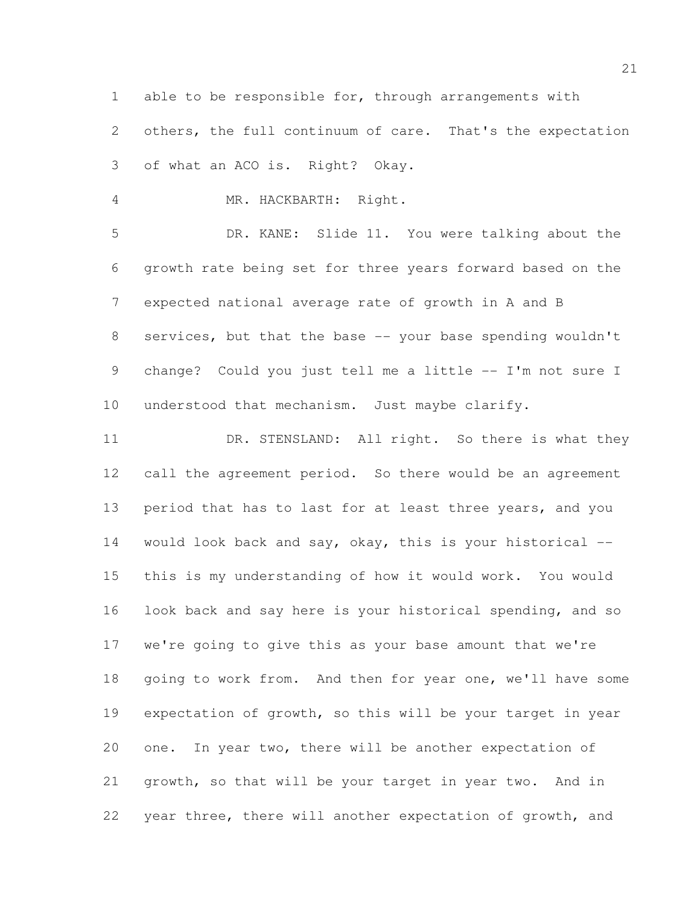able to be responsible for, through arrangements with others, the full continuum of care. That's the expectation of what an ACO is. Right? Okay.

MR. HACKBARTH: Right.

DR. KANE: Slide 11. You were talking about the growth rate being set for three years forward based on the expected national average rate of growth in A and B services, but that the base -- your base spending wouldn't change? Could you just tell me a little -- I'm not sure I understood that mechanism. Just maybe clarify.

DR. STENSLAND: All right. So there is what they call the agreement period. So there would be an agreement period that has to last for at least three years, and you would look back and say, okay, this is your historical -- this is my understanding of how it would work. You would look back and say here is your historical spending, and so we're going to give this as your base amount that we're going to work from. And then for year one, we'll have some expectation of growth, so this will be your target in year one. In year two, there will be another expectation of growth, so that will be your target in year two. And in year three, there will another expectation of growth, and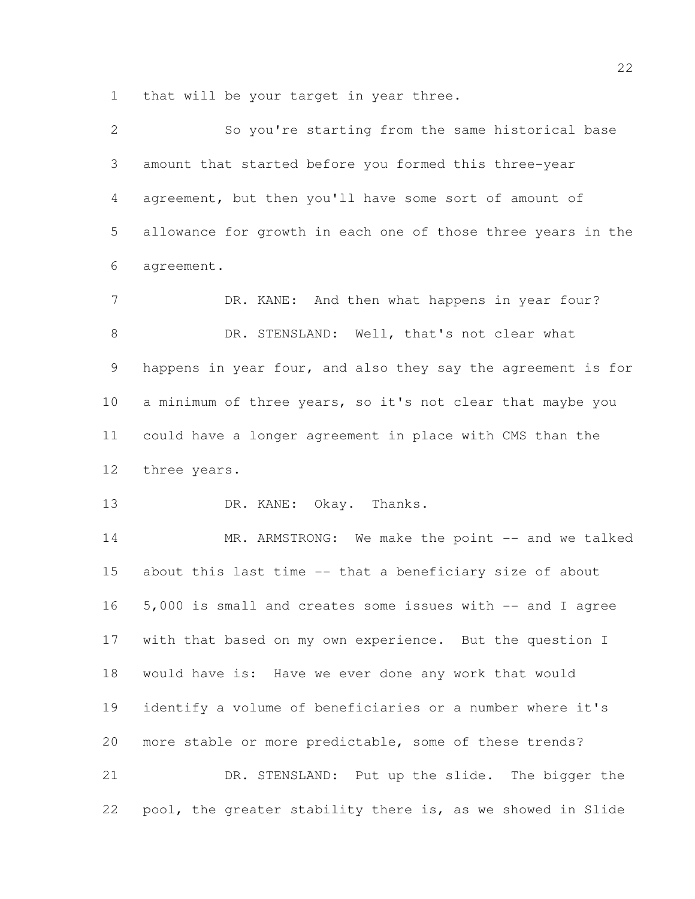that will be your target in year three.

So you're starting from the same historical base amount that started before you formed this three-year agreement, but then you'll have some sort of amount of allowance for growth in each one of those three years in the agreement.

DR. KANE: And then what happens in year four?

DR. STENSLAND: Well, that's not clear what happens in year four, and also they say the agreement is for a minimum of three years, so it's not clear that maybe you could have a longer agreement in place with CMS than the three years.

DR. KANE: Okay. Thanks.

MR. ARMSTRONG: We make the point -- and we talked about this last time -- that a beneficiary size of about 5,000 is small and creates some issues with -- and I agree with that based on my own experience. But the question I would have is: Have we ever done any work that would identify a volume of beneficiaries or a number where it's more stable or more predictable, some of these trends?

DR. STENSLAND: Put up the slide. The bigger the pool, the greater stability there is, as we showed in Slide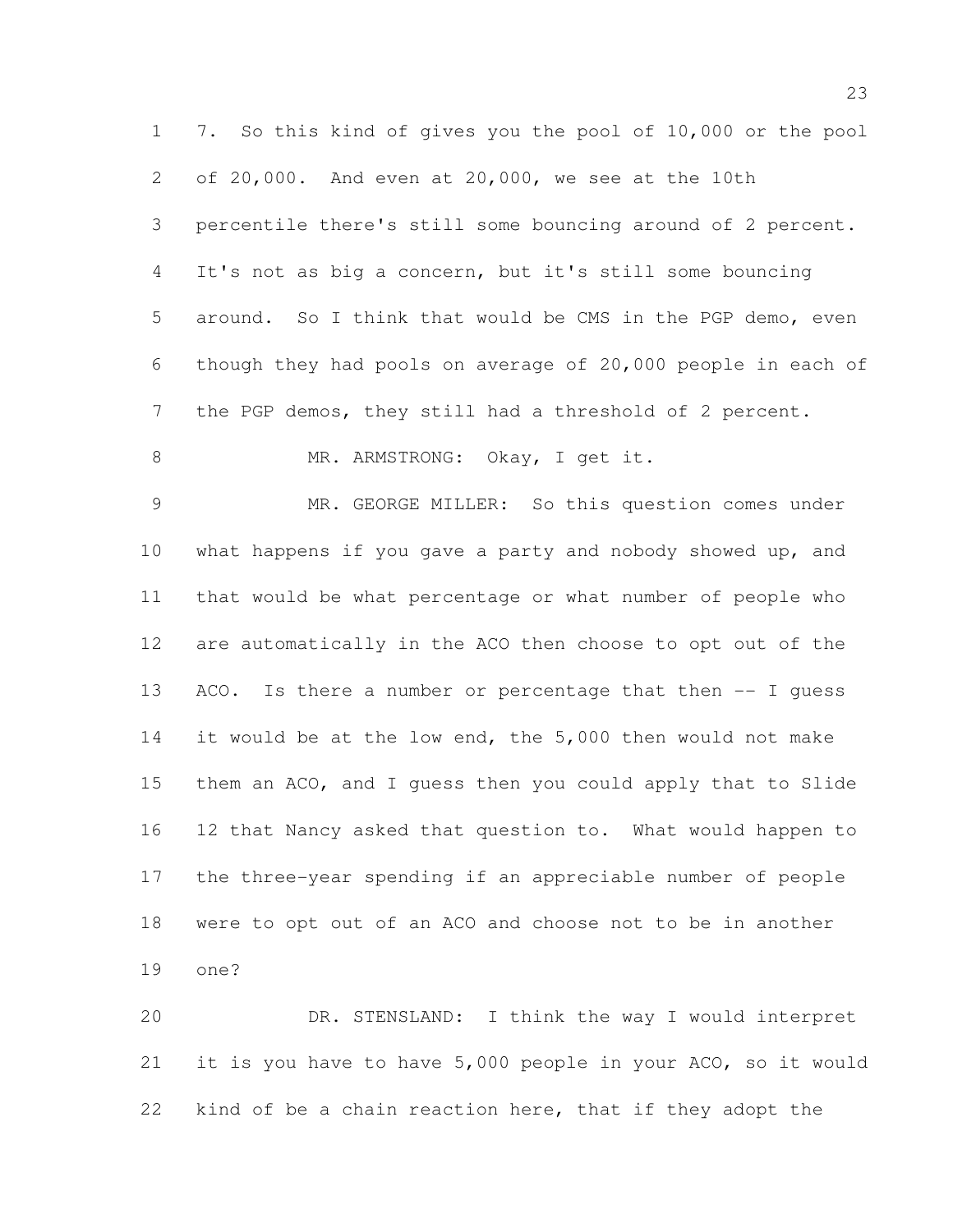7. So this kind of gives you the pool of 10,000 or the pool of 20,000. And even at 20,000, we see at the 10th percentile there's still some bouncing around of 2 percent. It's not as big a concern, but it's still some bouncing around. So I think that would be CMS in the PGP demo, even though they had pools on average of 20,000 people in each of the PGP demos, they still had a threshold of 2 percent.

MR. ARMSTRONG: Okay, I get it.

MR. GEORGE MILLER: So this question comes under what happens if you gave a party and nobody showed up, and that would be what percentage or what number of people who are automatically in the ACO then choose to opt out of the ACO. Is there a number or percentage that then -- I guess it would be at the low end, the 5,000 then would not make them an ACO, and I guess then you could apply that to Slide 12 that Nancy asked that question to. What would happen to the three-year spending if an appreciable number of people were to opt out of an ACO and choose not to be in another one?

DR. STENSLAND: I think the way I would interpret it is you have to have 5,000 people in your ACO, so it would kind of be a chain reaction here, that if they adopt the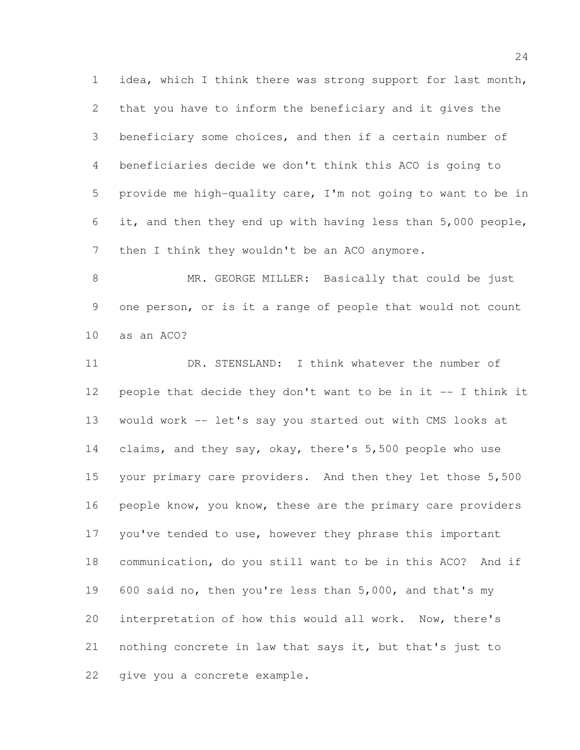idea, which I think there was strong support for last month, that you have to inform the beneficiary and it gives the beneficiary some choices, and then if a certain number of beneficiaries decide we don't think this ACO is going to provide me high-quality care, I'm not going to want to be in it, and then they end up with having less than 5,000 people, then I think they wouldn't be an ACO anymore.

MR. GEORGE MILLER: Basically that could be just one person, or is it a range of people that would not count as an ACO?

DR. STENSLAND: I think whatever the number of people that decide they don't want to be in it -- I think it would work -- let's say you started out with CMS looks at claims, and they say, okay, there's 5,500 people who use your primary care providers. And then they let those 5,500 people know, you know, these are the primary care providers you've tended to use, however they phrase this important communication, do you still want to be in this ACO? And if 600 said no, then you're less than 5,000, and that's my interpretation of how this would all work. Now, there's nothing concrete in law that says it, but that's just to give you a concrete example.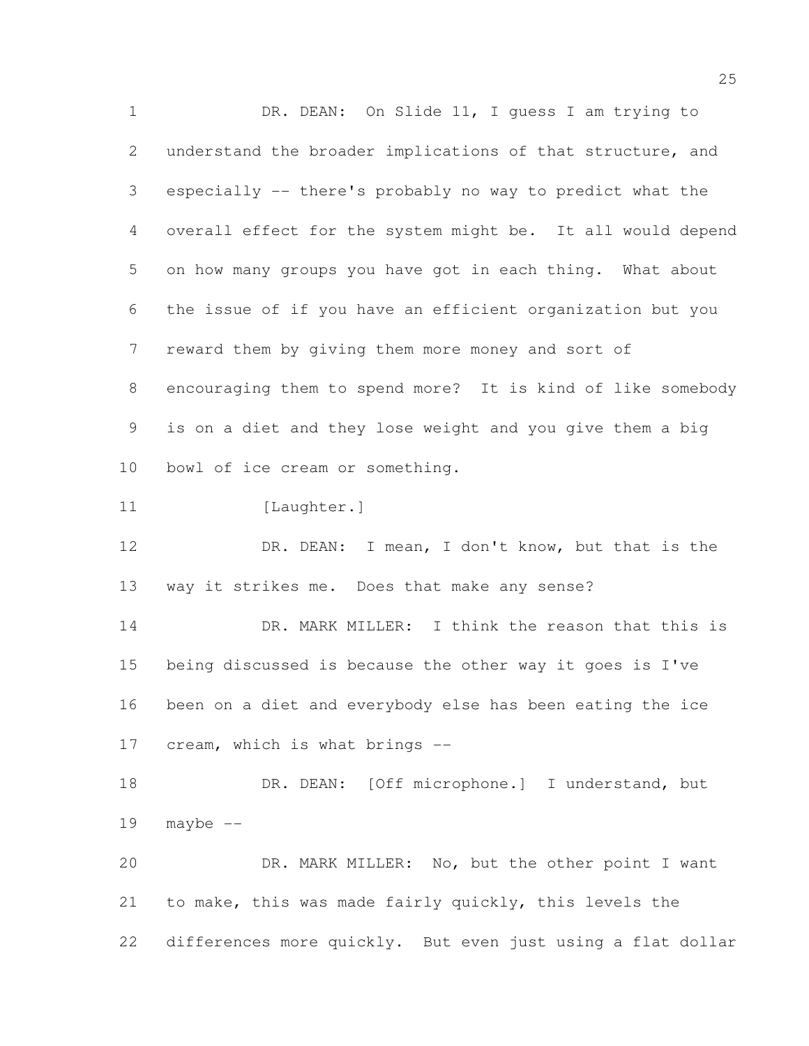DR. DEAN: On Slide 11, I guess I am trying to understand the broader implications of that structure, and especially -- there's probably no way to predict what the overall effect for the system might be. It all would depend on how many groups you have got in each thing. What about the issue of if you have an efficient organization but you reward them by giving them more money and sort of encouraging them to spend more? It is kind of like somebody is on a diet and they lose weight and you give them a big bowl of ice cream or something.

[Laughter.]

DR. DEAN: I mean, I don't know, but that is the way it strikes me. Does that make any sense?

DR. MARK MILLER: I think the reason that this is being discussed is because the other way it goes is I've been on a diet and everybody else has been eating the ice cream, which is what brings --

DR. DEAN: [Off microphone.] I understand, but maybe --

DR. MARK MILLER: No, but the other point I want to make, this was made fairly quickly, this levels the differences more quickly. But even just using a flat dollar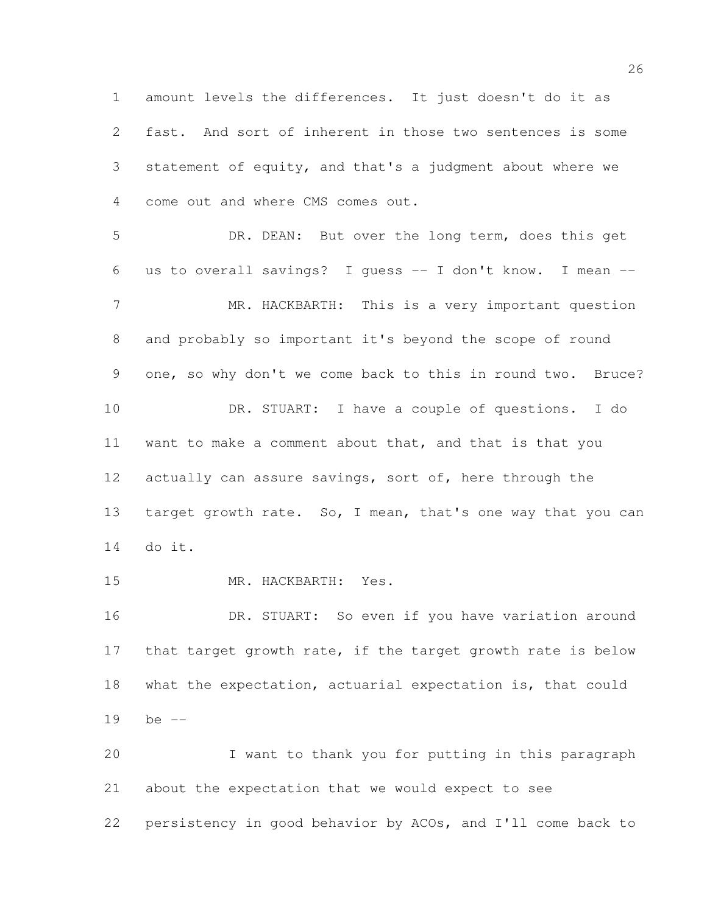amount levels the differences. It just doesn't do it as fast. And sort of inherent in those two sentences is some statement of equity, and that's a judgment about where we come out and where CMS comes out.

DR. DEAN: But over the long term, does this get us to overall savings? I guess -- I don't know. I mean --

MR. HACKBARTH: This is a very important question and probably so important it's beyond the scope of round one, so why don't we come back to this in round two. Bruce?

DR. STUART: I have a couple of questions. I do want to make a comment about that, and that is that you actually can assure savings, sort of, here through the target growth rate. So, I mean, that's one way that you can do it.

MR. HACKBARTH: Yes.

DR. STUART: So even if you have variation around that target growth rate, if the target growth rate is below what the expectation, actuarial expectation is, that could be --

I want to thank you for putting in this paragraph about the expectation that we would expect to see persistency in good behavior by ACOs, and I'll come back to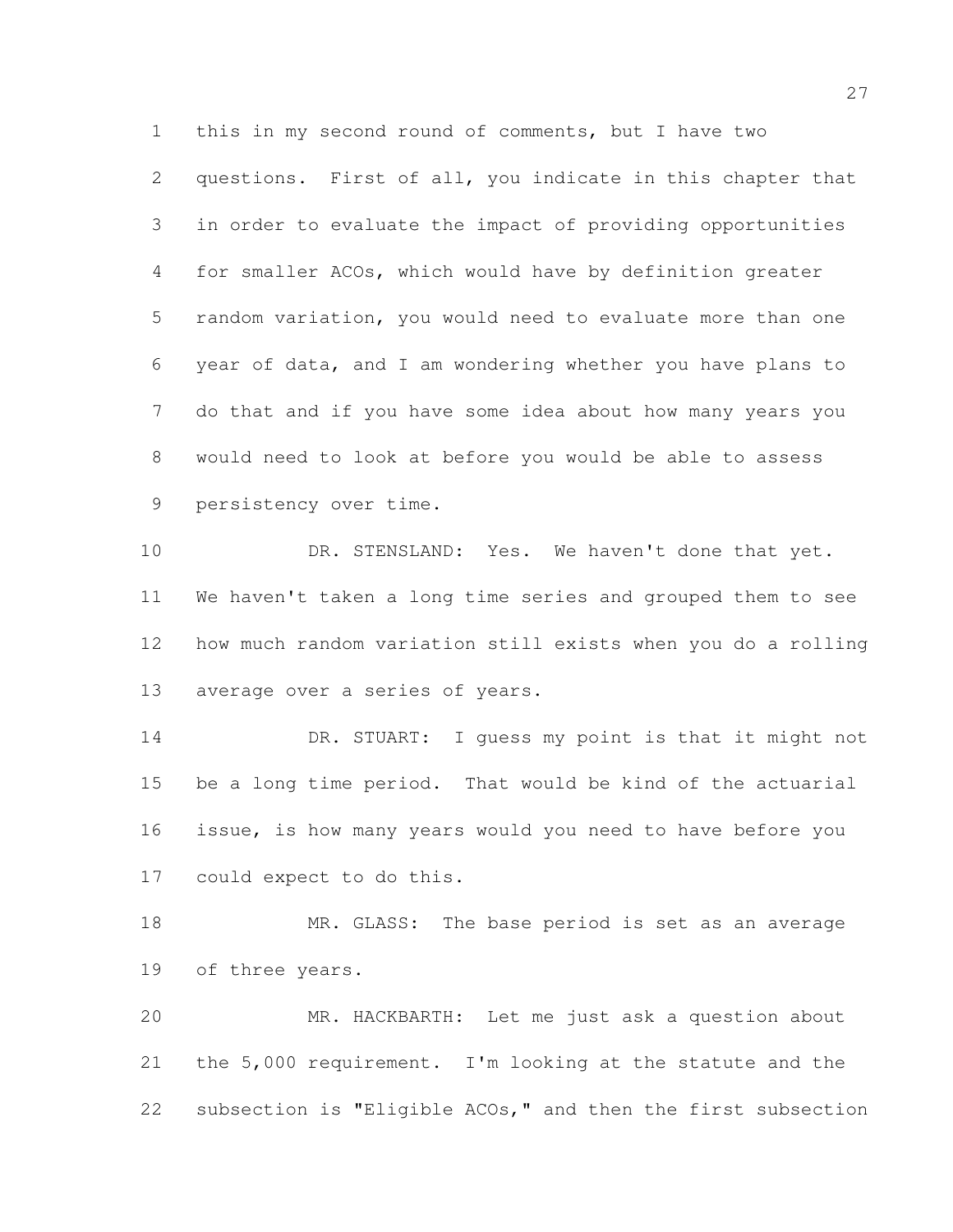this in my second round of comments, but I have two questions. First of all, you indicate in this chapter that in order to evaluate the impact of providing opportunities for smaller ACOs, which would have by definition greater random variation, you would need to evaluate more than one year of data, and I am wondering whether you have plans to do that and if you have some idea about how many years you would need to look at before you would be able to assess persistency over time.

DR. STENSLAND: Yes. We haven't done that yet. We haven't taken a long time series and grouped them to see how much random variation still exists when you do a rolling average over a series of years.

DR. STUART: I guess my point is that it might not be a long time period. That would be kind of the actuarial issue, is how many years would you need to have before you could expect to do this.

MR. GLASS: The base period is set as an average of three years.

MR. HACKBARTH: Let me just ask a question about the 5,000 requirement. I'm looking at the statute and the subsection is "Eligible ACOs," and then the first subsection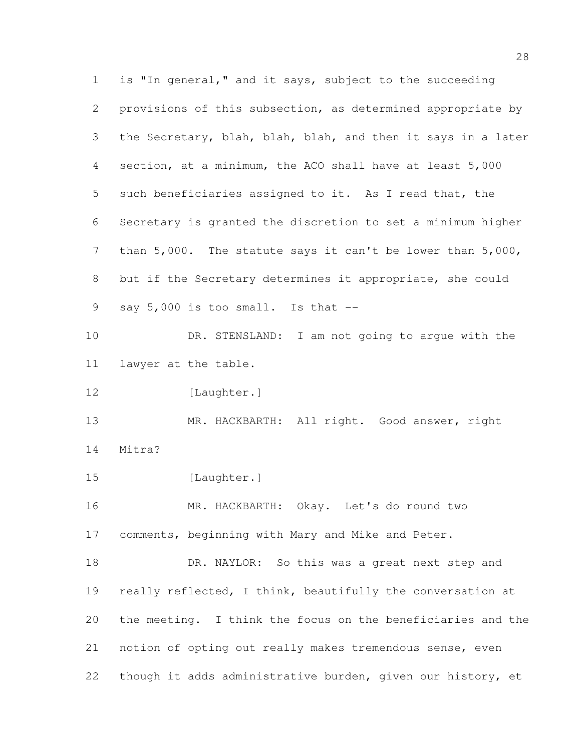is "In general," and it says, subject to the succeeding provisions of this subsection, as determined appropriate by the Secretary, blah, blah, blah, and then it says in a later section, at a minimum, the ACO shall have at least 5,000 such beneficiaries assigned to it. As I read that, the Secretary is granted the discretion to set a minimum higher than 5,000. The statute says it can't be lower than 5,000, but if the Secretary determines it appropriate, she could say 5,000 is too small. Is that --

DR. STENSLAND: I am not going to argue with the lawyer at the table.

[Laughter.]

MR. HACKBARTH: All right. Good answer, right Mitra?

[Laughter.]

MR. HACKBARTH: Okay. Let's do round two comments, beginning with Mary and Mike and Peter.

DR. NAYLOR: So this was a great next step and really reflected, I think, beautifully the conversation at the meeting. I think the focus on the beneficiaries and the notion of opting out really makes tremendous sense, even though it adds administrative burden, given our history, et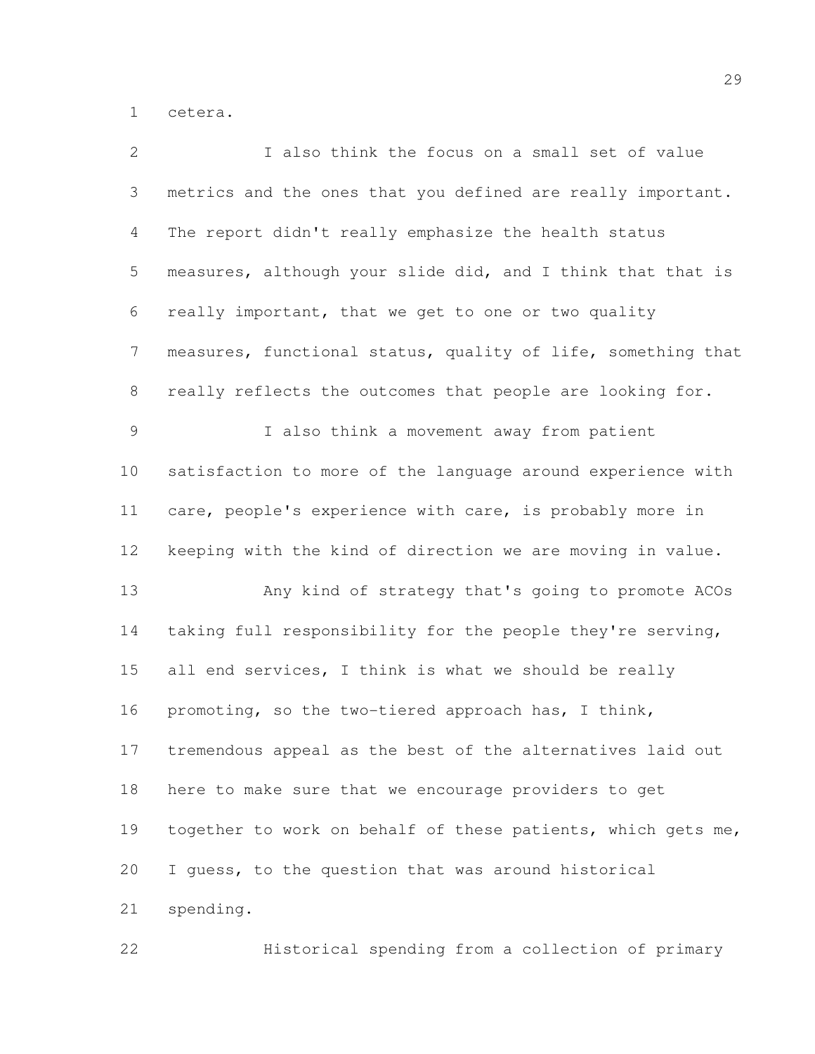cetera.

I also think the focus on a small set of value metrics and the ones that you defined are really important. The report didn't really emphasize the health status measures, although your slide did, and I think that that is really important, that we get to one or two quality measures, functional status, quality of life, something that really reflects the outcomes that people are looking for.

I also think a movement away from patient satisfaction to more of the language around experience with care, people's experience with care, is probably more in keeping with the kind of direction we are moving in value.

Any kind of strategy that's going to promote ACOs taking full responsibility for the people they're serving, all end services, I think is what we should be really promoting, so the two-tiered approach has, I think, tremendous appeal as the best of the alternatives laid out here to make sure that we encourage providers to get together to work on behalf of these patients, which gets me, I guess, to the question that was around historical spending.

Historical spending from a collection of primary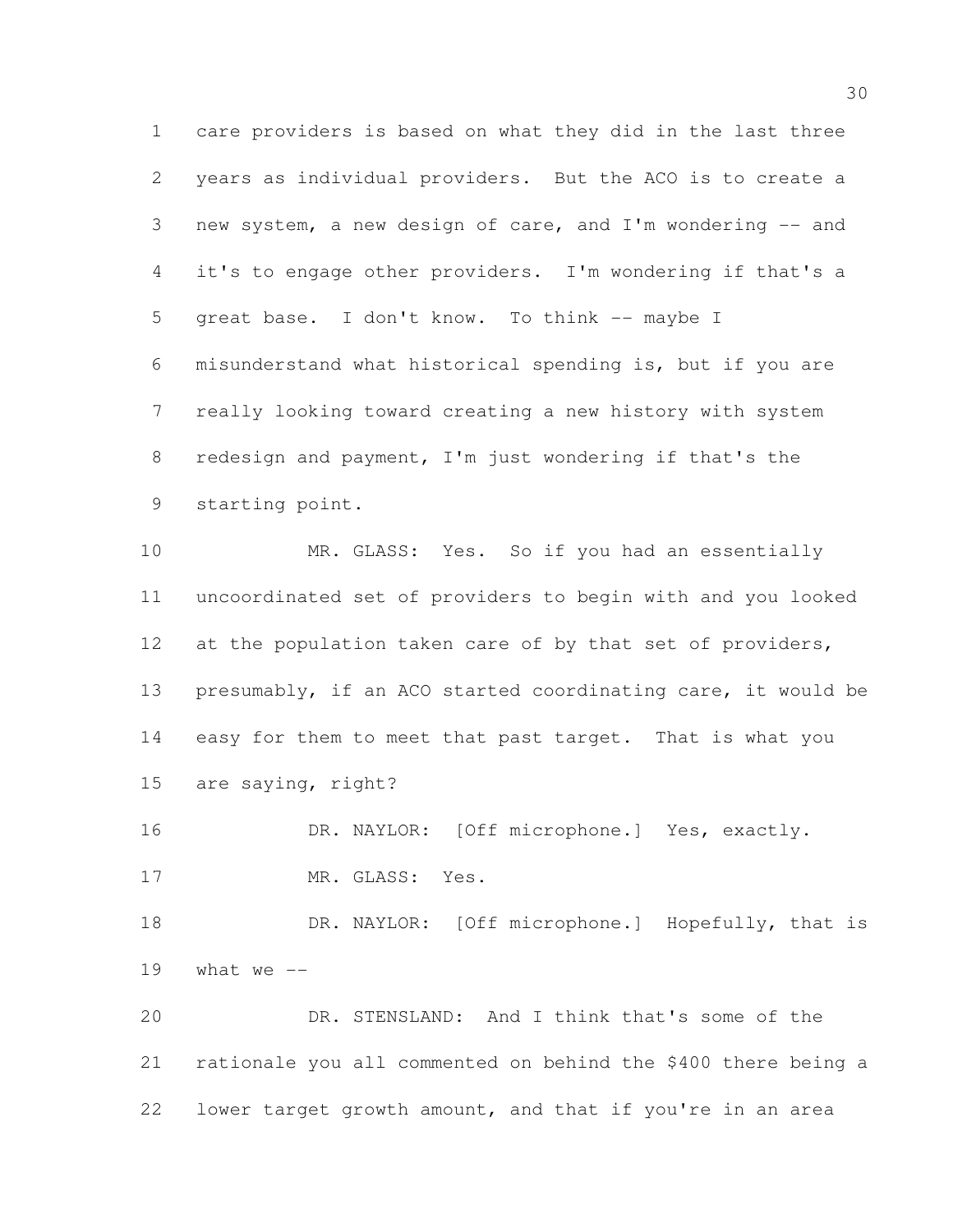care providers is based on what they did in the last three years as individual providers. But the ACO is to create a new system, a new design of care, and I'm wondering -- and it's to engage other providers. I'm wondering if that's a great base. I don't know. To think -- maybe I misunderstand what historical spending is, but if you are really looking toward creating a new history with system redesign and payment, I'm just wondering if that's the starting point.

MR. GLASS: Yes. So if you had an essentially uncoordinated set of providers to begin with and you looked at the population taken care of by that set of providers, presumably, if an ACO started coordinating care, it would be easy for them to meet that past target. That is what you are saying, right?

DR. NAYLOR: [Off microphone.] Yes, exactly.

MR. GLASS: Yes.

DR. NAYLOR: [Off microphone.] Hopefully, that is what we --

DR. STENSLAND: And I think that's some of the rationale you all commented on behind the $400 there being a lower target growth amount, and that if you're in an area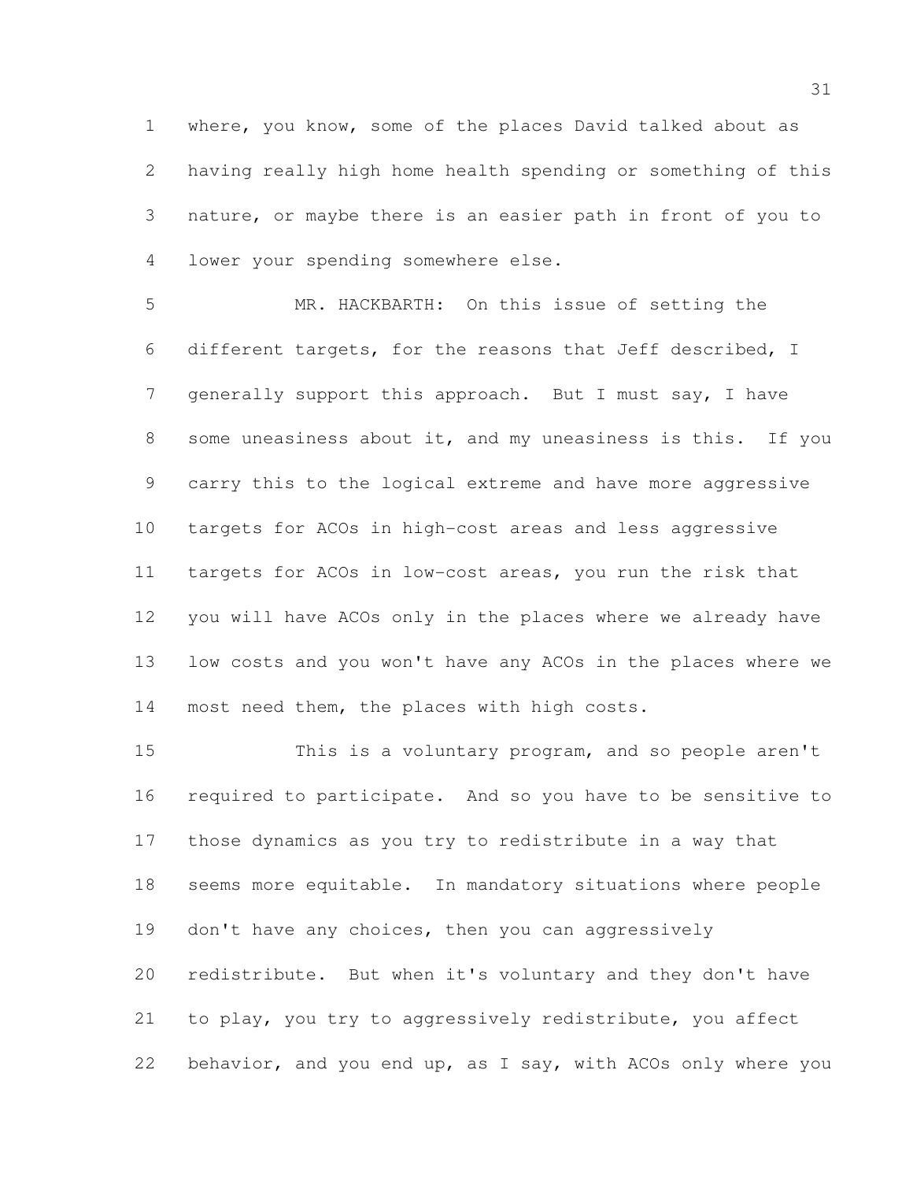where, you know, some of the places David talked about as having really high home health spending or something of this nature, or maybe there is an easier path in front of you to lower your spending somewhere else.

MR. HACKBARTH: On this issue of setting the different targets, for the reasons that Jeff described, I generally support this approach. But I must say, I have some uneasiness about it, and my uneasiness is this. If you carry this to the logical extreme and have more aggressive targets for ACOs in high-cost areas and less aggressive targets for ACOs in low-cost areas, you run the risk that you will have ACOs only in the places where we already have low costs and you won't have any ACOs in the places where we most need them, the places with high costs.

This is a voluntary program, and so people aren't required to participate. And so you have to be sensitive to those dynamics as you try to redistribute in a way that seems more equitable. In mandatory situations where people don't have any choices, then you can aggressively redistribute. But when it's voluntary and they don't have to play, you try to aggressively redistribute, you affect behavior, and you end up, as I say, with ACOs only where you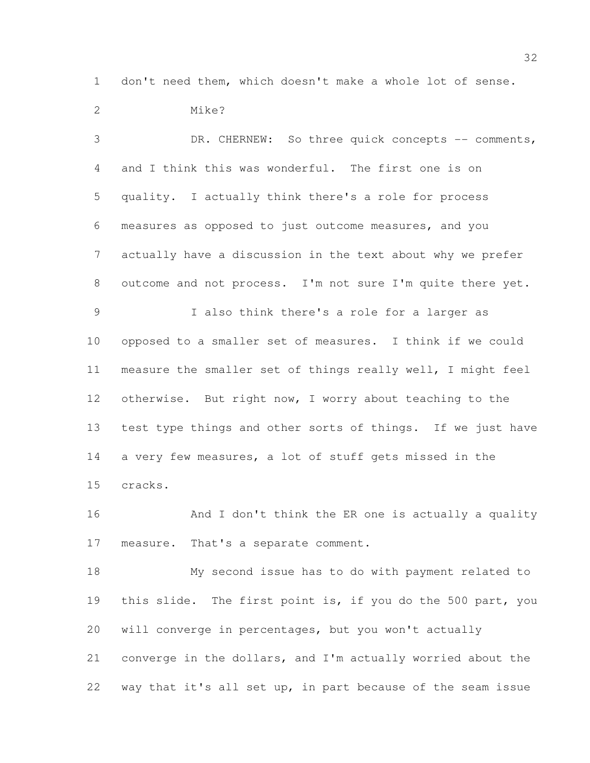don't need them, which doesn't make a whole lot of sense.

Mike?

DR. CHERNEW: So three quick concepts -- comments, and I think this was wonderful. The first one is on quality. I actually think there's a role for process measures as opposed to just outcome measures, and you actually have a discussion in the text about why we prefer outcome and not process. I'm not sure I'm quite there yet.

I also think there's a role for a larger as opposed to a smaller set of measures. I think if we could measure the smaller set of things really well, I might feel otherwise. But right now, I worry about teaching to the test type things and other sorts of things. If we just have a very few measures, a lot of stuff gets missed in the cracks.

And I don't think the ER one is actually a quality measure. That's a separate comment.

My second issue has to do with payment related to this slide. The first point is, if you do the 500 part, you will converge in percentages, but you won't actually converge in the dollars, and I'm actually worried about the way that it's all set up, in part because of the seam issue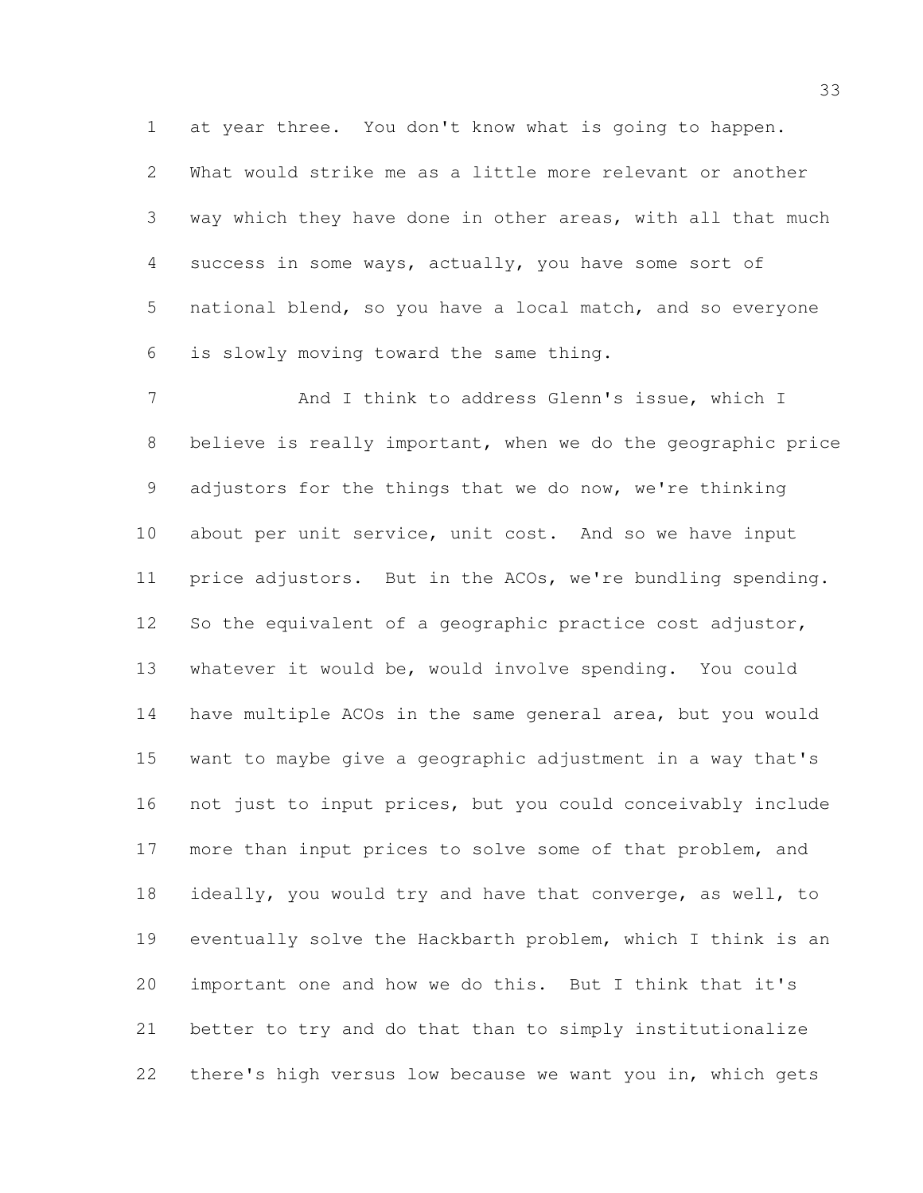at year three. You don't know what is going to happen. What would strike me as a little more relevant or another way which they have done in other areas, with all that much success in some ways, actually, you have some sort of national blend, so you have a local match, and so everyone is slowly moving toward the same thing.

And I think to address Glenn's issue, which I believe is really important, when we do the geographic price adjustors for the things that we do now, we're thinking about per unit service, unit cost. And so we have input price adjustors. But in the ACOs, we're bundling spending. So the equivalent of a geographic practice cost adjustor, whatever it would be, would involve spending. You could have multiple ACOs in the same general area, but you would want to maybe give a geographic adjustment in a way that's not just to input prices, but you could conceivably include more than input prices to solve some of that problem, and ideally, you would try and have that converge, as well, to eventually solve the Hackbarth problem, which I think is an important one and how we do this. But I think that it's better to try and do that than to simply institutionalize there's high versus low because we want you in, which gets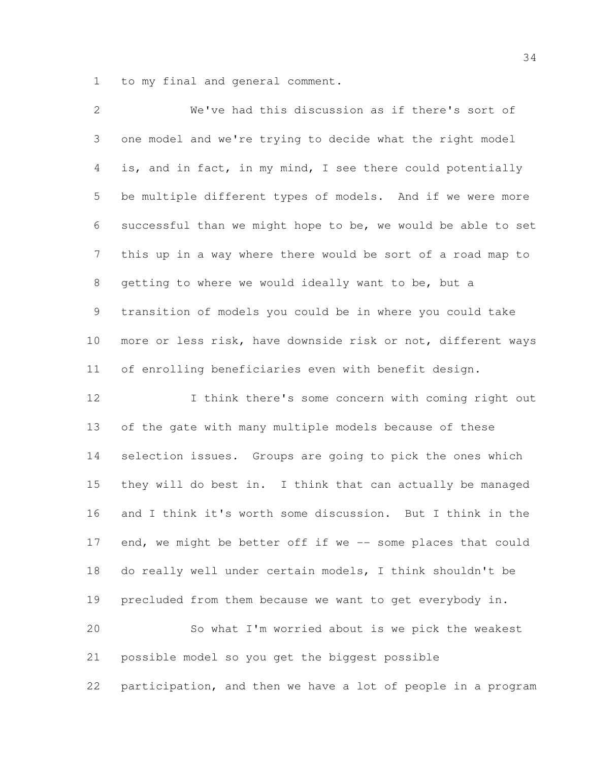to my final and general comment.

We've had this discussion as if there's sort of one model and we're trying to decide what the right model is, and in fact, in my mind, I see there could potentially be multiple different types of models. And if we were more successful than we might hope to be, we would be able to set this up in a way where there would be sort of a road map to getting to where we would ideally want to be, but a transition of models you could be in where you could take more or less risk, have downside risk or not, different ways of enrolling beneficiaries even with benefit design.

I think there's some concern with coming right out of the gate with many multiple models because of these selection issues. Groups are going to pick the ones which they will do best in. I think that can actually be managed and I think it's worth some discussion. But I think in the end, we might be better off if we -- some places that could do really well under certain models, I think shouldn't be precluded from them because we want to get everybody in.

So what I'm worried about is we pick the weakest possible model so you get the biggest possible participation, and then we have a lot of people in a program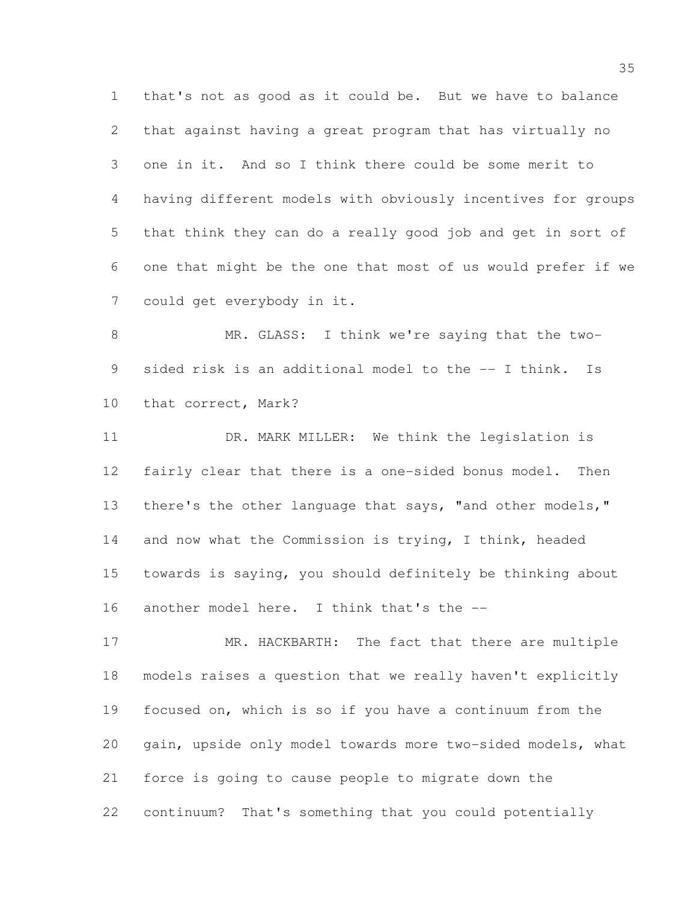that's not as good as it could be. But we have to balance that against having a great program that has virtually no one in it. And so I think there could be some merit to having different models with obviously incentives for groups that think they can do a really good job and get in sort of one that might be the one that most of us would prefer if we could get everybody in it.

MR. GLASS: I think we're saying that the two-sided risk is an additional model to the -- I think. Is that correct, Mark?

DR. MARK MILLER: We think the legislation is fairly clear that there is a one-sided bonus model. Then there's the other language that says, "and other models," and now what the Commission is trying, I think, headed towards is saying, you should definitely be thinking about another model here. I think that's the --

MR. HACKBARTH: The fact that there are multiple models raises a question that we really haven't explicitly focused on, which is so if you have a continuum from the gain, upside only model towards more two-sided models, what force is going to cause people to migrate down the continuum? That's something that you could potentially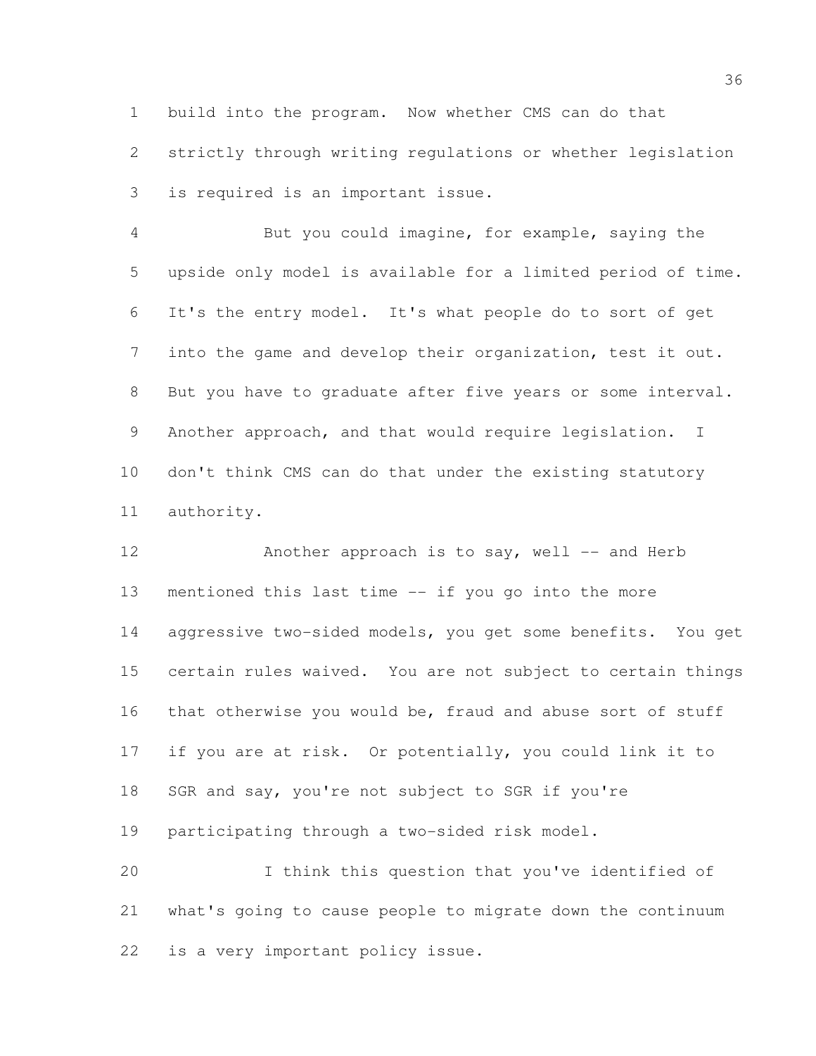build into the program. Now whether CMS can do that strictly through writing regulations or whether legislation is required is an important issue.

But you could imagine, for example, saying the upside only model is available for a limited period of time. It's the entry model. It's what people do to sort of get into the game and develop their organization, test it out. But you have to graduate after five years or some interval. Another approach, and that would require legislation. I don't think CMS can do that under the existing statutory authority.

Another approach is to say, well -- and Herb mentioned this last time -- if you go into the more aggressive two-sided models, you get some benefits. You get certain rules waived. You are not subject to certain things that otherwise you would be, fraud and abuse sort of stuff if you are at risk. Or potentially, you could link it to SGR and say, you're not subject to SGR if you're participating through a two-sided risk model.

I think this question that you've identified of what's going to cause people to migrate down the continuum is a very important policy issue.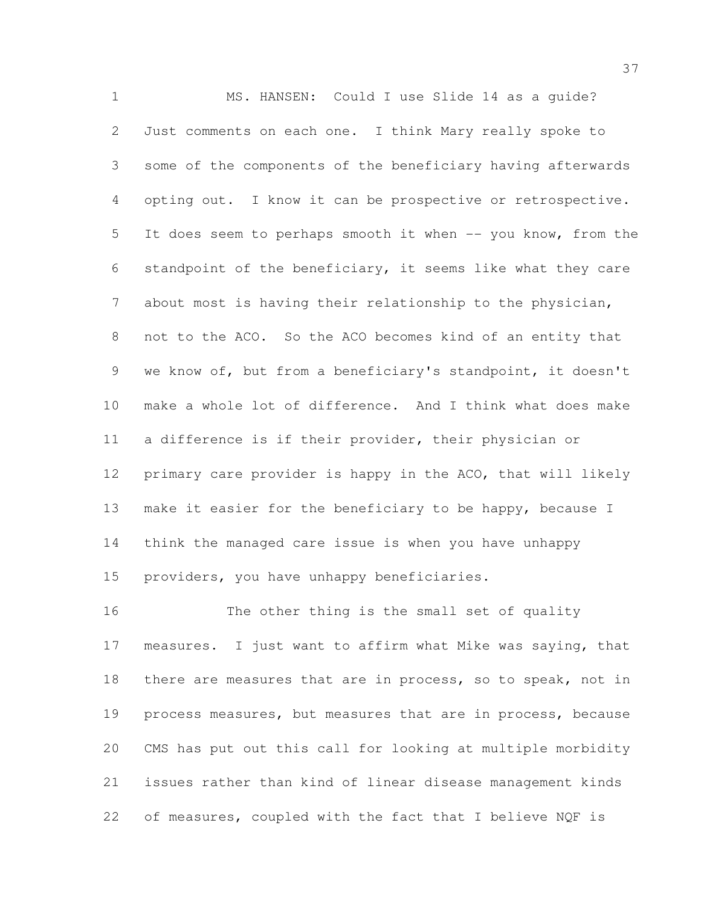MS. HANSEN: Could I use Slide 14 as a guide? Just comments on each one. I think Mary really spoke to some of the components of the beneficiary having afterwards opting out. I know it can be prospective or retrospective. It does seem to perhaps smooth it when -- you know, from the standpoint of the beneficiary, it seems like what they care about most is having their relationship to the physician, not to the ACO. So the ACO becomes kind of an entity that we know of, but from a beneficiary's standpoint, it doesn't make a whole lot of difference. And I think what does make a difference is if their provider, their physician or primary care provider is happy in the ACO, that will likely make it easier for the beneficiary to be happy, because I think the managed care issue is when you have unhappy providers, you have unhappy beneficiaries.

The other thing is the small set of quality measures. I just want to affirm what Mike was saying, that there are measures that are in process, so to speak, not in process measures, but measures that are in process, because CMS has put out this call for looking at multiple morbidity issues rather than kind of linear disease management kinds of measures, coupled with the fact that I believe NQF is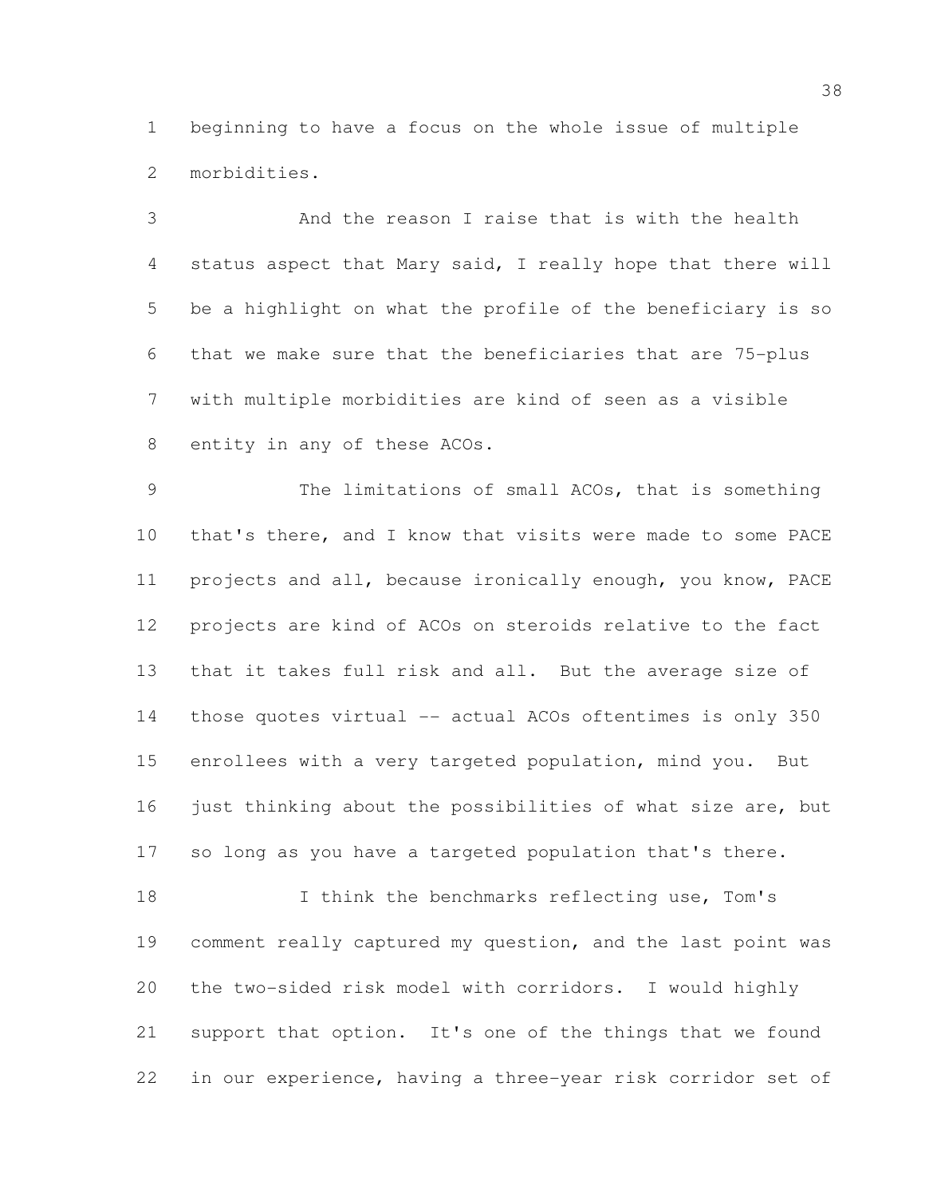beginning to have a focus on the whole issue of multiple morbidities.

And the reason I raise that is with the health status aspect that Mary said, I really hope that there will be a highlight on what the profile of the beneficiary is so that we make sure that the beneficiaries that are 75-plus with multiple morbidities are kind of seen as a visible entity in any of these ACOs.

The limitations of small ACOs, that is something that's there, and I know that visits were made to some PACE projects and all, because ironically enough, you know, PACE projects are kind of ACOs on steroids relative to the fact that it takes full risk and all. But the average size of those quotes virtual -- actual ACOs oftentimes is only 350 enrollees with a very targeted population, mind you. But just thinking about the possibilities of what size are, but so long as you have a targeted population that's there.

I think the benchmarks reflecting use, Tom's comment really captured my question, and the last point was the two-sided risk model with corridors. I would highly support that option. It's one of the things that we found in our experience, having a three-year risk corridor set of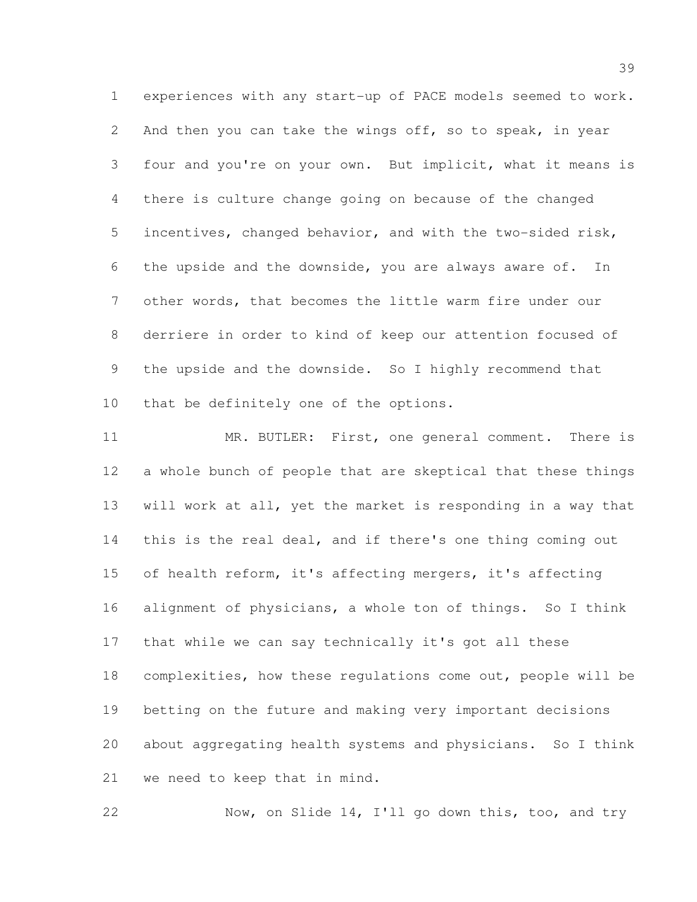experiences with any start-up of PACE models seemed to work. And then you can take the wings off, so to speak, in year four and you're on your own. But implicit, what it means is there is culture change going on because of the changed incentives, changed behavior, and with the two-sided risk, the upside and the downside, you are always aware of. In other words, that becomes the little warm fire under our derriere in order to kind of keep our attention focused of the upside and the downside. So I highly recommend that that be definitely one of the options.

MR. BUTLER: First, one general comment. There is a whole bunch of people that are skeptical that these things will work at all, yet the market is responding in a way that this is the real deal, and if there's one thing coming out of health reform, it's affecting mergers, it's affecting alignment of physicians, a whole ton of things. So I think that while we can say technically it's got all these complexities, how these regulations come out, people will be betting on the future and making very important decisions about aggregating health systems and physicians. So I think we need to keep that in mind.

Now, on Slide 14, I'll go down this, too, and try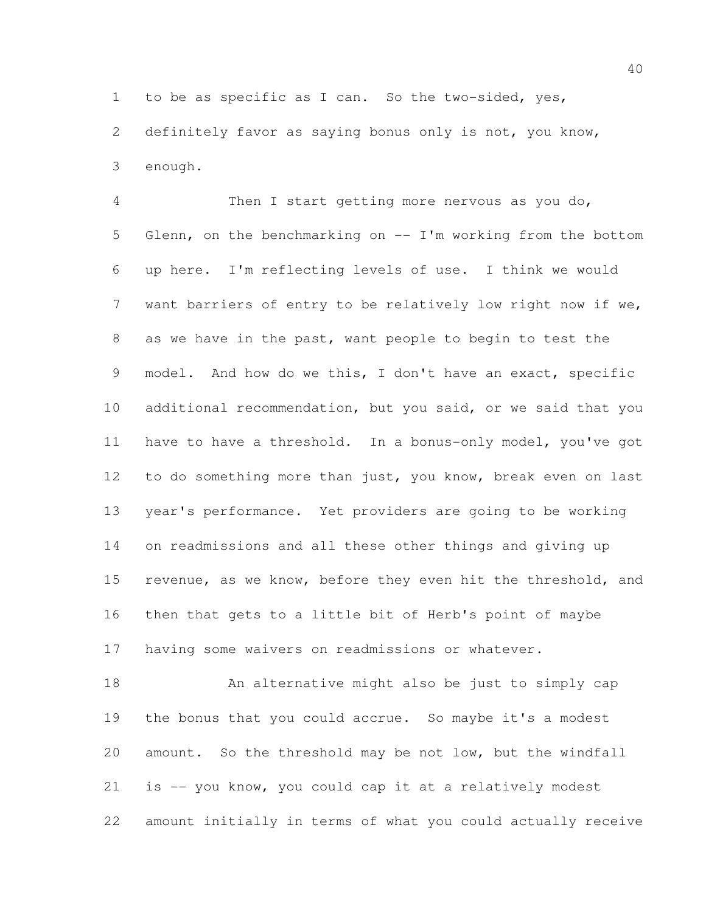to be as specific as I can. So the two-sided, yes, definitely favor as saying bonus only is not, you know, enough.

Then I start getting more nervous as you do, Glenn, on the benchmarking on -- I'm working from the bottom up here. I'm reflecting levels of use. I think we would want barriers of entry to be relatively low right now if we, as we have in the past, want people to begin to test the model. And how do we this, I don't have an exact, specific additional recommendation, but you said, or we said that you have to have a threshold. In a bonus-only model, you've got to do something more than just, you know, break even on last year's performance. Yet providers are going to be working on readmissions and all these other things and giving up revenue, as we know, before they even hit the threshold, and then that gets to a little bit of Herb's point of maybe having some waivers on readmissions or whatever.

An alternative might also be just to simply cap the bonus that you could accrue. So maybe it's a modest amount. So the threshold may be not low, but the windfall is -- you know, you could cap it at a relatively modest amount initially in terms of what you could actually receive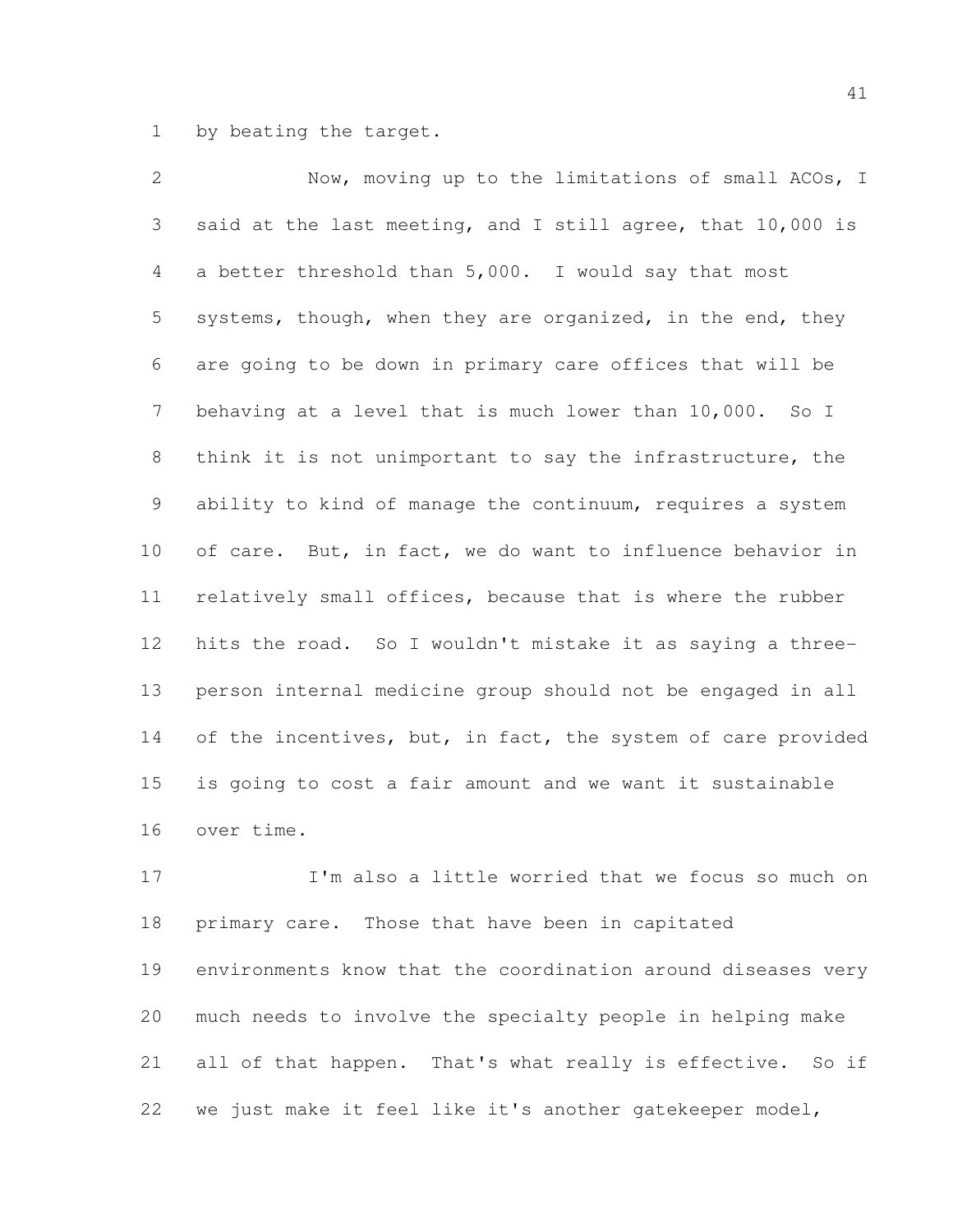by beating the target.

Now, moving up to the limitations of small ACOs, I said at the last meeting, and I still agree, that 10,000 is a better threshold than 5,000. I would say that most systems, though, when they are organized, in the end, they are going to be down in primary care offices that will be behaving at a level that is much lower than 10,000. So I think it is not unimportant to say the infrastructure, the ability to kind of manage the continuum, requires a system of care. But, in fact, we do want to influence behavior in relatively small offices, because that is where the rubber hits the road. So I wouldn't mistake it as saying a three-person internal medicine group should not be engaged in all of the incentives, but, in fact, the system of care provided is going to cost a fair amount and we want it sustainable over time.

I'm also a little worried that we focus so much on primary care. Those that have been in capitated environments know that the coordination around diseases very much needs to involve the specialty people in helping make all of that happen. That's what really is effective. So if we just make it feel like it's another gatekeeper model,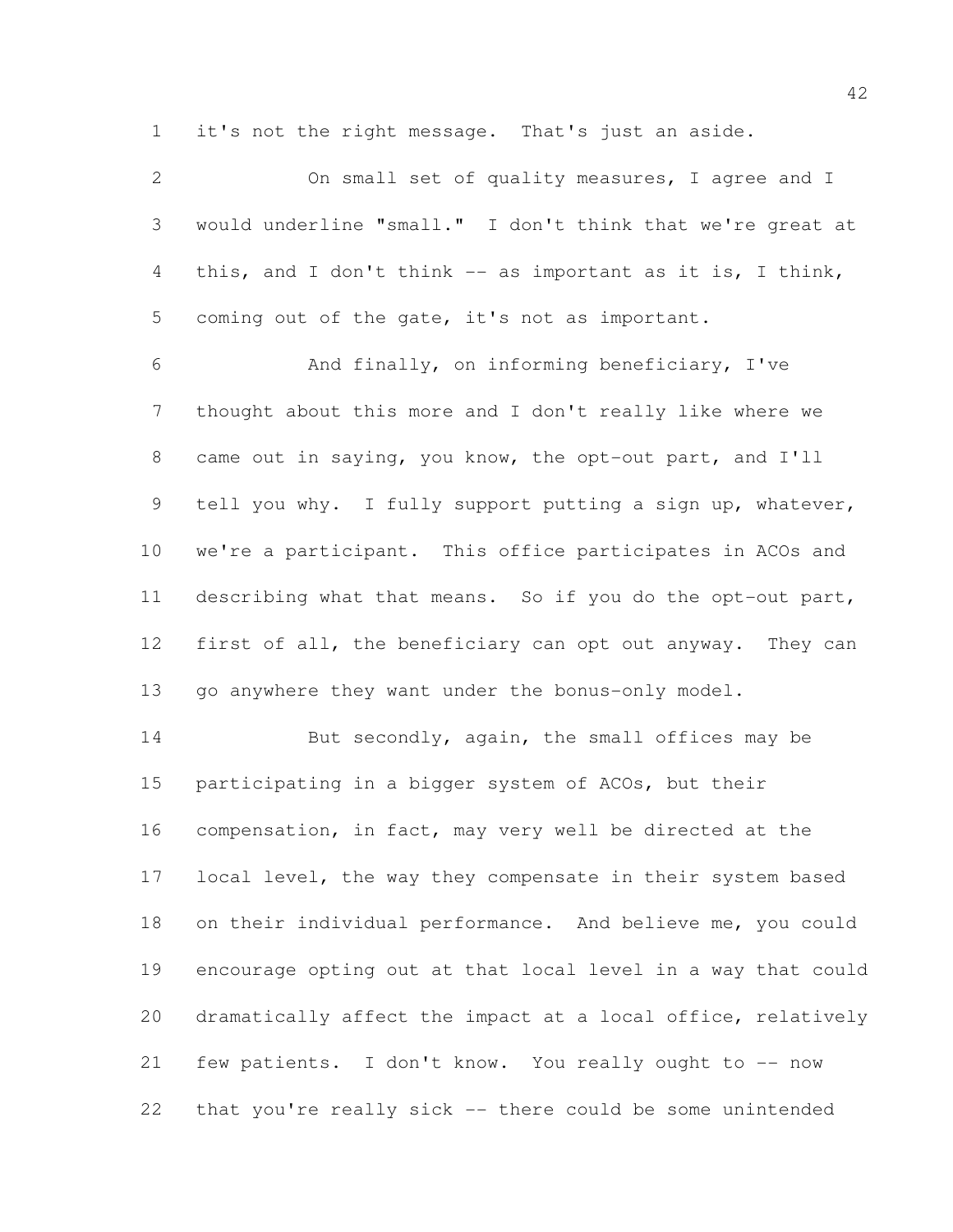it's not the right message. That's just an aside.

On small set of quality measures, I agree and I would underline "small." I don't think that we're great at this, and I don't think -- as important as it is, I think, coming out of the gate, it's not as important.

And finally, on informing beneficiary, I've thought about this more and I don't really like where we came out in saying, you know, the opt-out part, and I'll tell you why. I fully support putting a sign up, whatever, we're a participant. This office participates in ACOs and describing what that means. So if you do the opt-out part, first of all, the beneficiary can opt out anyway. They can go anywhere they want under the bonus-only model.

But secondly, again, the small offices may be participating in a bigger system of ACOs, but their compensation, in fact, may very well be directed at the local level, the way they compensate in their system based on their individual performance. And believe me, you could encourage opting out at that local level in a way that could dramatically affect the impact at a local office, relatively few patients. I don't know. You really ought to -- now that you're really sick -- there could be some unintended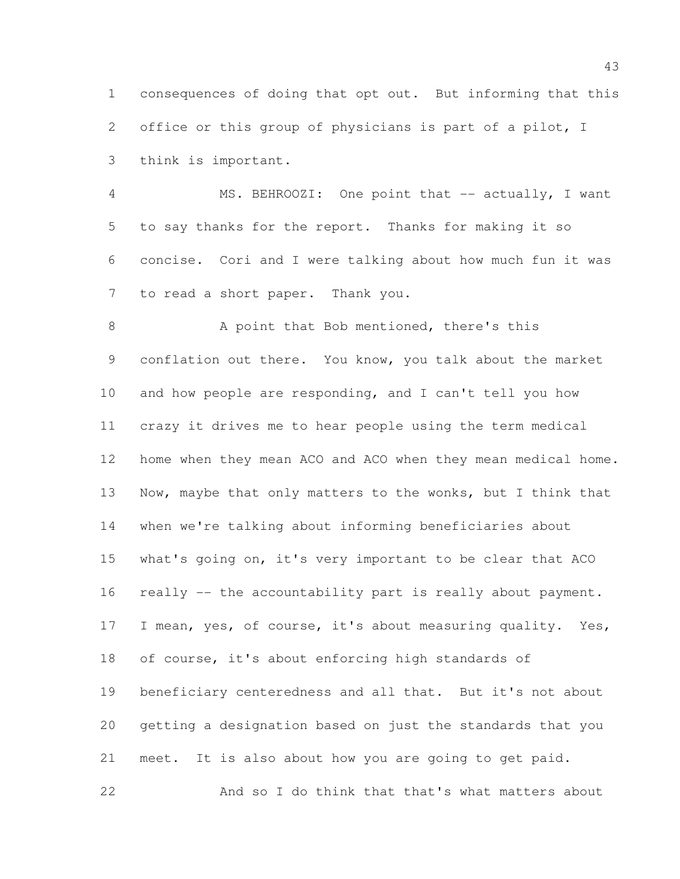consequences of doing that opt out. But informing that this office or this group of physicians is part of a pilot, I think is important.

MS. BEHROOZI: One point that -- actually, I want to say thanks for the report. Thanks for making it so concise. Cori and I were talking about how much fun it was to read a short paper. Thank you.

A point that Bob mentioned, there's this conflation out there. You know, you talk about the market and how people are responding, and I can't tell you how crazy it drives me to hear people using the term medical home when they mean ACO and ACO when they mean medical home. Now, maybe that only matters to the wonks, but I think that when we're talking about informing beneficiaries about what's going on, it's very important to be clear that ACO really -- the accountability part is really about payment. I mean, yes, of course, it's about measuring quality. Yes, of course, it's about enforcing high standards of beneficiary centeredness and all that. But it's not about getting a designation based on just the standards that you meet. It is also about how you are going to get paid.

And so I do think that that's what matters about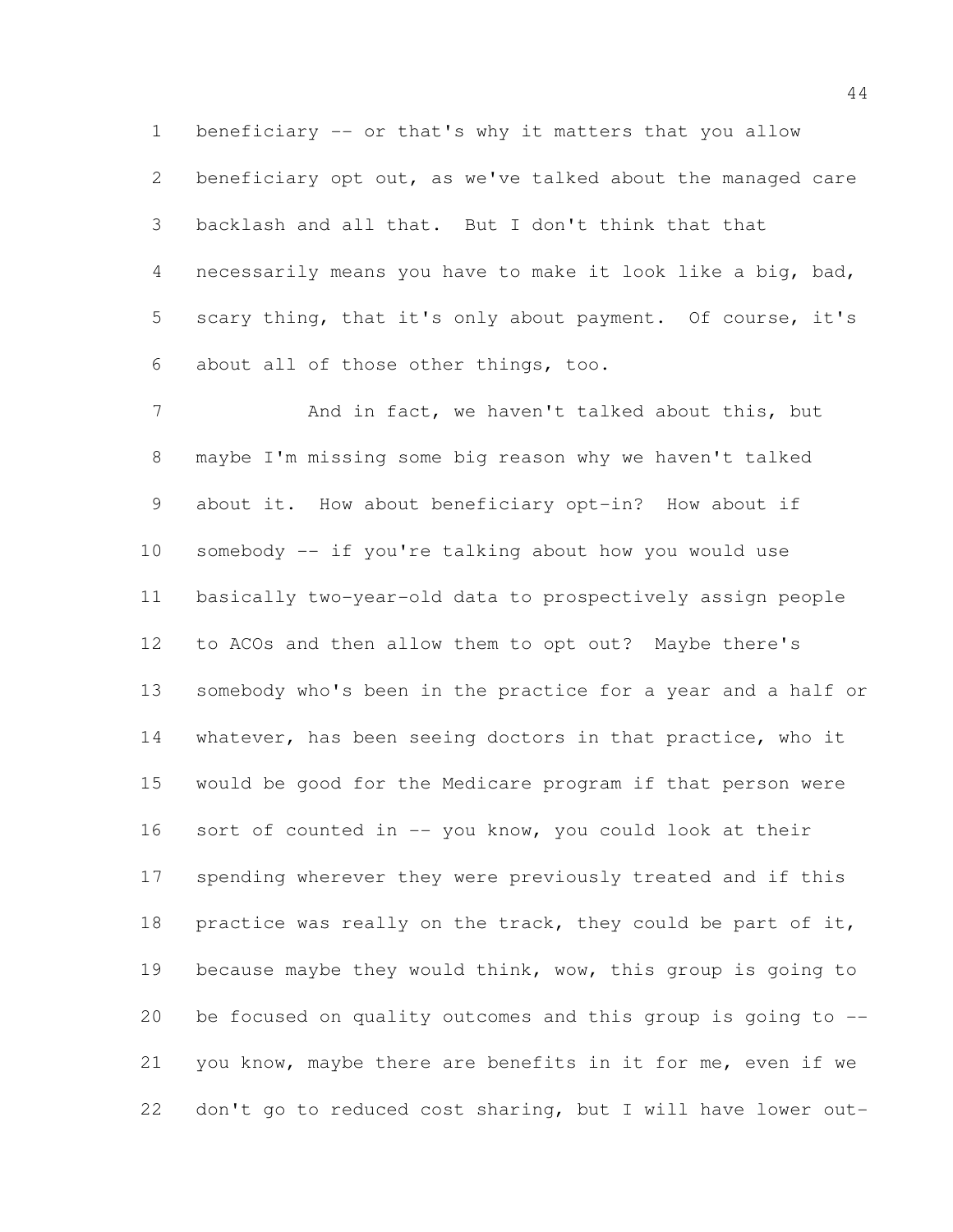beneficiary -- or that's why it matters that you allow beneficiary opt out, as we've talked about the managed care backlash and all that. But I don't think that that necessarily means you have to make it look like a big, bad, scary thing, that it's only about payment. Of course, it's about all of those other things, too.

And in fact, we haven't talked about this, but maybe I'm missing some big reason why we haven't talked about it. How about beneficiary opt-in? How about if somebody -- if you're talking about how you would use basically two-year-old data to prospectively assign people to ACOs and then allow them to opt out? Maybe there's somebody who's been in the practice for a year and a half or whatever, has been seeing doctors in that practice, who it would be good for the Medicare program if that person were sort of counted in -- you know, you could look at their spending wherever they were previously treated and if this practice was really on the track, they could be part of it, because maybe they would think, wow, this group is going to be focused on quality outcomes and this group is going to -- you know, maybe there are benefits in it for me, even if we don't go to reduced cost sharing, but I will have lower out-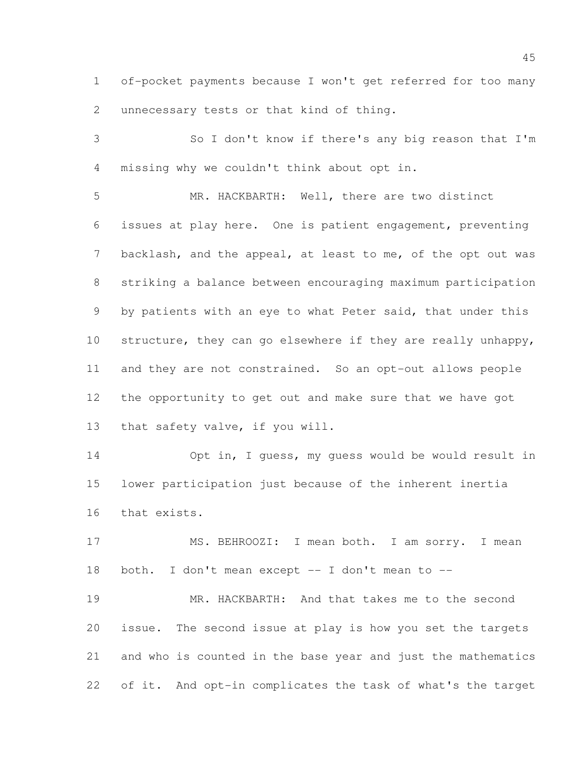of-pocket payments because I won't get referred for too many unnecessary tests or that kind of thing.

So I don't know if there's any big reason that I'm missing why we couldn't think about opt in.

MR. HACKBARTH: Well, there are two distinct issues at play here. One is patient engagement, preventing backlash, and the appeal, at least to me, of the opt out was striking a balance between encouraging maximum participation by patients with an eye to what Peter said, that under this structure, they can go elsewhere if they are really unhappy, and they are not constrained. So an opt-out allows people the opportunity to get out and make sure that we have got that safety valve, if you will.

Opt in, I guess, my guess would be would result in lower participation just because of the inherent inertia that exists.

MS. BEHROOZI: I mean both. I am sorry. I mean both. I don't mean except -- I don't mean to --

MR. HACKBARTH: And that takes me to the second issue. The second issue at play is how you set the targets and who is counted in the base year and just the mathematics of it. And opt-in complicates the task of what's the target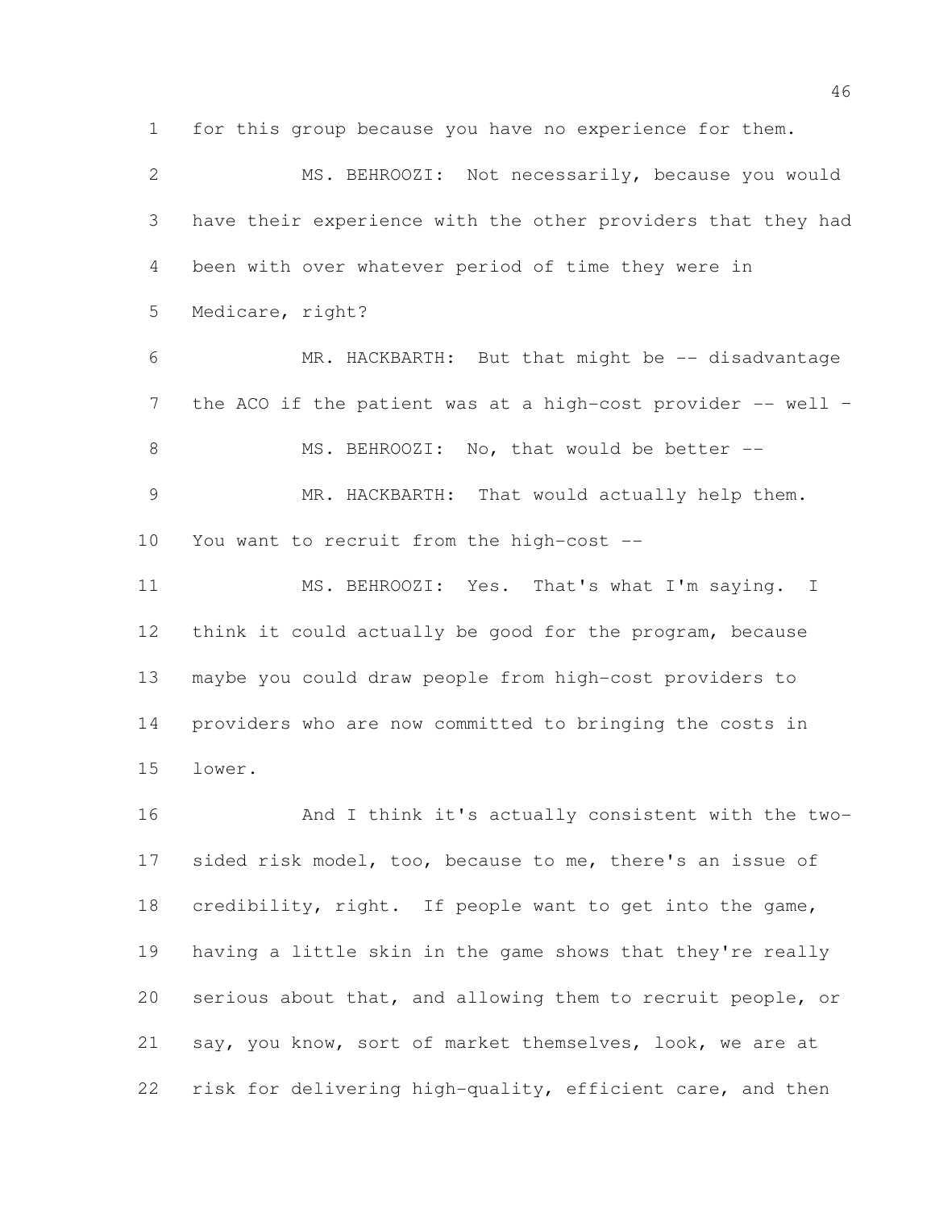for this group because you have no experience for them.

MS. BEHROOZI: Not necessarily, because you would have their experience with the other providers that they had been with over whatever period of time they were in Medicare, right?

MR. HACKBARTH: But that might be -- disadvantage the ACO if the patient was at a high-cost provider -- well -

MS. BEHROOZI: No, that would be better --

MR. HACKBARTH: That would actually help them. You want to recruit from the high-cost --

MS. BEHROOZI: Yes. That's what I'm saying. I think it could actually be good for the program, because maybe you could draw people from high-cost providers to providers who are now committed to bringing the costs in lower.

And I think it's actually consistent with the two-sided risk model, too, because to me, there's an issue of credibility, right. If people want to get into the game, having a little skin in the game shows that they're really serious about that, and allowing them to recruit people, or say, you know, sort of market themselves, look, we are at risk for delivering high-quality, efficient care, and then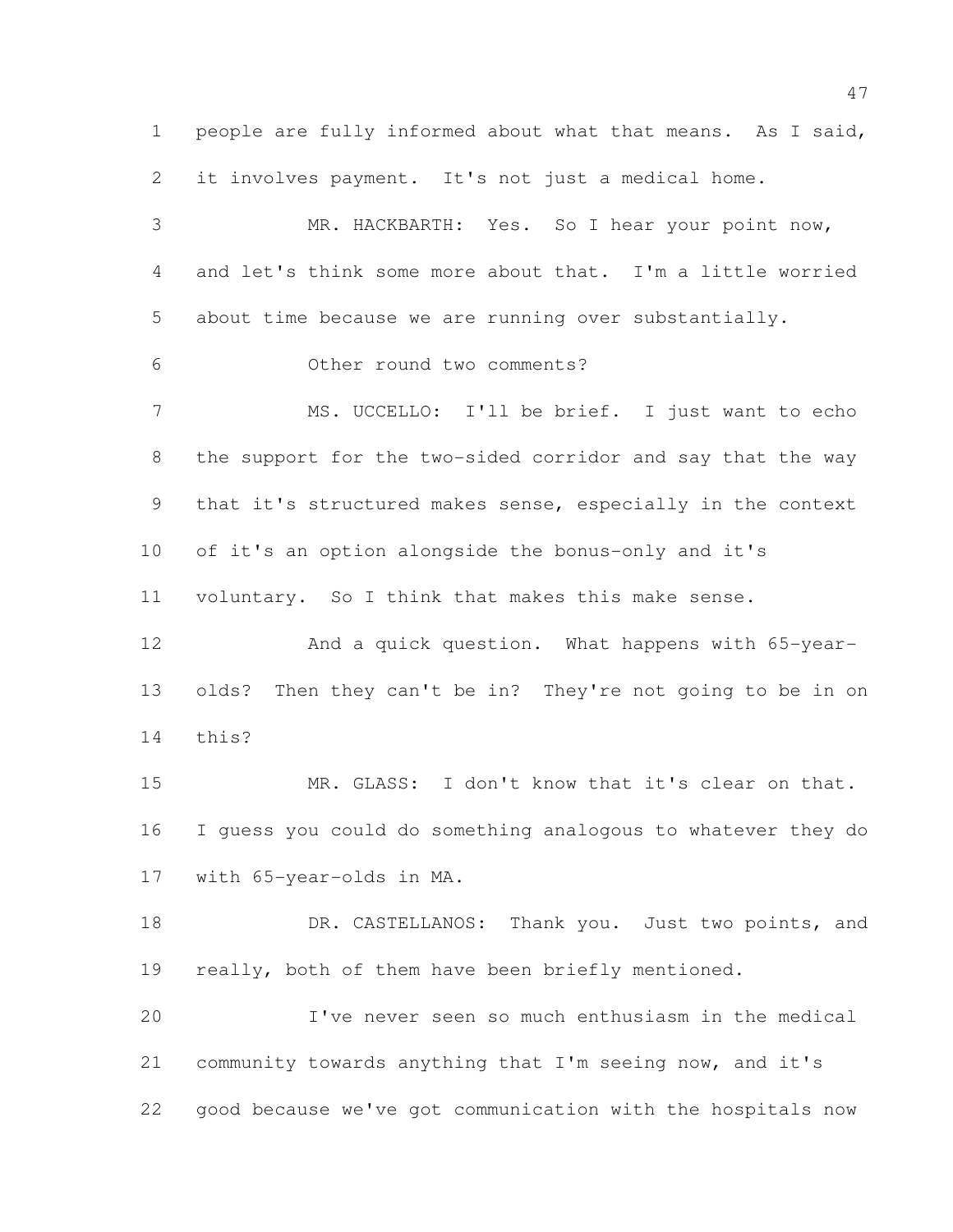people are fully informed about what that means. As I said, it involves payment. It's not just a medical home.

MR. HACKBARTH: Yes. So I hear your point now, and let's think some more about that. I'm a little worried about time because we are running over substantially.

Other round two comments?

MS. UCCELLO: I'll be brief. I just want to echo the support for the two-sided corridor and say that the way that it's structured makes sense, especially in the context of it's an option alongside the bonus-only and it's voluntary. So I think that makes this make sense.

And a quick question. What happens with 65-year-olds? Then they can't be in? They're not going to be in on this?

MR. GLASS: I don't know that it's clear on that. I guess you could do something analogous to whatever they do with 65-year-olds in MA.

DR. CASTELLANOS: Thank you. Just two points, and really, both of them have been briefly mentioned.

I've never seen so much enthusiasm in the medical community towards anything that I'm seeing now, and it's good because we've got communication with the hospitals now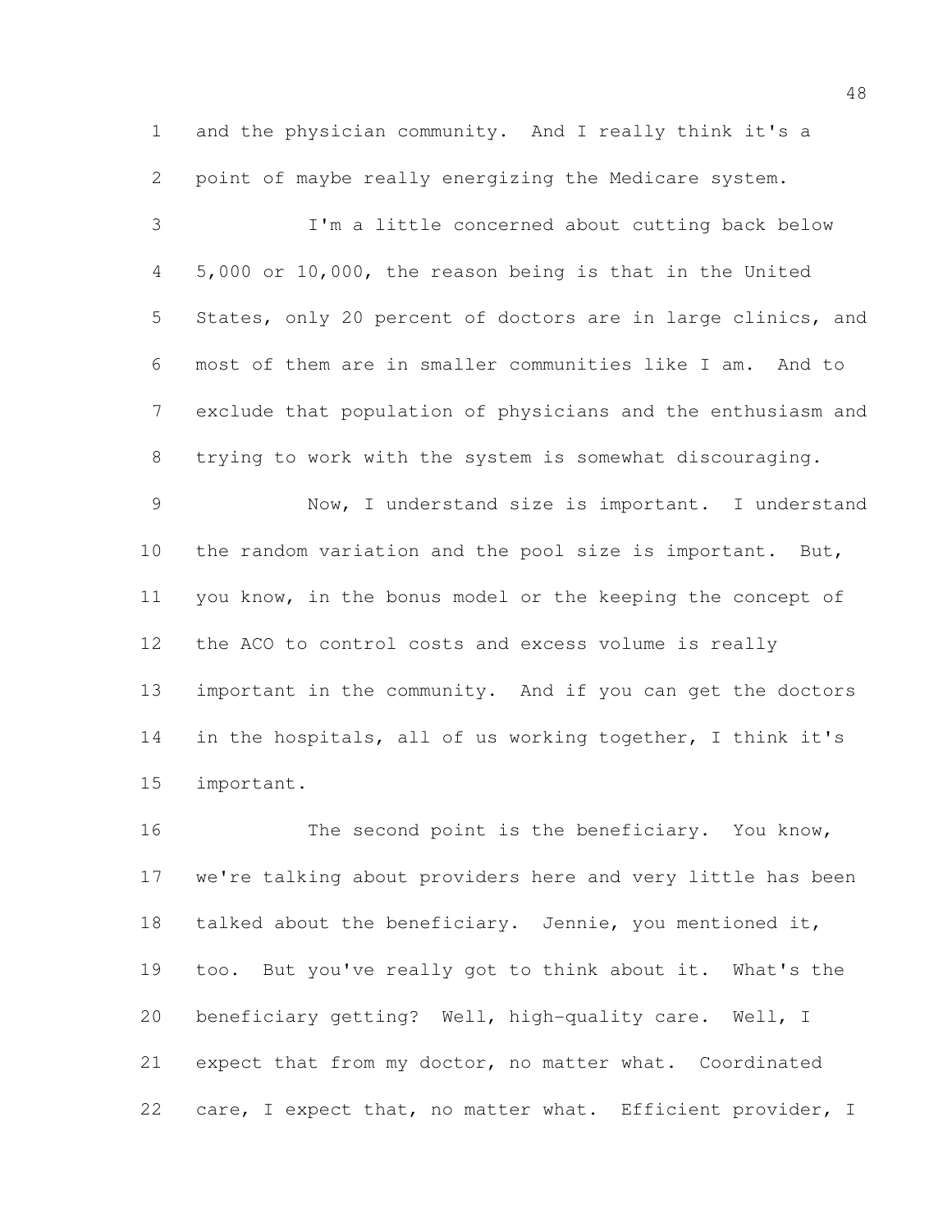and the physician community. And I really think it's a point of maybe really energizing the Medicare system.

I'm a little concerned about cutting back below 5,000 or 10,000, the reason being is that in the United States, only 20 percent of doctors are in large clinics, and most of them are in smaller communities like I am. And to exclude that population of physicians and the enthusiasm and trying to work with the system is somewhat discouraging.

Now, I understand size is important. I understand the random variation and the pool size is important. But, you know, in the bonus model or the keeping the concept of the ACO to control costs and excess volume is really important in the community. And if you can get the doctors in the hospitals, all of us working together, I think it's important.

The second point is the beneficiary. You know, we're talking about providers here and very little has been talked about the beneficiary. Jennie, you mentioned it, too. But you've really got to think about it. What's the beneficiary getting? Well, high-quality care. Well, I expect that from my doctor, no matter what. Coordinated care, I expect that, no matter what. Efficient provider, I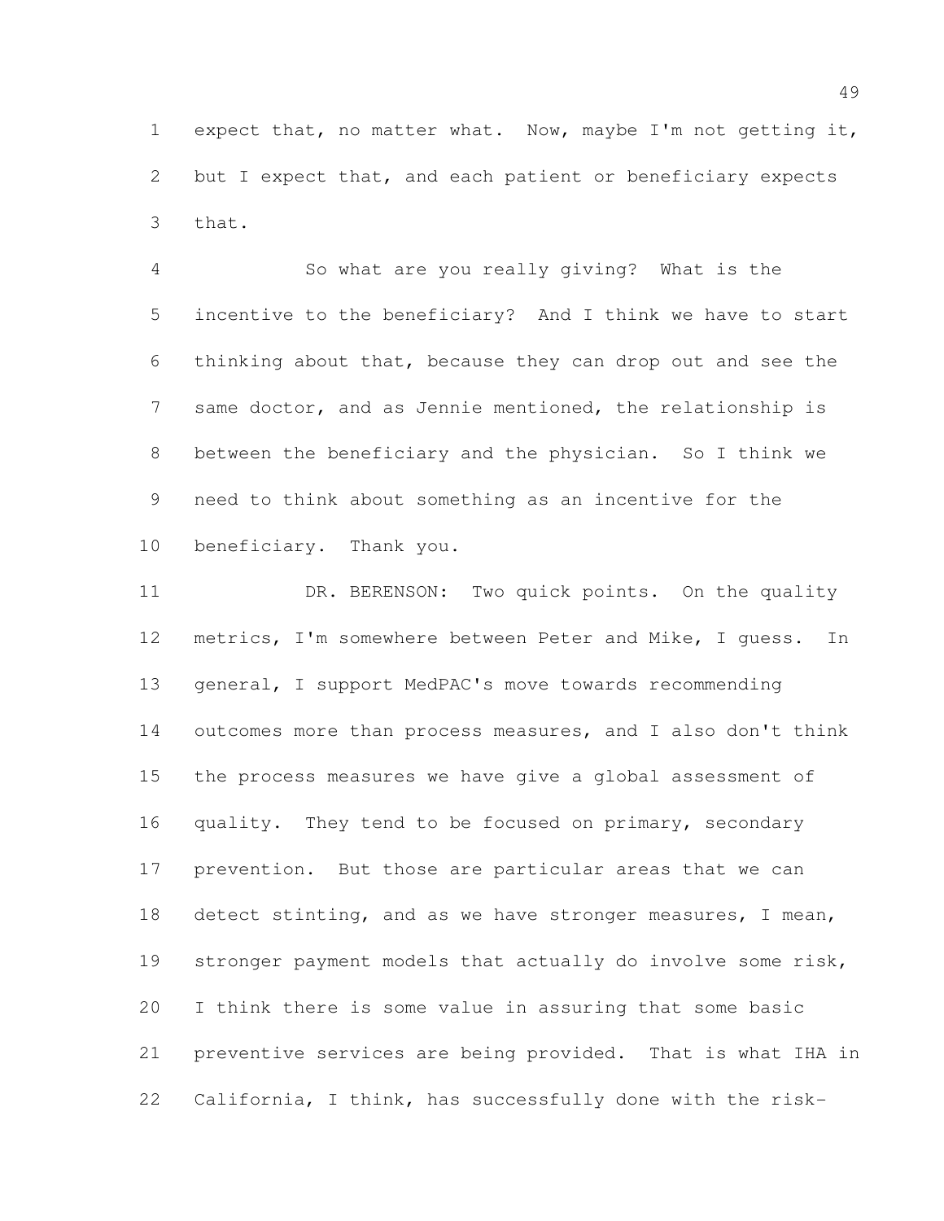expect that, no matter what. Now, maybe I'm not getting it, but I expect that, and each patient or beneficiary expects that.

So what are you really giving? What is the incentive to the beneficiary? And I think we have to start thinking about that, because they can drop out and see the same doctor, and as Jennie mentioned, the relationship is between the beneficiary and the physician. So I think we need to think about something as an incentive for the beneficiary. Thank you.

DR. BERENSON: Two quick points. On the quality metrics, I'm somewhere between Peter and Mike, I guess. In general, I support MedPAC's move towards recommending outcomes more than process measures, and I also don't think the process measures we have give a global assessment of quality. They tend to be focused on primary, secondary prevention. But those are particular areas that we can detect stinting, and as we have stronger measures, I mean, stronger payment models that actually do involve some risk, I think there is some value in assuring that some basic preventive services are being provided. That is what IHA in California, I think, has successfully done with the risk-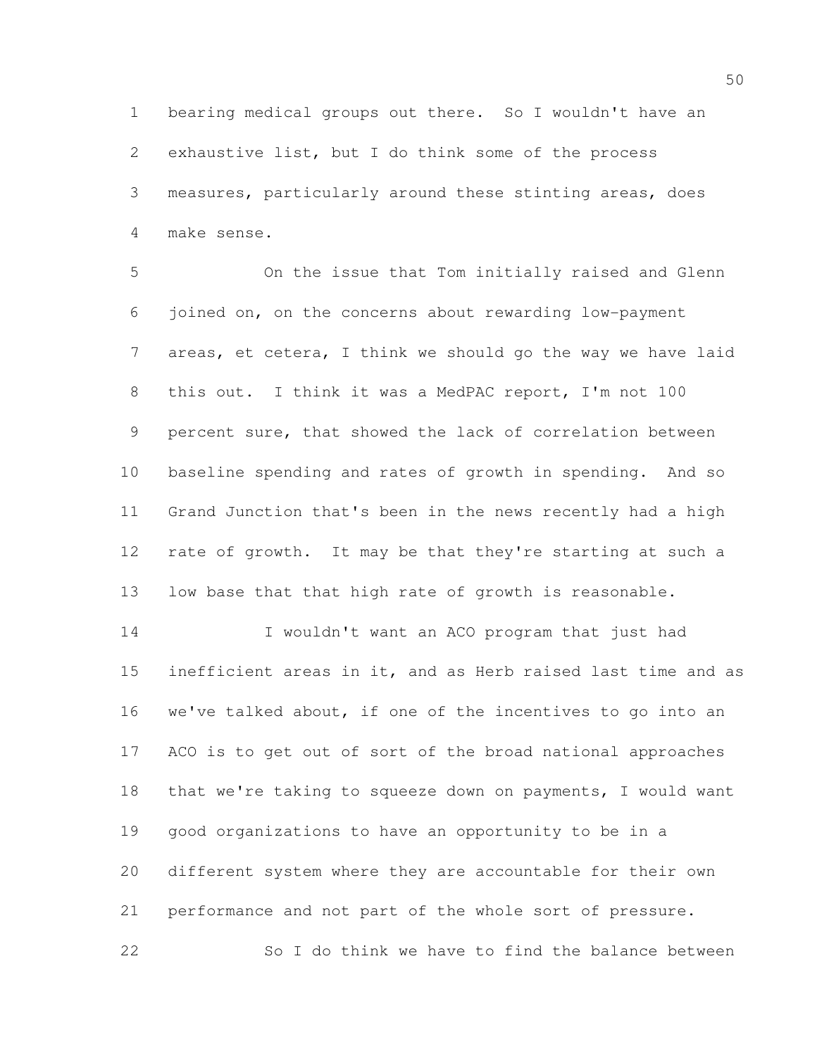bearing medical groups out there. So I wouldn't have an exhaustive list, but I do think some of the process measures, particularly around these stinting areas, does make sense.

On the issue that Tom initially raised and Glenn joined on, on the concerns about rewarding low-payment areas, et cetera, I think we should go the way we have laid this out. I think it was a MedPAC report, I'm not 100 percent sure, that showed the lack of correlation between baseline spending and rates of growth in spending. And so Grand Junction that's been in the news recently had a high rate of growth. It may be that they're starting at such a low base that that high rate of growth is reasonable.

I wouldn't want an ACO program that just had inefficient areas in it, and as Herb raised last time and as we've talked about, if one of the incentives to go into an ACO is to get out of sort of the broad national approaches that we're taking to squeeze down on payments, I would want good organizations to have an opportunity to be in a different system where they are accountable for their own performance and not part of the whole sort of pressure.

So I do think we have to find the balance between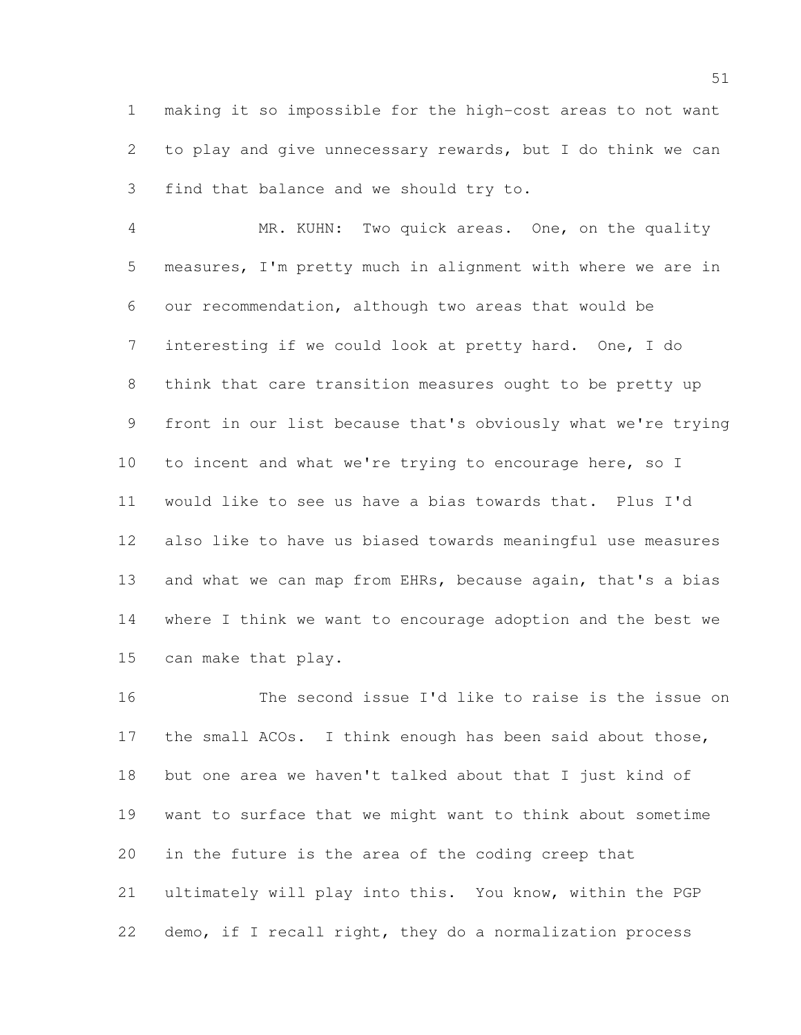making it so impossible for the high-cost areas to not want to play and give unnecessary rewards, but I do think we can find that balance and we should try to.

MR. KUHN: Two quick areas. One, on the quality measures, I'm pretty much in alignment with where we are in our recommendation, although two areas that would be interesting if we could look at pretty hard. One, I do think that care transition measures ought to be pretty up front in our list because that's obviously what we're trying to incent and what we're trying to encourage here, so I would like to see us have a bias towards that. Plus I'd also like to have us biased towards meaningful use measures and what we can map from EHRs, because again, that's a bias where I think we want to encourage adoption and the best we can make that play.

The second issue I'd like to raise is the issue on the small ACOs. I think enough has been said about those, but one area we haven't talked about that I just kind of want to surface that we might want to think about sometime in the future is the area of the coding creep that ultimately will play into this. You know, within the PGP demo, if I recall right, they do a normalization process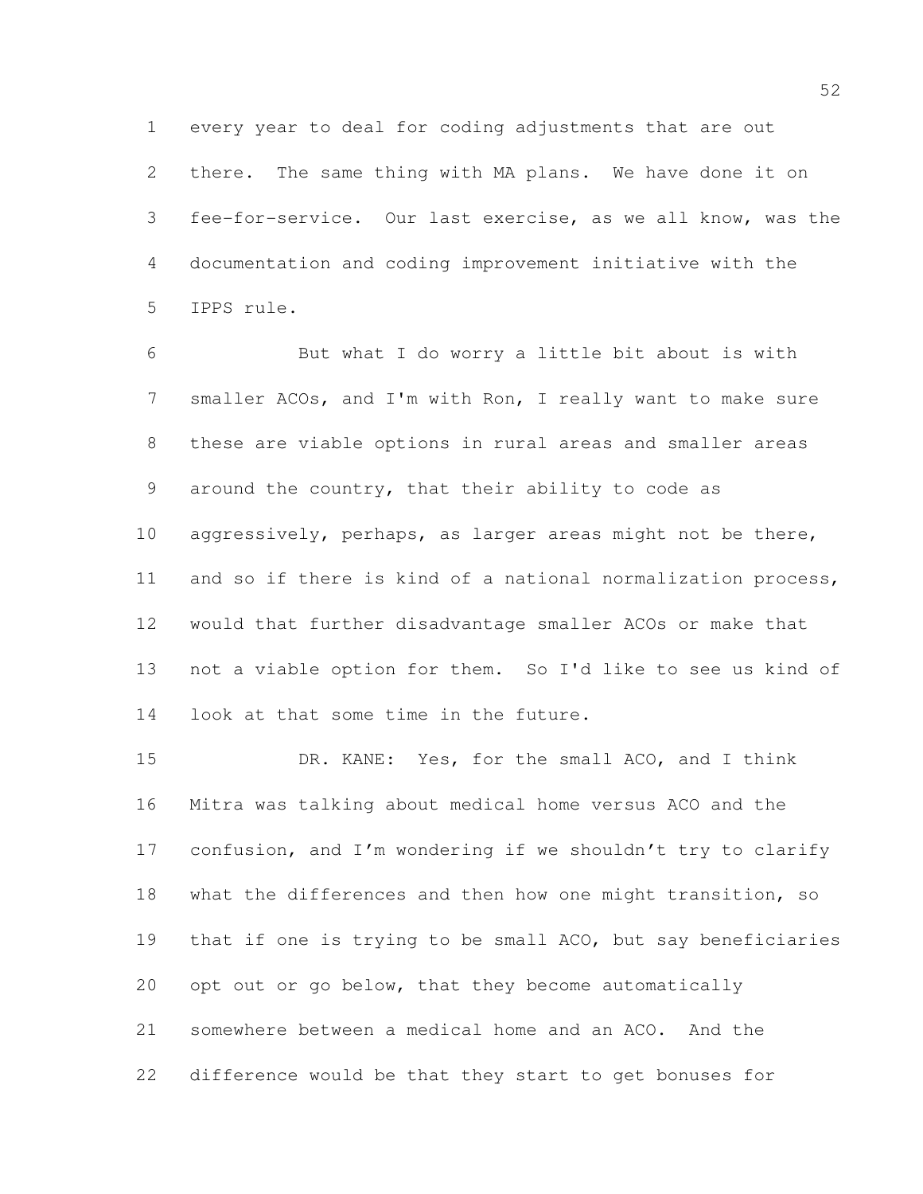every year to deal for coding adjustments that are out there. The same thing with MA plans. We have done it on fee-for-service. Our last exercise, as we all know, was the documentation and coding improvement initiative with the IPPS rule.

But what I do worry a little bit about is with smaller ACOs, and I'm with Ron, I really want to make sure these are viable options in rural areas and smaller areas around the country, that their ability to code as aggressively, perhaps, as larger areas might not be there, and so if there is kind of a national normalization process, would that further disadvantage smaller ACOs or make that not a viable option for them. So I'd like to see us kind of look at that some time in the future.

DR. KANE: Yes, for the small ACO, and I think Mitra was talking about medical home versus ACO and the confusion, and I'm wondering if we shouldn't try to clarify what the differences and then how one might transition, so that if one is trying to be small ACO, but say beneficiaries opt out or go below, that they become automatically somewhere between a medical home and an ACO. And the difference would be that they start to get bonuses for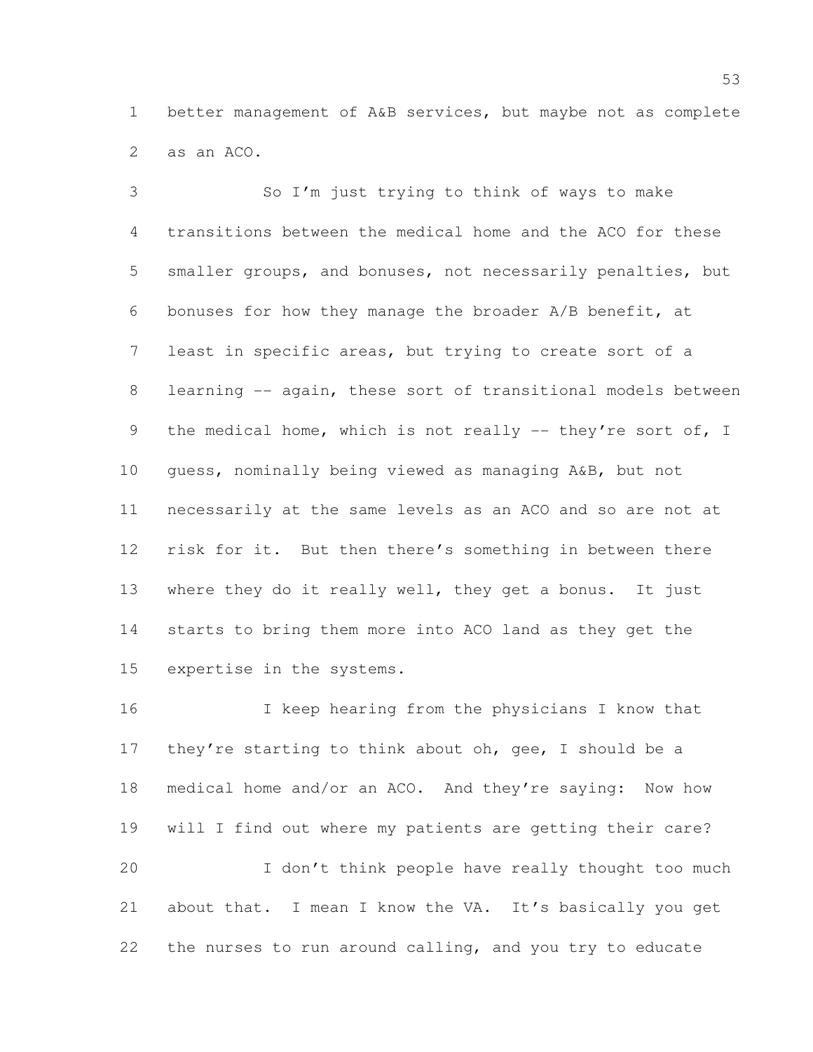better management of A&B services, but maybe not as complete as an ACO.

So I'm just trying to think of ways to make transitions between the medical home and the ACO for these smaller groups, and bonuses, not necessarily penalties, but bonuses for how they manage the broader A/B benefit, at least in specific areas, but trying to create sort of a learning -- again, these sort of transitional models between the medical home, which is not really -- they're sort of, I guess, nominally being viewed as managing A&B, but not necessarily at the same levels as an ACO and so are not at risk for it. But then there's something in between there where they do it really well, they get a bonus. It just starts to bring them more into ACO land as they get the expertise in the systems.

I keep hearing from the physicians I know that they're starting to think about oh, gee, I should be a medical home and/or an ACO. And they're saying: Now how will I find out where my patients are getting their care?

I don't think people have really thought too much about that. I mean I know the VA. It's basically you get the nurses to run around calling, and you try to educate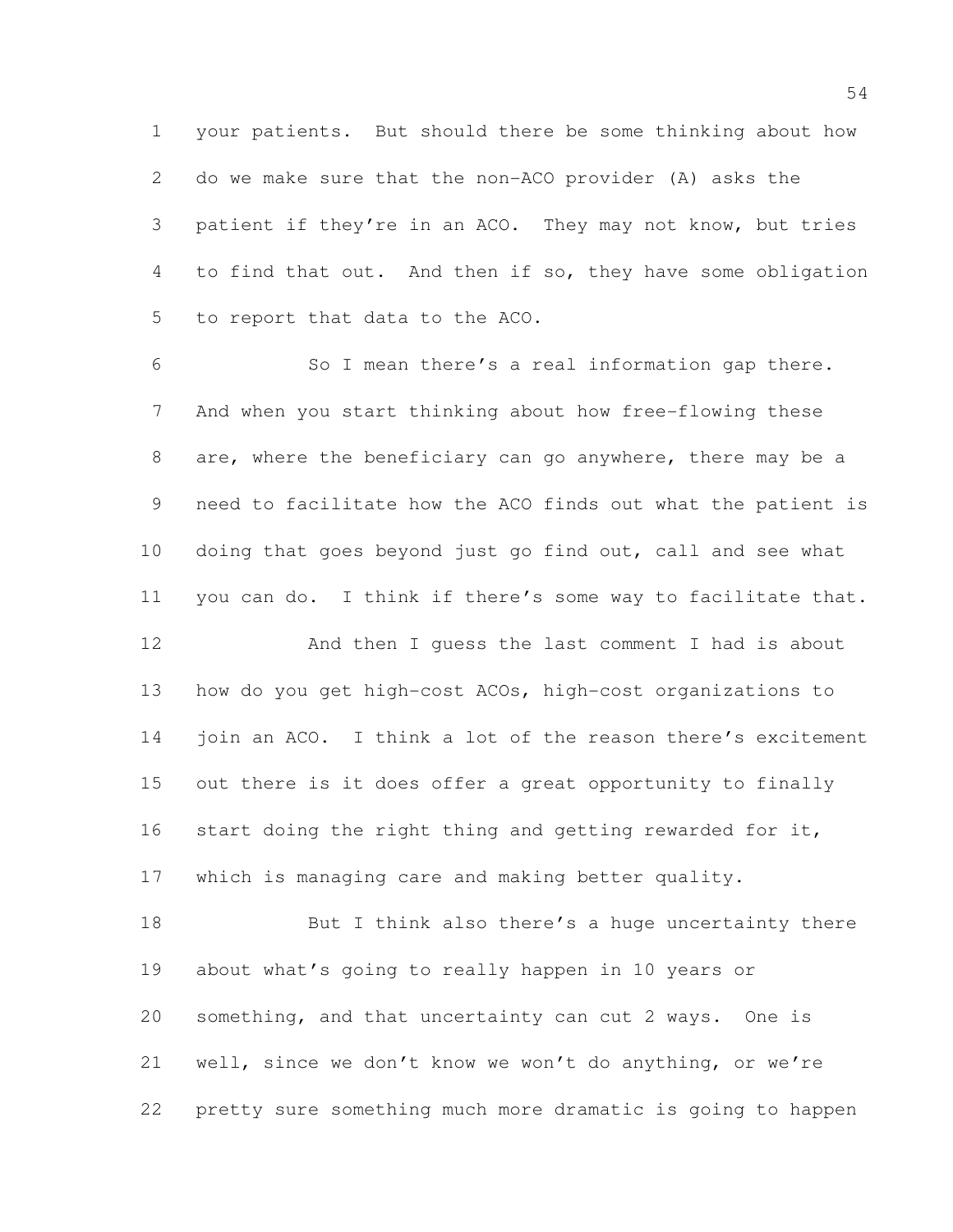your patients. But should there be some thinking about how do we make sure that the non-ACO provider (A) asks the patient if they're in an ACO. They may not know, but tries to find that out. And then if so, they have some obligation to report that data to the ACO.

So I mean there's a real information gap there. And when you start thinking about how free-flowing these are, where the beneficiary can go anywhere, there may be a need to facilitate how the ACO finds out what the patient is doing that goes beyond just go find out, call and see what you can do. I think if there's some way to facilitate that.

And then I guess the last comment I had is about how do you get high-cost ACOs, high-cost organizations to join an ACO. I think a lot of the reason there's excitement out there is it does offer a great opportunity to finally start doing the right thing and getting rewarded for it, which is managing care and making better quality.

But I think also there's a huge uncertainty there about what's going to really happen in 10 years or something, and that uncertainty can cut 2 ways. One is well, since we don't know we won't do anything, or we're pretty sure something much more dramatic is going to happen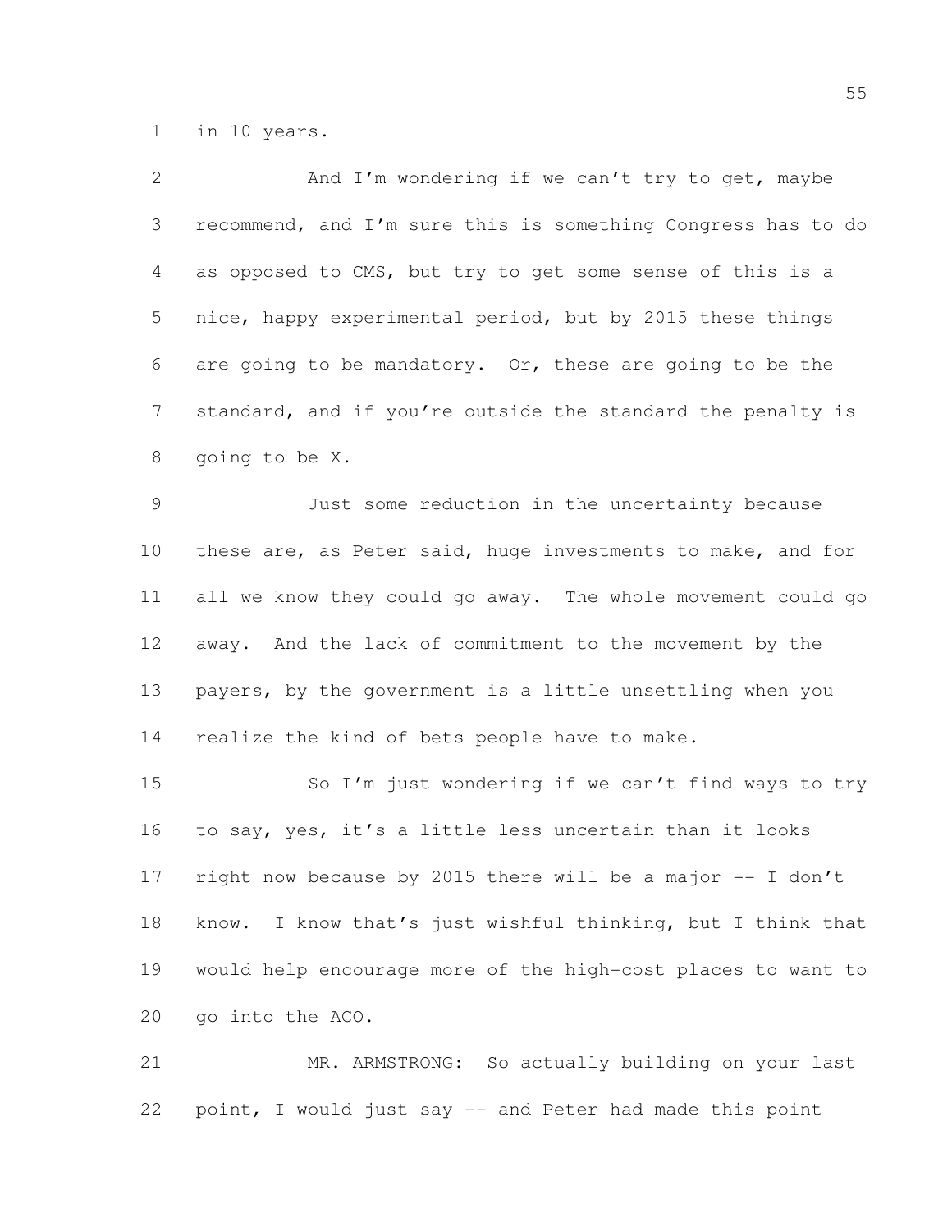in 10 years.

And I'm wondering if we can't try to get, maybe recommend, and I'm sure this is something Congress has to do as opposed to CMS, but try to get some sense of this is a nice, happy experimental period, but by 2015 these things are going to be mandatory. Or, these are going to be the standard, and if you're outside the standard the penalty is going to be X.

Just some reduction in the uncertainty because these are, as Peter said, huge investments to make, and for all we know they could go away. The whole movement could go away. And the lack of commitment to the movement by the payers, by the government is a little unsettling when you realize the kind of bets people have to make.

So I'm just wondering if we can't find ways to try to say, yes, it's a little less uncertain than it looks right now because by 2015 there will be a major -- I don't know. I know that's just wishful thinking, but I think that would help encourage more of the high-cost places to want to go into the ACO.

MR. ARMSTRONG: So actually building on your last point, I would just say -- and Peter had made this point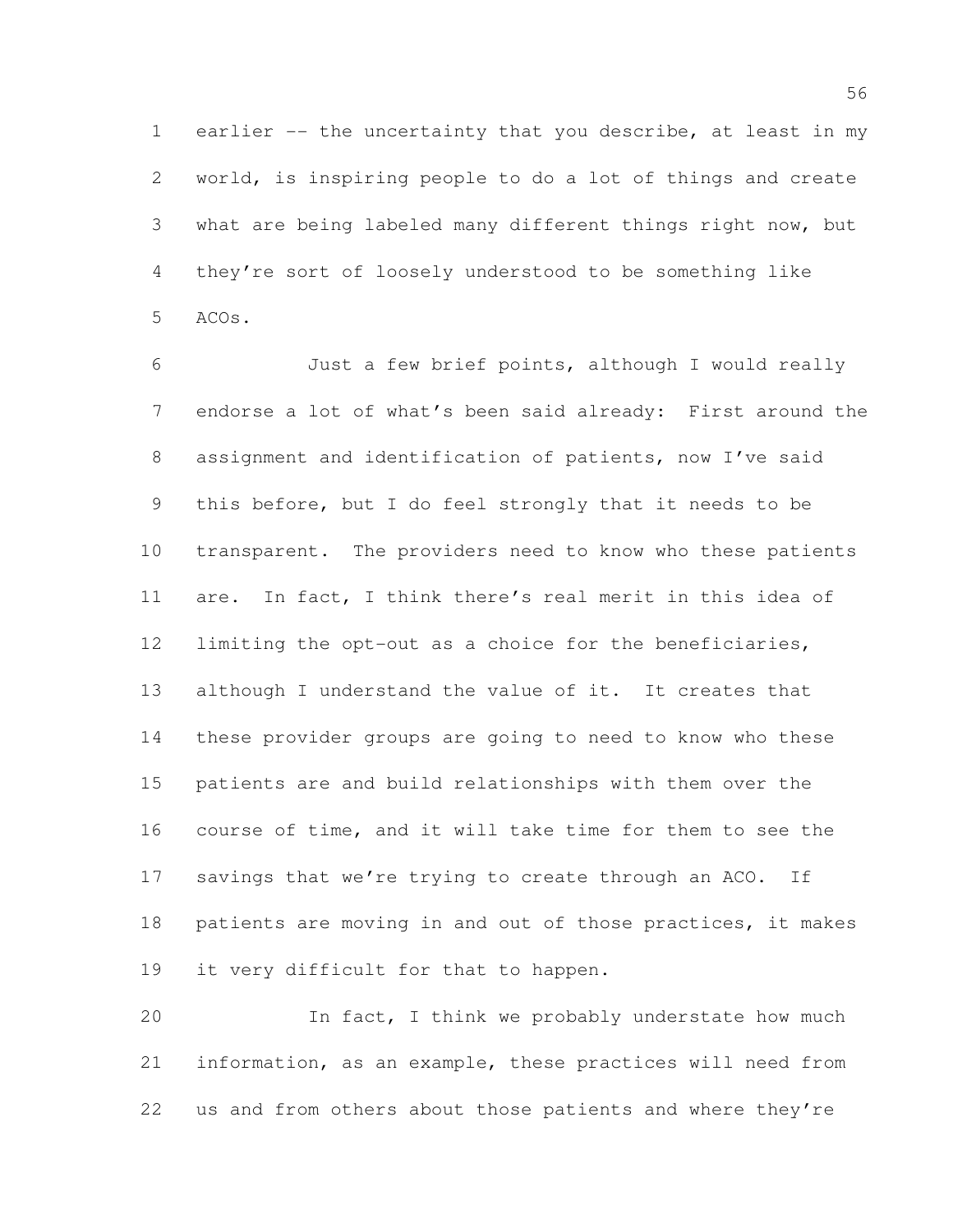earlier -- the uncertainty that you describe, at least in my world, is inspiring people to do a lot of things and create what are being labeled many different things right now, but they're sort of loosely understood to be something like ACOs.

Just a few brief points, although I would really endorse a lot of what's been said already: First around the assignment and identification of patients, now I've said this before, but I do feel strongly that it needs to be transparent. The providers need to know who these patients are. In fact, I think there's real merit in this idea of limiting the opt-out as a choice for the beneficiaries, although I understand the value of it. It creates that these provider groups are going to need to know who these patients are and build relationships with them over the course of time, and it will take time for them to see the savings that we're trying to create through an ACO. If patients are moving in and out of those practices, it makes it very difficult for that to happen.

In fact, I think we probably understate how much information, as an example, these practices will need from us and from others about those patients and where they're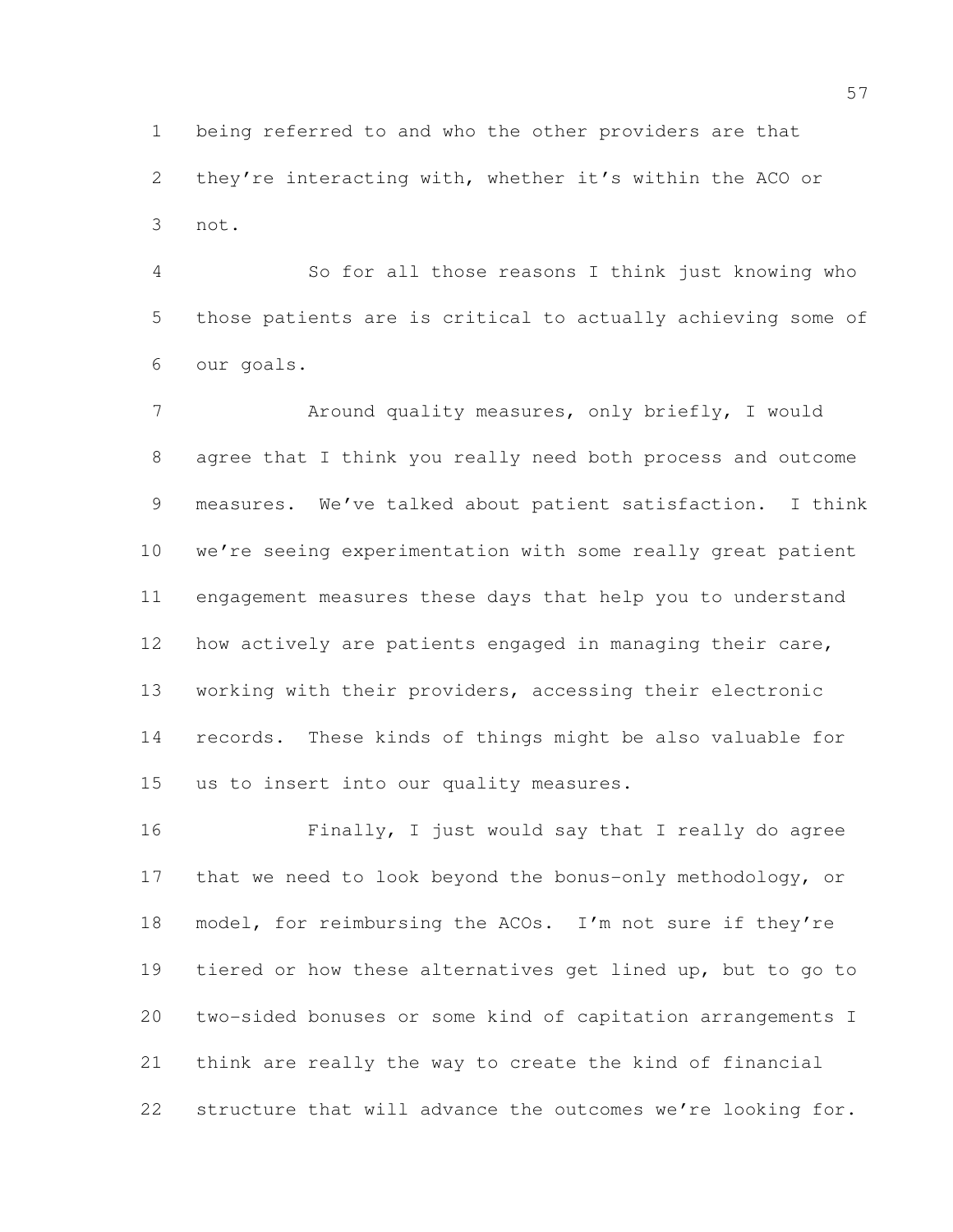being referred to and who the other providers are that they're interacting with, whether it's within the ACO or not.

So for all those reasons I think just knowing who those patients are is critical to actually achieving some of our goals.

Around quality measures, only briefly, I would agree that I think you really need both process and outcome measures. We've talked about patient satisfaction. I think we're seeing experimentation with some really great patient engagement measures these days that help you to understand how actively are patients engaged in managing their care, working with their providers, accessing their electronic records. These kinds of things might be also valuable for us to insert into our quality measures.

Finally, I just would say that I really do agree that we need to look beyond the bonus-only methodology, or model, for reimbursing the ACOs. I'm not sure if they're tiered or how these alternatives get lined up, but to go to two-sided bonuses or some kind of capitation arrangements I think are really the way to create the kind of financial structure that will advance the outcomes we're looking for.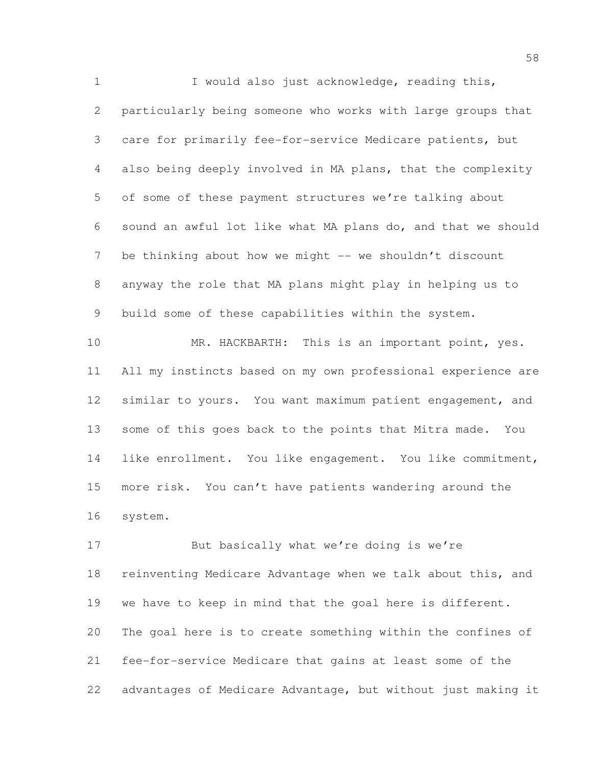I would also just acknowledge, reading this, particularly being someone who works with large groups that care for primarily fee-for-service Medicare patients, but also being deeply involved in MA plans, that the complexity of some of these payment structures we're talking about sound an awful lot like what MA plans do, and that we should be thinking about how we might -- we shouldn't discount anyway the role that MA plans might play in helping us to build some of these capabilities within the system.

MR. HACKBARTH: This is an important point, yes. All my instincts based on my own professional experience are similar to yours. You want maximum patient engagement, and some of this goes back to the points that Mitra made. You like enrollment. You like engagement. You like commitment, more risk. You can't have patients wandering around the system.

But basically what we're doing is we're reinventing Medicare Advantage when we talk about this, and we have to keep in mind that the goal here is different. The goal here is to create something within the confines of fee-for-service Medicare that gains at least some of the advantages of Medicare Advantage, but without just making it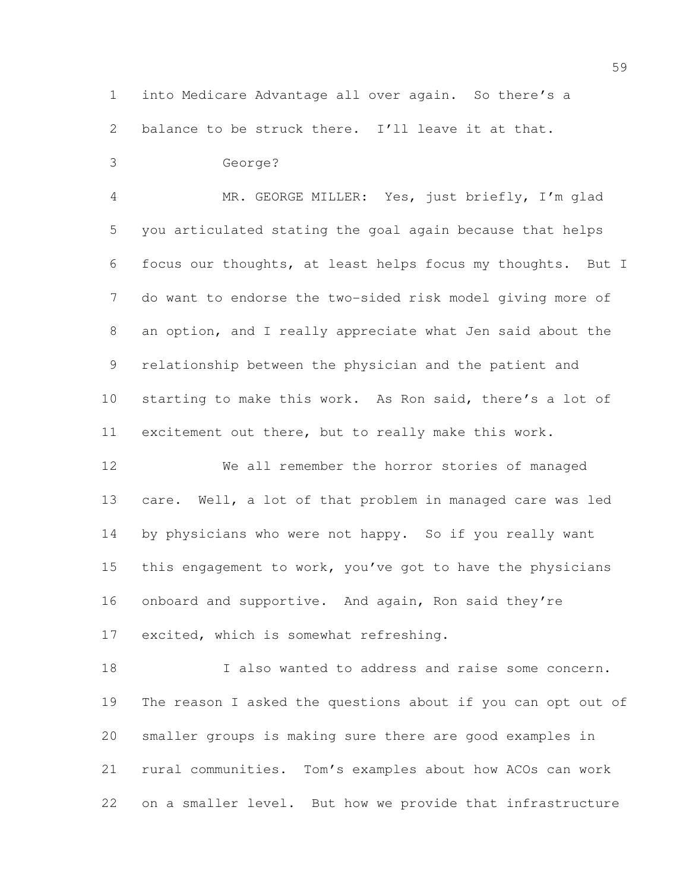into Medicare Advantage all over again. So there's a balance to be struck there. I'll leave it at that.

George?

MR. GEORGE MILLER: Yes, just briefly, I'm glad you articulated stating the goal again because that helps focus our thoughts, at least helps focus my thoughts. But I do want to endorse the two-sided risk model giving more of an option, and I really appreciate what Jen said about the relationship between the physician and the patient and starting to make this work. As Ron said, there's a lot of excitement out there, but to really make this work.

We all remember the horror stories of managed care. Well, a lot of that problem in managed care was led by physicians who were not happy. So if you really want this engagement to work, you've got to have the physicians onboard and supportive. And again, Ron said they're excited, which is somewhat refreshing.

I also wanted to address and raise some concern. The reason I asked the questions about if you can opt out of smaller groups is making sure there are good examples in rural communities. Tom's examples about how ACOs can work on a smaller level. But how we provide that infrastructure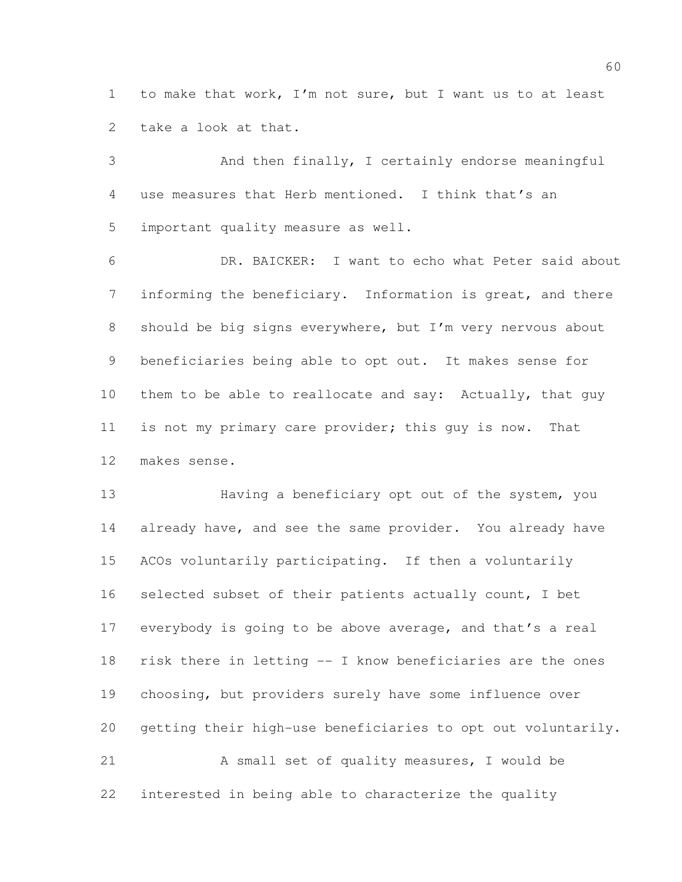to make that work, I'm not sure, but I want us to at least take a look at that.

And then finally, I certainly endorse meaningful use measures that Herb mentioned. I think that's an important quality measure as well.

DR. BAICKER: I want to echo what Peter said about informing the beneficiary. Information is great, and there should be big signs everywhere, but I'm very nervous about beneficiaries being able to opt out. It makes sense for them to be able to reallocate and say: Actually, that guy is not my primary care provider; this guy is now. That makes sense.

Having a beneficiary opt out of the system, you already have, and see the same provider. You already have ACOs voluntarily participating. If then a voluntarily selected subset of their patients actually count, I bet everybody is going to be above average, and that's a real risk there in letting -- I know beneficiaries are the ones choosing, but providers surely have some influence over getting their high-use beneficiaries to opt out voluntarily.

A small set of quality measures, I would be interested in being able to characterize the quality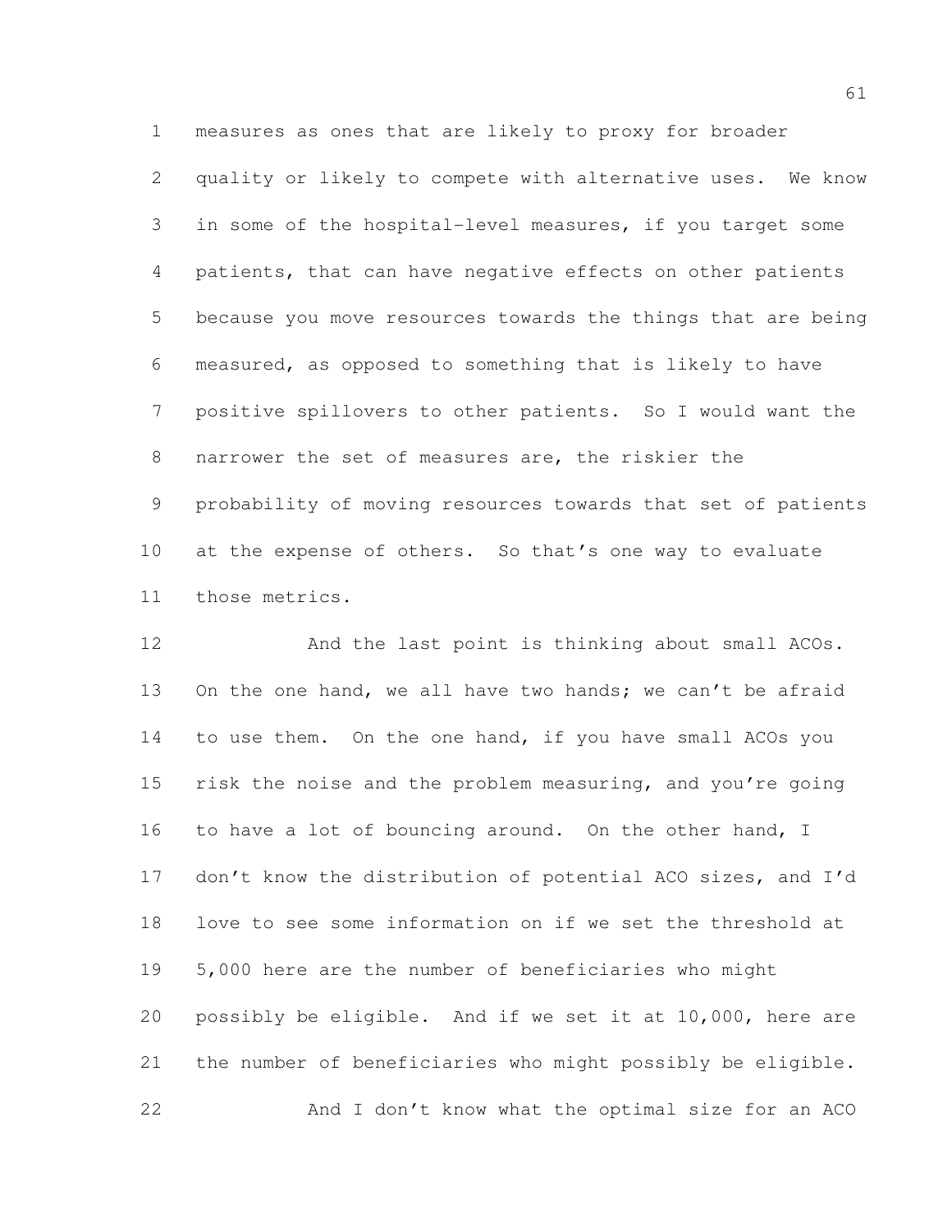measures as ones that are likely to proxy for broader quality or likely to compete with alternative uses. We know in some of the hospital-level measures, if you target some patients, that can have negative effects on other patients because you move resources towards the things that are being measured, as opposed to something that is likely to have positive spillovers to other patients. So I would want the narrower the set of measures are, the riskier the probability of moving resources towards that set of patients at the expense of others. So that's one way to evaluate those metrics.

And the last point is thinking about small ACOs. On the one hand, we all have two hands; we can't be afraid to use them. On the one hand, if you have small ACOs you risk the noise and the problem measuring, and you're going to have a lot of bouncing around. On the other hand, I don't know the distribution of potential ACO sizes, and I'd love to see some information on if we set the threshold at 5,000 here are the number of beneficiaries who might possibly be eligible. And if we set it at 10,000, here are the number of beneficiaries who might possibly be eligible.

And I don't know what the optimal size for an ACO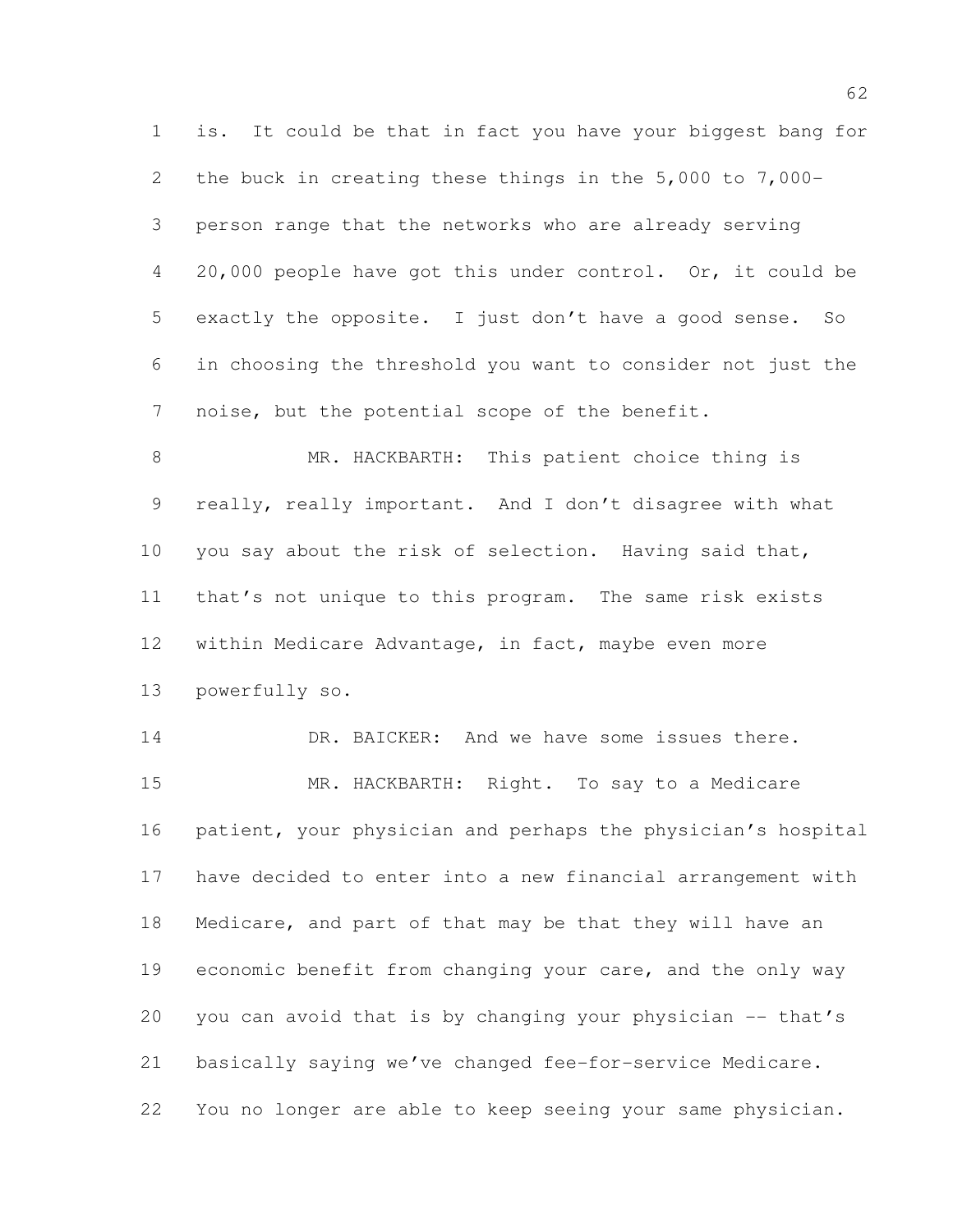is. It could be that in fact you have your biggest bang for the buck in creating these things in the 5,000 to 7,000-person range that the networks who are already serving 20,000 people have got this under control. Or, it could be exactly the opposite. I just don't have a good sense. So in choosing the threshold you want to consider not just the noise, but the potential scope of the benefit.

MR. HACKBARTH: This patient choice thing is really, really important. And I don't disagree with what you say about the risk of selection. Having said that, that's not unique to this program. The same risk exists within Medicare Advantage, in fact, maybe even more powerfully so.

DR. BAICKER: And we have some issues there.

MR. HACKBARTH: Right. To say to a Medicare patient, your physician and perhaps the physician's hospital have decided to enter into a new financial arrangement with Medicare, and part of that may be that they will have an economic benefit from changing your care, and the only way you can avoid that is by changing your physician -- that's basically saying we've changed fee-for-service Medicare. You no longer are able to keep seeing your same physician.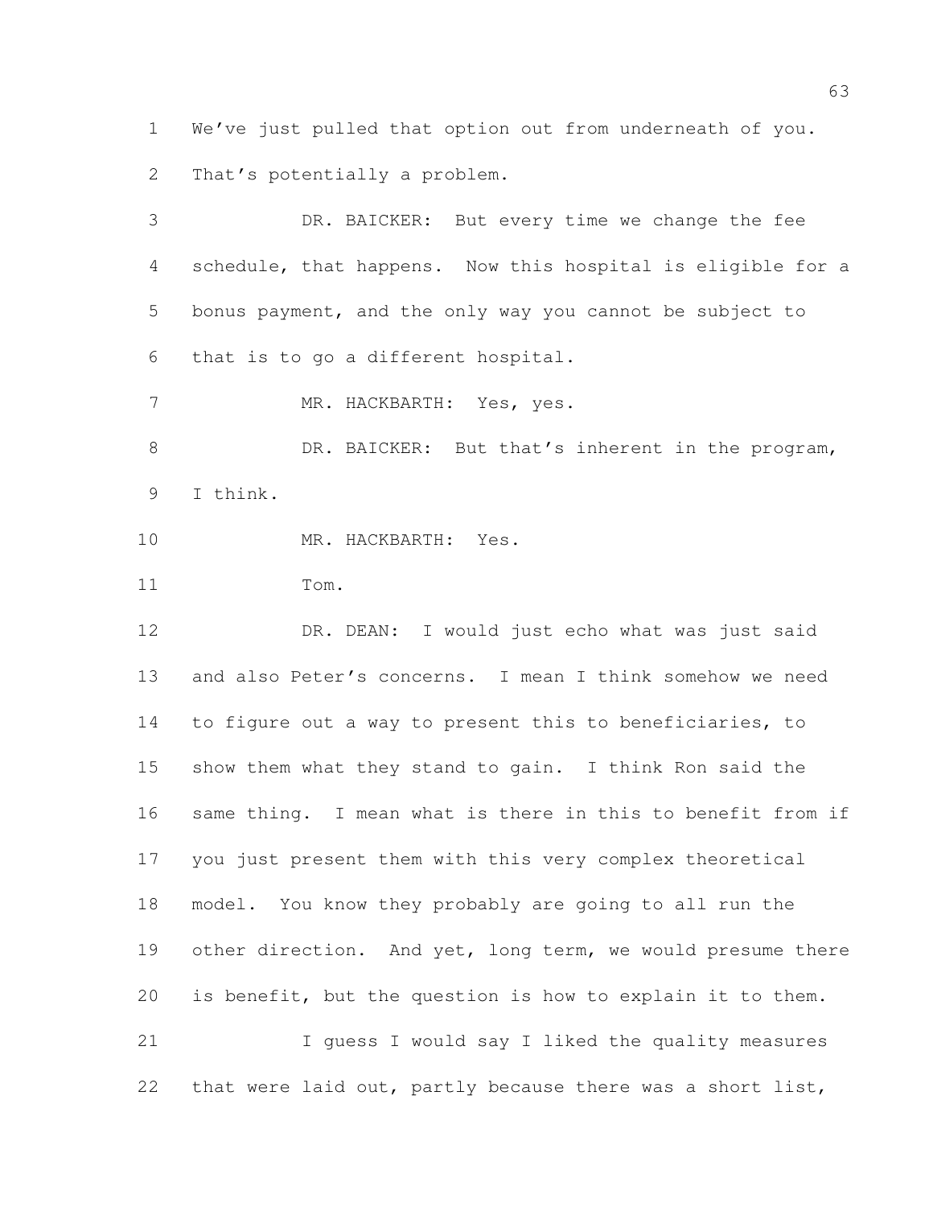We've just pulled that option out from underneath of you. That's potentially a problem.

DR. BAICKER: But every time we change the fee schedule, that happens. Now this hospital is eligible for a bonus payment, and the only way you cannot be subject to that is to go a different hospital.

MR. HACKBARTH: Yes, yes.

DR. BAICKER: But that's inherent in the program, I think.

MR. HACKBARTH: Yes.

Tom.

DR. DEAN: I would just echo what was just said and also Peter's concerns. I mean I think somehow we need to figure out a way to present this to beneficiaries, to show them what they stand to gain. I think Ron said the same thing. I mean what is there in this to benefit from if you just present them with this very complex theoretical model. You know they probably are going to all run the other direction. And yet, long term, we would presume there is benefit, but the question is how to explain it to them.

I guess I would say I liked the quality measures that were laid out, partly because there was a short list,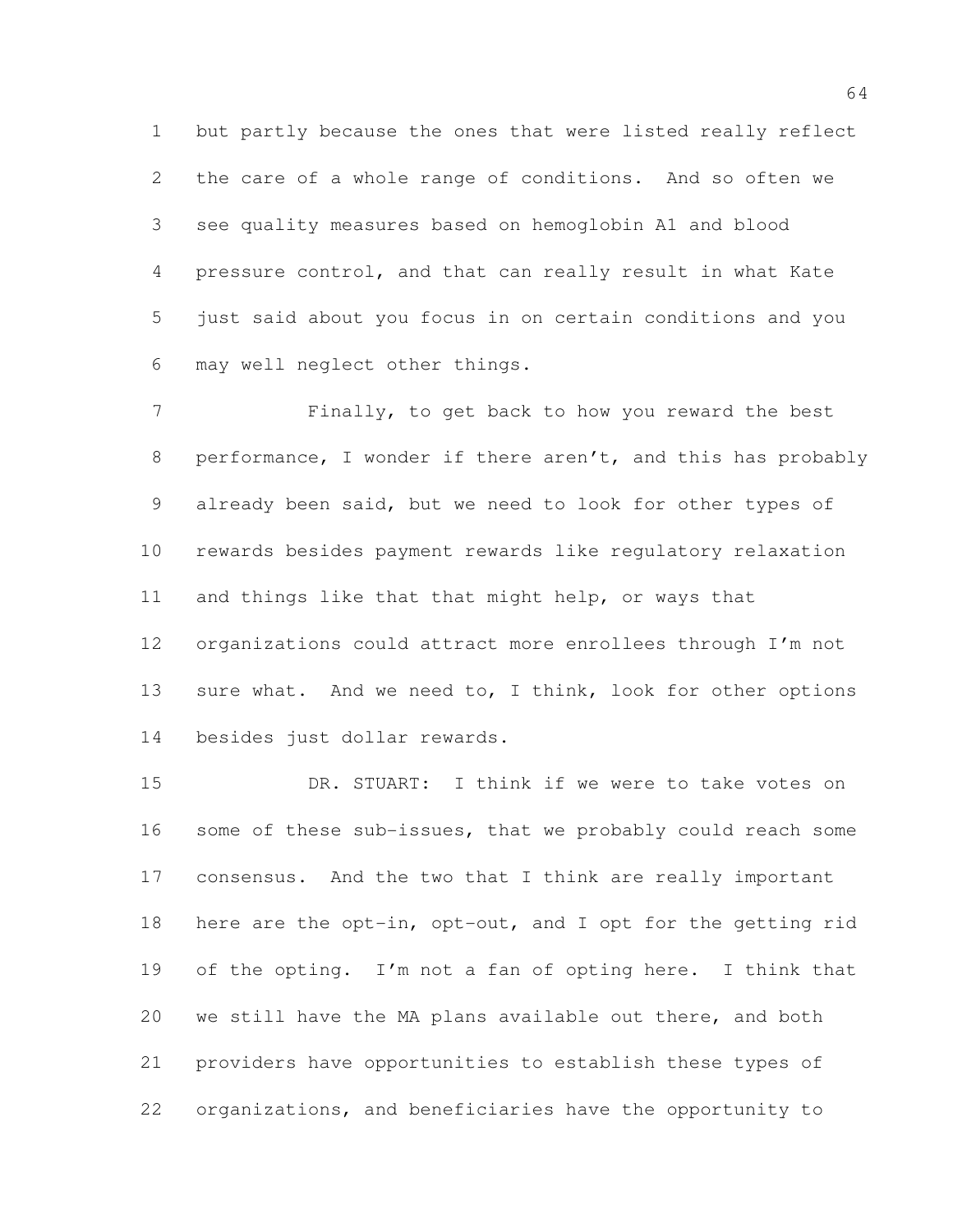but partly because the ones that were listed really reflect the care of a whole range of conditions. And so often we see quality measures based on hemoglobin A1 and blood pressure control, and that can really result in what Kate just said about you focus in on certain conditions and you may well neglect other things.

Finally, to get back to how you reward the best performance, I wonder if there aren't, and this has probably already been said, but we need to look for other types of rewards besides payment rewards like regulatory relaxation and things like that that might help, or ways that organizations could attract more enrollees through I'm not sure what. And we need to, I think, look for other options besides just dollar rewards.

DR. STUART: I think if we were to take votes on some of these sub-issues, that we probably could reach some consensus. And the two that I think are really important here are the opt-in, opt-out, and I opt for the getting rid of the opting. I'm not a fan of opting here. I think that we still have the MA plans available out there, and both providers have opportunities to establish these types of organizations, and beneficiaries have the opportunity to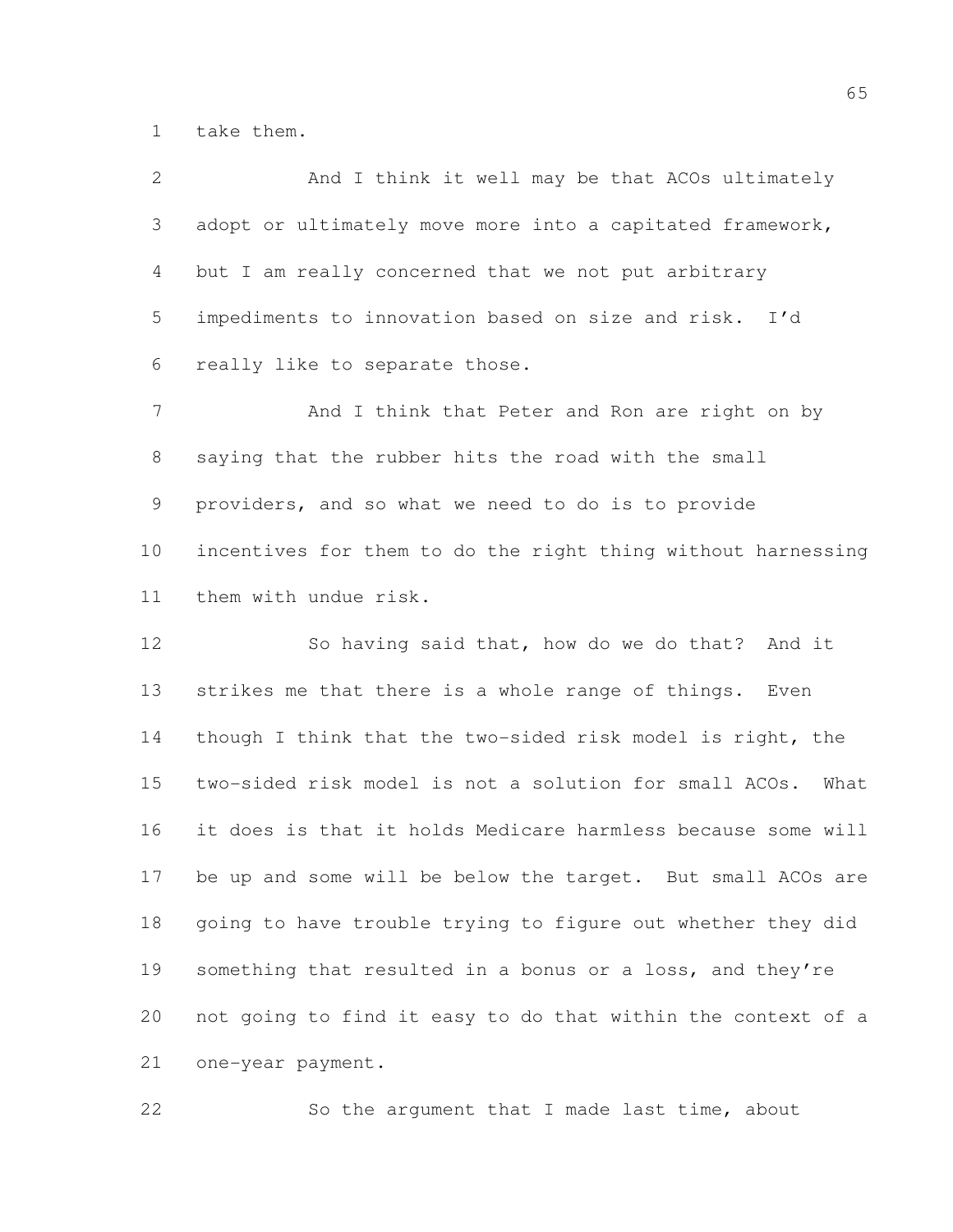take them.

And I think it well may be that ACOs ultimately adopt or ultimately move more into a capitated framework, but I am really concerned that we not put arbitrary impediments to innovation based on size and risk. I'd really like to separate those.

And I think that Peter and Ron are right on by saying that the rubber hits the road with the small providers, and so what we need to do is to provide incentives for them to do the right thing without harnessing them with undue risk.

So having said that, how do we do that? And it strikes me that there is a whole range of things. Even though I think that the two-sided risk model is right, the two-sided risk model is not a solution for small ACOs. What it does is that it holds Medicare harmless because some will be up and some will be below the target. But small ACOs are going to have trouble trying to figure out whether they did something that resulted in a bonus or a loss, and they're not going to find it easy to do that within the context of a one-year payment.

So the argument that I made last time, about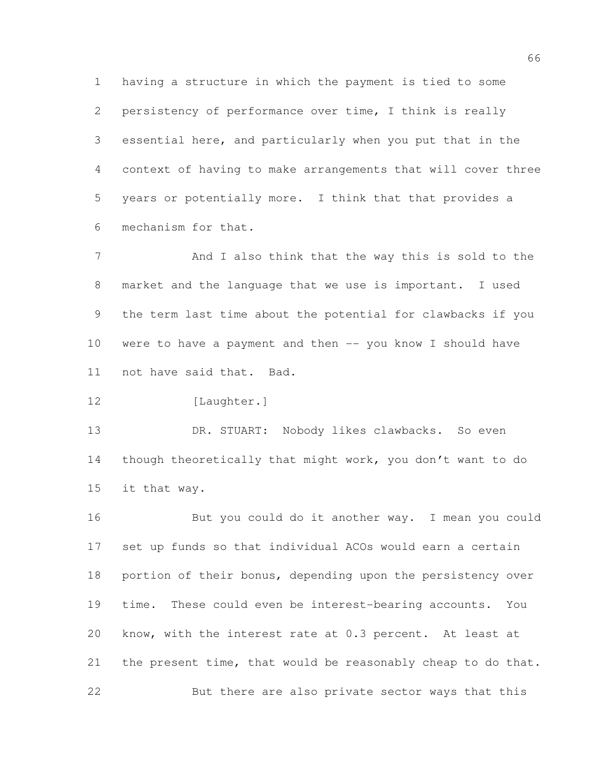having a structure in which the payment is tied to some persistency of performance over time, I think is really essential here, and particularly when you put that in the context of having to make arrangements that will cover three years or potentially more. I think that that provides a mechanism for that.

And I also think that the way this is sold to the market and the language that we use is important. I used the term last time about the potential for clawbacks if you were to have a payment and then -- you know I should have not have said that. Bad.

[Laughter.]

DR. STUART: Nobody likes clawbacks. So even though theoretically that might work, you don't want to do it that way.

But you could do it another way. I mean you could set up funds so that individual ACOs would earn a certain portion of their bonus, depending upon the persistency over time. These could even be interest-bearing accounts. You know, with the interest rate at 0.3 percent. At least at the present time, that would be reasonably cheap to do that.

But there are also private sector ways that this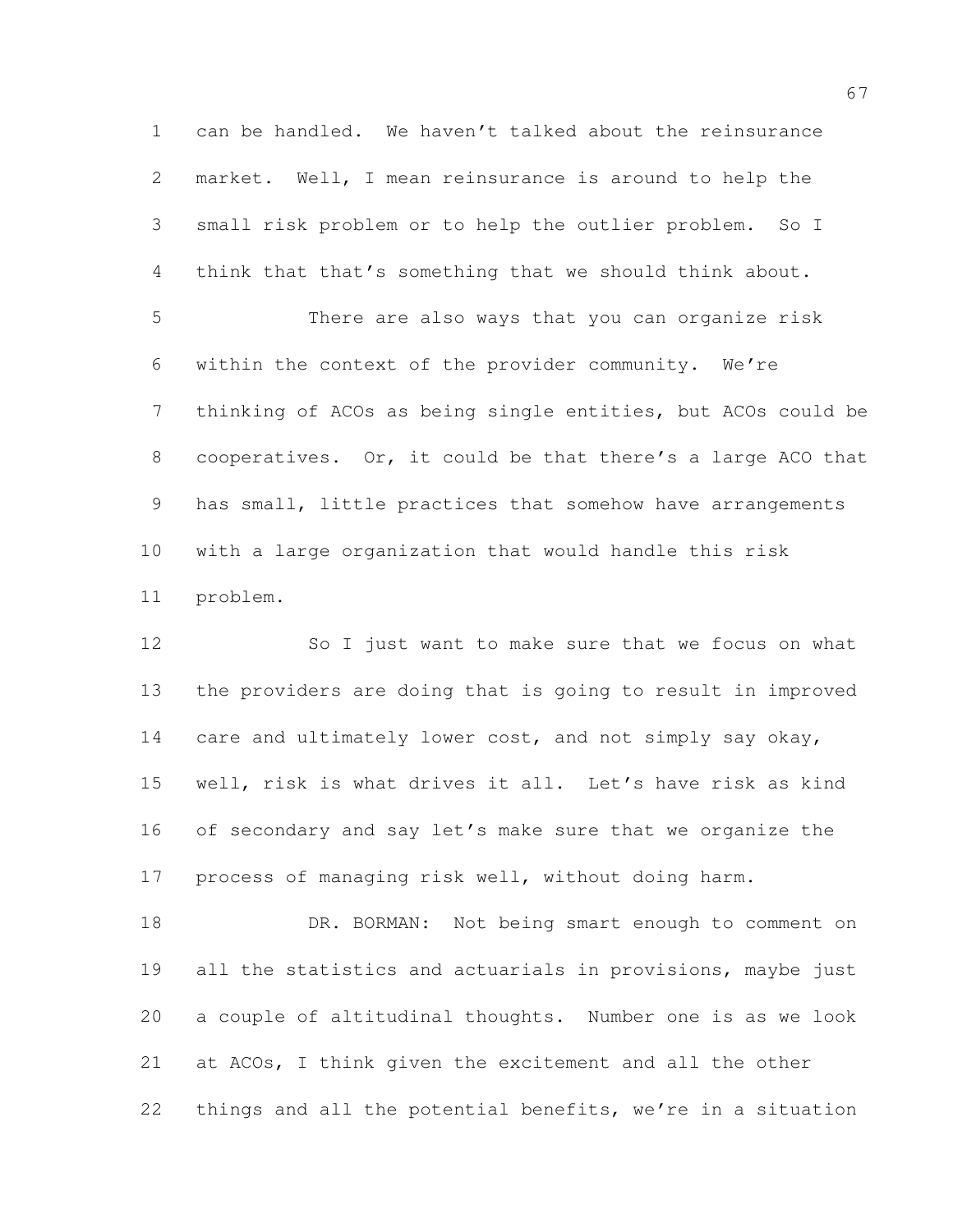can be handled. We haven't talked about the reinsurance market. Well, I mean reinsurance is around to help the small risk problem or to help the outlier problem. So I think that that's something that we should think about.

There are also ways that you can organize risk within the context of the provider community. We're thinking of ACOs as being single entities, but ACOs could be cooperatives. Or, it could be that there's a large ACO that has small, little practices that somehow have arrangements with a large organization that would handle this risk problem.

So I just want to make sure that we focus on what the providers are doing that is going to result in improved care and ultimately lower cost, and not simply say okay, well, risk is what drives it all. Let's have risk as kind of secondary and say let's make sure that we organize the process of managing risk well, without doing harm.

DR. BORMAN: Not being smart enough to comment on all the statistics and actuarials in provisions, maybe just a couple of altitudinal thoughts. Number one is as we look at ACOs, I think given the excitement and all the other things and all the potential benefits, we're in a situation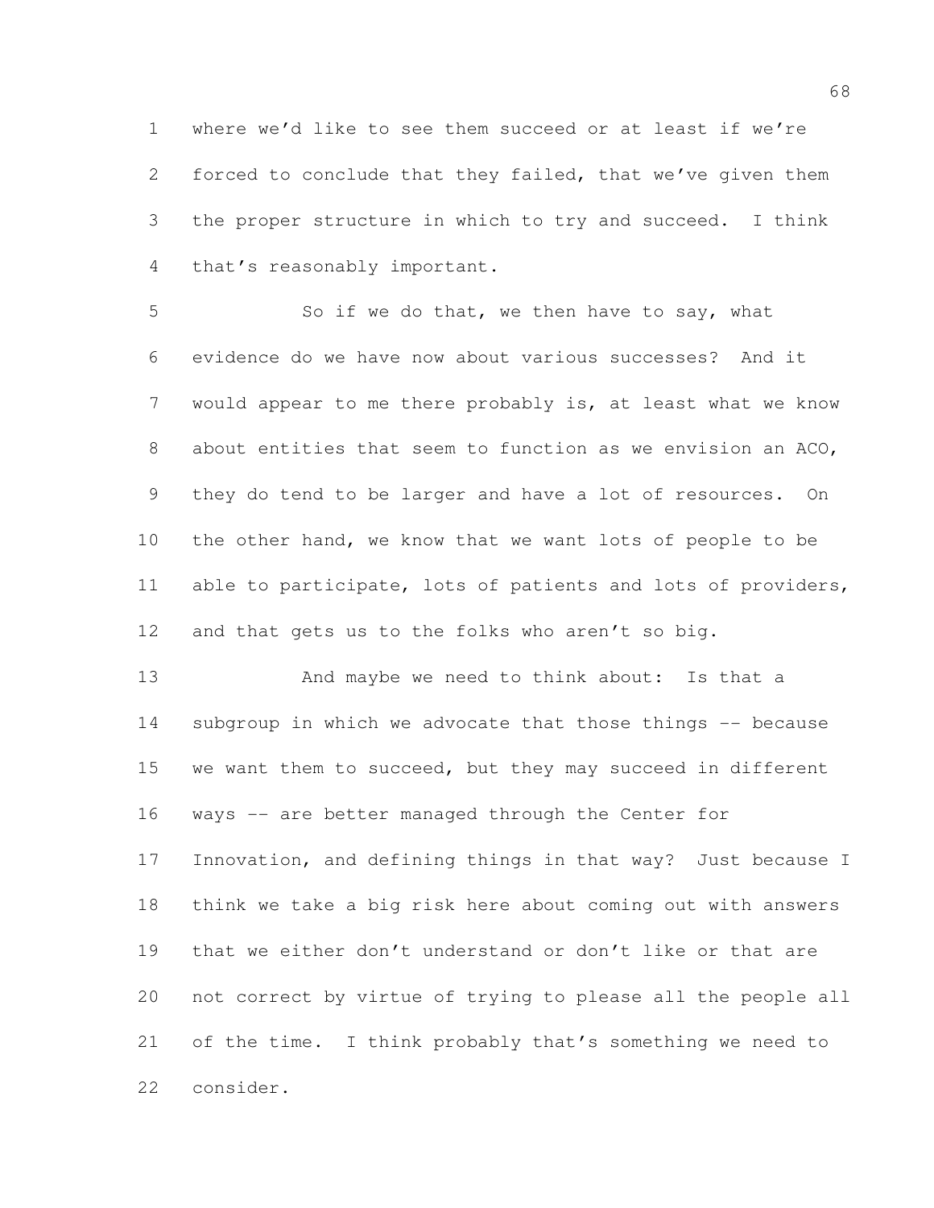where we'd like to see them succeed or at least if we're forced to conclude that they failed, that we've given them the proper structure in which to try and succeed. I think that's reasonably important.

So if we do that, we then have to say, what evidence do we have now about various successes? And it would appear to me there probably is, at least what we know about entities that seem to function as we envision an ACO, they do tend to be larger and have a lot of resources. On the other hand, we know that we want lots of people to be able to participate, lots of patients and lots of providers, and that gets us to the folks who aren't so big.

And maybe we need to think about: Is that a subgroup in which we advocate that those things -- because we want them to succeed, but they may succeed in different ways -- are better managed through the Center for Innovation, and defining things in that way? Just because I think we take a big risk here about coming out with answers that we either don't understand or don't like or that are not correct by virtue of trying to please all the people all of the time. I think probably that's something we need to consider.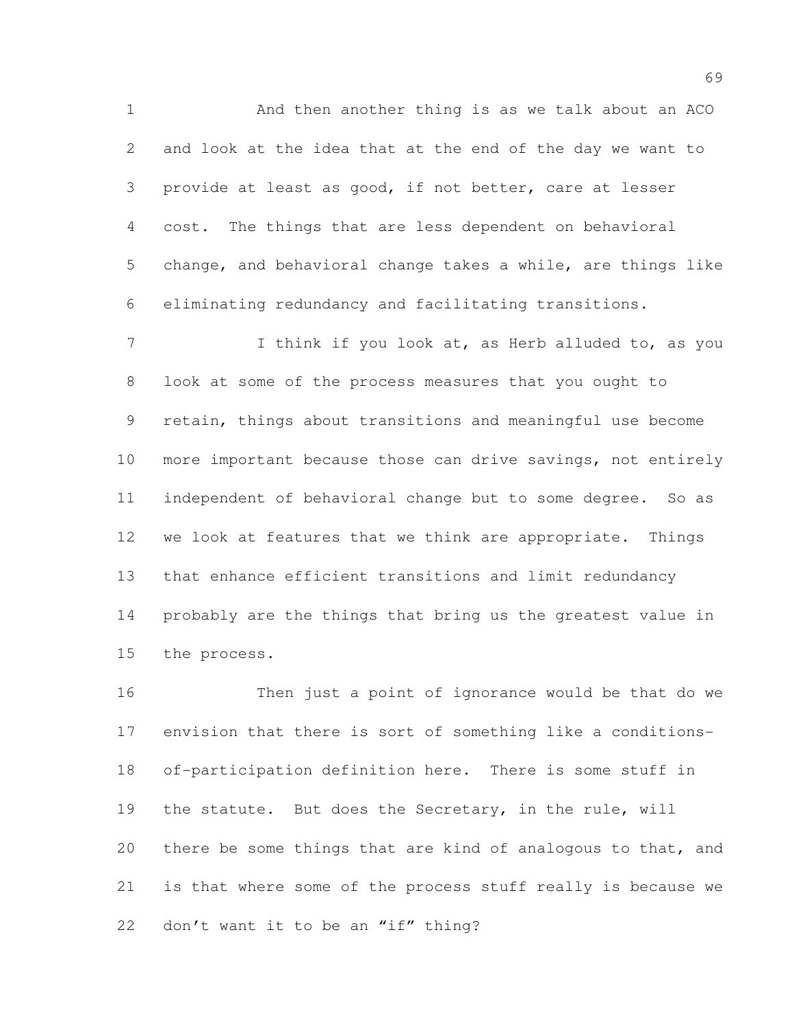And then another thing is as we talk about an ACO and look at the idea that at the end of the day we want to provide at least as good, if not better, care at lesser cost. The things that are less dependent on behavioral change, and behavioral change takes a while, are things like eliminating redundancy and facilitating transitions.

I think if you look at, as Herb alluded to, as you look at some of the process measures that you ought to retain, things about transitions and meaningful use become more important because those can drive savings, not entirely independent of behavioral change but to some degree. So as we look at features that we think are appropriate. Things that enhance efficient transitions and limit redundancy probably are the things that bring us the greatest value in the process.

Then just a point of ignorance would be that do we envision that there is sort of something like a conditions-of-participation definition here. There is some stuff in the statute. But does the Secretary, in the rule, will there be some things that are kind of analogous to that, and is that where some of the process stuff really is because we don't want it to be an "if" thing?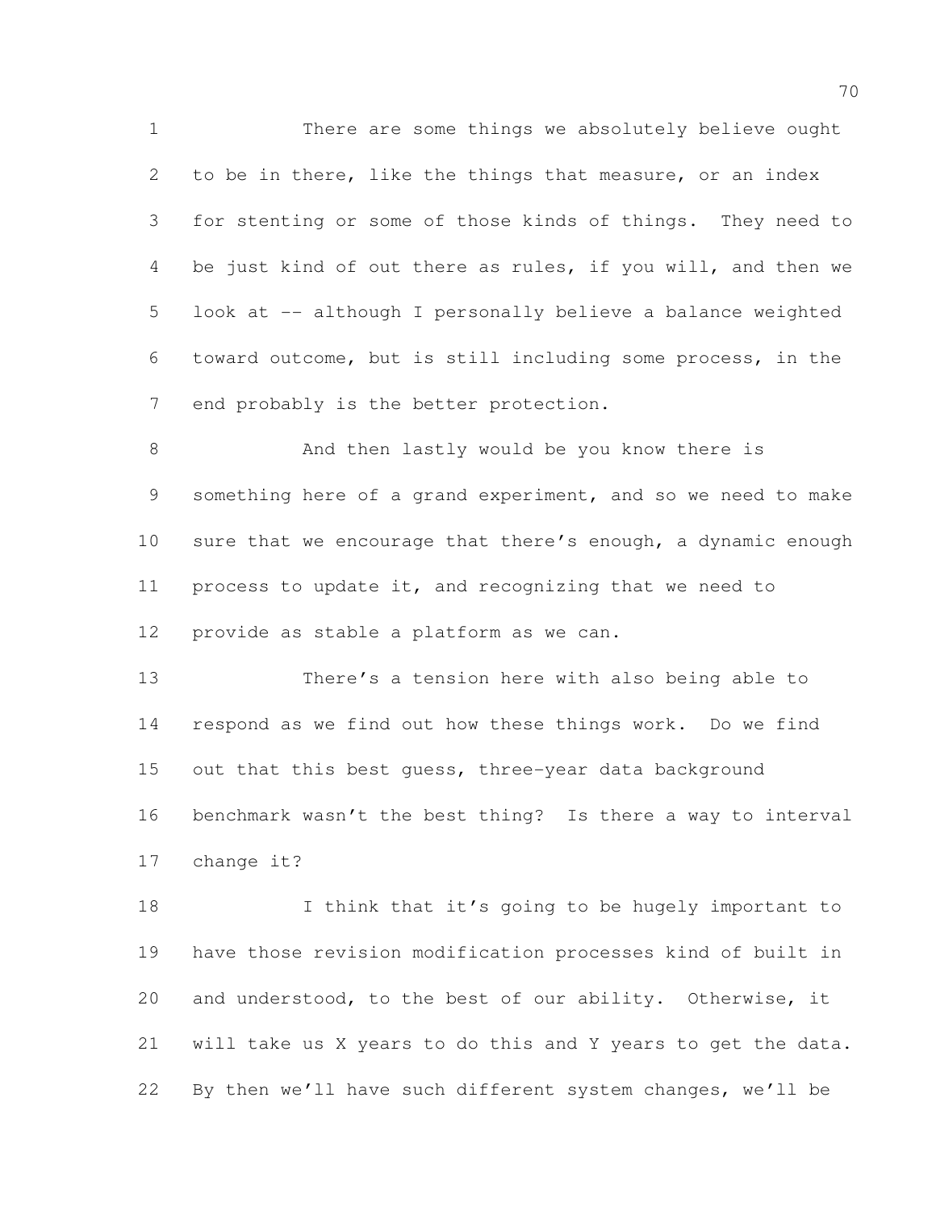There are some things we absolutely believe ought to be in there, like the things that measure, or an index for stenting or some of those kinds of things. They need to be just kind of out there as rules, if you will, and then we look at -- although I personally believe a balance weighted toward outcome, but is still including some process, in the end probably is the better protection.

And then lastly would be you know there is something here of a grand experiment, and so we need to make sure that we encourage that there's enough, a dynamic enough process to update it, and recognizing that we need to provide as stable a platform as we can.

There's a tension here with also being able to respond as we find out how these things work. Do we find out that this best guess, three-year data background benchmark wasn't the best thing? Is there a way to interval change it?

I think that it's going to be hugely important to have those revision modification processes kind of built in and understood, to the best of our ability. Otherwise, it will take us X years to do this and Y years to get the data. By then we'll have such different system changes, we'll be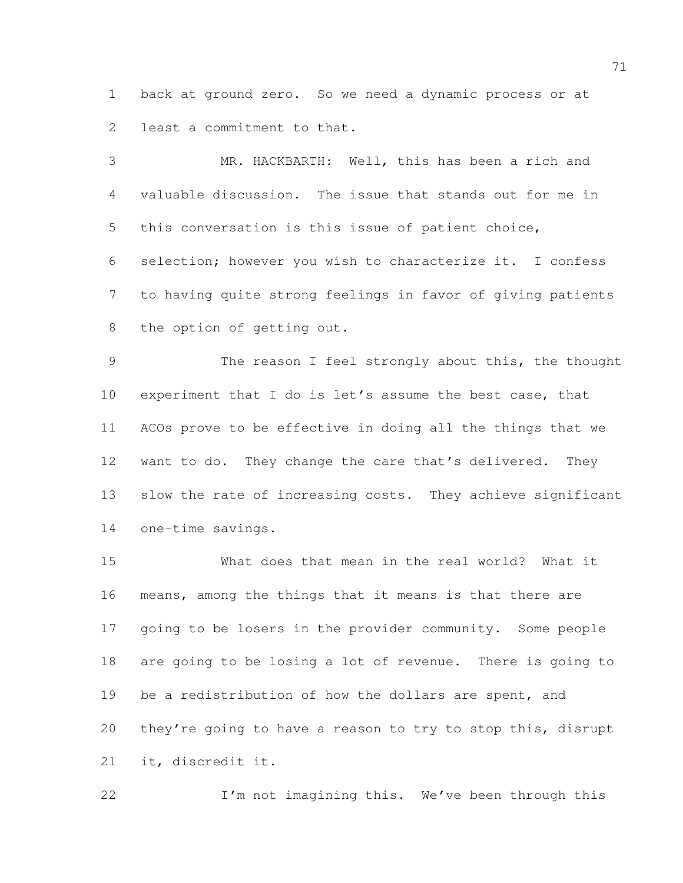back at ground zero. So we need a dynamic process or at least a commitment to that.

MR. HACKBARTH: Well, this has been a rich and valuable discussion. The issue that stands out for me in this conversation is this issue of patient choice, selection; however you wish to characterize it. I confess to having quite strong feelings in favor of giving patients the option of getting out.

The reason I feel strongly about this, the thought experiment that I do is let's assume the best case, that ACOs prove to be effective in doing all the things that we want to do. They change the care that's delivered. They slow the rate of increasing costs. They achieve significant one-time savings.

What does that mean in the real world? What it means, among the things that it means is that there are going to be losers in the provider community. Some people are going to be losing a lot of revenue. There is going to be a redistribution of how the dollars are spent, and they're going to have a reason to try to stop this, disrupt it, discredit it.

I'm not imagining this. We've been through this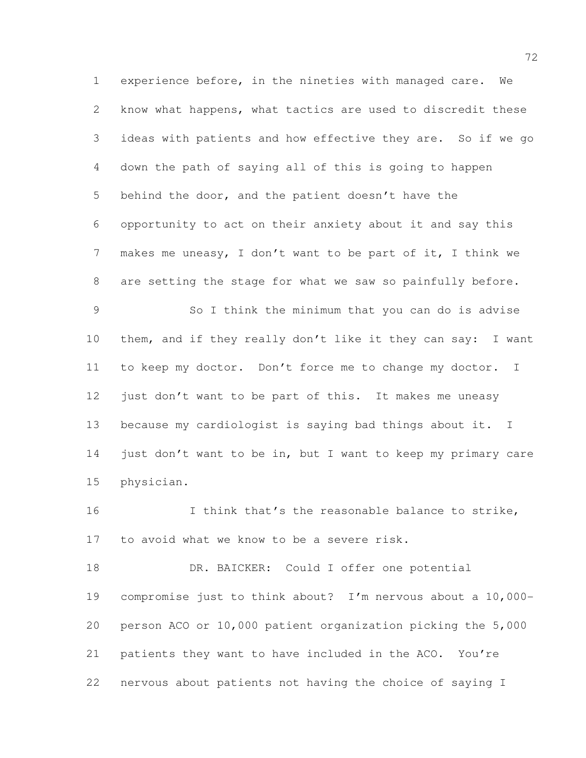experience before, in the nineties with managed care. We know what happens, what tactics are used to discredit these ideas with patients and how effective they are. So if we go down the path of saying all of this is going to happen behind the door, and the patient doesn't have the opportunity to act on their anxiety about it and say this makes me uneasy, I don't want to be part of it, I think we are setting the stage for what we saw so painfully before.

So I think the minimum that you can do is advise them, and if they really don't like it they can say: I want to keep my doctor. Don't force me to change my doctor. I just don't want to be part of this. It makes me uneasy because my cardiologist is saying bad things about it. I just don't want to be in, but I want to keep my primary care physician.

I think that's the reasonable balance to strike, to avoid what we know to be a severe risk.

DR. BAICKER: Could I offer one potential compromise just to think about? I'm nervous about a 10,000-person ACO or 10,000 patient organization picking the 5,000 patients they want to have included in the ACO. You're nervous about patients not having the choice of saying I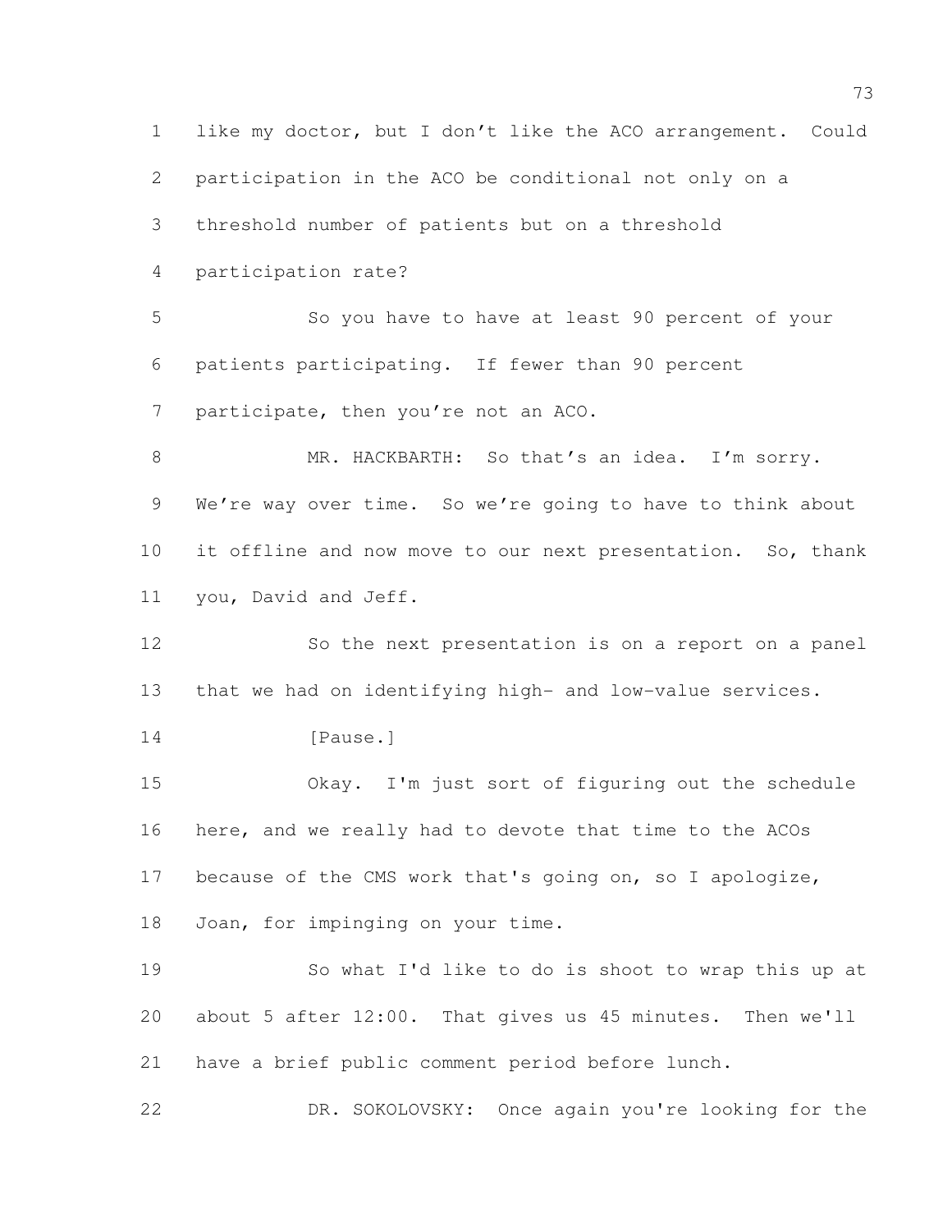like my doctor, but I don't like the ACO arrangement. Could participation in the ACO be conditional not only on a threshold number of patients but on a threshold participation rate?

So you have to have at least 90 percent of your patients participating. If fewer than 90 percent participate, then you're not an ACO.

MR. HACKBARTH: So that's an idea. I'm sorry. We're way over time. So we're going to have to think about it offline and now move to our next presentation. So, thank you, David and Jeff.

So the next presentation is on a report on a panel that we had on identifying high- and low-value services.

[Pause.]

Okay. I'm just sort of figuring out the schedule here, and we really had to devote that time to the ACOs because of the CMS work that's going on, so I apologize, Joan, for impinging on your time.

So what I'd like to do is shoot to wrap this up at about 5 after 12:00. That gives us 45 minutes. Then we'll have a brief public comment period before lunch.

DR. SOKOLOVSKY: Once again you're looking for the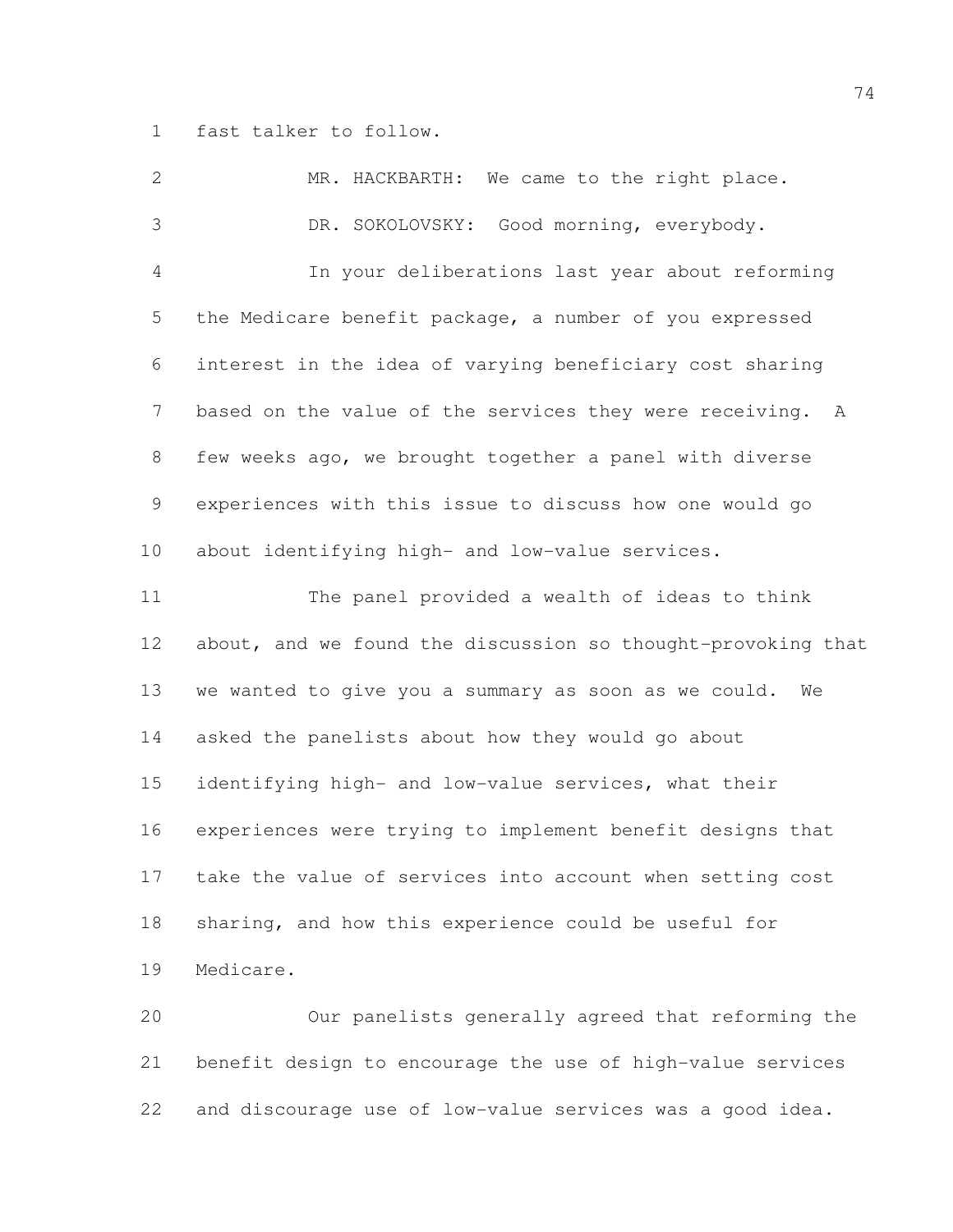fast talker to follow.

MR. HACKBARTH: We came to the right place.

DR. SOKOLOVSKY: Good morning, everybody.

In your deliberations last year about reforming the Medicare benefit package, a number of you expressed interest in the idea of varying beneficiary cost sharing based on the value of the services they were receiving. A few weeks ago, we brought together a panel with diverse experiences with this issue to discuss how one would go about identifying high- and low-value services.

The panel provided a wealth of ideas to think about, and we found the discussion so thought-provoking that we wanted to give you a summary as soon as we could. We asked the panelists about how they would go about identifying high- and low-value services, what their experiences were trying to implement benefit designs that take the value of services into account when setting cost sharing, and how this experience could be useful for Medicare.

Our panelists generally agreed that reforming the benefit design to encourage the use of high-value services and discourage use of low-value services was a good idea.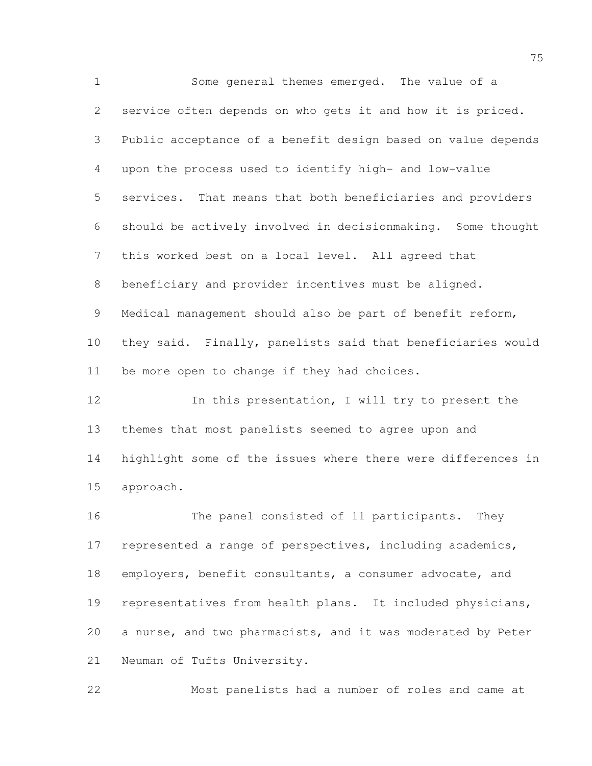Some general themes emerged. The value of a service often depends on who gets it and how it is priced. Public acceptance of a benefit design based on value depends upon the process used to identify high- and low-value services. That means that both beneficiaries and providers should be actively involved in decisionmaking. Some thought this worked best on a local level. All agreed that beneficiary and provider incentives must be aligned. Medical management should also be part of benefit reform, they said. Finally, panelists said that beneficiaries would be more open to change if they had choices.

In this presentation, I will try to present the themes that most panelists seemed to agree upon and highlight some of the issues where there were differences in approach.

The panel consisted of 11 participants. They represented a range of perspectives, including academics, employers, benefit consultants, a consumer advocate, and representatives from health plans. It included physicians, a nurse, and two pharmacists, and it was moderated by Peter Neuman of Tufts University.

Most panelists had a number of roles and came at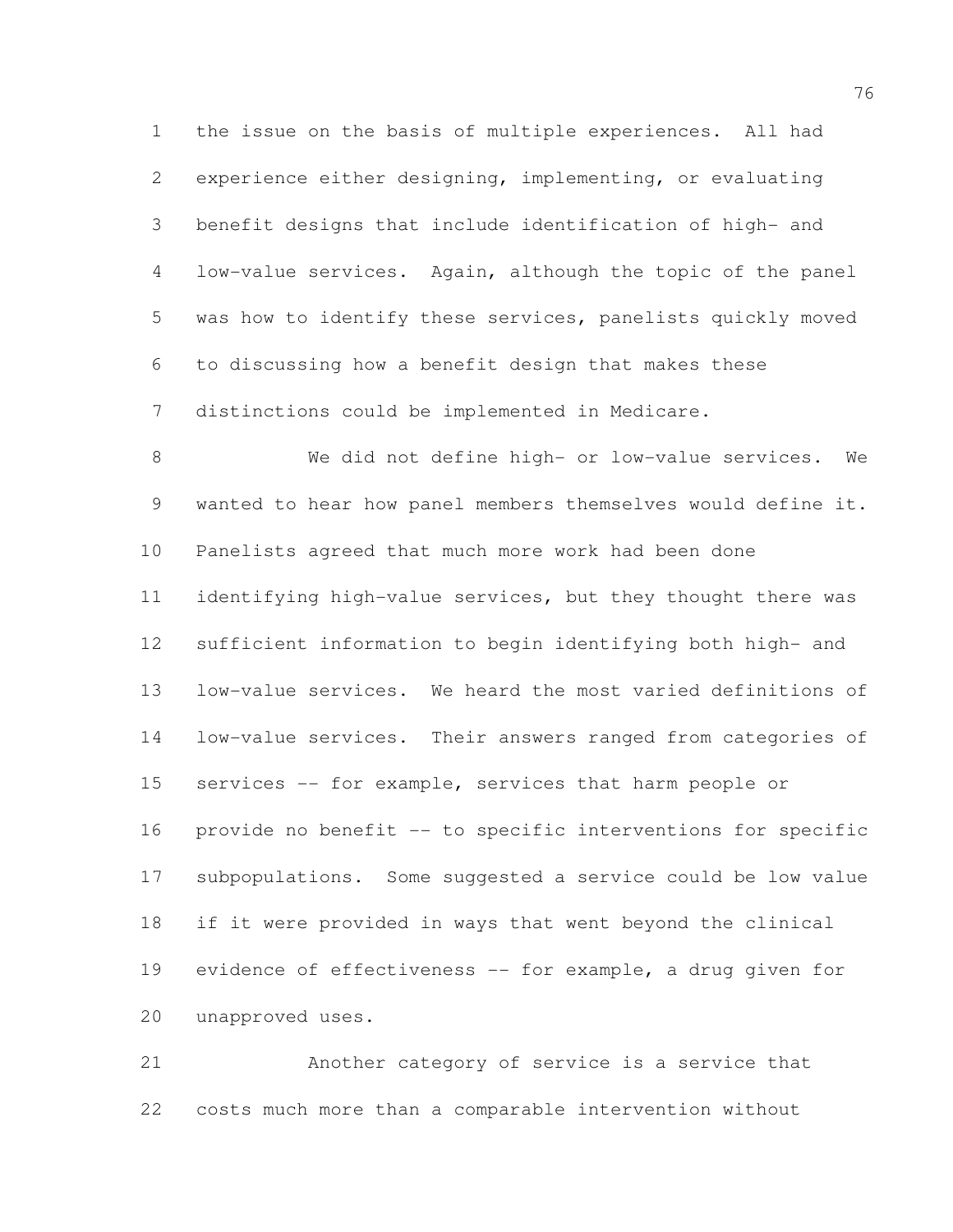the issue on the basis of multiple experiences. All had experience either designing, implementing, or evaluating benefit designs that include identification of high- and low-value services. Again, although the topic of the panel was how to identify these services, panelists quickly moved to discussing how a benefit design that makes these distinctions could be implemented in Medicare.

We did not define high- or low-value services. We wanted to hear how panel members themselves would define it. Panelists agreed that much more work had been done identifying high-value services, but they thought there was sufficient information to begin identifying both high- and low-value services. We heard the most varied definitions of low-value services. Their answers ranged from categories of services -- for example, services that harm people or provide no benefit -- to specific interventions for specific subpopulations. Some suggested a service could be low value if it were provided in ways that went beyond the clinical evidence of effectiveness -- for example, a drug given for unapproved uses.

Another category of service is a service that costs much more than a comparable intervention without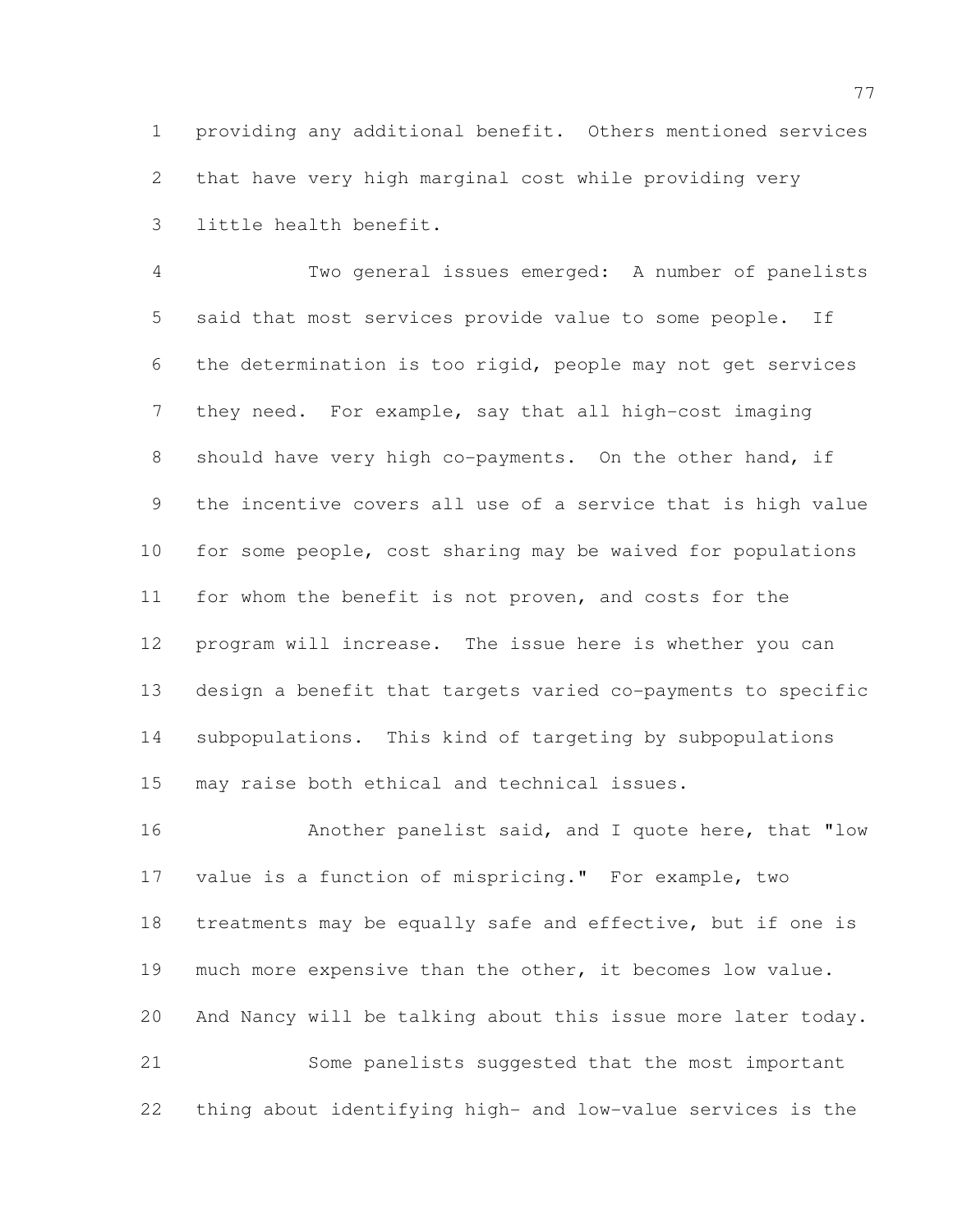providing any additional benefit. Others mentioned services that have very high marginal cost while providing very little health benefit.

Two general issues emerged: A number of panelists said that most services provide value to some people. If the determination is too rigid, people may not get services they need. For example, say that all high-cost imaging should have very high co-payments. On the other hand, if the incentive covers all use of a service that is high value for some people, cost sharing may be waived for populations for whom the benefit is not proven, and costs for the program will increase. The issue here is whether you can design a benefit that targets varied co-payments to specific subpopulations. This kind of targeting by subpopulations may raise both ethical and technical issues.

Another panelist said, and I quote here, that "low value is a function of mispricing." For example, two treatments may be equally safe and effective, but if one is much more expensive than the other, it becomes low value. And Nancy will be talking about this issue more later today.

Some panelists suggested that the most important thing about identifying high- and low-value services is the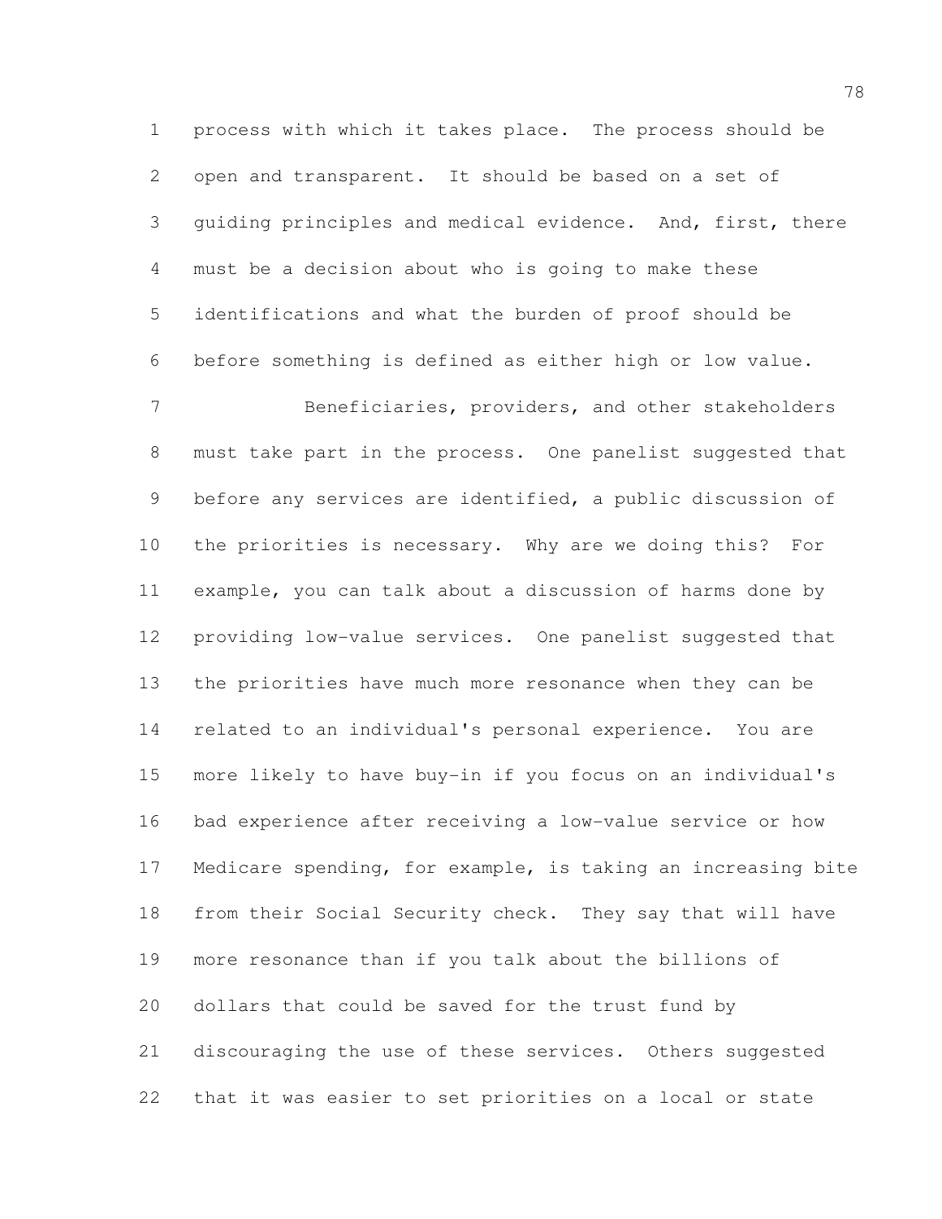process with which it takes place. The process should be open and transparent. It should be based on a set of guiding principles and medical evidence. And, first, there must be a decision about who is going to make these identifications and what the burden of proof should be before something is defined as either high or low value.

Beneficiaries, providers, and other stakeholders must take part in the process. One panelist suggested that before any services are identified, a public discussion of the priorities is necessary. Why are we doing this? For example, you can talk about a discussion of harms done by providing low-value services. One panelist suggested that the priorities have much more resonance when they can be related to an individual's personal experience. You are more likely to have buy-in if you focus on an individual's bad experience after receiving a low-value service or how Medicare spending, for example, is taking an increasing bite from their Social Security check. They say that will have more resonance than if you talk about the billions of dollars that could be saved for the trust fund by discouraging the use of these services. Others suggested that it was easier to set priorities on a local or state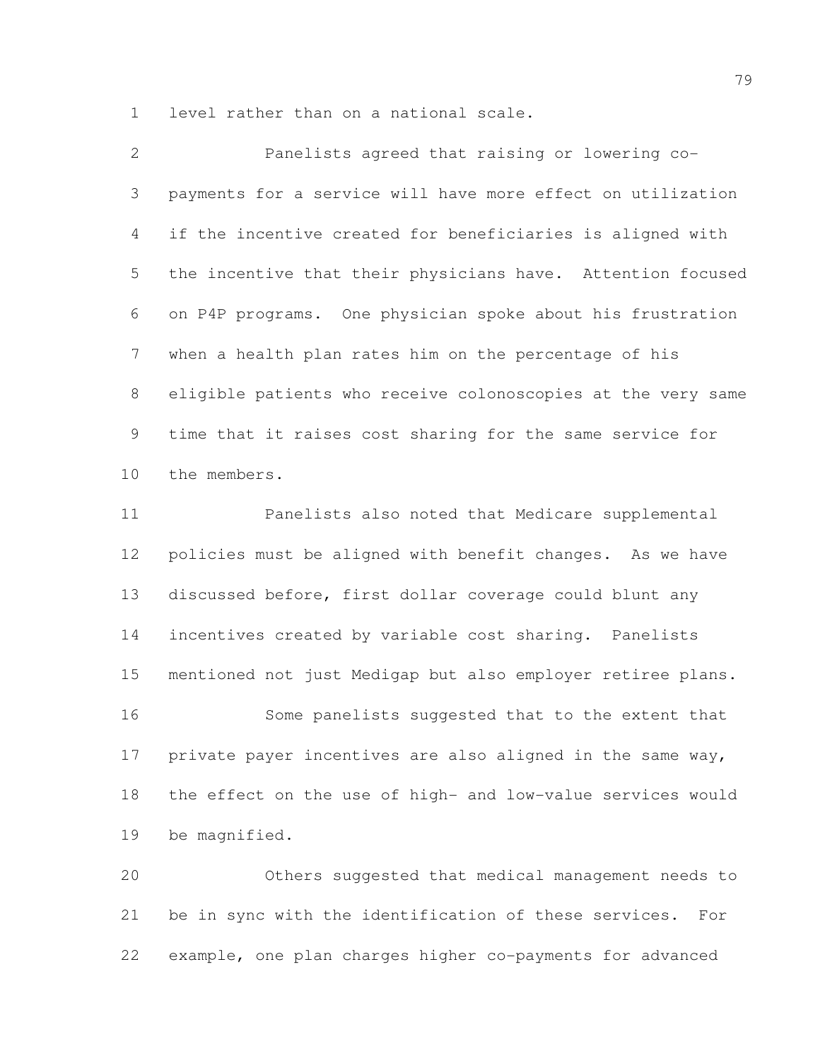level rather than on a national scale.

Panelists agreed that raising or lowering co-payments for a service will have more effect on utilization if the incentive created for beneficiaries is aligned with the incentive that their physicians have. Attention focused on P4P programs. One physician spoke about his frustration when a health plan rates him on the percentage of his eligible patients who receive colonoscopies at the very same time that it raises cost sharing for the same service for the members.

Panelists also noted that Medicare supplemental policies must be aligned with benefit changes. As we have discussed before, first dollar coverage could blunt any incentives created by variable cost sharing. Panelists mentioned not just Medigap but also employer retiree plans.

Some panelists suggested that to the extent that private payer incentives are also aligned in the same way, the effect on the use of high- and low-value services would be magnified.

Others suggested that medical management needs to be in sync with the identification of these services. For example, one plan charges higher co-payments for advanced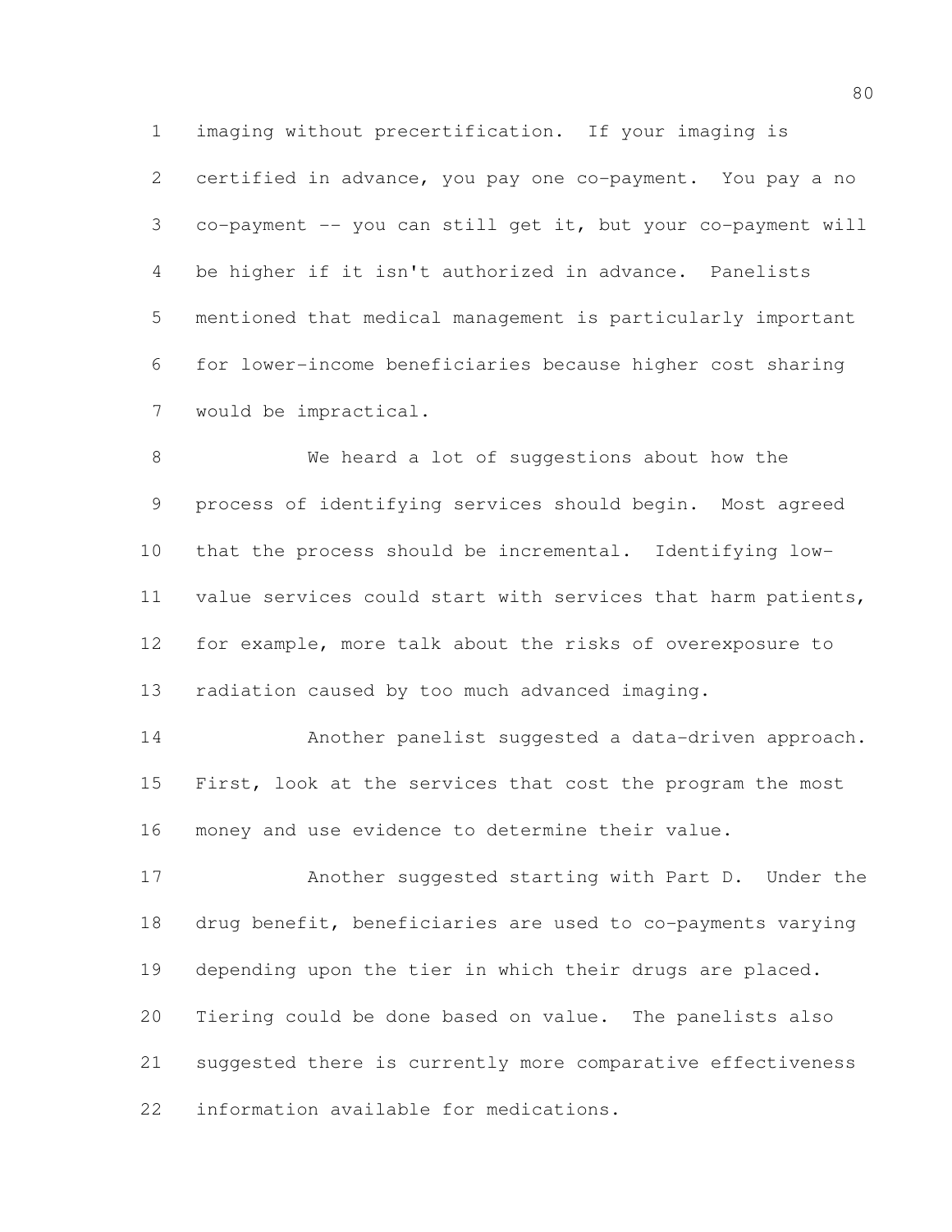imaging without precertification. If your imaging is certified in advance, you pay one co-payment. You pay a no co-payment -- you can still get it, but your co-payment will be higher if it isn't authorized in advance. Panelists mentioned that medical management is particularly important for lower-income beneficiaries because higher cost sharing would be impractical.

We heard a lot of suggestions about how the process of identifying services should begin. Most agreed that the process should be incremental. Identifying low-value services could start with services that harm patients, for example, more talk about the risks of overexposure to radiation caused by too much advanced imaging.

Another panelist suggested a data-driven approach. First, look at the services that cost the program the most money and use evidence to determine their value.

Another suggested starting with Part D. Under the drug benefit, beneficiaries are used to co-payments varying depending upon the tier in which their drugs are placed. Tiering could be done based on value. The panelists also suggested there is currently more comparative effectiveness information available for medications.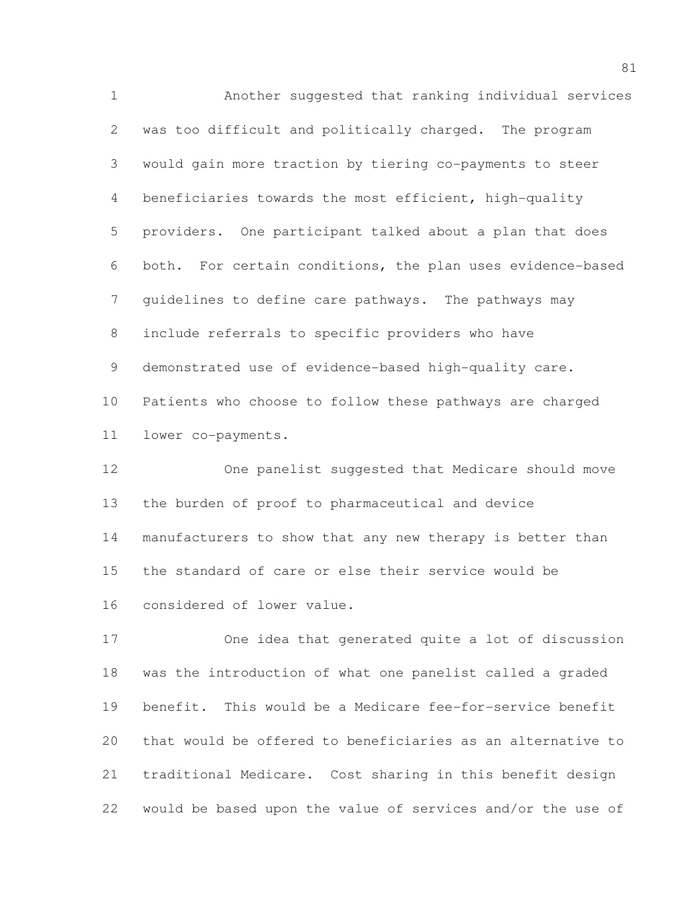Another suggested that ranking individual services was too difficult and politically charged. The program would gain more traction by tiering co-payments to steer beneficiaries towards the most efficient, high-quality providers. One participant talked about a plan that does both. For certain conditions, the plan uses evidence-based guidelines to define care pathways. The pathways may include referrals to specific providers who have demonstrated use of evidence-based high-quality care. Patients who choose to follow these pathways are charged lower co-payments.

One panelist suggested that Medicare should move the burden of proof to pharmaceutical and device manufacturers to show that any new therapy is better than the standard of care or else their service would be considered of lower value.

One idea that generated quite a lot of discussion was the introduction of what one panelist called a graded benefit. This would be a Medicare fee-for-service benefit that would be offered to beneficiaries as an alternative to traditional Medicare. Cost sharing in this benefit design would be based upon the value of services and/or the use of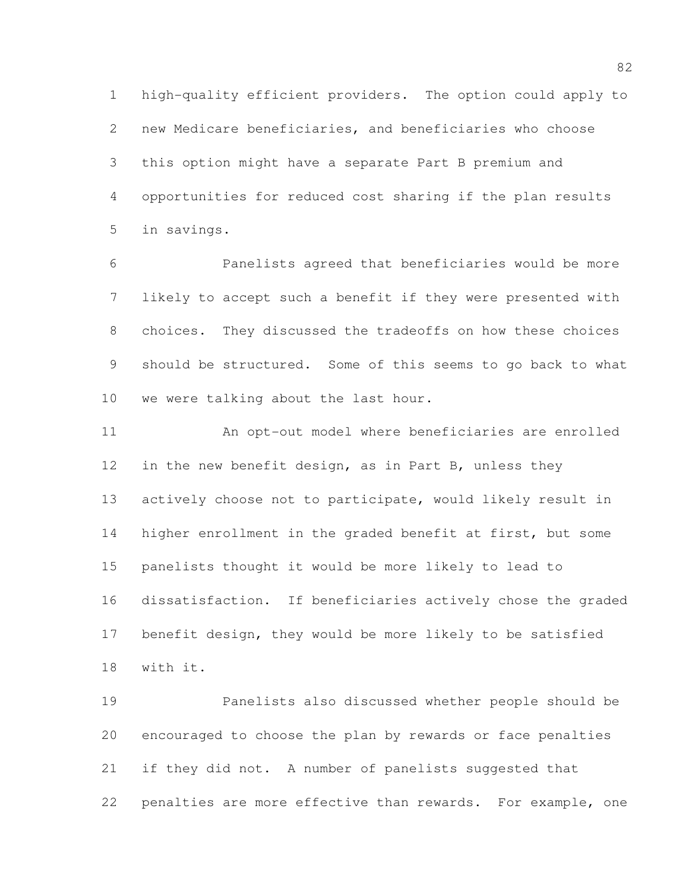high-quality efficient providers. The option could apply to new Medicare beneficiaries, and beneficiaries who choose this option might have a separate Part B premium and opportunities for reduced cost sharing if the plan results in savings.

Panelists agreed that beneficiaries would be more likely to accept such a benefit if they were presented with choices. They discussed the tradeoffs on how these choices should be structured. Some of this seems to go back to what we were talking about the last hour.

An opt-out model where beneficiaries are enrolled in the new benefit design, as in Part B, unless they actively choose not to participate, would likely result in higher enrollment in the graded benefit at first, but some panelists thought it would be more likely to lead to dissatisfaction. If beneficiaries actively chose the graded benefit design, they would be more likely to be satisfied with it.

Panelists also discussed whether people should be encouraged to choose the plan by rewards or face penalties if they did not. A number of panelists suggested that penalties are more effective than rewards. For example, one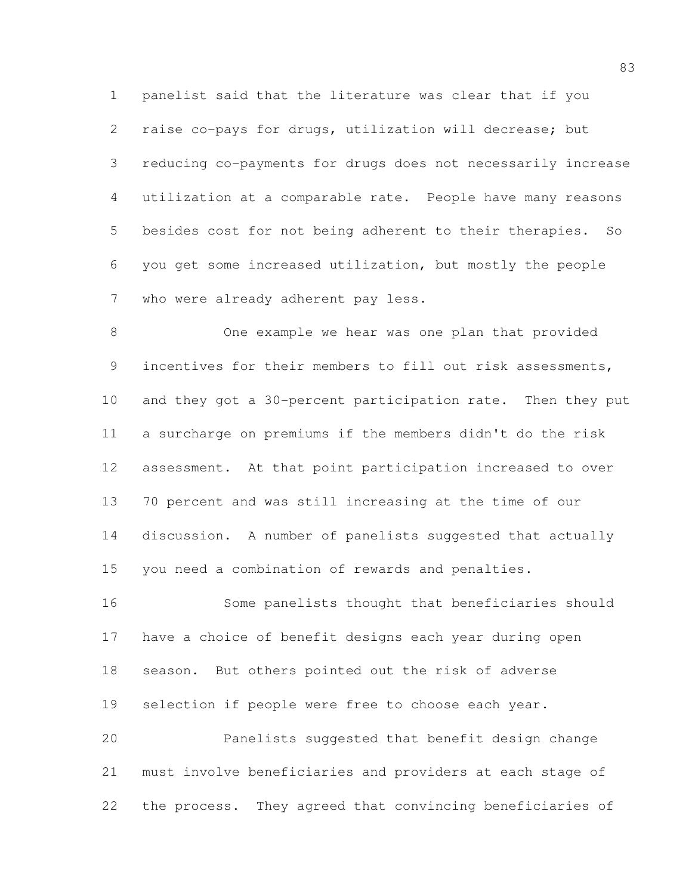panelist said that the literature was clear that if you raise co-pays for drugs, utilization will decrease; but reducing co-payments for drugs does not necessarily increase utilization at a comparable rate. People have many reasons besides cost for not being adherent to their therapies. So you get some increased utilization, but mostly the people who were already adherent pay less.

One example we hear was one plan that provided incentives for their members to fill out risk assessments, and they got a 30-percent participation rate. Then they put a surcharge on premiums if the members didn't do the risk assessment. At that point participation increased to over 70 percent and was still increasing at the time of our discussion. A number of panelists suggested that actually you need a combination of rewards and penalties.

Some panelists thought that beneficiaries should have a choice of benefit designs each year during open season. But others pointed out the risk of adverse selection if people were free to choose each year.

Panelists suggested that benefit design change must involve beneficiaries and providers at each stage of the process. They agreed that convincing beneficiaries of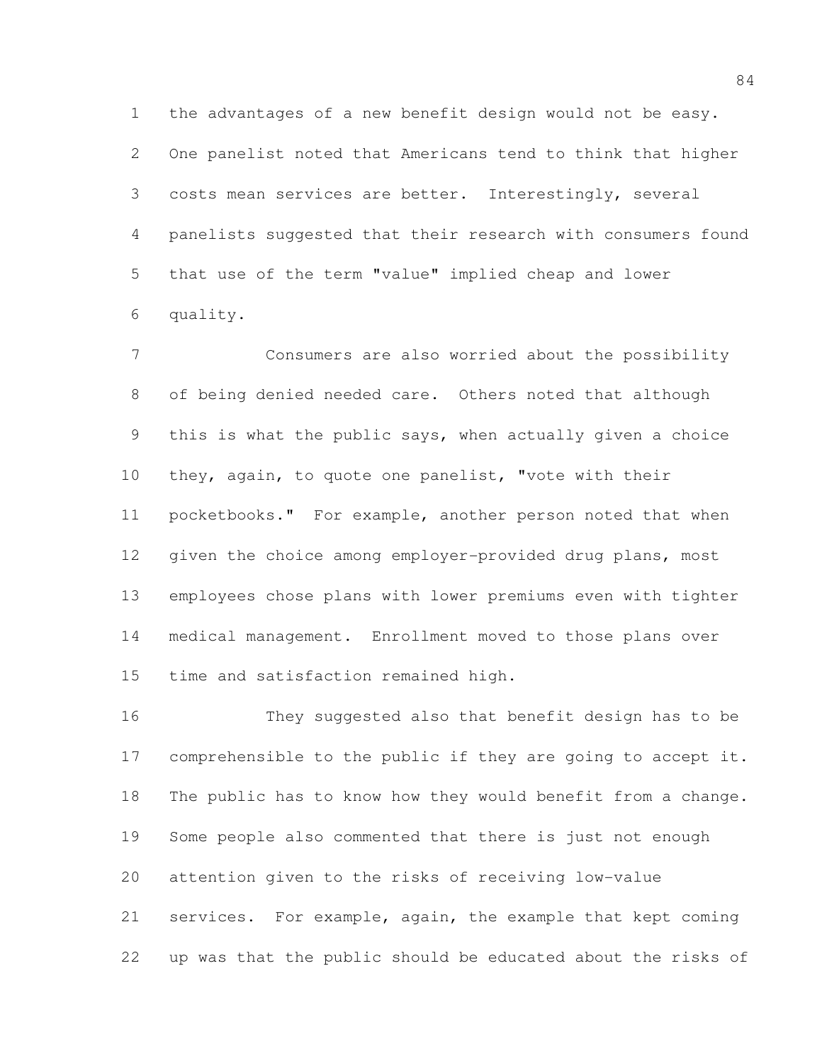the advantages of a new benefit design would not be easy. One panelist noted that Americans tend to think that higher costs mean services are better. Interestingly, several panelists suggested that their research with consumers found that use of the term "value" implied cheap and lower quality.

Consumers are also worried about the possibility of being denied needed care. Others noted that although this is what the public says, when actually given a choice they, again, to quote one panelist, "vote with their pocketbooks." For example, another person noted that when given the choice among employer-provided drug plans, most employees chose plans with lower premiums even with tighter medical management. Enrollment moved to those plans over time and satisfaction remained high.

They suggested also that benefit design has to be comprehensible to the public if they are going to accept it. The public has to know how they would benefit from a change. Some people also commented that there is just not enough attention given to the risks of receiving low-value services. For example, again, the example that kept coming up was that the public should be educated about the risks of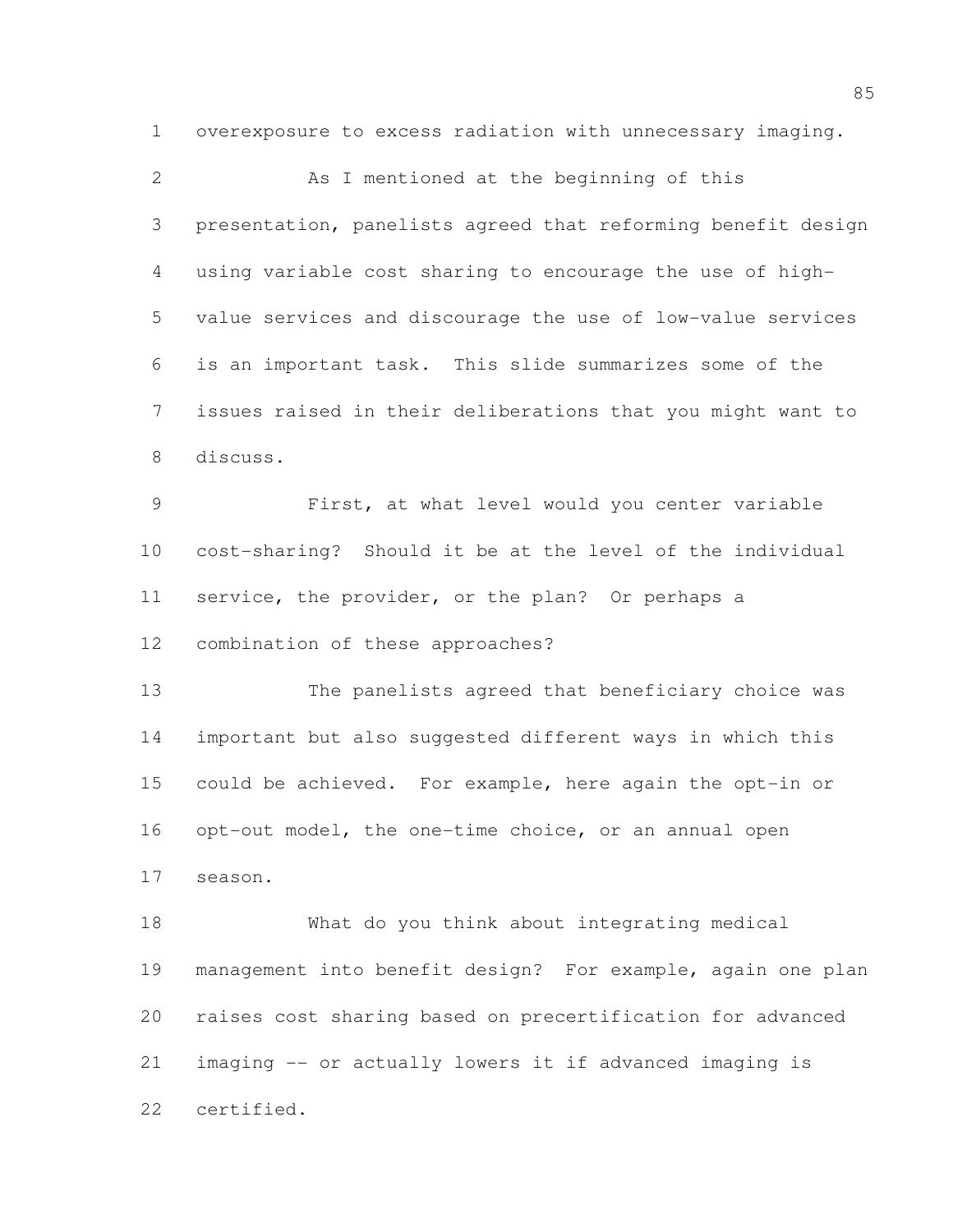overexposure to excess radiation with unnecessary imaging.

As I mentioned at the beginning of this presentation, panelists agreed that reforming benefit design using variable cost sharing to encourage the use of high-value services and discourage the use of low-value services is an important task. This slide summarizes some of the issues raised in their deliberations that you might want to discuss.

First, at what level would you center variable cost-sharing? Should it be at the level of the individual service, the provider, or the plan? Or perhaps a combination of these approaches?

The panelists agreed that beneficiary choice was important but also suggested different ways in which this could be achieved. For example, here again the opt-in or opt-out model, the one-time choice, or an annual open season.

What do you think about integrating medical management into benefit design? For example, again one plan raises cost sharing based on precertification for advanced imaging -- or actually lowers it if advanced imaging is certified.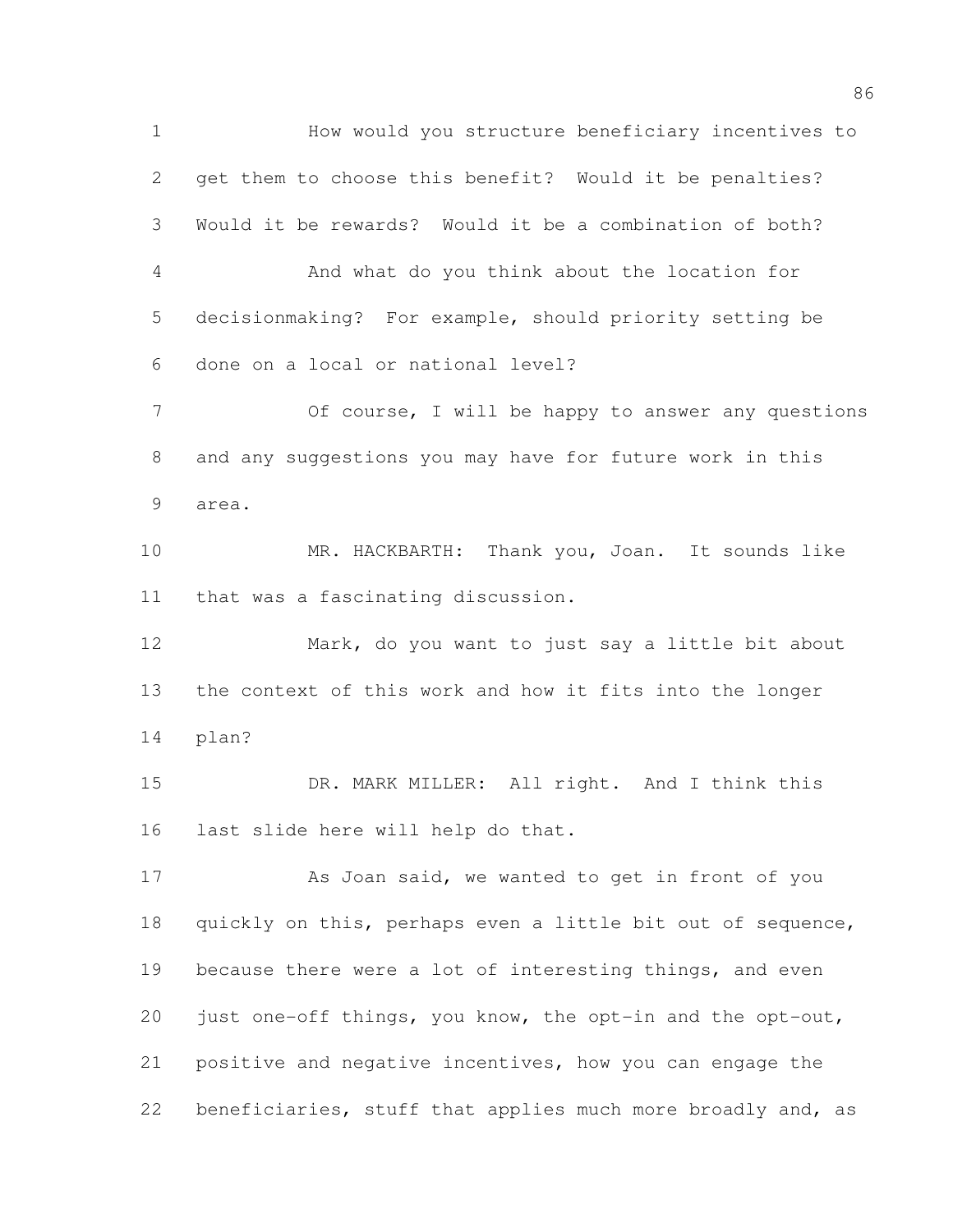How would you structure beneficiary incentives to get them to choose this benefit? Would it be penalties? Would it be rewards? Would it be a combination of both?

And what do you think about the location for decisionmaking? For example, should priority setting be done on a local or national level?

Of course, I will be happy to answer any questions and any suggestions you may have for future work in this area.

MR. HACKBARTH: Thank you, Joan. It sounds like that was a fascinating discussion.

Mark, do you want to just say a little bit about the context of this work and how it fits into the longer plan?

DR. MARK MILLER: All right. And I think this last slide here will help do that.

As Joan said, we wanted to get in front of you quickly on this, perhaps even a little bit out of sequence, because there were a lot of interesting things, and even just one-off things, you know, the opt-in and the opt-out, positive and negative incentives, how you can engage the beneficiaries, stuff that applies much more broadly and, as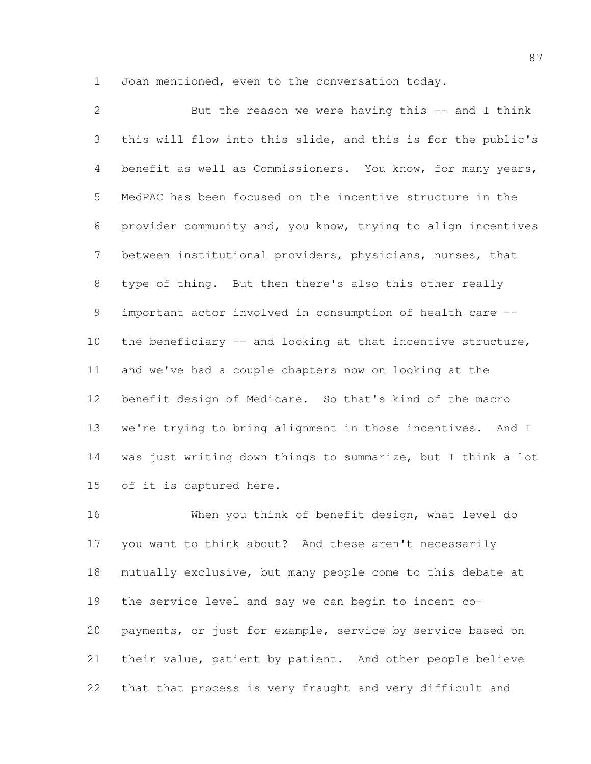Joan mentioned, even to the conversation today.

But the reason we were having this -- and I think this will flow into this slide, and this is for the public's benefit as well as Commissioners. You know, for many years, MedPAC has been focused on the incentive structure in the provider community and, you know, trying to align incentives between institutional providers, physicians, nurses, that type of thing. But then there's also this other really important actor involved in consumption of health care -- the beneficiary -- and looking at that incentive structure, and we've had a couple chapters now on looking at the benefit design of Medicare. So that's kind of the macro we're trying to bring alignment in those incentives. And I was just writing down things to summarize, but I think a lot of it is captured here.

When you think of benefit design, what level do you want to think about? And these aren't necessarily mutually exclusive, but many people come to this debate at the service level and say we can begin to incent co-payments, or just for example, service by service based on their value, patient by patient. And other people believe that that process is very fraught and very difficult and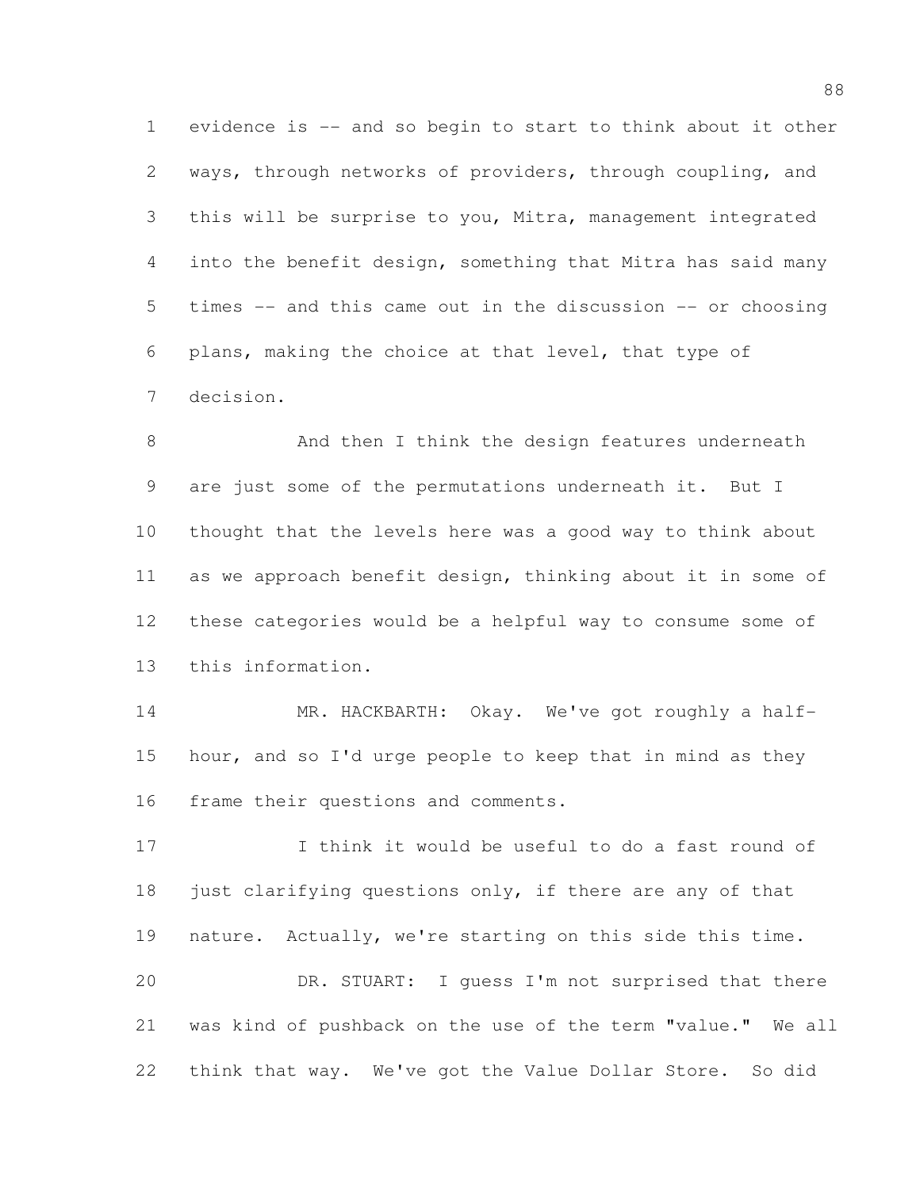evidence is -- and so begin to start to think about it other ways, through networks of providers, through coupling, and this will be surprise to you, Mitra, management integrated into the benefit design, something that Mitra has said many times -- and this came out in the discussion -- or choosing plans, making the choice at that level, that type of decision.

And then I think the design features underneath are just some of the permutations underneath it. But I thought that the levels here was a good way to think about as we approach benefit design, thinking about it in some of these categories would be a helpful way to consume some of this information.

MR. HACKBARTH: Okay. We've got roughly a half-hour, and so I'd urge people to keep that in mind as they frame their questions and comments.

I think it would be useful to do a fast round of just clarifying questions only, if there are any of that nature. Actually, we're starting on this side this time.

DR. STUART: I guess I'm not surprised that there was kind of pushback on the use of the term "value." We all think that way. We've got the Value Dollar Store. So did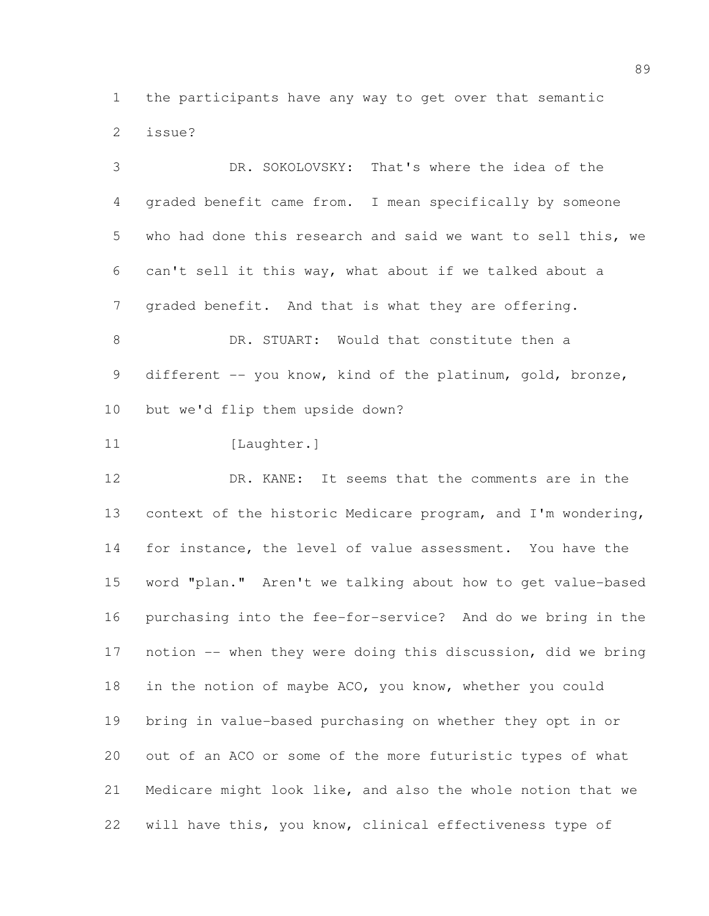the participants have any way to get over that semantic issue?

DR. SOKOLOVSKY: That's where the idea of the graded benefit came from. I mean specifically by someone who had done this research and said we want to sell this, we can't sell it this way, what about if we talked about a graded benefit. And that is what they are offering.

DR. STUART: Would that constitute then a different -- you know, kind of the platinum, gold, bronze, but we'd flip them upside down?

[Laughter.]

DR. KANE: It seems that the comments are in the context of the historic Medicare program, and I'm wondering, for instance, the level of value assessment. You have the word "plan." Aren't we talking about how to get value-based purchasing into the fee-for-service? And do we bring in the notion -- when they were doing this discussion, did we bring in the notion of maybe ACO, you know, whether you could bring in value-based purchasing on whether they opt in or out of an ACO or some of the more futuristic types of what Medicare might look like, and also the whole notion that we will have this, you know, clinical effectiveness type of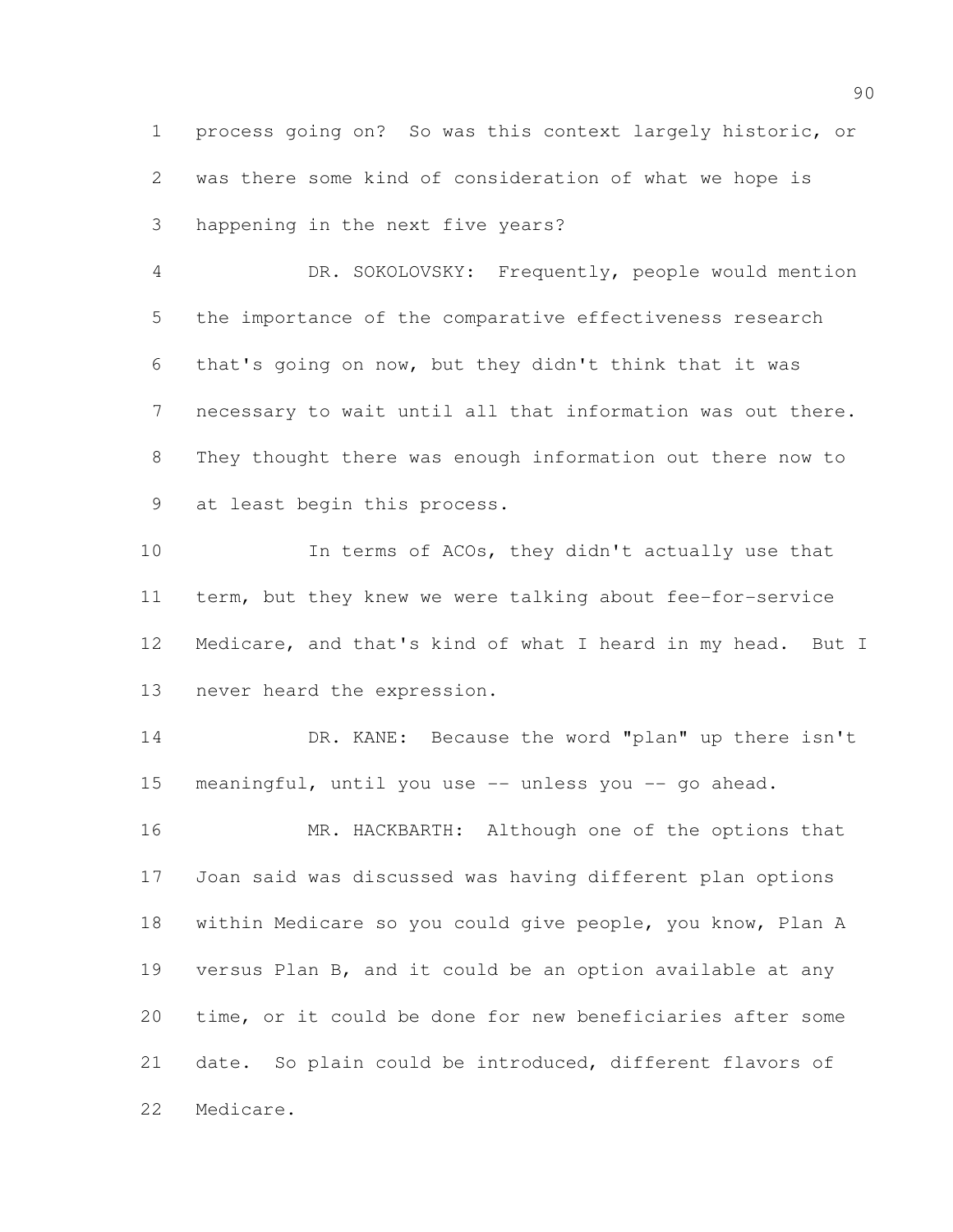process going on? So was this context largely historic, or was there some kind of consideration of what we hope is happening in the next five years?

DR. SOKOLOVSKY: Frequently, people would mention the importance of the comparative effectiveness research that's going on now, but they didn't think that it was necessary to wait until all that information was out there. They thought there was enough information out there now to at least begin this process.

In terms of ACOs, they didn't actually use that term, but they knew we were talking about fee-for-service Medicare, and that's kind of what I heard in my head. But I never heard the expression.

DR. KANE: Because the word "plan" up there isn't meaningful, until you use -- unless you -- go ahead.

MR. HACKBARTH: Although one of the options that Joan said was discussed was having different plan options within Medicare so you could give people, you know, Plan A versus Plan B, and it could be an option available at any time, or it could be done for new beneficiaries after some date. So plain could be introduced, different flavors of Medicare.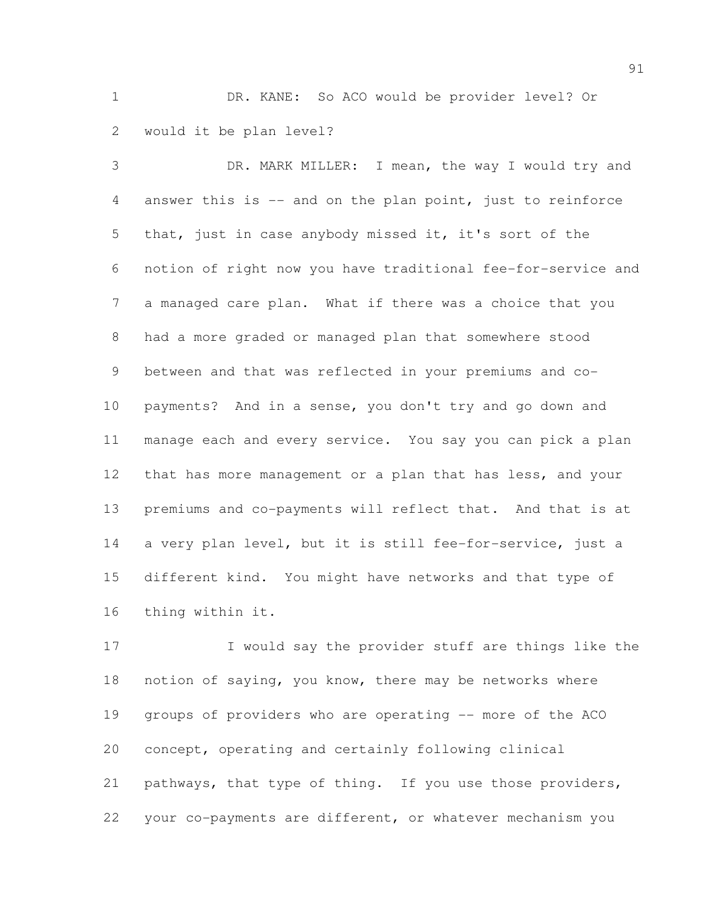DR. KANE: So ACO would be provider level? Or would it be plan level?

DR. MARK MILLER: I mean, the way I would try and answer this is -- and on the plan point, just to reinforce that, just in case anybody missed it, it's sort of the notion of right now you have traditional fee-for-service and a managed care plan. What if there was a choice that you had a more graded or managed plan that somewhere stood between and that was reflected in your premiums and co-payments? And in a sense, you don't try and go down and manage each and every service. You say you can pick a plan that has more management or a plan that has less, and your premiums and co-payments will reflect that. And that is at a very plan level, but it is still fee-for-service, just a different kind. You might have networks and that type of thing within it.

I would say the provider stuff are things like the notion of saying, you know, there may be networks where groups of providers who are operating -- more of the ACO concept, operating and certainly following clinical pathways, that type of thing. If you use those providers, your co-payments are different, or whatever mechanism you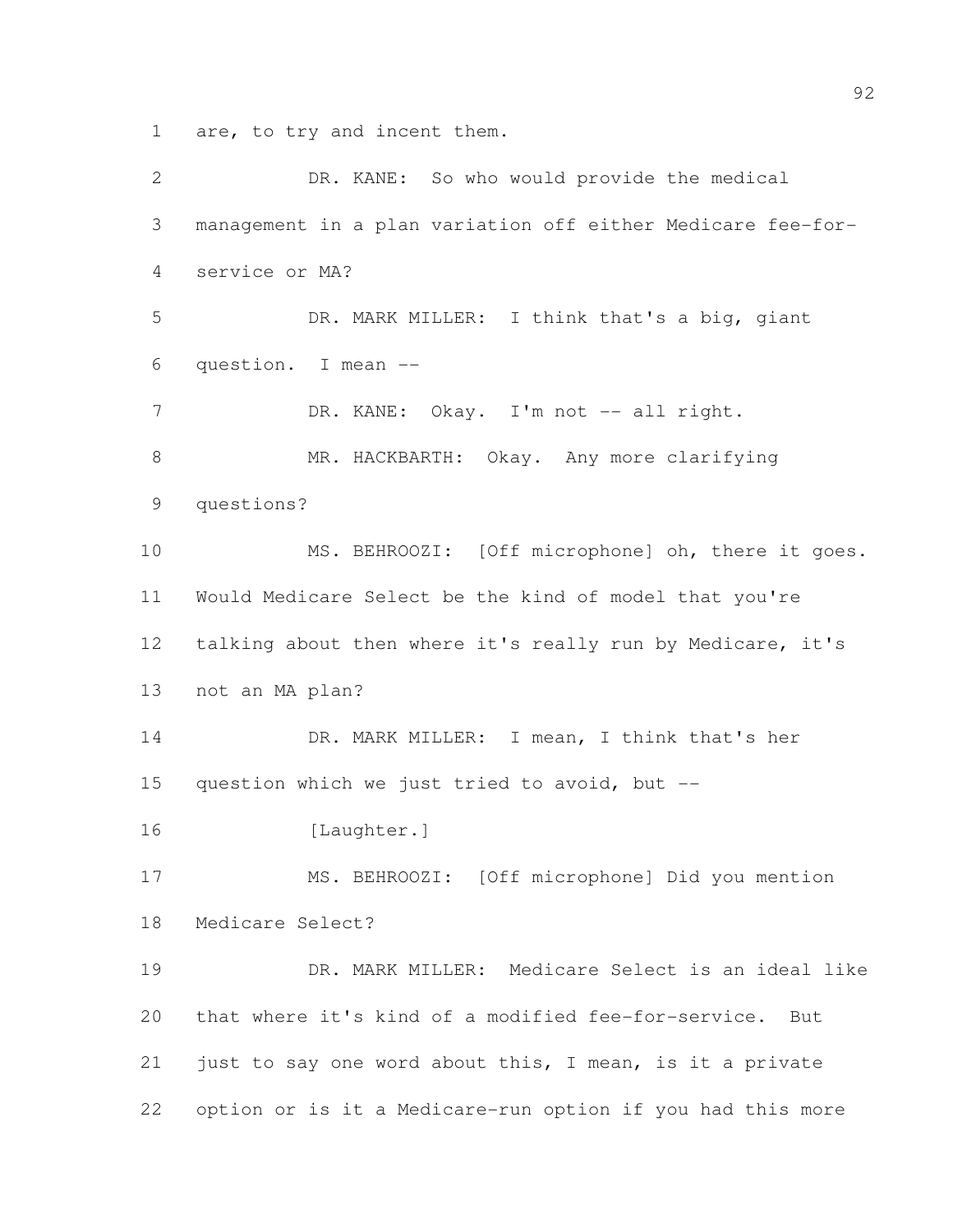are, to try and incent them.

DR. KANE: So who would provide the medical management in a plan variation off either Medicare fee-for-service or MA?

DR. MARK MILLER: I think that's a big, giant question. I mean --

DR. KANE: Okay. I'm not -- all right.

MR. HACKBARTH: Okay. Any more clarifying questions?

MS. BEHROOZI: [Off microphone] oh, there it goes. Would Medicare Select be the kind of model that you're talking about then where it's really run by Medicare, it's not an MA plan?

DR. MARK MILLER: I mean, I think that's her question which we just tried to avoid, but --

[Laughter.]

MS. BEHROOZI: [Off microphone] Did you mention Medicare Select?

DR. MARK MILLER: Medicare Select is an ideal like that where it's kind of a modified fee-for-service. But just to say one word about this, I mean, is it a private option or is it a Medicare-run option if you had this more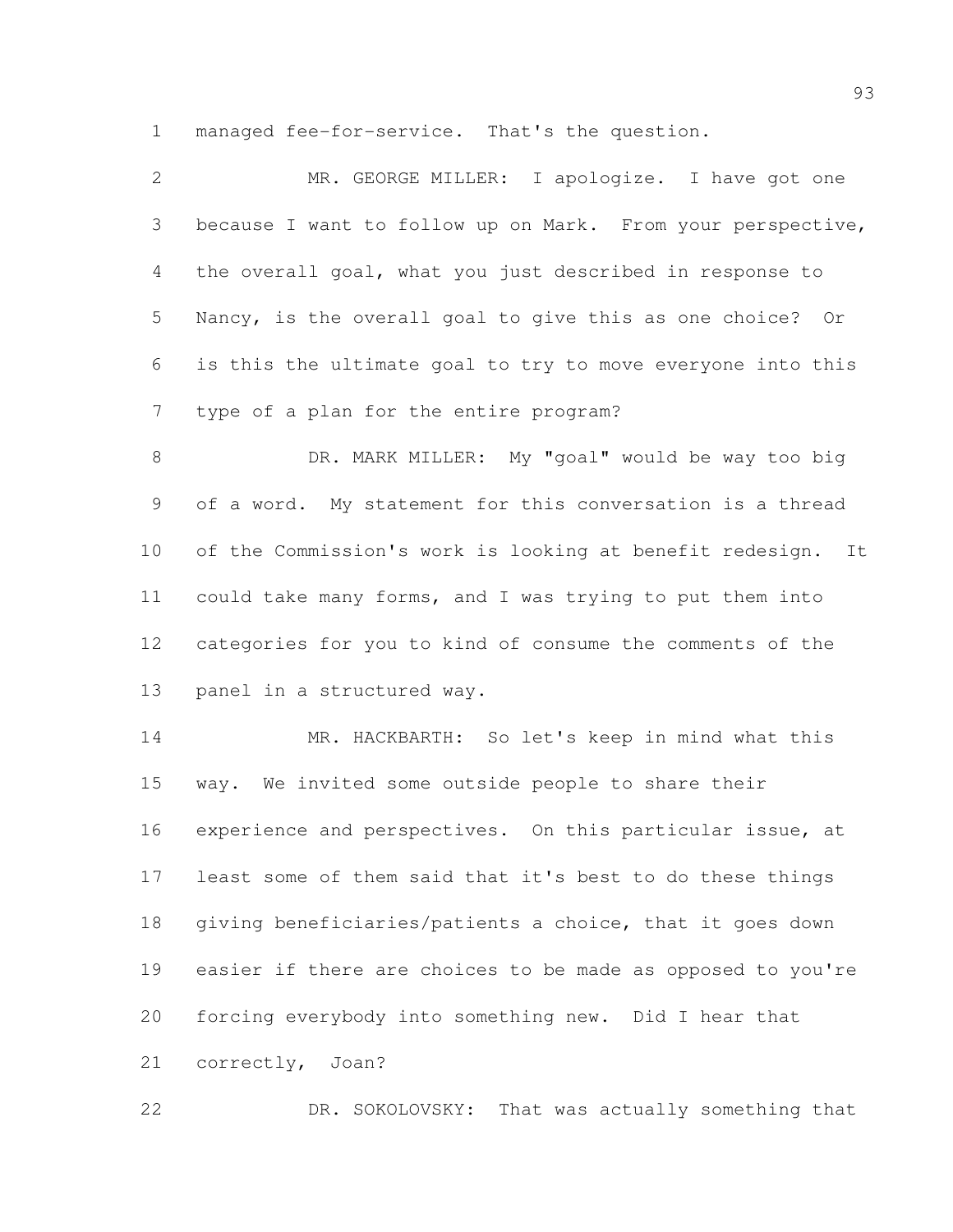managed fee-for-service. That's the question.

MR. GEORGE MILLER: I apologize. I have got one because I want to follow up on Mark. From your perspective, the overall goal, what you just described in response to Nancy, is the overall goal to give this as one choice? Or is this the ultimate goal to try to move everyone into this type of a plan for the entire program?

DR. MARK MILLER: My "goal" would be way too big of a word. My statement for this conversation is a thread of the Commission's work is looking at benefit redesign. It could take many forms, and I was trying to put them into categories for you to kind of consume the comments of the panel in a structured way.

MR. HACKBARTH: So let's keep in mind what this way. We invited some outside people to share their experience and perspectives. On this particular issue, at least some of them said that it's best to do these things giving beneficiaries/patients a choice, that it goes down easier if there are choices to be made as opposed to you're forcing everybody into something new. Did I hear that correctly, Joan?

DR. SOKOLOVSKY: That was actually something that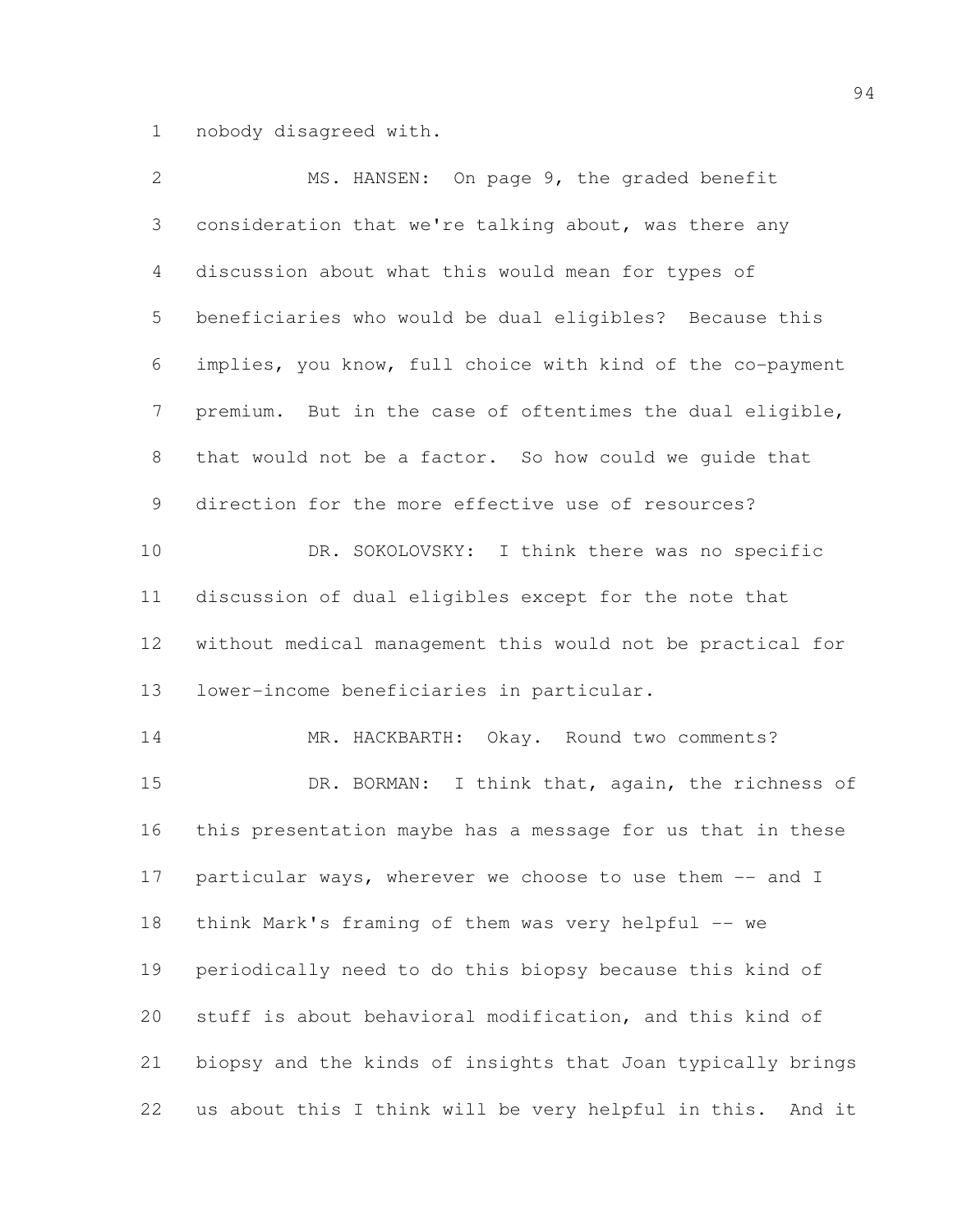nobody disagreed with.

MS. HANSEN: On page 9, the graded benefit consideration that we're talking about, was there any discussion about what this would mean for types of beneficiaries who would be dual eligibles? Because this implies, you know, full choice with kind of the co-payment premium. But in the case of oftentimes the dual eligible, that would not be a factor. So how could we guide that direction for the more effective use of resources?

DR. SOKOLOVSKY: I think there was no specific discussion of dual eligibles except for the note that without medical management this would not be practical for lower-income beneficiaries in particular.

MR. HACKBARTH: Okay. Round two comments?

DR. BORMAN: I think that, again, the richness of this presentation maybe has a message for us that in these particular ways, wherever we choose to use them -- and I think Mark's framing of them was very helpful -- we periodically need to do this biopsy because this kind of stuff is about behavioral modification, and this kind of biopsy and the kinds of insights that Joan typically brings us about this I think will be very helpful in this. And it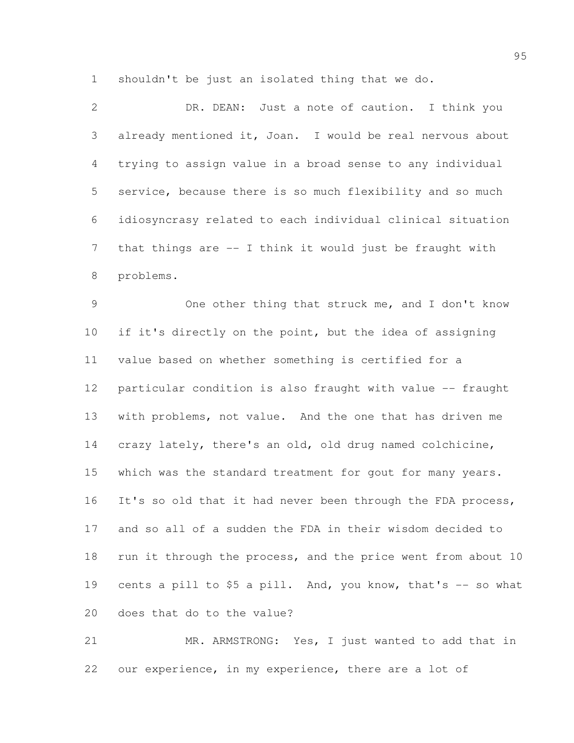shouldn't be just an isolated thing that we do.

DR. DEAN: Just a note of caution. I think you already mentioned it, Joan. I would be real nervous about trying to assign value in a broad sense to any individual service, because there is so much flexibility and so much idiosyncrasy related to each individual clinical situation that things are -- I think it would just be fraught with problems.

One other thing that struck me, and I don't know if it's directly on the point, but the idea of assigning value based on whether something is certified for a particular condition is also fraught with value -- fraught with problems, not value. And the one that has driven me crazy lately, there's an old, old drug named colchicine, which was the standard treatment for gout for many years. It's so old that it had never been through the FDA process, and so all of a sudden the FDA in their wisdom decided to run it through the process, and the price went from about 10 cents a pill to $5 a pill. And, you know, that's -- so what does that do to the value?

MR. ARMSTRONG: Yes, I just wanted to add that in our experience, in my experience, there are a lot of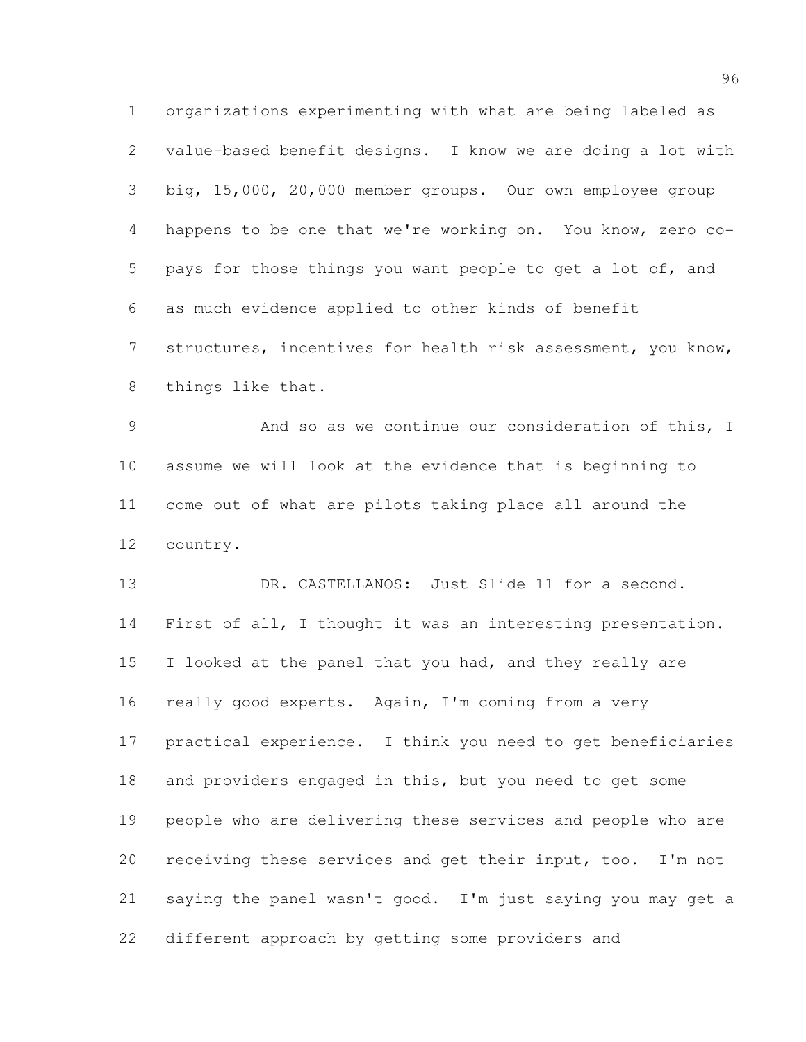organizations experimenting with what are being labeled as value-based benefit designs. I know we are doing a lot with big, 15,000, 20,000 member groups. Our own employee group happens to be one that we're working on. You know, zero co-pays for those things you want people to get a lot of, and as much evidence applied to other kinds of benefit structures, incentives for health risk assessment, you know, things like that.

And so as we continue our consideration of this, I assume we will look at the evidence that is beginning to come out of what are pilots taking place all around the country.

DR. CASTELLANOS: Just Slide 11 for a second. First of all, I thought it was an interesting presentation. I looked at the panel that you had, and they really are really good experts. Again, I'm coming from a very practical experience. I think you need to get beneficiaries and providers engaged in this, but you need to get some people who are delivering these services and people who are receiving these services and get their input, too. I'm not saying the panel wasn't good. I'm just saying you may get a different approach by getting some providers and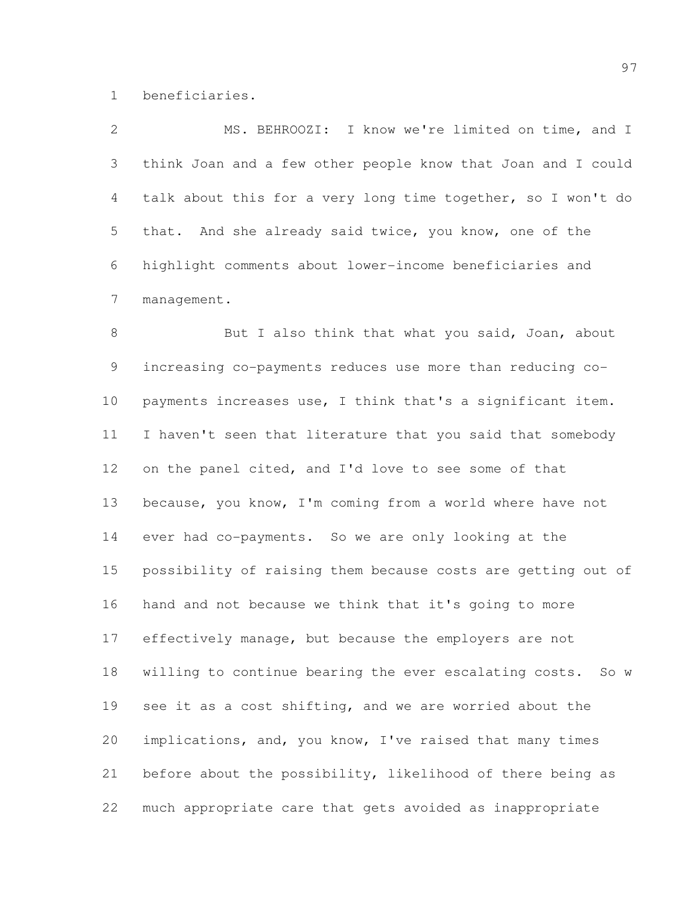beneficiaries.

MS. BEHROOZI: I know we're limited on time, and I think Joan and a few other people know that Joan and I could talk about this for a very long time together, so I won't do that. And she already said twice, you know, one of the highlight comments about lower-income beneficiaries and management.

But I also think that what you said, Joan, about increasing co-payments reduces use more than reducing co-payments increases use, I think that's a significant item. I haven't seen that literature that you said that somebody on the panel cited, and I'd love to see some of that because, you know, I'm coming from a world where have not ever had co-payments. So we are only looking at the possibility of raising them because costs are getting out of hand and not because we think that it's going to more effectively manage, but because the employers are not willing to continue bearing the ever escalating costs. So w see it as a cost shifting, and we are worried about the implications, and, you know, I've raised that many times before about the possibility, likelihood of there being as much appropriate care that gets avoided as inappropriate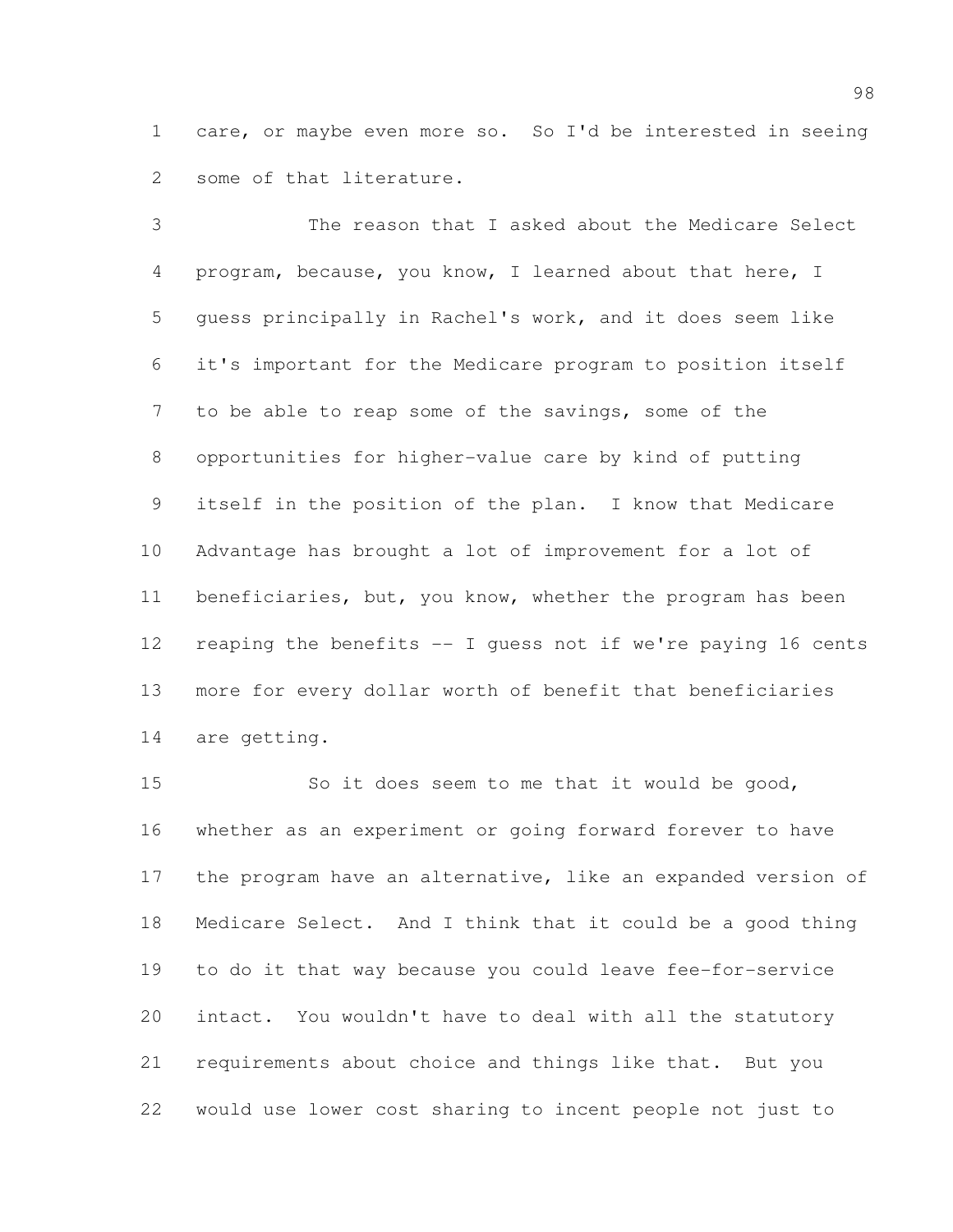care, or maybe even more so. So I'd be interested in seeing some of that literature.

The reason that I asked about the Medicare Select program, because, you know, I learned about that here, I guess principally in Rachel's work, and it does seem like it's important for the Medicare program to position itself to be able to reap some of the savings, some of the opportunities for higher-value care by kind of putting itself in the position of the plan. I know that Medicare Advantage has brought a lot of improvement for a lot of beneficiaries, but, you know, whether the program has been reaping the benefits -- I guess not if we're paying 16 cents more for every dollar worth of benefit that beneficiaries are getting.

So it does seem to me that it would be good, whether as an experiment or going forward forever to have the program have an alternative, like an expanded version of Medicare Select. And I think that it could be a good thing to do it that way because you could leave fee-for-service intact. You wouldn't have to deal with all the statutory requirements about choice and things like that. But you would use lower cost sharing to incent people not just to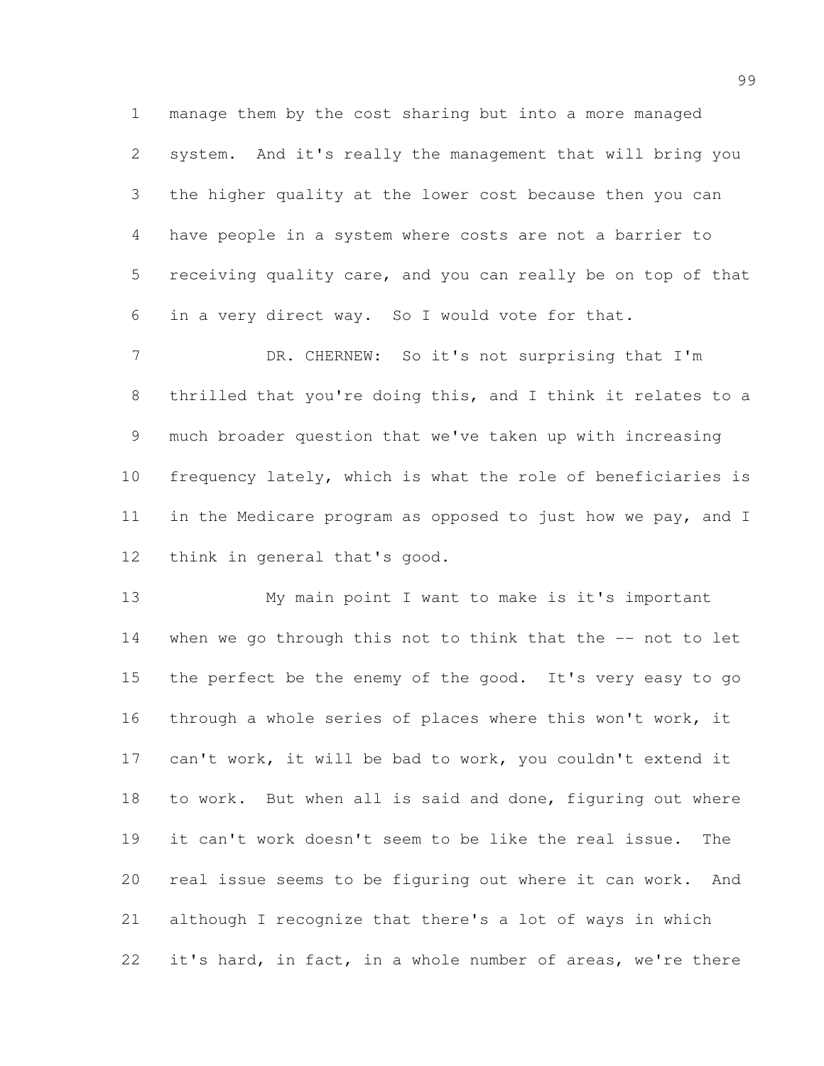manage them by the cost sharing but into a more managed system. And it's really the management that will bring you the higher quality at the lower cost because then you can have people in a system where costs are not a barrier to receiving quality care, and you can really be on top of that in a very direct way. So I would vote for that.

DR. CHERNEW: So it's not surprising that I'm thrilled that you're doing this, and I think it relates to a much broader question that we've taken up with increasing frequency lately, which is what the role of beneficiaries is in the Medicare program as opposed to just how we pay, and I think in general that's good.

My main point I want to make is it's important when we go through this not to think that the -- not to let the perfect be the enemy of the good. It's very easy to go through a whole series of places where this won't work, it can't work, it will be bad to work, you couldn't extend it to work. But when all is said and done, figuring out where it can't work doesn't seem to be like the real issue. The real issue seems to be figuring out where it can work. And although I recognize that there's a lot of ways in which it's hard, in fact, in a whole number of areas, we're there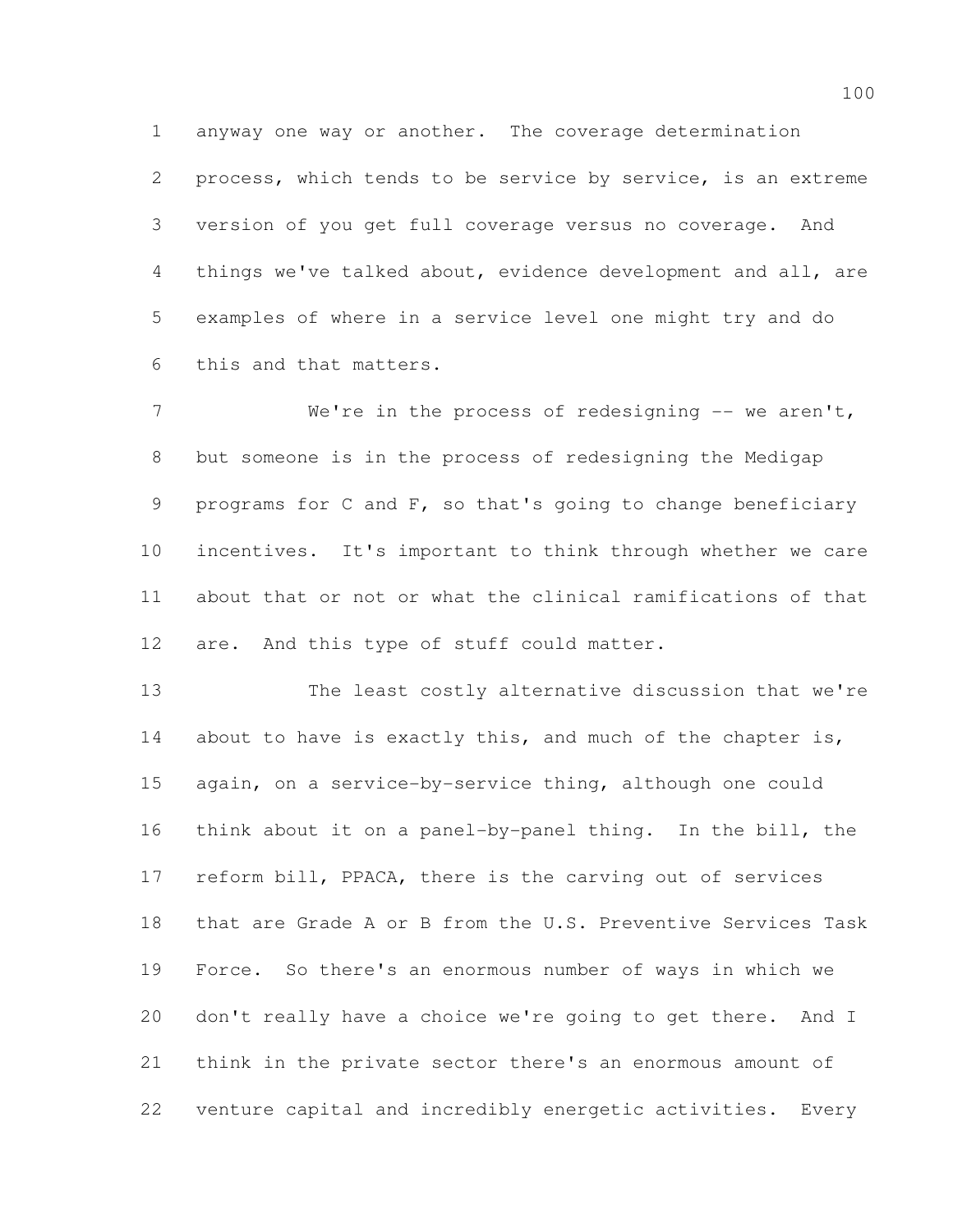anyway one way or another. The coverage determination process, which tends to be service by service, is an extreme version of you get full coverage versus no coverage. And things we've talked about, evidence development and all, are examples of where in a service level one might try and do this and that matters.

We're in the process of redesigning -- we aren't, but someone is in the process of redesigning the Medigap programs for C and F, so that's going to change beneficiary incentives. It's important to think through whether we care about that or not or what the clinical ramifications of that are. And this type of stuff could matter.

The least costly alternative discussion that we're about to have is exactly this, and much of the chapter is, again, on a service-by-service thing, although one could think about it on a panel-by-panel thing. In the bill, the reform bill, PPACA, there is the carving out of services that are Grade A or B from the U.S. Preventive Services Task Force. So there's an enormous number of ways in which we don't really have a choice we're going to get there. And I think in the private sector there's an enormous amount of venture capital and incredibly energetic activities. Every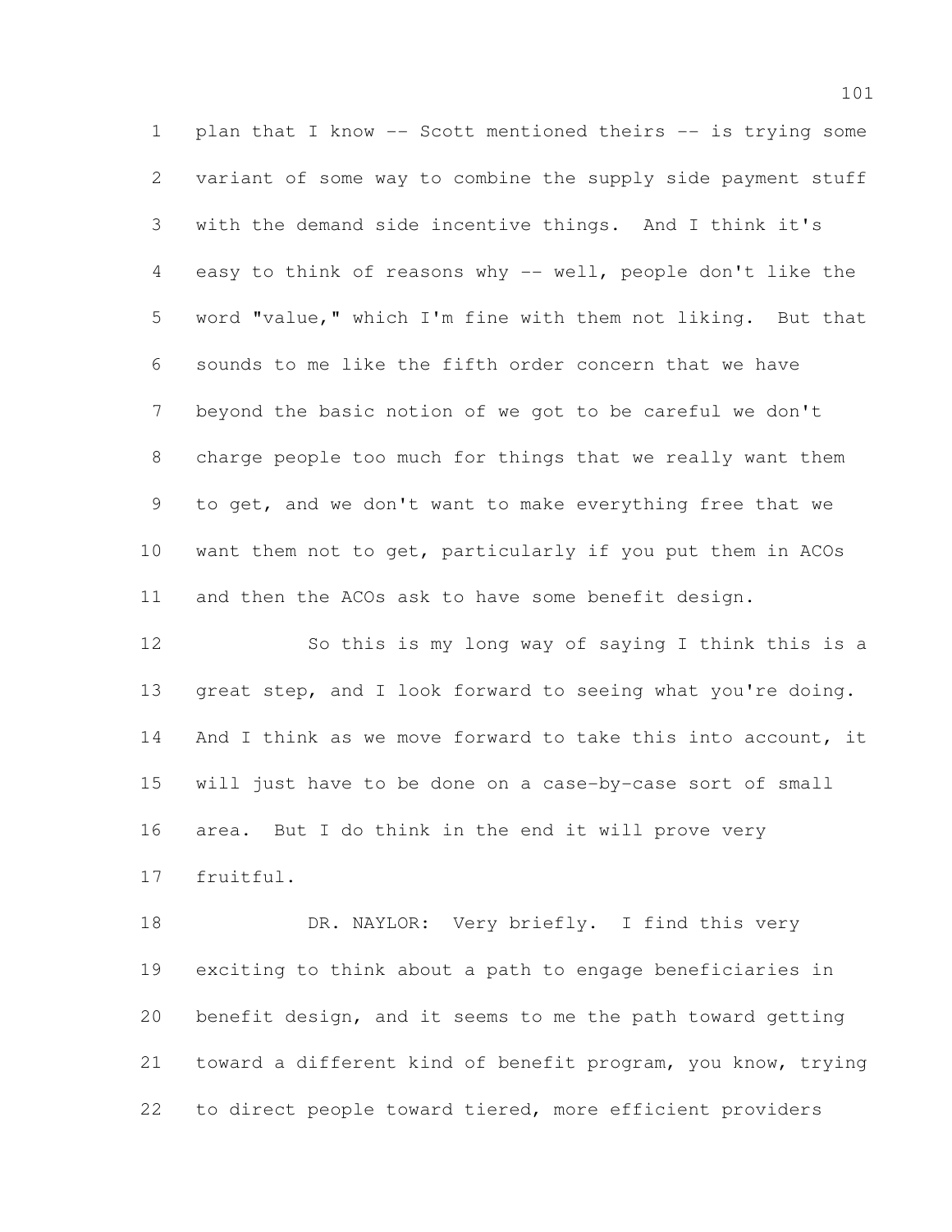plan that I know -- Scott mentioned theirs -- is trying some variant of some way to combine the supply side payment stuff with the demand side incentive things. And I think it's easy to think of reasons why -- well, people don't like the word "value," which I'm fine with them not liking. But that sounds to me like the fifth order concern that we have beyond the basic notion of we got to be careful we don't charge people too much for things that we really want them to get, and we don't want to make everything free that we want them not to get, particularly if you put them in ACOs and then the ACOs ask to have some benefit design.

So this is my long way of saying I think this is a great step, and I look forward to seeing what you're doing. And I think as we move forward to take this into account, it will just have to be done on a case-by-case sort of small area. But I do think in the end it will prove very fruitful.

DR. NAYLOR: Very briefly. I find this very exciting to think about a path to engage beneficiaries in benefit design, and it seems to me the path toward getting toward a different kind of benefit program, you know, trying to direct people toward tiered, more efficient providers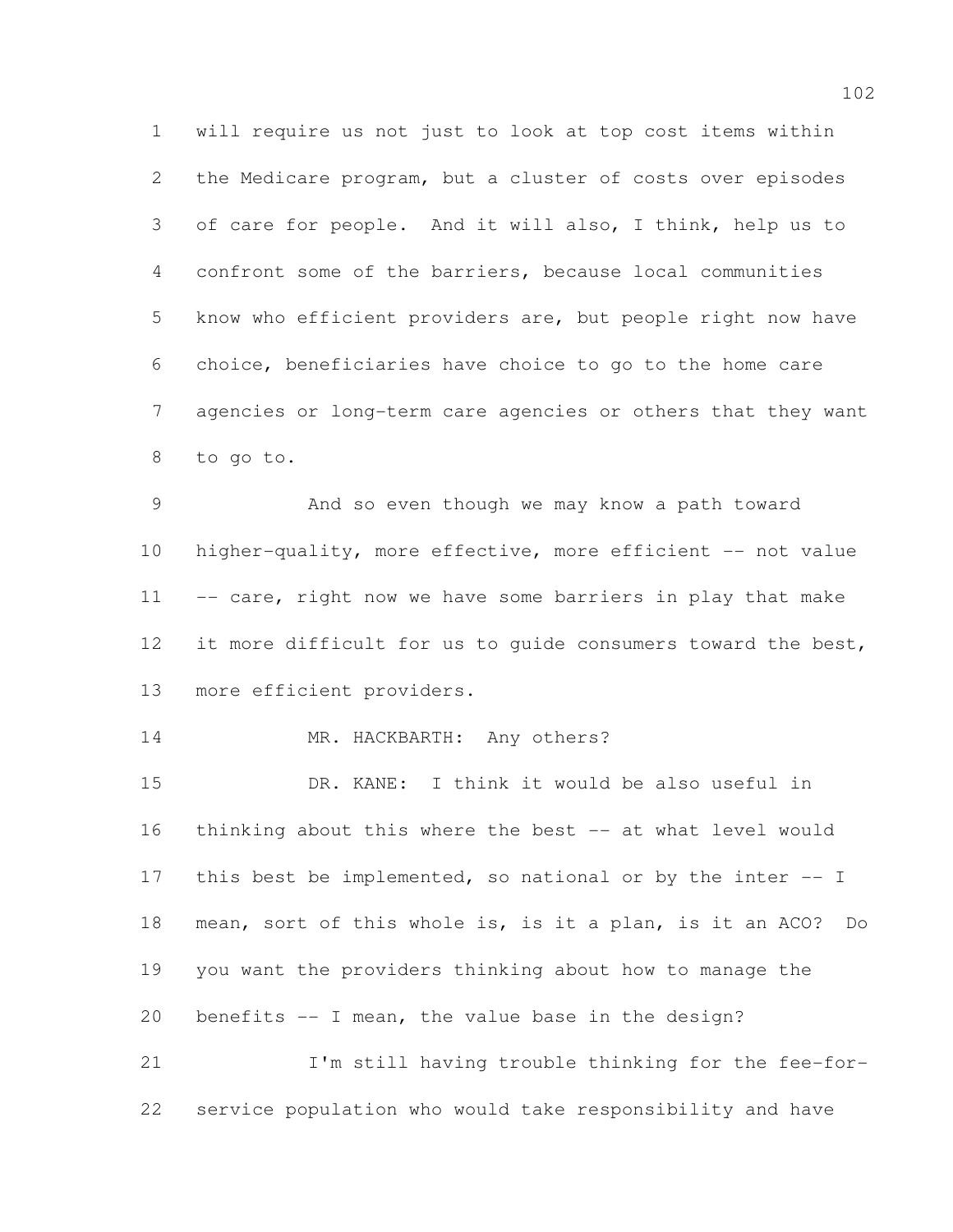will require us not just to look at top cost items within the Medicare program, but a cluster of costs over episodes of care for people. And it will also, I think, help us to confront some of the barriers, because local communities know who efficient providers are, but people right now have choice, beneficiaries have choice to go to the home care agencies or long-term care agencies or others that they want to go to.

And so even though we may know a path toward higher-quality, more effective, more efficient -- not value -- care, right now we have some barriers in play that make it more difficult for us to guide consumers toward the best, more efficient providers.

MR. HACKBARTH: Any others?

DR. KANE: I think it would be also useful in thinking about this where the best -- at what level would this best be implemented, so national or by the inter -- I mean, sort of this whole is, is it a plan, is it an ACO? Do you want the providers thinking about how to manage the benefits -- I mean, the value base in the design?

I'm still having trouble thinking for the fee-for-service population who would take responsibility and have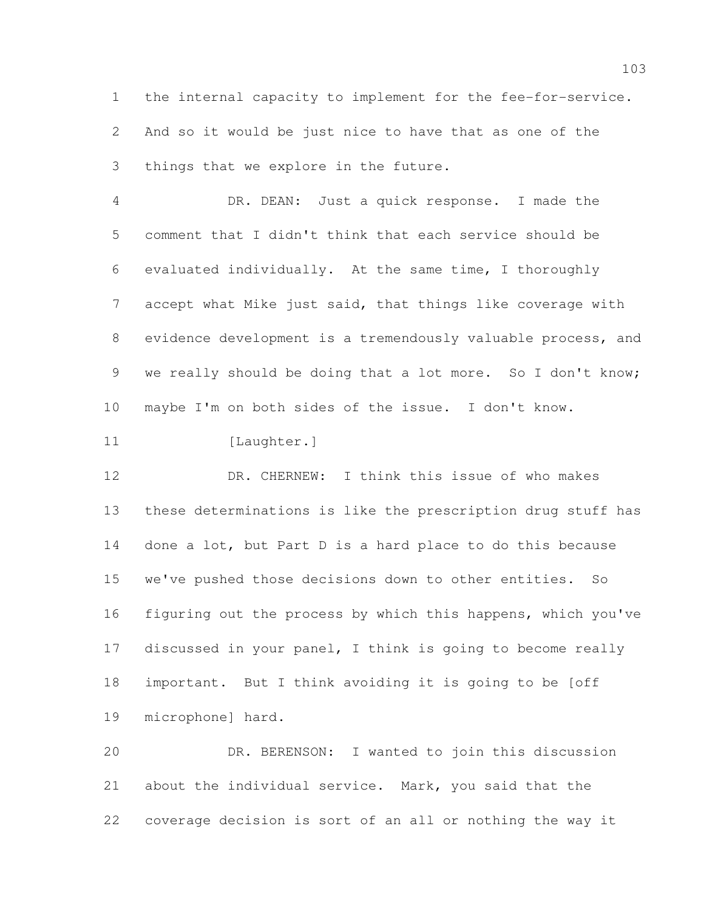the internal capacity to implement for the fee-for-service. And so it would be just nice to have that as one of the things that we explore in the future.

DR. DEAN: Just a quick response. I made the comment that I didn't think that each service should be evaluated individually. At the same time, I thoroughly accept what Mike just said, that things like coverage with evidence development is a tremendously valuable process, and we really should be doing that a lot more. So I don't know; maybe I'm on both sides of the issue. I don't know.

[Laughter.]

DR. CHERNEW: I think this issue of who makes these determinations is like the prescription drug stuff has done a lot, but Part D is a hard place to do this because we've pushed those decisions down to other entities. So figuring out the process by which this happens, which you've discussed in your panel, I think is going to become really important. But I think avoiding it is going to be [off microphone] hard.

DR. BERENSON: I wanted to join this discussion about the individual service. Mark, you said that the coverage decision is sort of an all or nothing the way it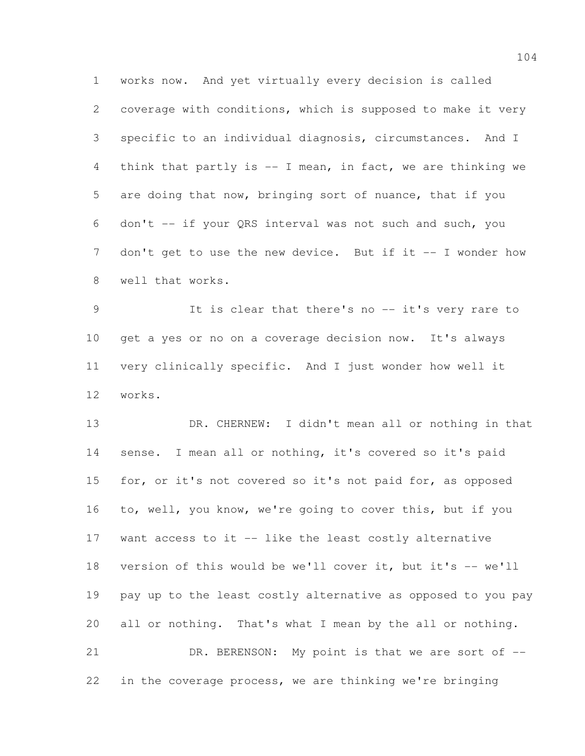works now. And yet virtually every decision is called coverage with conditions, which is supposed to make it very specific to an individual diagnosis, circumstances. And I think that partly is -- I mean, in fact, we are thinking we are doing that now, bringing sort of nuance, that if you don't -- if your QRS interval was not such and such, you don't get to use the new device. But if it -- I wonder how well that works.

It is clear that there's no -- it's very rare to get a yes or no on a coverage decision now. It's always very clinically specific. And I just wonder how well it works.

DR. CHERNEW: I didn't mean all or nothing in that sense. I mean all or nothing, it's covered so it's paid for, or it's not covered so it's not paid for, as opposed to, well, you know, we're going to cover this, but if you want access to it -- like the least costly alternative version of this would be we'll cover it, but it's -- we'll pay up to the least costly alternative as opposed to you pay all or nothing. That's what I mean by the all or nothing.

DR. BERENSON: My point is that we are sort of -- in the coverage process, we are thinking we're bringing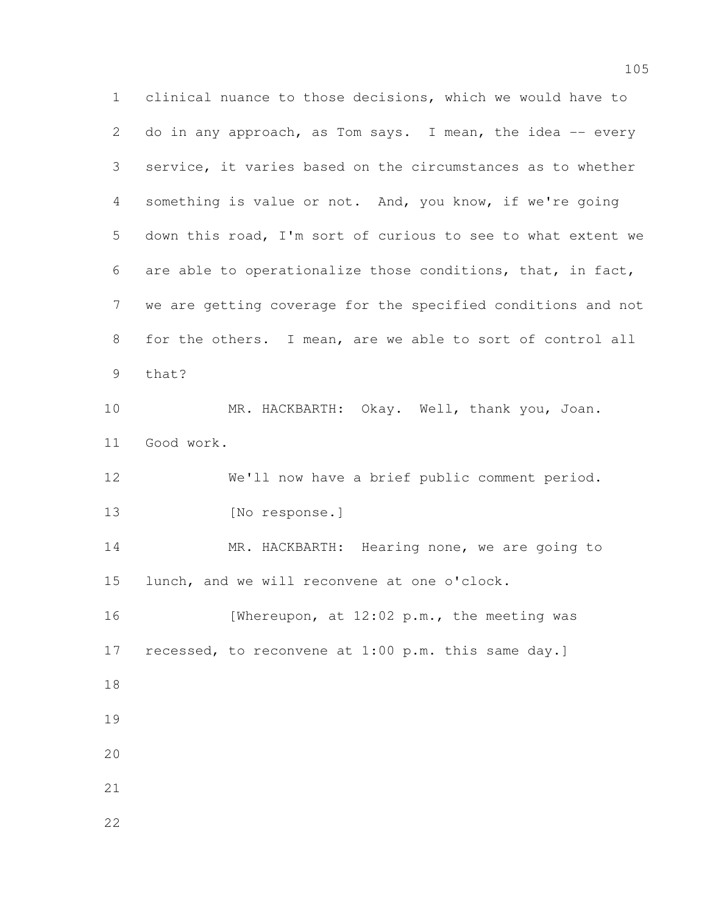clinical nuance to those decisions, which we would have to do in any approach, as Tom says. I mean, the idea -- every service, it varies based on the circumstances as to whether something is value or not. And, you know, if we're going down this road, I'm sort of curious to see to what extent we are able to operationalize those conditions, that, in fact, we are getting coverage for the specified conditions and not for the others. I mean, are we able to sort of control all that?

MR. HACKBARTH: Okay. Well, thank you, Joan. Good work.

We'll now have a brief public comment period.

[No response.]

MR. HACKBARTH: Hearing none, we are going to lunch, and we will reconvene at one o'clock.

[Whereupon, at 12:02 p.m., the meeting was recessed, to reconvene at 1:00 p.m. this same day.]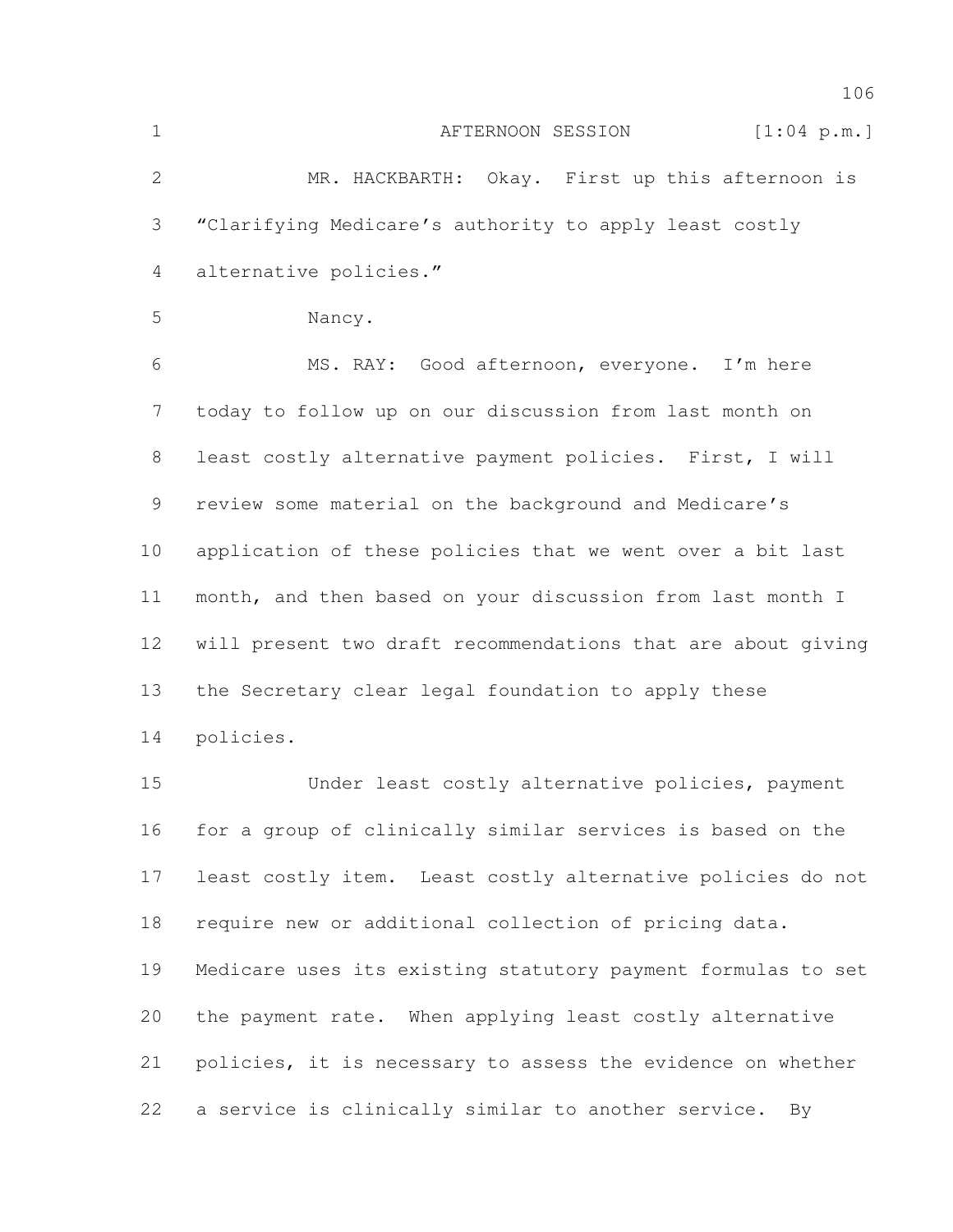AFTERNOON SESSION [1:04 p.m.]

MR. HACKBARTH: Okay. First up this afternoon is "Clarifying Medicare's authority to apply least costly alternative policies."

Nancy.

MS. RAY: Good afternoon, everyone. I'm here today to follow up on our discussion from last month on least costly alternative payment policies. First, I will review some material on the background and Medicare's application of these policies that we went over a bit last month, and then based on your discussion from last month I will present two draft recommendations that are about giving the Secretary clear legal foundation to apply these policies.

Under least costly alternative policies, payment for a group of clinically similar services is based on the least costly item. Least costly alternative policies do not require new or additional collection of pricing data. Medicare uses its existing statutory payment formulas to set the payment rate. When applying least costly alternative policies, it is necessary to assess the evidence on whether a service is clinically similar to another service. By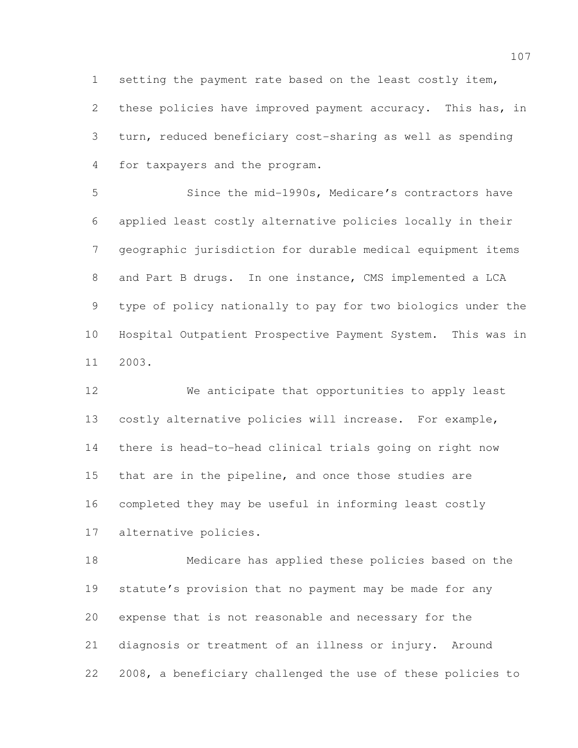setting the payment rate based on the least costly item, these policies have improved payment accuracy. This has, in turn, reduced beneficiary cost-sharing as well as spending for taxpayers and the program.

Since the mid-1990s, Medicare's contractors have applied least costly alternative policies locally in their geographic jurisdiction for durable medical equipment items and Part B drugs. In one instance, CMS implemented a LCA type of policy nationally to pay for two biologics under the Hospital Outpatient Prospective Payment System. This was in 2003.

We anticipate that opportunities to apply least costly alternative policies will increase. For example, there is head-to-head clinical trials going on right now that are in the pipeline, and once those studies are completed they may be useful in informing least costly alternative policies.

Medicare has applied these policies based on the statute's provision that no payment may be made for any expense that is not reasonable and necessary for the diagnosis or treatment of an illness or injury. Around 2008, a beneficiary challenged the use of these policies to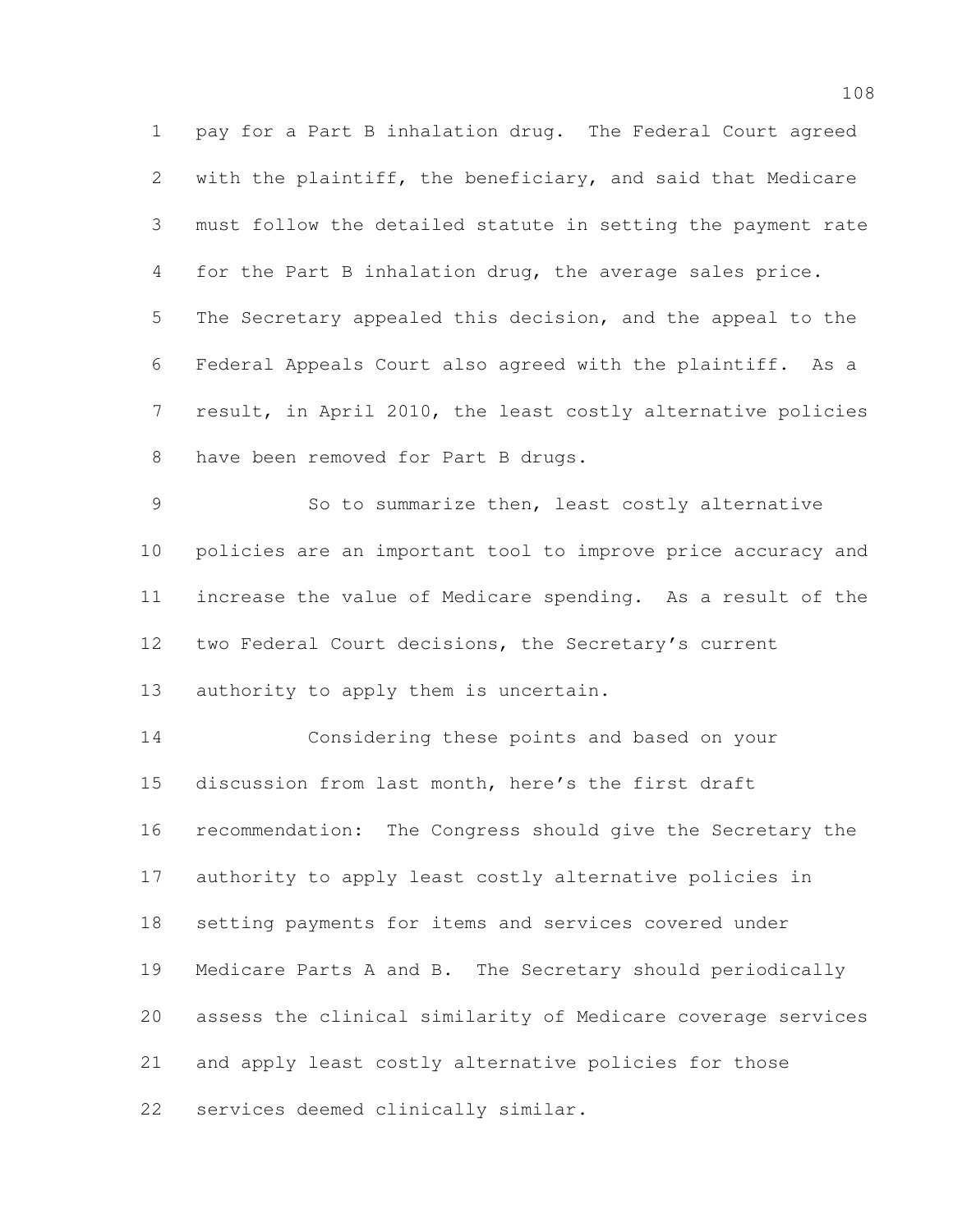pay for a Part B inhalation drug. The Federal Court agreed with the plaintiff, the beneficiary, and said that Medicare must follow the detailed statute in setting the payment rate for the Part B inhalation drug, the average sales price. The Secretary appealed this decision, and the appeal to the Federal Appeals Court also agreed with the plaintiff. As a result, in April 2010, the least costly alternative policies have been removed for Part B drugs.

So to summarize then, least costly alternative policies are an important tool to improve price accuracy and increase the value of Medicare spending. As a result of the two Federal Court decisions, the Secretary's current authority to apply them is uncertain.

Considering these points and based on your discussion from last month, here's the first draft recommendation: The Congress should give the Secretary the authority to apply least costly alternative policies in setting payments for items and services covered under Medicare Parts A and B. The Secretary should periodically assess the clinical similarity of Medicare coverage services and apply least costly alternative policies for those services deemed clinically similar.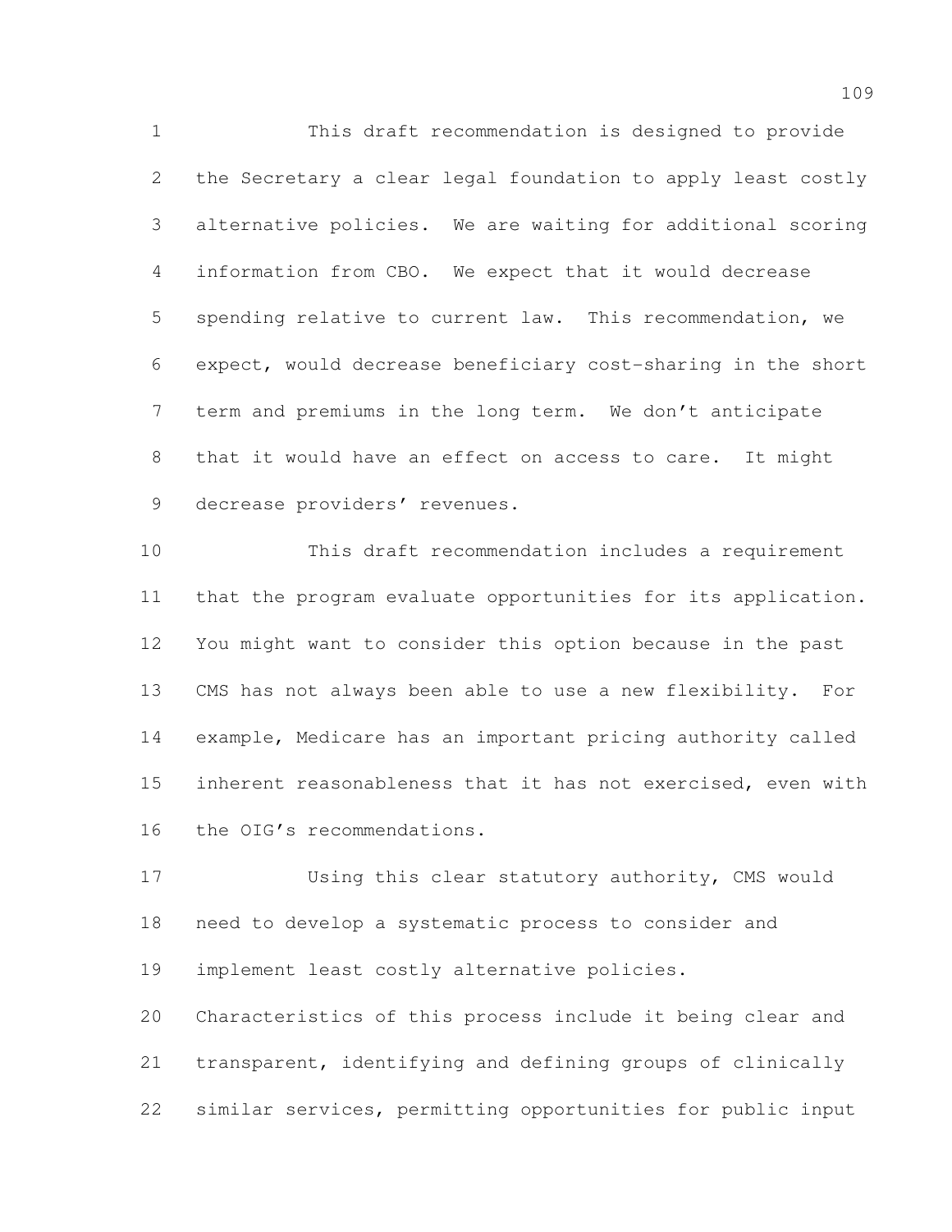This draft recommendation is designed to provide the Secretary a clear legal foundation to apply least costly alternative policies. We are waiting for additional scoring information from CBO. We expect that it would decrease spending relative to current law. This recommendation, we expect, would decrease beneficiary cost-sharing in the short term and premiums in the long term. We don't anticipate that it would have an effect on access to care. It might decrease providers' revenues.

This draft recommendation includes a requirement that the program evaluate opportunities for its application. You might want to consider this option because in the past CMS has not always been able to use a new flexibility. For example, Medicare has an important pricing authority called inherent reasonableness that it has not exercised, even with the OIG's recommendations.

Using this clear statutory authority, CMS would need to develop a systematic process to consider and implement least costly alternative policies. Characteristics of this process include it being clear and transparent, identifying and defining groups of clinically similar services, permitting opportunities for public input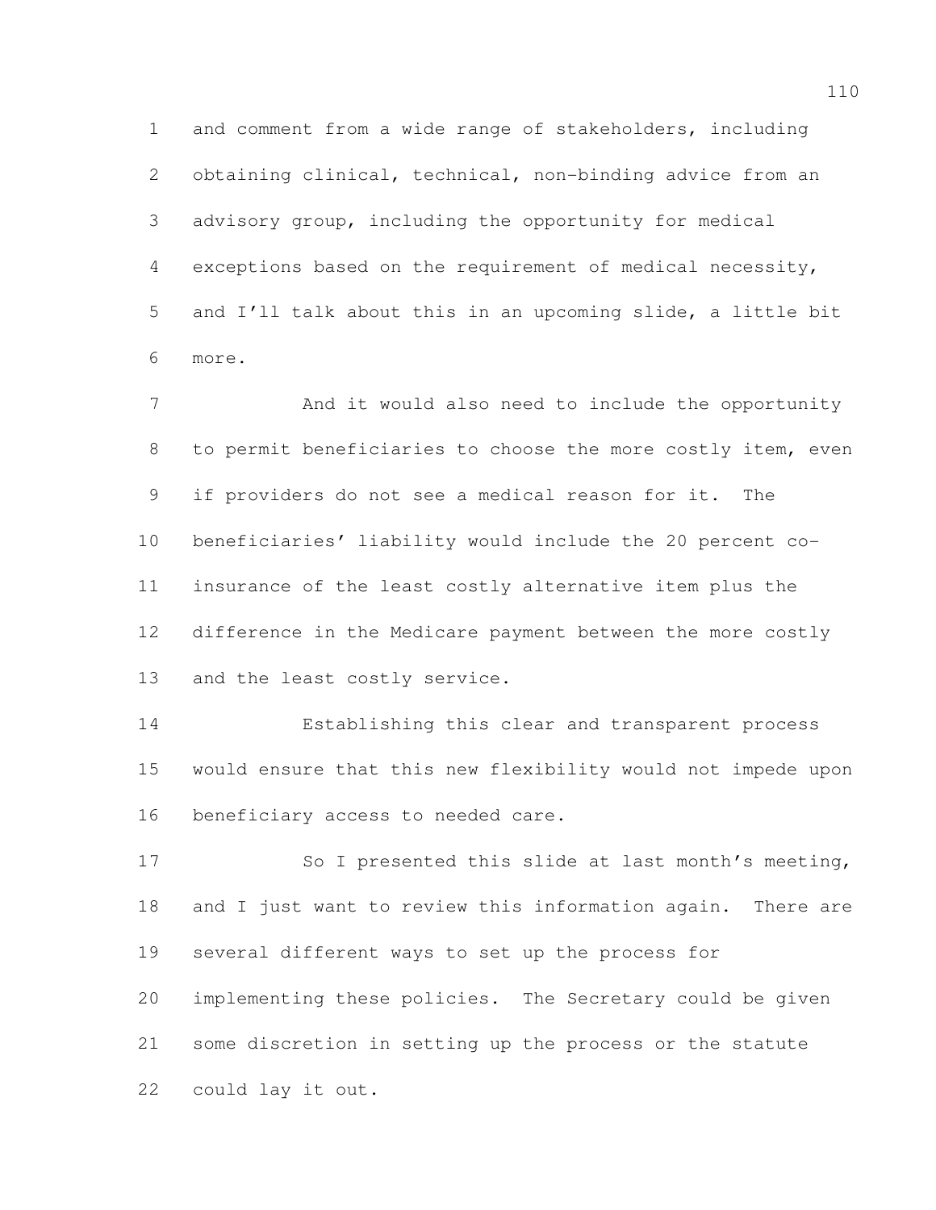and comment from a wide range of stakeholders, including obtaining clinical, technical, non-binding advice from an advisory group, including the opportunity for medical exceptions based on the requirement of medical necessity, and I'll talk about this in an upcoming slide, a little bit more.

And it would also need to include the opportunity to permit beneficiaries to choose the more costly item, even if providers do not see a medical reason for it. The beneficiaries' liability would include the 20 percent co-insurance of the least costly alternative item plus the difference in the Medicare payment between the more costly and the least costly service.

Establishing this clear and transparent process would ensure that this new flexibility would not impede upon beneficiary access to needed care.

So I presented this slide at last month's meeting, and I just want to review this information again. There are several different ways to set up the process for implementing these policies. The Secretary could be given some discretion in setting up the process or the statute could lay it out.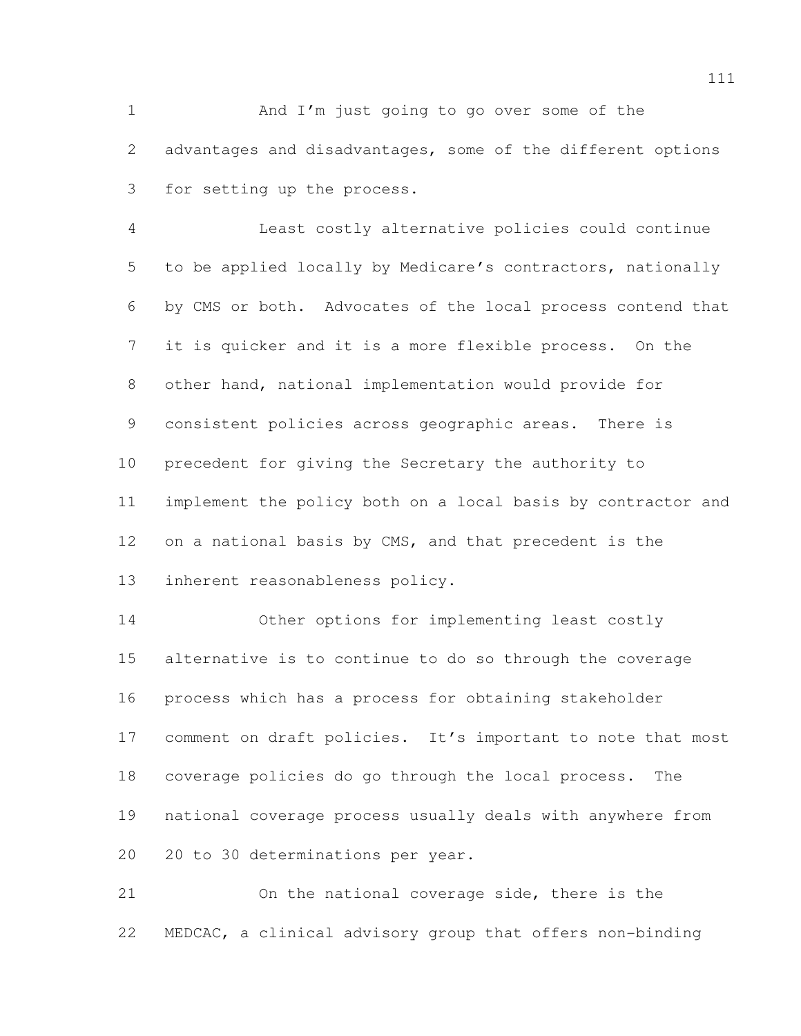And I'm just going to go over some of the advantages and disadvantages, some of the different options for setting up the process.

Least costly alternative policies could continue to be applied locally by Medicare's contractors, nationally by CMS or both. Advocates of the local process contend that it is quicker and it is a more flexible process. On the other hand, national implementation would provide for consistent policies across geographic areas. There is precedent for giving the Secretary the authority to implement the policy both on a local basis by contractor and on a national basis by CMS, and that precedent is the inherent reasonableness policy.

Other options for implementing least costly alternative is to continue to do so through the coverage process which has a process for obtaining stakeholder comment on draft policies. It's important to note that most coverage policies do go through the local process. The national coverage process usually deals with anywhere from 20 to 30 determinations per year.

On the national coverage side, there is the MEDCAC, a clinical advisory group that offers non-binding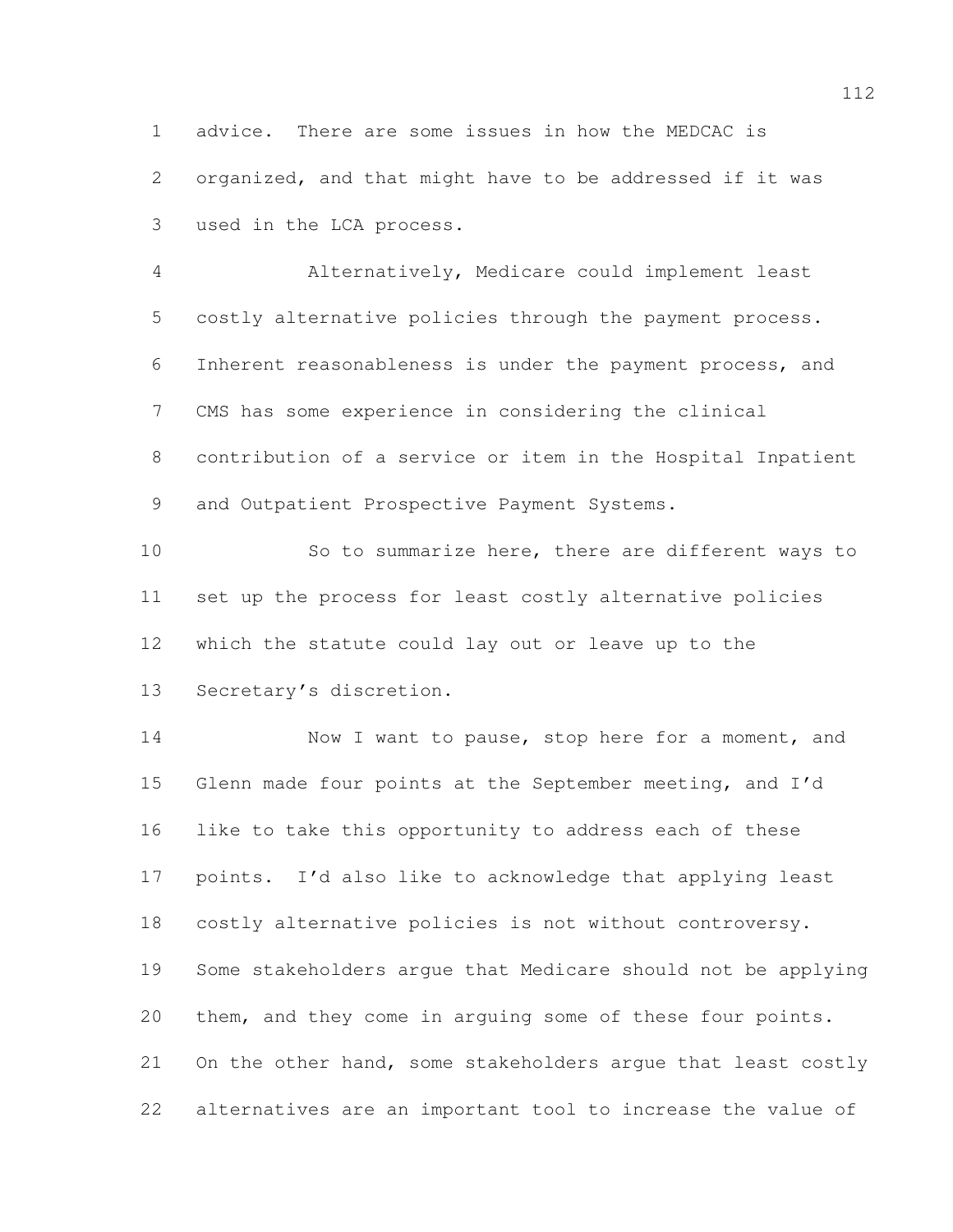advice. There are some issues in how the MEDCAC is organized, and that might have to be addressed if it was used in the LCA process.

Alternatively, Medicare could implement least costly alternative policies through the payment process. Inherent reasonableness is under the payment process, and CMS has some experience in considering the clinical contribution of a service or item in the Hospital Inpatient and Outpatient Prospective Payment Systems.

So to summarize here, there are different ways to set up the process for least costly alternative policies which the statute could lay out or leave up to the Secretary's discretion.

Now I want to pause, stop here for a moment, and Glenn made four points at the September meeting, and I'd like to take this opportunity to address each of these points. I'd also like to acknowledge that applying least costly alternative policies is not without controversy. Some stakeholders argue that Medicare should not be applying them, and they come in arguing some of these four points. On the other hand, some stakeholders argue that least costly alternatives are an important tool to increase the value of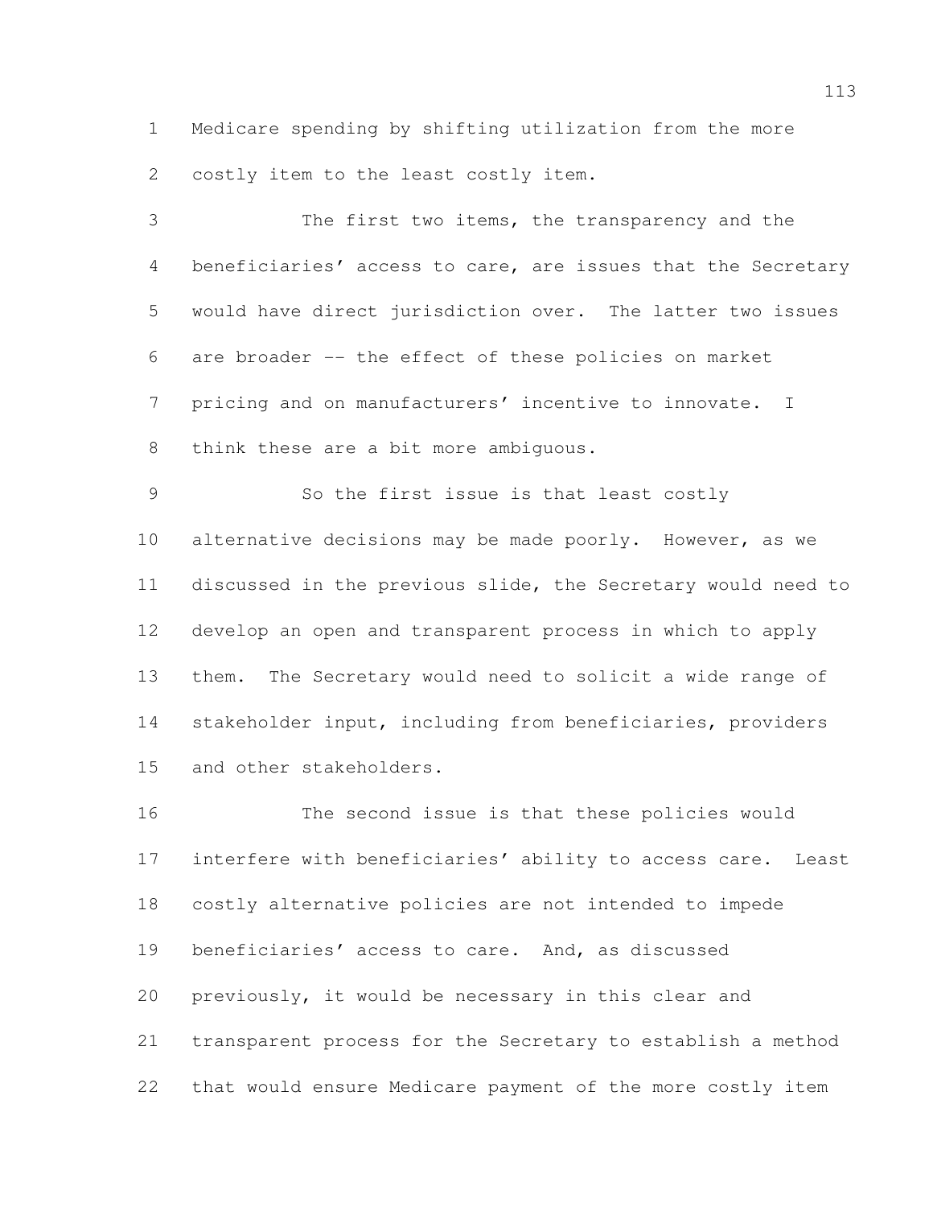Medicare spending by shifting utilization from the more costly item to the least costly item.

The first two items, the transparency and the beneficiaries' access to care, are issues that the Secretary would have direct jurisdiction over. The latter two issues are broader -- the effect of these policies on market pricing and on manufacturers' incentive to innovate. I think these are a bit more ambiguous.

So the first issue is that least costly alternative decisions may be made poorly. However, as we discussed in the previous slide, the Secretary would need to develop an open and transparent process in which to apply them. The Secretary would need to solicit a wide range of stakeholder input, including from beneficiaries, providers and other stakeholders.

The second issue is that these policies would interfere with beneficiaries' ability to access care. Least costly alternative policies are not intended to impede beneficiaries' access to care. And, as discussed previously, it would be necessary in this clear and transparent process for the Secretary to establish a method that would ensure Medicare payment of the more costly item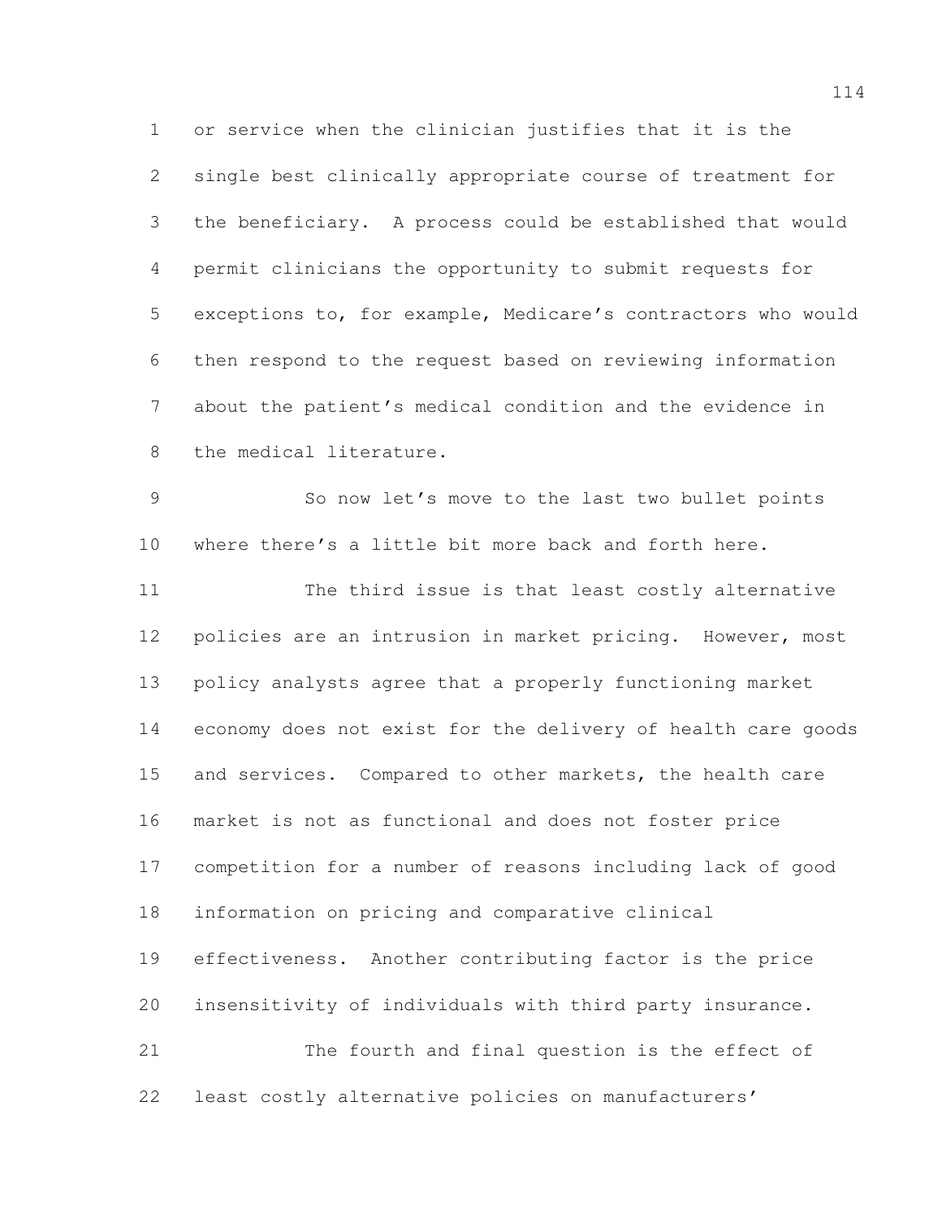or service when the clinician justifies that it is the single best clinically appropriate course of treatment for the beneficiary. A process could be established that would permit clinicians the opportunity to submit requests for exceptions to, for example, Medicare's contractors who would then respond to the request based on reviewing information about the patient's medical condition and the evidence in the medical literature.

So now let's move to the last two bullet points where there's a little bit more back and forth here.

The third issue is that least costly alternative policies are an intrusion in market pricing. However, most policy analysts agree that a properly functioning market economy does not exist for the delivery of health care goods and services. Compared to other markets, the health care market is not as functional and does not foster price competition for a number of reasons including lack of good information on pricing and comparative clinical effectiveness. Another contributing factor is the price insensitivity of individuals with third party insurance.

The fourth and final question is the effect of least costly alternative policies on manufacturers'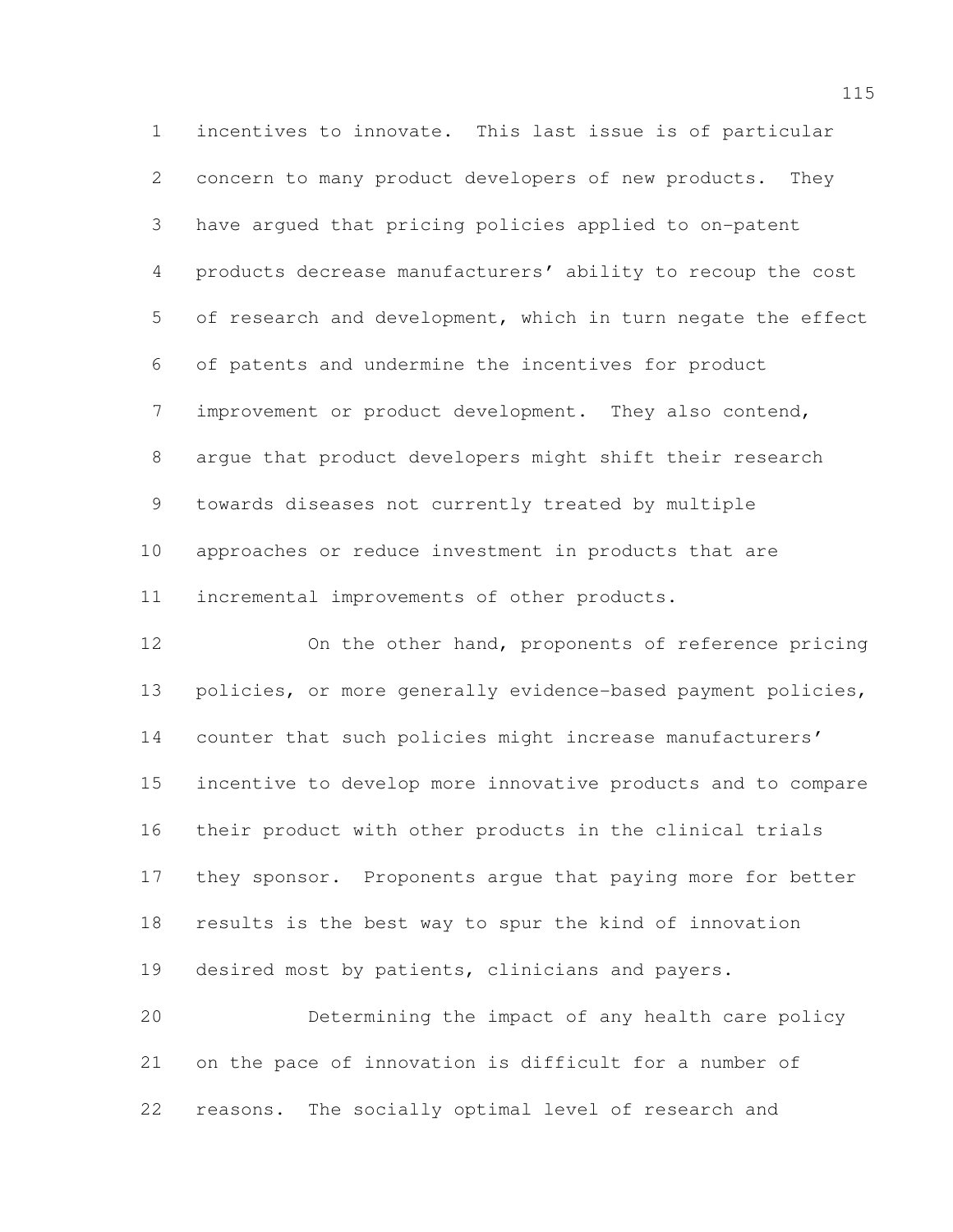incentives to innovate. This last issue is of particular concern to many product developers of new products. They have argued that pricing policies applied to on-patent products decrease manufacturers' ability to recoup the cost of research and development, which in turn negate the effect of patents and undermine the incentives for product improvement or product development. They also contend, argue that product developers might shift their research towards diseases not currently treated by multiple approaches or reduce investment in products that are incremental improvements of other products.

On the other hand, proponents of reference pricing policies, or more generally evidence-based payment policies, counter that such policies might increase manufacturers' incentive to develop more innovative products and to compare their product with other products in the clinical trials they sponsor. Proponents argue that paying more for better results is the best way to spur the kind of innovation desired most by patients, clinicians and payers.

Determining the impact of any health care policy on the pace of innovation is difficult for a number of reasons. The socially optimal level of research and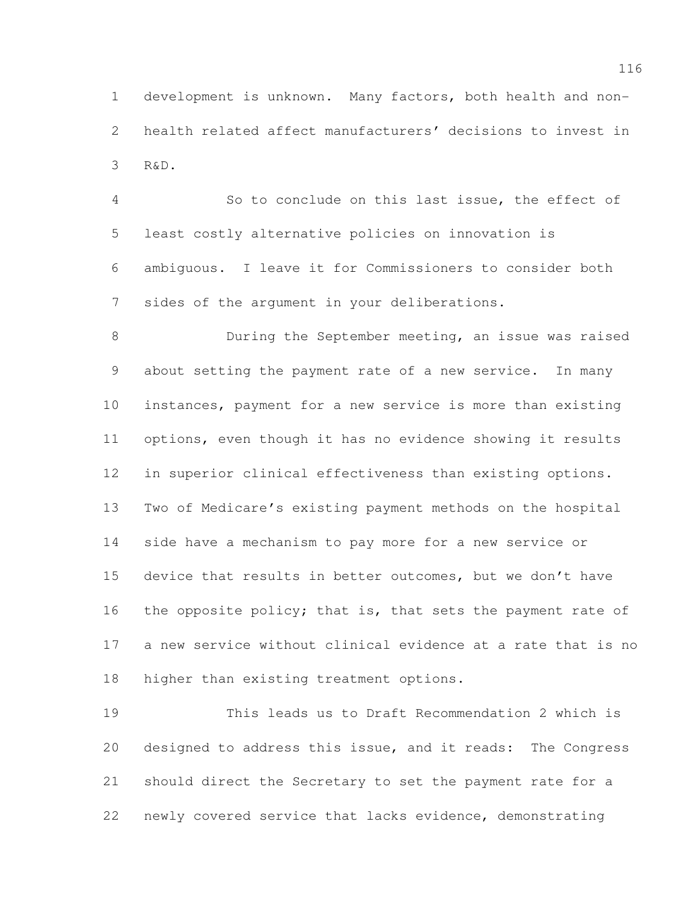development is unknown. Many factors, both health and non-health related affect manufacturers' decisions to invest in R&D.

So to conclude on this last issue, the effect of least costly alternative policies on innovation is ambiguous. I leave it for Commissioners to consider both sides of the argument in your deliberations.

During the September meeting, an issue was raised about setting the payment rate of a new service. In many instances, payment for a new service is more than existing options, even though it has no evidence showing it results in superior clinical effectiveness than existing options. Two of Medicare's existing payment methods on the hospital side have a mechanism to pay more for a new service or device that results in better outcomes, but we don't have the opposite policy; that is, that sets the payment rate of a new service without clinical evidence at a rate that is no higher than existing treatment options.

This leads us to Draft Recommendation 2 which is designed to address this issue, and it reads: The Congress should direct the Secretary to set the payment rate for a newly covered service that lacks evidence, demonstrating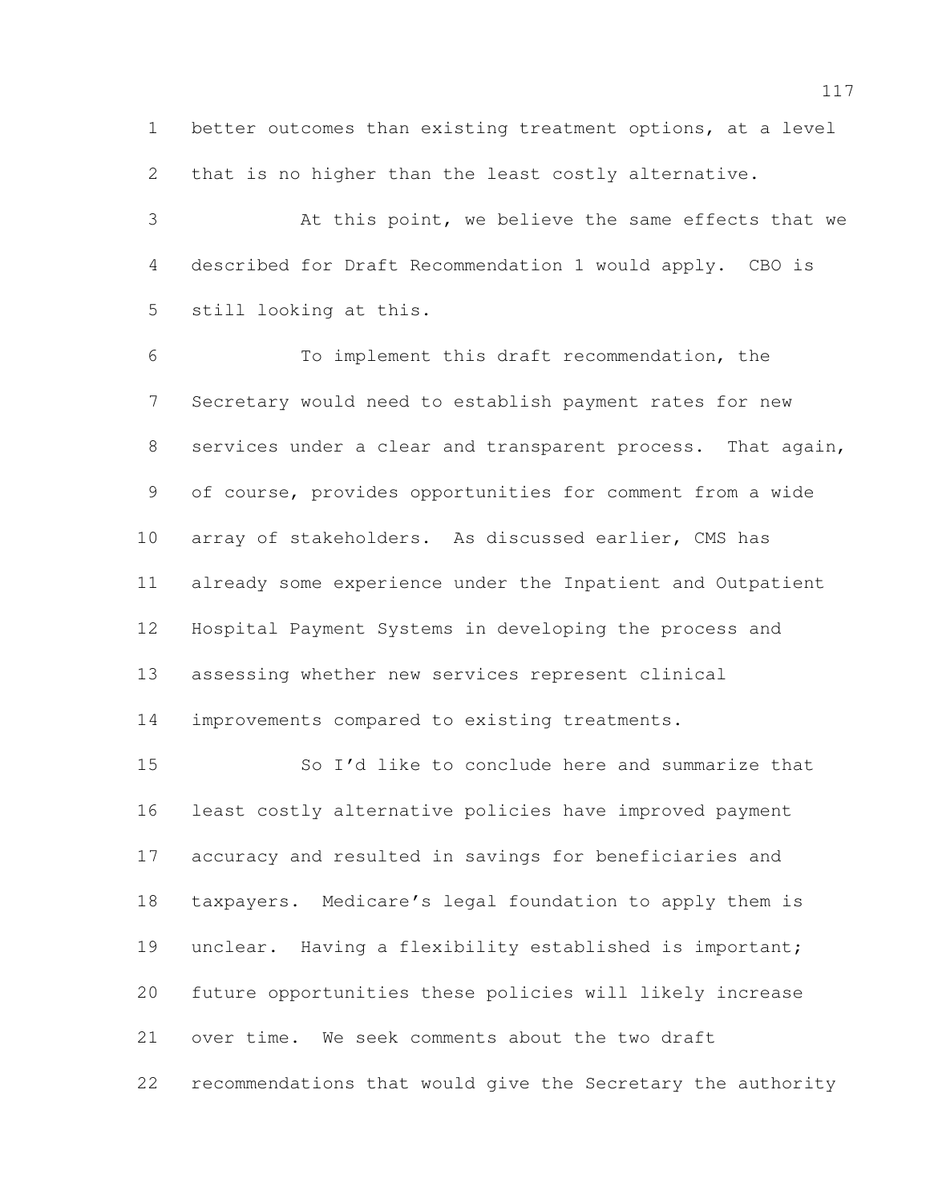better outcomes than existing treatment options, at a level that is no higher than the least costly alternative.

At this point, we believe the same effects that we described for Draft Recommendation 1 would apply. CBO is still looking at this.

To implement this draft recommendation, the Secretary would need to establish payment rates for new services under a clear and transparent process. That again, of course, provides opportunities for comment from a wide array of stakeholders. As discussed earlier, CMS has already some experience under the Inpatient and Outpatient Hospital Payment Systems in developing the process and assessing whether new services represent clinical improvements compared to existing treatments.

So I'd like to conclude here and summarize that least costly alternative policies have improved payment accuracy and resulted in savings for beneficiaries and taxpayers. Medicare's legal foundation to apply them is unclear. Having a flexibility established is important; future opportunities these policies will likely increase over time. We seek comments about the two draft recommendations that would give the Secretary the authority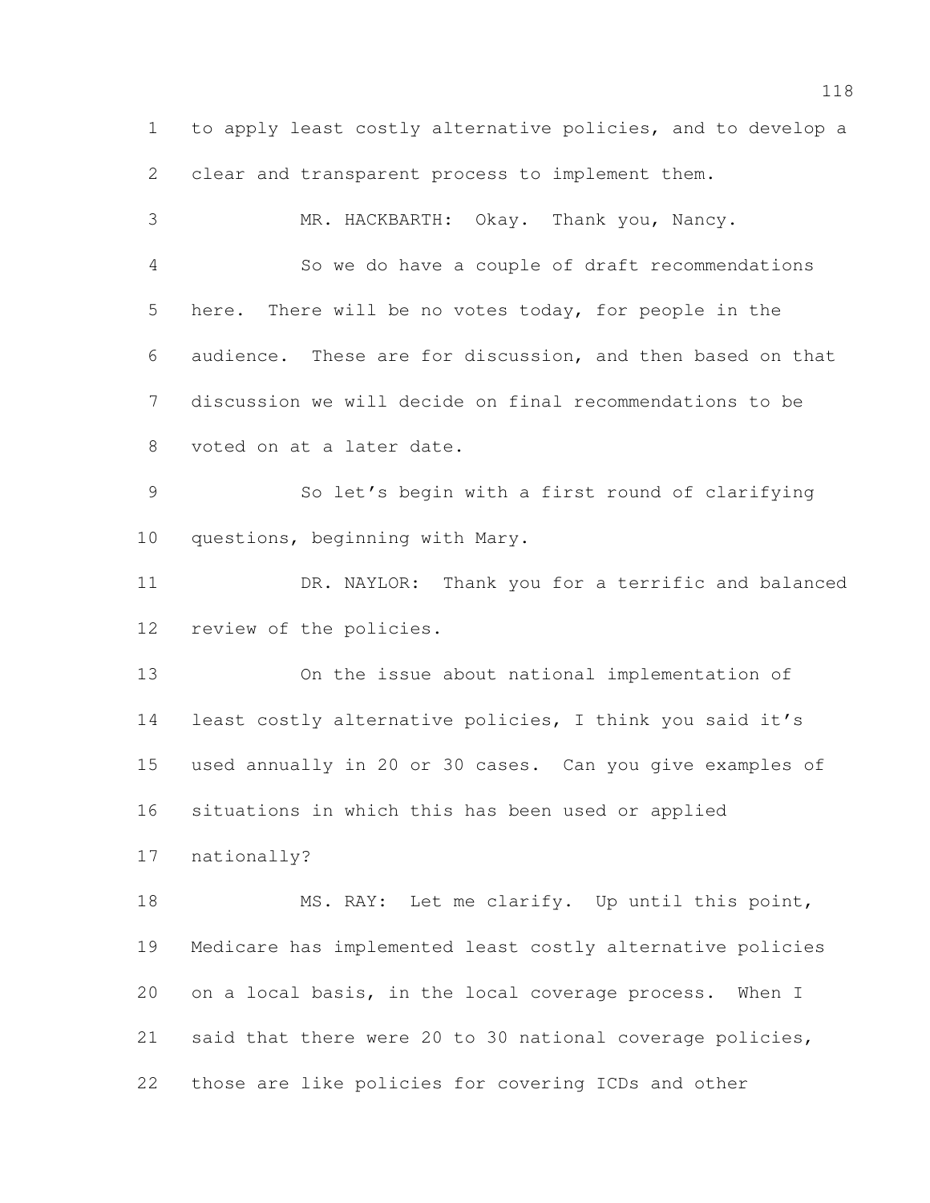to apply least costly alternative policies, and to develop a clear and transparent process to implement them.

MR. HACKBARTH: Okay. Thank you, Nancy.

So we do have a couple of draft recommendations here. There will be no votes today, for people in the audience. These are for discussion, and then based on that discussion we will decide on final recommendations to be voted on at a later date.

So let's begin with a first round of clarifying questions, beginning with Mary.

DR. NAYLOR: Thank you for a terrific and balanced review of the policies.

On the issue about national implementation of least costly alternative policies, I think you said it's used annually in 20 or 30 cases. Can you give examples of situations in which this has been used or applied nationally?

MS. RAY: Let me clarify. Up until this point, Medicare has implemented least costly alternative policies on a local basis, in the local coverage process. When I said that there were 20 to 30 national coverage policies, those are like policies for covering ICDs and other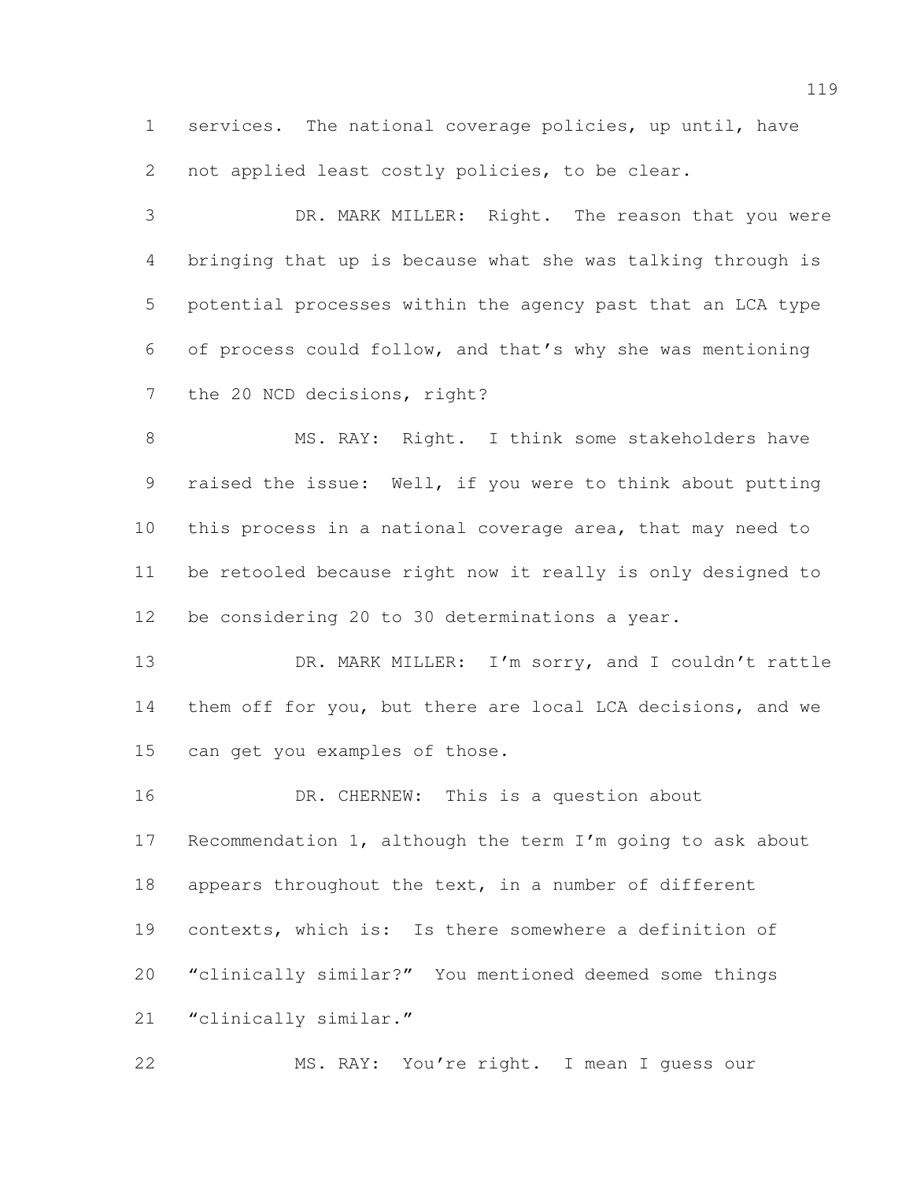services. The national coverage policies, up until, have not applied least costly policies, to be clear.

DR. MARK MILLER: Right. The reason that you were bringing that up is because what she was talking through is potential processes within the agency past that an LCA type of process could follow, and that's why she was mentioning the 20 NCD decisions, right?

MS. RAY: Right. I think some stakeholders have raised the issue: Well, if you were to think about putting this process in a national coverage area, that may need to be retooled because right now it really is only designed to be considering 20 to 30 determinations a year.

DR. MARK MILLER: I'm sorry, and I couldn't rattle them off for you, but there are local LCA decisions, and we can get you examples of those.

DR. CHERNEW: This is a question about Recommendation 1, although the term I'm going to ask about appears throughout the text, in a number of different contexts, which is: Is there somewhere a definition of "clinically similar?" You mentioned deemed some things "clinically similar."

MS. RAY: You're right. I mean I guess our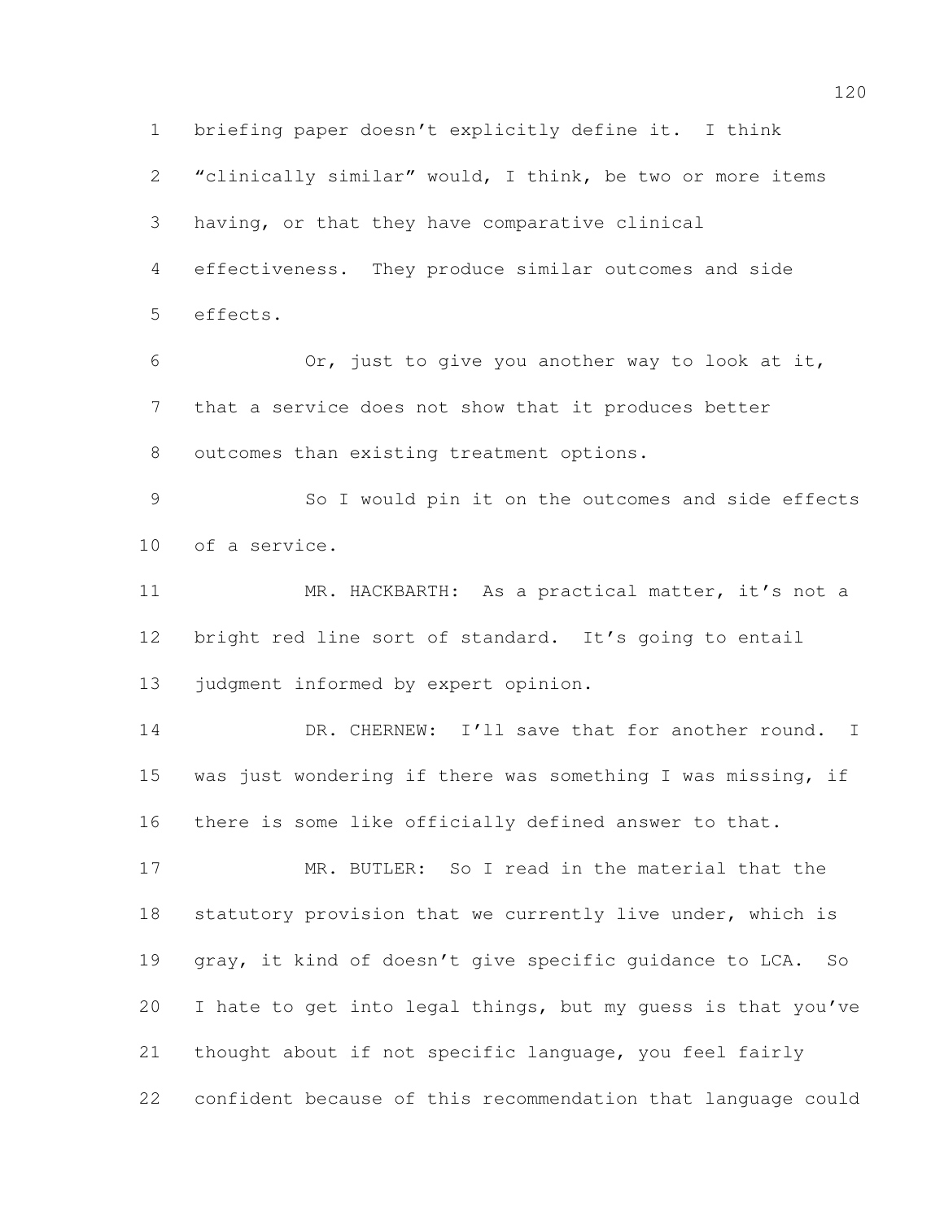briefing paper doesn't explicitly define it. I think "clinically similar" would, I think, be two or more items having, or that they have comparative clinical effectiveness. They produce similar outcomes and side effects.

Or, just to give you another way to look at it, that a service does not show that it produces better outcomes than existing treatment options.

So I would pin it on the outcomes and side effects of a service.

MR. HACKBARTH: As a practical matter, it's not a bright red line sort of standard. It's going to entail judgment informed by expert opinion.

DR. CHERNEW: I'll save that for another round. I was just wondering if there was something I was missing, if there is some like officially defined answer to that.

MR. BUTLER: So I read in the material that the statutory provision that we currently live under, which is gray, it kind of doesn't give specific guidance to LCA. So I hate to get into legal things, but my guess is that you've thought about if not specific language, you feel fairly confident because of this recommendation that language could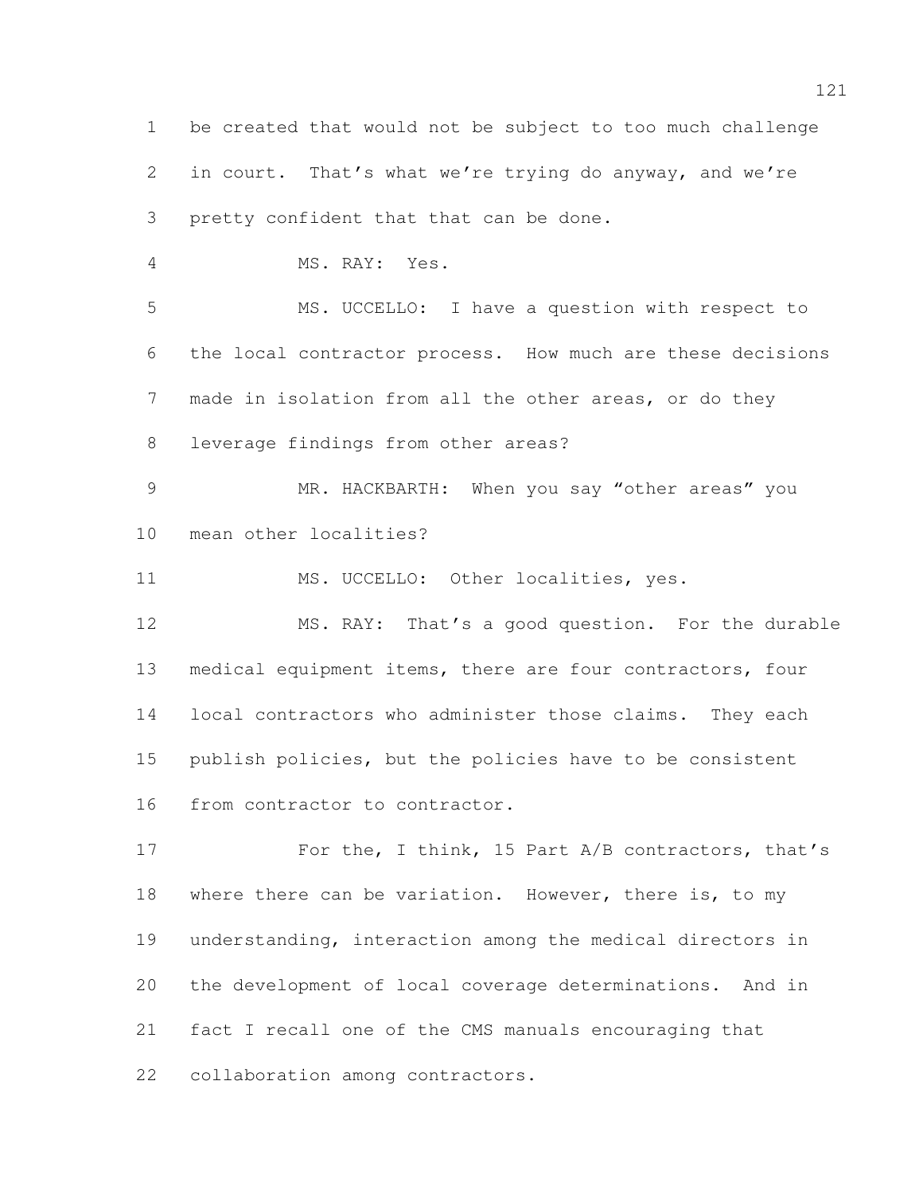be created that would not be subject to too much challenge in court. That's what we're trying do anyway, and we're pretty confident that that can be done.

MS. RAY: Yes.

MS. UCCELLO: I have a question with respect to the local contractor process. How much are these decisions made in isolation from all the other areas, or do they leverage findings from other areas?

MR. HACKBARTH: When you say "other areas" you mean other localities?

MS. UCCELLO: Other localities, yes.

MS. RAY: That's a good question. For the durable medical equipment items, there are four contractors, four local contractors who administer those claims. They each publish policies, but the policies have to be consistent from contractor to contractor.

For the, I think, 15 Part A/B contractors, that's where there can be variation. However, there is, to my understanding, interaction among the medical directors in the development of local coverage determinations. And in fact I recall one of the CMS manuals encouraging that collaboration among contractors.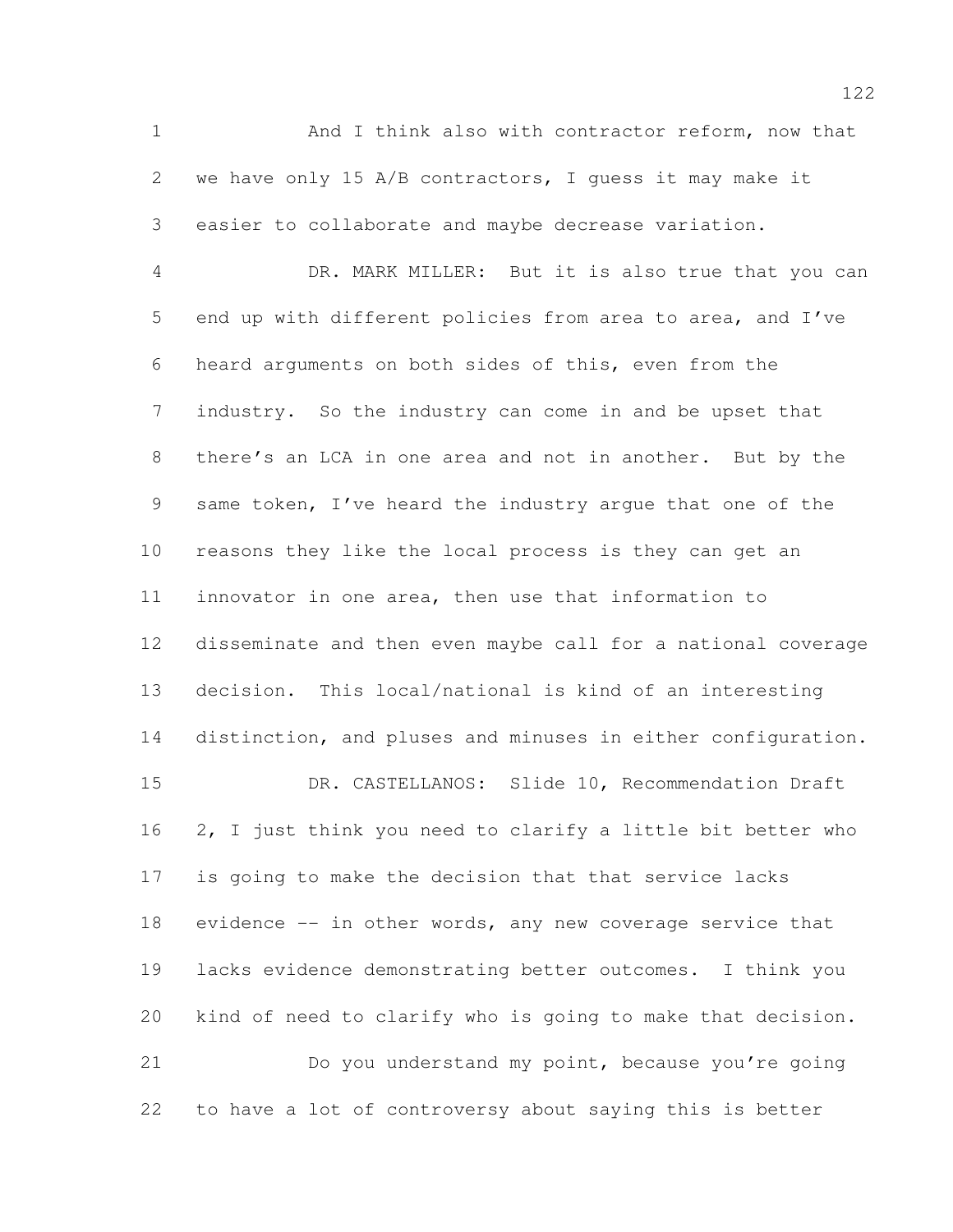And I think also with contractor reform, now that we have only 15 A/B contractors, I guess it may make it easier to collaborate and maybe decrease variation.

DR. MARK MILLER: But it is also true that you can end up with different policies from area to area, and I've heard arguments on both sides of this, even from the industry. So the industry can come in and be upset that there's an LCA in one area and not in another. But by the same token, I've heard the industry argue that one of the reasons they like the local process is they can get an innovator in one area, then use that information to disseminate and then even maybe call for a national coverage decision. This local/national is kind of an interesting distinction, and pluses and minuses in either configuration.

DR. CASTELLANOS: Slide 10, Recommendation Draft 2, I just think you need to clarify a little bit better who is going to make the decision that that service lacks evidence -- in other words, any new coverage service that lacks evidence demonstrating better outcomes. I think you kind of need to clarify who is going to make that decision.

Do you understand my point, because you're going to have a lot of controversy about saying this is better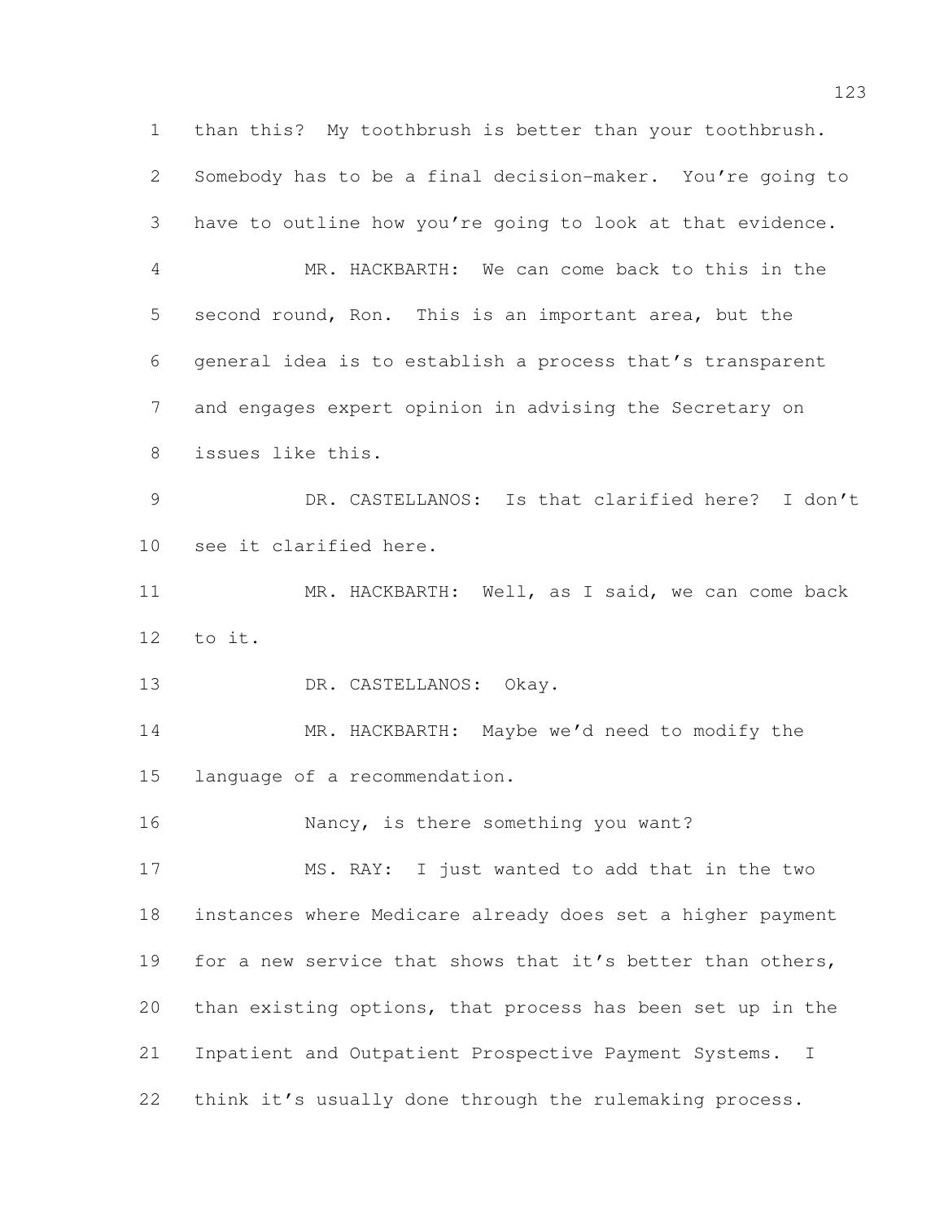than this? My toothbrush is better than your toothbrush. Somebody has to be a final decision-maker. You're going to have to outline how you're going to look at that evidence.

MR. HACKBARTH: We can come back to this in the second round, Ron. This is an important area, but the general idea is to establish a process that's transparent and engages expert opinion in advising the Secretary on issues like this.

DR. CASTELLANOS: Is that clarified here? I don't see it clarified here.

MR. HACKBARTH: Well, as I said, we can come back to it.

DR. CASTELLANOS: Okay.

MR. HACKBARTH: Maybe we'd need to modify the language of a recommendation.

Nancy, is there something you want?

MS. RAY: I just wanted to add that in the two instances where Medicare already does set a higher payment for a new service that shows that it's better than others, than existing options, that process has been set up in the Inpatient and Outpatient Prospective Payment Systems. I think it's usually done through the rulemaking process.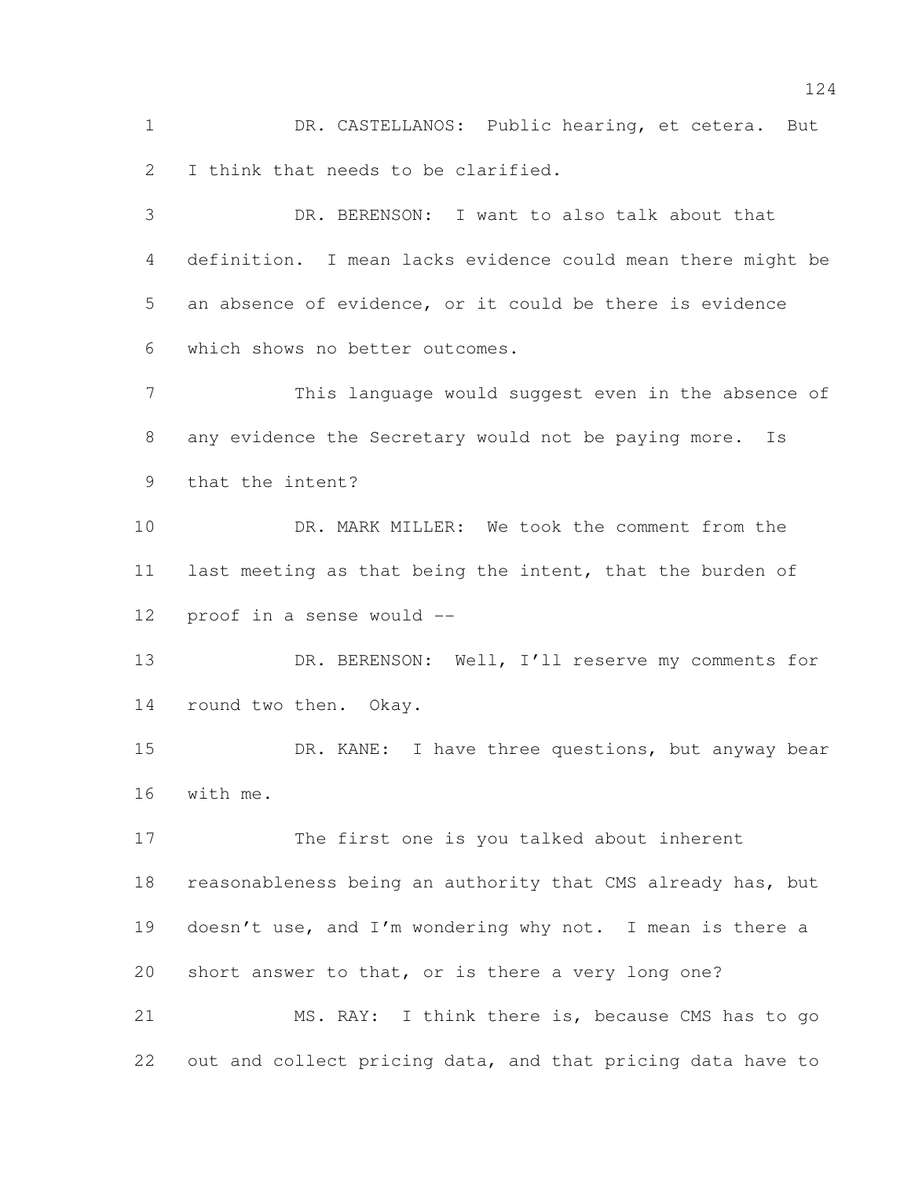DR. CASTELLANOS: Public hearing, et cetera. But I think that needs to be clarified.

DR. BERENSON: I want to also talk about that definition. I mean lacks evidence could mean there might be an absence of evidence, or it could be there is evidence which shows no better outcomes.

This language would suggest even in the absence of any evidence the Secretary would not be paying more. Is that the intent?

DR. MARK MILLER: We took the comment from the last meeting as that being the intent, that the burden of proof in a sense would --

DR. BERENSON: Well, I'll reserve my comments for round two then. Okay.

DR. KANE: I have three questions, but anyway bear with me.

The first one is you talked about inherent reasonableness being an authority that CMS already has, but doesn't use, and I'm wondering why not. I mean is there a short answer to that, or is there a very long one?

MS. RAY: I think there is, because CMS has to go out and collect pricing data, and that pricing data have to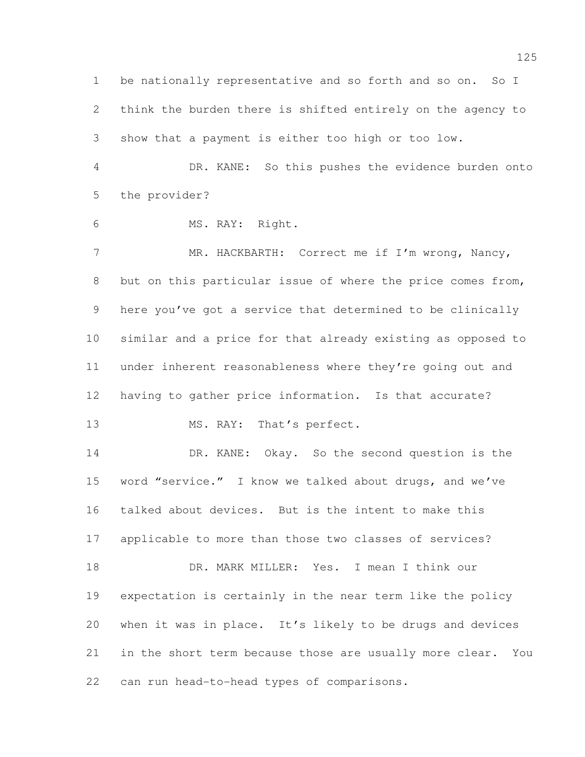be nationally representative and so forth and so on. So I think the burden there is shifted entirely on the agency to show that a payment is either too high or too low.

DR. KANE: So this pushes the evidence burden onto the provider?

MS. RAY: Right.

MR. HACKBARTH: Correct me if I'm wrong, Nancy, but on this particular issue of where the price comes from, here you've got a service that determined to be clinically similar and a price for that already existing as opposed to under inherent reasonableness where they're going out and having to gather price information. Is that accurate?

MS. RAY: That's perfect.

DR. KANE: Okay. So the second question is the word "service." I know we talked about drugs, and we've talked about devices. But is the intent to make this applicable to more than those two classes of services?

DR. MARK MILLER: Yes. I mean I think our expectation is certainly in the near term like the policy when it was in place. It's likely to be drugs and devices in the short term because those are usually more clear. You can run head-to-head types of comparisons.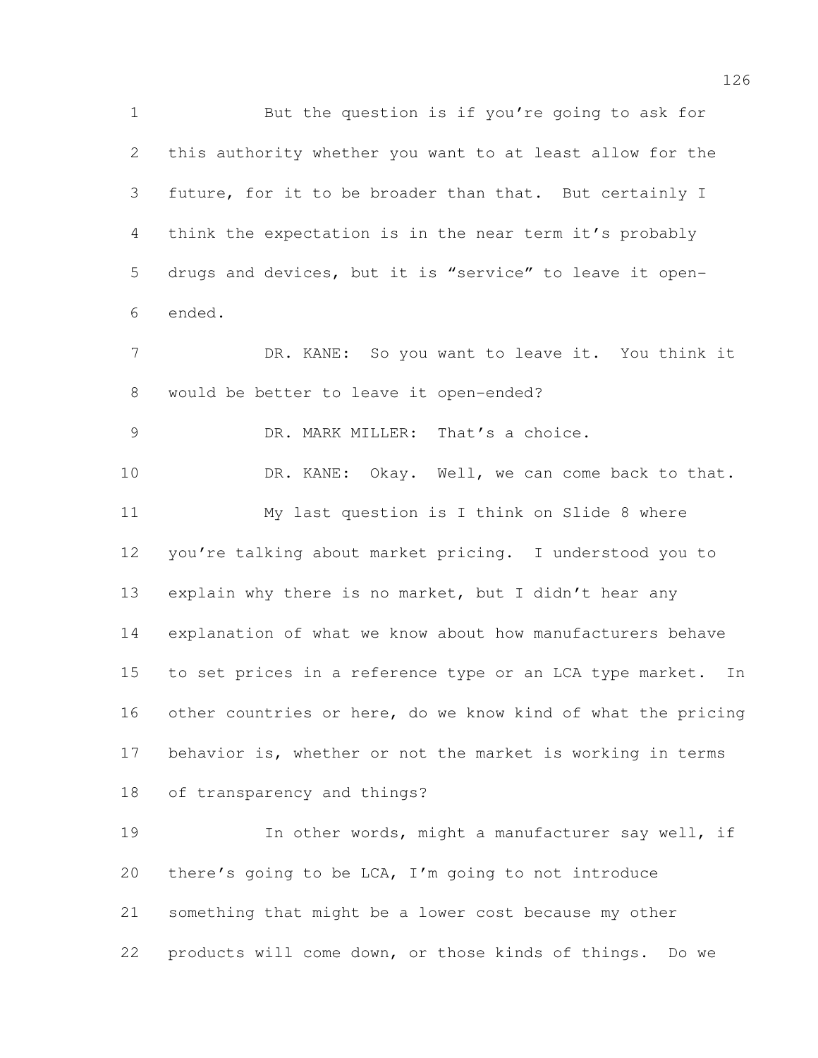But the question is if you're going to ask for this authority whether you want to at least allow for the future, for it to be broader than that. But certainly I think the expectation is in the near term it's probably drugs and devices, but it is "service" to leave it open-ended.

DR. KANE: So you want to leave it. You think it would be better to leave it open-ended?

DR. MARK MILLER: That's a choice.

DR. KANE: Okay. Well, we can come back to that.

My last question is I think on Slide 8 where you're talking about market pricing. I understood you to explain why there is no market, but I didn't hear any explanation of what we know about how manufacturers behave to set prices in a reference type or an LCA type market. In other countries or here, do we know kind of what the pricing behavior is, whether or not the market is working in terms of transparency and things?

In other words, might a manufacturer say well, if there's going to be LCA, I'm going to not introduce something that might be a lower cost because my other products will come down, or those kinds of things. Do we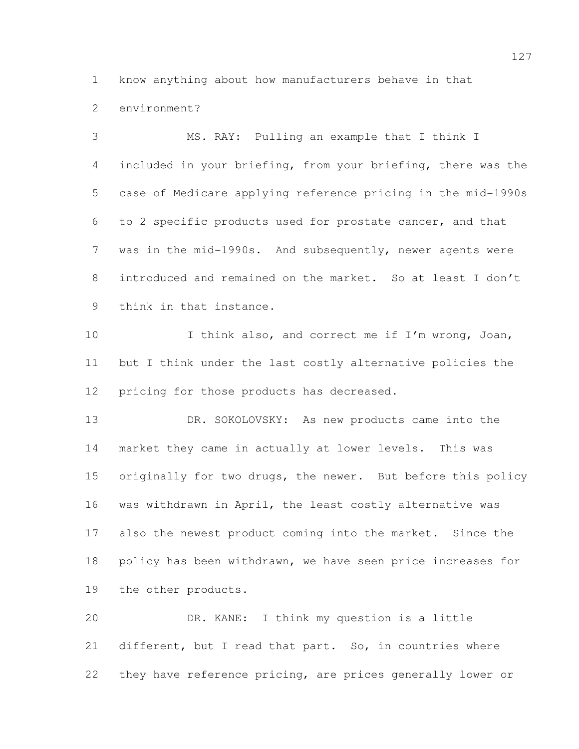know anything about how manufacturers behave in that environment?

MS. RAY: Pulling an example that I think I included in your briefing, from your briefing, there was the case of Medicare applying reference pricing in the mid-1990s to 2 specific products used for prostate cancer, and that was in the mid-1990s. And subsequently, newer agents were introduced and remained on the market. So at least I don't think in that instance.

I think also, and correct me if I'm wrong, Joan, but I think under the last costly alternative policies the pricing for those products has decreased.

DR. SOKOLOVSKY: As new products came into the market they came in actually at lower levels. This was originally for two drugs, the newer. But before this policy was withdrawn in April, the least costly alternative was also the newest product coming into the market. Since the policy has been withdrawn, we have seen price increases for the other products.

DR. KANE: I think my question is a little different, but I read that part. So, in countries where they have reference pricing, are prices generally lower or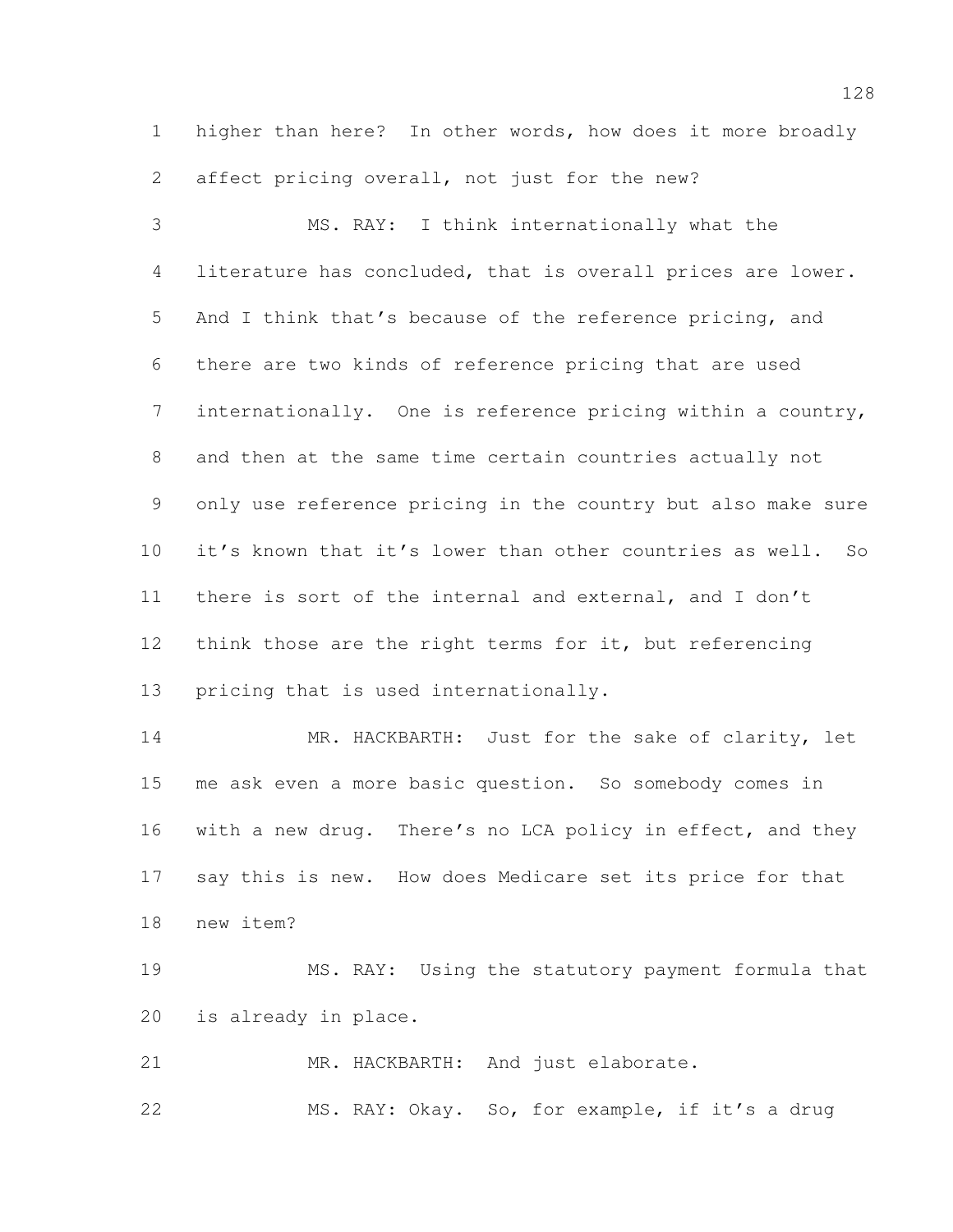higher than here? In other words, how does it more broadly affect pricing overall, not just for the new?

MS. RAY: I think internationally what the literature has concluded, that is overall prices are lower. And I think that's because of the reference pricing, and there are two kinds of reference pricing that are used internationally. One is reference pricing within a country, and then at the same time certain countries actually not only use reference pricing in the country but also make sure it's known that it's lower than other countries as well. So there is sort of the internal and external, and I don't think those are the right terms for it, but referencing pricing that is used internationally.

MR. HACKBARTH: Just for the sake of clarity, let me ask even a more basic question. So somebody comes in with a new drug. There's no LCA policy in effect, and they say this is new. How does Medicare set its price for that new item?

MS. RAY: Using the statutory payment formula that is already in place.

MR. HACKBARTH: And just elaborate.

MS. RAY: Okay. So, for example, if it's a drug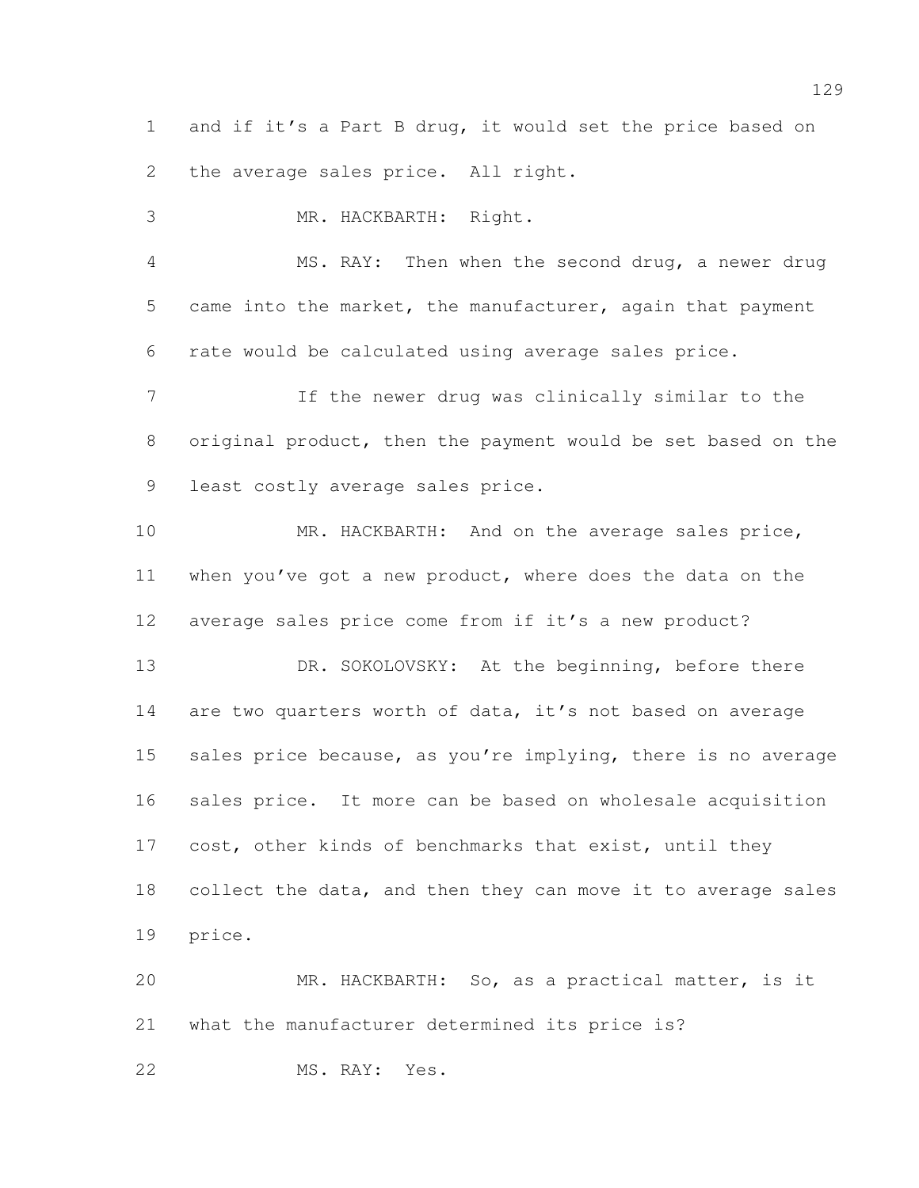and if it's a Part B drug, it would set the price based on the average sales price. All right.

MR. HACKBARTH: Right.

MS. RAY: Then when the second drug, a newer drug came into the market, the manufacturer, again that payment rate would be calculated using average sales price.

If the newer drug was clinically similar to the original product, then the payment would be set based on the least costly average sales price.

MR. HACKBARTH: And on the average sales price, when you've got a new product, where does the data on the average sales price come from if it's a new product?

DR. SOKOLOVSKY: At the beginning, before there are two quarters worth of data, it's not based on average sales price because, as you're implying, there is no average sales price. It more can be based on wholesale acquisition cost, other kinds of benchmarks that exist, until they collect the data, and then they can move it to average sales price.

MR. HACKBARTH: So, as a practical matter, is it what the manufacturer determined its price is?

MS. RAY: Yes.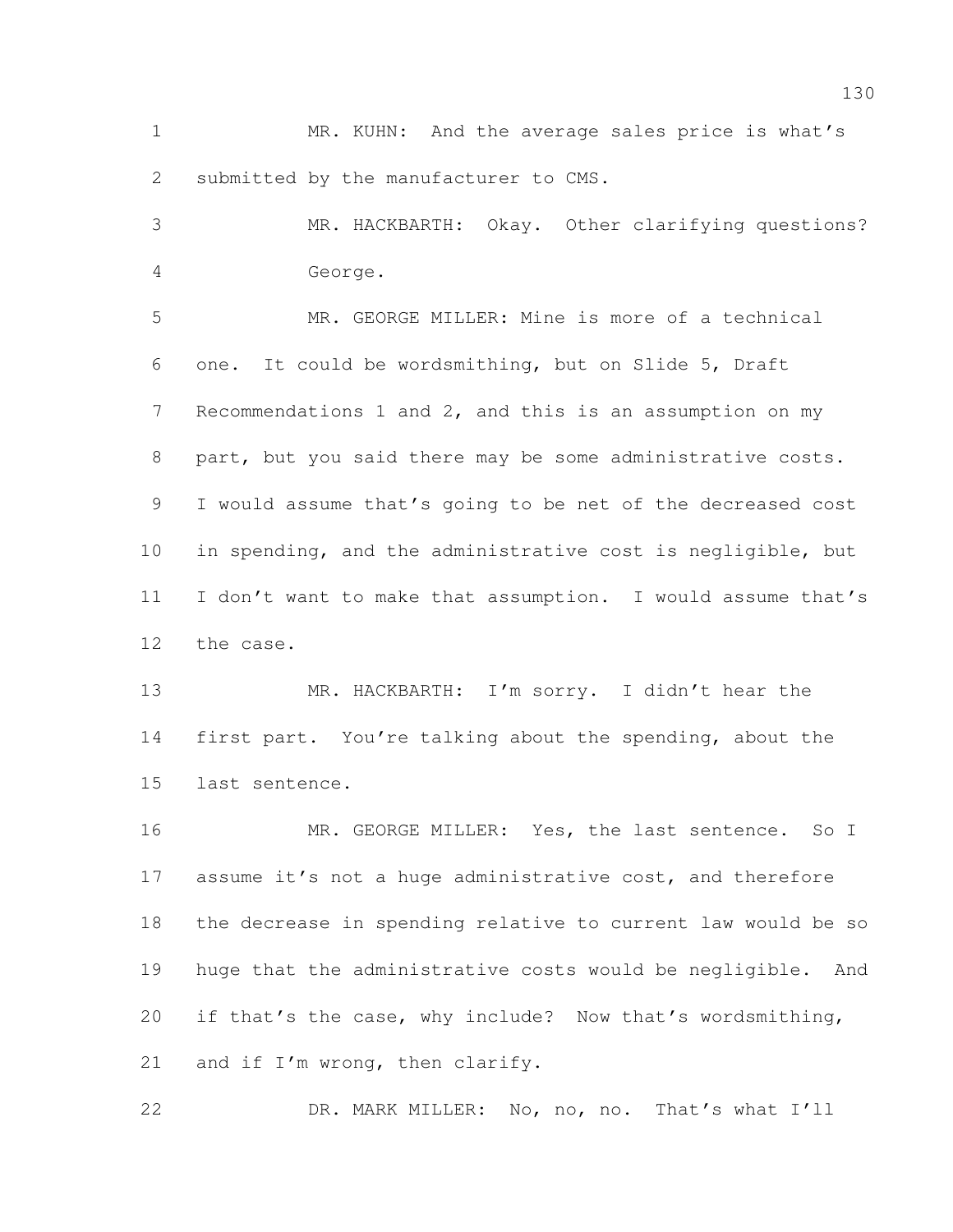MR. KUHN: And the average sales price is what's submitted by the manufacturer to CMS.

MR. HACKBARTH: Okay. Other clarifying questions? George.

MR. GEORGE MILLER: Mine is more of a technical one. It could be wordsmithing, but on Slide 5, Draft Recommendations 1 and 2, and this is an assumption on my part, but you said there may be some administrative costs. I would assume that's going to be net of the decreased cost in spending, and the administrative cost is negligible, but I don't want to make that assumption. I would assume that's the case.

MR. HACKBARTH: I'm sorry. I didn't hear the first part. You're talking about the spending, about the last sentence.

MR. GEORGE MILLER: Yes, the last sentence. So I assume it's not a huge administrative cost, and therefore the decrease in spending relative to current law would be so huge that the administrative costs would be negligible. And if that's the case, why include? Now that's wordsmithing, and if I'm wrong, then clarify.

DR. MARK MILLER: No, no, no. That's what I'll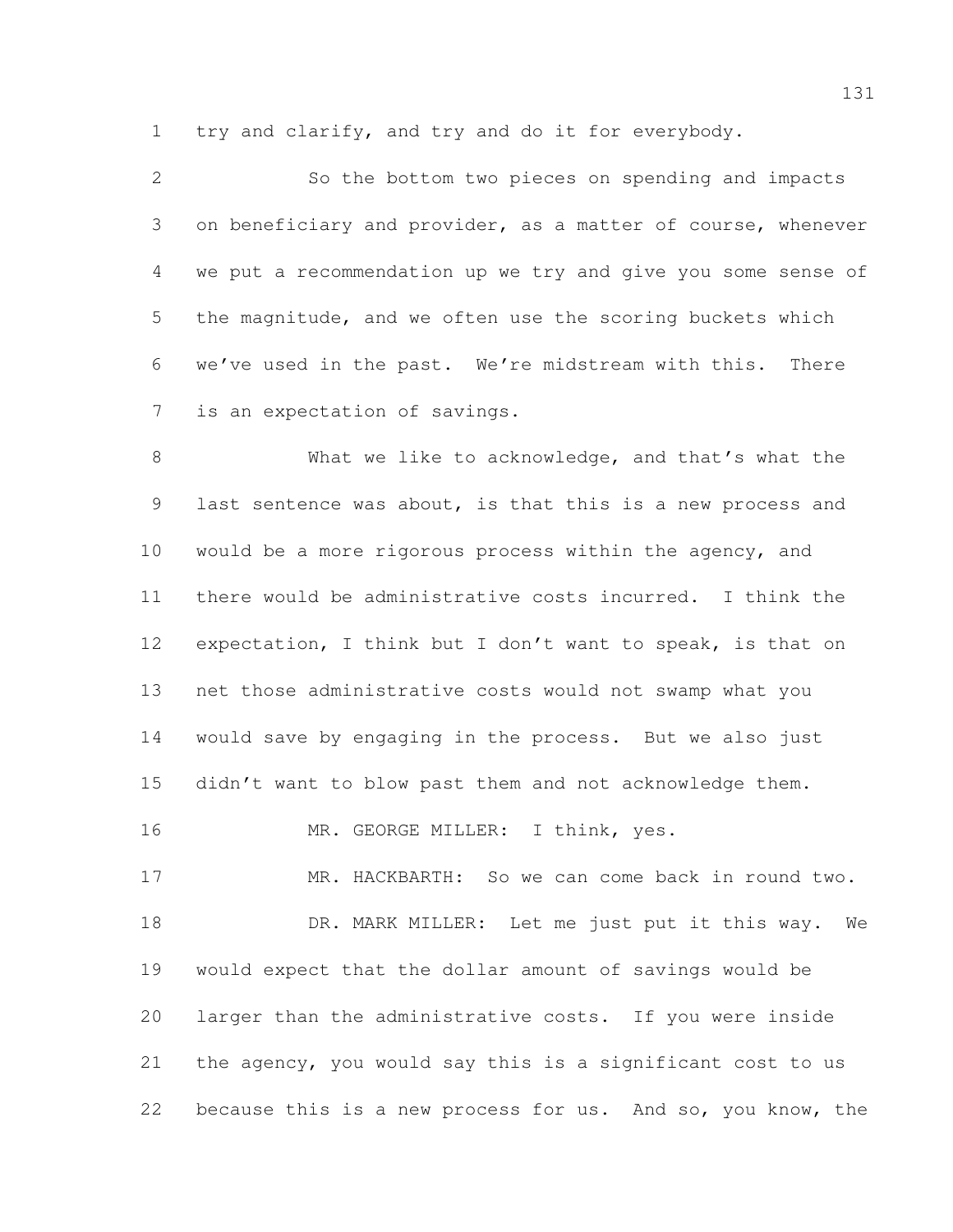try and clarify, and try and do it for everybody.

So the bottom two pieces on spending and impacts on beneficiary and provider, as a matter of course, whenever we put a recommendation up we try and give you some sense of the magnitude, and we often use the scoring buckets which we've used in the past. We're midstream with this. There is an expectation of savings.

What we like to acknowledge, and that's what the last sentence was about, is that this is a new process and would be a more rigorous process within the agency, and there would be administrative costs incurred. I think the expectation, I think but I don't want to speak, is that on net those administrative costs would not swamp what you would save by engaging in the process. But we also just didn't want to blow past them and not acknowledge them.

MR. GEORGE MILLER: I think, yes.

MR. HACKBARTH: So we can come back in round two.

DR. MARK MILLER: Let me just put it this way. We would expect that the dollar amount of savings would be larger than the administrative costs. If you were inside the agency, you would say this is a significant cost to us because this is a new process for us. And so, you know, the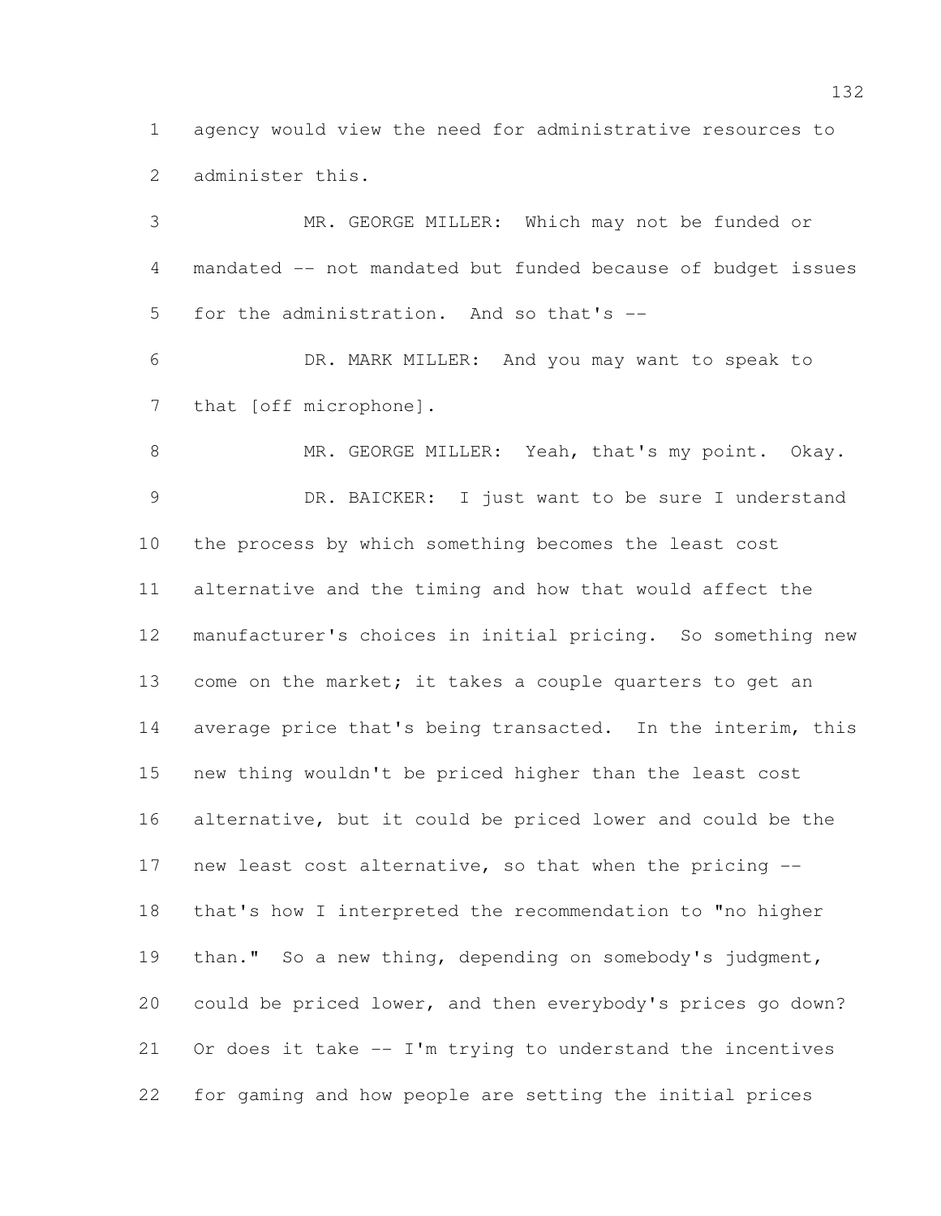agency would view the need for administrative resources to administer this.

MR. GEORGE MILLER: Which may not be funded or mandated -- not mandated but funded because of budget issues for the administration. And so that's --

DR. MARK MILLER: And you may want to speak to that [off microphone].

MR. GEORGE MILLER: Yeah, that's my point. Okay.

DR. BAICKER: I just want to be sure I understand the process by which something becomes the least cost alternative and the timing and how that would affect the manufacturer's choices in initial pricing. So something new come on the market; it takes a couple quarters to get an average price that's being transacted. In the interim, this new thing wouldn't be priced higher than the least cost alternative, but it could be priced lower and could be the new least cost alternative, so that when the pricing -- that's how I interpreted the recommendation to "no higher than." So a new thing, depending on somebody's judgment, could be priced lower, and then everybody's prices go down? Or does it take -- I'm trying to understand the incentives for gaming and how people are setting the initial prices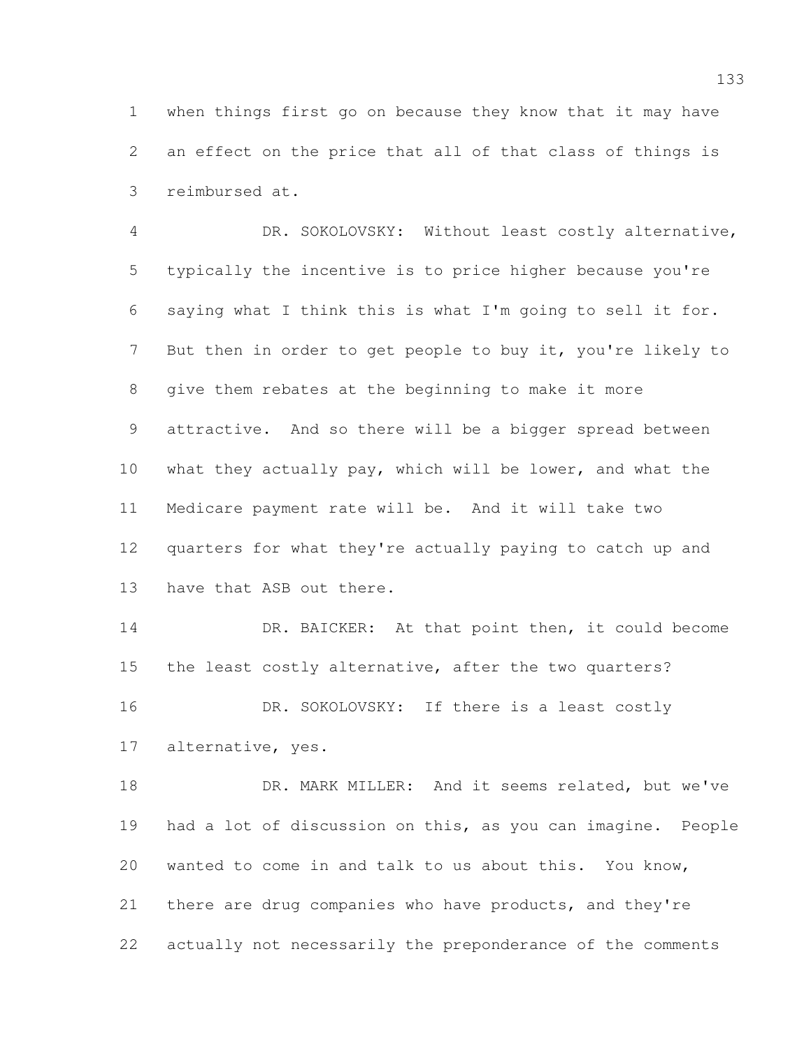when things first go on because they know that it may have an effect on the price that all of that class of things is reimbursed at.

DR. SOKOLOVSKY: Without least costly alternative, typically the incentive is to price higher because you're saying what I think this is what I'm going to sell it for. But then in order to get people to buy it, you're likely to give them rebates at the beginning to make it more attractive. And so there will be a bigger spread between what they actually pay, which will be lower, and what the Medicare payment rate will be. And it will take two quarters for what they're actually paying to catch up and have that ASB out there.

DR. BAICKER: At that point then, it could become the least costly alternative, after the two quarters?

DR. SOKOLOVSKY: If there is a least costly alternative, yes.

DR. MARK MILLER: And it seems related, but we've had a lot of discussion on this, as you can imagine. People wanted to come in and talk to us about this. You know, there are drug companies who have products, and they're actually not necessarily the preponderance of the comments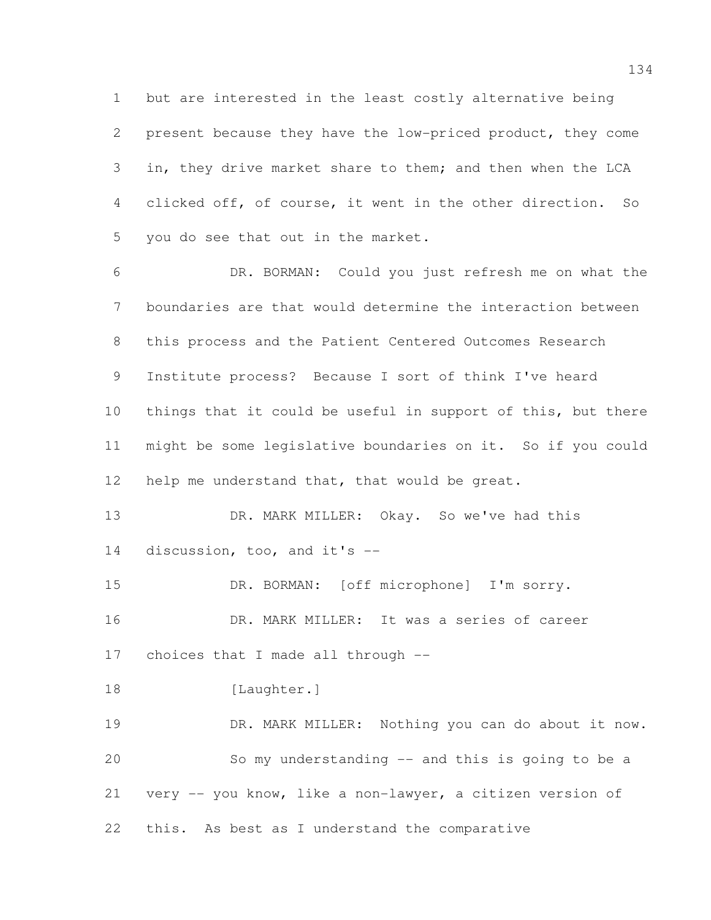but are interested in the least costly alternative being present because they have the low-priced product, they come in, they drive market share to them; and then when the LCA clicked off, of course, it went in the other direction. So you do see that out in the market.

DR. BORMAN: Could you just refresh me on what the boundaries are that would determine the interaction between this process and the Patient Centered Outcomes Research Institute process? Because I sort of think I've heard things that it could be useful in support of this, but there might be some legislative boundaries on it. So if you could help me understand that, that would be great.

DR. MARK MILLER: Okay. So we've had this discussion, too, and it's --

DR. BORMAN: [off microphone] I'm sorry.

DR. MARK MILLER: It was a series of career choices that I made all through --

[Laughter.]

DR. MARK MILLER: Nothing you can do about it now.

So my understanding -- and this is going to be a very -- you know, like a non-lawyer, a citizen version of this. As best as I understand the comparative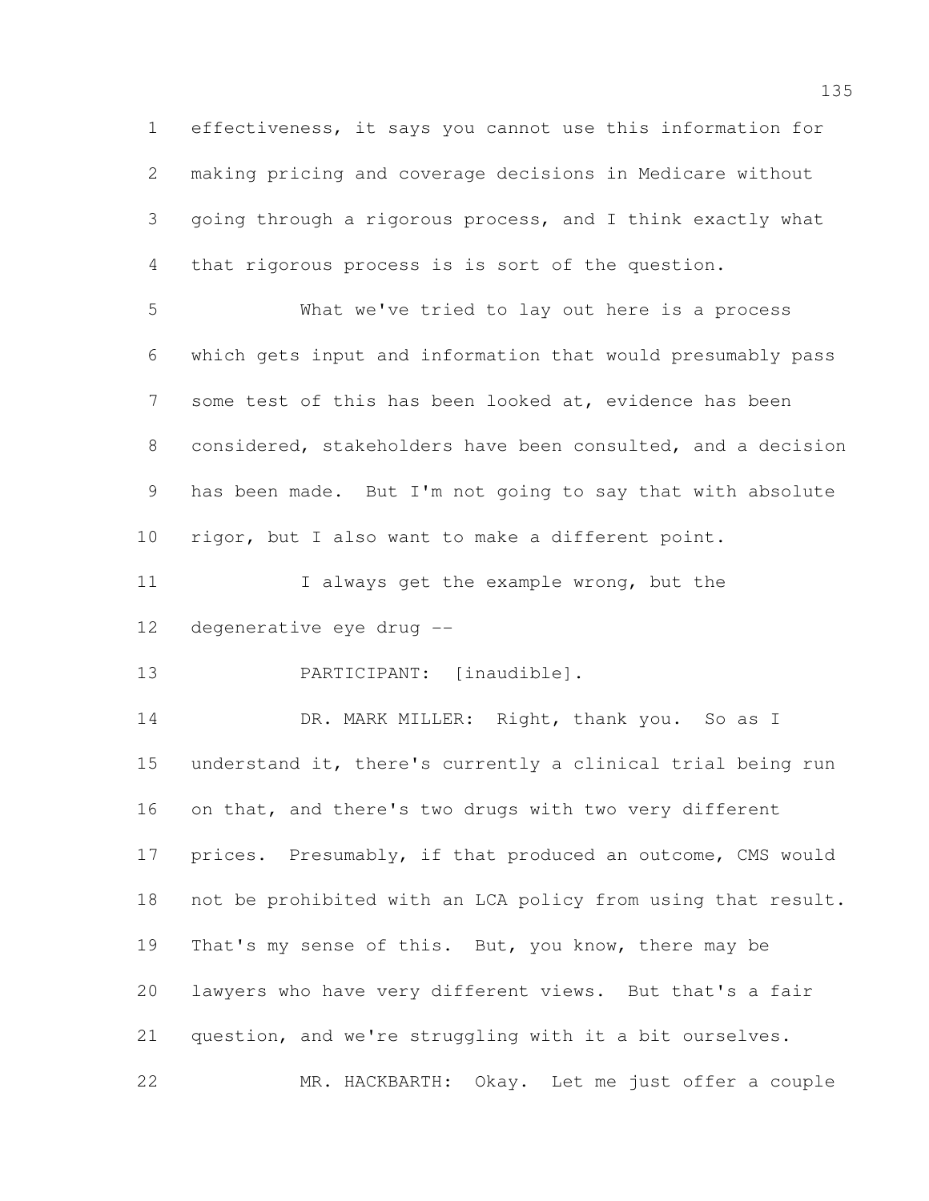effectiveness, it says you cannot use this information for making pricing and coverage decisions in Medicare without going through a rigorous process, and I think exactly what that rigorous process is is sort of the question.

What we've tried to lay out here is a process which gets input and information that would presumably pass some test of this has been looked at, evidence has been considered, stakeholders have been consulted, and a decision has been made. But I'm not going to say that with absolute rigor, but I also want to make a different point.

I always get the example wrong, but the degenerative eye drug --

PARTICIPANT: [inaudible].

DR. MARK MILLER: Right, thank you. So as I understand it, there's currently a clinical trial being run on that, and there's two drugs with two very different prices. Presumably, if that produced an outcome, CMS would not be prohibited with an LCA policy from using that result. That's my sense of this. But, you know, there may be lawyers who have very different views. But that's a fair question, and we're struggling with it a bit ourselves.

MR. HACKBARTH: Okay. Let me just offer a couple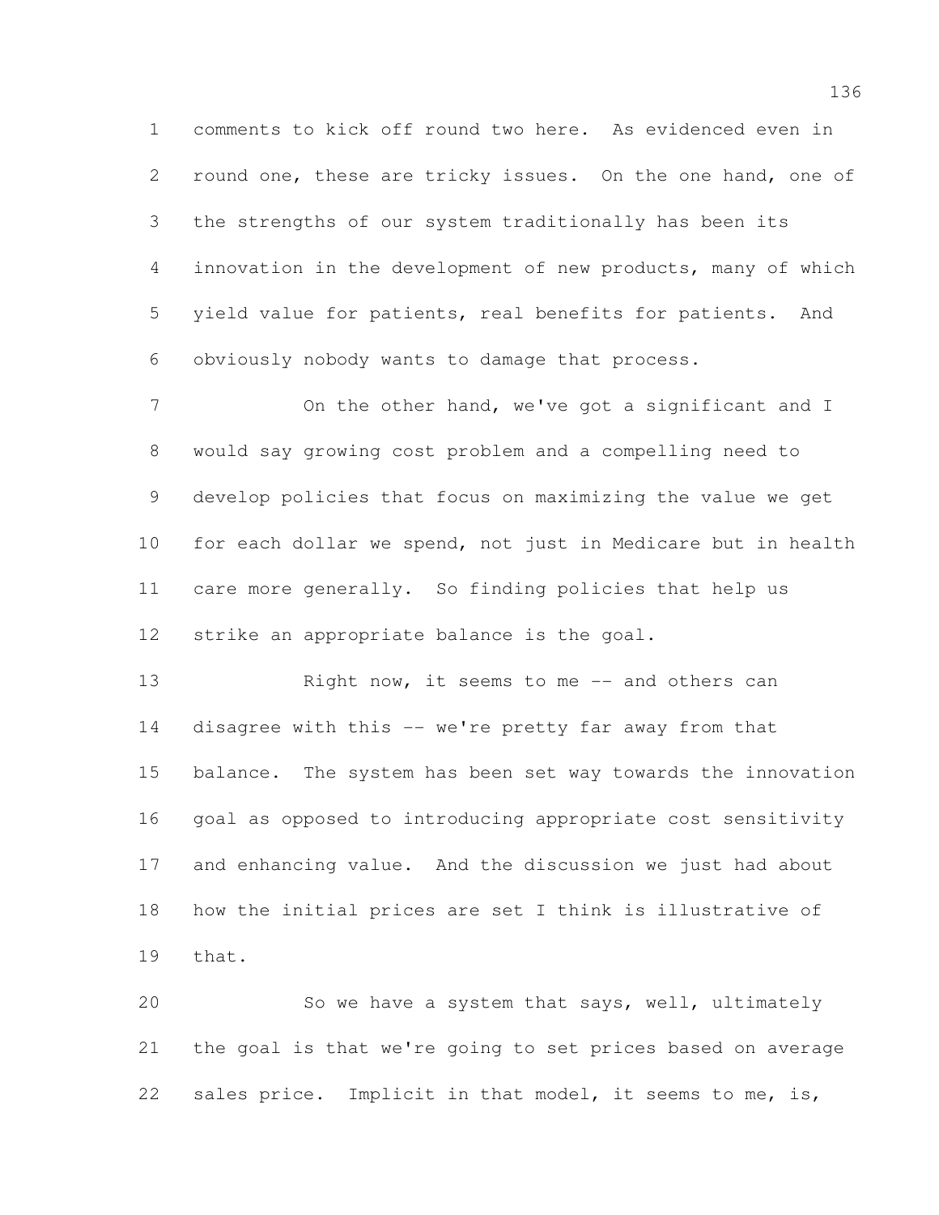comments to kick off round two here. As evidenced even in round one, these are tricky issues. On the one hand, one of the strengths of our system traditionally has been its innovation in the development of new products, many of which yield value for patients, real benefits for patients. And obviously nobody wants to damage that process.

On the other hand, we've got a significant and I would say growing cost problem and a compelling need to develop policies that focus on maximizing the value we get for each dollar we spend, not just in Medicare but in health care more generally. So finding policies that help us strike an appropriate balance is the goal.

Right now, it seems to me -- and others can disagree with this -- we're pretty far away from that balance. The system has been set way towards the innovation goal as opposed to introducing appropriate cost sensitivity and enhancing value. And the discussion we just had about how the initial prices are set I think is illustrative of that.

So we have a system that says, well, ultimately the goal is that we're going to set prices based on average sales price. Implicit in that model, it seems to me, is,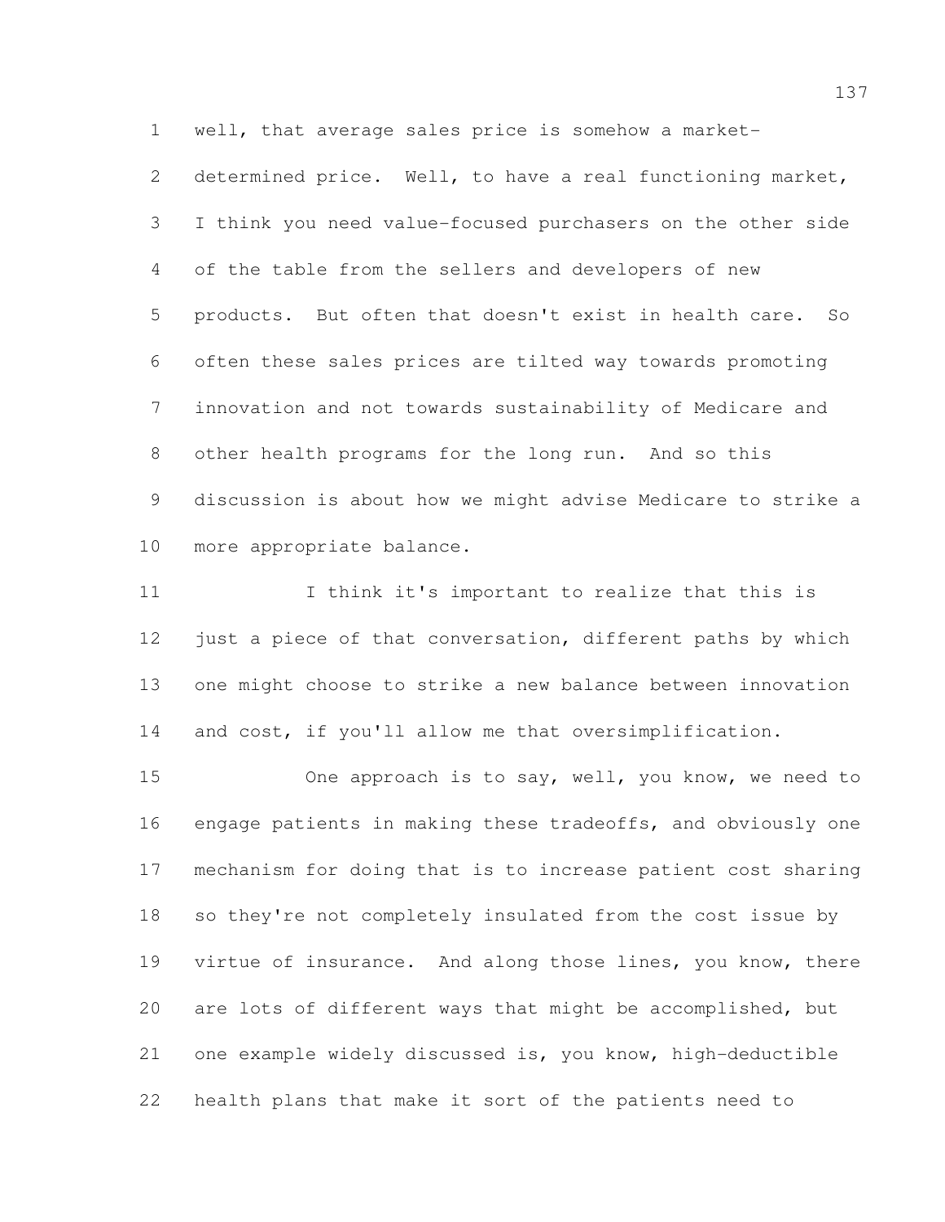well, that average sales price is somehow a market-determined price. Well, to have a real functioning market, I think you need value-focused purchasers on the other side of the table from the sellers and developers of new products. But often that doesn't exist in health care. So often these sales prices are tilted way towards promoting innovation and not towards sustainability of Medicare and other health programs for the long run. And so this discussion is about how we might advise Medicare to strike a more appropriate balance.

I think it's important to realize that this is just a piece of that conversation, different paths by which one might choose to strike a new balance between innovation and cost, if you'll allow me that oversimplification.

One approach is to say, well, you know, we need to engage patients in making these tradeoffs, and obviously one mechanism for doing that is to increase patient cost sharing so they're not completely insulated from the cost issue by virtue of insurance. And along those lines, you know, there are lots of different ways that might be accomplished, but one example widely discussed is, you know, high-deductible health plans that make it sort of the patients need to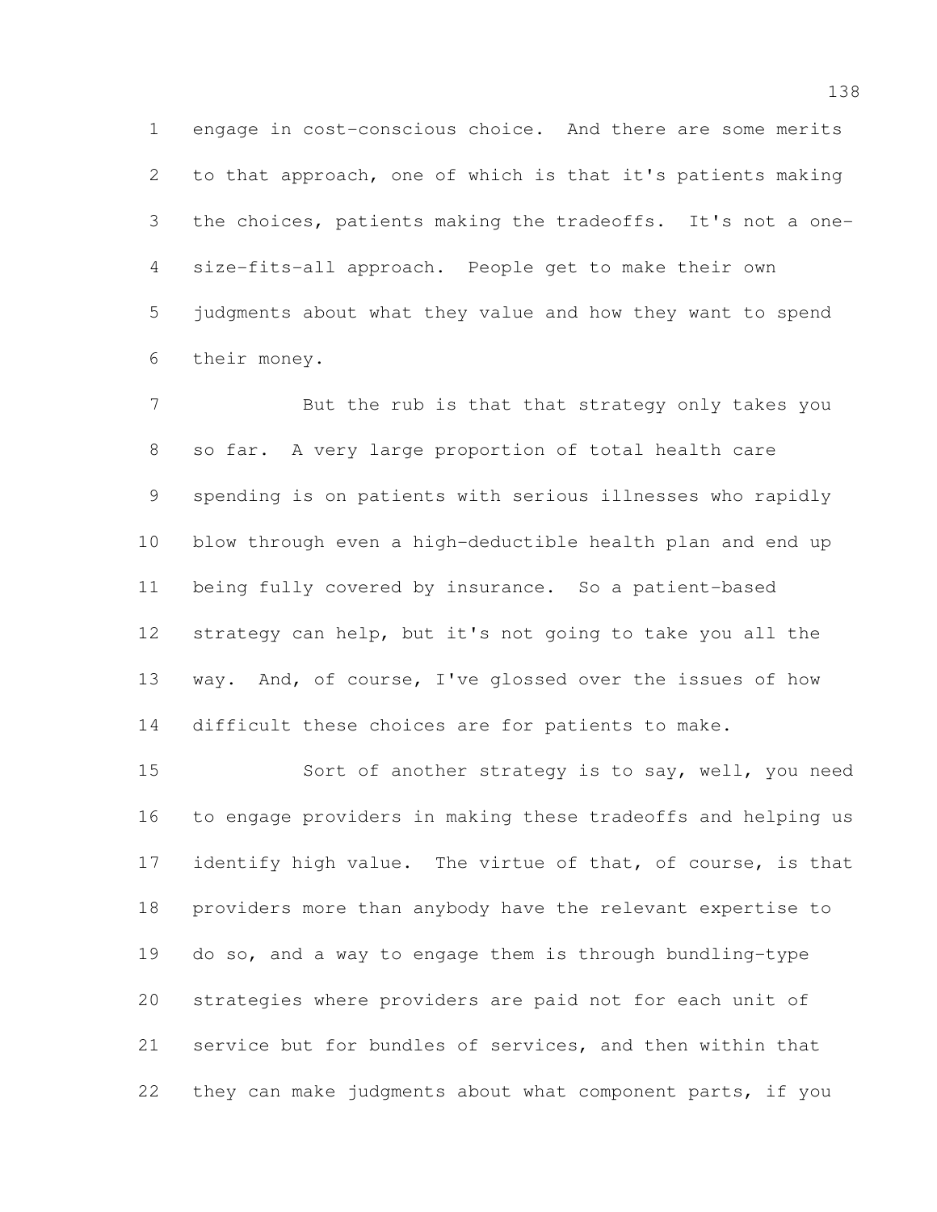engage in cost-conscious choice. And there are some merits to that approach, one of which is that it's patients making the choices, patients making the tradeoffs. It's not a one-size-fits-all approach. People get to make their own judgments about what they value and how they want to spend their money.

But the rub is that that strategy only takes you so far. A very large proportion of total health care spending is on patients with serious illnesses who rapidly blow through even a high-deductible health plan and end up being fully covered by insurance. So a patient-based strategy can help, but it's not going to take you all the way. And, of course, I've glossed over the issues of how difficult these choices are for patients to make.

Sort of another strategy is to say, well, you need to engage providers in making these tradeoffs and helping us identify high value. The virtue of that, of course, is that providers more than anybody have the relevant expertise to do so, and a way to engage them is through bundling-type strategies where providers are paid not for each unit of service but for bundles of services, and then within that they can make judgments about what component parts, if you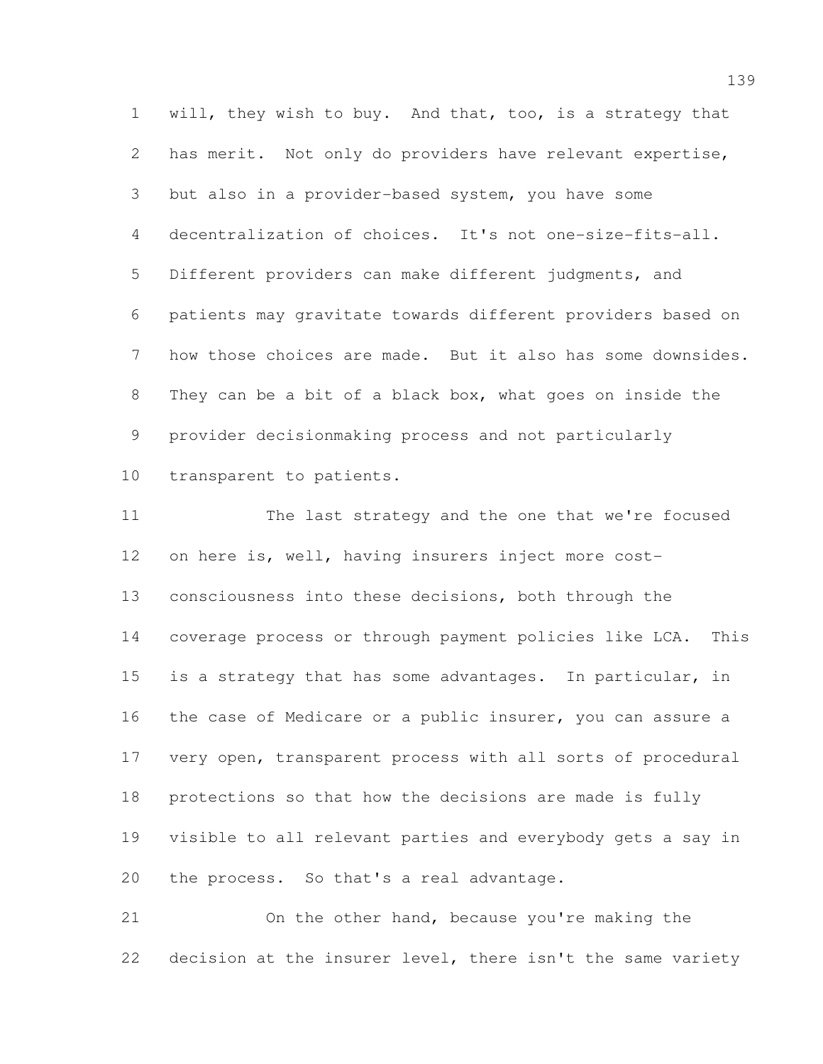will, they wish to buy. And that, too, is a strategy that has merit. Not only do providers have relevant expertise, but also in a provider-based system, you have some decentralization of choices. It's not one-size-fits-all. Different providers can make different judgments, and patients may gravitate towards different providers based on how those choices are made. But it also has some downsides. They can be a bit of a black box, what goes on inside the provider decisionmaking process and not particularly transparent to patients.

The last strategy and the one that we're focused on here is, well, having insurers inject more cost-consciousness into these decisions, both through the coverage process or through payment policies like LCA. This is a strategy that has some advantages. In particular, in the case of Medicare or a public insurer, you can assure a very open, transparent process with all sorts of procedural protections so that how the decisions are made is fully visible to all relevant parties and everybody gets a say in the process. So that's a real advantage.

On the other hand, because you're making the decision at the insurer level, there isn't the same variety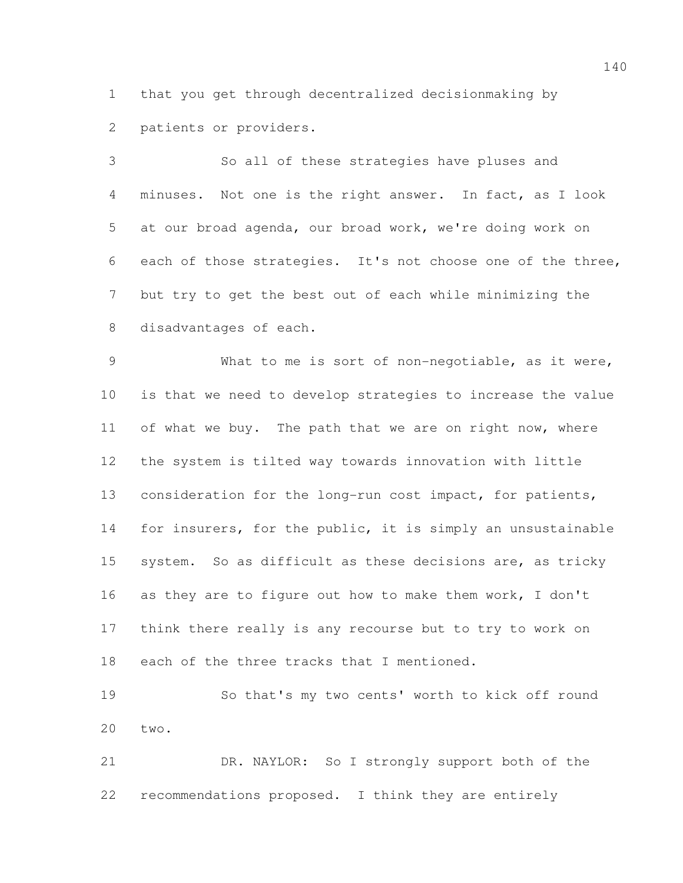that you get through decentralized decisionmaking by patients or providers.

So all of these strategies have pluses and minuses. Not one is the right answer. In fact, as I look at our broad agenda, our broad work, we're doing work on each of those strategies. It's not choose one of the three, but try to get the best out of each while minimizing the disadvantages of each.

What to me is sort of non-negotiable, as it were, is that we need to develop strategies to increase the value of what we buy. The path that we are on right now, where the system is tilted way towards innovation with little consideration for the long-run cost impact, for patients, for insurers, for the public, it is simply an unsustainable system. So as difficult as these decisions are, as tricky as they are to figure out how to make them work, I don't think there really is any recourse but to try to work on each of the three tracks that I mentioned.

So that's my two cents' worth to kick off round two.

DR. NAYLOR: So I strongly support both of the recommendations proposed. I think they are entirely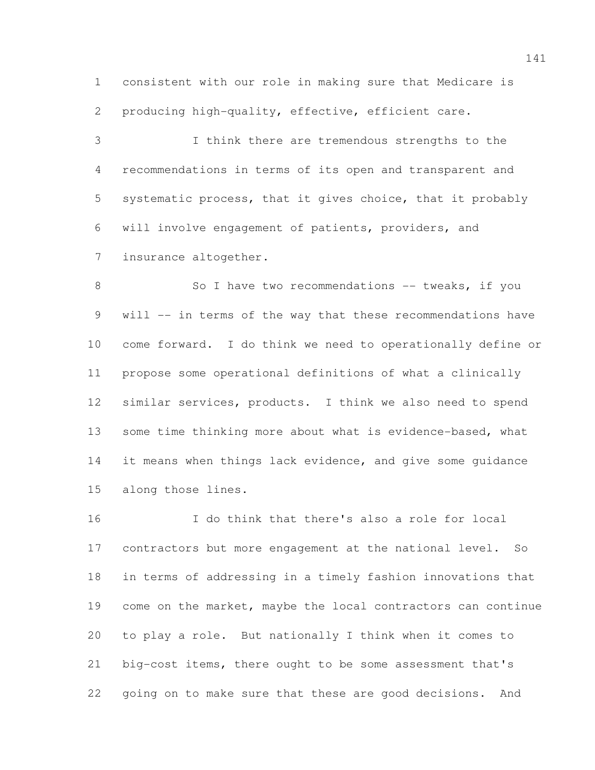consistent with our role in making sure that Medicare is producing high-quality, effective, efficient care.

I think there are tremendous strengths to the recommendations in terms of its open and transparent and systematic process, that it gives choice, that it probably will involve engagement of patients, providers, and insurance altogether.

So I have two recommendations -- tweaks, if you will -- in terms of the way that these recommendations have come forward. I do think we need to operationally define or propose some operational definitions of what a clinically similar services, products. I think we also need to spend some time thinking more about what is evidence-based, what it means when things lack evidence, and give some guidance along those lines.

I do think that there's also a role for local contractors but more engagement at the national level. So in terms of addressing in a timely fashion innovations that come on the market, maybe the local contractors can continue to play a role. But nationally I think when it comes to big-cost items, there ought to be some assessment that's going on to make sure that these are good decisions. And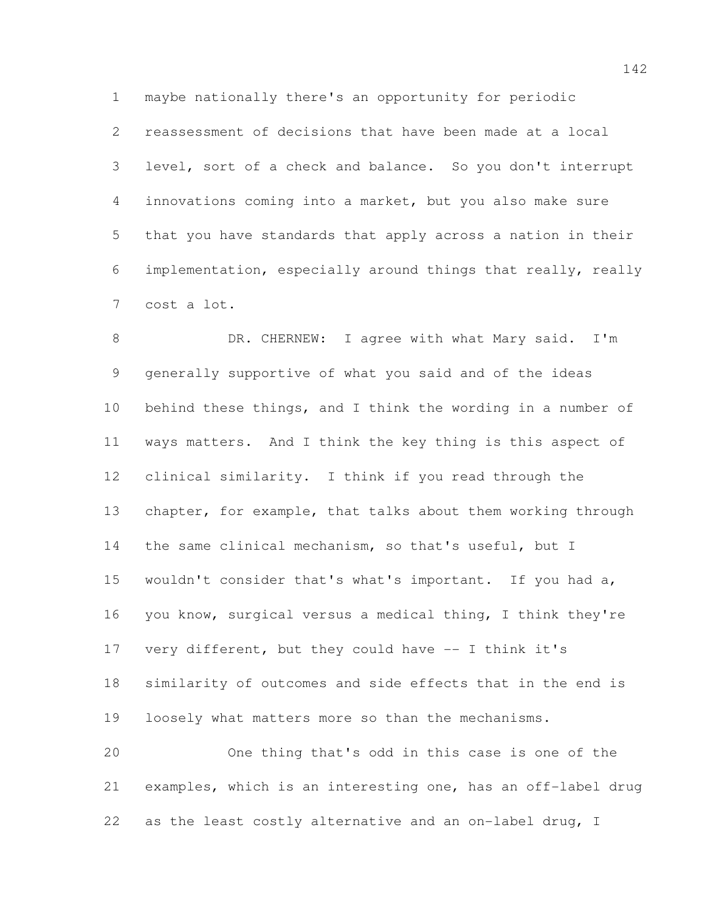maybe nationally there's an opportunity for periodic reassessment of decisions that have been made at a local level, sort of a check and balance. So you don't interrupt innovations coming into a market, but you also make sure that you have standards that apply across a nation in their implementation, especially around things that really, really cost a lot.

DR. CHERNEW: I agree with what Mary said. I'm generally supportive of what you said and of the ideas behind these things, and I think the wording in a number of ways matters. And I think the key thing is this aspect of clinical similarity. I think if you read through the chapter, for example, that talks about them working through the same clinical mechanism, so that's useful, but I wouldn't consider that's what's important. If you had a, you know, surgical versus a medical thing, I think they're very different, but they could have -- I think it's similarity of outcomes and side effects that in the end is loosely what matters more so than the mechanisms.

One thing that's odd in this case is one of the examples, which is an interesting one, has an off-label drug as the least costly alternative and an on-label drug, I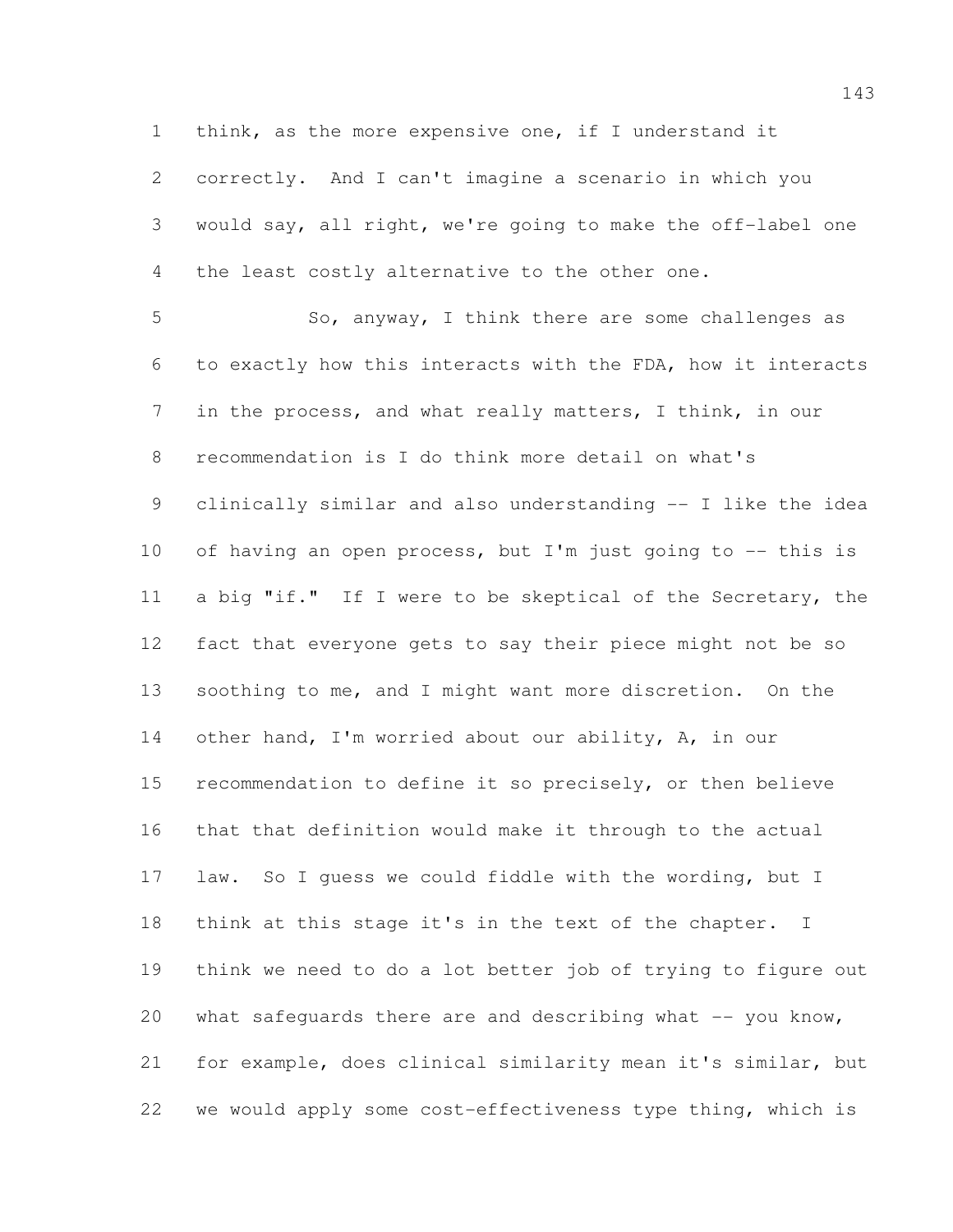think, as the more expensive one, if I understand it correctly. And I can't imagine a scenario in which you would say, all right, we're going to make the off-label one the least costly alternative to the other one.

So, anyway, I think there are some challenges as to exactly how this interacts with the FDA, how it interacts in the process, and what really matters, I think, in our recommendation is I do think more detail on what's clinically similar and also understanding -- I like the idea of having an open process, but I'm just going to -- this is a big "if." If I were to be skeptical of the Secretary, the fact that everyone gets to say their piece might not be so soothing to me, and I might want more discretion. On the other hand, I'm worried about our ability, A, in our recommendation to define it so precisely, or then believe that that definition would make it through to the actual law. So I guess we could fiddle with the wording, but I think at this stage it's in the text of the chapter. I think we need to do a lot better job of trying to figure out what safeguards there are and describing what -- you know, for example, does clinical similarity mean it's similar, but we would apply some cost-effectiveness type thing, which is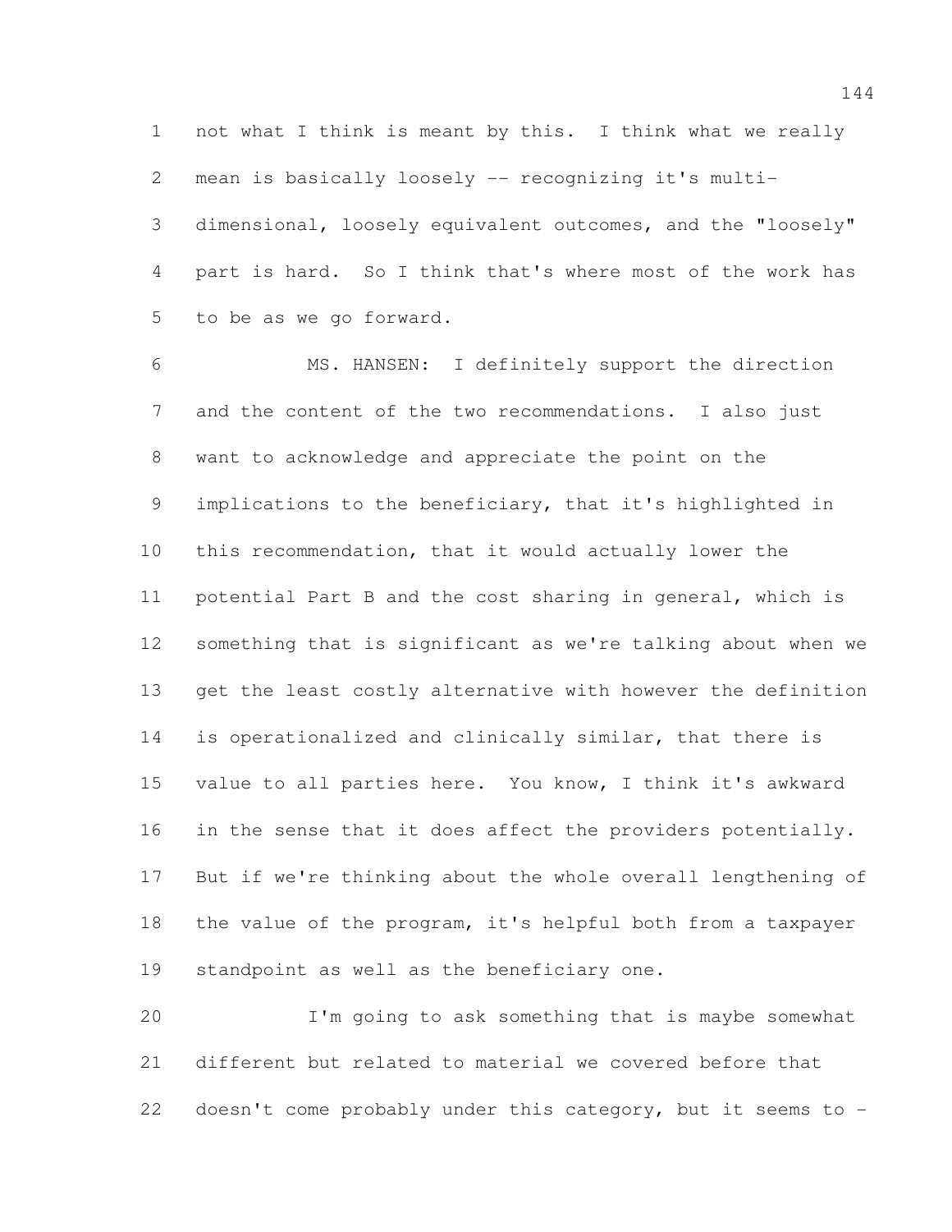not what I think is meant by this. I think what we really mean is basically loosely -- recognizing it's multi-dimensional, loosely equivalent outcomes, and the "loosely" part is hard. So I think that's where most of the work has to be as we go forward.

MS. HANSEN: I definitely support the direction and the content of the two recommendations. I also just want to acknowledge and appreciate the point on the implications to the beneficiary, that it's highlighted in this recommendation, that it would actually lower the potential Part B and the cost sharing in general, which is something that is significant as we're talking about when we get the least costly alternative with however the definition is operationalized and clinically similar, that there is value to all parties here. You know, I think it's awkward in the sense that it does affect the providers potentially. But if we're thinking about the whole overall lengthening of the value of the program, it's helpful both from a taxpayer standpoint as well as the beneficiary one.

I'm going to ask something that is maybe somewhat different but related to material we covered before that doesn't come probably under this category, but it seems to -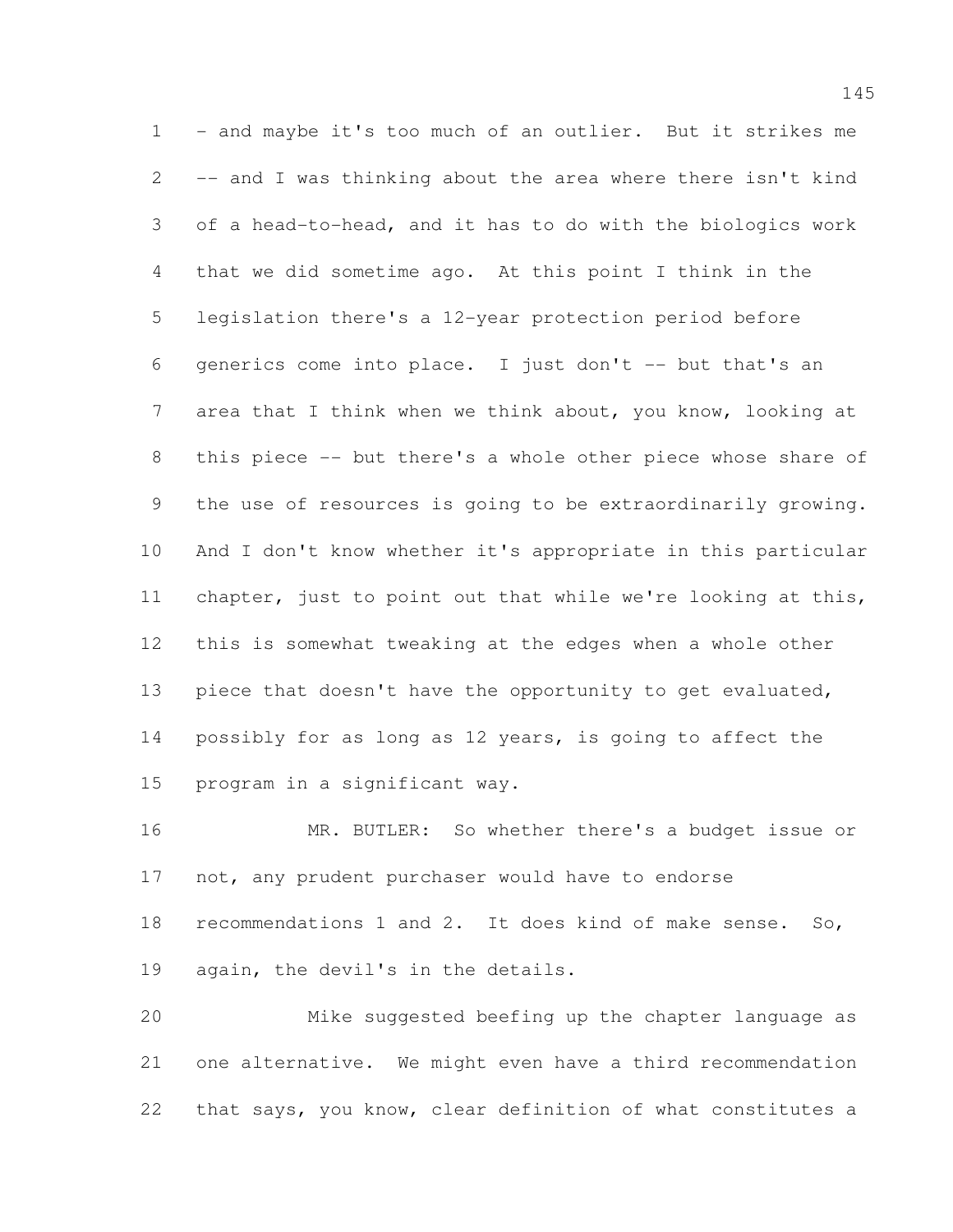- and maybe it's too much of an outlier. But it strikes me -- and I was thinking about the area where there isn't kind of a head-to-head, and it has to do with the biologics work that we did sometime ago. At this point I think in the legislation there's a 12-year protection period before generics come into place. I just don't -- but that's an area that I think when we think about, you know, looking at this piece -- but there's a whole other piece whose share of the use of resources is going to be extraordinarily growing. And I don't know whether it's appropriate in this particular chapter, just to point out that while we're looking at this, this is somewhat tweaking at the edges when a whole other piece that doesn't have the opportunity to get evaluated, possibly for as long as 12 years, is going to affect the program in a significant way.

MR. BUTLER: So whether there's a budget issue or not, any prudent purchaser would have to endorse recommendations 1 and 2. It does kind of make sense. So, again, the devil's in the details.

Mike suggested beefing up the chapter language as one alternative. We might even have a third recommendation that says, you know, clear definition of what constitutes a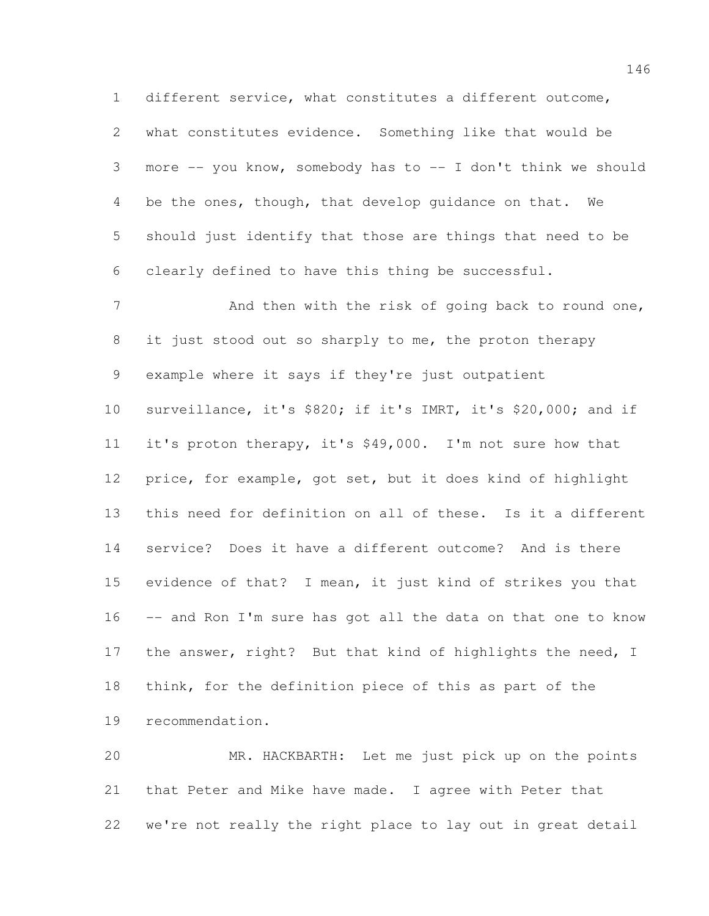different service, what constitutes a different outcome, what constitutes evidence. Something like that would be more -- you know, somebody has to -- I don't think we should be the ones, though, that develop guidance on that. We should just identify that those are things that need to be clearly defined to have this thing be successful.

And then with the risk of going back to round one, it just stood out so sharply to me, the proton therapy example where it says if they're just outpatient surveillance, it's $820; if it's IMRT, it's $20,000; and if it's proton therapy, it's $49,000. I'm not sure how that price, for example, got set, but it does kind of highlight this need for definition on all of these. Is it a different service? Does it have a different outcome? And is there evidence of that? I mean, it just kind of strikes you that -- and Ron I'm sure has got all the data on that one to know the answer, right? But that kind of highlights the need, I think, for the definition piece of this as part of the recommendation.

MR. HACKBARTH: Let me just pick up on the points that Peter and Mike have made. I agree with Peter that we're not really the right place to lay out in great detail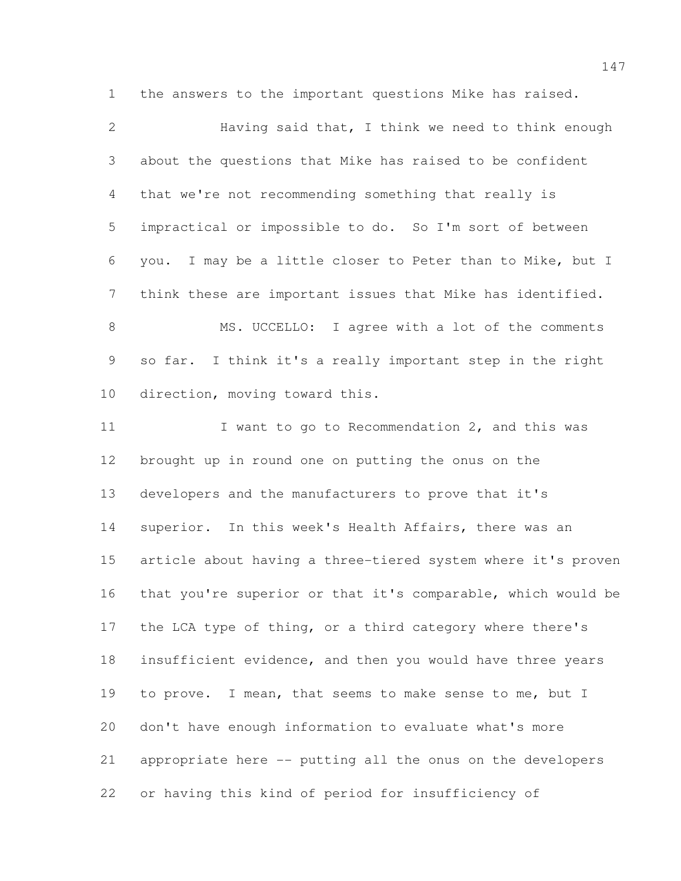the answers to the important questions Mike has raised.

Having said that, I think we need to think enough about the questions that Mike has raised to be confident that we're not recommending something that really is impractical or impossible to do. So I'm sort of between you. I may be a little closer to Peter than to Mike, but I think these are important issues that Mike has identified.

MS. UCCELLO: I agree with a lot of the comments so far. I think it's a really important step in the right direction, moving toward this.

I want to go to Recommendation 2, and this was brought up in round one on putting the onus on the developers and the manufacturers to prove that it's superior. In this week's Health Affairs, there was an article about having a three-tiered system where it's proven that you're superior or that it's comparable, which would be the LCA type of thing, or a third category where there's insufficient evidence, and then you would have three years to prove. I mean, that seems to make sense to me, but I don't have enough information to evaluate what's more appropriate here -- putting all the onus on the developers or having this kind of period for insufficiency of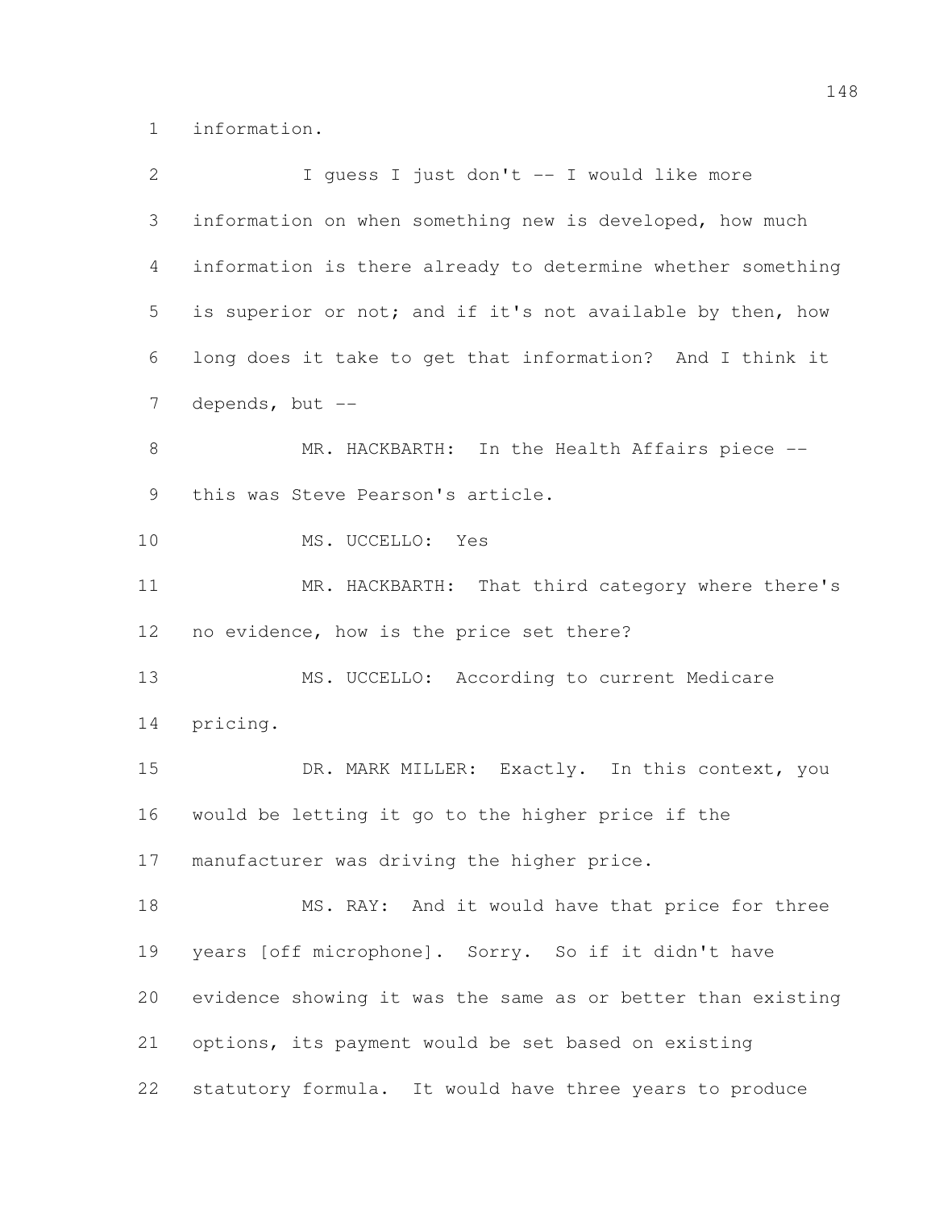information.

I guess I just don't -- I would like more information on when something new is developed, how much information is there already to determine whether something is superior or not; and if it's not available by then, how long does it take to get that information? And I think it depends, but --

MR. HACKBARTH: In the Health Affairs piece -- this was Steve Pearson's article.

MS. UCCELLO: Yes

MR. HACKBARTH: That third category where there's no evidence, how is the price set there?

MS. UCCELLO: According to current Medicare pricing.

DR. MARK MILLER: Exactly. In this context, you would be letting it go to the higher price if the manufacturer was driving the higher price.

MS. RAY: And it would have that price for three years [off microphone]. Sorry. So if it didn't have evidence showing it was the same as or better than existing options, its payment would be set based on existing statutory formula. It would have three years to produce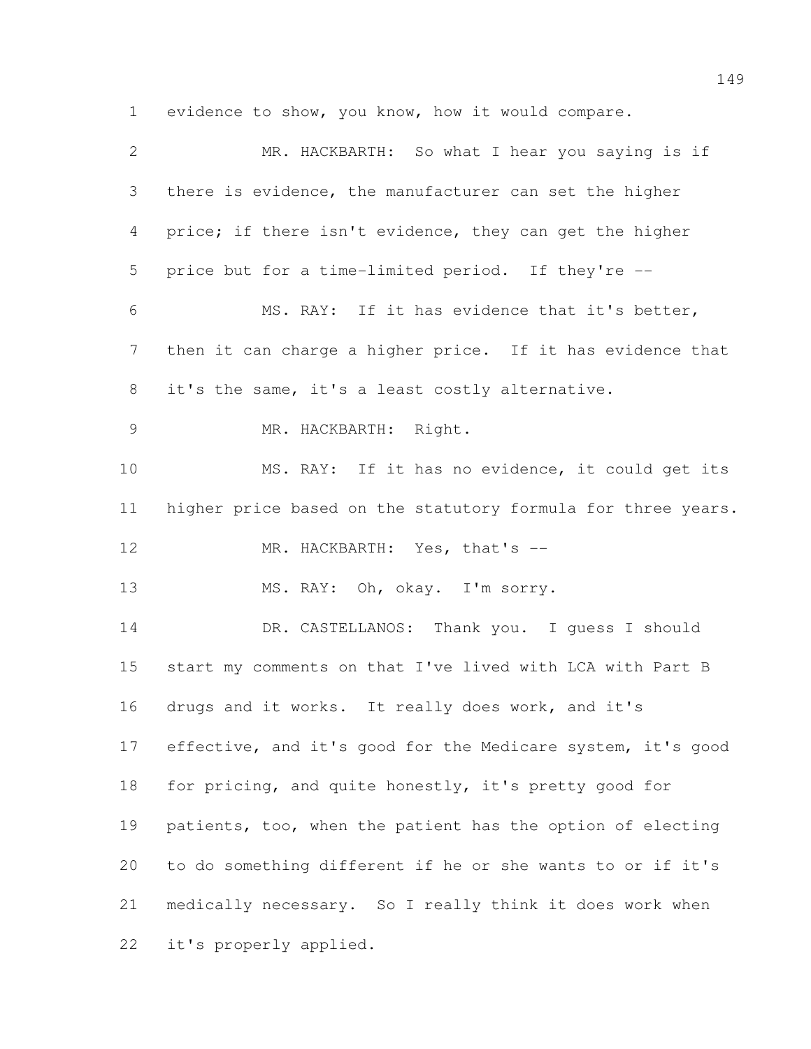evidence to show, you know, how it would compare.

MR. HACKBARTH: So what I hear you saying is if there is evidence, the manufacturer can set the higher price; if there isn't evidence, they can get the higher price but for a time-limited period. If they're --

MS. RAY: If it has evidence that it's better, then it can charge a higher price. If it has evidence that it's the same, it's a least costly alternative.

MR. HACKBARTH: Right.

MS. RAY: If it has no evidence, it could get its higher price based on the statutory formula for three years.

MR. HACKBARTH: Yes, that's --

MS. RAY: Oh, okay. I'm sorry.

DR. CASTELLANOS: Thank you. I guess I should start my comments on that I've lived with LCA with Part B drugs and it works. It really does work, and it's effective, and it's good for the Medicare system, it's good for pricing, and quite honestly, it's pretty good for patients, too, when the patient has the option of electing to do something different if he or she wants to or if it's medically necessary. So I really think it does work when it's properly applied.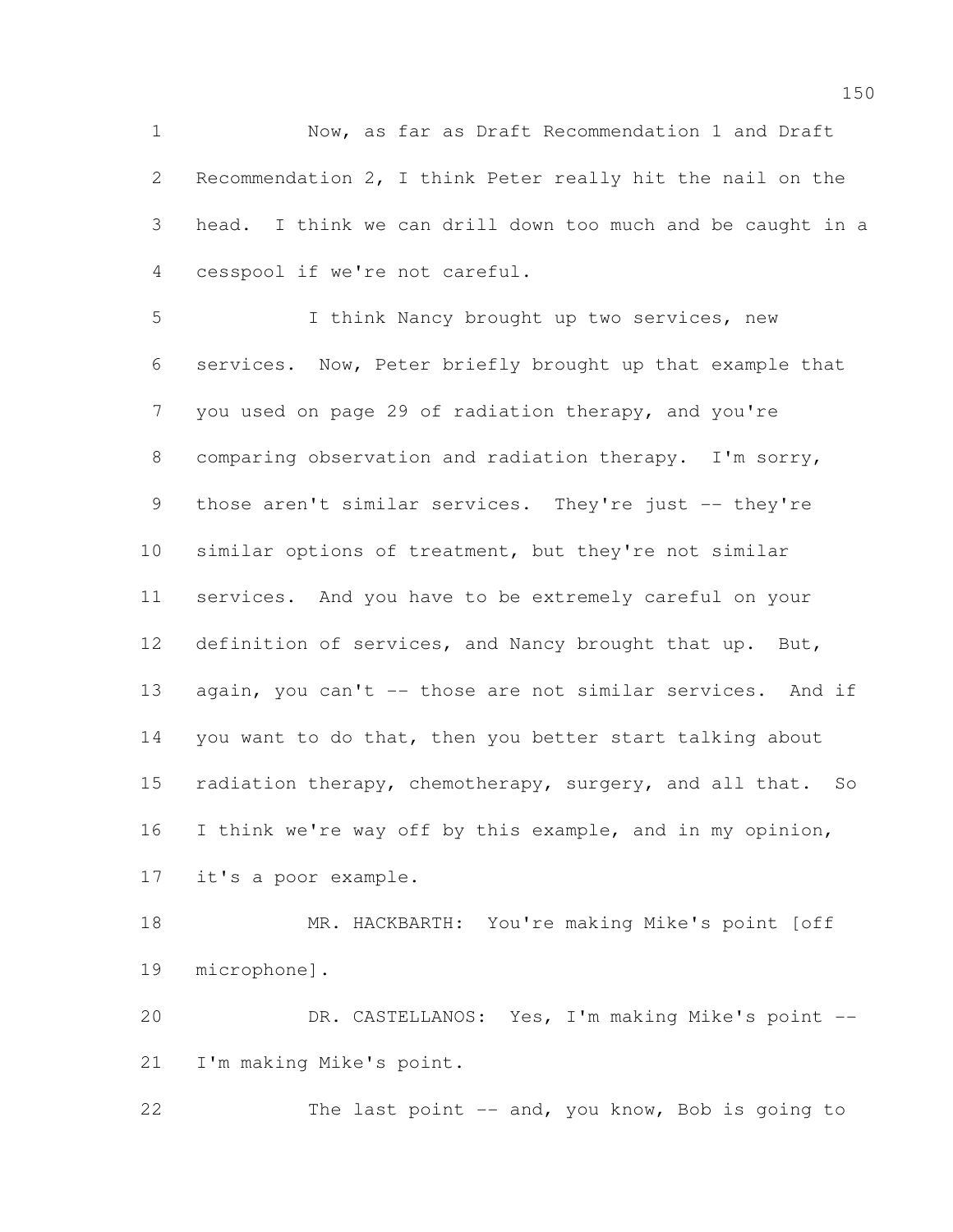Now, as far as Draft Recommendation 1 and Draft Recommendation 2, I think Peter really hit the nail on the head. I think we can drill down too much and be caught in a cesspool if we're not careful.

I think Nancy brought up two services, new services. Now, Peter briefly brought up that example that you used on page 29 of radiation therapy, and you're comparing observation and radiation therapy. I'm sorry, those aren't similar services. They're just -- they're similar options of treatment, but they're not similar services. And you have to be extremely careful on your definition of services, and Nancy brought that up. But, again, you can't -- those are not similar services. And if you want to do that, then you better start talking about radiation therapy, chemotherapy, surgery, and all that. So I think we're way off by this example, and in my opinion, it's a poor example.

MR. HACKBARTH: You're making Mike's point [off microphone].

DR. CASTELLANOS: Yes, I'm making Mike's point -- I'm making Mike's point.

The last point -- and, you know, Bob is going to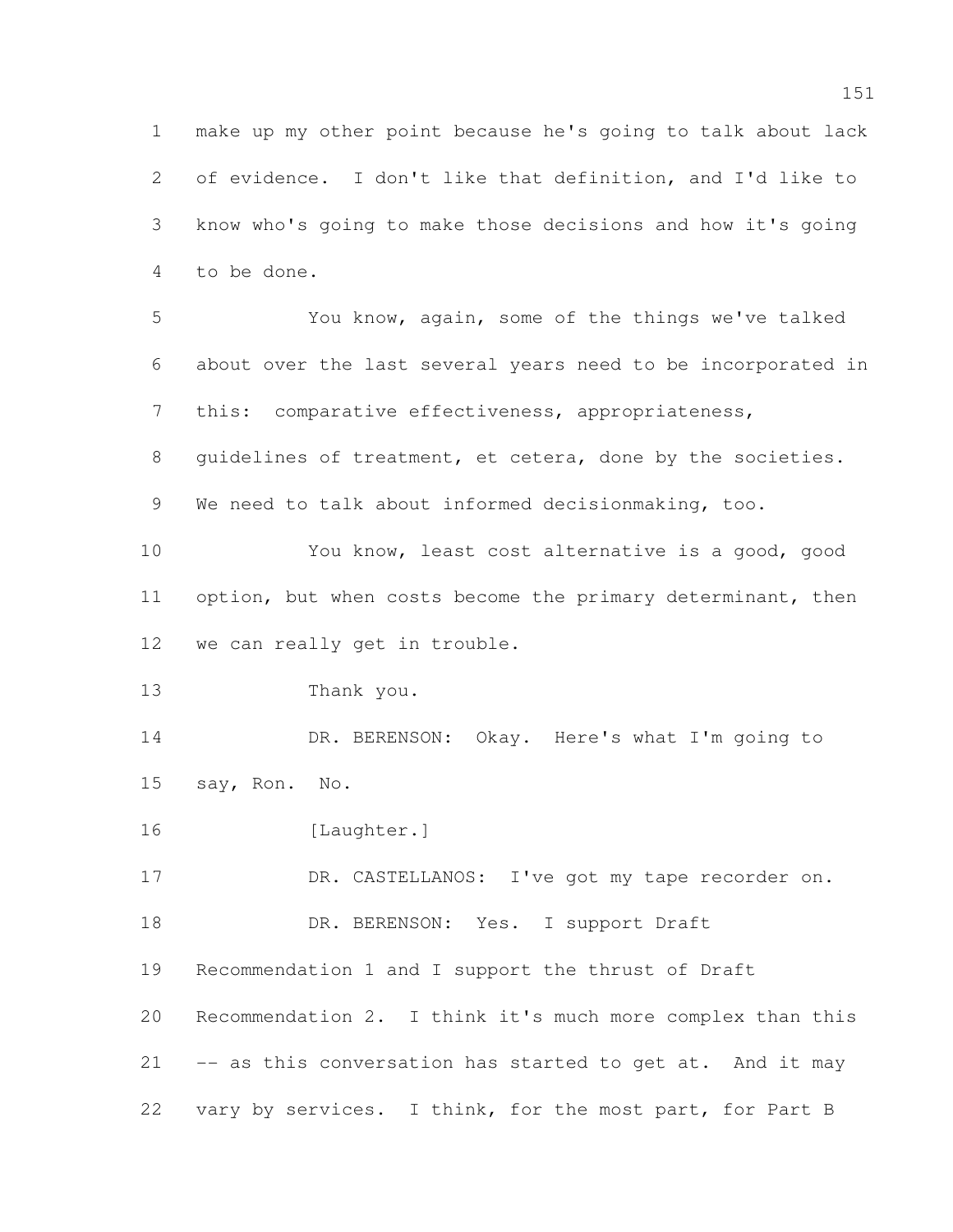make up my other point because he's going to talk about lack of evidence. I don't like that definition, and I'd like to know who's going to make those decisions and how it's going to be done.

You know, again, some of the things we've talked about over the last several years need to be incorporated in this: comparative effectiveness, appropriateness, guidelines of treatment, et cetera, done by the societies. We need to talk about informed decisionmaking, too.

You know, least cost alternative is a good, good option, but when costs become the primary determinant, then we can really get in trouble.

Thank you.

DR. BERENSON: Okay. Here's what I'm going to say, Ron. No.

[Laughter.]

DR. CASTELLANOS: I've got my tape recorder on.

DR. BERENSON: Yes. I support Draft Recommendation 1 and I support the thrust of Draft Recommendation 2. I think it's much more complex than this -- as this conversation has started to get at. And it may vary by services. I think, for the most part, for Part B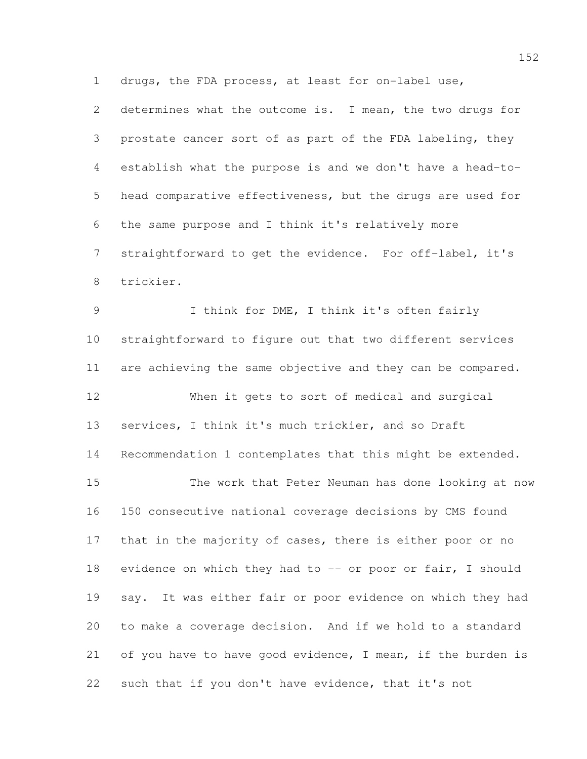drugs, the FDA process, at least for on-label use, determines what the outcome is. I mean, the two drugs for prostate cancer sort of as part of the FDA labeling, they establish what the purpose is and we don't have a head-to-head comparative effectiveness, but the drugs are used for the same purpose and I think it's relatively more straightforward to get the evidence. For off-label, it's trickier.

I think for DME, I think it's often fairly straightforward to figure out that two different services are achieving the same objective and they can be compared.

When it gets to sort of medical and surgical services, I think it's much trickier, and so Draft Recommendation 1 contemplates that this might be extended.

The work that Peter Neuman has done looking at now 150 consecutive national coverage decisions by CMS found that in the majority of cases, there is either poor or no evidence on which they had to -- or poor or fair, I should say. It was either fair or poor evidence on which they had to make a coverage decision. And if we hold to a standard of you have to have good evidence, I mean, if the burden is such that if you don't have evidence, that it's not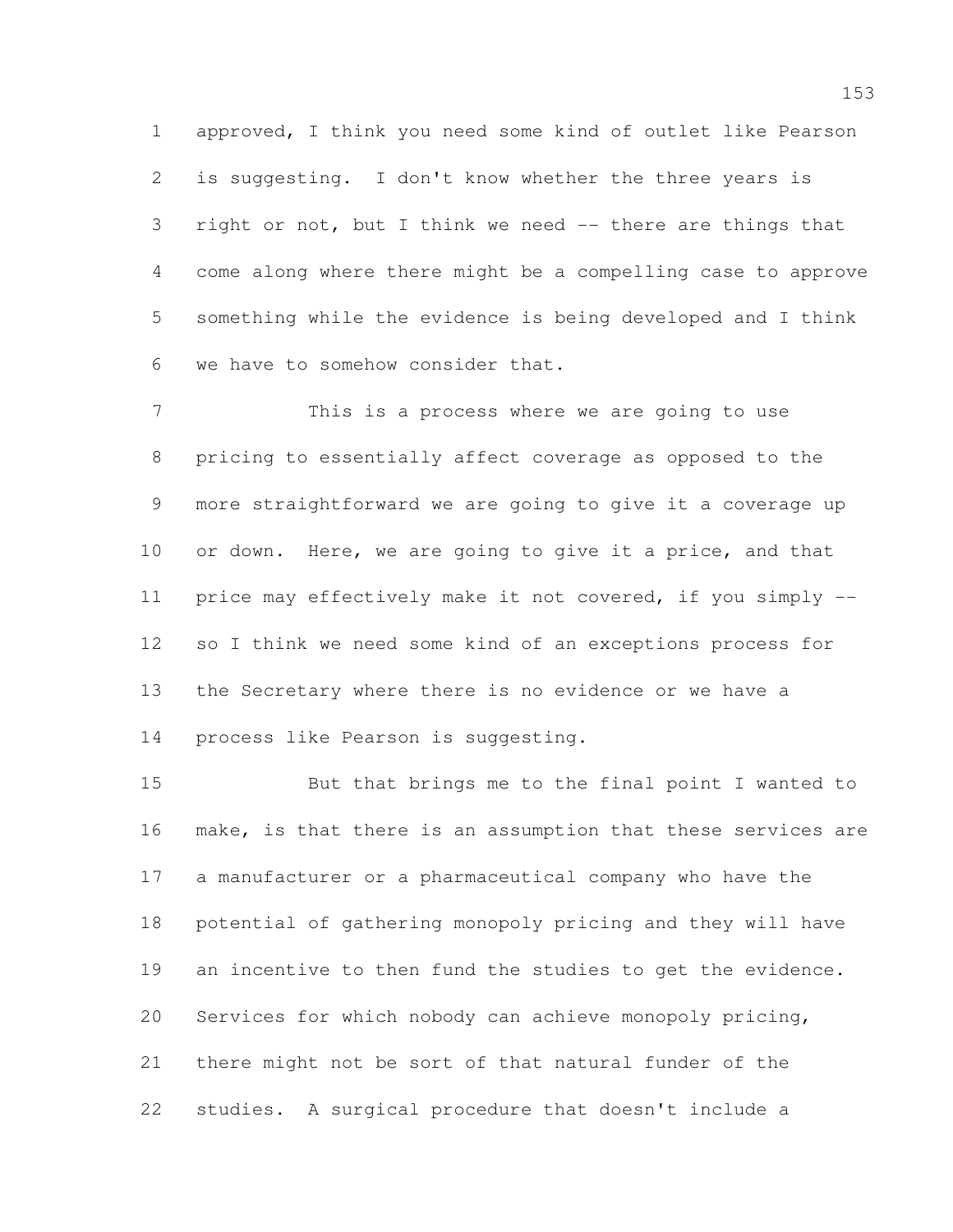approved, I think you need some kind of outlet like Pearson is suggesting. I don't know whether the three years is right or not, but I think we need -- there are things that come along where there might be a compelling case to approve something while the evidence is being developed and I think we have to somehow consider that.

This is a process where we are going to use pricing to essentially affect coverage as opposed to the more straightforward we are going to give it a coverage up or down. Here, we are going to give it a price, and that price may effectively make it not covered, if you simply -- so I think we need some kind of an exceptions process for the Secretary where there is no evidence or we have a process like Pearson is suggesting.

But that brings me to the final point I wanted to make, is that there is an assumption that these services are a manufacturer or a pharmaceutical company who have the potential of gathering monopoly pricing and they will have an incentive to then fund the studies to get the evidence. Services for which nobody can achieve monopoly pricing, there might not be sort of that natural funder of the studies. A surgical procedure that doesn't include a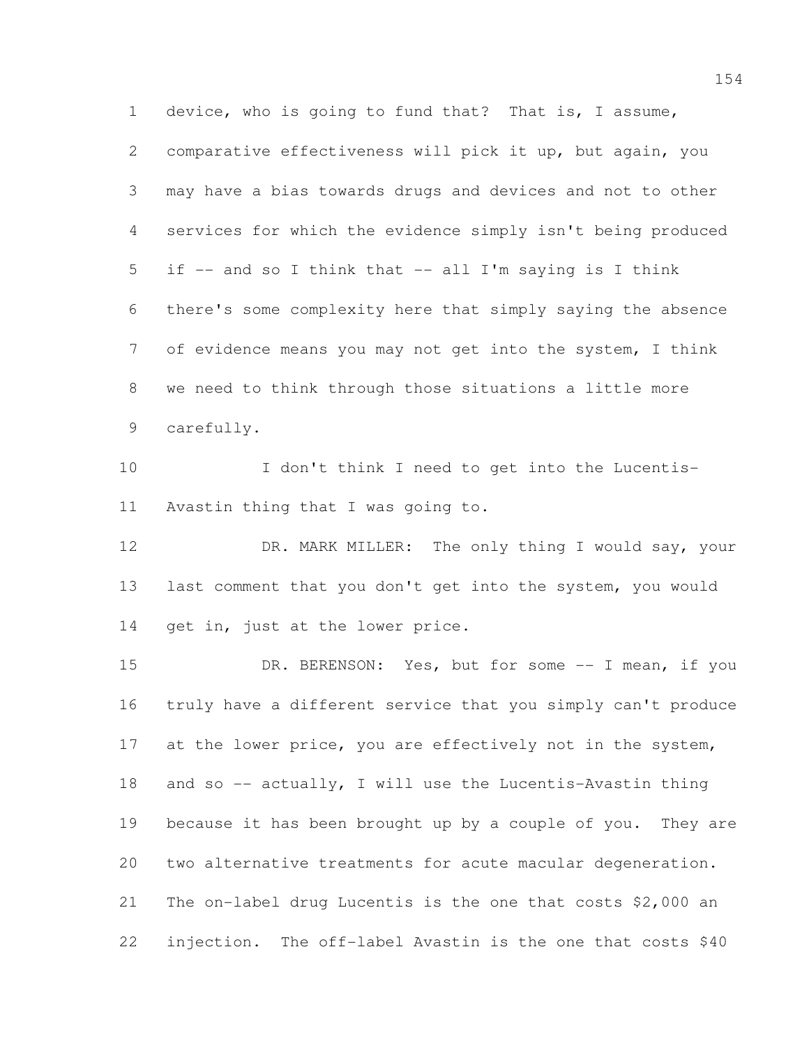device, who is going to fund that? That is, I assume, comparative effectiveness will pick it up, but again, you may have a bias towards drugs and devices and not to other services for which the evidence simply isn't being produced if -- and so I think that -- all I'm saying is I think there's some complexity here that simply saying the absence of evidence means you may not get into the system, I think we need to think through those situations a little more carefully.

I don't think I need to get into the Lucentis-Avastin thing that I was going to.

DR. MARK MILLER: The only thing I would say, your last comment that you don't get into the system, you would get in, just at the lower price.

DR. BERENSON: Yes, but for some -- I mean, if you truly have a different service that you simply can't produce at the lower price, you are effectively not in the system, and so -- actually, I will use the Lucentis-Avastin thing because it has been brought up by a couple of you. They are two alternative treatments for acute macular degeneration. The on-label drug Lucentis is the one that costs $2,000 an injection. The off-label Avastin is the one that costs $40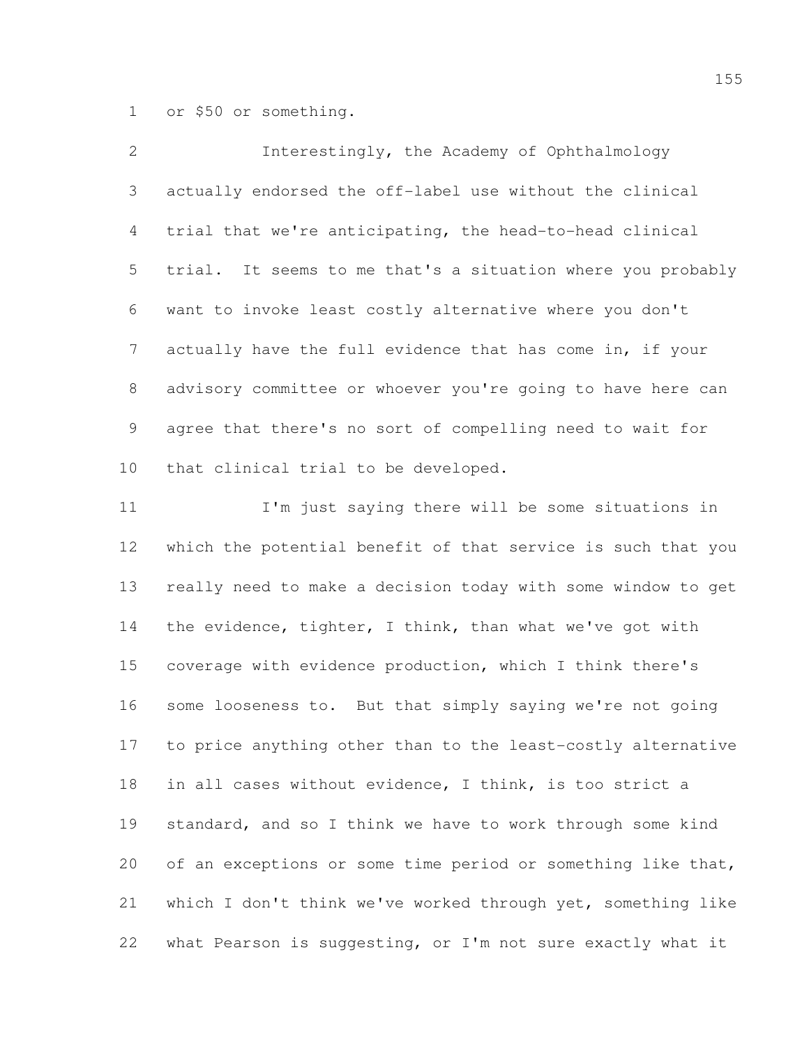or $50 or something.

Interestingly, the Academy of Ophthalmology actually endorsed the off-label use without the clinical trial that we're anticipating, the head-to-head clinical trial. It seems to me that's a situation where you probably want to invoke least costly alternative where you don't actually have the full evidence that has come in, if your advisory committee or whoever you're going to have here can agree that there's no sort of compelling need to wait for that clinical trial to be developed.

I'm just saying there will be some situations in which the potential benefit of that service is such that you really need to make a decision today with some window to get the evidence, tighter, I think, than what we've got with coverage with evidence production, which I think there's some looseness to. But that simply saying we're not going to price anything other than to the least-costly alternative in all cases without evidence, I think, is too strict a standard, and so I think we have to work through some kind of an exceptions or some time period or something like that, which I don't think we've worked through yet, something like what Pearson is suggesting, or I'm not sure exactly what it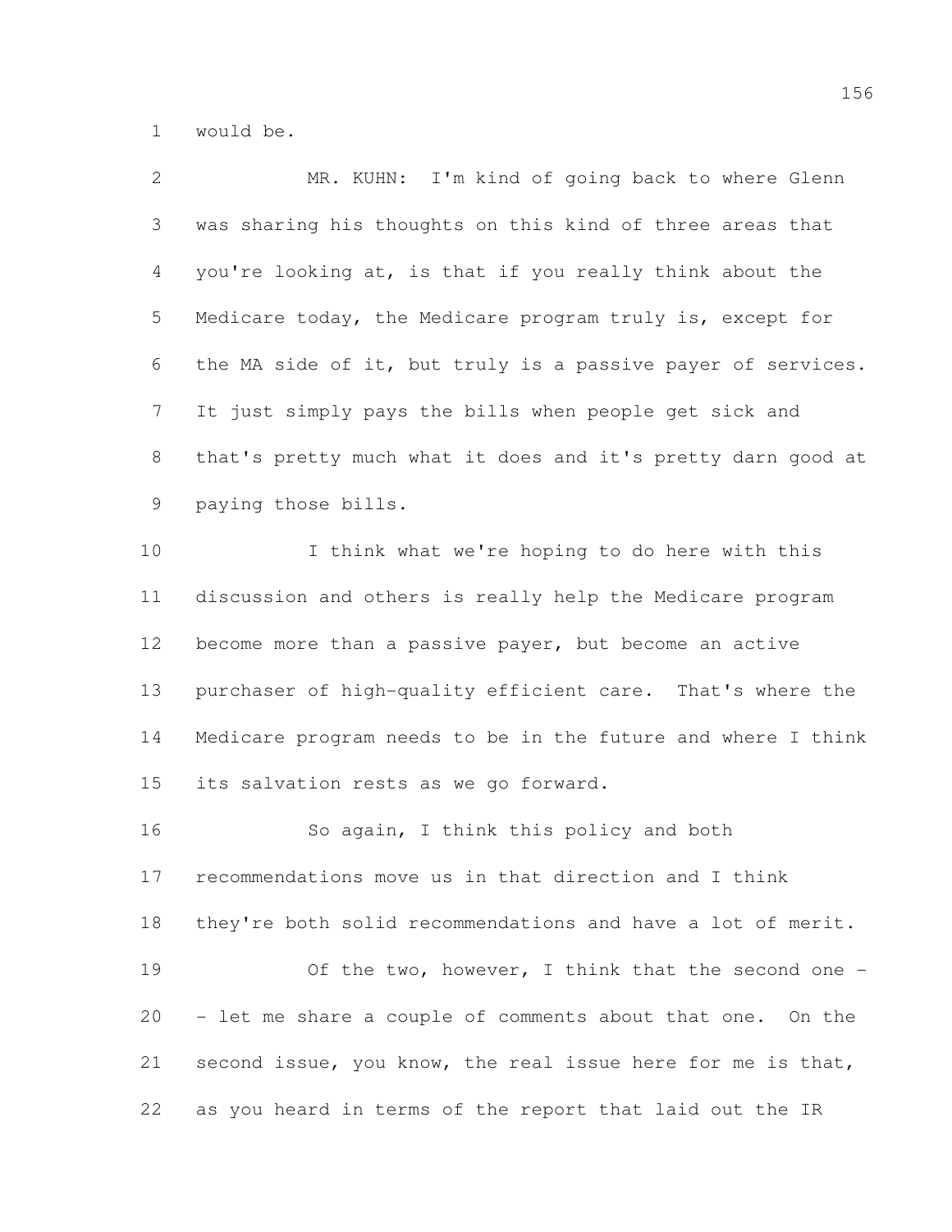would be.

MR. KUHN: I'm kind of going back to where Glenn was sharing his thoughts on this kind of three areas that you're looking at, is that if you really think about the Medicare today, the Medicare program truly is, except for the MA side of it, but truly is a passive payer of services. It just simply pays the bills when people get sick and that's pretty much what it does and it's pretty darn good at paying those bills.

I think what we're hoping to do here with this discussion and others is really help the Medicare program become more than a passive payer, but become an active purchaser of high-quality efficient care. That's where the Medicare program needs to be in the future and where I think its salvation rests as we go forward.

So again, I think this policy and both recommendations move us in that direction and I think they're both solid recommendations and have a lot of merit.

Of the two, however, I think that the second one -- let me share a couple of comments about that one. On the second issue, you know, the real issue here for me is that, as you heard in terms of the report that laid out the IR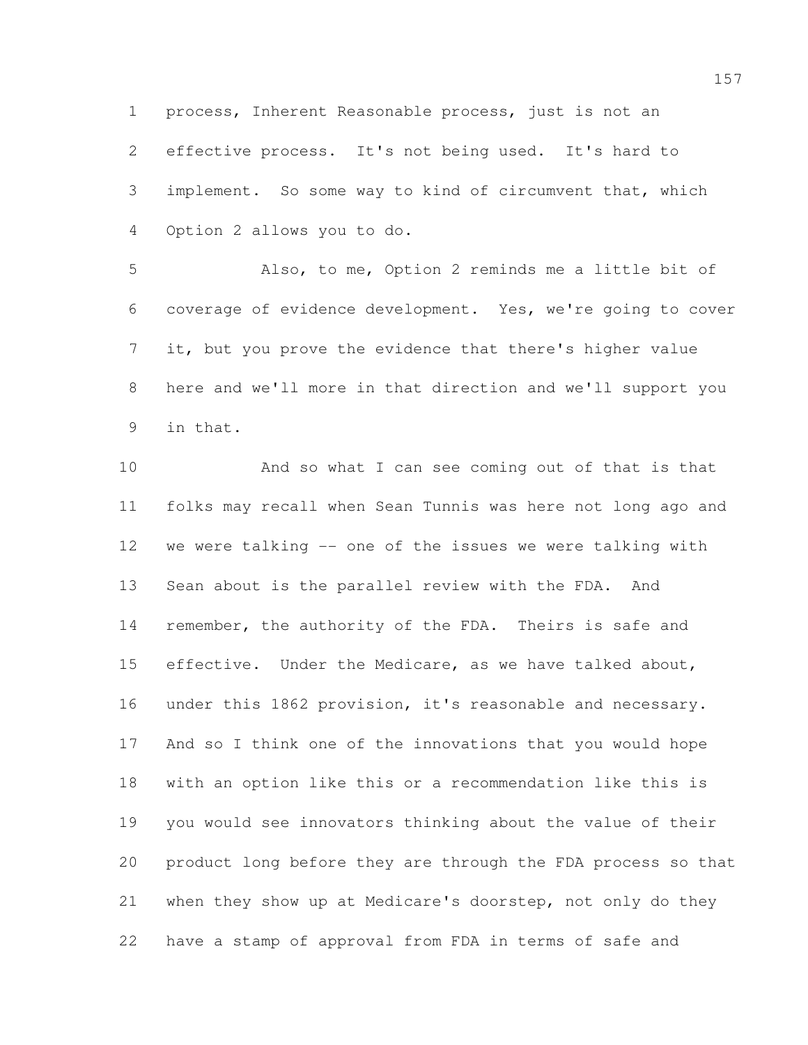process, Inherent Reasonable process, just is not an effective process. It's not being used. It's hard to implement. So some way to kind of circumvent that, which Option 2 allows you to do.

Also, to me, Option 2 reminds me a little bit of coverage of evidence development. Yes, we're going to cover it, but you prove the evidence that there's higher value here and we'll more in that direction and we'll support you in that.

And so what I can see coming out of that is that folks may recall when Sean Tunnis was here not long ago and we were talking -- one of the issues we were talking with Sean about is the parallel review with the FDA. And remember, the authority of the FDA. Theirs is safe and effective. Under the Medicare, as we have talked about, under this 1862 provision, it's reasonable and necessary. And so I think one of the innovations that you would hope with an option like this or a recommendation like this is you would see innovators thinking about the value of their product long before they are through the FDA process so that when they show up at Medicare's doorstep, not only do they have a stamp of approval from FDA in terms of safe and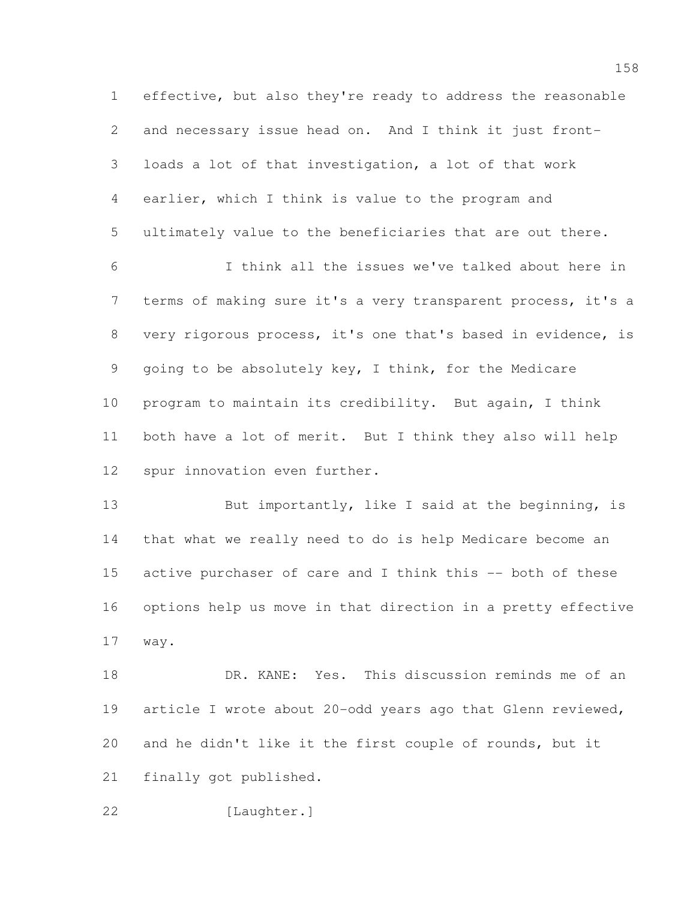effective, but also they're ready to address the reasonable and necessary issue head on. And I think it just front-loads a lot of that investigation, a lot of that work earlier, which I think is value to the program and ultimately value to the beneficiaries that are out there.

I think all the issues we've talked about here in terms of making sure it's a very transparent process, it's a very rigorous process, it's one that's based in evidence, is going to be absolutely key, I think, for the Medicare program to maintain its credibility. But again, I think both have a lot of merit. But I think they also will help spur innovation even further.

But importantly, like I said at the beginning, is that what we really need to do is help Medicare become an active purchaser of care and I think this -- both of these options help us move in that direction in a pretty effective way.

DR. KANE: Yes. This discussion reminds me of an article I wrote about 20-odd years ago that Glenn reviewed, and he didn't like it the first couple of rounds, but it finally got published.

[Laughter.]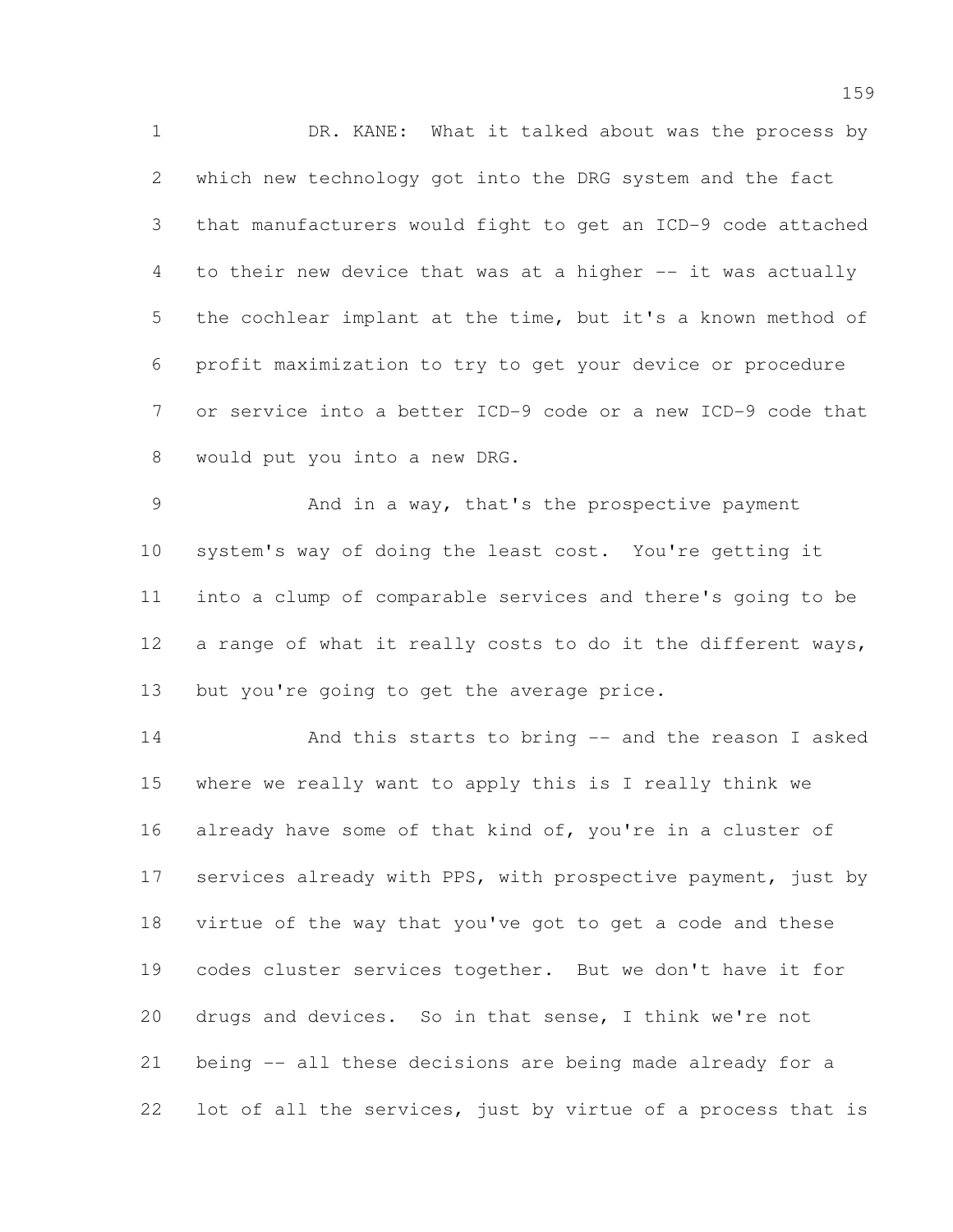DR. KANE: What it talked about was the process by which new technology got into the DRG system and the fact that manufacturers would fight to get an ICD-9 code attached to their new device that was at a higher -- it was actually the cochlear implant at the time, but it's a known method of profit maximization to try to get your device or procedure or service into a better ICD-9 code or a new ICD-9 code that would put you into a new DRG.

And in a way, that's the prospective payment system's way of doing the least cost. You're getting it into a clump of comparable services and there's going to be a range of what it really costs to do it the different ways, but you're going to get the average price.

And this starts to bring -- and the reason I asked where we really want to apply this is I really think we already have some of that kind of, you're in a cluster of services already with PPS, with prospective payment, just by virtue of the way that you've got to get a code and these codes cluster services together. But we don't have it for drugs and devices. So in that sense, I think we're not being -- all these decisions are being made already for a lot of all the services, just by virtue of a process that is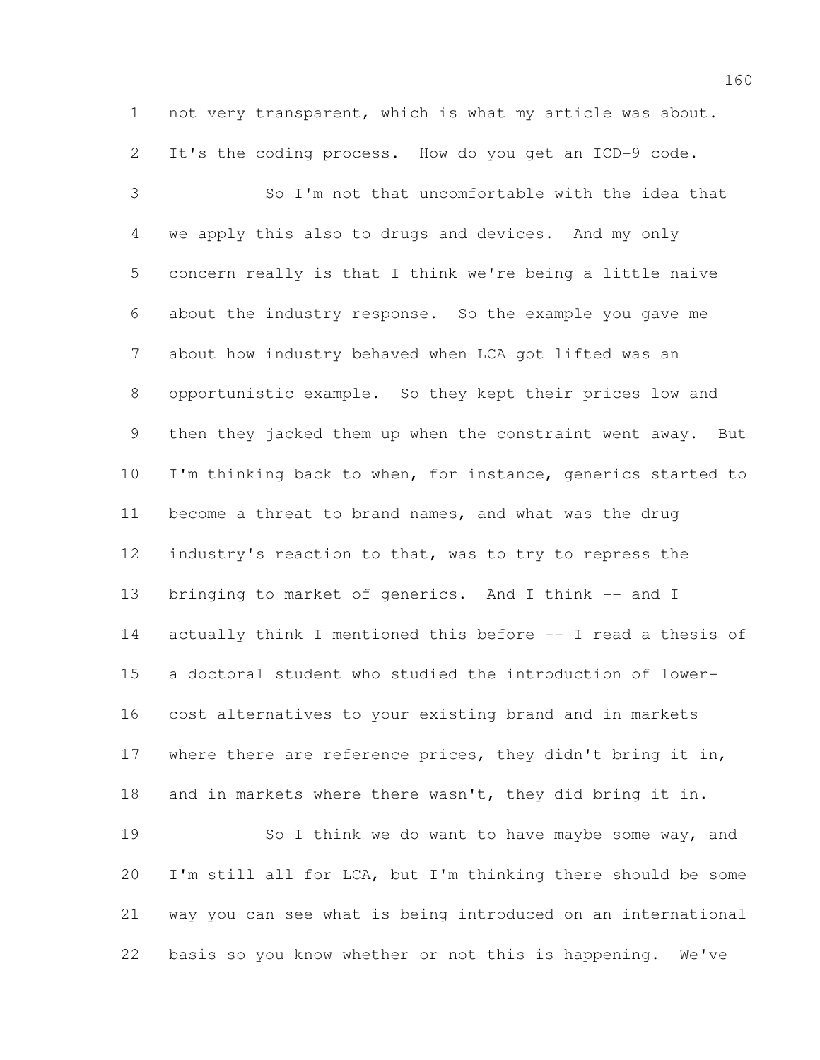not very transparent, which is what my article was about. It's the coding process. How do you get an ICD-9 code.

So I'm not that uncomfortable with the idea that we apply this also to drugs and devices. And my only concern really is that I think we're being a little naive about the industry response. So the example you gave me about how industry behaved when LCA got lifted was an opportunistic example. So they kept their prices low and then they jacked them up when the constraint went away. But I'm thinking back to when, for instance, generics started to become a threat to brand names, and what was the drug industry's reaction to that, was to try to repress the bringing to market of generics. And I think -- and I actually think I mentioned this before -- I read a thesis of a doctoral student who studied the introduction of lower-cost alternatives to your existing brand and in markets where there are reference prices, they didn't bring it in, and in markets where there wasn't, they did bring it in.

So I think we do want to have maybe some way, and I'm still all for LCA, but I'm thinking there should be some way you can see what is being introduced on an international basis so you know whether or not this is happening. We've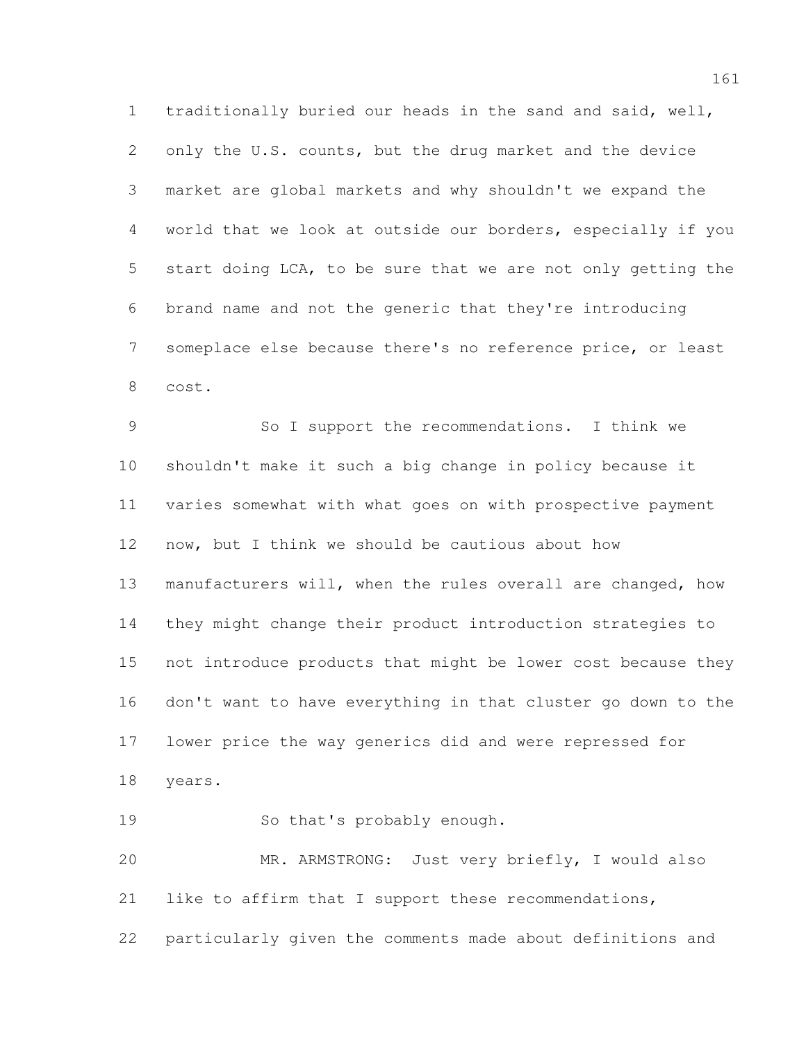traditionally buried our heads in the sand and said, well, only the U.S. counts, but the drug market and the device market are global markets and why shouldn't we expand the world that we look at outside our borders, especially if you start doing LCA, to be sure that we are not only getting the brand name and not the generic that they're introducing someplace else because there's no reference price, or least cost.

So I support the recommendations. I think we shouldn't make it such a big change in policy because it varies somewhat with what goes on with prospective payment now, but I think we should be cautious about how manufacturers will, when the rules overall are changed, how they might change their product introduction strategies to not introduce products that might be lower cost because they don't want to have everything in that cluster go down to the lower price the way generics did and were repressed for years.

So that's probably enough.

MR. ARMSTRONG: Just very briefly, I would also like to affirm that I support these recommendations, particularly given the comments made about definitions and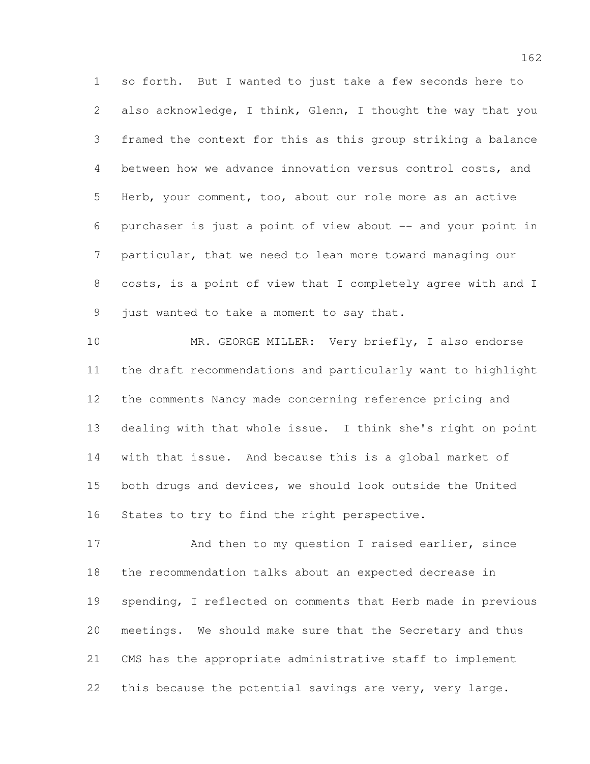so forth. But I wanted to just take a few seconds here to also acknowledge, I think, Glenn, I thought the way that you framed the context for this as this group striking a balance between how we advance innovation versus control costs, and Herb, your comment, too, about our role more as an active purchaser is just a point of view about -- and your point in particular, that we need to lean more toward managing our costs, is a point of view that I completely agree with and I just wanted to take a moment to say that.

MR. GEORGE MILLER: Very briefly, I also endorse the draft recommendations and particularly want to highlight the comments Nancy made concerning reference pricing and dealing with that whole issue. I think she's right on point with that issue. And because this is a global market of both drugs and devices, we should look outside the United States to try to find the right perspective.

And then to my question I raised earlier, since the recommendation talks about an expected decrease in spending, I reflected on comments that Herb made in previous meetings. We should make sure that the Secretary and thus CMS has the appropriate administrative staff to implement this because the potential savings are very, very large.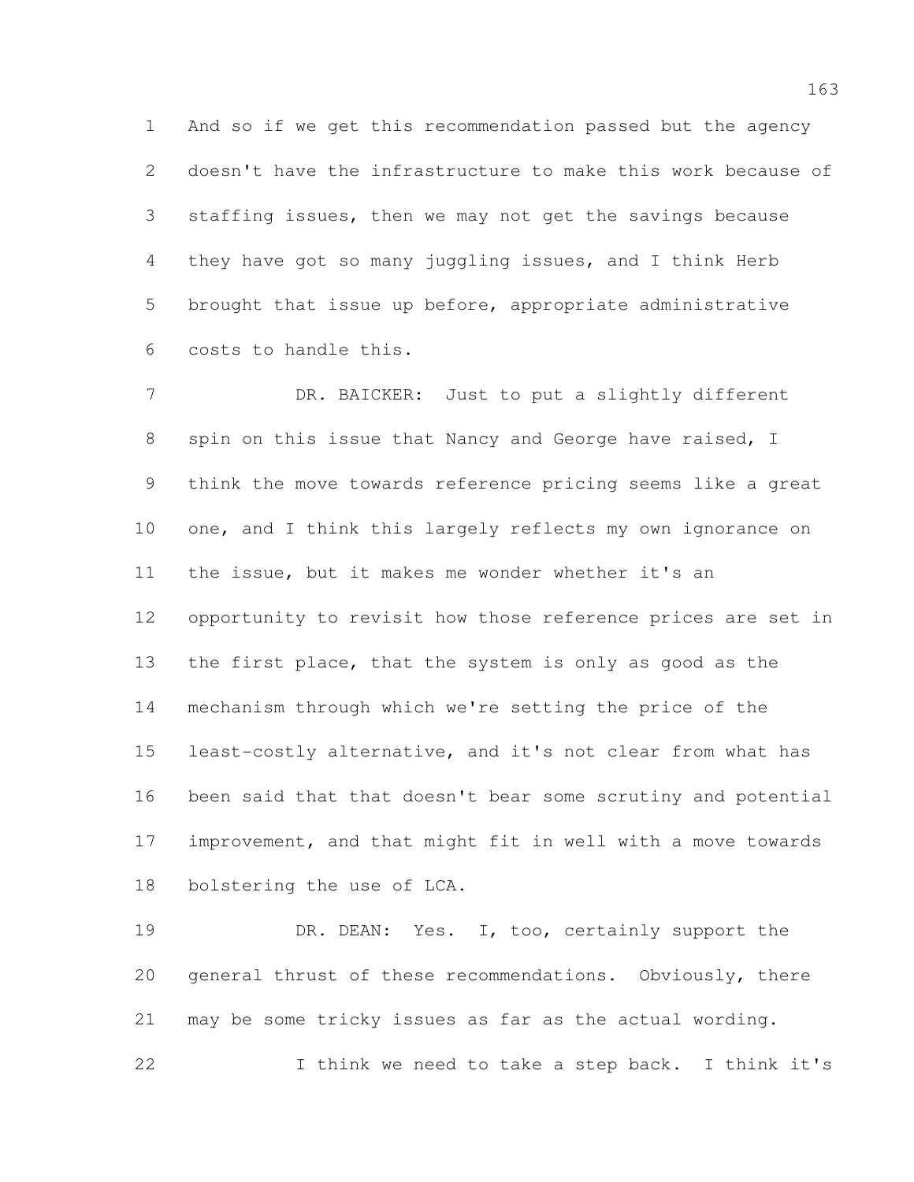And so if we get this recommendation passed but the agency doesn't have the infrastructure to make this work because of staffing issues, then we may not get the savings because they have got so many juggling issues, and I think Herb brought that issue up before, appropriate administrative costs to handle this.

DR. BAICKER: Just to put a slightly different spin on this issue that Nancy and George have raised, I think the move towards reference pricing seems like a great one, and I think this largely reflects my own ignorance on the issue, but it makes me wonder whether it's an opportunity to revisit how those reference prices are set in the first place, that the system is only as good as the mechanism through which we're setting the price of the least-costly alternative, and it's not clear from what has been said that that doesn't bear some scrutiny and potential improvement, and that might fit in well with a move towards bolstering the use of LCA.

DR. DEAN: Yes. I, too, certainly support the general thrust of these recommendations. Obviously, there may be some tricky issues as far as the actual wording.

I think we need to take a step back. I think it's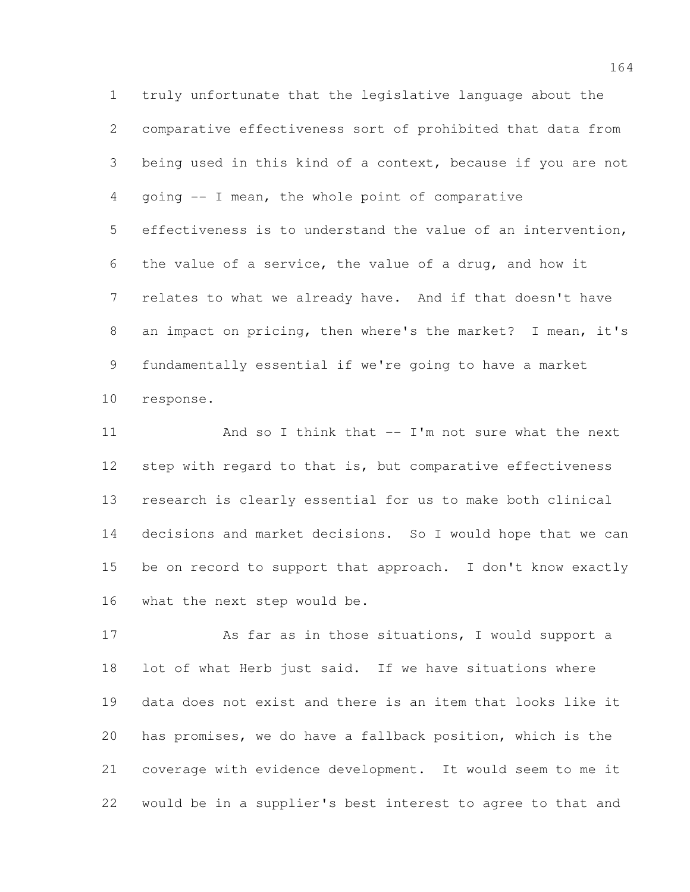truly unfortunate that the legislative language about the comparative effectiveness sort of prohibited that data from being used in this kind of a context, because if you are not going -- I mean, the whole point of comparative effectiveness is to understand the value of an intervention, the value of a service, the value of a drug, and how it relates to what we already have. And if that doesn't have an impact on pricing, then where's the market? I mean, it's fundamentally essential if we're going to have a market response.

And so I think that -- I'm not sure what the next step with regard to that is, but comparative effectiveness research is clearly essential for us to make both clinical decisions and market decisions. So I would hope that we can be on record to support that approach. I don't know exactly what the next step would be.

As far as in those situations, I would support a lot of what Herb just said. If we have situations where data does not exist and there is an item that looks like it has promises, we do have a fallback position, which is the coverage with evidence development. It would seem to me it would be in a supplier's best interest to agree to that and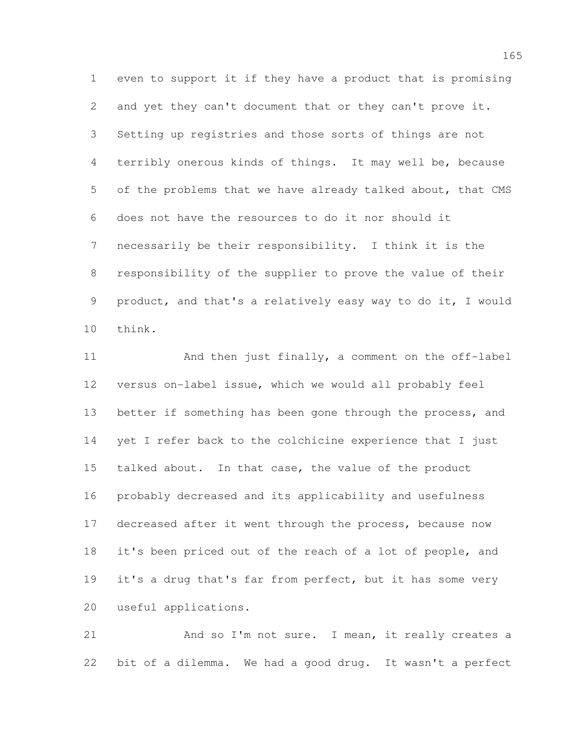even to support it if they have a product that is promising and yet they can't document that or they can't prove it. Setting up registries and those sorts of things are not terribly onerous kinds of things. It may well be, because of the problems that we have already talked about, that CMS does not have the resources to do it nor should it necessarily be their responsibility. I think it is the responsibility of the supplier to prove the value of their product, and that's a relatively easy way to do it, I would think.

And then just finally, a comment on the off-label versus on-label issue, which we would all probably feel better if something has been gone through the process, and yet I refer back to the colchicine experience that I just talked about. In that case, the value of the product probably decreased and its applicability and usefulness decreased after it went through the process, because now it's been priced out of the reach of a lot of people, and it's a drug that's far from perfect, but it has some very useful applications.

And so I'm not sure. I mean, it really creates a bit of a dilemma. We had a good drug. It wasn't a perfect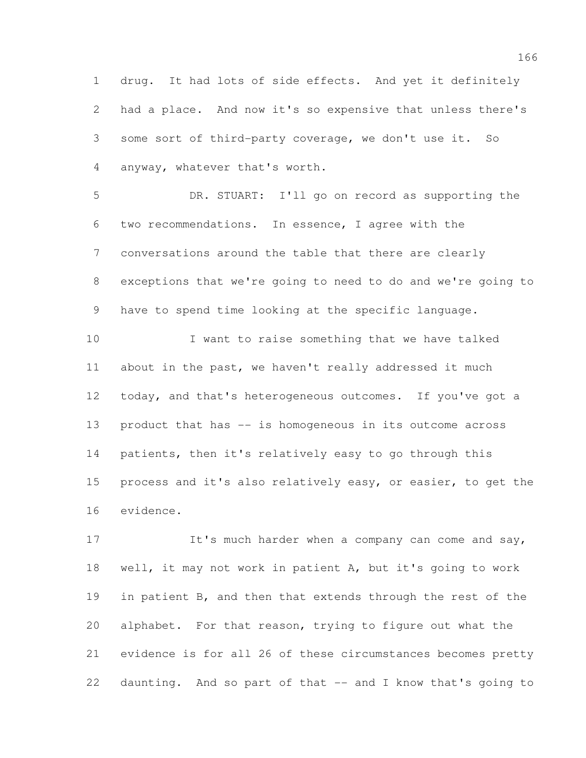drug. It had lots of side effects. And yet it definitely had a place. And now it's so expensive that unless there's some sort of third-party coverage, we don't use it. So anyway, whatever that's worth.

DR. STUART: I'll go on record as supporting the two recommendations. In essence, I agree with the conversations around the table that there are clearly exceptions that we're going to need to do and we're going to have to spend time looking at the specific language.

I want to raise something that we have talked about in the past, we haven't really addressed it much today, and that's heterogeneous outcomes. If you've got a product that has -- is homogeneous in its outcome across patients, then it's relatively easy to go through this process and it's also relatively easy, or easier, to get the evidence.

It's much harder when a company can come and say, well, it may not work in patient A, but it's going to work in patient B, and then that extends through the rest of the alphabet. For that reason, trying to figure out what the evidence is for all 26 of these circumstances becomes pretty daunting. And so part of that -- and I know that's going to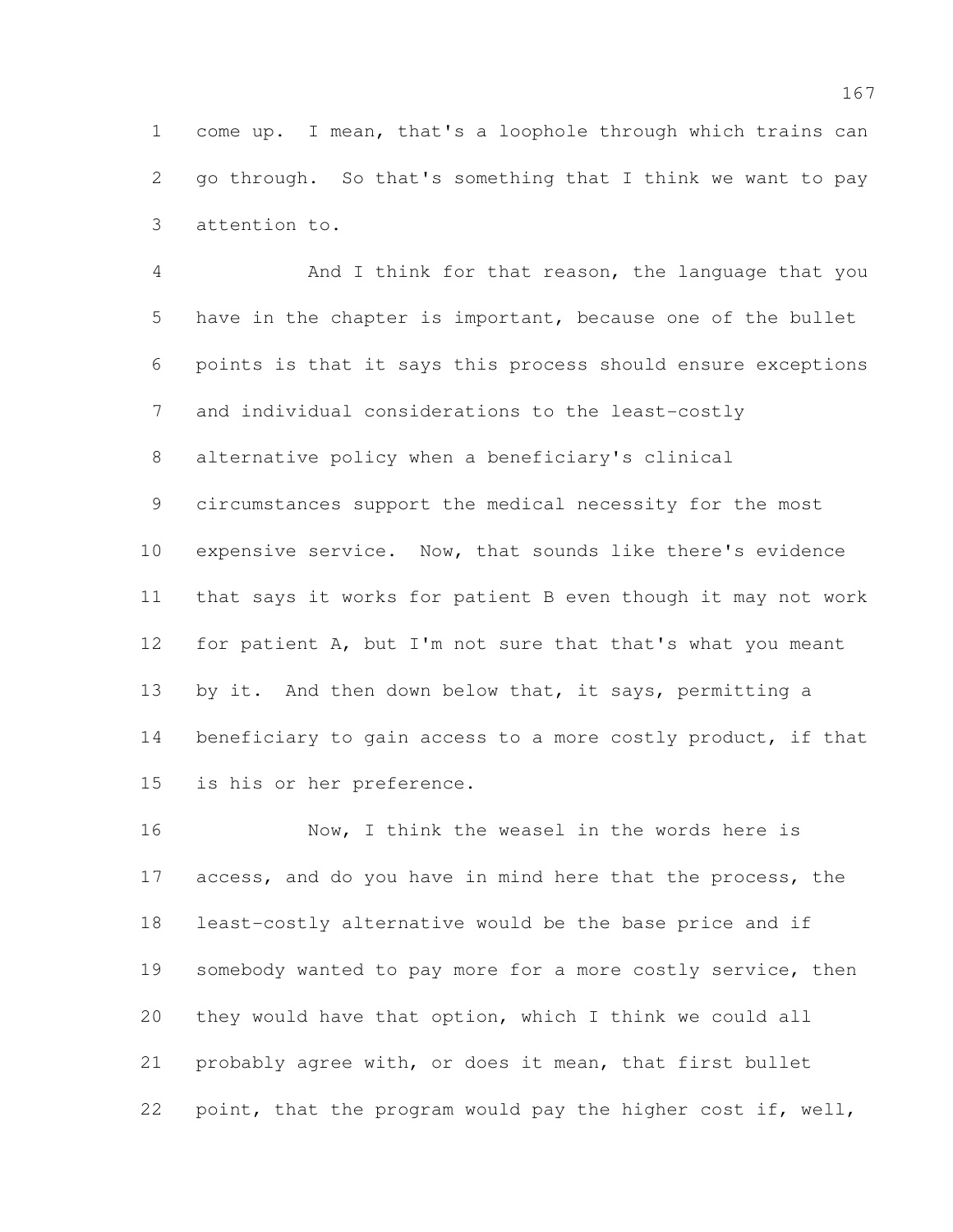come up. I mean, that's a loophole through which trains can go through. So that's something that I think we want to pay attention to.

And I think for that reason, the language that you have in the chapter is important, because one of the bullet points is that it says this process should ensure exceptions and individual considerations to the least-costly alternative policy when a beneficiary's clinical circumstances support the medical necessity for the most expensive service. Now, that sounds like there's evidence that says it works for patient B even though it may not work for patient A, but I'm not sure that that's what you meant by it. And then down below that, it says, permitting a beneficiary to gain access to a more costly product, if that is his or her preference.

Now, I think the weasel in the words here is access, and do you have in mind here that the process, the least-costly alternative would be the base price and if somebody wanted to pay more for a more costly service, then they would have that option, which I think we could all probably agree with, or does it mean, that first bullet point, that the program would pay the higher cost if, well,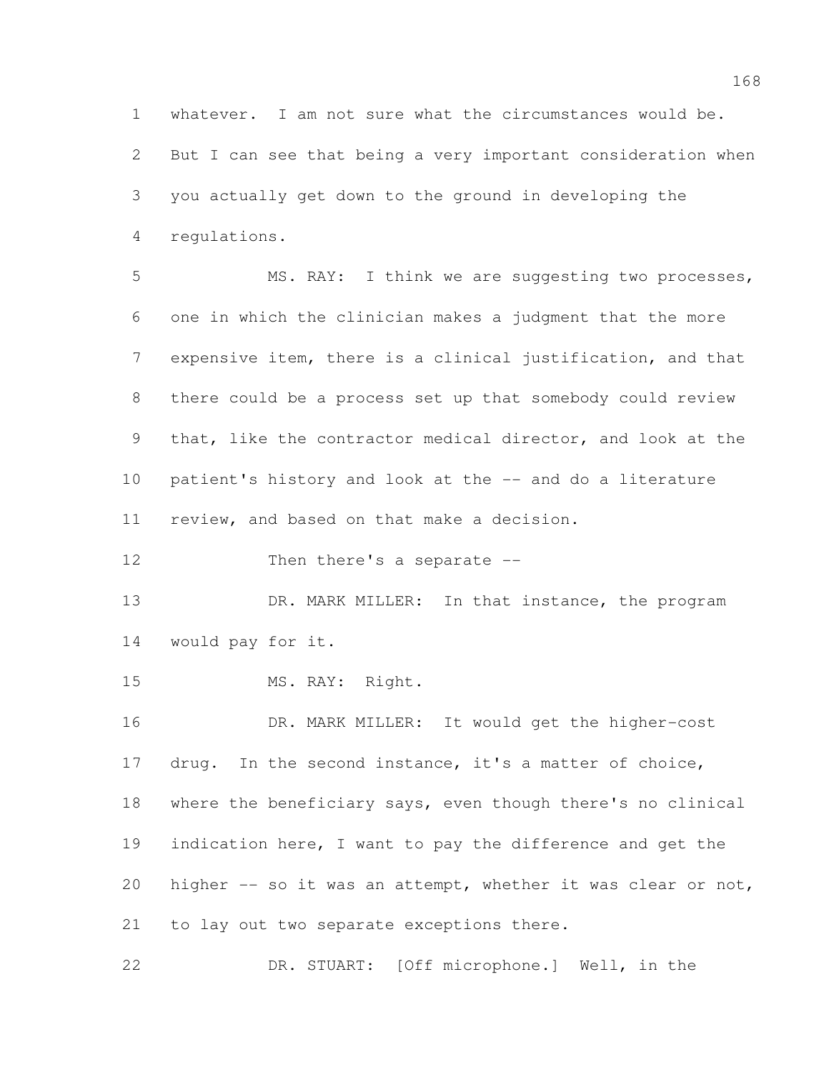whatever. I am not sure what the circumstances would be. But I can see that being a very important consideration when you actually get down to the ground in developing the regulations.

MS. RAY: I think we are suggesting two processes, one in which the clinician makes a judgment that the more expensive item, there is a clinical justification, and that there could be a process set up that somebody could review that, like the contractor medical director, and look at the patient's history and look at the -- and do a literature review, and based on that make a decision.

Then there's a separate --

DR. MARK MILLER: In that instance, the program would pay for it.

MS. RAY: Right.

DR. MARK MILLER: It would get the higher-cost drug. In the second instance, it's a matter of choice, where the beneficiary says, even though there's no clinical indication here, I want to pay the difference and get the higher -- so it was an attempt, whether it was clear or not, to lay out two separate exceptions there.

DR. STUART: [Off microphone.] Well, in the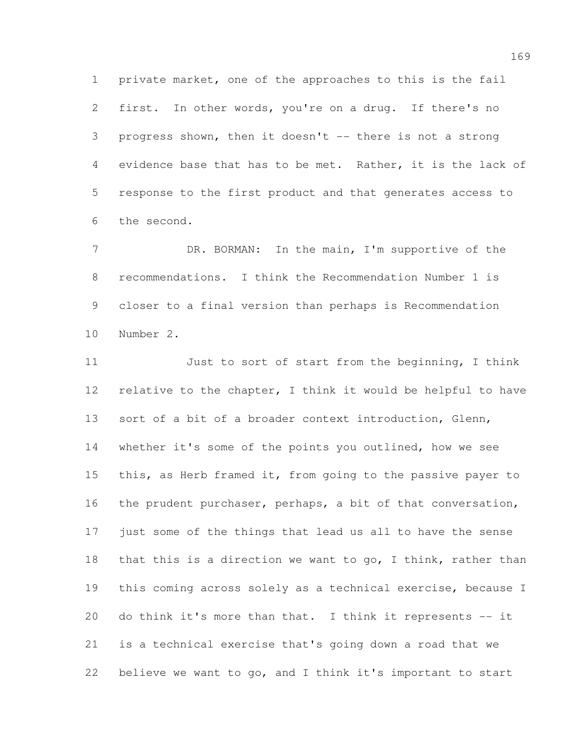private market, one of the approaches to this is the fail first. In other words, you're on a drug. If there's no progress shown, then it doesn't -- there is not a strong evidence base that has to be met. Rather, it is the lack of response to the first product and that generates access to the second.

DR. BORMAN: In the main, I'm supportive of the recommendations. I think the Recommendation Number 1 is closer to a final version than perhaps is Recommendation Number 2.

Just to sort of start from the beginning, I think relative to the chapter, I think it would be helpful to have sort of a bit of a broader context introduction, Glenn, whether it's some of the points you outlined, how we see this, as Herb framed it, from going to the passive payer to the prudent purchaser, perhaps, a bit of that conversation, just some of the things that lead us all to have the sense that this is a direction we want to go, I think, rather than this coming across solely as a technical exercise, because I do think it's more than that. I think it represents -- it is a technical exercise that's going down a road that we believe we want to go, and I think it's important to start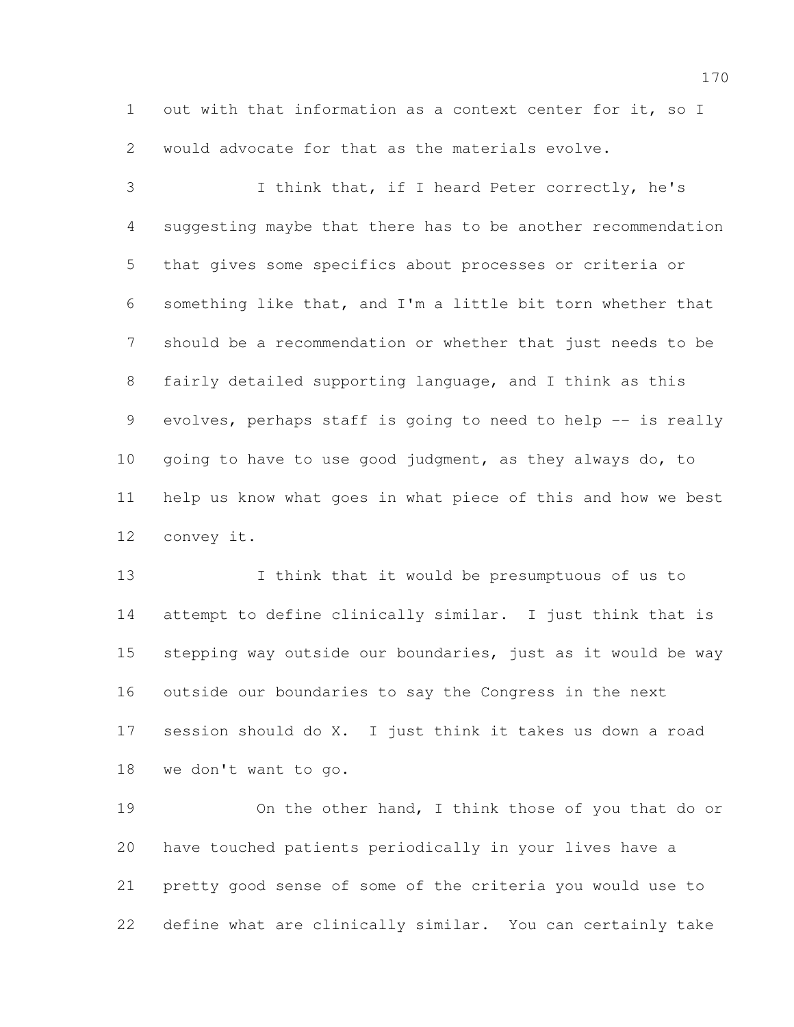out with that information as a context center for it, so I would advocate for that as the materials evolve.

I think that, if I heard Peter correctly, he's suggesting maybe that there has to be another recommendation that gives some specifics about processes or criteria or something like that, and I'm a little bit torn whether that should be a recommendation or whether that just needs to be fairly detailed supporting language, and I think as this evolves, perhaps staff is going to need to help -- is really going to have to use good judgment, as they always do, to help us know what goes in what piece of this and how we best convey it.

I think that it would be presumptuous of us to attempt to define clinically similar. I just think that is stepping way outside our boundaries, just as it would be way outside our boundaries to say the Congress in the next session should do X. I just think it takes us down a road we don't want to go.

On the other hand, I think those of you that do or have touched patients periodically in your lives have a pretty good sense of some of the criteria you would use to define what are clinically similar. You can certainly take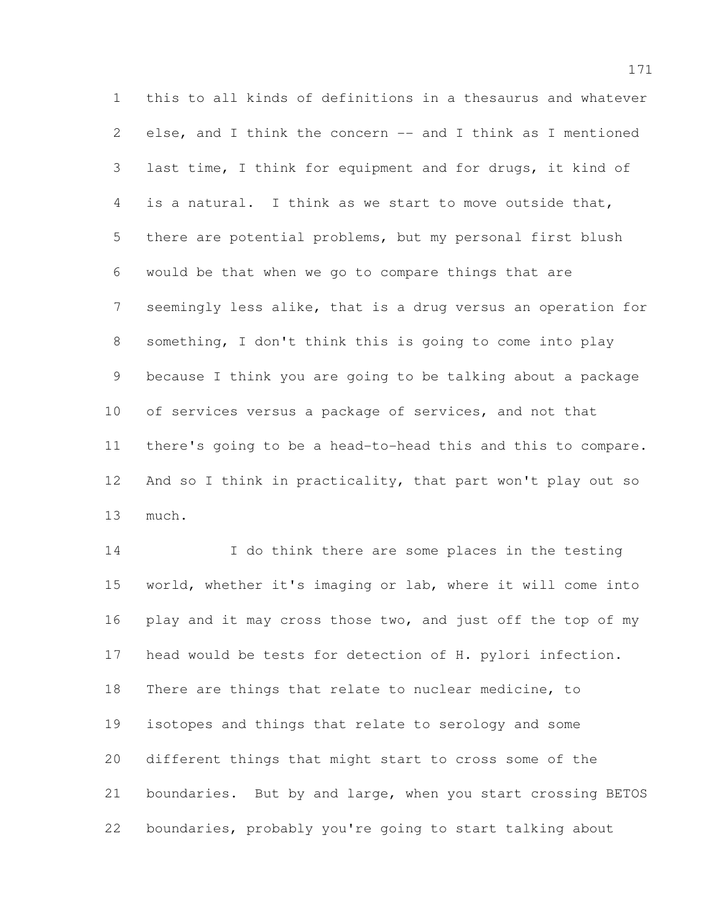this to all kinds of definitions in a thesaurus and whatever else, and I think the concern -- and I think as I mentioned last time, I think for equipment and for drugs, it kind of is a natural. I think as we start to move outside that, there are potential problems, but my personal first blush would be that when we go to compare things that are seemingly less alike, that is a drug versus an operation for something, I don't think this is going to come into play because I think you are going to be talking about a package of services versus a package of services, and not that there's going to be a head-to-head this and this to compare. And so I think in practicality, that part won't play out so much.

I do think there are some places in the testing world, whether it's imaging or lab, where it will come into play and it may cross those two, and just off the top of my head would be tests for detection of H. pylori infection. There are things that relate to nuclear medicine, to isotopes and things that relate to serology and some different things that might start to cross some of the boundaries. But by and large, when you start crossing BETOS boundaries, probably you're going to start talking about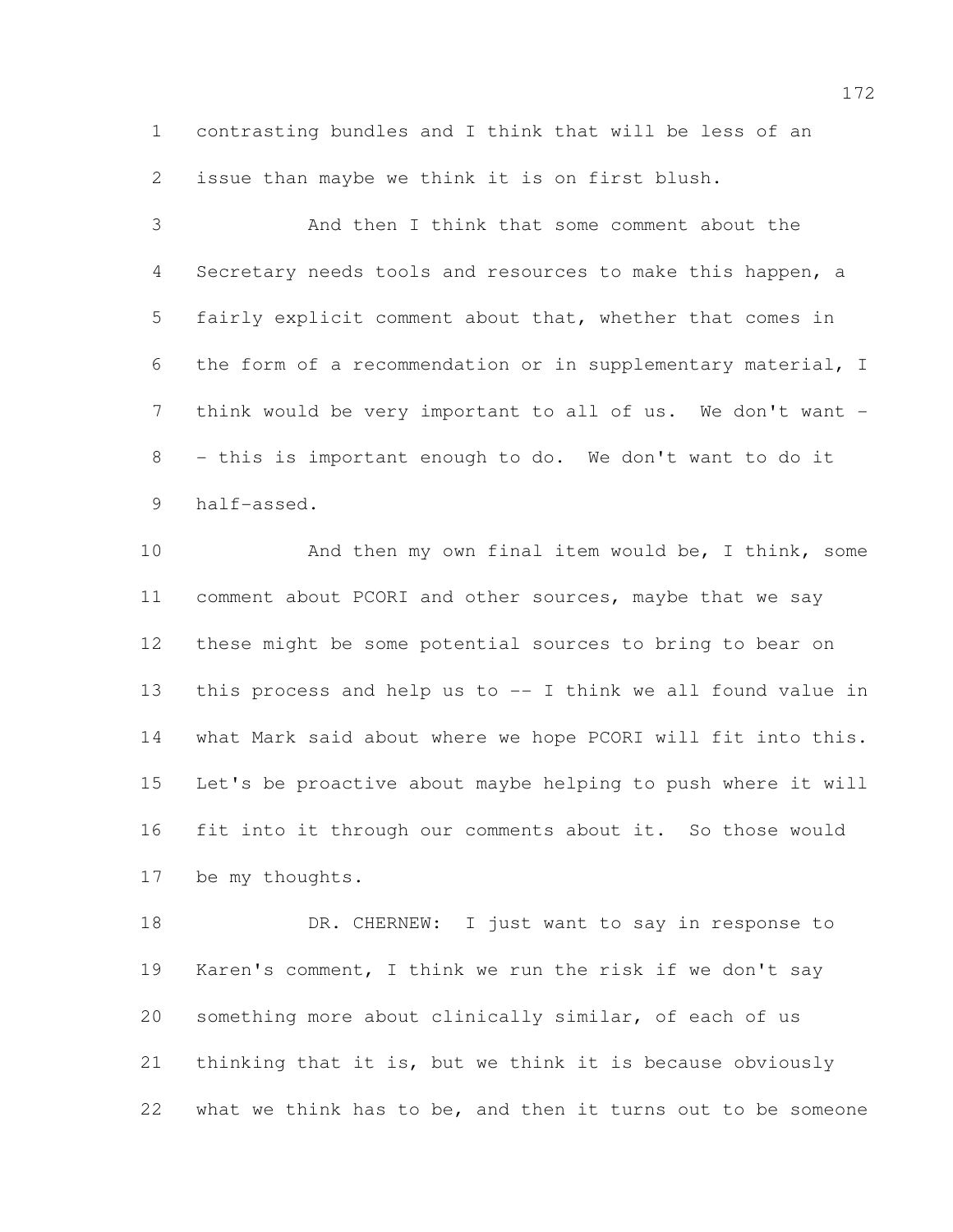contrasting bundles and I think that will be less of an issue than maybe we think it is on first blush.

And then I think that some comment about the Secretary needs tools and resources to make this happen, a fairly explicit comment about that, whether that comes in the form of a recommendation or in supplementary material, I think would be very important to all of us. We don't want -- this is important enough to do. We don't want to do it half-assed.

And then my own final item would be, I think, some comment about PCORI and other sources, maybe that we say these might be some potential sources to bring to bear on this process and help us to -- I think we all found value in what Mark said about where we hope PCORI will fit into this. Let's be proactive about maybe helping to push where it will fit into it through our comments about it. So those would be my thoughts.

DR. CHERNEW: I just want to say in response to Karen's comment, I think we run the risk if we don't say something more about clinically similar, of each of us thinking that it is, but we think it is because obviously what we think has to be, and then it turns out to be someone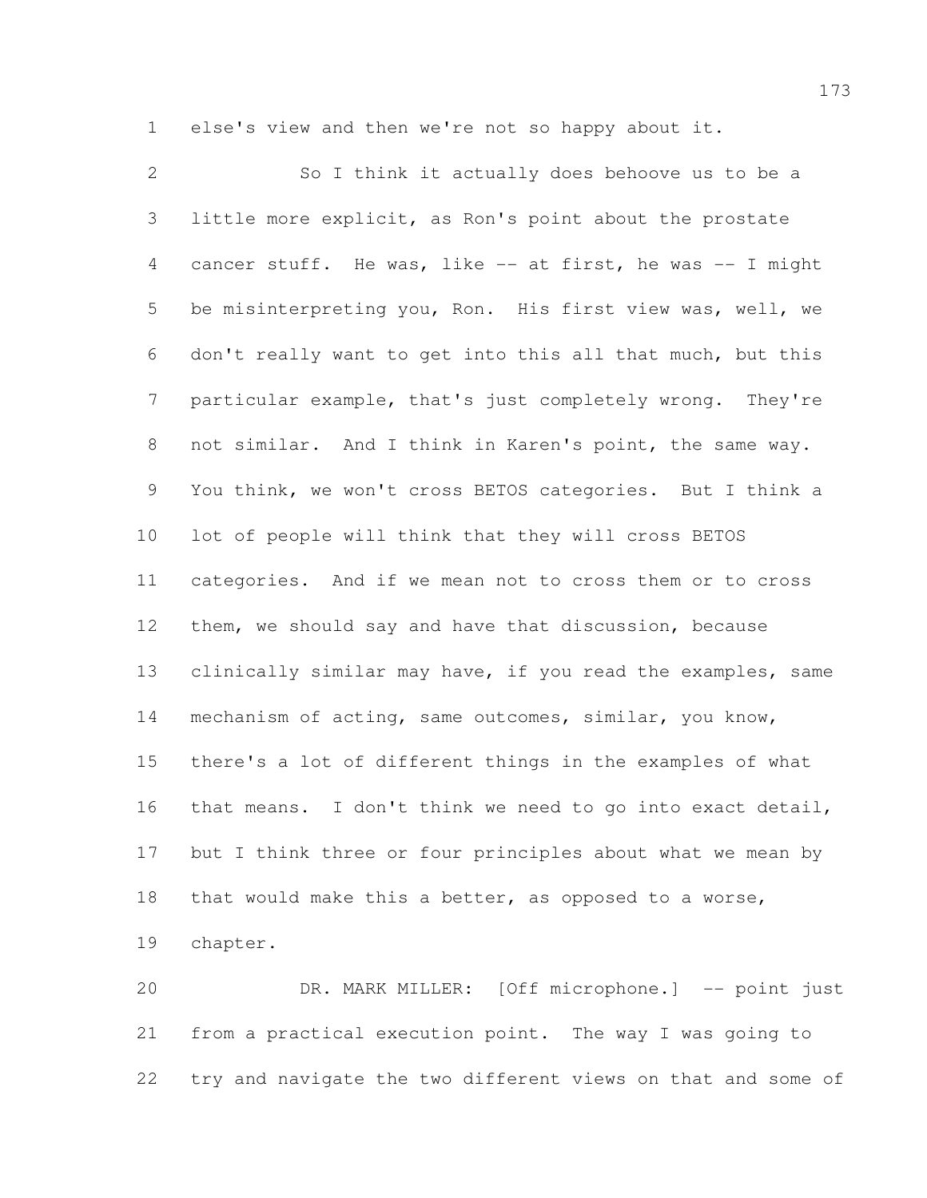else's view and then we're not so happy about it.

So I think it actually does behoove us to be a little more explicit, as Ron's point about the prostate cancer stuff. He was, like -- at first, he was -- I might be misinterpreting you, Ron. His first view was, well, we don't really want to get into this all that much, but this particular example, that's just completely wrong. They're not similar. And I think in Karen's point, the same way. You think, we won't cross BETOS categories. But I think a lot of people will think that they will cross BETOS categories. And if we mean not to cross them or to cross them, we should say and have that discussion, because clinically similar may have, if you read the examples, same mechanism of acting, same outcomes, similar, you know, there's a lot of different things in the examples of what that means. I don't think we need to go into exact detail, but I think three or four principles about what we mean by that would make this a better, as opposed to a worse, chapter.

DR. MARK MILLER: [Off microphone.] -- point just from a practical execution point. The way I was going to try and navigate the two different views on that and some of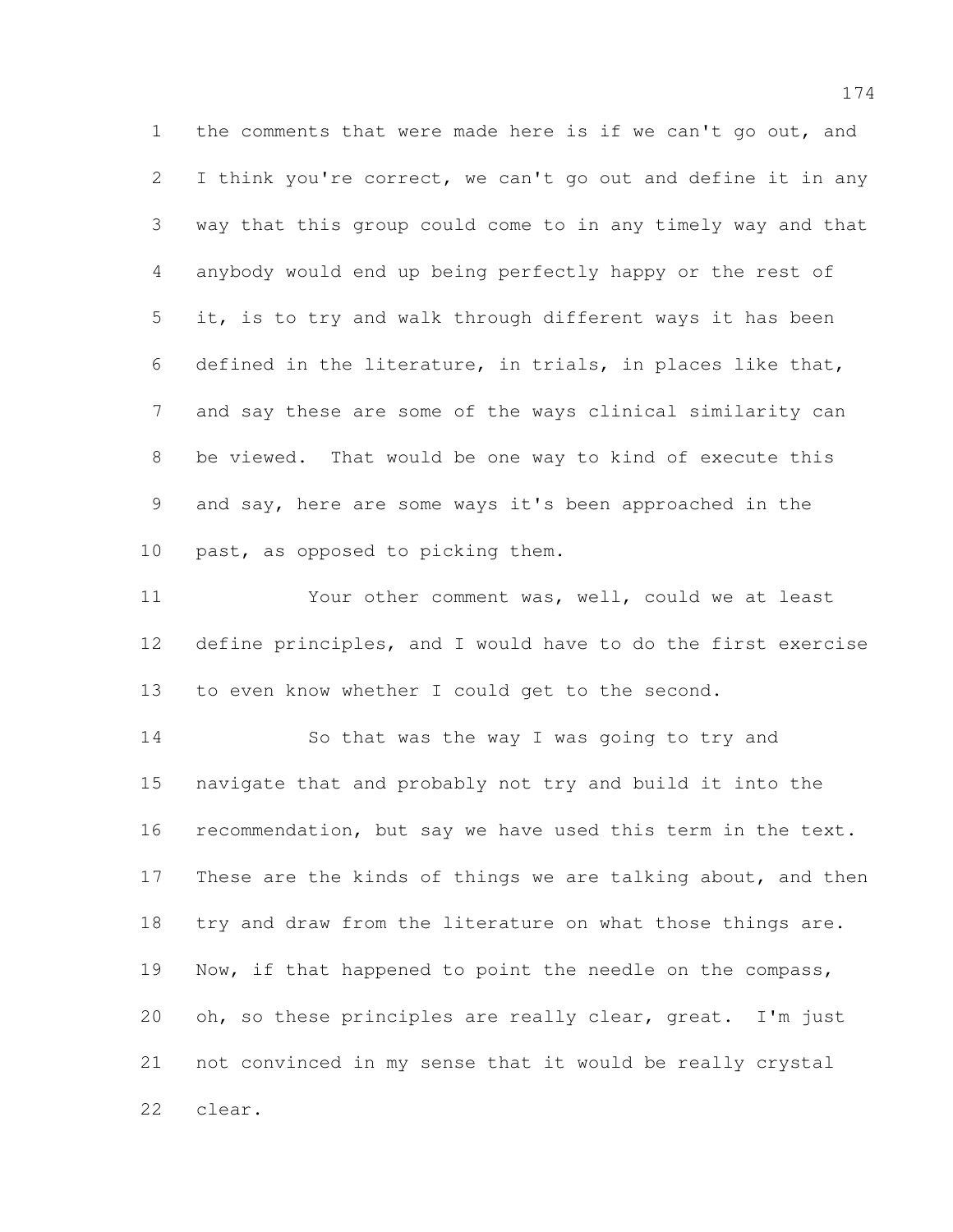the comments that were made here is if we can't go out, and I think you're correct, we can't go out and define it in any way that this group could come to in any timely way and that anybody would end up being perfectly happy or the rest of it, is to try and walk through different ways it has been defined in the literature, in trials, in places like that, and say these are some of the ways clinical similarity can be viewed. That would be one way to kind of execute this and say, here are some ways it's been approached in the past, as opposed to picking them.

Your other comment was, well, could we at least define principles, and I would have to do the first exercise to even know whether I could get to the second.

So that was the way I was going to try and navigate that and probably not try and build it into the recommendation, but say we have used this term in the text. These are the kinds of things we are talking about, and then try and draw from the literature on what those things are. Now, if that happened to point the needle on the compass, oh, so these principles are really clear, great. I'm just not convinced in my sense that it would be really crystal clear.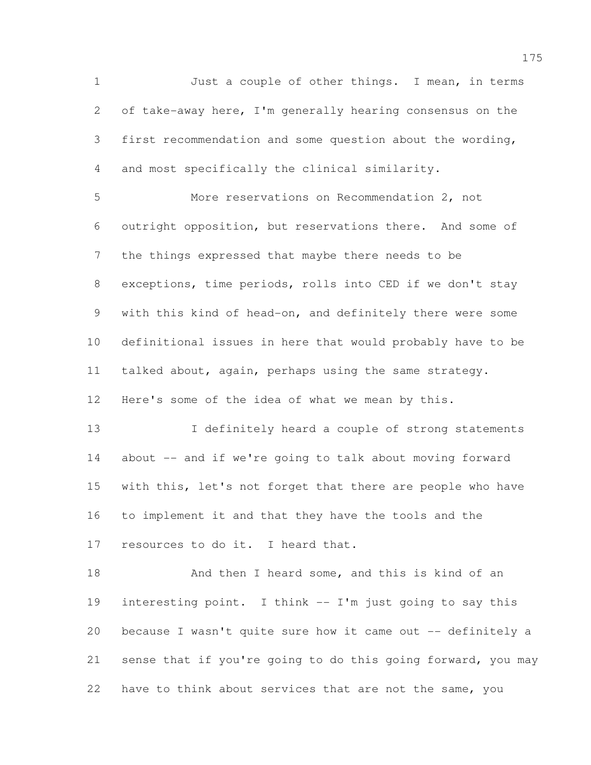Just a couple of other things. I mean, in terms of take-away here, I'm generally hearing consensus on the first recommendation and some question about the wording, and most specifically the clinical similarity.

More reservations on Recommendation 2, not outright opposition, but reservations there. And some of the things expressed that maybe there needs to be exceptions, time periods, rolls into CED if we don't stay with this kind of head-on, and definitely there were some definitional issues in here that would probably have to be talked about, again, perhaps using the same strategy. Here's some of the idea of what we mean by this.

I definitely heard a couple of strong statements about -- and if we're going to talk about moving forward with this, let's not forget that there are people who have to implement it and that they have the tools and the resources to do it. I heard that.

And then I heard some, and this is kind of an interesting point. I think -- I'm just going to say this because I wasn't quite sure how it came out -- definitely a sense that if you're going to do this going forward, you may have to think about services that are not the same, you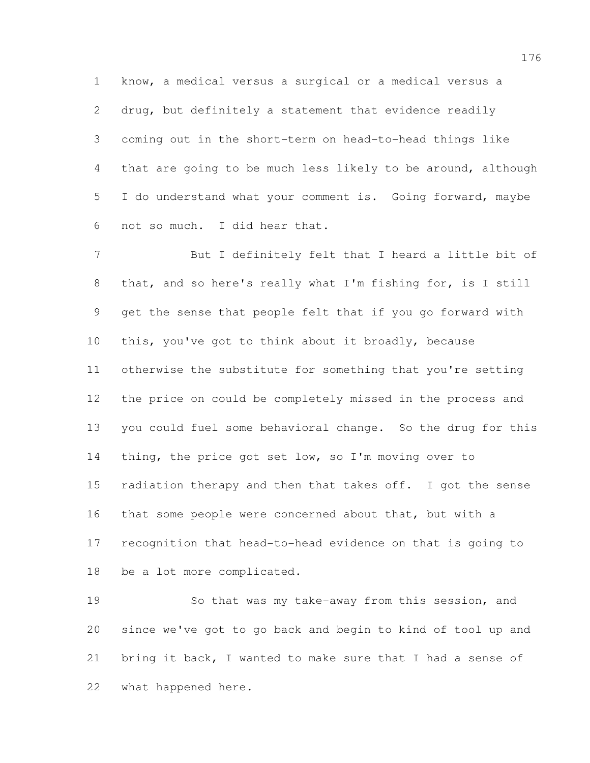know, a medical versus a surgical or a medical versus a drug, but definitely a statement that evidence readily coming out in the short-term on head-to-head things like that are going to be much less likely to be around, although I do understand what your comment is. Going forward, maybe not so much. I did hear that.

But I definitely felt that I heard a little bit of that, and so here's really what I'm fishing for, is I still get the sense that people felt that if you go forward with this, you've got to think about it broadly, because otherwise the substitute for something that you're setting the price on could be completely missed in the process and you could fuel some behavioral change. So the drug for this thing, the price got set low, so I'm moving over to radiation therapy and then that takes off. I got the sense that some people were concerned about that, but with a recognition that head-to-head evidence on that is going to be a lot more complicated.

So that was my take-away from this session, and since we've got to go back and begin to kind of tool up and bring it back, I wanted to make sure that I had a sense of what happened here.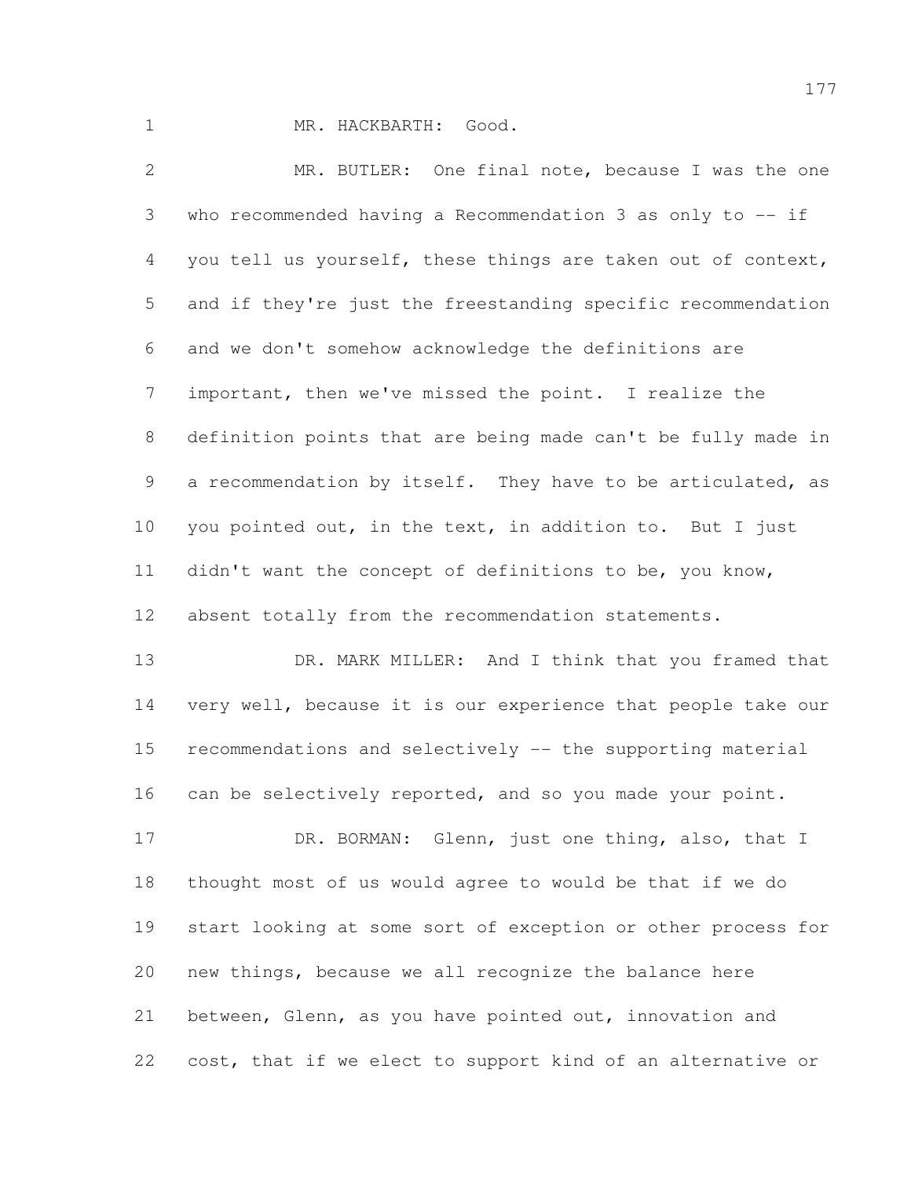MR. HACKBARTH: Good.

MR. BUTLER: One final note, because I was the one who recommended having a Recommendation 3 as only to -- if you tell us yourself, these things are taken out of context, and if they're just the freestanding specific recommendation and we don't somehow acknowledge the definitions are important, then we've missed the point. I realize the definition points that are being made can't be fully made in a recommendation by itself. They have to be articulated, as you pointed out, in the text, in addition to. But I just didn't want the concept of definitions to be, you know, absent totally from the recommendation statements.

DR. MARK MILLER: And I think that you framed that very well, because it is our experience that people take our recommendations and selectively -- the supporting material can be selectively reported, and so you made your point.

DR. BORMAN: Glenn, just one thing, also, that I thought most of us would agree to would be that if we do start looking at some sort of exception or other process for new things, because we all recognize the balance here between, Glenn, as you have pointed out, innovation and cost, that if we elect to support kind of an alternative or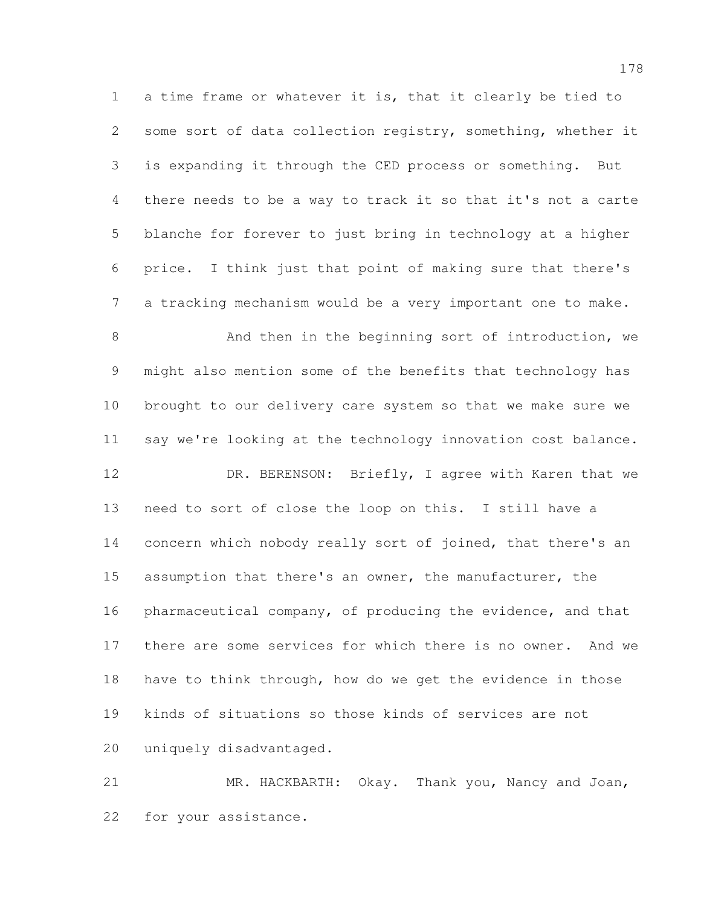a time frame or whatever it is, that it clearly be tied to some sort of data collection registry, something, whether it is expanding it through the CED process or something. But there needs to be a way to track it so that it's not a carte blanche for forever to just bring in technology at a higher price. I think just that point of making sure that there's a tracking mechanism would be a very important one to make.

And then in the beginning sort of introduction, we might also mention some of the benefits that technology has brought to our delivery care system so that we make sure we say we're looking at the technology innovation cost balance.

DR. BERENSON: Briefly, I agree with Karen that we need to sort of close the loop on this. I still have a concern which nobody really sort of joined, that there's an assumption that there's an owner, the manufacturer, the pharmaceutical company, of producing the evidence, and that there are some services for which there is no owner. And we have to think through, how do we get the evidence in those kinds of situations so those kinds of services are not uniquely disadvantaged.

MR. HACKBARTH: Okay. Thank you, Nancy and Joan, for your assistance.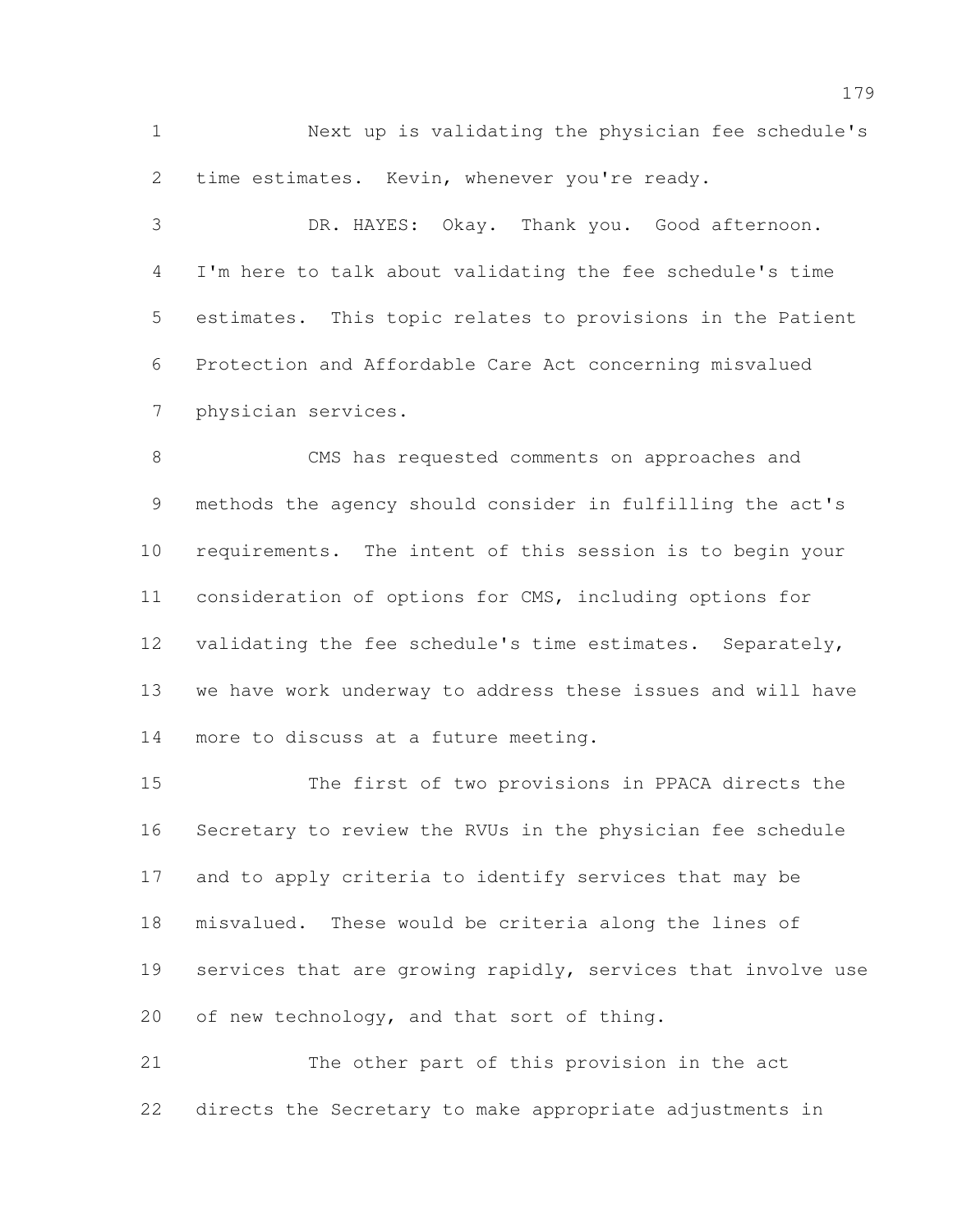Next up is validating the physician fee schedule's time estimates. Kevin, whenever you're ready.

DR. HAYES: Okay. Thank you. Good afternoon. I'm here to talk about validating the fee schedule's time estimates. This topic relates to provisions in the Patient Protection and Affordable Care Act concerning misvalued physician services.

CMS has requested comments on approaches and methods the agency should consider in fulfilling the act's requirements. The intent of this session is to begin your consideration of options for CMS, including options for validating the fee schedule's time estimates. Separately, we have work underway to address these issues and will have more to discuss at a future meeting.

The first of two provisions in PPACA directs the Secretary to review the RVUs in the physician fee schedule and to apply criteria to identify services that may be misvalued. These would be criteria along the lines of services that are growing rapidly, services that involve use of new technology, and that sort of thing.

The other part of this provision in the act directs the Secretary to make appropriate adjustments in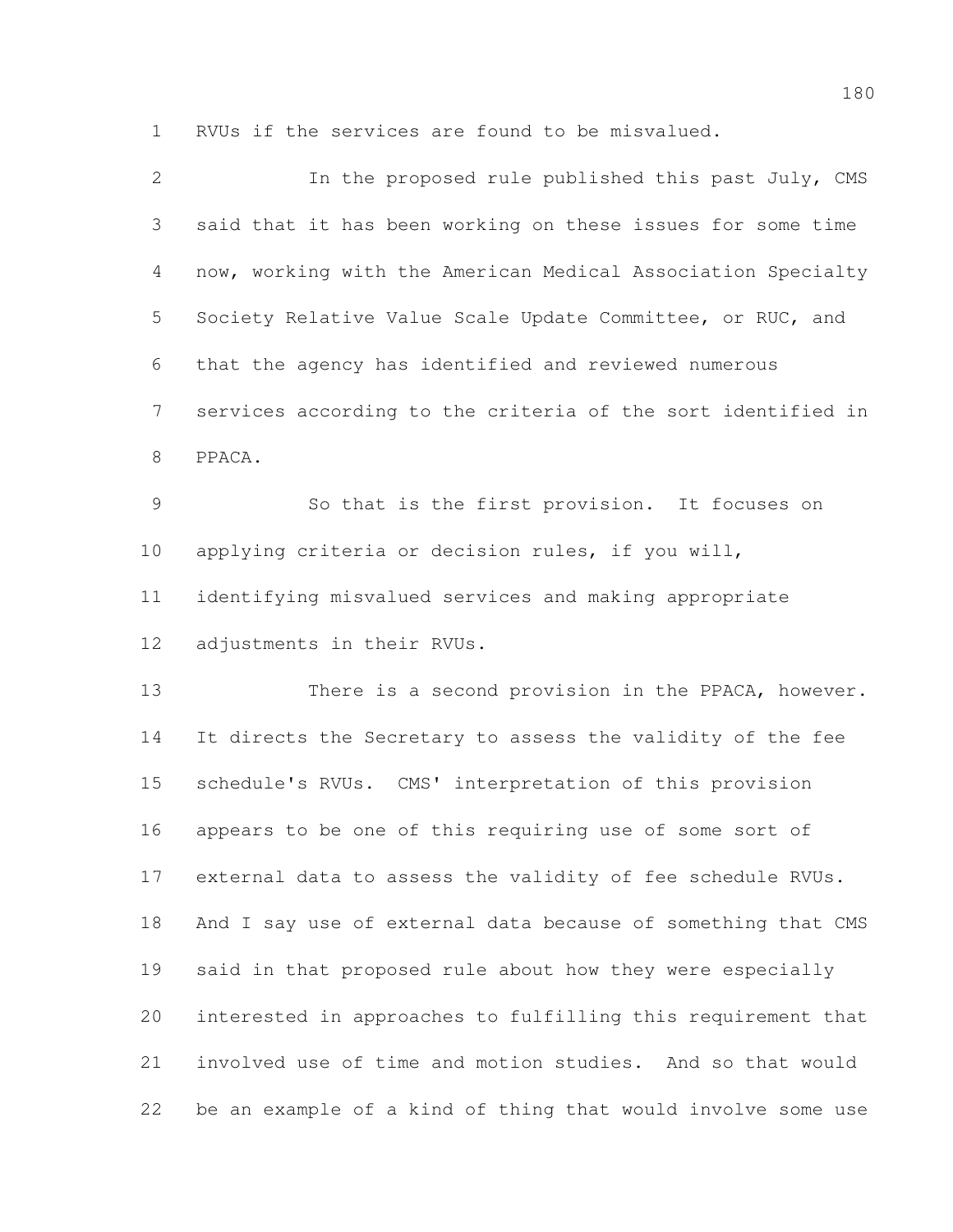RVUs if the services are found to be misvalued.

In the proposed rule published this past July, CMS said that it has been working on these issues for some time now, working with the American Medical Association Specialty Society Relative Value Scale Update Committee, or RUC, and that the agency has identified and reviewed numerous services according to the criteria of the sort identified in PPACA.

So that is the first provision. It focuses on applying criteria or decision rules, if you will, identifying misvalued services and making appropriate adjustments in their RVUs.

There is a second provision in the PPACA, however. It directs the Secretary to assess the validity of the fee schedule's RVUs. CMS' interpretation of this provision appears to be one of this requiring use of some sort of external data to assess the validity of fee schedule RVUs. And I say use of external data because of something that CMS said in that proposed rule about how they were especially interested in approaches to fulfilling this requirement that involved use of time and motion studies. And so that would be an example of a kind of thing that would involve some use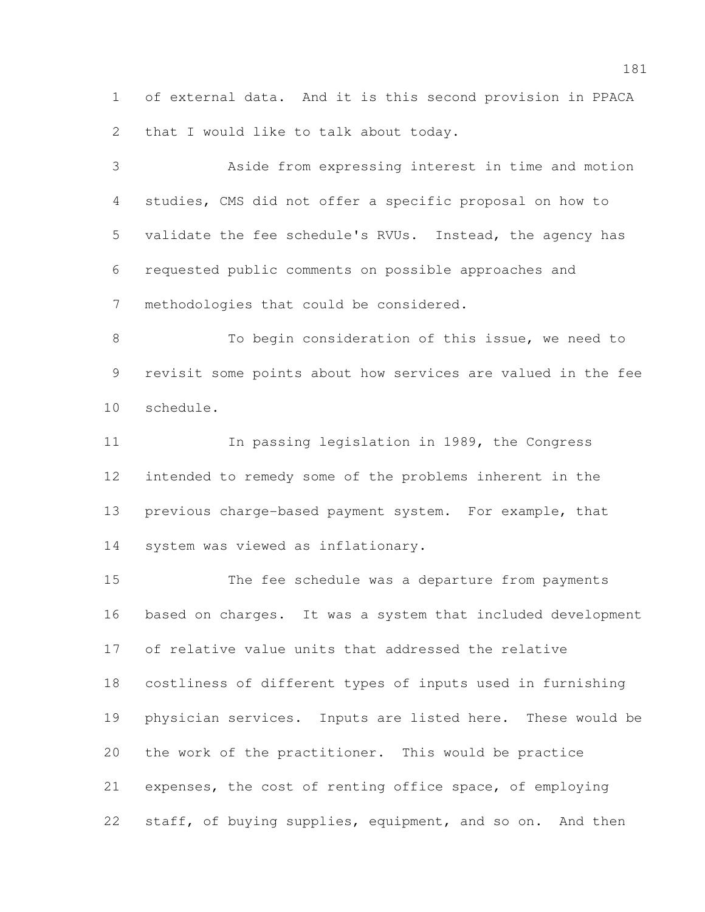of external data. And it is this second provision in PPACA that I would like to talk about today.

Aside from expressing interest in time and motion studies, CMS did not offer a specific proposal on how to validate the fee schedule's RVUs. Instead, the agency has requested public comments on possible approaches and methodologies that could be considered.

To begin consideration of this issue, we need to revisit some points about how services are valued in the fee schedule.

In passing legislation in 1989, the Congress intended to remedy some of the problems inherent in the previous charge-based payment system. For example, that system was viewed as inflationary.

The fee schedule was a departure from payments based on charges. It was a system that included development of relative value units that addressed the relative costliness of different types of inputs used in furnishing physician services. Inputs are listed here. These would be the work of the practitioner. This would be practice expenses, the cost of renting office space, of employing staff, of buying supplies, equipment, and so on. And then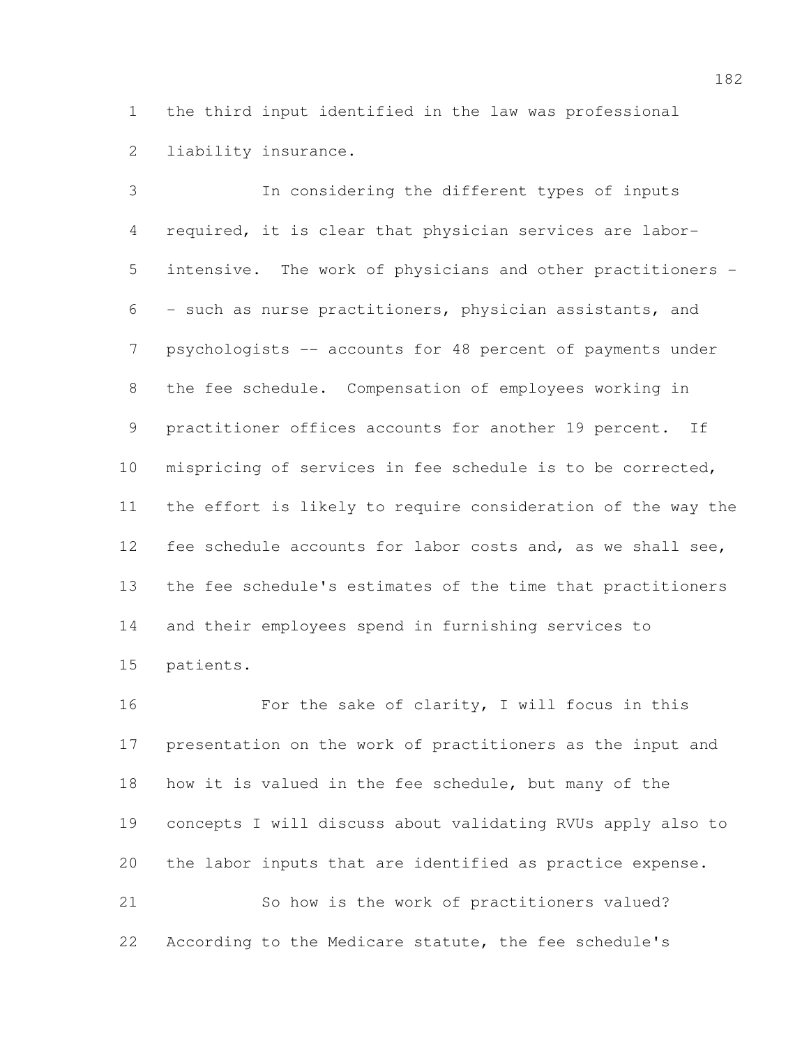the third input identified in the law was professional liability insurance.

In considering the different types of inputs required, it is clear that physician services are labor-intensive. The work of physicians and other practitioners -- such as nurse practitioners, physician assistants, and psychologists -- accounts for 48 percent of payments under the fee schedule. Compensation of employees working in practitioner offices accounts for another 19 percent. If mispricing of services in fee schedule is to be corrected, the effort is likely to require consideration of the way the fee schedule accounts for labor costs and, as we shall see, the fee schedule's estimates of the time that practitioners and their employees spend in furnishing services to patients.

For the sake of clarity, I will focus in this presentation on the work of practitioners as the input and how it is valued in the fee schedule, but many of the concepts I will discuss about validating RVUs apply also to the labor inputs that are identified as practice expense.

So how is the work of practitioners valued? According to the Medicare statute, the fee schedule's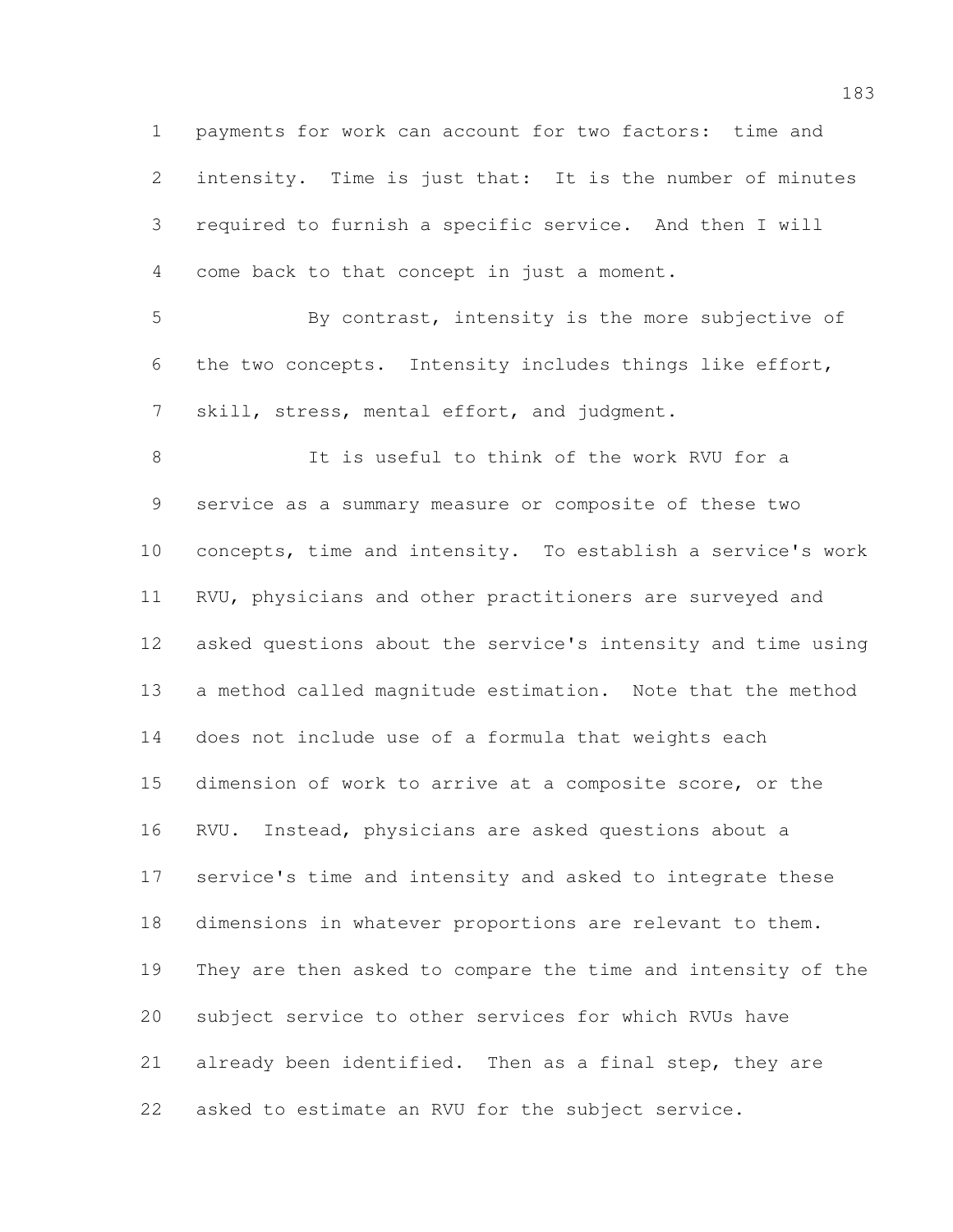payments for work can account for two factors: time and intensity. Time is just that: It is the number of minutes required to furnish a specific service. And then I will come back to that concept in just a moment.

By contrast, intensity is the more subjective of the two concepts. Intensity includes things like effort, skill, stress, mental effort, and judgment.

It is useful to think of the work RVU for a service as a summary measure or composite of these two concepts, time and intensity. To establish a service's work RVU, physicians and other practitioners are surveyed and asked questions about the service's intensity and time using a method called magnitude estimation. Note that the method does not include use of a formula that weights each dimension of work to arrive at a composite score, or the RVU. Instead, physicians are asked questions about a service's time and intensity and asked to integrate these dimensions in whatever proportions are relevant to them. They are then asked to compare the time and intensity of the subject service to other services for which RVUs have already been identified. Then as a final step, they are asked to estimate an RVU for the subject service.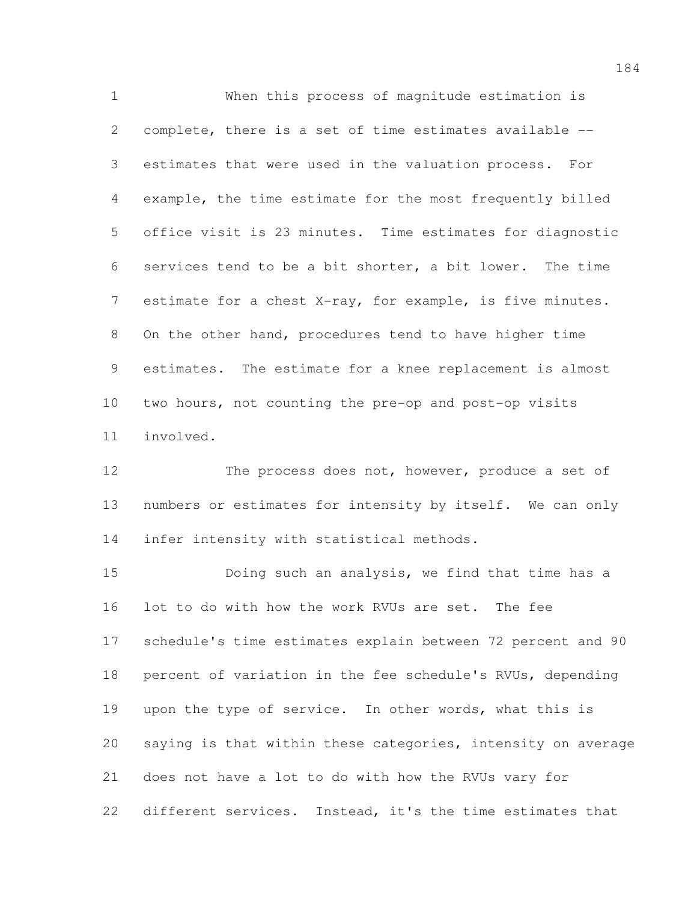When this process of magnitude estimation is complete, there is a set of time estimates available -- estimates that were used in the valuation process. For example, the time estimate for the most frequently billed office visit is 23 minutes. Time estimates for diagnostic services tend to be a bit shorter, a bit lower. The time estimate for a chest X-ray, for example, is five minutes. On the other hand, procedures tend to have higher time estimates. The estimate for a knee replacement is almost two hours, not counting the pre-op and post-op visits involved.

The process does not, however, produce a set of numbers or estimates for intensity by itself. We can only infer intensity with statistical methods.

Doing such an analysis, we find that time has a lot to do with how the work RVUs are set. The fee schedule's time estimates explain between 72 percent and 90 percent of variation in the fee schedule's RVUs, depending upon the type of service. In other words, what this is saying is that within these categories, intensity on average does not have a lot to do with how the RVUs vary for different services. Instead, it's the time estimates that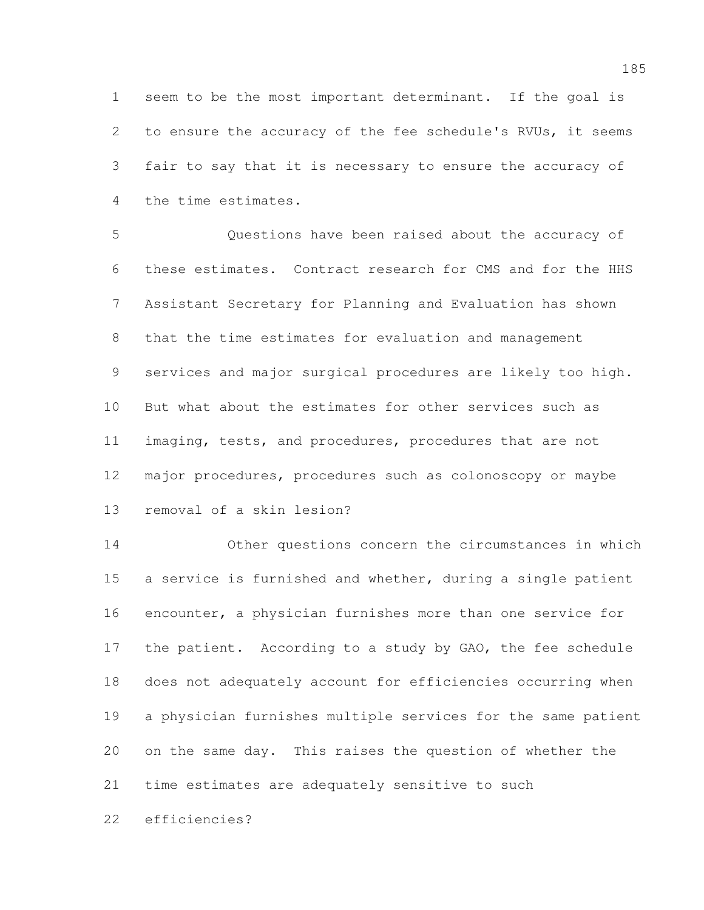seem to be the most important determinant. If the goal is to ensure the accuracy of the fee schedule's RVUs, it seems fair to say that it is necessary to ensure the accuracy of the time estimates.

Questions have been raised about the accuracy of these estimates. Contract research for CMS and for the HHS Assistant Secretary for Planning and Evaluation has shown that the time estimates for evaluation and management services and major surgical procedures are likely too high. But what about the estimates for other services such as imaging, tests, and procedures, procedures that are not major procedures, procedures such as colonoscopy or maybe removal of a skin lesion?

Other questions concern the circumstances in which a service is furnished and whether, during a single patient encounter, a physician furnishes more than one service for the patient. According to a study by GAO, the fee schedule does not adequately account for efficiencies occurring when a physician furnishes multiple services for the same patient on the same day. This raises the question of whether the time estimates are adequately sensitive to such efficiencies?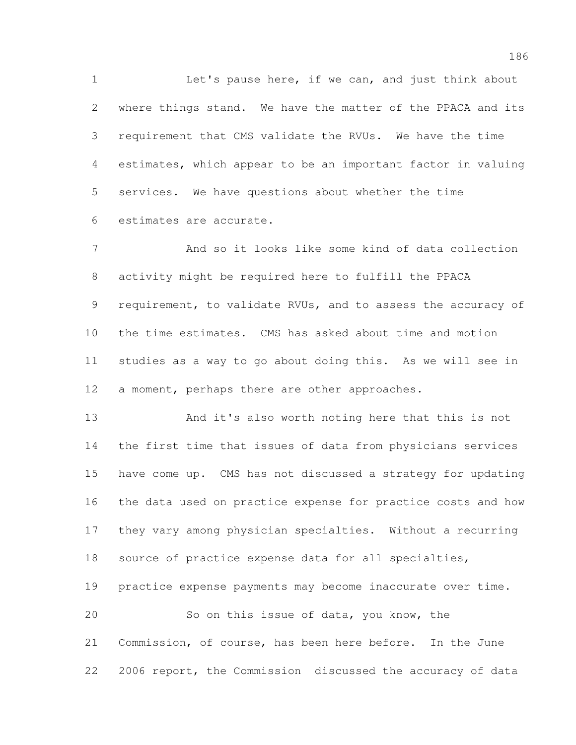Let's pause here, if we can, and just think about where things stand. We have the matter of the PPACA and its requirement that CMS validate the RVUs. We have the time estimates, which appear to be an important factor in valuing services. We have questions about whether the time estimates are accurate.

And so it looks like some kind of data collection activity might be required here to fulfill the PPACA requirement, to validate RVUs, and to assess the accuracy of the time estimates. CMS has asked about time and motion studies as a way to go about doing this. As we will see in a moment, perhaps there are other approaches.

And it's also worth noting here that this is not the first time that issues of data from physicians services have come up. CMS has not discussed a strategy for updating the data used on practice expense for practice costs and how they vary among physician specialties. Without a recurring source of practice expense data for all specialties, practice expense payments may become inaccurate over time.

So on this issue of data, you know, the Commission, of course, has been here before. In the June 2006 report, the Commission discussed the accuracy of data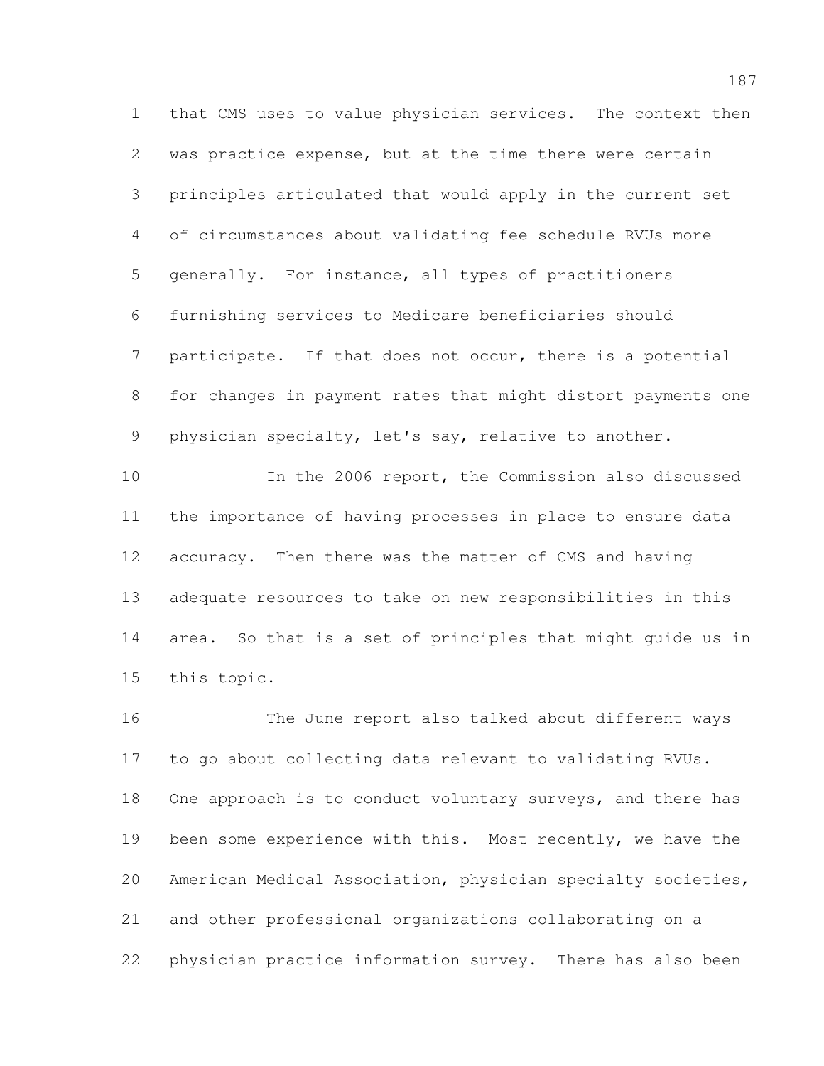that CMS uses to value physician services. The context then was practice expense, but at the time there were certain principles articulated that would apply in the current set of circumstances about validating fee schedule RVUs more generally. For instance, all types of practitioners furnishing services to Medicare beneficiaries should participate. If that does not occur, there is a potential for changes in payment rates that might distort payments one physician specialty, let's say, relative to another.

In the 2006 report, the Commission also discussed the importance of having processes in place to ensure data accuracy. Then there was the matter of CMS and having adequate resources to take on new responsibilities in this area. So that is a set of principles that might guide us in this topic.

The June report also talked about different ways to go about collecting data relevant to validating RVUs. One approach is to conduct voluntary surveys, and there has been some experience with this. Most recently, we have the American Medical Association, physician specialty societies, and other professional organizations collaborating on a physician practice information survey. There has also been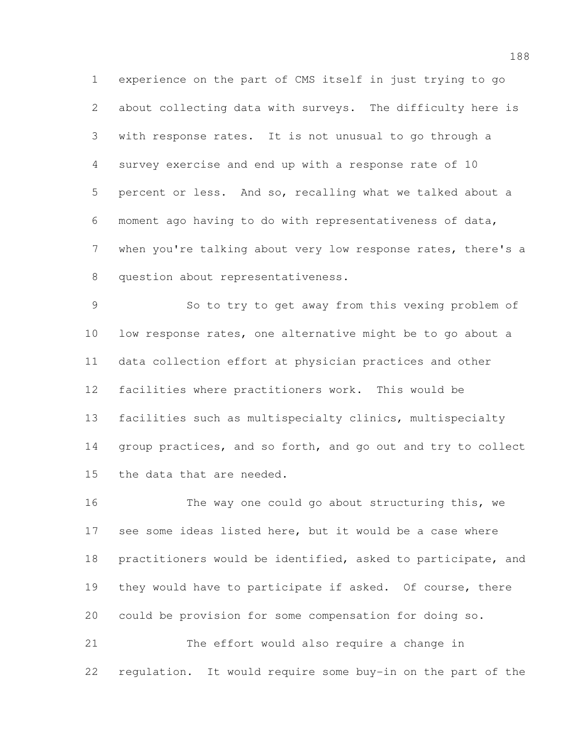experience on the part of CMS itself in just trying to go about collecting data with surveys. The difficulty here is with response rates. It is not unusual to go through a survey exercise and end up with a response rate of 10 percent or less. And so, recalling what we talked about a moment ago having to do with representativeness of data, when you're talking about very low response rates, there's a question about representativeness.

So to try to get away from this vexing problem of low response rates, one alternative might be to go about a data collection effort at physician practices and other facilities where practitioners work. This would be facilities such as multispecialty clinics, multispecialty group practices, and so forth, and go out and try to collect the data that are needed.

The way one could go about structuring this, we see some ideas listed here, but it would be a case where practitioners would be identified, asked to participate, and they would have to participate if asked. Of course, there could be provision for some compensation for doing so.

The effort would also require a change in regulation. It would require some buy-in on the part of the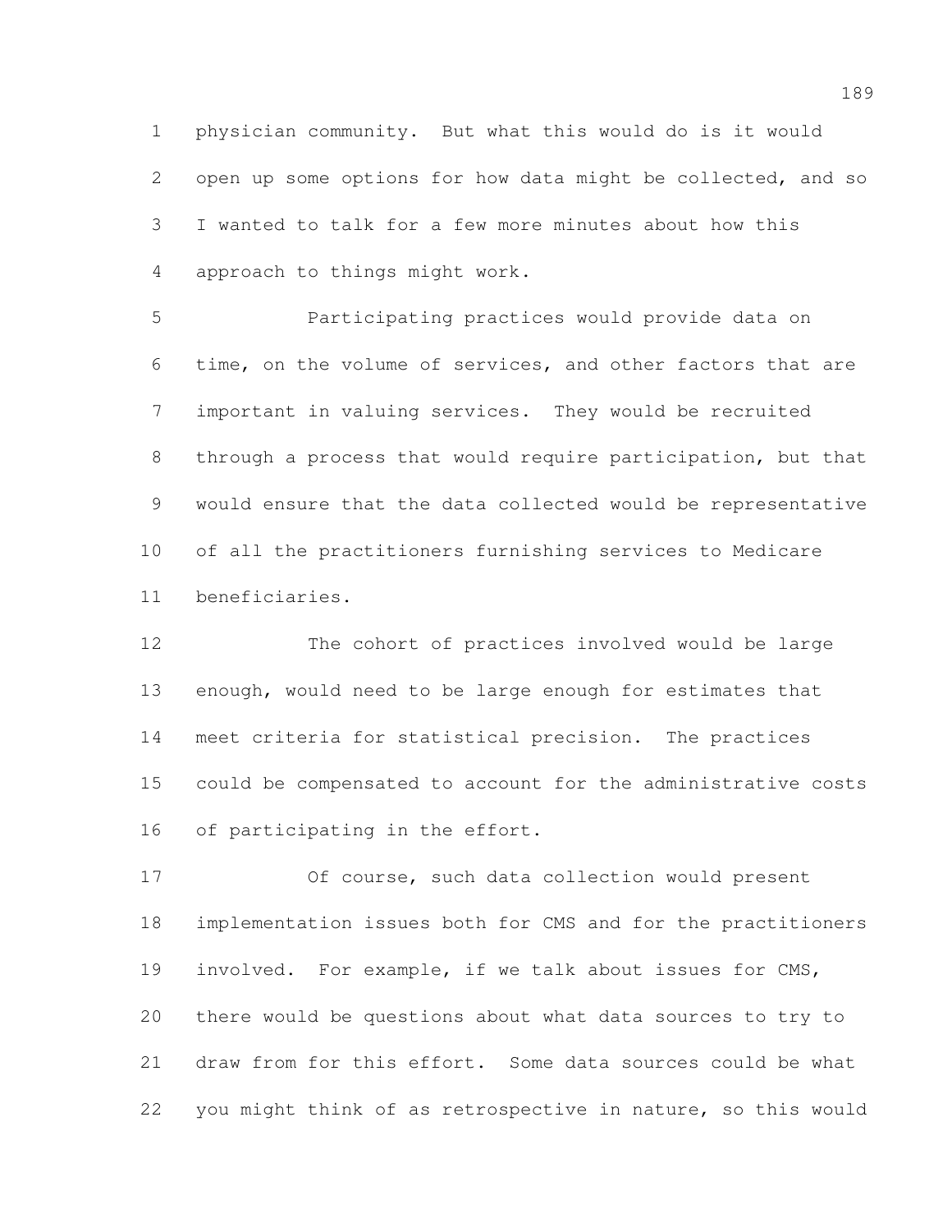physician community. But what this would do is it would open up some options for how data might be collected, and so I wanted to talk for a few more minutes about how this approach to things might work.

Participating practices would provide data on time, on the volume of services, and other factors that are important in valuing services. They would be recruited through a process that would require participation, but that would ensure that the data collected would be representative of all the practitioners furnishing services to Medicare beneficiaries.

The cohort of practices involved would be large enough, would need to be large enough for estimates that meet criteria for statistical precision. The practices could be compensated to account for the administrative costs of participating in the effort.

Of course, such data collection would present implementation issues both for CMS and for the practitioners involved. For example, if we talk about issues for CMS, there would be questions about what data sources to try to draw from for this effort. Some data sources could be what you might think of as retrospective in nature, so this would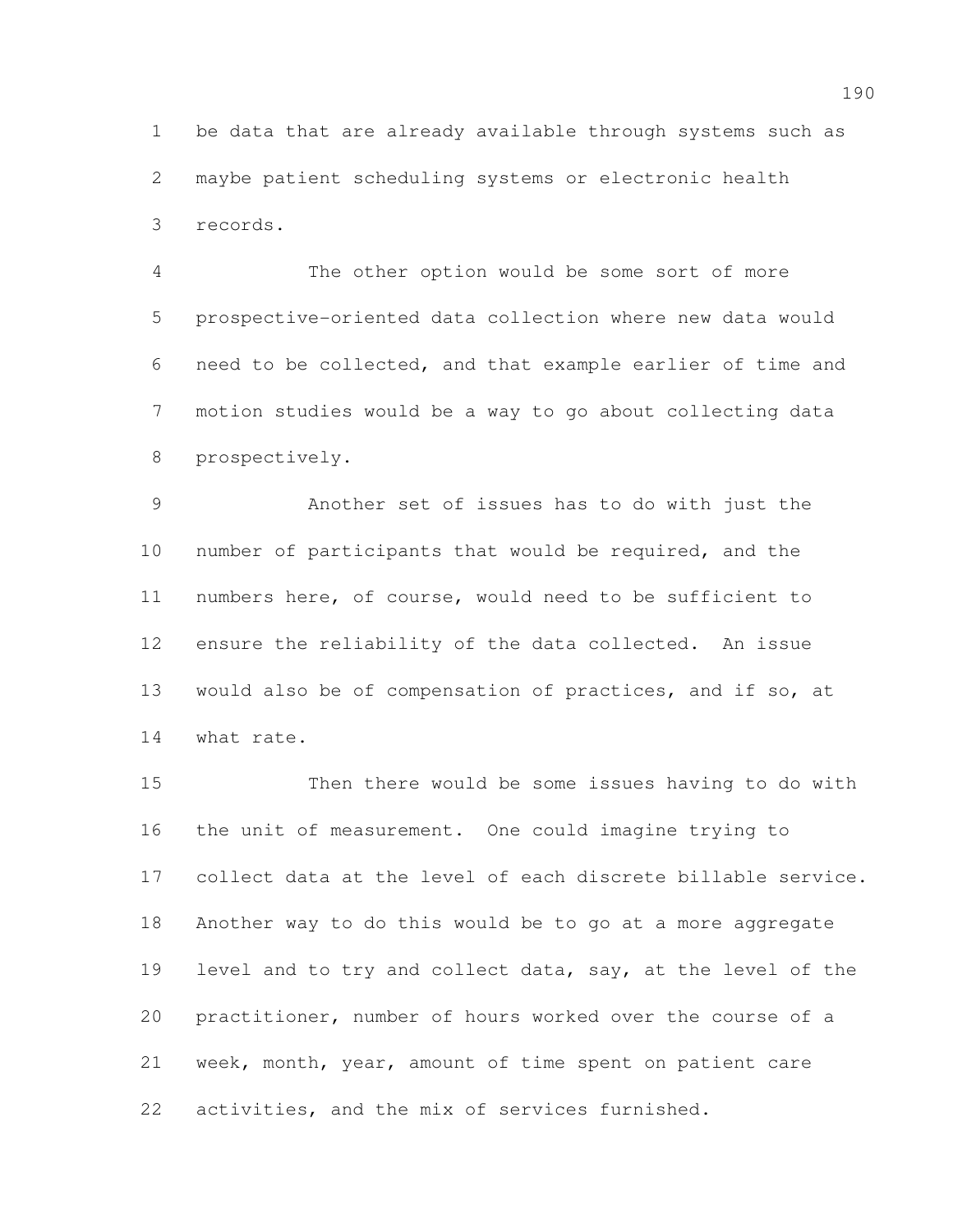be data that are already available through systems such as maybe patient scheduling systems or electronic health records.

The other option would be some sort of more prospective-oriented data collection where new data would need to be collected, and that example earlier of time and motion studies would be a way to go about collecting data prospectively.

Another set of issues has to do with just the number of participants that would be required, and the numbers here, of course, would need to be sufficient to ensure the reliability of the data collected. An issue would also be of compensation of practices, and if so, at what rate.

Then there would be some issues having to do with the unit of measurement. One could imagine trying to collect data at the level of each discrete billable service. Another way to do this would be to go at a more aggregate level and to try and collect data, say, at the level of the practitioner, number of hours worked over the course of a week, month, year, amount of time spent on patient care activities, and the mix of services furnished.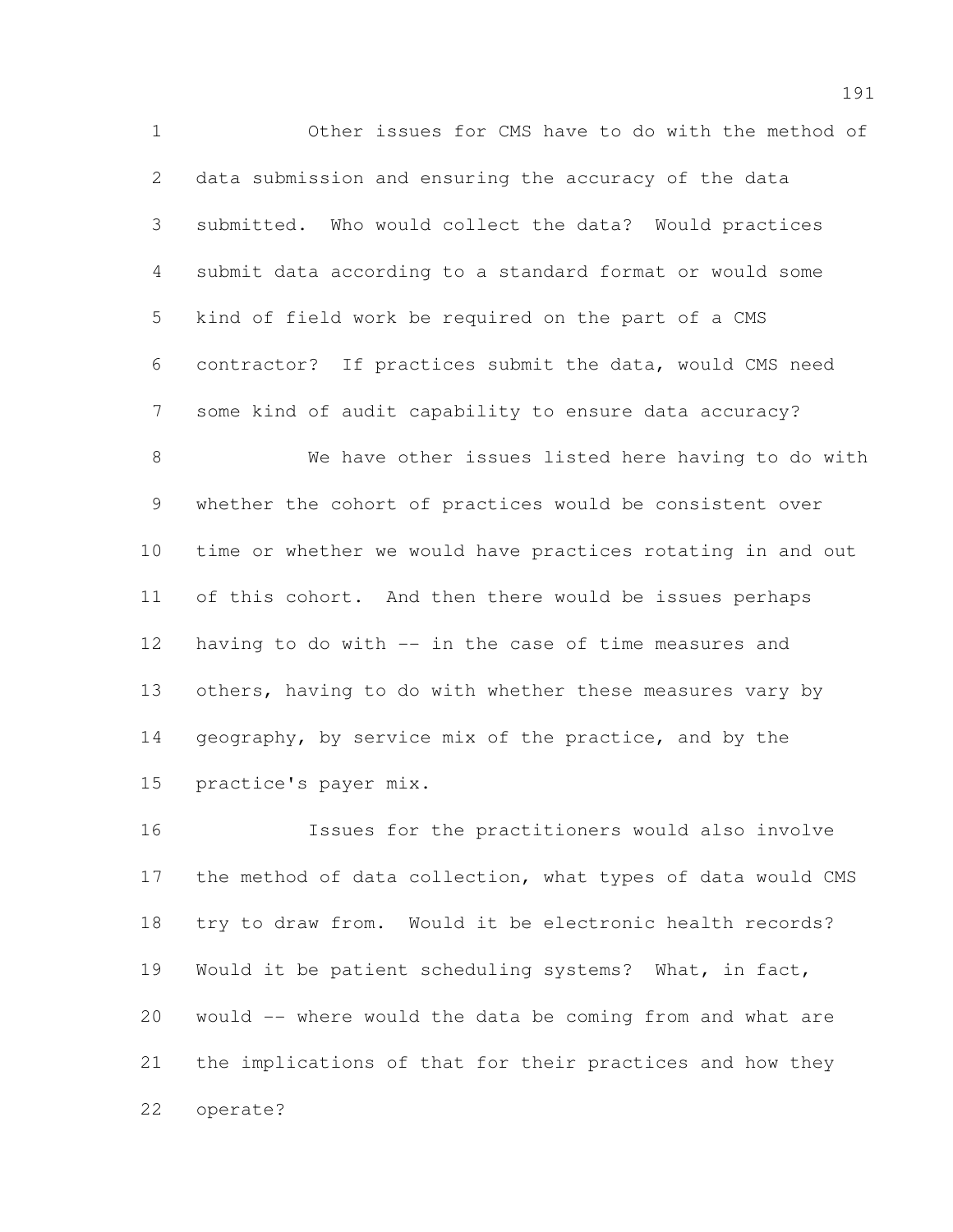Other issues for CMS have to do with the method of data submission and ensuring the accuracy of the data submitted. Who would collect the data? Would practices submit data according to a standard format or would some kind of field work be required on the part of a CMS contractor? If practices submit the data, would CMS need some kind of audit capability to ensure data accuracy?

We have other issues listed here having to do with whether the cohort of practices would be consistent over time or whether we would have practices rotating in and out of this cohort. And then there would be issues perhaps having to do with -- in the case of time measures and others, having to do with whether these measures vary by geography, by service mix of the practice, and by the practice's payer mix.

Issues for the practitioners would also involve the method of data collection, what types of data would CMS try to draw from. Would it be electronic health records? Would it be patient scheduling systems? What, in fact, would -- where would the data be coming from and what are the implications of that for their practices and how they operate?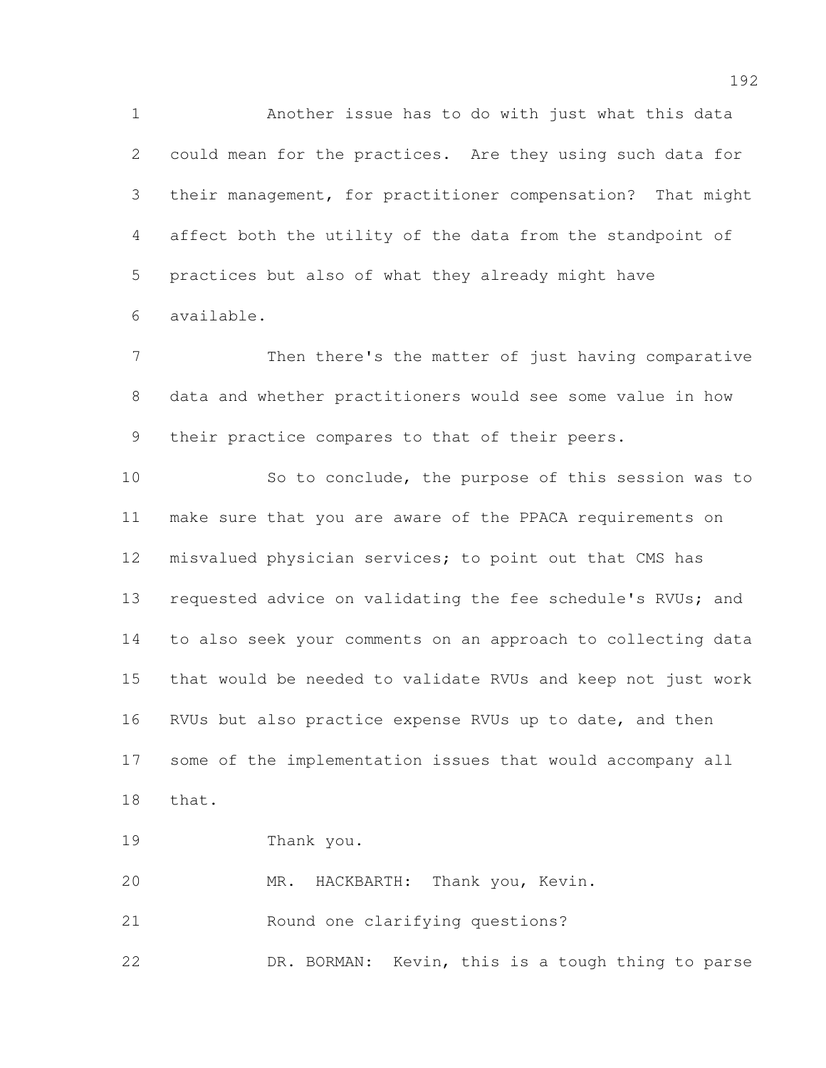Another issue has to do with just what this data could mean for the practices. Are they using such data for their management, for practitioner compensation? That might affect both the utility of the data from the standpoint of practices but also of what they already might have available.

Then there's the matter of just having comparative data and whether practitioners would see some value in how their practice compares to that of their peers.

So to conclude, the purpose of this session was to make sure that you are aware of the PPACA requirements on misvalued physician services; to point out that CMS has requested advice on validating the fee schedule's RVUs; and to also seek your comments on an approach to collecting data that would be needed to validate RVUs and keep not just work RVUs but also practice expense RVUs up to date, and then some of the implementation issues that would accompany all that.

Thank you.

MR. HACKBARTH: Thank you, Kevin.

Round one clarifying questions?

DR. BORMAN: Kevin, this is a tough thing to parse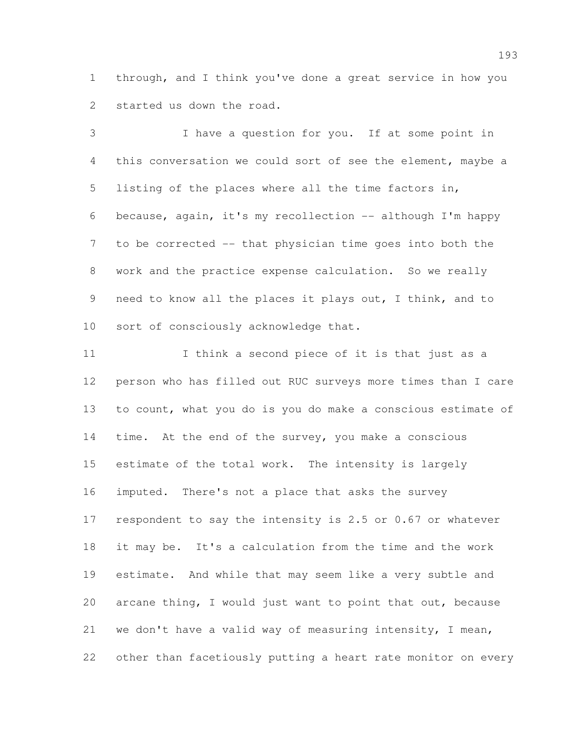through, and I think you've done a great service in how you started us down the road.

I have a question for you. If at some point in this conversation we could sort of see the element, maybe a listing of the places where all the time factors in, because, again, it's my recollection -- although I'm happy to be corrected -- that physician time goes into both the work and the practice expense calculation. So we really need to know all the places it plays out, I think, and to sort of consciously acknowledge that.

I think a second piece of it is that just as a person who has filled out RUC surveys more times than I care to count, what you do is you do make a conscious estimate of time. At the end of the survey, you make a conscious estimate of the total work. The intensity is largely imputed. There's not a place that asks the survey respondent to say the intensity is 2.5 or 0.67 or whatever it may be. It's a calculation from the time and the work estimate. And while that may seem like a very subtle and arcane thing, I would just want to point that out, because we don't have a valid way of measuring intensity, I mean, other than facetiously putting a heart rate monitor on every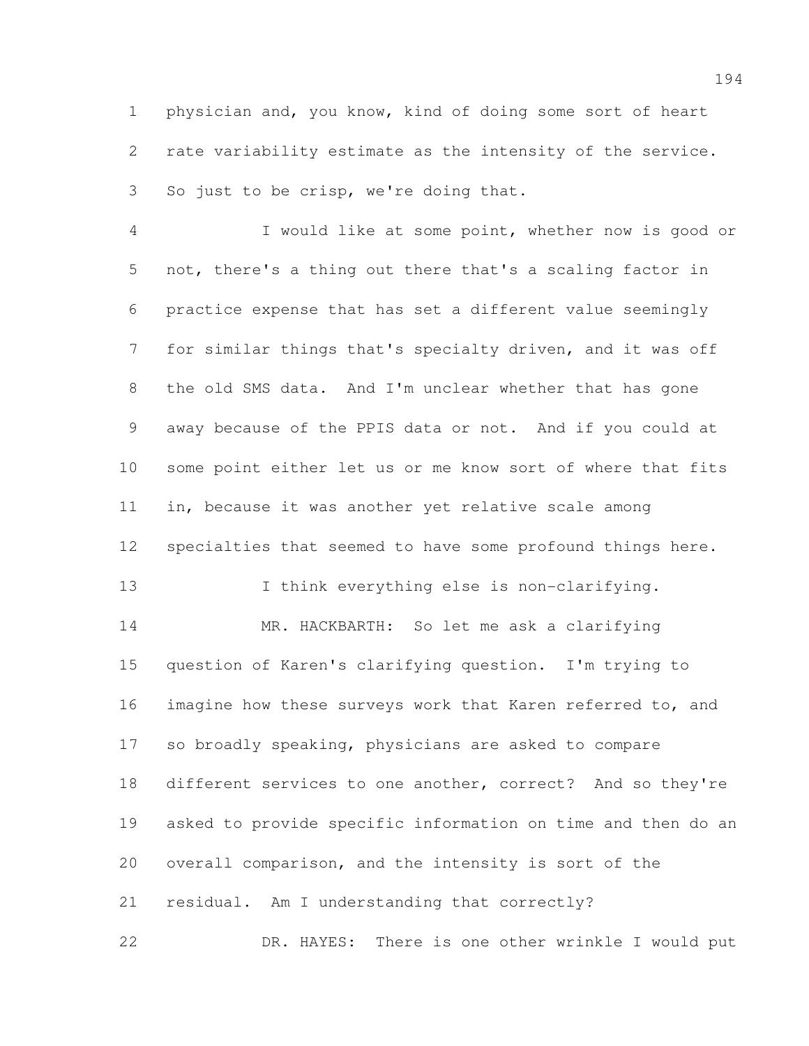physician and, you know, kind of doing some sort of heart rate variability estimate as the intensity of the service. So just to be crisp, we're doing that.

I would like at some point, whether now is good or not, there's a thing out there that's a scaling factor in practice expense that has set a different value seemingly for similar things that's specialty driven, and it was off the old SMS data. And I'm unclear whether that has gone away because of the PPIS data or not. And if you could at some point either let us or me know sort of where that fits in, because it was another yet relative scale among specialties that seemed to have some profound things here.

I think everything else is non-clarifying.

MR. HACKBARTH: So let me ask a clarifying question of Karen's clarifying question. I'm trying to imagine how these surveys work that Karen referred to, and so broadly speaking, physicians are asked to compare different services to one another, correct? And so they're asked to provide specific information on time and then do an overall comparison, and the intensity is sort of the residual. Am I understanding that correctly?

DR. HAYES: There is one other wrinkle I would put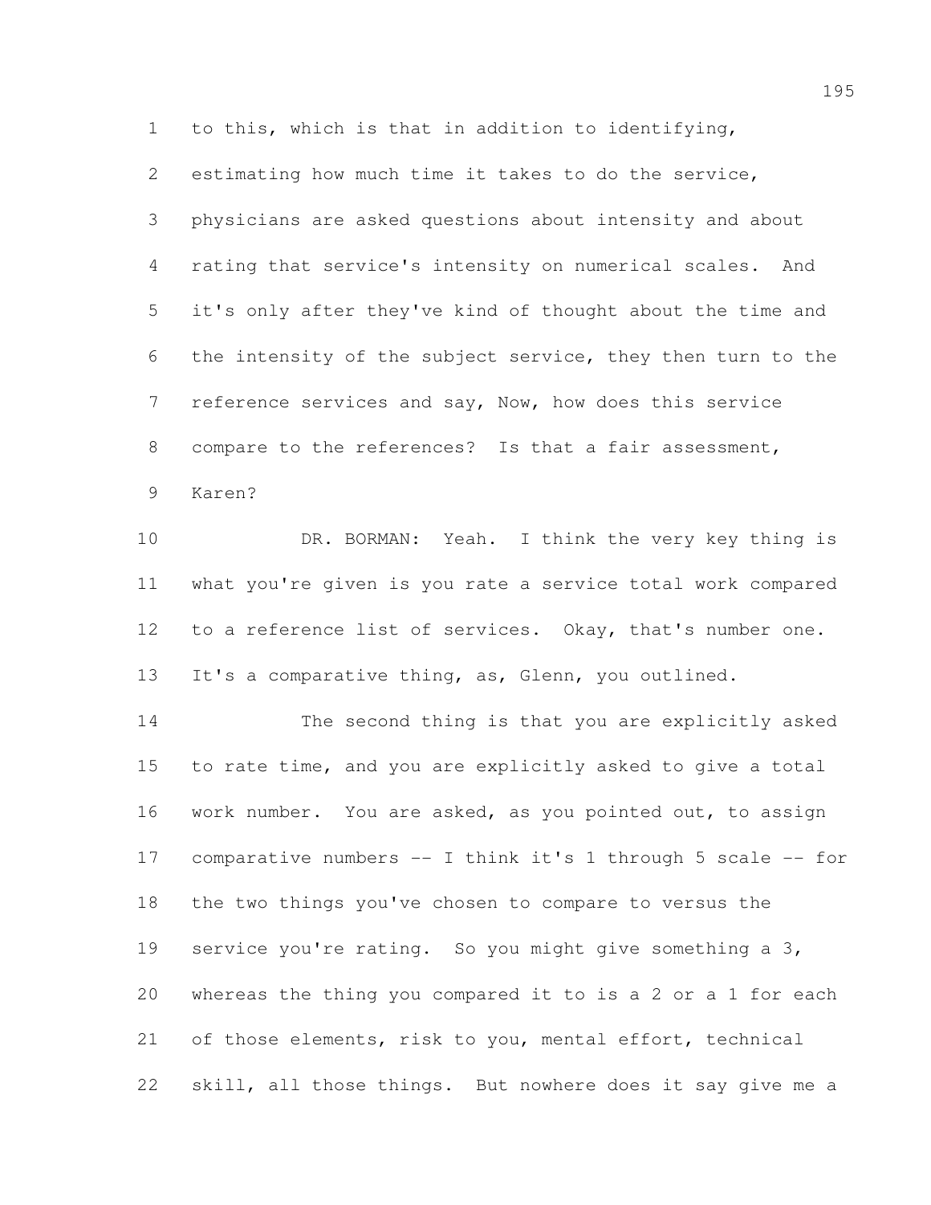to this, which is that in addition to identifying, estimating how much time it takes to do the service, physicians are asked questions about intensity and about rating that service's intensity on numerical scales. And it's only after they've kind of thought about the time and the intensity of the subject service, they then turn to the reference services and say, Now, how does this service compare to the references? Is that a fair assessment, Karen?

DR. BORMAN: Yeah. I think the very key thing is what you're given is you rate a service total work compared to a reference list of services. Okay, that's number one. It's a comparative thing, as, Glenn, you outlined.

The second thing is that you are explicitly asked to rate time, and you are explicitly asked to give a total work number. You are asked, as you pointed out, to assign comparative numbers -- I think it's 1 through 5 scale -- for the two things you've chosen to compare to versus the service you're rating. So you might give something a 3, whereas the thing you compared it to is a 2 or a 1 for each of those elements, risk to you, mental effort, technical skill, all those things. But nowhere does it say give me a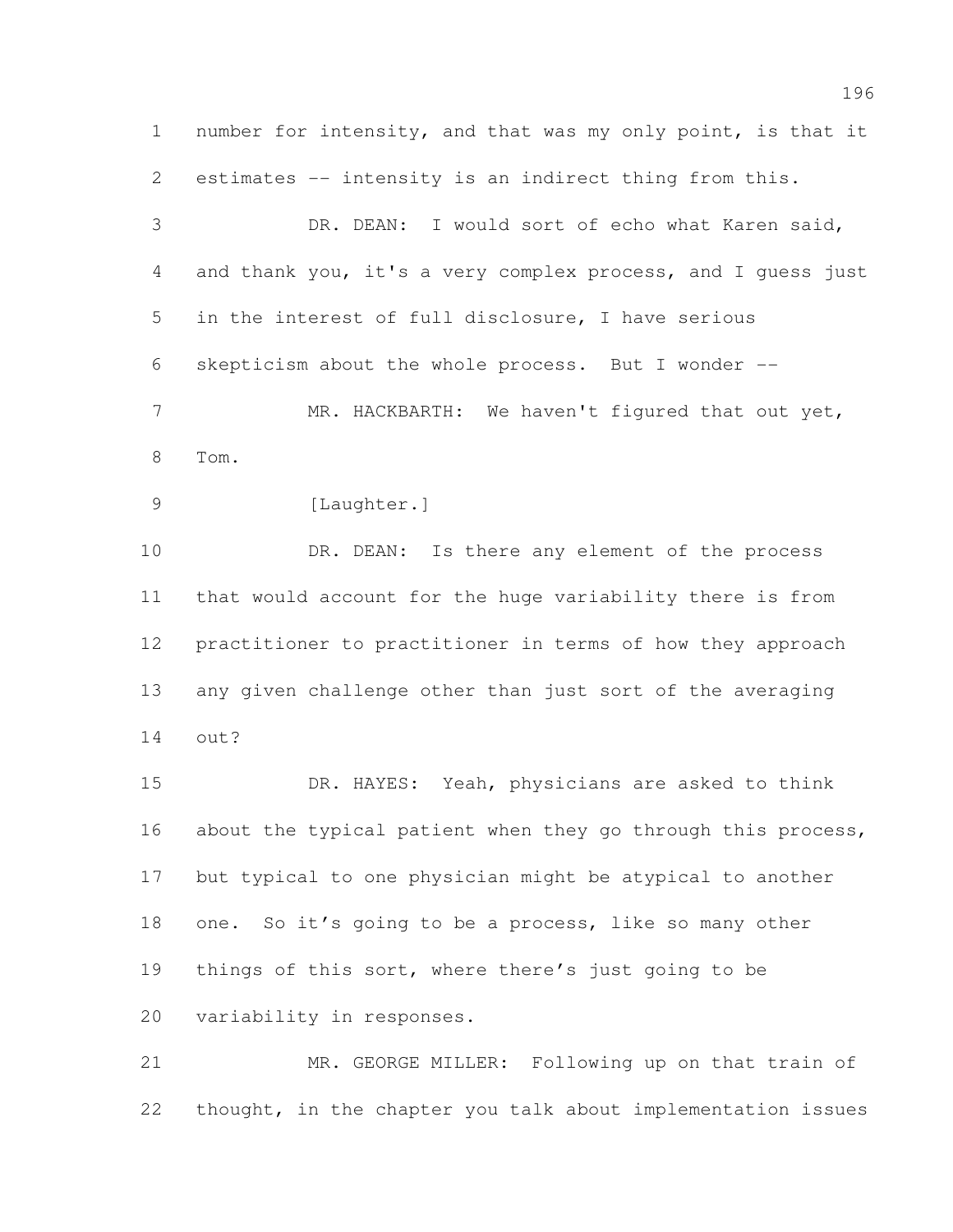number for intensity, and that was my only point, is that it estimates -- intensity is an indirect thing from this.

DR. DEAN: I would sort of echo what Karen said, and thank you, it's a very complex process, and I guess just in the interest of full disclosure, I have serious skepticism about the whole process. But I wonder --

MR. HACKBARTH: We haven't figured that out yet, Tom.

[Laughter.]

DR. DEAN: Is there any element of the process that would account for the huge variability there is from practitioner to practitioner in terms of how they approach any given challenge other than just sort of the averaging out?

DR. HAYES: Yeah, physicians are asked to think about the typical patient when they go through this process, but typical to one physician might be atypical to another one. So it's going to be a process, like so many other things of this sort, where there's just going to be variability in responses.

MR. GEORGE MILLER: Following up on that train of thought, in the chapter you talk about implementation issues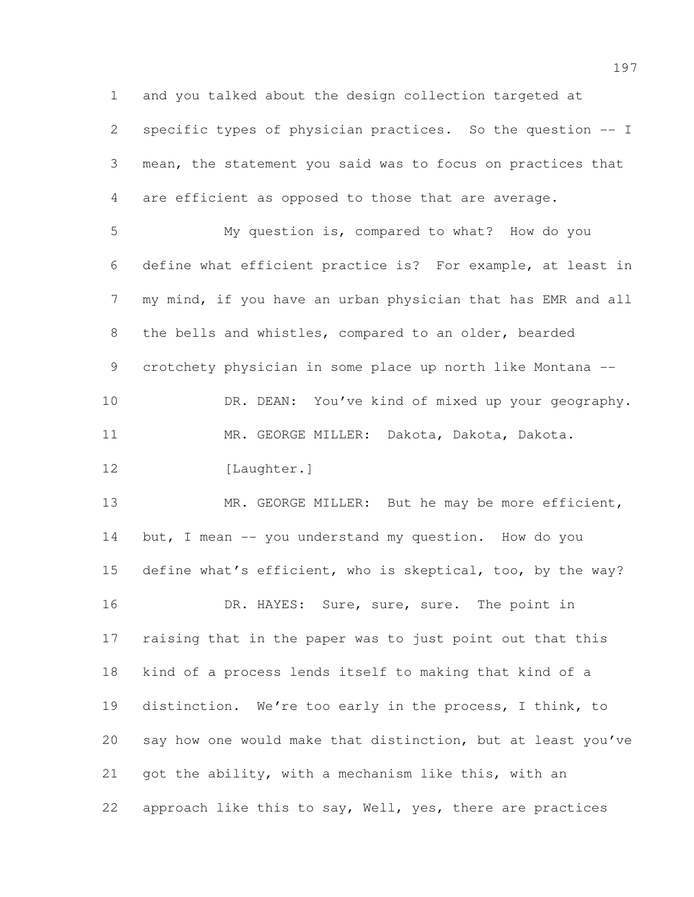and you talked about the design collection targeted at specific types of physician practices. So the question -- I mean, the statement you said was to focus on practices that are efficient as opposed to those that are average.

My question is, compared to what? How do you define what efficient practice is? For example, at least in my mind, if you have an urban physician that has EMR and all the bells and whistles, compared to an older, bearded crotchety physician in some place up north like Montana --

DR. DEAN: You've kind of mixed up your geography.

MR. GEORGE MILLER: Dakota, Dakota, Dakota.

[Laughter.]

MR. GEORGE MILLER: But he may be more efficient, but, I mean -- you understand my question. How do you define what's efficient, who is skeptical, too, by the way?

DR. HAYES: Sure, sure, sure. The point in raising that in the paper was to just point out that this kind of a process lends itself to making that kind of a distinction. We're too early in the process, I think, to say how one would make that distinction, but at least you've got the ability, with a mechanism like this, with an approach like this to say, Well, yes, there are practices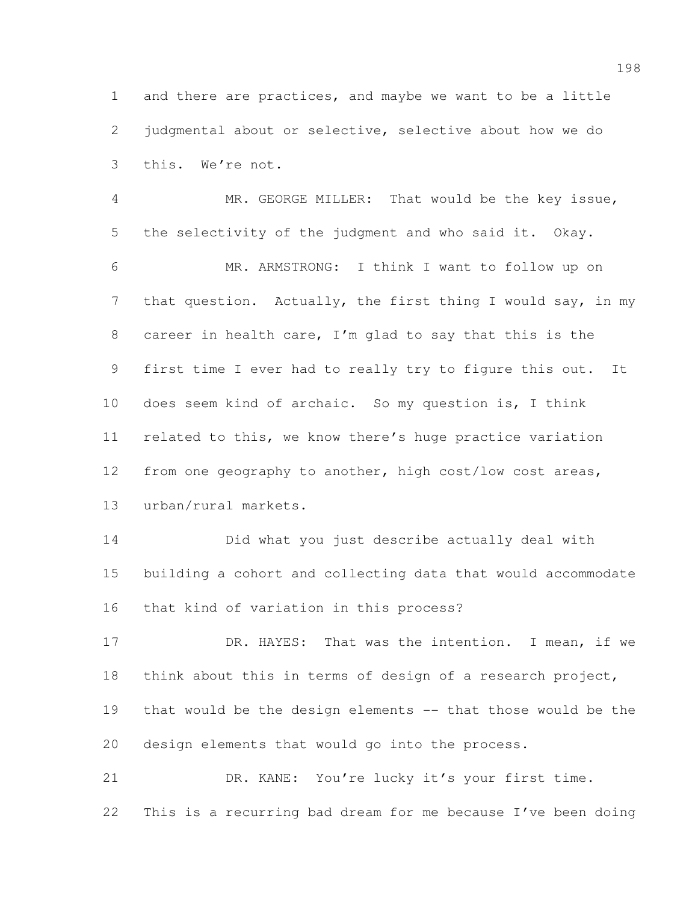and there are practices, and maybe we want to be a little judgmental about or selective, selective about how we do this. We're not.

MR. GEORGE MILLER: That would be the key issue, the selectivity of the judgment and who said it. Okay.

MR. ARMSTRONG: I think I want to follow up on that question. Actually, the first thing I would say, in my career in health care, I'm glad to say that this is the first time I ever had to really try to figure this out. It does seem kind of archaic. So my question is, I think related to this, we know there's huge practice variation from one geography to another, high cost/low cost areas, urban/rural markets.

Did what you just describe actually deal with building a cohort and collecting data that would accommodate that kind of variation in this process?

DR. HAYES: That was the intention. I mean, if we think about this in terms of design of a research project, that would be the design elements -- that those would be the design elements that would go into the process.

DR. KANE: You're lucky it's your first time. This is a recurring bad dream for me because I've been doing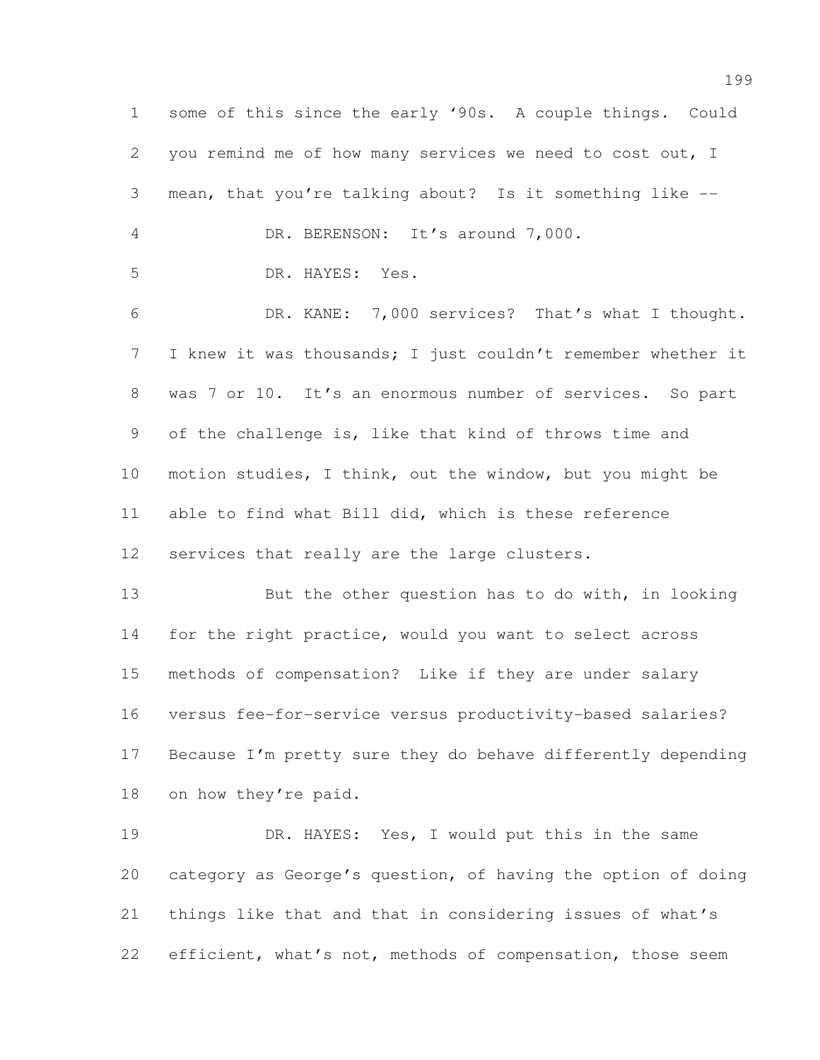some of this since the early '90s. A couple things. Could you remind me of how many services we need to cost out, I mean, that you're talking about? Is it something like --

DR. BERENSON: It's around 7,000.

DR. HAYES: Yes.

DR. KANE: 7,000 services? That's what I thought. I knew it was thousands; I just couldn't remember whether it was 7 or 10. It's an enormous number of services. So part of the challenge is, like that kind of throws time and motion studies, I think, out the window, but you might be able to find what Bill did, which is these reference services that really are the large clusters.

But the other question has to do with, in looking for the right practice, would you want to select across methods of compensation? Like if they are under salary versus fee-for-service versus productivity-based salaries? Because I'm pretty sure they do behave differently depending on how they're paid.

DR. HAYES: Yes, I would put this in the same category as George's question, of having the option of doing things like that and that in considering issues of what's efficient, what's not, methods of compensation, those seem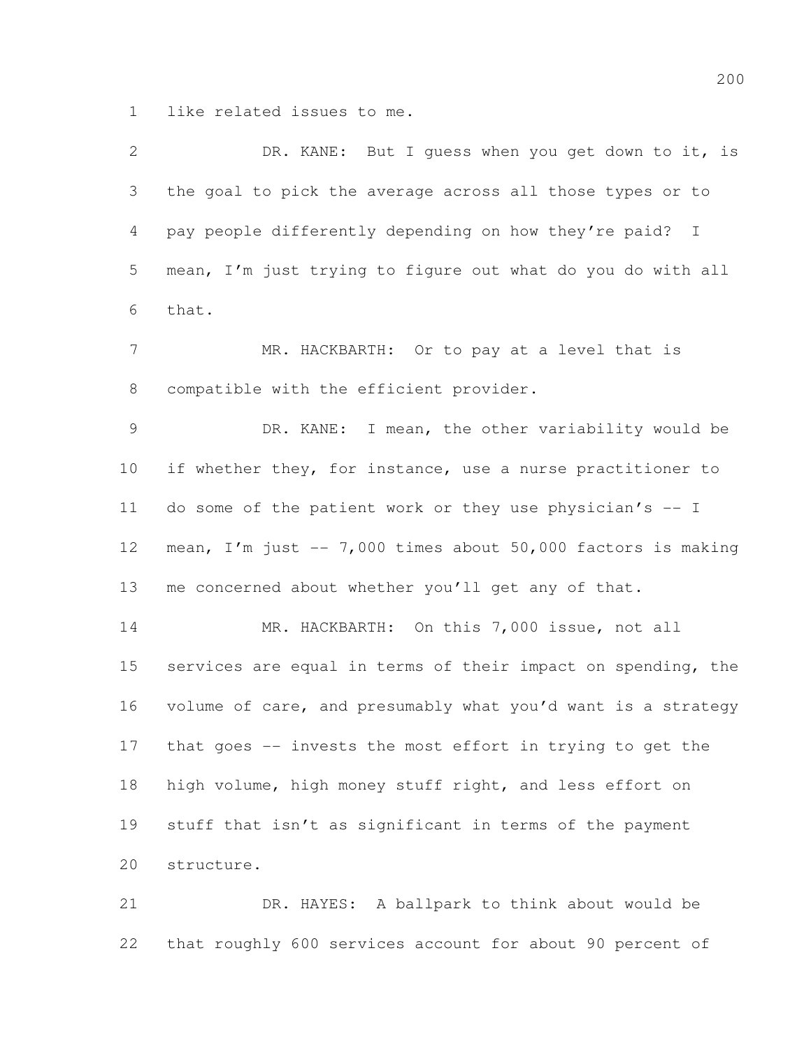like related issues to me.

DR. KANE: But I guess when you get down to it, is the goal to pick the average across all those types or to pay people differently depending on how they're paid? I mean, I'm just trying to figure out what do you do with all that.

MR. HACKBARTH: Or to pay at a level that is compatible with the efficient provider.

DR. KANE: I mean, the other variability would be if whether they, for instance, use a nurse practitioner to do some of the patient work or they use physician's -- I mean, I'm just -- 7,000 times about 50,000 factors is making me concerned about whether you'll get any of that.

MR. HACKBARTH: On this 7,000 issue, not all services are equal in terms of their impact on spending, the volume of care, and presumably what you'd want is a strategy that goes -- invests the most effort in trying to get the high volume, high money stuff right, and less effort on stuff that isn't as significant in terms of the payment structure.

DR. HAYES: A ballpark to think about would be that roughly 600 services account for about 90 percent of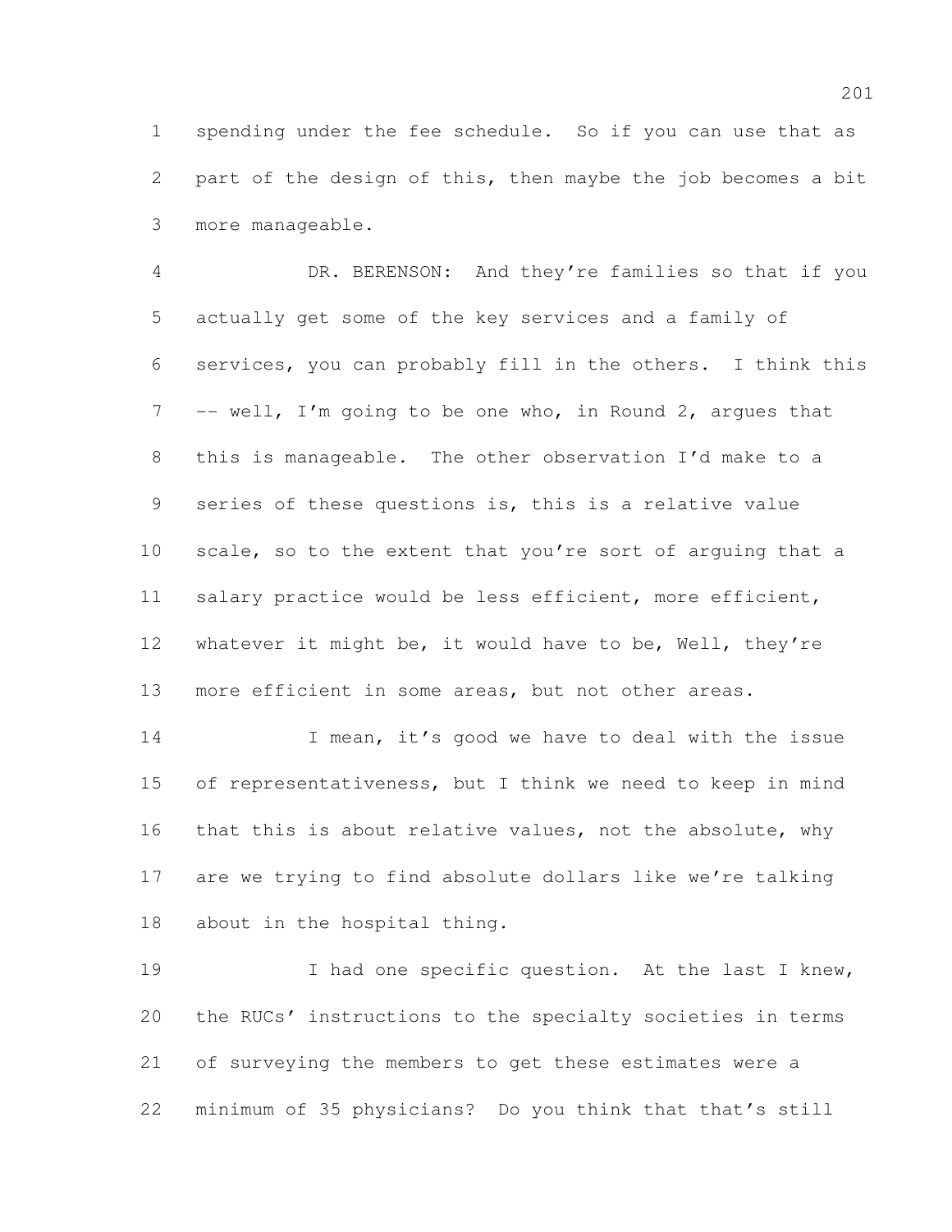spending under the fee schedule. So if you can use that as part of the design of this, then maybe the job becomes a bit more manageable.

DR. BERENSON: And they're families so that if you actually get some of the key services and a family of services, you can probably fill in the others. I think this -- well, I'm going to be one who, in Round 2, argues that this is manageable. The other observation I'd make to a series of these questions is, this is a relative value scale, so to the extent that you're sort of arguing that a salary practice would be less efficient, more efficient, whatever it might be, it would have to be, Well, they're more efficient in some areas, but not other areas.

I mean, it's good we have to deal with the issue of representativeness, but I think we need to keep in mind that this is about relative values, not the absolute, why are we trying to find absolute dollars like we're talking about in the hospital thing.

I had one specific question. At the last I knew, the RUCs' instructions to the specialty societies in terms of surveying the members to get these estimates were a minimum of 35 physicians? Do you think that that's still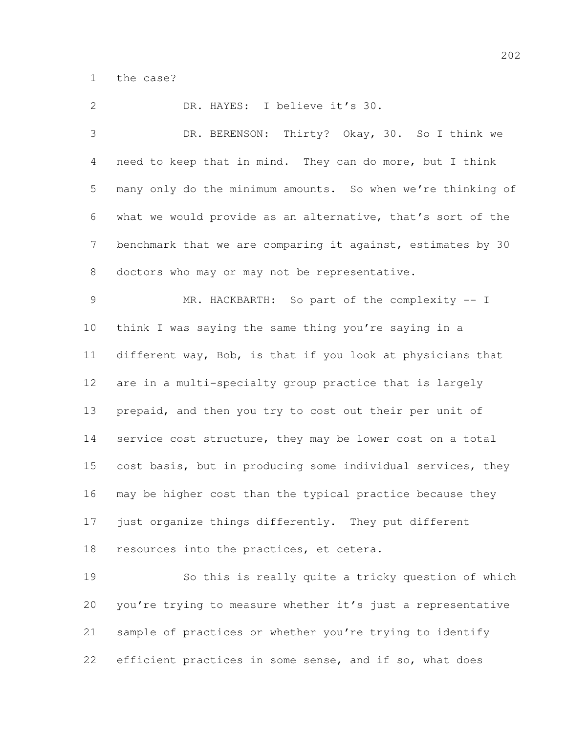the case?

DR. HAYES: I believe it's 30.

DR. BERENSON: Thirty? Okay, 30. So I think we need to keep that in mind. They can do more, but I think many only do the minimum amounts. So when we're thinking of what we would provide as an alternative, that's sort of the benchmark that we are comparing it against, estimates by 30 doctors who may or may not be representative.

MR. HACKBARTH: So part of the complexity -- I think I was saying the same thing you're saying in a different way, Bob, is that if you look at physicians that are in a multi-specialty group practice that is largely prepaid, and then you try to cost out their per unit of service cost structure, they may be lower cost on a total cost basis, but in producing some individual services, they may be higher cost than the typical practice because they just organize things differently. They put different resources into the practices, et cetera.

So this is really quite a tricky question of which you're trying to measure whether it's just a representative sample of practices or whether you're trying to identify efficient practices in some sense, and if so, what does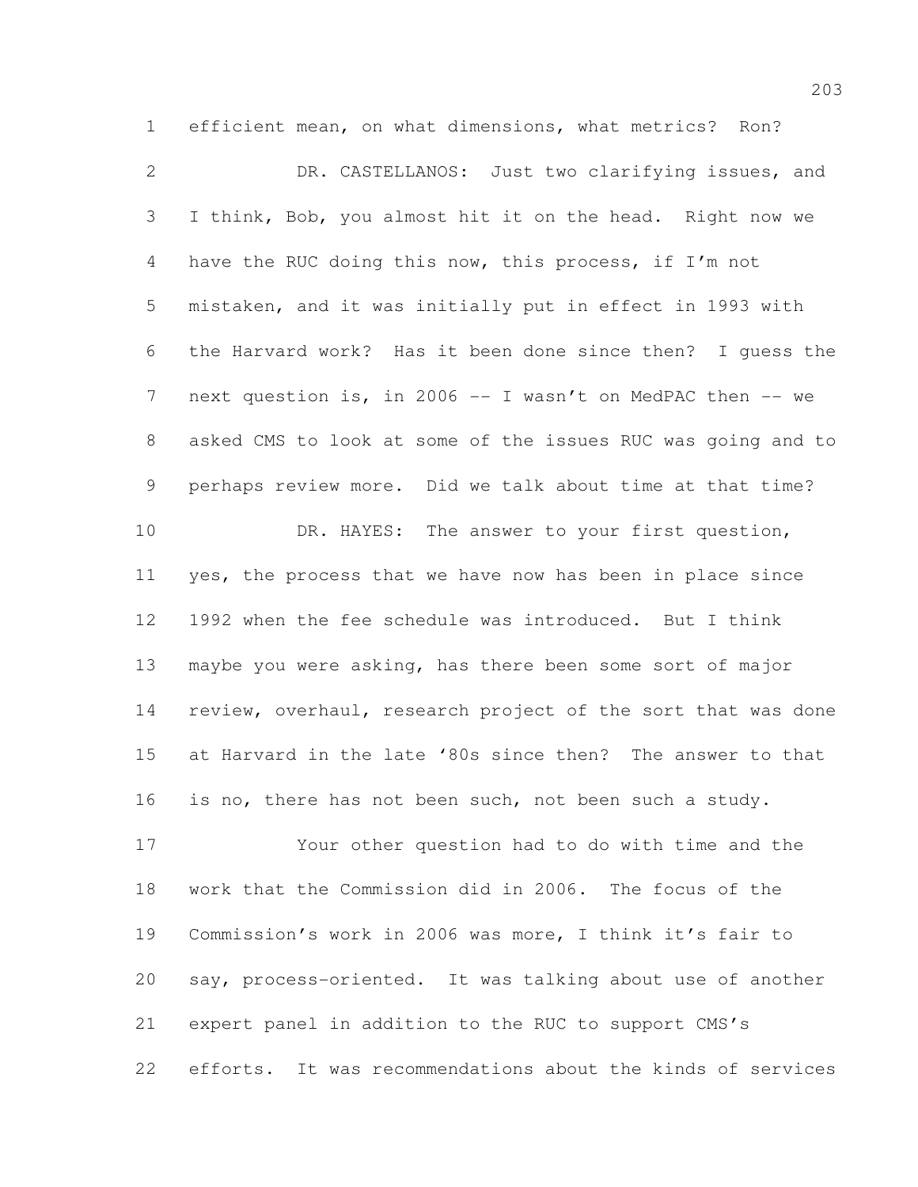efficient mean, on what dimensions, what metrics? Ron?

DR. CASTELLANOS: Just two clarifying issues, and I think, Bob, you almost hit it on the head. Right now we have the RUC doing this now, this process, if I'm not mistaken, and it was initially put in effect in 1993 with the Harvard work? Has it been done since then? I guess the next question is, in 2006 -- I wasn't on MedPAC then -- we asked CMS to look at some of the issues RUC was going and to perhaps review more. Did we talk about time at that time?

DR. HAYES: The answer to your first question, yes, the process that we have now has been in place since 1992 when the fee schedule was introduced. But I think maybe you were asking, has there been some sort of major review, overhaul, research project of the sort that was done at Harvard in the late '80s since then? The answer to that is no, there has not been such, not been such a study.

Your other question had to do with time and the work that the Commission did in 2006. The focus of the Commission's work in 2006 was more, I think it's fair to say, process-oriented. It was talking about use of another expert panel in addition to the RUC to support CMS's efforts. It was recommendations about the kinds of services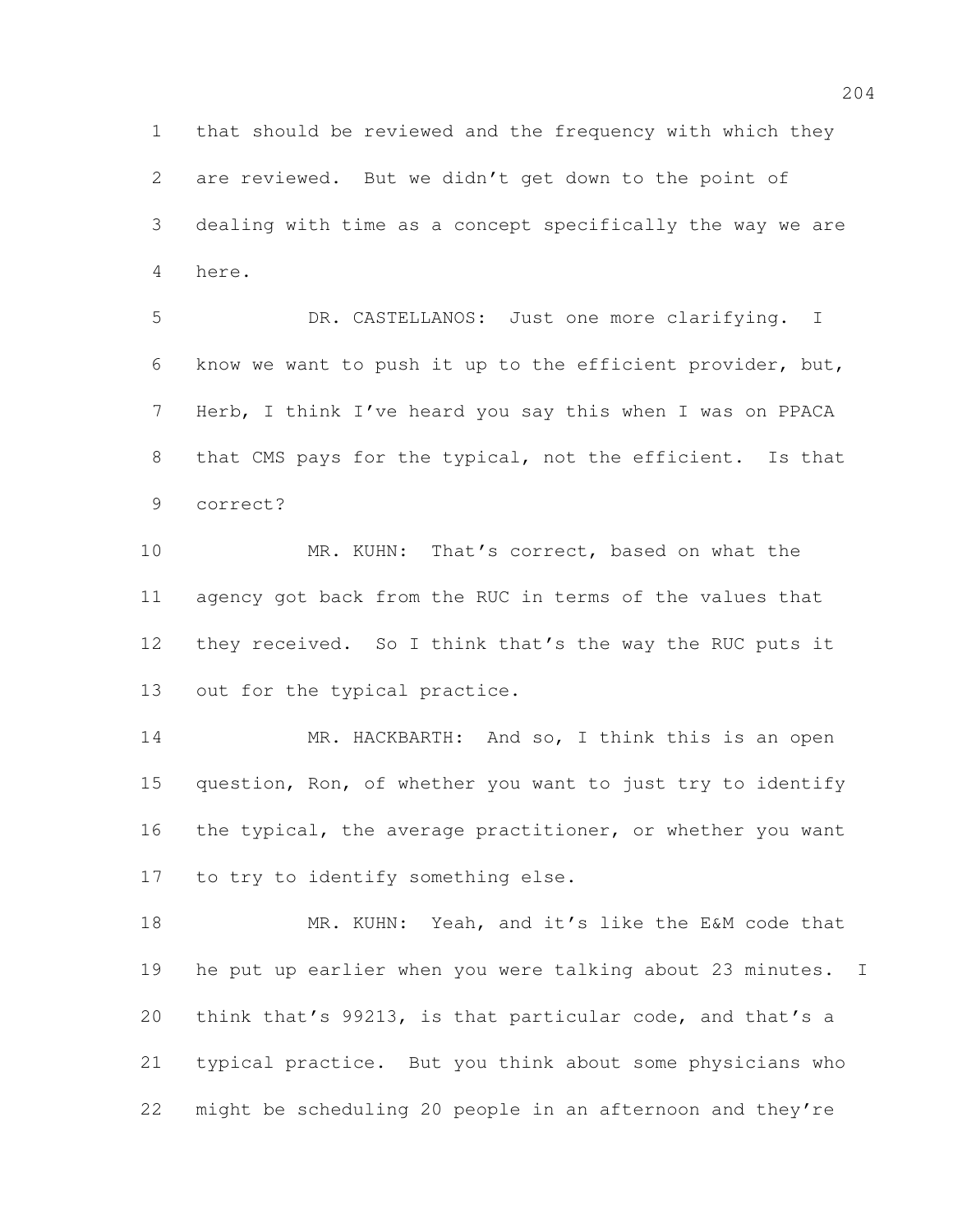that should be reviewed and the frequency with which they are reviewed. But we didn't get down to the point of dealing with time as a concept specifically the way we are here.

DR. CASTELLANOS: Just one more clarifying. I know we want to push it up to the efficient provider, but, Herb, I think I've heard you say this when I was on PPACA that CMS pays for the typical, not the efficient. Is that correct?

MR. KUHN: That's correct, based on what the agency got back from the RUC in terms of the values that they received. So I think that's the way the RUC puts it out for the typical practice.

MR. HACKBARTH: And so, I think this is an open question, Ron, of whether you want to just try to identify the typical, the average practitioner, or whether you want to try to identify something else.

MR. KUHN: Yeah, and it's like the E&M code that he put up earlier when you were talking about 23 minutes. I think that's 99213, is that particular code, and that's a typical practice. But you think about some physicians who might be scheduling 20 people in an afternoon and they're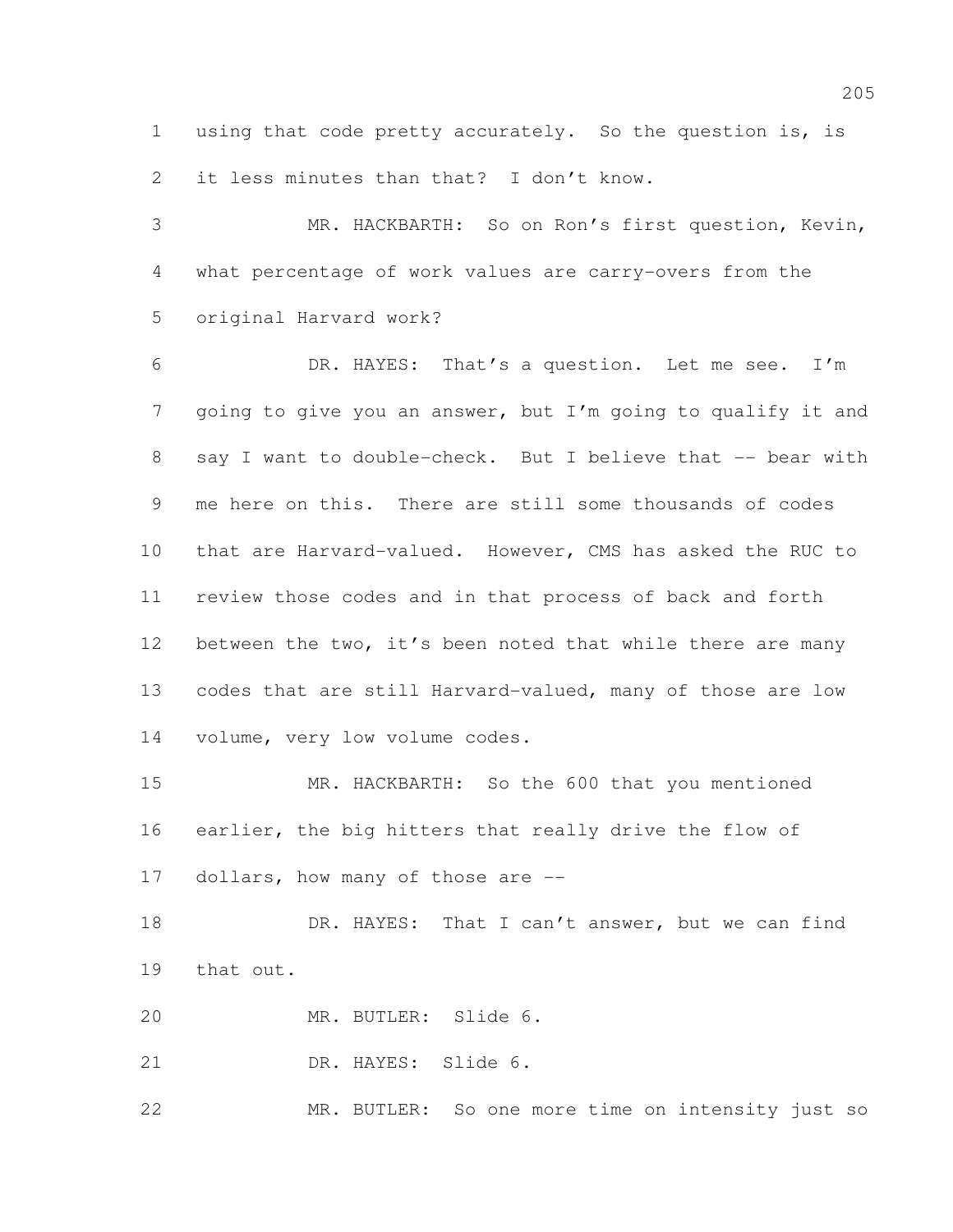using that code pretty accurately. So the question is, is it less minutes than that? I don't know.

MR. HACKBARTH: So on Ron's first question, Kevin, what percentage of work values are carry-overs from the original Harvard work?

DR. HAYES: That's a question. Let me see. I'm going to give you an answer, but I'm going to qualify it and say I want to double-check. But I believe that -- bear with me here on this. There are still some thousands of codes that are Harvard-valued. However, CMS has asked the RUC to review those codes and in that process of back and forth between the two, it's been noted that while there are many codes that are still Harvard-valued, many of those are low volume, very low volume codes.

MR. HACKBARTH: So the 600 that you mentioned earlier, the big hitters that really drive the flow of dollars, how many of those are --

DR. HAYES: That I can't answer, but we can find that out.

MR. BUTLER: Slide 6.

DR. HAYES: Slide 6.

MR. BUTLER: So one more time on intensity just so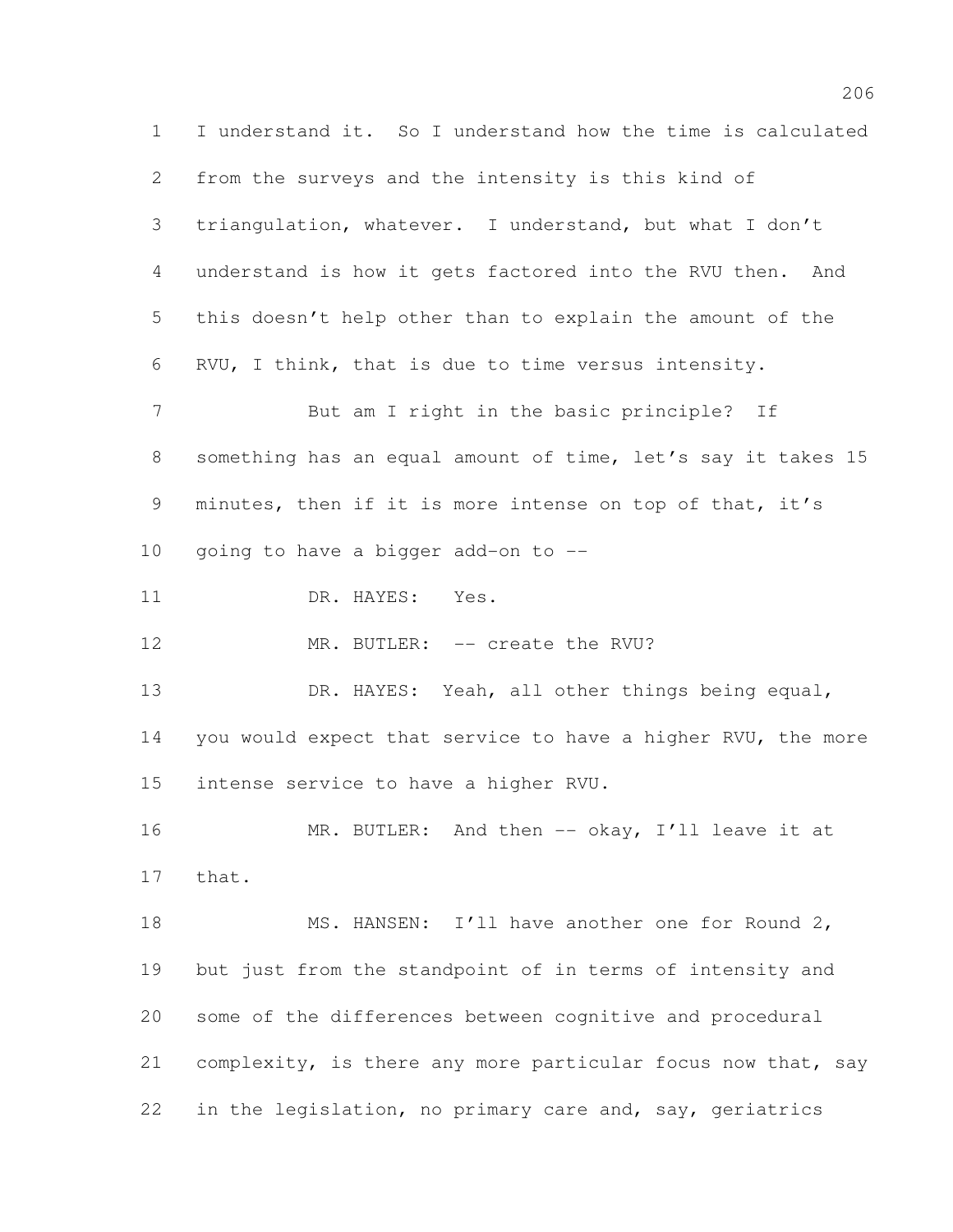I understand it. So I understand how the time is calculated from the surveys and the intensity is this kind of triangulation, whatever. I understand, but what I don't understand is how it gets factored into the RVU then. And this doesn't help other than to explain the amount of the RVU, I think, that is due to time versus intensity.

But am I right in the basic principle? If something has an equal amount of time, let's say it takes 15 minutes, then if it is more intense on top of that, it's going to have a bigger add-on to --

DR. HAYES: Yes.

MR. BUTLER: -- create the RVU?

DR. HAYES: Yeah, all other things being equal, you would expect that service to have a higher RVU, the more intense service to have a higher RVU.

MR. BUTLER: And then -- okay, I'll leave it at that.

MS. HANSEN: I'll have another one for Round 2, but just from the standpoint of in terms of intensity and some of the differences between cognitive and procedural complexity, is there any more particular focus now that, say in the legislation, no primary care and, say, geriatrics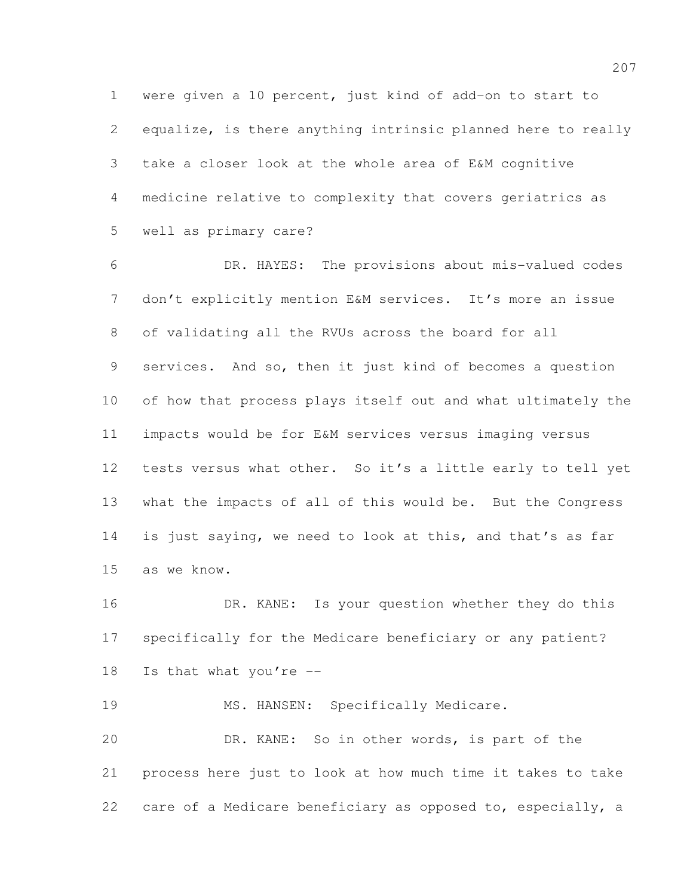were given a 10 percent, just kind of add-on to start to equalize, is there anything intrinsic planned here to really take a closer look at the whole area of E&M cognitive medicine relative to complexity that covers geriatrics as well as primary care?

DR. HAYES: The provisions about mis-valued codes don't explicitly mention E&M services. It's more an issue of validating all the RVUs across the board for all services. And so, then it just kind of becomes a question of how that process plays itself out and what ultimately the impacts would be for E&M services versus imaging versus tests versus what other. So it's a little early to tell yet what the impacts of all of this would be. But the Congress is just saying, we need to look at this, and that's as far as we know.

DR. KANE: Is your question whether they do this specifically for the Medicare beneficiary or any patient? Is that what you're --

MS. HANSEN: Specifically Medicare.

DR. KANE: So in other words, is part of the process here just to look at how much time it takes to take care of a Medicare beneficiary as opposed to, especially, a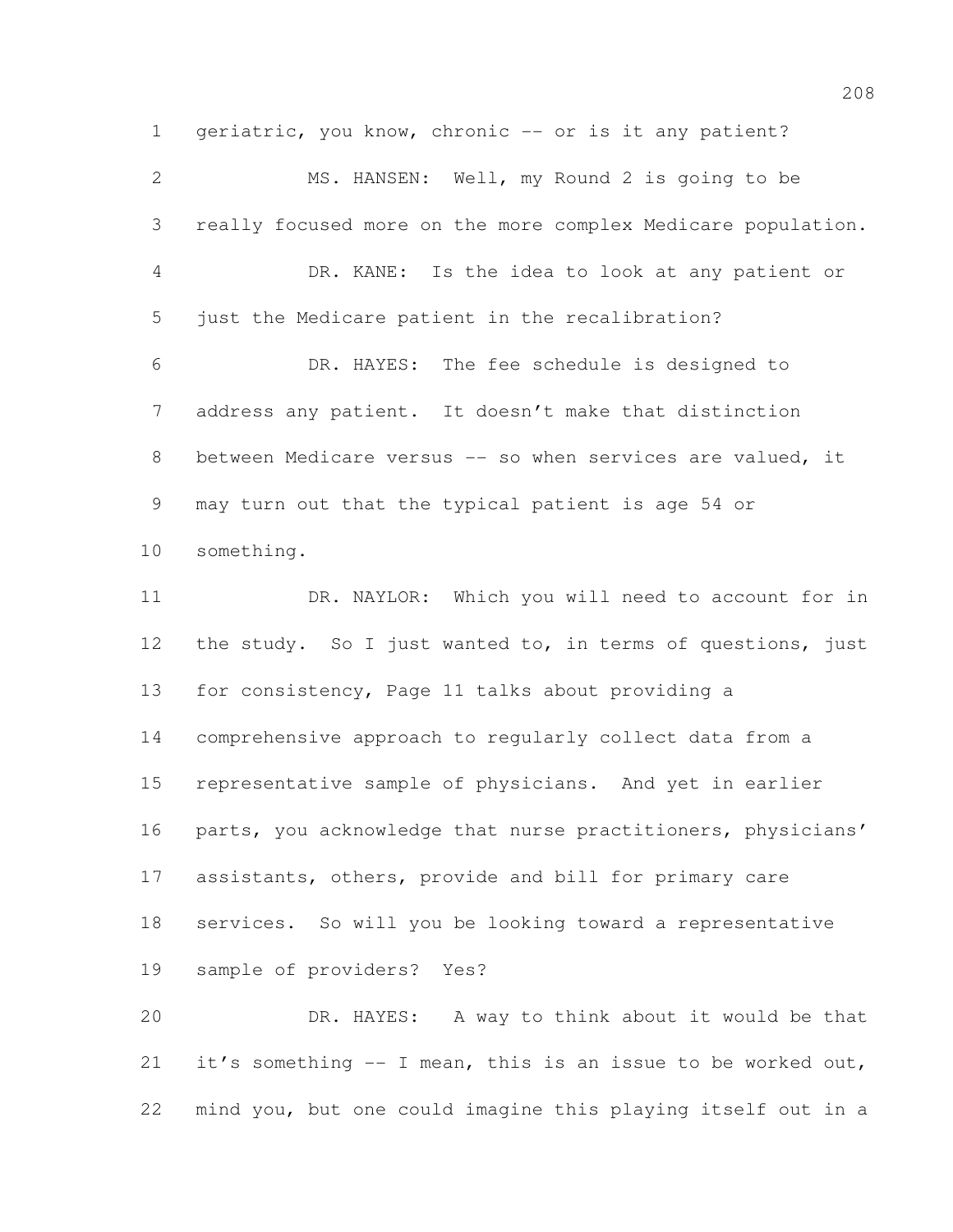geriatric, you know, chronic -- or is it any patient?

MS. HANSEN: Well, my Round 2 is going to be really focused more on the more complex Medicare population.

DR. KANE: Is the idea to look at any patient or just the Medicare patient in the recalibration?

DR. HAYES: The fee schedule is designed to address any patient. It doesn't make that distinction between Medicare versus -- so when services are valued, it may turn out that the typical patient is age 54 or something.

DR. NAYLOR: Which you will need to account for in the study. So I just wanted to, in terms of questions, just for consistency, Page 11 talks about providing a comprehensive approach to regularly collect data from a representative sample of physicians. And yet in earlier parts, you acknowledge that nurse practitioners, physicians' assistants, others, provide and bill for primary care services. So will you be looking toward a representative sample of providers? Yes?

DR. HAYES: A way to think about it would be that it's something -- I mean, this is an issue to be worked out, mind you, but one could imagine this playing itself out in a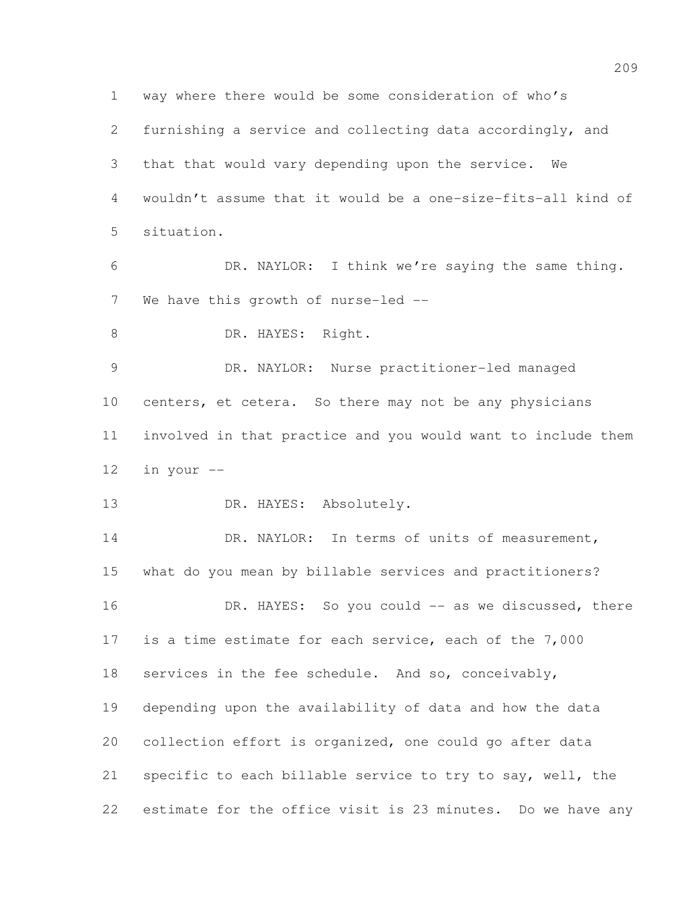way where there would be some consideration of who's furnishing a service and collecting data accordingly, and that that would vary depending upon the service. We wouldn't assume that it would be a one-size-fits-all kind of situation.

DR. NAYLOR: I think we're saying the same thing. We have this growth of nurse-led --

DR. HAYES: Right.

DR. NAYLOR: Nurse practitioner-led managed centers, et cetera. So there may not be any physicians involved in that practice and you would want to include them in your --

DR. HAYES: Absolutely.

DR. NAYLOR: In terms of units of measurement, what do you mean by billable services and practitioners?

DR. HAYES: So you could -- as we discussed, there is a time estimate for each service, each of the 7,000 services in the fee schedule. And so, conceivably, depending upon the availability of data and how the data collection effort is organized, one could go after data specific to each billable service to try to say, well, the estimate for the office visit is 23 minutes. Do we have any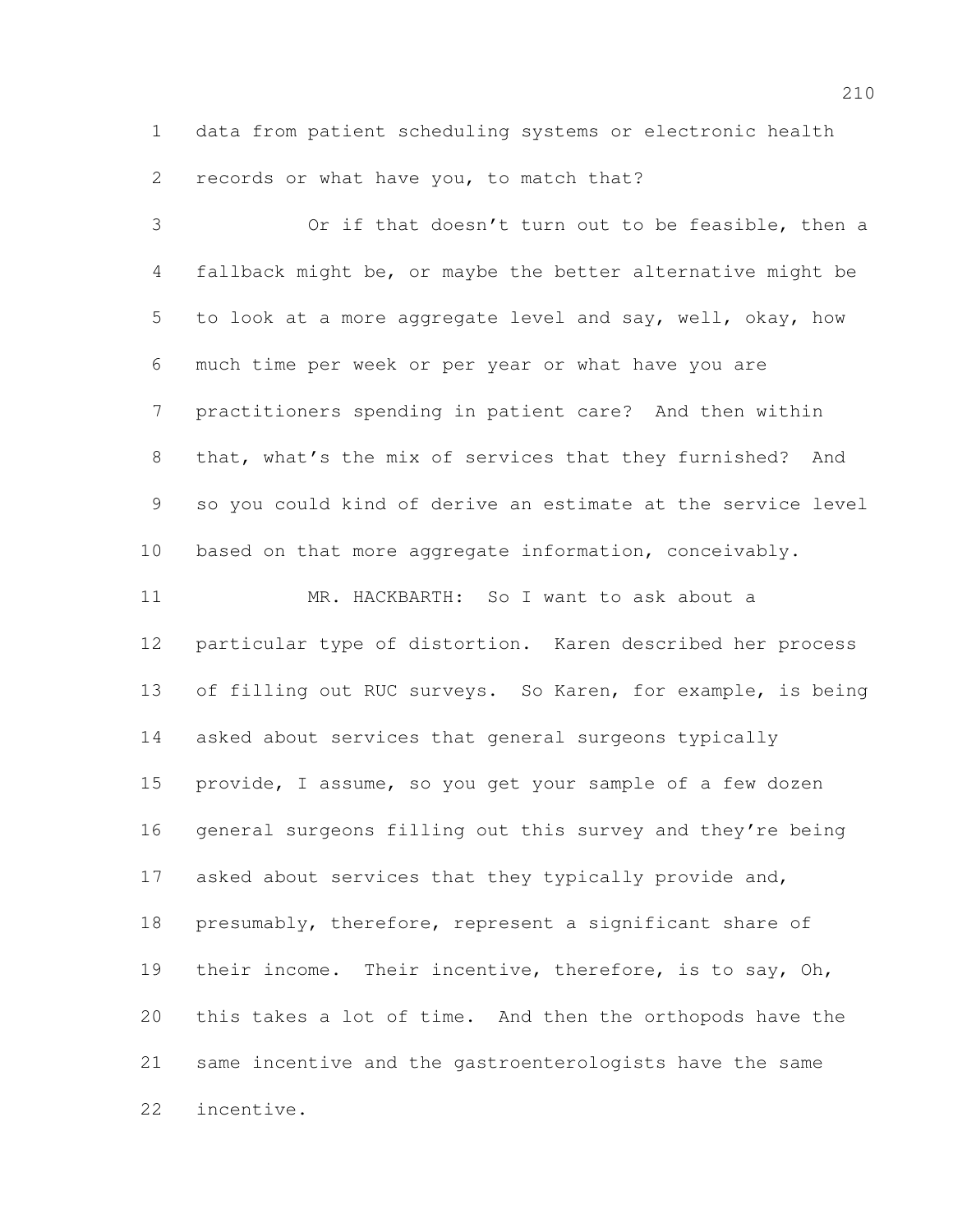data from patient scheduling systems or electronic health records or what have you, to match that?

Or if that doesn't turn out to be feasible, then a fallback might be, or maybe the better alternative might be to look at a more aggregate level and say, well, okay, how much time per week or per year or what have you are practitioners spending in patient care? And then within that, what's the mix of services that they furnished? And so you could kind of derive an estimate at the service level based on that more aggregate information, conceivably.

MR. HACKBARTH: So I want to ask about a particular type of distortion. Karen described her process of filling out RUC surveys. So Karen, for example, is being asked about services that general surgeons typically provide, I assume, so you get your sample of a few dozen general surgeons filling out this survey and they're being asked about services that they typically provide and, presumably, therefore, represent a significant share of their income. Their incentive, therefore, is to say, Oh, this takes a lot of time. And then the orthopods have the same incentive and the gastroenterologists have the same incentive.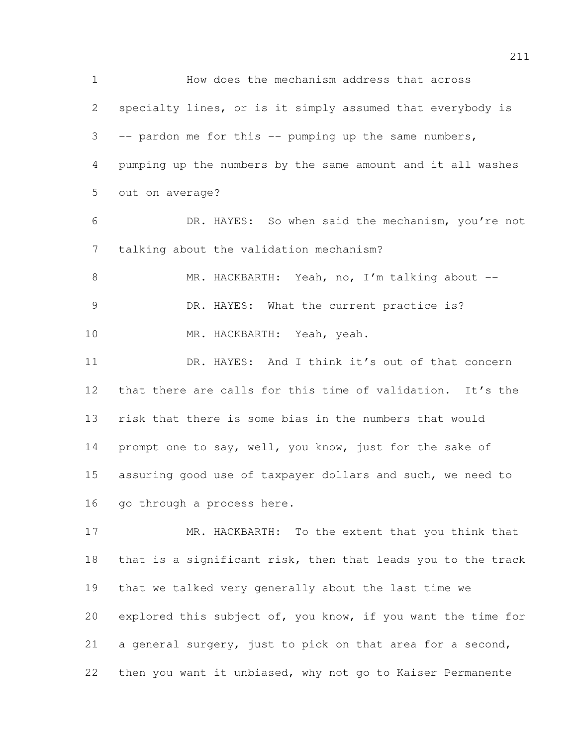How does the mechanism address that across specialty lines, or is it simply assumed that everybody is -- pardon me for this -- pumping up the same numbers, pumping up the numbers by the same amount and it all washes out on average?

DR. HAYES: So when said the mechanism, you're not talking about the validation mechanism?

MR. HACKBARTH: Yeah, no, I'm talking about --

DR. HAYES: What the current practice is?

MR. HACKBARTH: Yeah, yeah.

DR. HAYES: And I think it's out of that concern that there are calls for this time of validation. It's the risk that there is some bias in the numbers that would prompt one to say, well, you know, just for the sake of assuring good use of taxpayer dollars and such, we need to go through a process here.

MR. HACKBARTH: To the extent that you think that that is a significant risk, then that leads you to the track that we talked very generally about the last time we explored this subject of, you know, if you want the time for a general surgery, just to pick on that area for a second, then you want it unbiased, why not go to Kaiser Permanente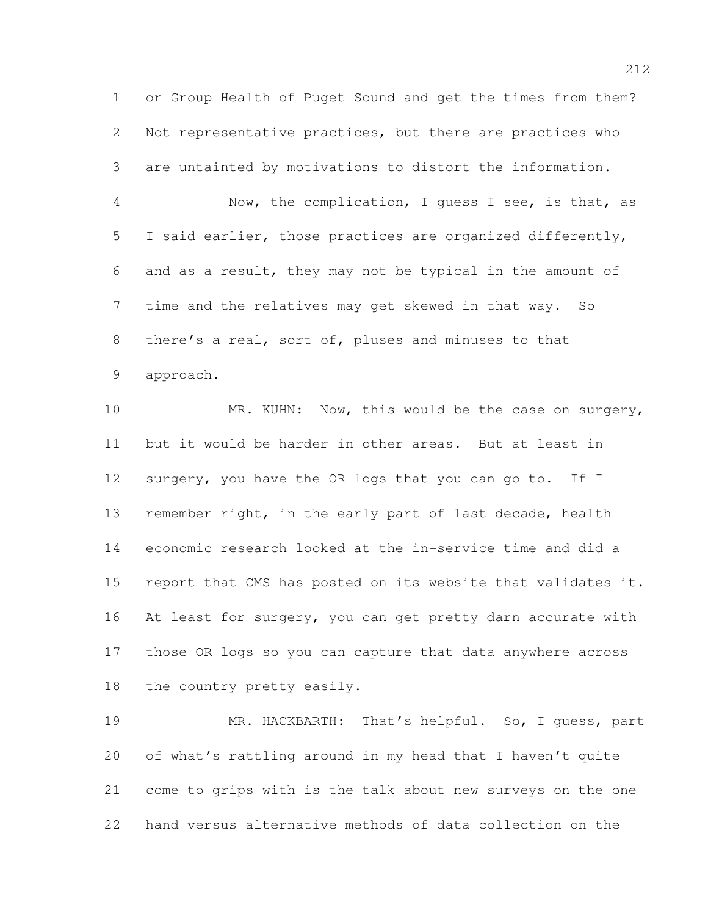or Group Health of Puget Sound and get the times from them? Not representative practices, but there are practices who are untainted by motivations to distort the information.

Now, the complication, I guess I see, is that, as I said earlier, those practices are organized differently, and as a result, they may not be typical in the amount of time and the relatives may get skewed in that way. So there's a real, sort of, pluses and minuses to that approach.

MR. KUHN: Now, this would be the case on surgery, but it would be harder in other areas. But at least in surgery, you have the OR logs that you can go to. If I remember right, in the early part of last decade, health economic research looked at the in-service time and did a report that CMS has posted on its website that validates it. At least for surgery, you can get pretty darn accurate with those OR logs so you can capture that data anywhere across the country pretty easily.

MR. HACKBARTH: That's helpful. So, I guess, part of what's rattling around in my head that I haven't quite come to grips with is the talk about new surveys on the one hand versus alternative methods of data collection on the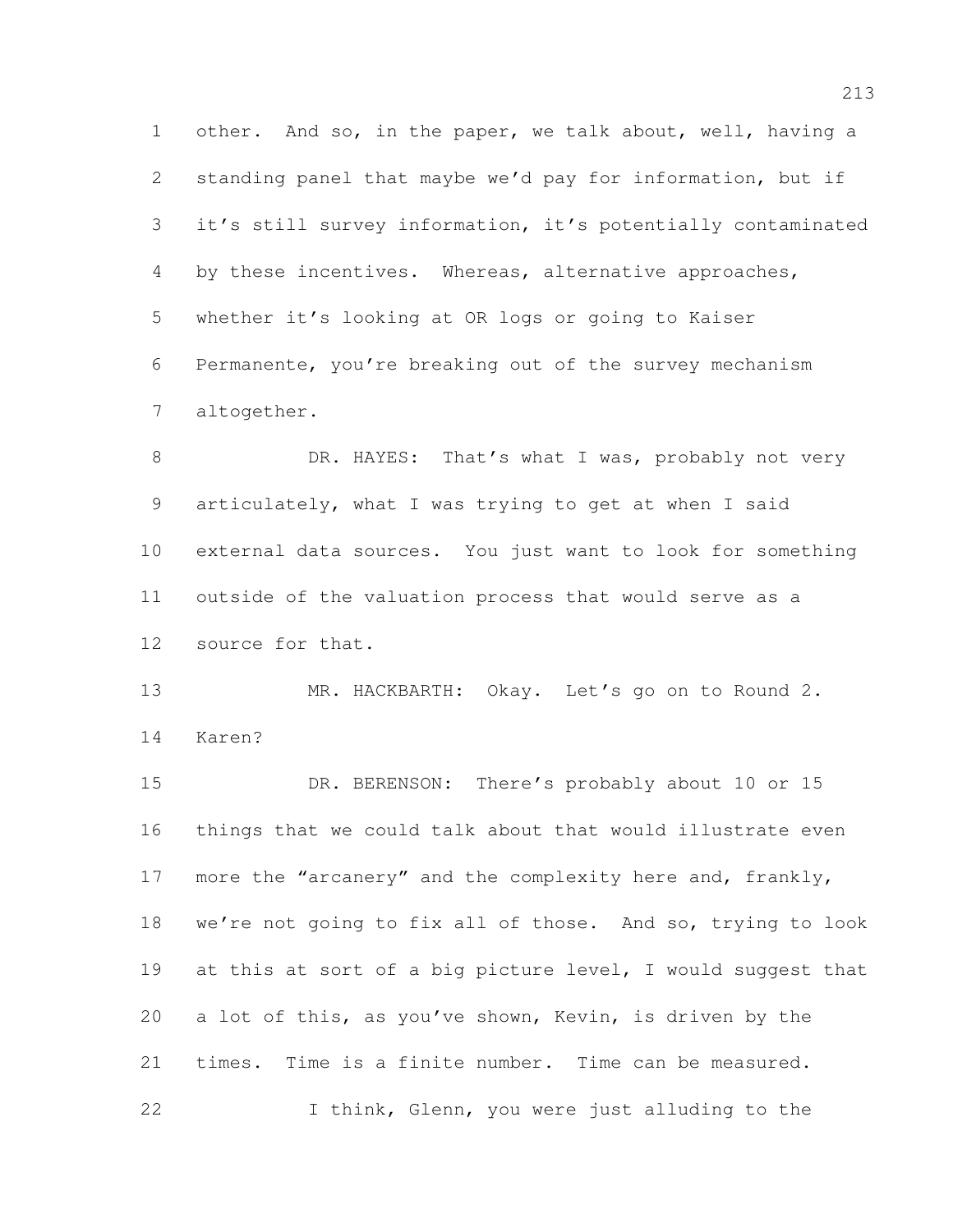other. And so, in the paper, we talk about, well, having a standing panel that maybe we'd pay for information, but if it's still survey information, it's potentially contaminated by these incentives. Whereas, alternative approaches, whether it's looking at OR logs or going to Kaiser Permanente, you're breaking out of the survey mechanism altogether.

DR. HAYES: That's what I was, probably not very articulately, what I was trying to get at when I said external data sources. You just want to look for something outside of the valuation process that would serve as a source for that.

MR. HACKBARTH: Okay. Let's go on to Round 2. Karen?

DR. BERENSON: There's probably about 10 or 15 things that we could talk about that would illustrate even more the "arcanery" and the complexity here and, frankly, we're not going to fix all of those. And so, trying to look at this at sort of a big picture level, I would suggest that a lot of this, as you've shown, Kevin, is driven by the times. Time is a finite number. Time can be measured.

I think, Glenn, you were just alluding to the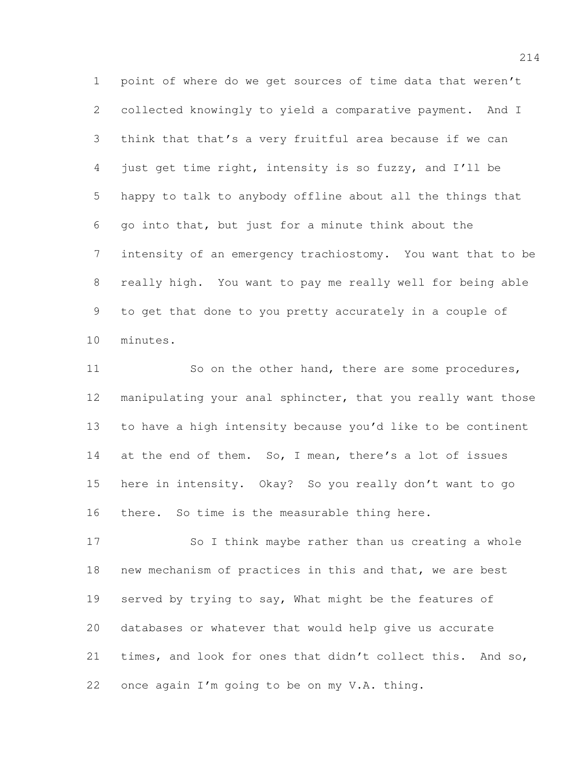point of where do we get sources of time data that weren't collected knowingly to yield a comparative payment. And I think that that's a very fruitful area because if we can just get time right, intensity is so fuzzy, and I'll be happy to talk to anybody offline about all the things that go into that, but just for a minute think about the intensity of an emergency trachiostomy. You want that to be really high. You want to pay me really well for being able to get that done to you pretty accurately in a couple of minutes.

So on the other hand, there are some procedures, manipulating your anal sphincter, that you really want those to have a high intensity because you'd like to be continent at the end of them. So, I mean, there's a lot of issues here in intensity. Okay? So you really don't want to go there. So time is the measurable thing here.

So I think maybe rather than us creating a whole new mechanism of practices in this and that, we are best served by trying to say, What might be the features of databases or whatever that would help give us accurate times, and look for ones that didn't collect this. And so, once again I'm going to be on my V.A. thing.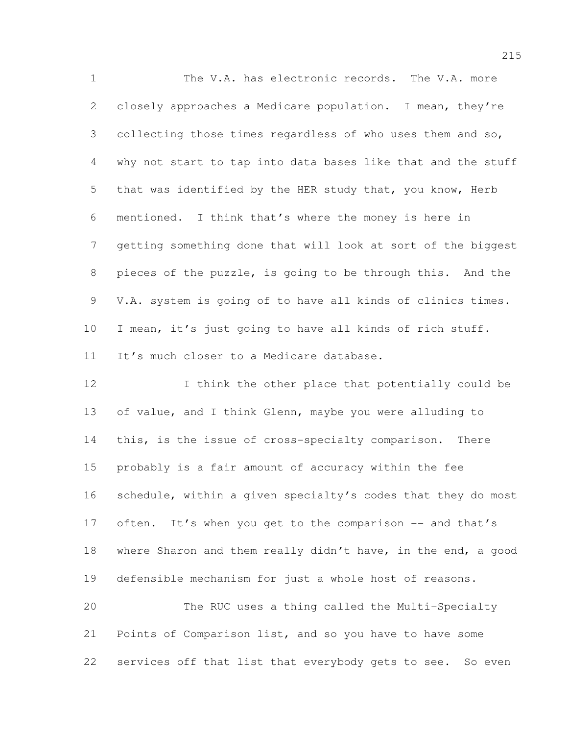The V.A. has electronic records. The V.A. more closely approaches a Medicare population. I mean, they're collecting those times regardless of who uses them and so, why not start to tap into data bases like that and the stuff that was identified by the HER study that, you know, Herb mentioned. I think that's where the money is here in getting something done that will look at sort of the biggest pieces of the puzzle, is going to be through this. And the V.A. system is going of to have all kinds of clinics times. I mean, it's just going to have all kinds of rich stuff. It's much closer to a Medicare database.

I think the other place that potentially could be of value, and I think Glenn, maybe you were alluding to this, is the issue of cross-specialty comparison. There probably is a fair amount of accuracy within the fee schedule, within a given specialty's codes that they do most often. It's when you get to the comparison -- and that's where Sharon and them really didn't have, in the end, a good defensible mechanism for just a whole host of reasons.

The RUC uses a thing called the Multi-Specialty Points of Comparison list, and so you have to have some services off that list that everybody gets to see. So even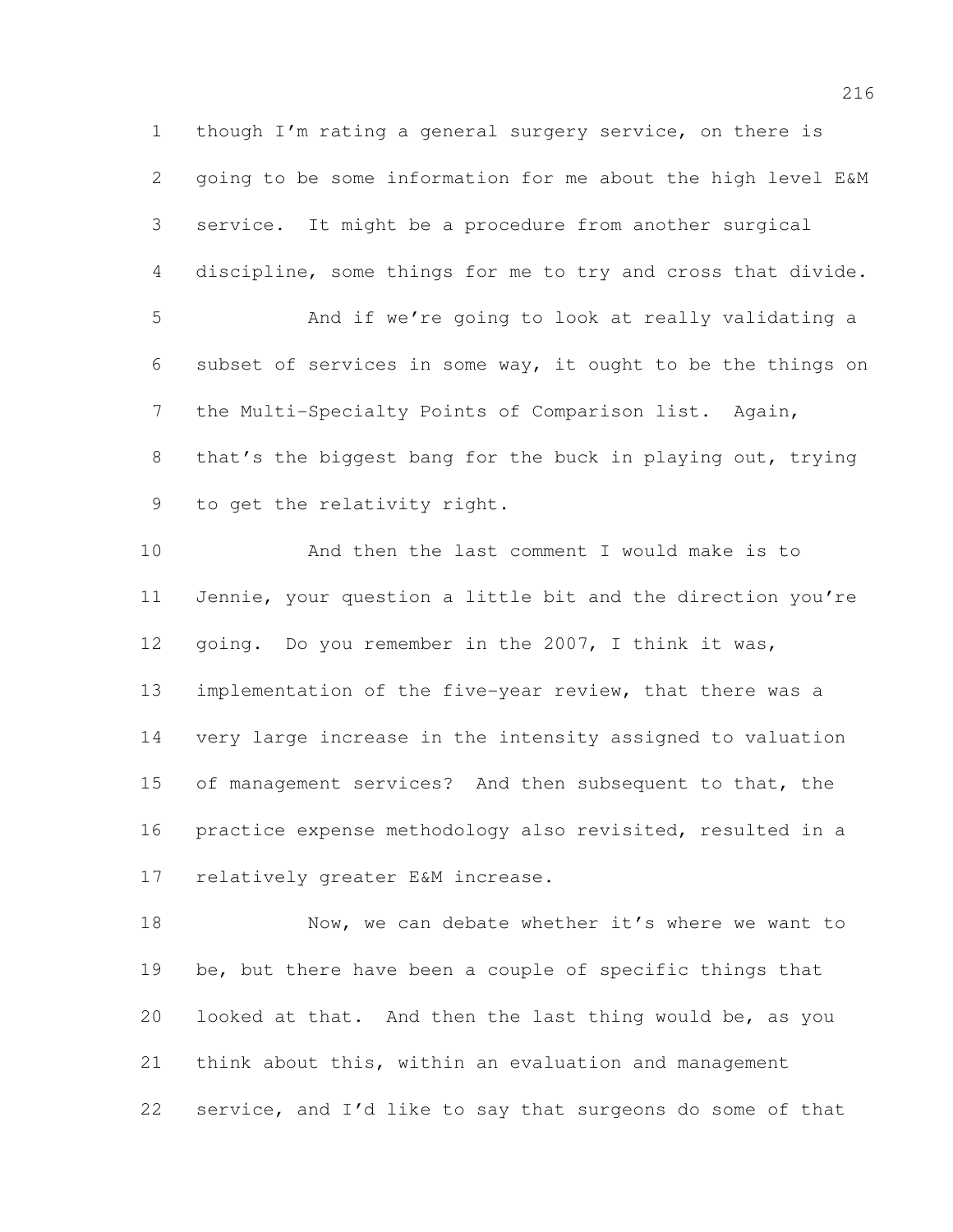though I'm rating a general surgery service, on there is going to be some information for me about the high level E&M service. It might be a procedure from another surgical discipline, some things for me to try and cross that divide.

And if we're going to look at really validating a subset of services in some way, it ought to be the things on the Multi-Specialty Points of Comparison list. Again, that's the biggest bang for the buck in playing out, trying to get the relativity right.

And then the last comment I would make is to Jennie, your question a little bit and the direction you're going. Do you remember in the 2007, I think it was, implementation of the five-year review, that there was a very large increase in the intensity assigned to valuation of management services? And then subsequent to that, the practice expense methodology also revisited, resulted in a relatively greater E&M increase.

Now, we can debate whether it's where we want to be, but there have been a couple of specific things that looked at that. And then the last thing would be, as you think about this, within an evaluation and management service, and I'd like to say that surgeons do some of that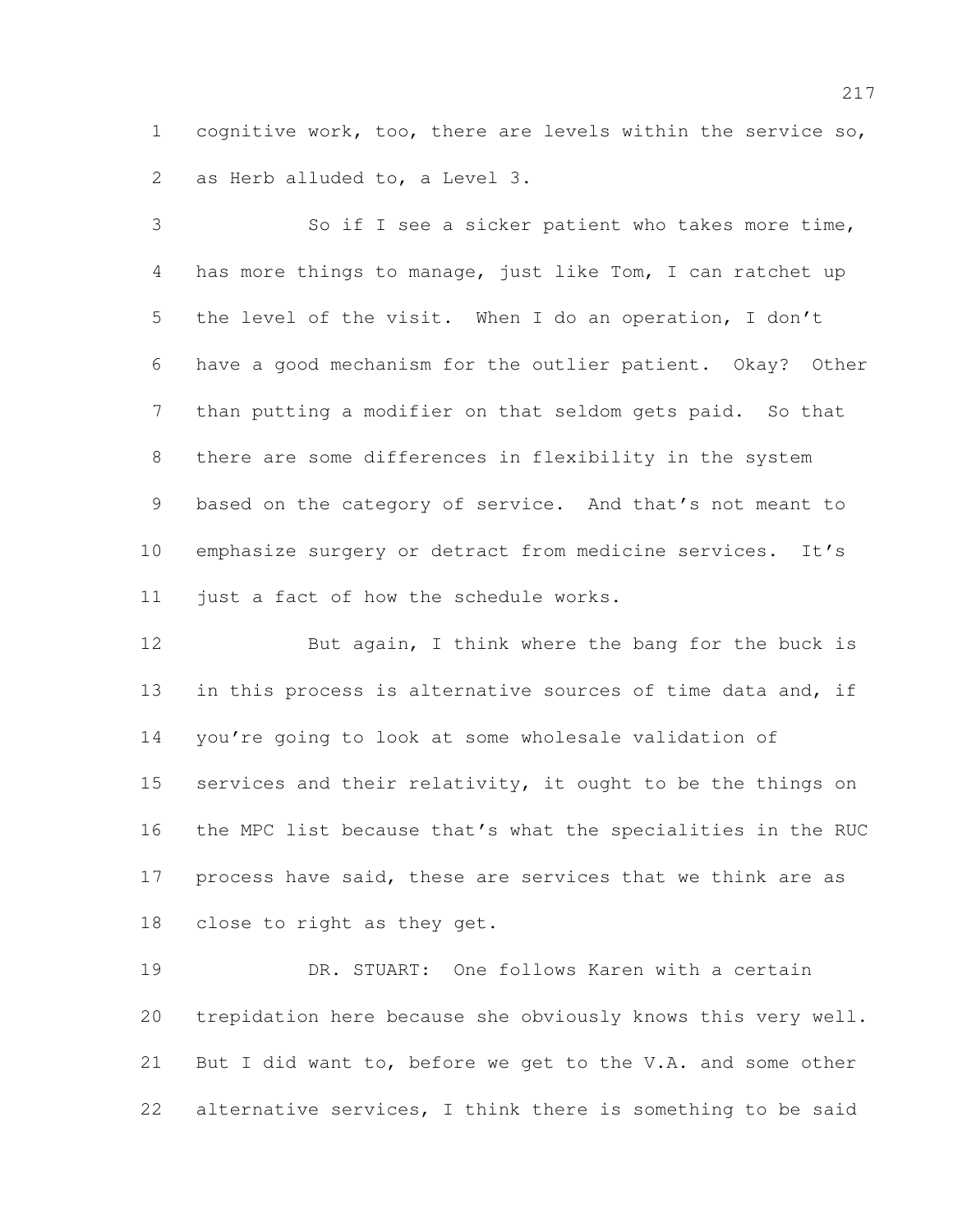cognitive work, too, there are levels within the service so, as Herb alluded to, a Level 3.

So if I see a sicker patient who takes more time, has more things to manage, just like Tom, I can ratchet up the level of the visit. When I do an operation, I don't have a good mechanism for the outlier patient. Okay? Other than putting a modifier on that seldom gets paid. So that there are some differences in flexibility in the system based on the category of service. And that's not meant to emphasize surgery or detract from medicine services. It's just a fact of how the schedule works.

But again, I think where the bang for the buck is in this process is alternative sources of time data and, if you're going to look at some wholesale validation of services and their relativity, it ought to be the things on the MPC list because that's what the specialities in the RUC process have said, these are services that we think are as close to right as they get.

DR. STUART: One follows Karen with a certain trepidation here because she obviously knows this very well. But I did want to, before we get to the V.A. and some other alternative services, I think there is something to be said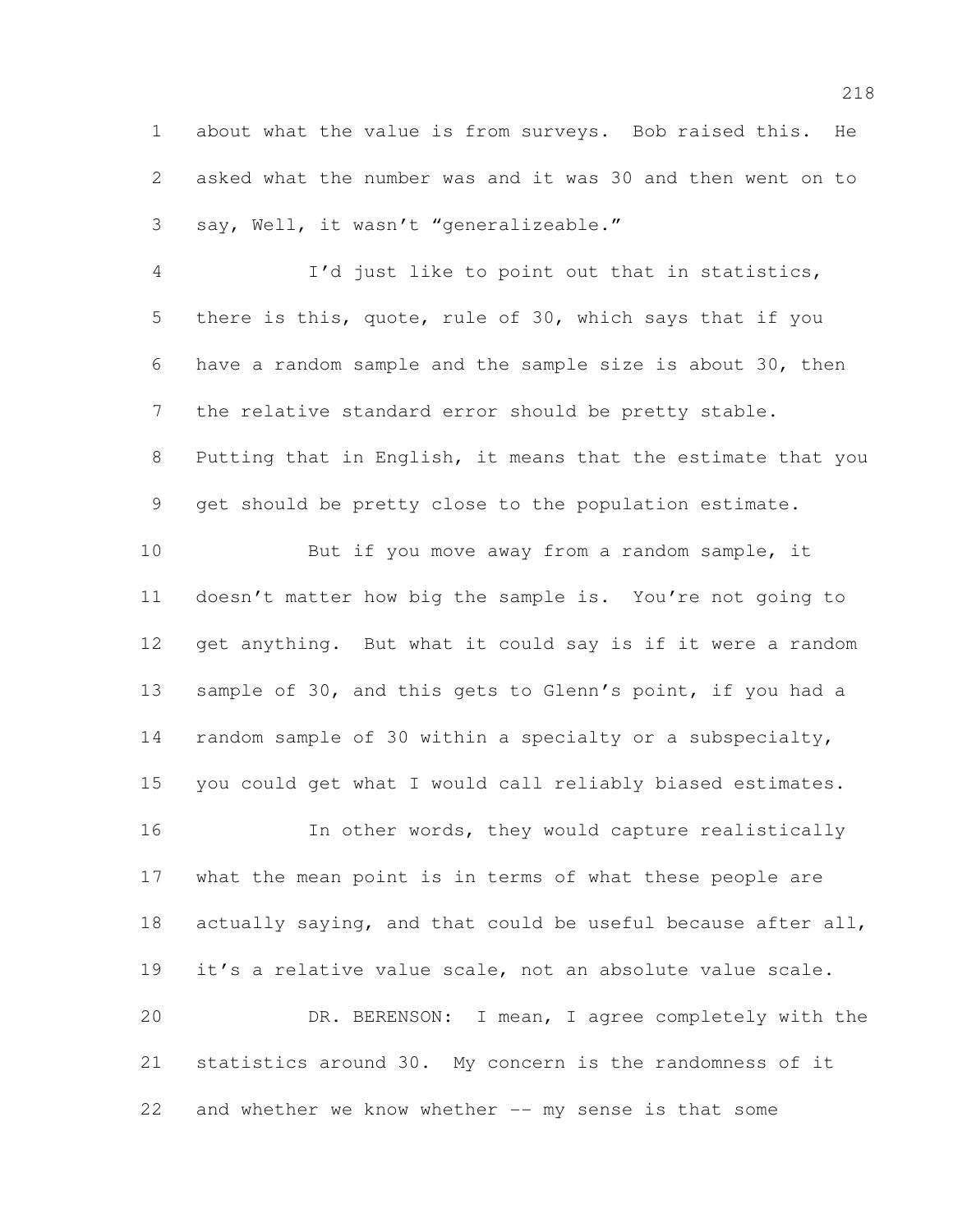about what the value is from surveys. Bob raised this. He asked what the number was and it was 30 and then went on to say, Well, it wasn't "generalizeable."

I'd just like to point out that in statistics, there is this, quote, rule of 30, which says that if you have a random sample and the sample size is about 30, then the relative standard error should be pretty stable. Putting that in English, it means that the estimate that you get should be pretty close to the population estimate.

But if you move away from a random sample, it doesn't matter how big the sample is. You're not going to get anything. But what it could say is if it were a random sample of 30, and this gets to Glenn's point, if you had a random sample of 30 within a specialty or a subspecialty, you could get what I would call reliably biased estimates.

In other words, they would capture realistically what the mean point is in terms of what these people are actually saying, and that could be useful because after all, it's a relative value scale, not an absolute value scale.

DR. BERENSON: I mean, I agree completely with the statistics around 30. My concern is the randomness of it and whether we know whether -- my sense is that some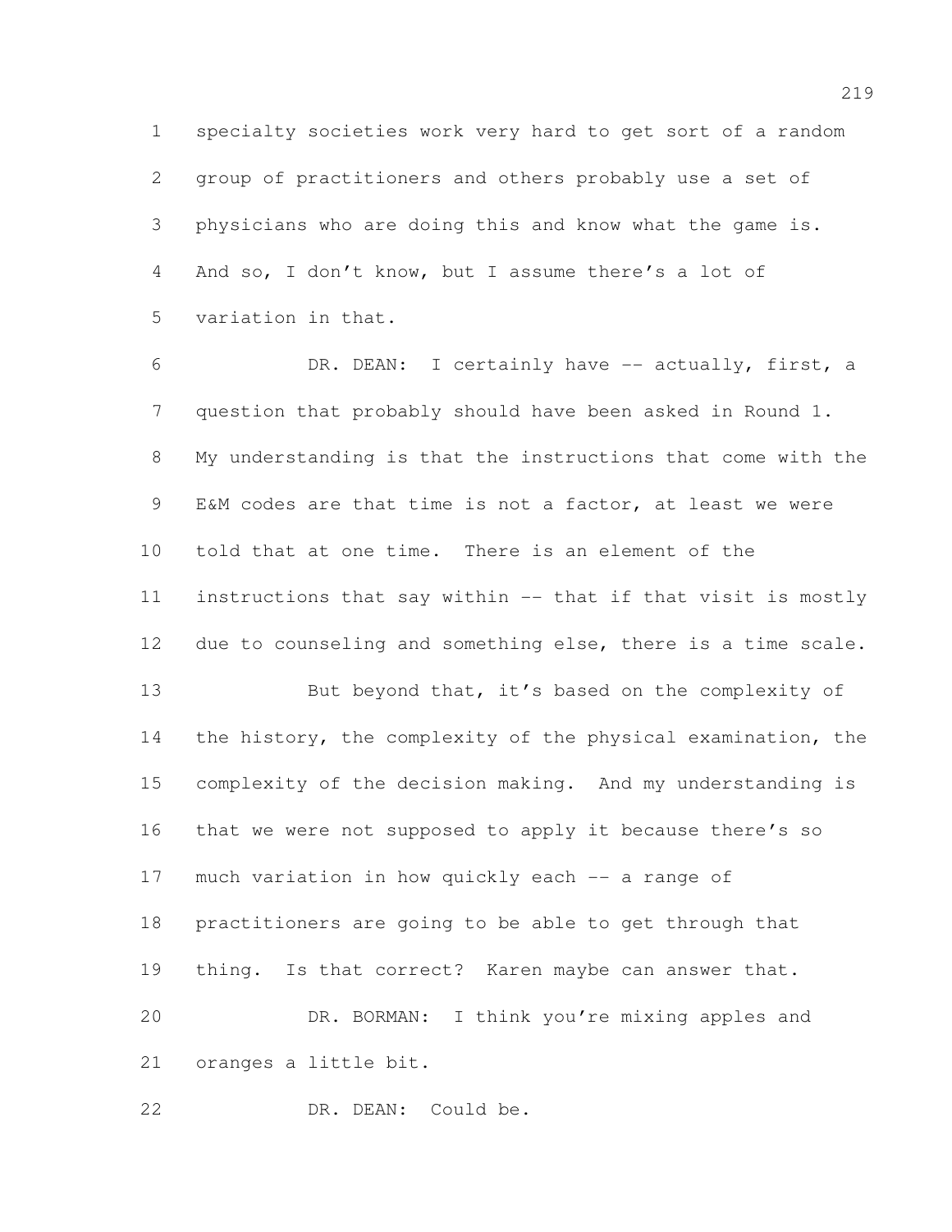specialty societies work very hard to get sort of a random group of practitioners and others probably use a set of physicians who are doing this and know what the game is. And so, I don't know, but I assume there's a lot of variation in that.

DR. DEAN: I certainly have -- actually, first, a question that probably should have been asked in Round 1. My understanding is that the instructions that come with the E&M codes are that time is not a factor, at least we were told that at one time. There is an element of the instructions that say within -- that if that visit is mostly due to counseling and something else, there is a time scale.

But beyond that, it's based on the complexity of the history, the complexity of the physical examination, the complexity of the decision making. And my understanding is that we were not supposed to apply it because there's so much variation in how quickly each -- a range of practitioners are going to be able to get through that thing. Is that correct? Karen maybe can answer that.

DR. BORMAN: I think you're mixing apples and oranges a little bit.

DR. DEAN: Could be.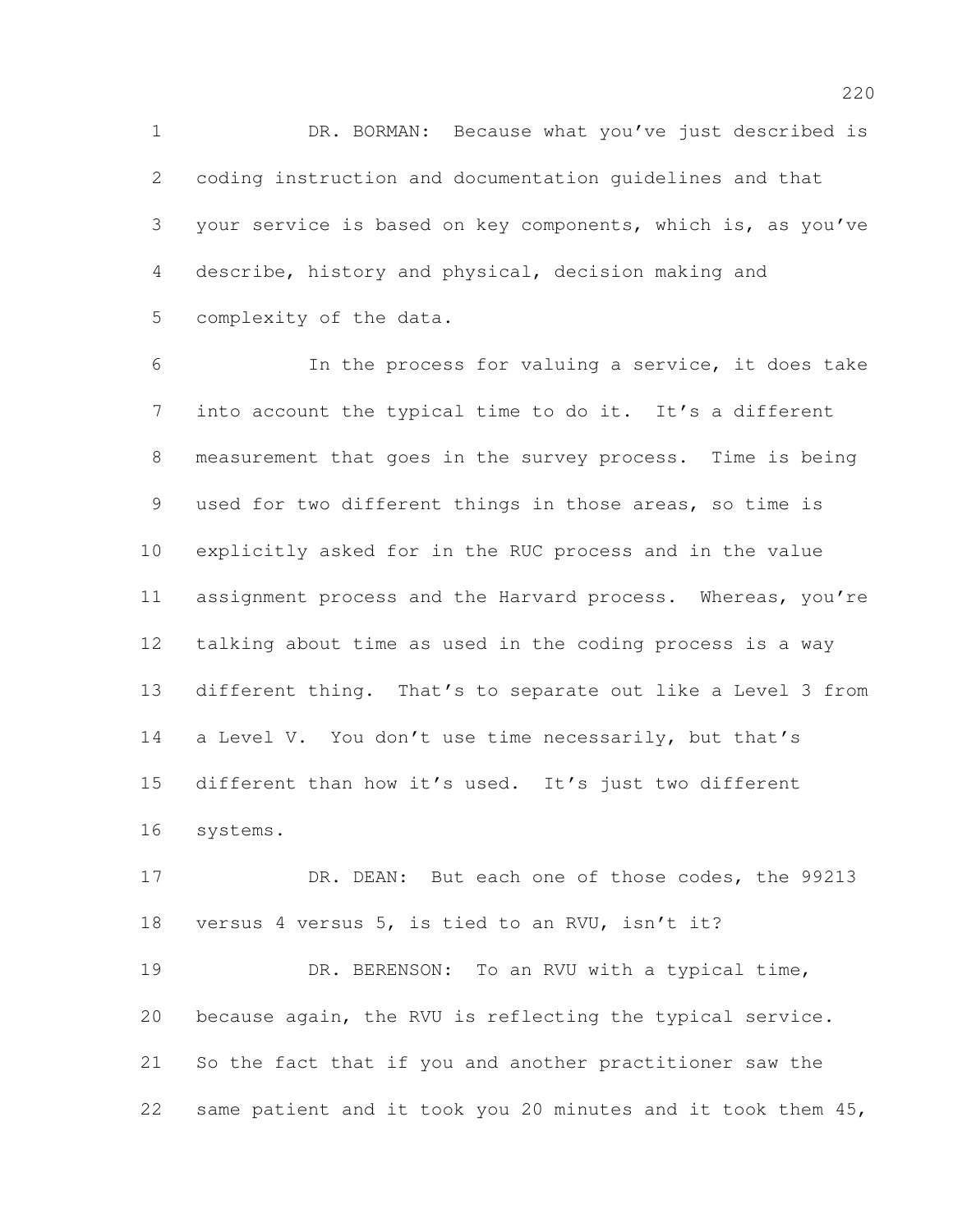DR. BORMAN: Because what you've just described is coding instruction and documentation guidelines and that your service is based on key components, which is, as you've describe, history and physical, decision making and complexity of the data.

In the process for valuing a service, it does take into account the typical time to do it. It's a different measurement that goes in the survey process. Time is being used for two different things in those areas, so time is explicitly asked for in the RUC process and in the value assignment process and the Harvard process. Whereas, you're talking about time as used in the coding process is a way different thing. That's to separate out like a Level 3 from a Level V. You don't use time necessarily, but that's different than how it's used. It's just two different systems.

DR. DEAN: But each one of those codes, the 99213 versus 4 versus 5, is tied to an RVU, isn't it?

DR. BERENSON: To an RVU with a typical time, because again, the RVU is reflecting the typical service. So the fact that if you and another practitioner saw the same patient and it took you 20 minutes and it took them 45,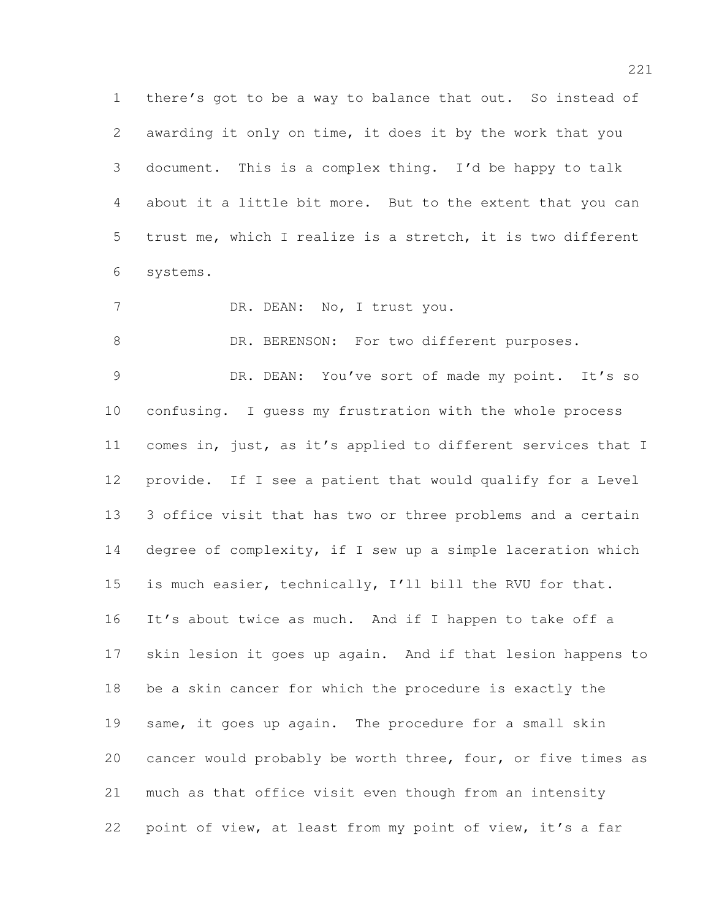there's got to be a way to balance that out. So instead of awarding it only on time, it does it by the work that you document. This is a complex thing. I'd be happy to talk about it a little bit more. But to the extent that you can trust me, which I realize is a stretch, it is two different systems.

DR. DEAN: No, I trust you.

DR. BERENSON: For two different purposes.

DR. DEAN: You've sort of made my point. It's so confusing. I guess my frustration with the whole process comes in, just, as it's applied to different services that I provide. If I see a patient that would qualify for a Level 3 office visit that has two or three problems and a certain degree of complexity, if I sew up a simple laceration which is much easier, technically, I'll bill the RVU for that. It's about twice as much. And if I happen to take off a skin lesion it goes up again. And if that lesion happens to be a skin cancer for which the procedure is exactly the same, it goes up again. The procedure for a small skin cancer would probably be worth three, four, or five times as much as that office visit even though from an intensity point of view, at least from my point of view, it's a far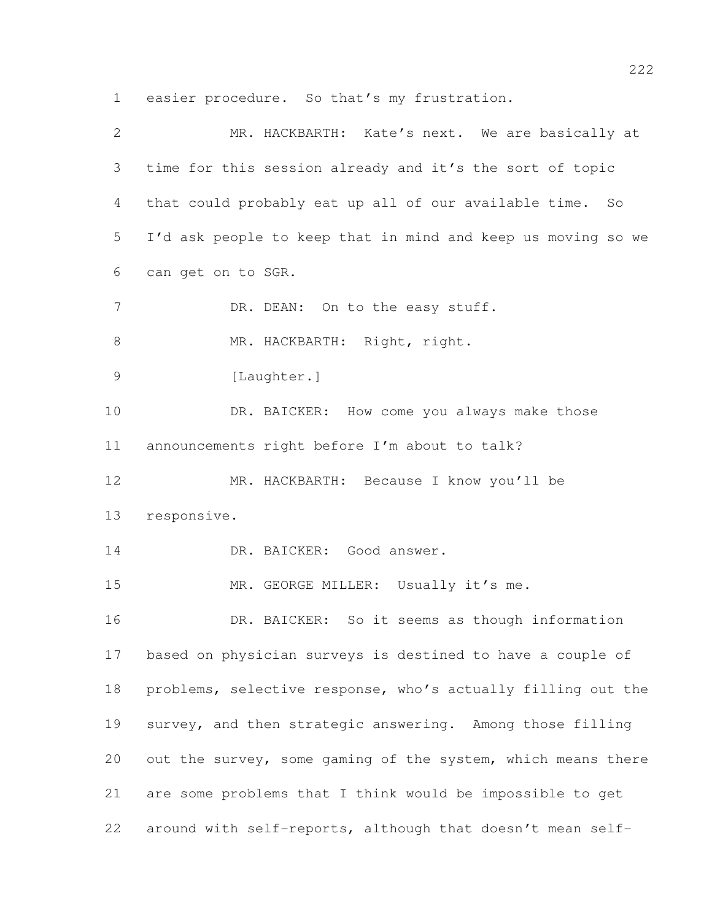easier procedure. So that's my frustration.

MR. HACKBARTH: Kate's next. We are basically at time for this session already and it's the sort of topic that could probably eat up all of our available time. So I'd ask people to keep that in mind and keep us moving so we can get on to SGR.

DR. DEAN: On to the easy stuff.

MR. HACKBARTH: Right, right.

[Laughter.]

DR. BAICKER: How come you always make those announcements right before I'm about to talk?

MR. HACKBARTH: Because I know you'll be responsive.

DR. BAICKER: Good answer.

MR. GEORGE MILLER: Usually it's me.

DR. BAICKER: So it seems as though information based on physician surveys is destined to have a couple of problems, selective response, who's actually filling out the survey, and then strategic answering. Among those filling out the survey, some gaming of the system, which means there are some problems that I think would be impossible to get around with self-reports, although that doesn't mean self-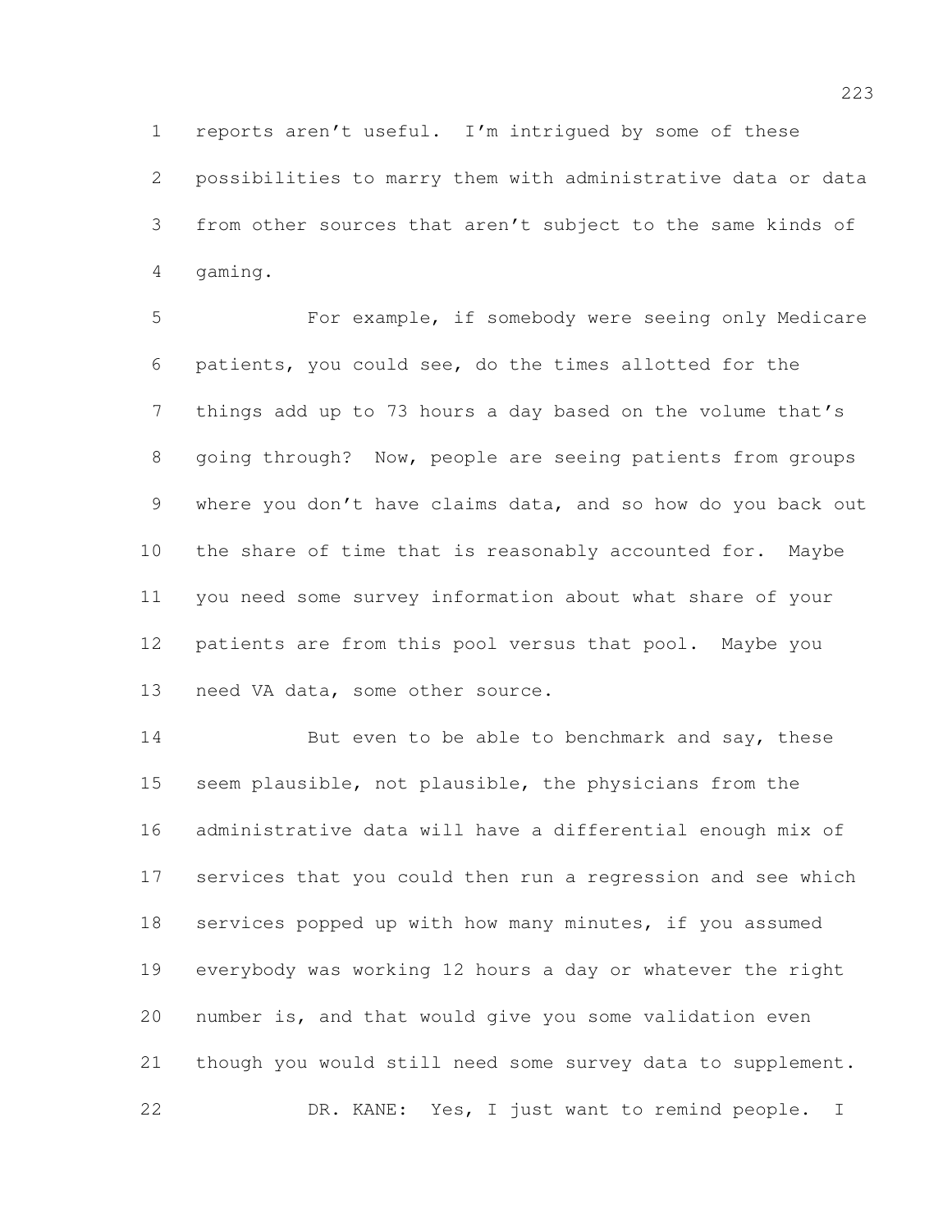reports aren't useful. I'm intrigued by some of these possibilities to marry them with administrative data or data from other sources that aren't subject to the same kinds of gaming.

For example, if somebody were seeing only Medicare patients, you could see, do the times allotted for the things add up to 73 hours a day based on the volume that's going through? Now, people are seeing patients from groups where you don't have claims data, and so how do you back out the share of time that is reasonably accounted for. Maybe you need some survey information about what share of your patients are from this pool versus that pool. Maybe you need VA data, some other source.

But even to be able to benchmark and say, these seem plausible, not plausible, the physicians from the administrative data will have a differential enough mix of services that you could then run a regression and see which services popped up with how many minutes, if you assumed everybody was working 12 hours a day or whatever the right number is, and that would give you some validation even though you would still need some survey data to supplement.

DR. KANE: Yes, I just want to remind people. I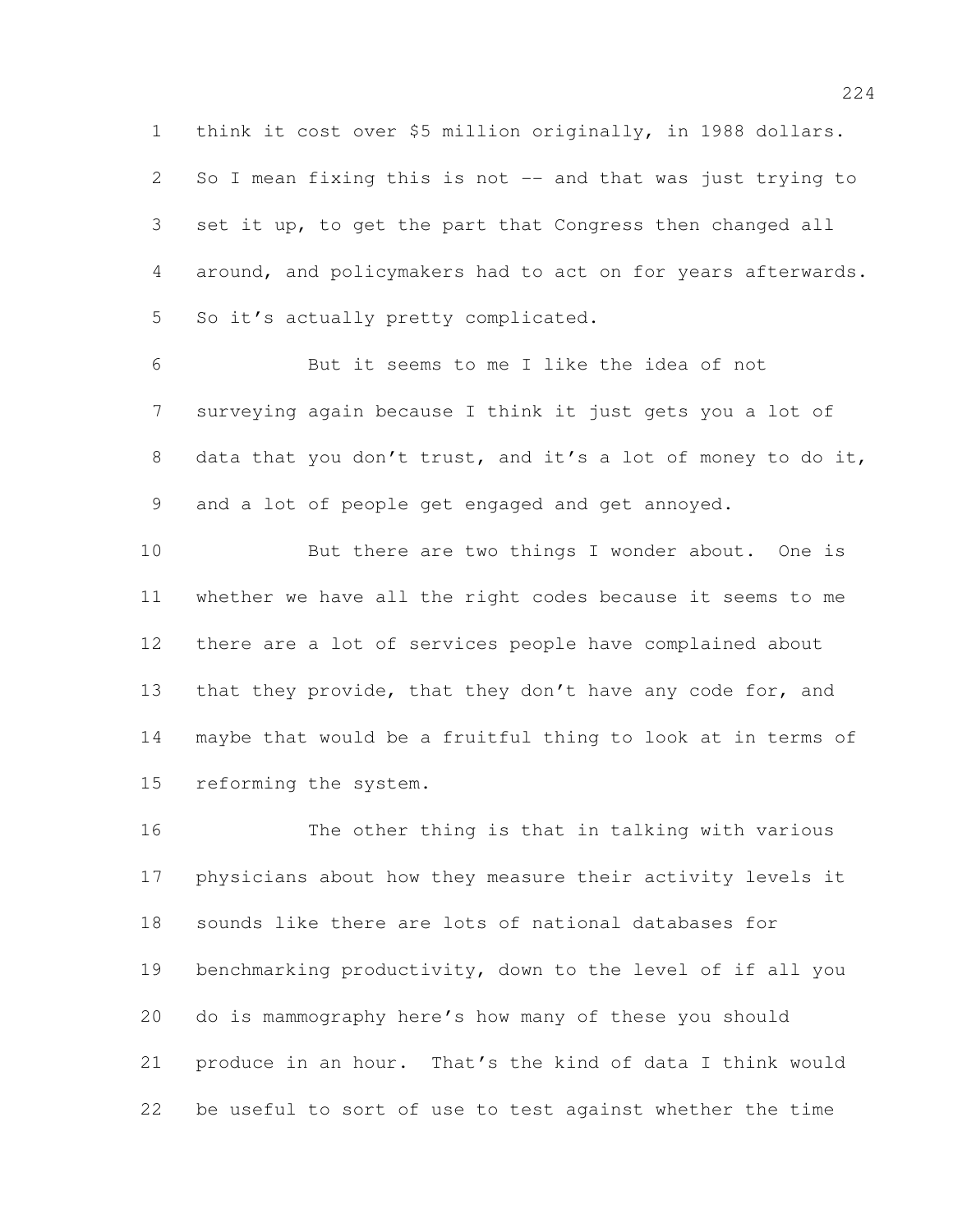think it cost over $5 million originally, in 1988 dollars. So I mean fixing this is not -- and that was just trying to set it up, to get the part that Congress then changed all around, and policymakers had to act on for years afterwards. So it's actually pretty complicated.

But it seems to me I like the idea of not surveying again because I think it just gets you a lot of data that you don't trust, and it's a lot of money to do it, and a lot of people get engaged and get annoyed.

But there are two things I wonder about. One is whether we have all the right codes because it seems to me there are a lot of services people have complained about that they provide, that they don't have any code for, and maybe that would be a fruitful thing to look at in terms of reforming the system.

The other thing is that in talking with various physicians about how they measure their activity levels it sounds like there are lots of national databases for benchmarking productivity, down to the level of if all you do is mammography here's how many of these you should produce in an hour. That's the kind of data I think would be useful to sort of use to test against whether the time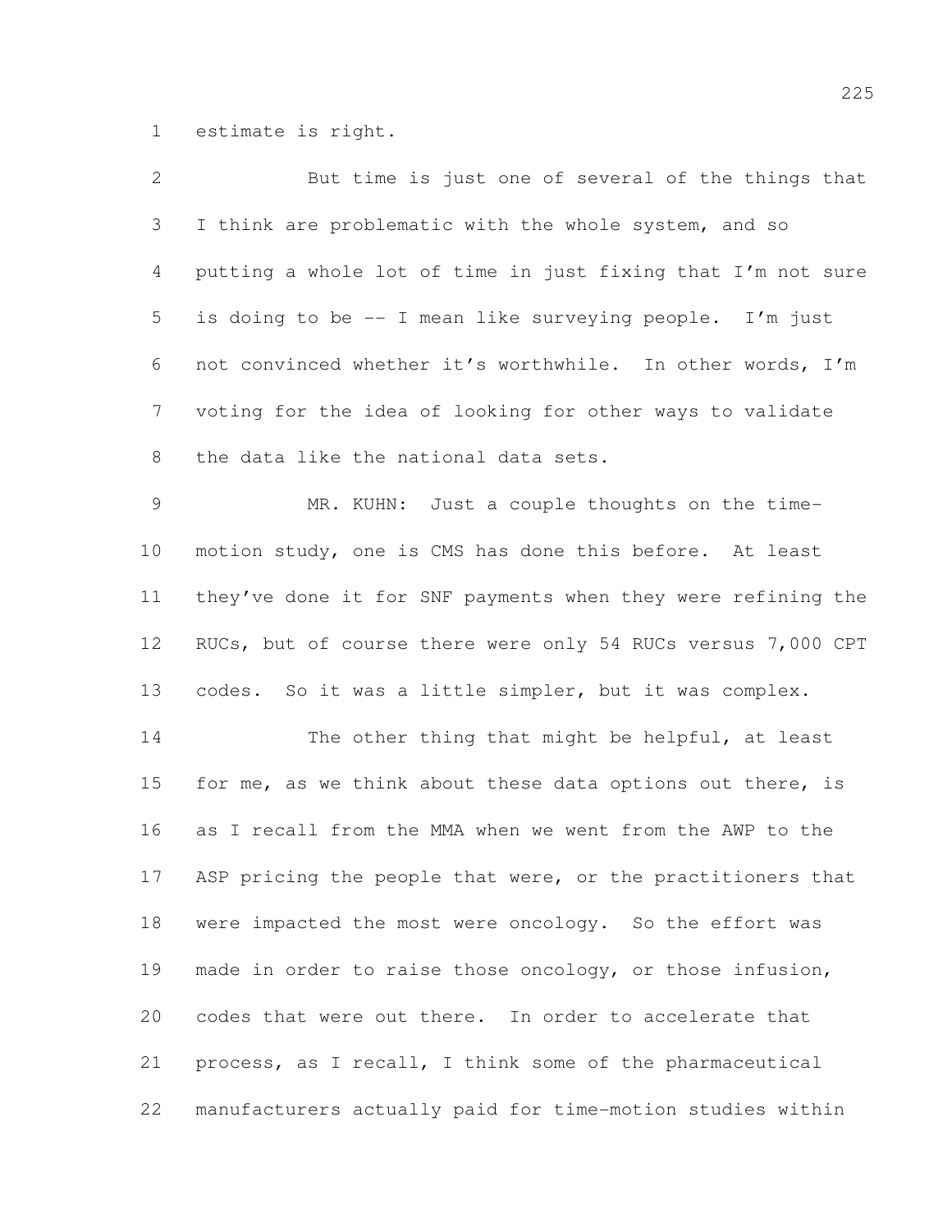estimate is right.

But time is just one of several of the things that I think are problematic with the whole system, and so putting a whole lot of time in just fixing that I'm not sure is doing to be -- I mean like surveying people. I'm just not convinced whether it's worthwhile. In other words, I'm voting for the idea of looking for other ways to validate the data like the national data sets.

MR. KUHN: Just a couple thoughts on the time-motion study, one is CMS has done this before. At least they've done it for SNF payments when they were refining the RUCs, but of course there were only 54 RUCs versus 7,000 CPT codes. So it was a little simpler, but it was complex.

The other thing that might be helpful, at least for me, as we think about these data options out there, is as I recall from the MMA when we went from the AWP to the ASP pricing the people that were, or the practitioners that were impacted the most were oncology. So the effort was made in order to raise those oncology, or those infusion, codes that were out there. In order to accelerate that process, as I recall, I think some of the pharmaceutical manufacturers actually paid for time-motion studies within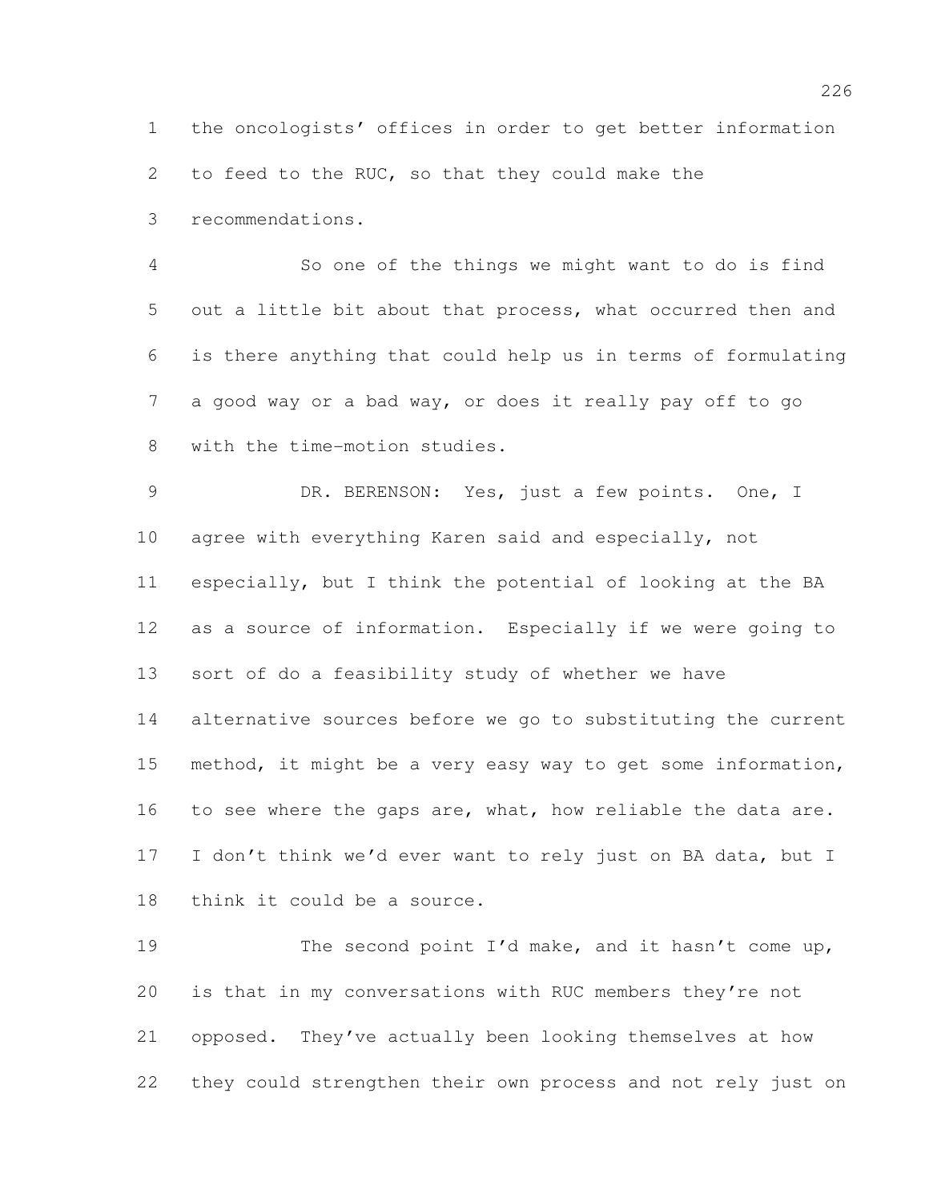the oncologists' offices in order to get better information to feed to the RUC, so that they could make the recommendations.

So one of the things we might want to do is find out a little bit about that process, what occurred then and is there anything that could help us in terms of formulating a good way or a bad way, or does it really pay off to go with the time-motion studies.

DR. BERENSON: Yes, just a few points. One, I agree with everything Karen said and especially, not especially, but I think the potential of looking at the BA as a source of information. Especially if we were going to sort of do a feasibility study of whether we have alternative sources before we go to substituting the current method, it might be a very easy way to get some information, to see where the gaps are, what, how reliable the data are. I don't think we'd ever want to rely just on BA data, but I think it could be a source.

The second point I'd make, and it hasn't come up, is that in my conversations with RUC members they're not opposed. They've actually been looking themselves at how they could strengthen their own process and not rely just on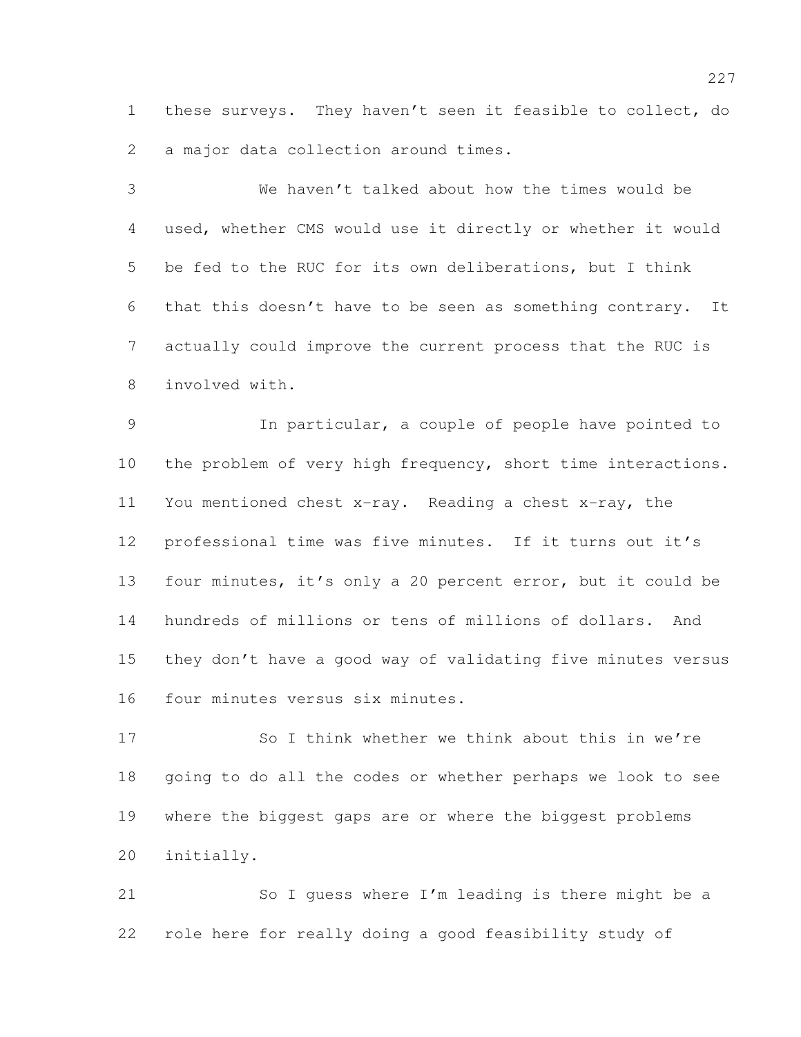these surveys. They haven't seen it feasible to collect, do a major data collection around times.

We haven't talked about how the times would be used, whether CMS would use it directly or whether it would be fed to the RUC for its own deliberations, but I think that this doesn't have to be seen as something contrary. It actually could improve the current process that the RUC is involved with.

In particular, a couple of people have pointed to the problem of very high frequency, short time interactions. You mentioned chest x-ray. Reading a chest x-ray, the professional time was five minutes. If it turns out it's four minutes, it's only a 20 percent error, but it could be hundreds of millions or tens of millions of dollars. And they don't have a good way of validating five minutes versus four minutes versus six minutes.

So I think whether we think about this in we're going to do all the codes or whether perhaps we look to see where the biggest gaps are or where the biggest problems initially.

So I guess where I'm leading is there might be a role here for really doing a good feasibility study of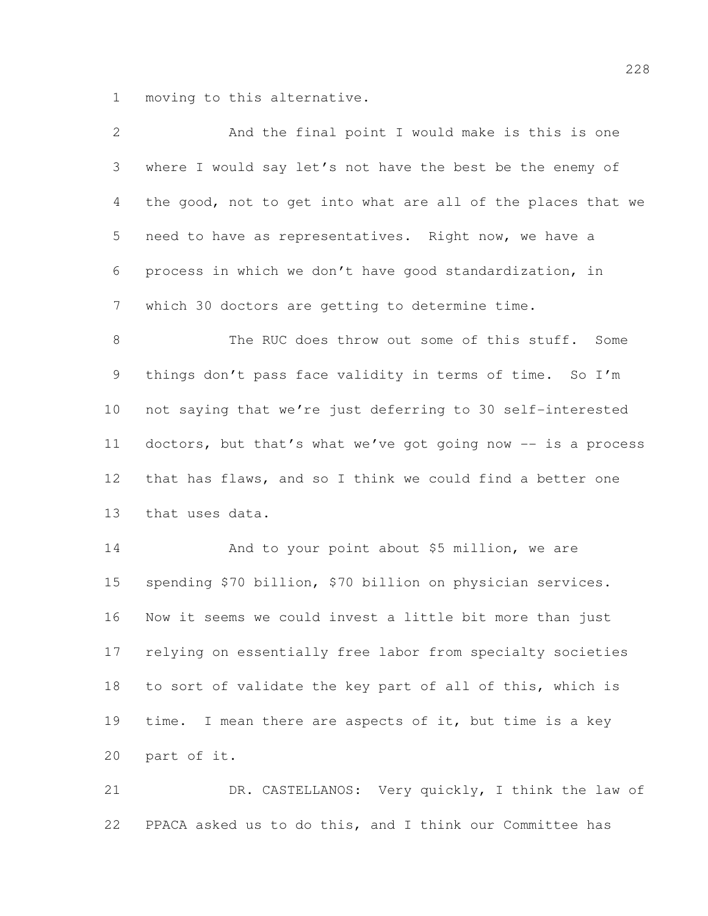moving to this alternative.

And the final point I would make is this is one where I would say let's not have the best be the enemy of the good, not to get into what are all of the places that we need to have as representatives. Right now, we have a process in which we don't have good standardization, in which 30 doctors are getting to determine time.

The RUC does throw out some of this stuff. Some things don't pass face validity in terms of time. So I'm not saying that we're just deferring to 30 self-interested doctors, but that's what we've got going now -- is a process that has flaws, and so I think we could find a better one that uses data.

And to your point about $5 million, we are spending $70 billion, $70 billion on physician services. Now it seems we could invest a little bit more than just relying on essentially free labor from specialty societies to sort of validate the key part of all of this, which is time. I mean there are aspects of it, but time is a key part of it.

DR. CASTELLANOS: Very quickly, I think the law of PPACA asked us to do this, and I think our Committee has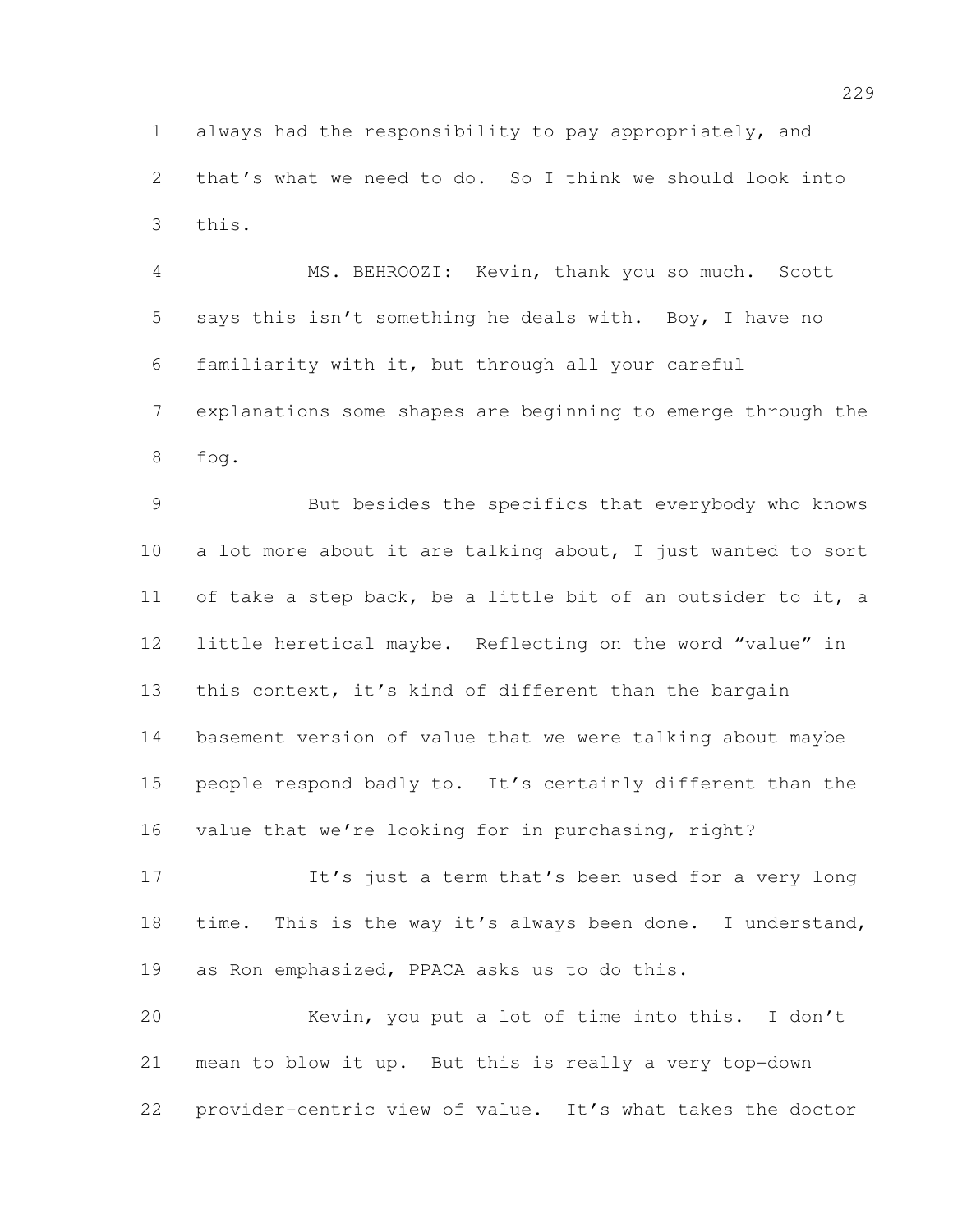always had the responsibility to pay appropriately, and that's what we need to do. So I think we should look into this.

MS. BEHROOZI: Kevin, thank you so much. Scott says this isn't something he deals with. Boy, I have no familiarity with it, but through all your careful explanations some shapes are beginning to emerge through the fog.

But besides the specifics that everybody who knows a lot more about it are talking about, I just wanted to sort of take a step back, be a little bit of an outsider to it, a little heretical maybe. Reflecting on the word "value" in this context, it's kind of different than the bargain basement version of value that we were talking about maybe people respond badly to. It's certainly different than the value that we're looking for in purchasing, right?

It's just a term that's been used for a very long time. This is the way it's always been done. I understand, as Ron emphasized, PPACA asks us to do this.

Kevin, you put a lot of time into this. I don't mean to blow it up. But this is really a very top-down provider-centric view of value. It's what takes the doctor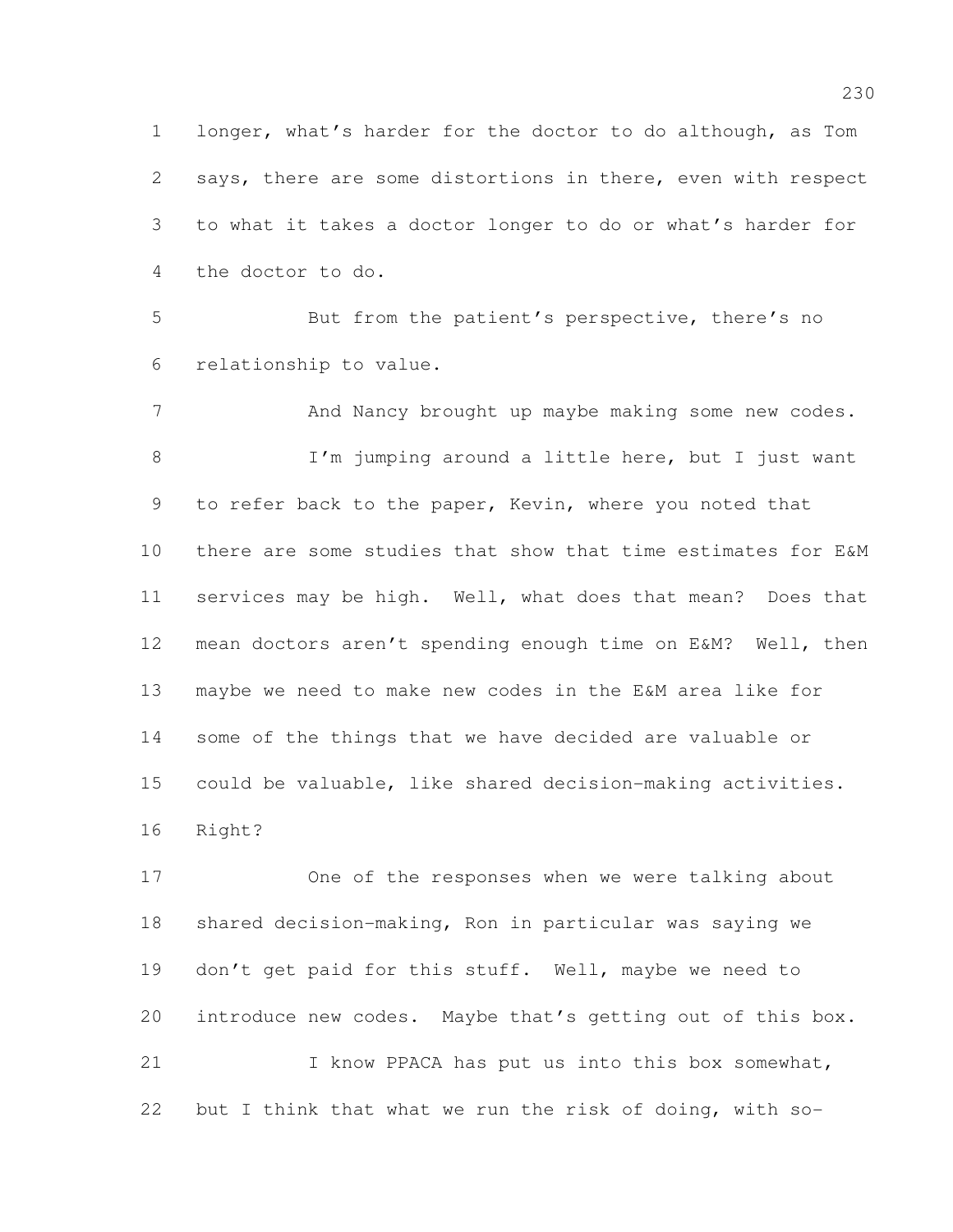longer, what's harder for the doctor to do although, as Tom says, there are some distortions in there, even with respect to what it takes a doctor longer to do or what's harder for the doctor to do.

But from the patient's perspective, there's no relationship to value.

And Nancy brought up maybe making some new codes.

I'm jumping around a little here, but I just want to refer back to the paper, Kevin, where you noted that there are some studies that show that time estimates for E&M services may be high. Well, what does that mean? Does that mean doctors aren't spending enough time on E&M? Well, then maybe we need to make new codes in the E&M area like for some of the things that we have decided are valuable or could be valuable, like shared decision-making activities. Right?

One of the responses when we were talking about shared decision-making, Ron in particular was saying we don't get paid for this stuff. Well, maybe we need to introduce new codes. Maybe that's getting out of this box.

I know PPACA has put us into this box somewhat, but I think that what we run the risk of doing, with so-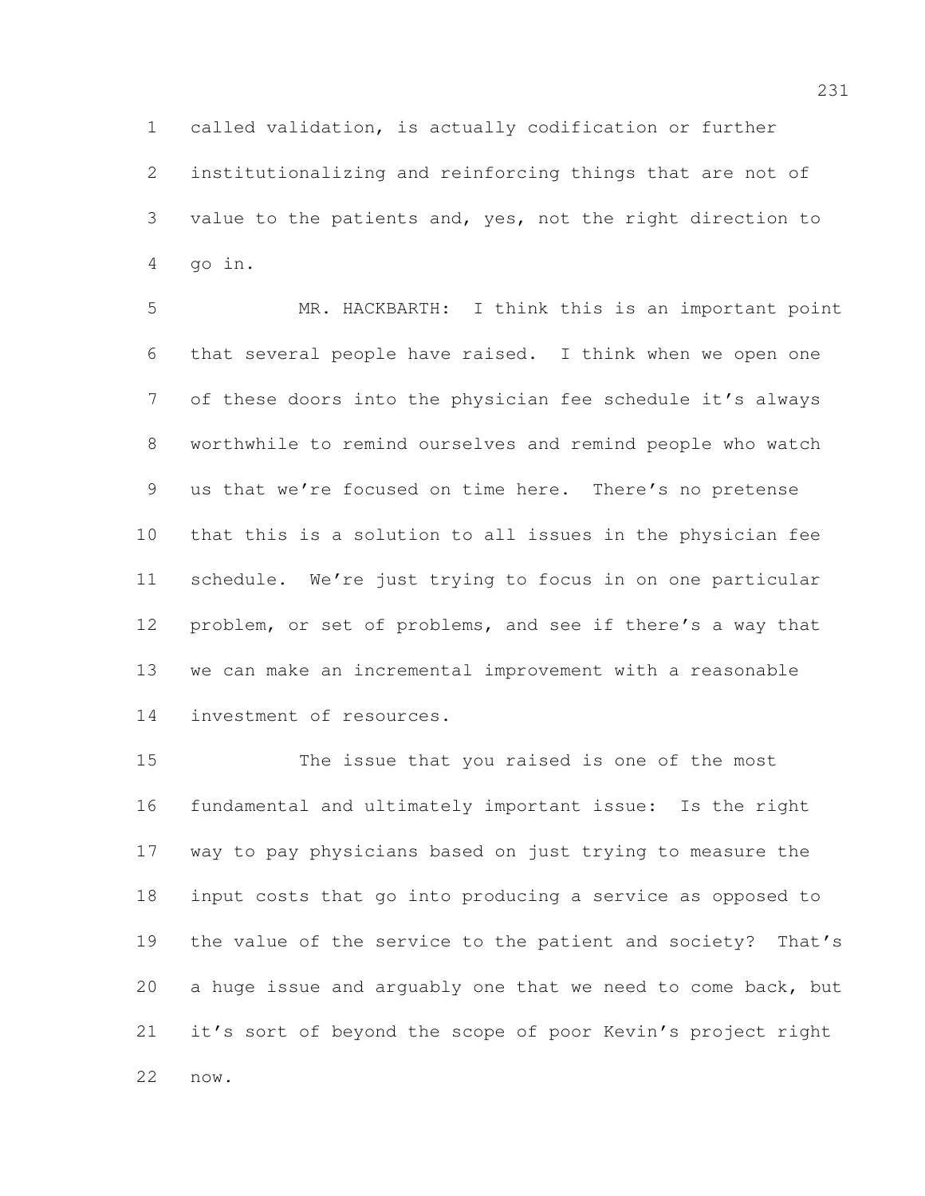called validation, is actually codification or further institutionalizing and reinforcing things that are not of value to the patients and, yes, not the right direction to go in.

MR. HACKBARTH: I think this is an important point that several people have raised. I think when we open one of these doors into the physician fee schedule it's always worthwhile to remind ourselves and remind people who watch us that we're focused on time here. There's no pretense that this is a solution to all issues in the physician fee schedule. We're just trying to focus in on one particular problem, or set of problems, and see if there's a way that we can make an incremental improvement with a reasonable investment of resources.

The issue that you raised is one of the most fundamental and ultimately important issue: Is the right way to pay physicians based on just trying to measure the input costs that go into producing a service as opposed to the value of the service to the patient and society? That's a huge issue and arguably one that we need to come back, but it's sort of beyond the scope of poor Kevin's project right now.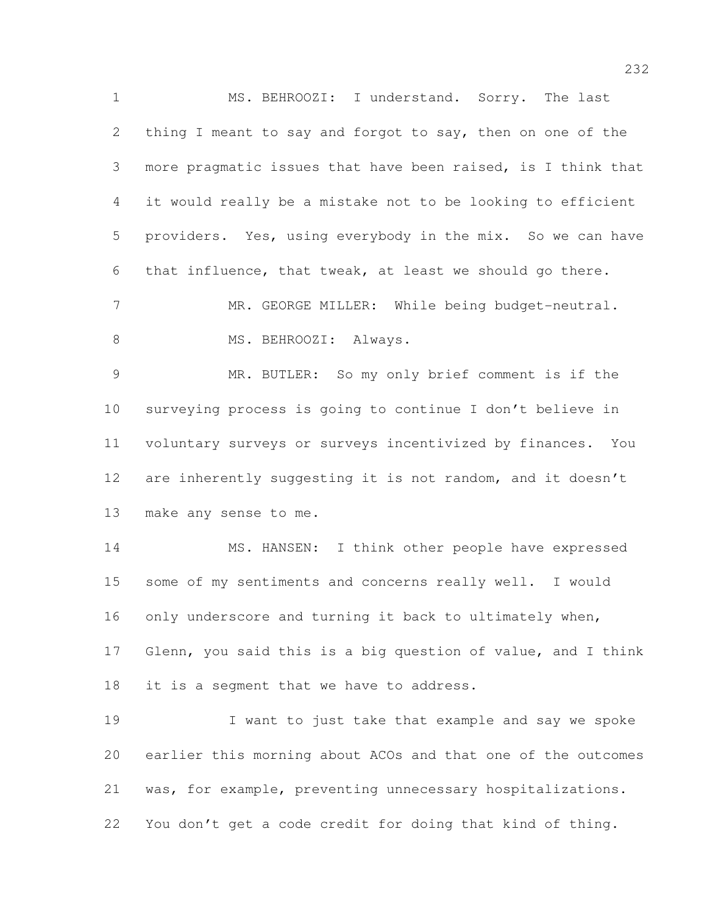MS. BEHROOZI: I understand. Sorry. The last thing I meant to say and forgot to say, then on one of the more pragmatic issues that have been raised, is I think that it would really be a mistake not to be looking to efficient providers. Yes, using everybody in the mix. So we can have that influence, that tweak, at least we should go there.

MR. GEORGE MILLER: While being budget-neutral.

MS. BEHROOZI: Always.

MR. BUTLER: So my only brief comment is if the surveying process is going to continue I don't believe in voluntary surveys or surveys incentivized by finances. You are inherently suggesting it is not random, and it doesn't make any sense to me.

MS. HANSEN: I think other people have expressed some of my sentiments and concerns really well. I would only underscore and turning it back to ultimately when, Glenn, you said this is a big question of value, and I think it is a segment that we have to address.

I want to just take that example and say we spoke earlier this morning about ACOs and that one of the outcomes was, for example, preventing unnecessary hospitalizations. You don't get a code credit for doing that kind of thing.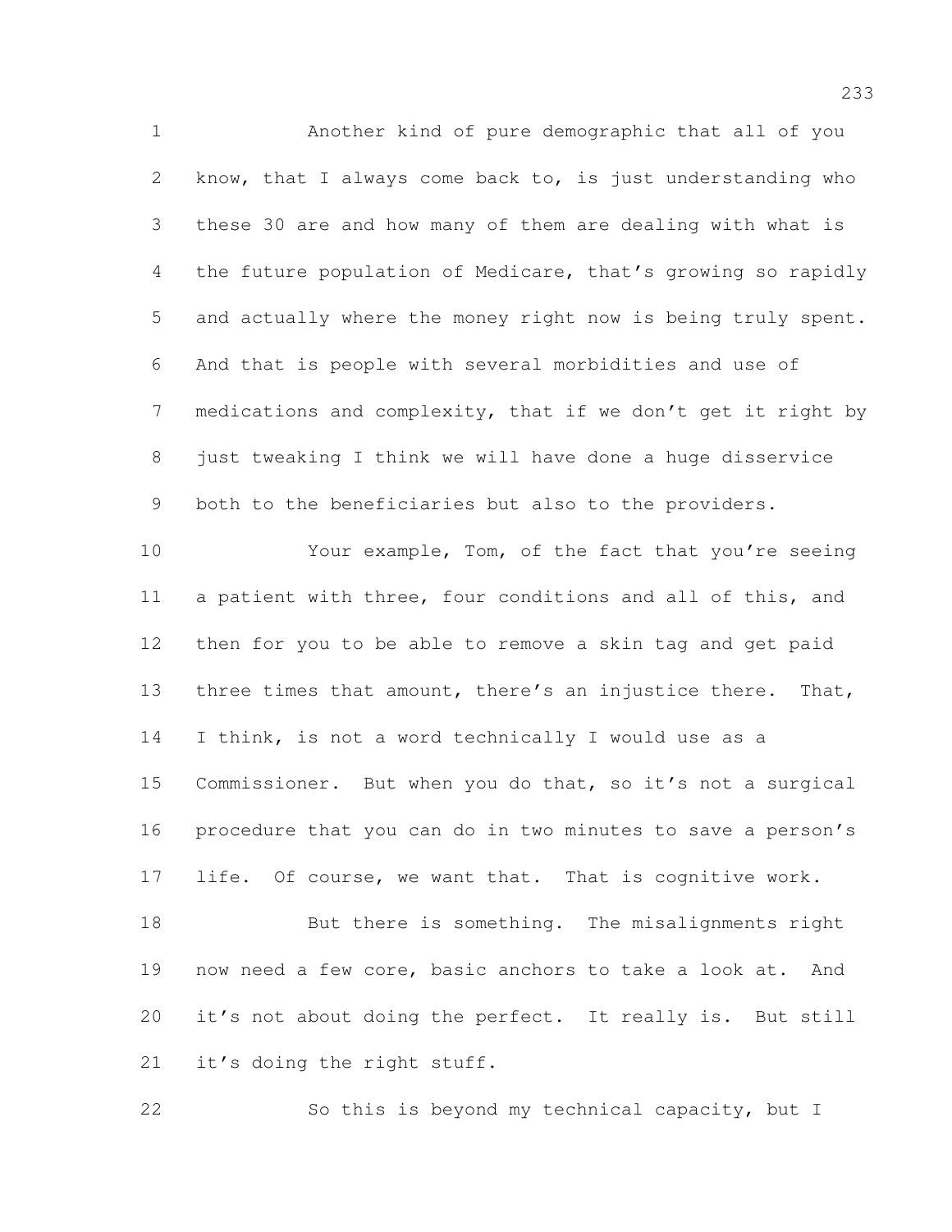Another kind of pure demographic that all of you know, that I always come back to, is just understanding who these 30 are and how many of them are dealing with what is the future population of Medicare, that's growing so rapidly and actually where the money right now is being truly spent. And that is people with several morbidities and use of medications and complexity, that if we don't get it right by just tweaking I think we will have done a huge disservice both to the beneficiaries but also to the providers.

Your example, Tom, of the fact that you're seeing a patient with three, four conditions and all of this, and then for you to be able to remove a skin tag and get paid three times that amount, there's an injustice there. That, I think, is not a word technically I would use as a Commissioner. But when you do that, so it's not a surgical procedure that you can do in two minutes to save a person's life. Of course, we want that. That is cognitive work.

But there is something. The misalignments right now need a few core, basic anchors to take a look at. And it's not about doing the perfect. It really is. But still it's doing the right stuff.

So this is beyond my technical capacity, but I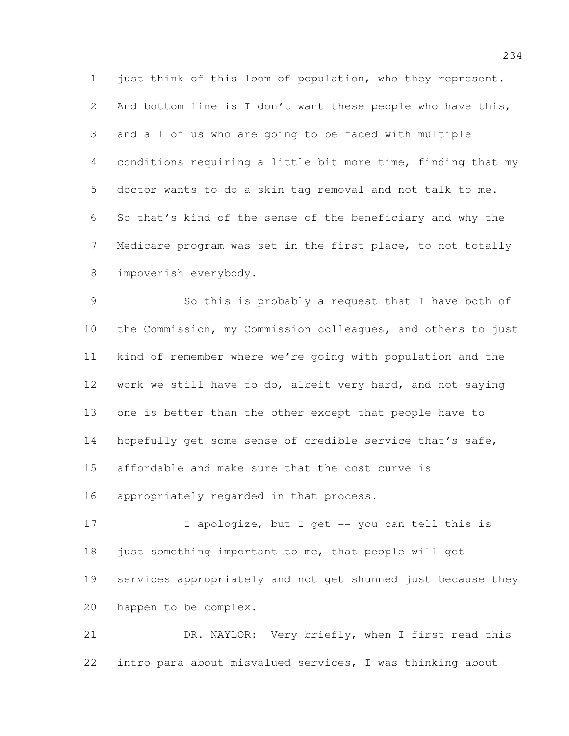just think of this loom of population, who they represent. And bottom line is I don't want these people who have this, and all of us who are going to be faced with multiple conditions requiring a little bit more time, finding that my doctor wants to do a skin tag removal and not talk to me. So that's kind of the sense of the beneficiary and why the Medicare program was set in the first place, to not totally impoverish everybody.

So this is probably a request that I have both of the Commission, my Commission colleagues, and others to just kind of remember where we're going with population and the work we still have to do, albeit very hard, and not saying one is better than the other except that people have to hopefully get some sense of credible service that's safe, affordable and make sure that the cost curve is appropriately regarded in that process.

I apologize, but I get -- you can tell this is just something important to me, that people will get services appropriately and not get shunned just because they happen to be complex.

DR. NAYLOR: Very briefly, when I first read this intro para about misvalued services, I was thinking about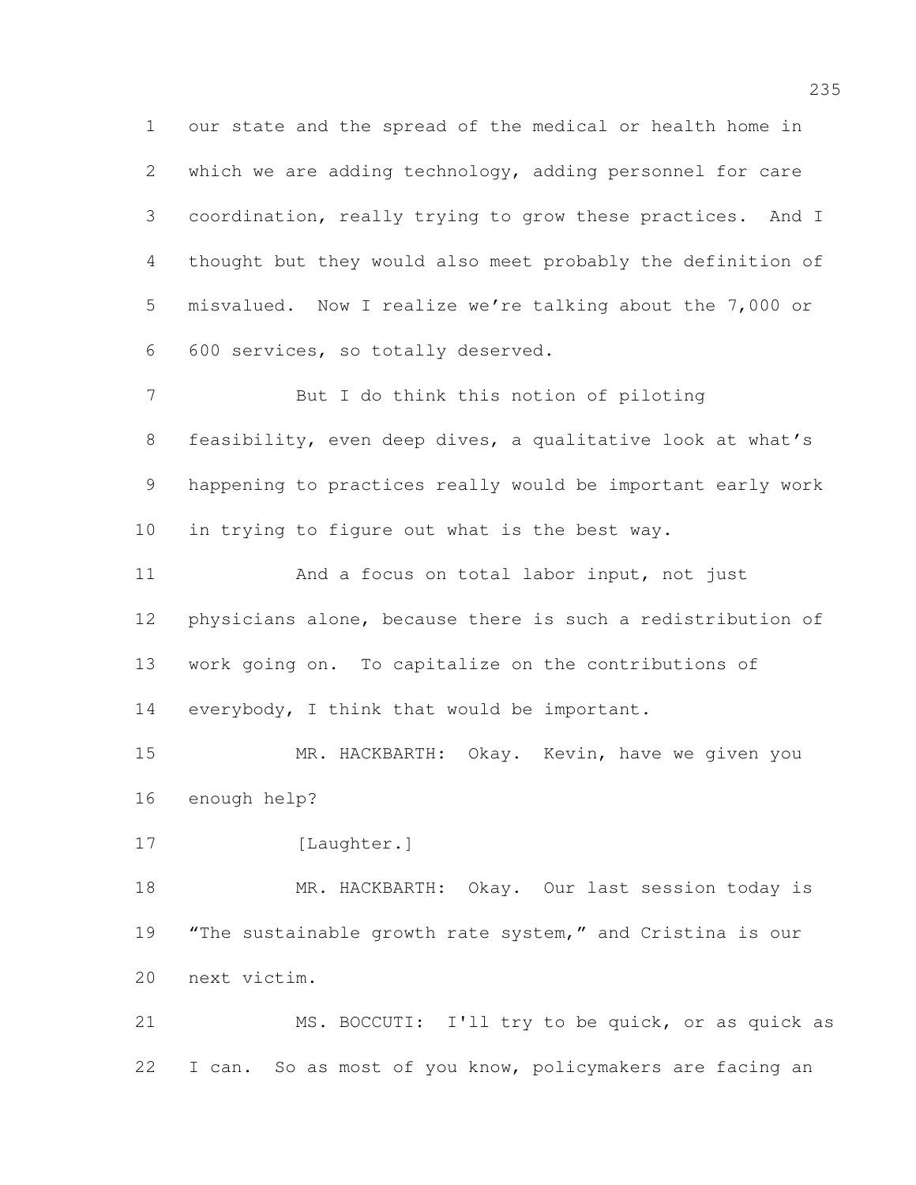our state and the spread of the medical or health home in which we are adding technology, adding personnel for care coordination, really trying to grow these practices. And I thought but they would also meet probably the definition of misvalued. Now I realize we're talking about the 7,000 or 600 services, so totally deserved.

But I do think this notion of piloting feasibility, even deep dives, a qualitative look at what's happening to practices really would be important early work in trying to figure out what is the best way.

And a focus on total labor input, not just physicians alone, because there is such a redistribution of work going on. To capitalize on the contributions of everybody, I think that would be important.

MR. HACKBARTH: Okay. Kevin, have we given you enough help?

[Laughter.]

MR. HACKBARTH: Okay. Our last session today is "The sustainable growth rate system," and Cristina is our next victim.

MS. BOCCUTI: I'll try to be quick, or as quick as I can. So as most of you know, policymakers are facing an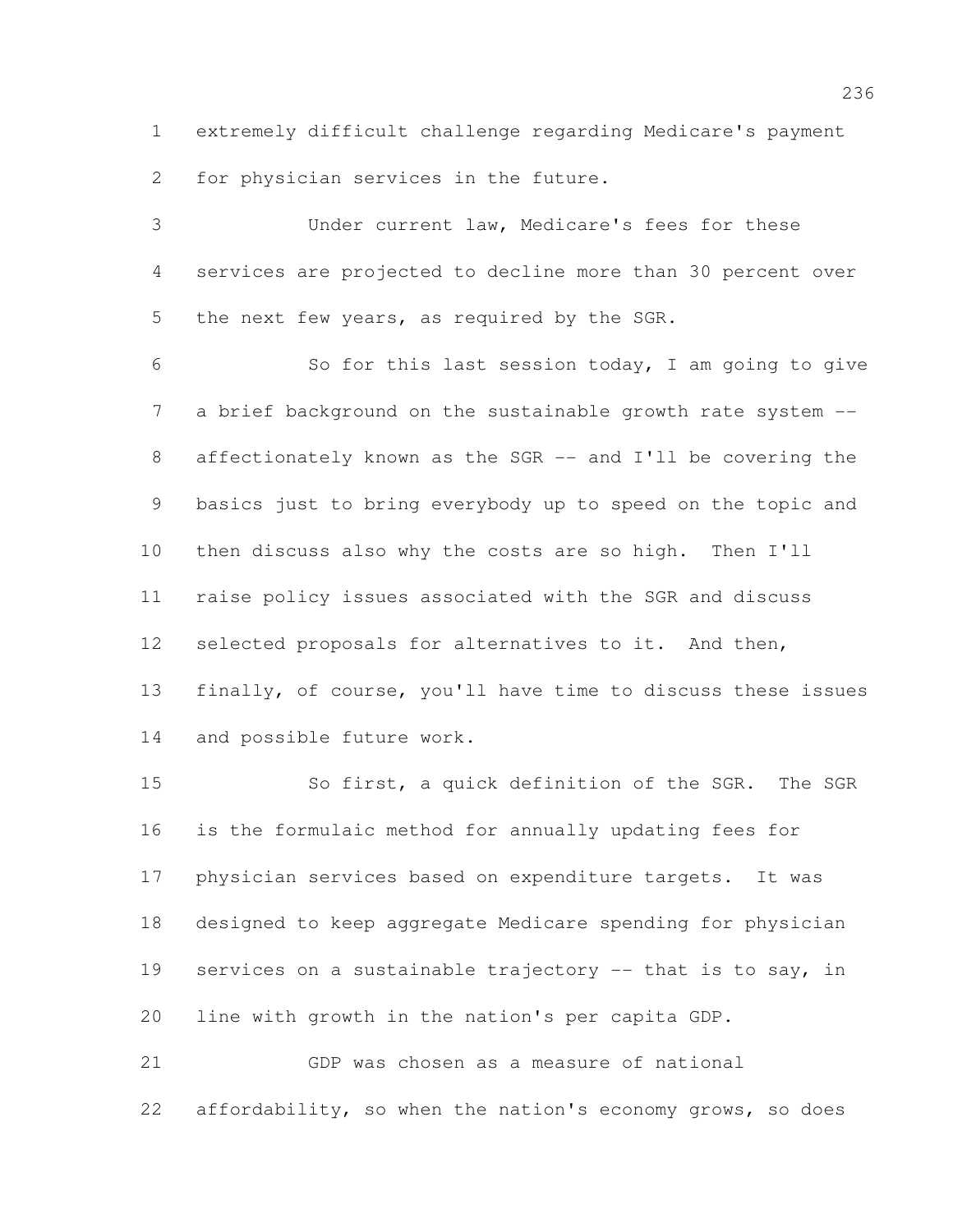extremely difficult challenge regarding Medicare's payment for physician services in the future.

Under current law, Medicare's fees for these services are projected to decline more than 30 percent over the next few years, as required by the SGR.

So for this last session today, I am going to give a brief background on the sustainable growth rate system -- affectionately known as the SGR -- and I'll be covering the basics just to bring everybody up to speed on the topic and then discuss also why the costs are so high. Then I'll raise policy issues associated with the SGR and discuss selected proposals for alternatives to it. And then, finally, of course, you'll have time to discuss these issues and possible future work.

So first, a quick definition of the SGR. The SGR is the formulaic method for annually updating fees for physician services based on expenditure targets. It was designed to keep aggregate Medicare spending for physician services on a sustainable trajectory -- that is to say, in line with growth in the nation's per capita GDP.

GDP was chosen as a measure of national affordability, so when the nation's economy grows, so does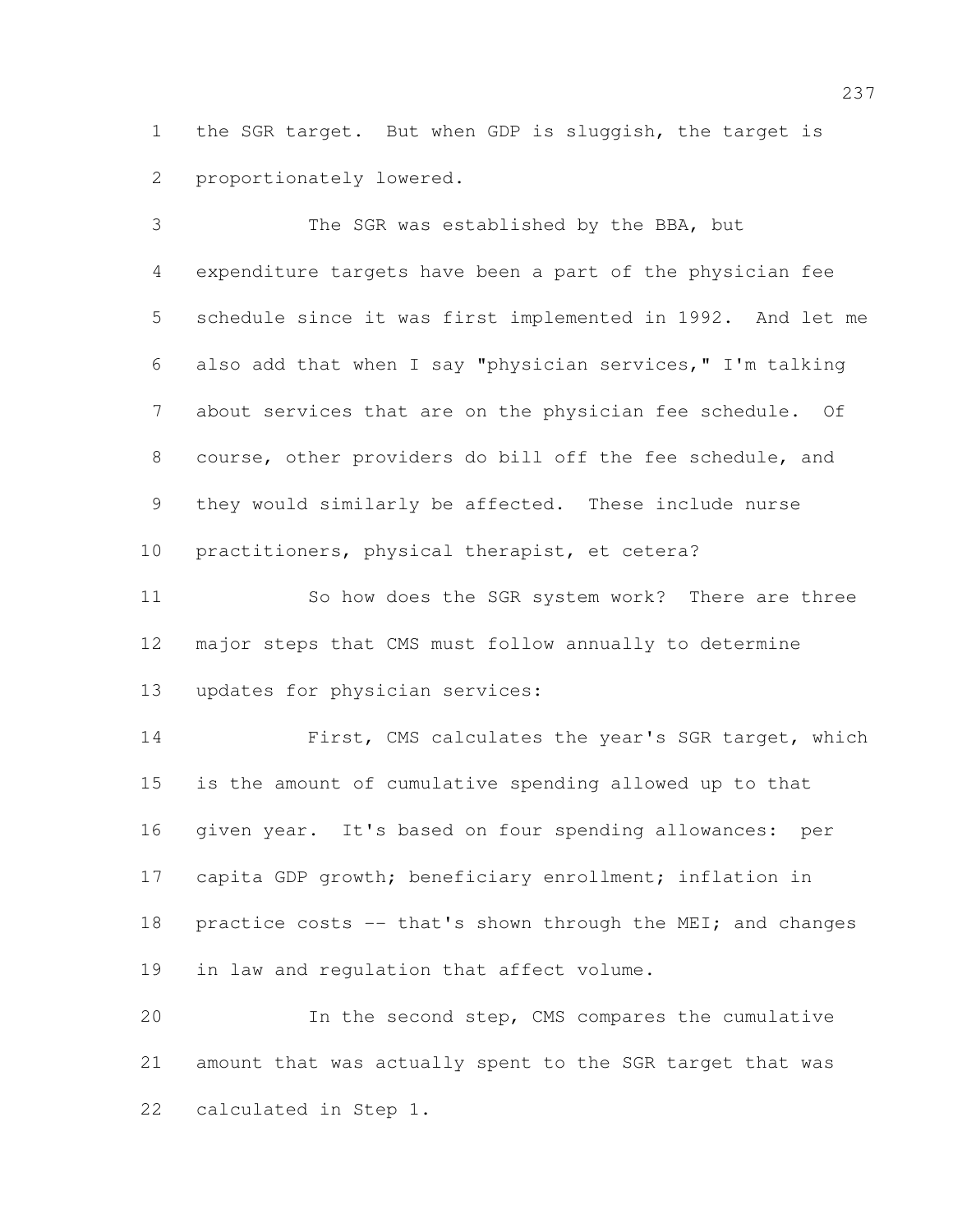the SGR target. But when GDP is sluggish, the target is proportionately lowered.

The SGR was established by the BBA, but expenditure targets have been a part of the physician fee schedule since it was first implemented in 1992. And let me also add that when I say "physician services," I'm talking about services that are on the physician fee schedule. Of course, other providers do bill off the fee schedule, and they would similarly be affected. These include nurse practitioners, physical therapist, et cetera?

So how does the SGR system work? There are three major steps that CMS must follow annually to determine updates for physician services:

First, CMS calculates the year's SGR target, which is the amount of cumulative spending allowed up to that given year. It's based on four spending allowances: per capita GDP growth; beneficiary enrollment; inflation in practice costs -- that's shown through the MEI; and changes in law and regulation that affect volume.

In the second step, CMS compares the cumulative amount that was actually spent to the SGR target that was calculated in Step 1.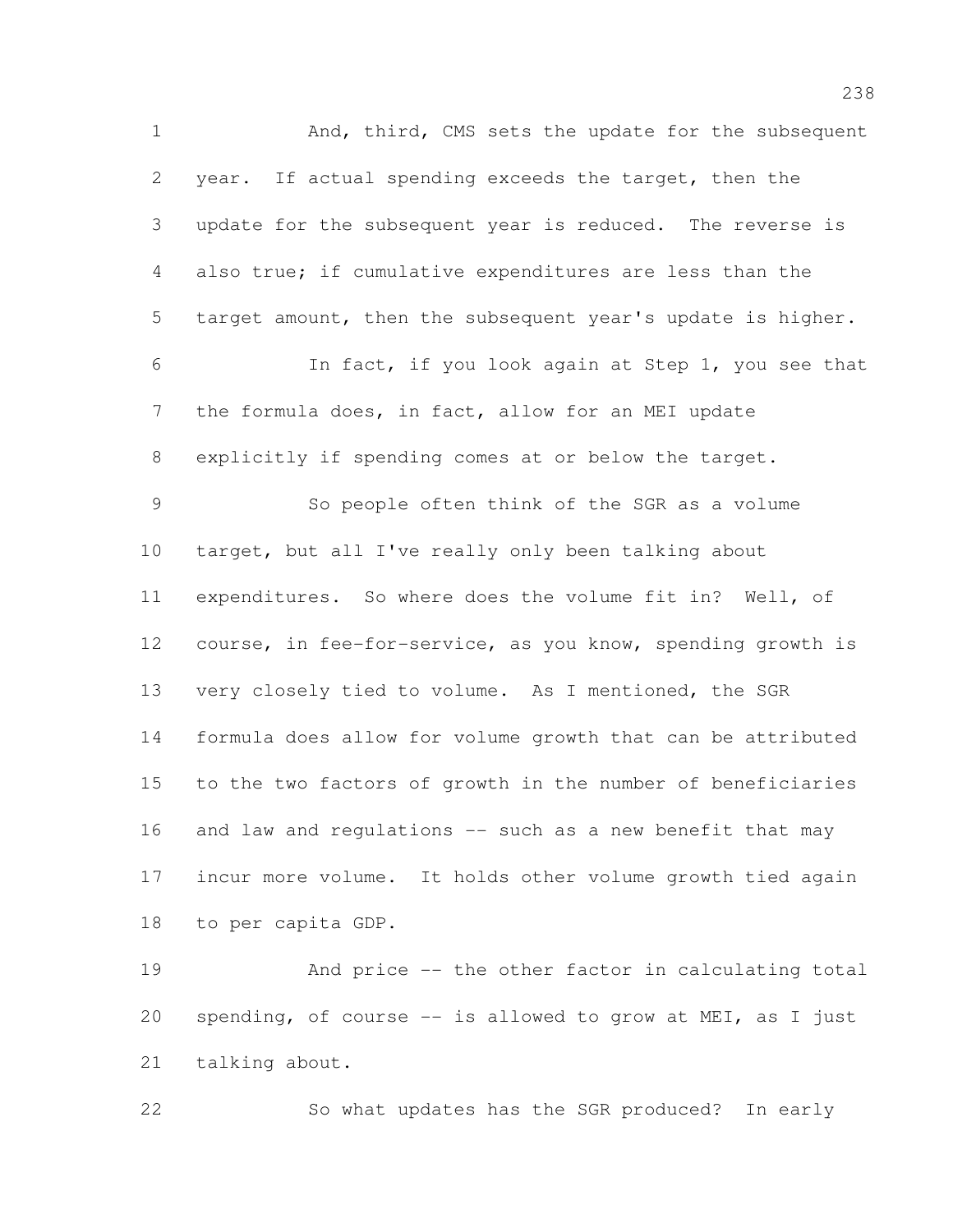And, third, CMS sets the update for the subsequent year. If actual spending exceeds the target, then the update for the subsequent year is reduced. The reverse is also true; if cumulative expenditures are less than the target amount, then the subsequent year's update is higher.

In fact, if you look again at Step 1, you see that the formula does, in fact, allow for an MEI update explicitly if spending comes at or below the target.

So people often think of the SGR as a volume target, but all I've really only been talking about expenditures. So where does the volume fit in? Well, of course, in fee-for-service, as you know, spending growth is very closely tied to volume. As I mentioned, the SGR formula does allow for volume growth that can be attributed to the two factors of growth in the number of beneficiaries and law and regulations -- such as a new benefit that may incur more volume. It holds other volume growth tied again to per capita GDP.

And price -- the other factor in calculating total spending, of course -- is allowed to grow at MEI, as I just talking about.

So what updates has the SGR produced? In early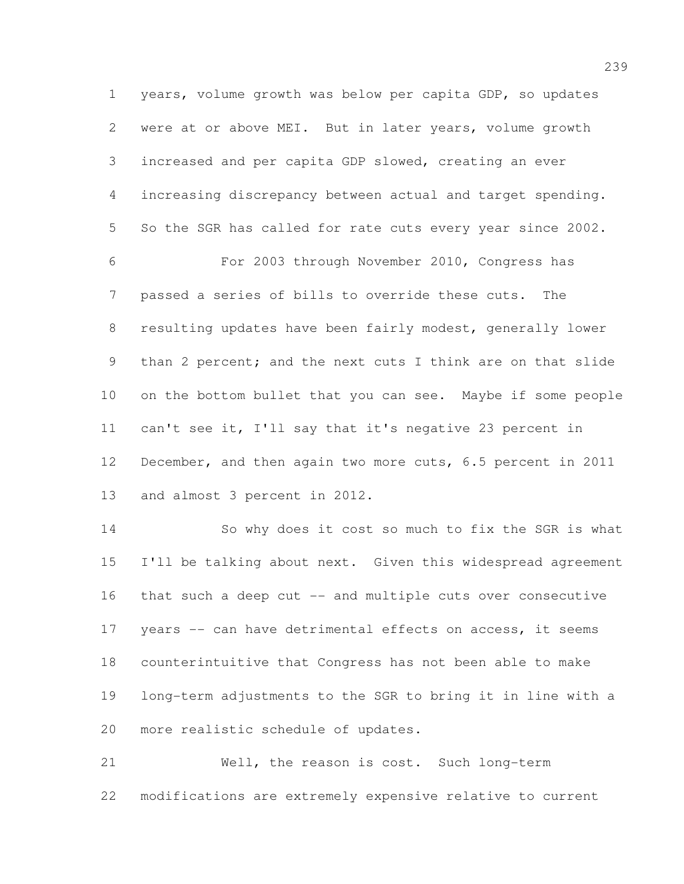years, volume growth was below per capita GDP, so updates were at or above MEI. But in later years, volume growth increased and per capita GDP slowed, creating an ever increasing discrepancy between actual and target spending. So the SGR has called for rate cuts every year since 2002.

For 2003 through November 2010, Congress has passed a series of bills to override these cuts. The resulting updates have been fairly modest, generally lower than 2 percent; and the next cuts I think are on that slide on the bottom bullet that you can see. Maybe if some people can't see it, I'll say that it's negative 23 percent in December, and then again two more cuts, 6.5 percent in 2011 and almost 3 percent in 2012.

So why does it cost so much to fix the SGR is what I'll be talking about next. Given this widespread agreement that such a deep cut -- and multiple cuts over consecutive years -- can have detrimental effects on access, it seems counterintuitive that Congress has not been able to make long-term adjustments to the SGR to bring it in line with a more realistic schedule of updates.

Well, the reason is cost. Such long-term modifications are extremely expensive relative to current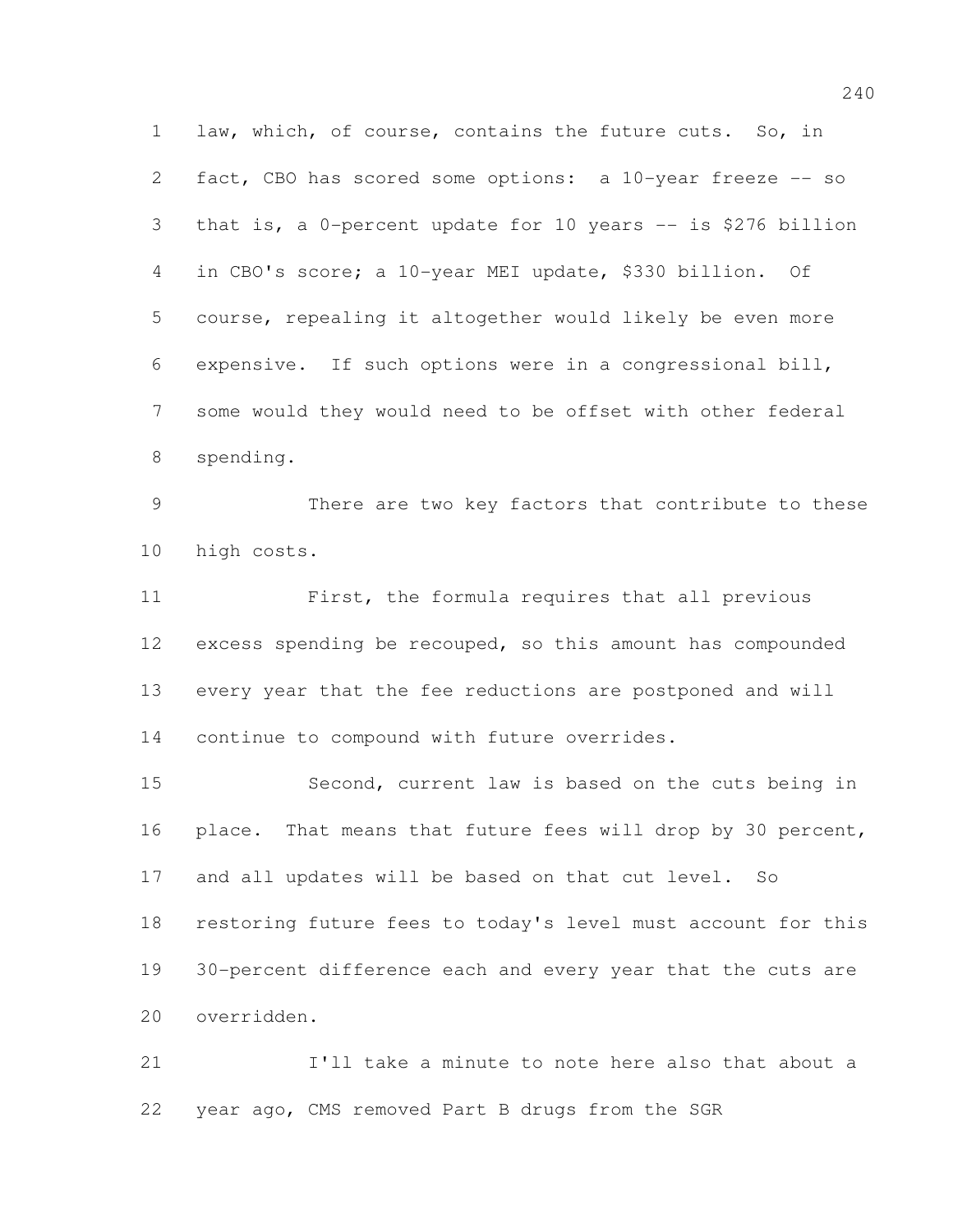law, which, of course, contains the future cuts. So, in fact, CBO has scored some options: a 10-year freeze -- so that is, a 0-percent update for 10 years -- is $276 billion in CBO's score; a 10-year MEI update, $330 billion. Of course, repealing it altogether would likely be even more expensive. If such options were in a congressional bill, some would they would need to be offset with other federal spending.

There are two key factors that contribute to these high costs.

First, the formula requires that all previous excess spending be recouped, so this amount has compounded every year that the fee reductions are postponed and will continue to compound with future overrides.

Second, current law is based on the cuts being in place. That means that future fees will drop by 30 percent, and all updates will be based on that cut level. So restoring future fees to today's level must account for this 30-percent difference each and every year that the cuts are overridden.

I'll take a minute to note here also that about a year ago, CMS removed Part B drugs from the SGR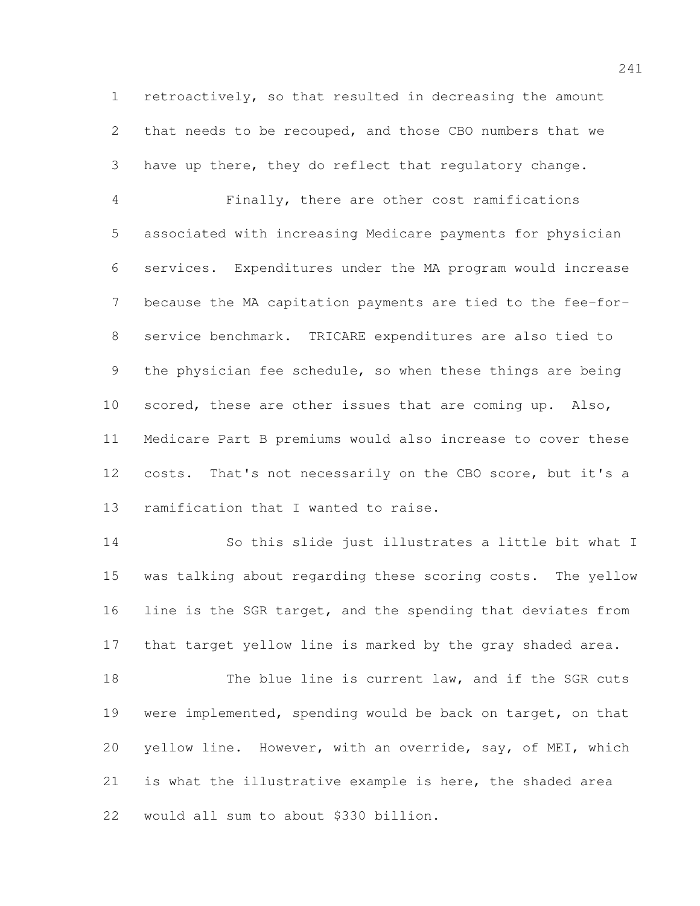retroactively, so that resulted in decreasing the amount that needs to be recouped, and those CBO numbers that we have up there, they do reflect that regulatory change.

Finally, there are other cost ramifications associated with increasing Medicare payments for physician services. Expenditures under the MA program would increase because the MA capitation payments are tied to the fee-for-service benchmark. TRICARE expenditures are also tied to the physician fee schedule, so when these things are being scored, these are other issues that are coming up. Also, Medicare Part B premiums would also increase to cover these costs. That's not necessarily on the CBO score, but it's a ramification that I wanted to raise.

So this slide just illustrates a little bit what I was talking about regarding these scoring costs. The yellow line is the SGR target, and the spending that deviates from that target yellow line is marked by the gray shaded area.

The blue line is current law, and if the SGR cuts were implemented, spending would be back on target, on that yellow line. However, with an override, say, of MEI, which is what the illustrative example is here, the shaded area would all sum to about $330 billion.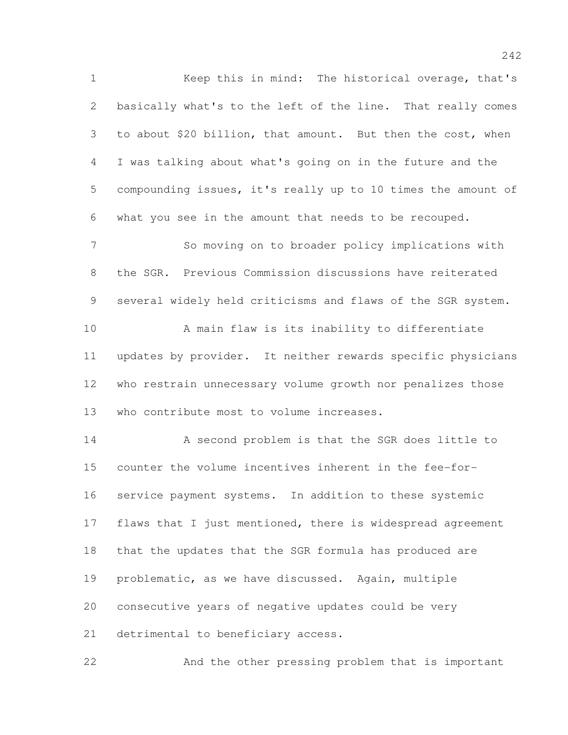Keep this in mind: The historical overage, that's basically what's to the left of the line. That really comes to about $20 billion, that amount. But then the cost, when I was talking about what's going on in the future and the compounding issues, it's really up to 10 times the amount of what you see in the amount that needs to be recouped.

So moving on to broader policy implications with the SGR. Previous Commission discussions have reiterated several widely held criticisms and flaws of the SGR system.

A main flaw is its inability to differentiate updates by provider. It neither rewards specific physicians who restrain unnecessary volume growth nor penalizes those who contribute most to volume increases.

A second problem is that the SGR does little to counter the volume incentives inherent in the fee-for-service payment systems. In addition to these systemic flaws that I just mentioned, there is widespread agreement that the updates that the SGR formula has produced are problematic, as we have discussed. Again, multiple consecutive years of negative updates could be very detrimental to beneficiary access.

And the other pressing problem that is important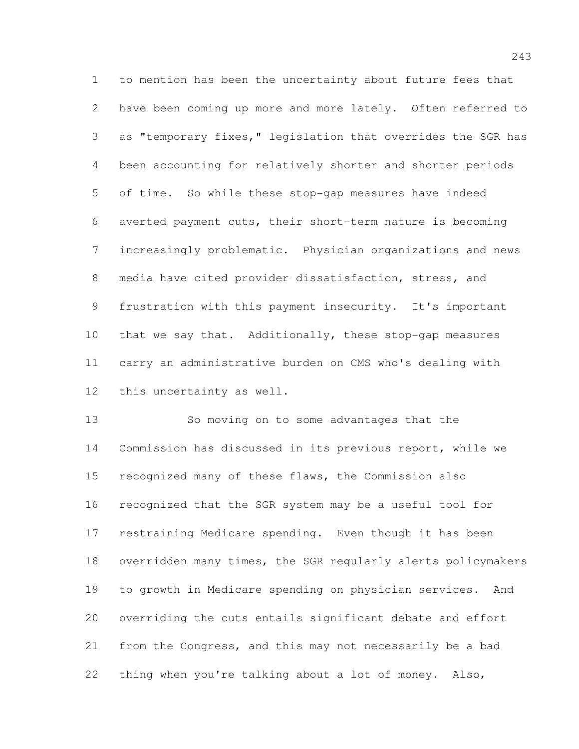to mention has been the uncertainty about future fees that have been coming up more and more lately. Often referred to as "temporary fixes," legislation that overrides the SGR has been accounting for relatively shorter and shorter periods of time. So while these stop-gap measures have indeed averted payment cuts, their short-term nature is becoming increasingly problematic. Physician organizations and news media have cited provider dissatisfaction, stress, and frustration with this payment insecurity. It's important that we say that. Additionally, these stop-gap measures carry an administrative burden on CMS who's dealing with this uncertainty as well.

So moving on to some advantages that the Commission has discussed in its previous report, while we recognized many of these flaws, the Commission also recognized that the SGR system may be a useful tool for restraining Medicare spending. Even though it has been overridden many times, the SGR regularly alerts policymakers to growth in Medicare spending on physician services. And overriding the cuts entails significant debate and effort from the Congress, and this may not necessarily be a bad thing when you're talking about a lot of money. Also,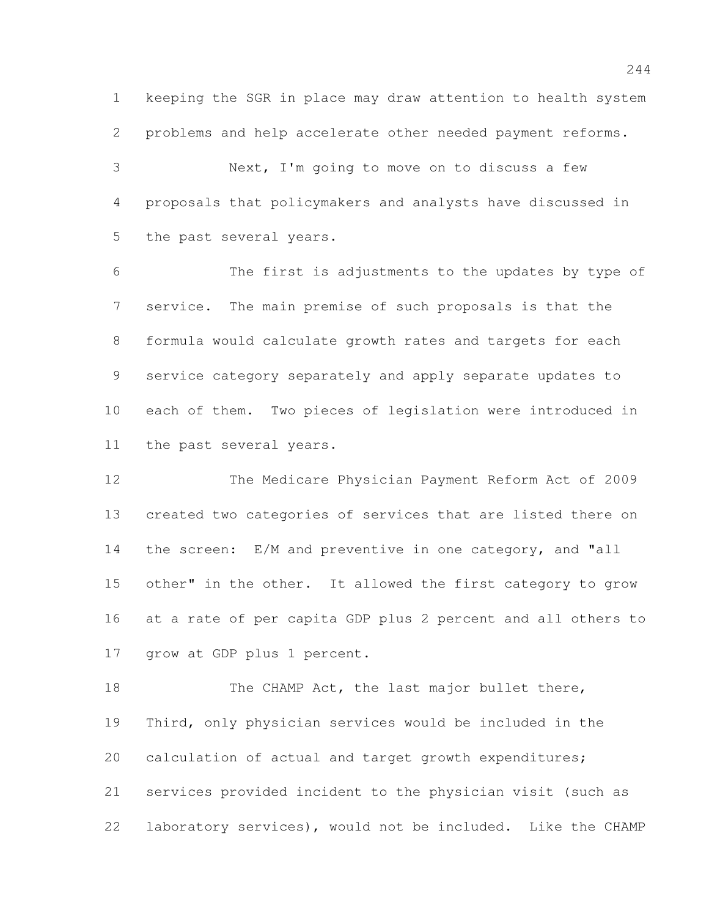keeping the SGR in place may draw attention to health system problems and help accelerate other needed payment reforms.

Next, I'm going to move on to discuss a few proposals that policymakers and analysts have discussed in the past several years.

The first is adjustments to the updates by type of service. The main premise of such proposals is that the formula would calculate growth rates and targets for each service category separately and apply separate updates to each of them. Two pieces of legislation were introduced in the past several years.

The Medicare Physician Payment Reform Act of 2009 created two categories of services that are listed there on the screen: E/M and preventive in one category, and "all other" in the other. It allowed the first category to grow at a rate of per capita GDP plus 2 percent and all others to grow at GDP plus 1 percent.

The CHAMP Act, the last major bullet there, Third, only physician services would be included in the calculation of actual and target growth expenditures; services provided incident to the physician visit (such as laboratory services), would not be included. Like the CHAMP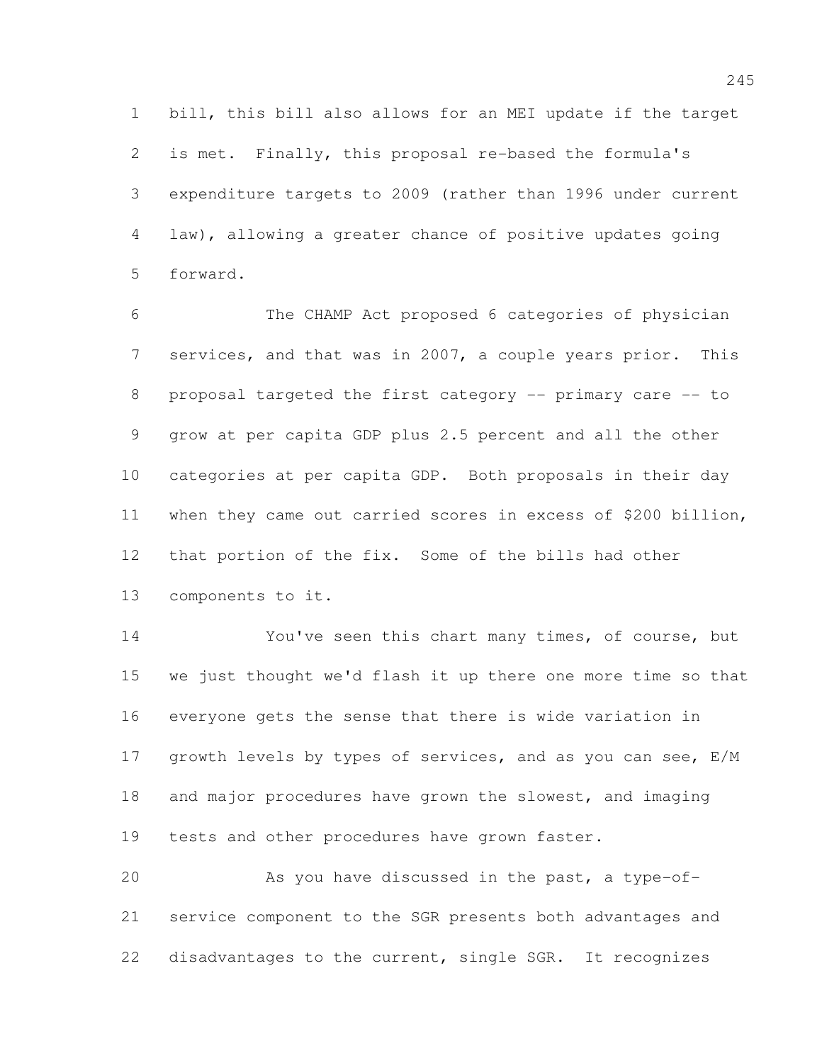bill, this bill also allows for an MEI update if the target is met. Finally, this proposal re-based the formula's expenditure targets to 2009 (rather than 1996 under current law), allowing a greater chance of positive updates going forward.

The CHAMP Act proposed 6 categories of physician services, and that was in 2007, a couple years prior. This proposal targeted the first category -- primary care -- to grow at per capita GDP plus 2.5 percent and all the other categories at per capita GDP. Both proposals in their day when they came out carried scores in excess of $200 billion, that portion of the fix. Some of the bills had other components to it.

You've seen this chart many times, of course, but we just thought we'd flash it up there one more time so that everyone gets the sense that there is wide variation in growth levels by types of services, and as you can see, E/M and major procedures have grown the slowest, and imaging tests and other procedures have grown faster.

As you have discussed in the past, a type-of-service component to the SGR presents both advantages and disadvantages to the current, single SGR. It recognizes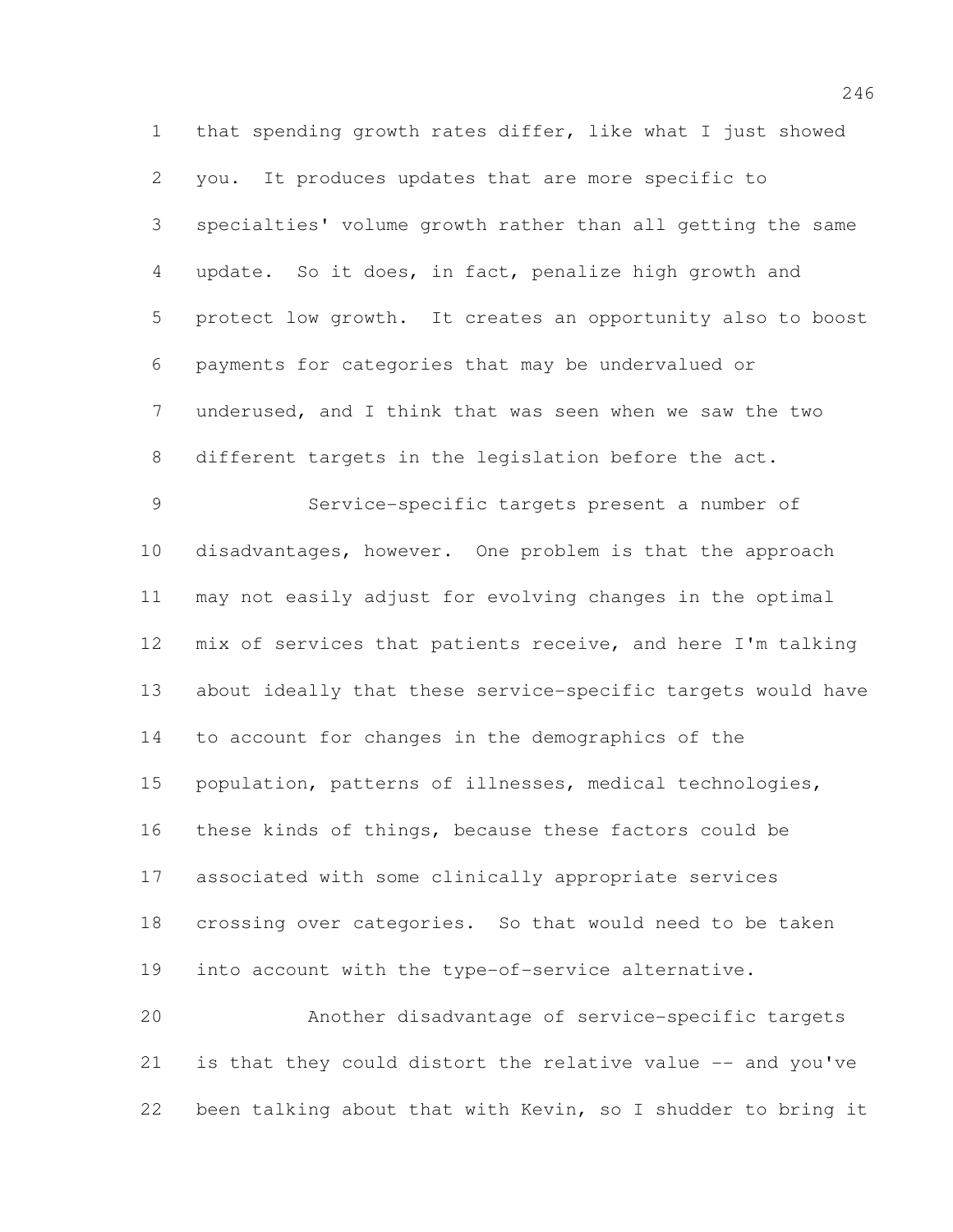that spending growth rates differ, like what I just showed you. It produces updates that are more specific to specialties' volume growth rather than all getting the same update. So it does, in fact, penalize high growth and protect low growth. It creates an opportunity also to boost payments for categories that may be undervalued or underused, and I think that was seen when we saw the two different targets in the legislation before the act.

Service-specific targets present a number of disadvantages, however. One problem is that the approach may not easily adjust for evolving changes in the optimal mix of services that patients receive, and here I'm talking about ideally that these service-specific targets would have to account for changes in the demographics of the population, patterns of illnesses, medical technologies, these kinds of things, because these factors could be associated with some clinically appropriate services crossing over categories. So that would need to be taken into account with the type-of-service alternative.

Another disadvantage of service-specific targets is that they could distort the relative value -- and you've been talking about that with Kevin, so I shudder to bring it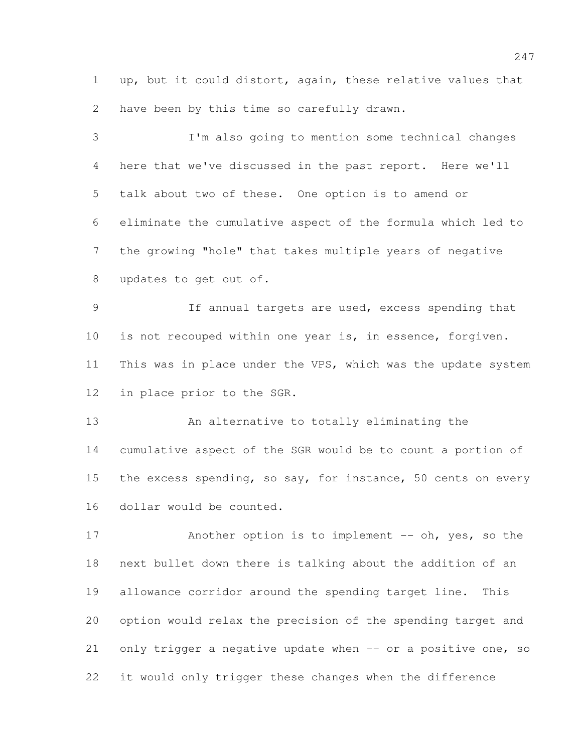up, but it could distort, again, these relative values that have been by this time so carefully drawn.

I'm also going to mention some technical changes here that we've discussed in the past report. Here we'll talk about two of these. One option is to amend or eliminate the cumulative aspect of the formula which led to the growing "hole" that takes multiple years of negative updates to get out of.

If annual targets are used, excess spending that is not recouped within one year is, in essence, forgiven. This was in place under the VPS, which was the update system in place prior to the SGR.

An alternative to totally eliminating the cumulative aspect of the SGR would be to count a portion of the excess spending, so say, for instance, 50 cents on every dollar would be counted.

Another option is to implement -- oh, yes, so the next bullet down there is talking about the addition of an allowance corridor around the spending target line. This option would relax the precision of the spending target and only trigger a negative update when -- or a positive one, so it would only trigger these changes when the difference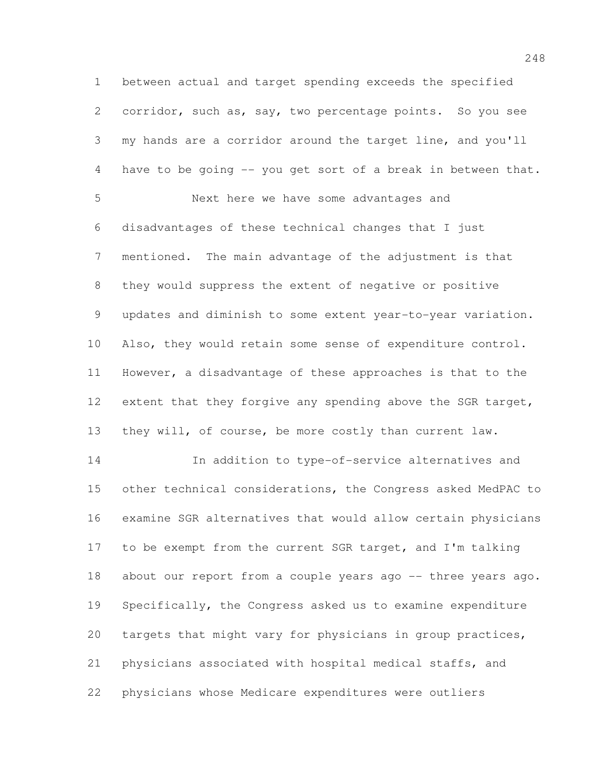between actual and target spending exceeds the specified corridor, such as, say, two percentage points. So you see my hands are a corridor around the target line, and you'll have to be going -- you get sort of a break in between that.

Next here we have some advantages and disadvantages of these technical changes that I just mentioned. The main advantage of the adjustment is that they would suppress the extent of negative or positive updates and diminish to some extent year-to-year variation. Also, they would retain some sense of expenditure control. However, a disadvantage of these approaches is that to the extent that they forgive any spending above the SGR target, they will, of course, be more costly than current law.

In addition to type-of-service alternatives and other technical considerations, the Congress asked MedPAC to examine SGR alternatives that would allow certain physicians to be exempt from the current SGR target, and I'm talking about our report from a couple years ago -- three years ago. Specifically, the Congress asked us to examine expenditure targets that might vary for physicians in group practices, physicians associated with hospital medical staffs, and physicians whose Medicare expenditures were outliers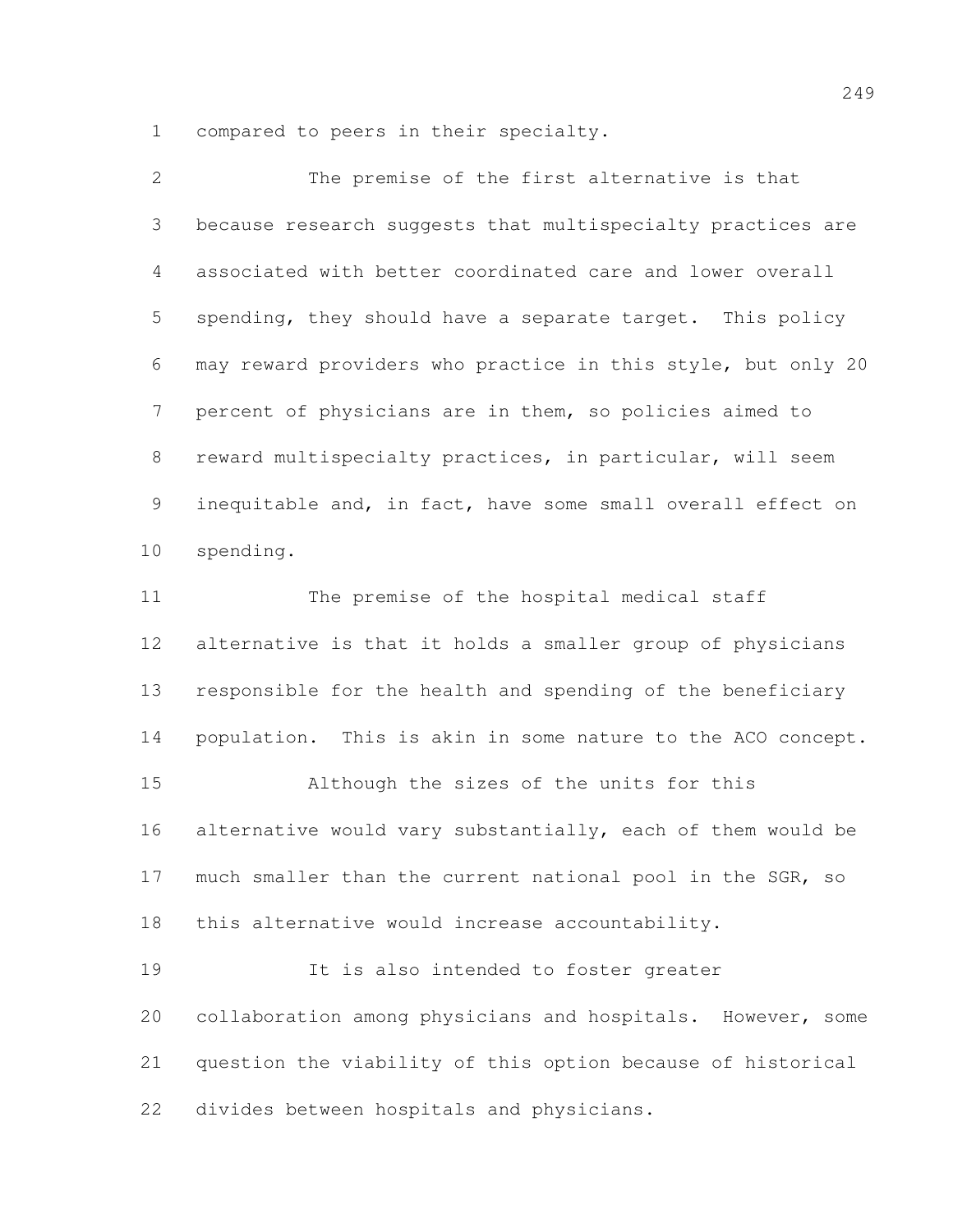compared to peers in their specialty.

The premise of the first alternative is that because research suggests that multispecialty practices are associated with better coordinated care and lower overall spending, they should have a separate target. This policy may reward providers who practice in this style, but only 20 percent of physicians are in them, so policies aimed to reward multispecialty practices, in particular, will seem inequitable and, in fact, have some small overall effect on spending.

The premise of the hospital medical staff alternative is that it holds a smaller group of physicians responsible for the health and spending of the beneficiary population. This is akin in some nature to the ACO concept.

Although the sizes of the units for this alternative would vary substantially, each of them would be much smaller than the current national pool in the SGR, so this alternative would increase accountability.

It is also intended to foster greater collaboration among physicians and hospitals. However, some question the viability of this option because of historical divides between hospitals and physicians.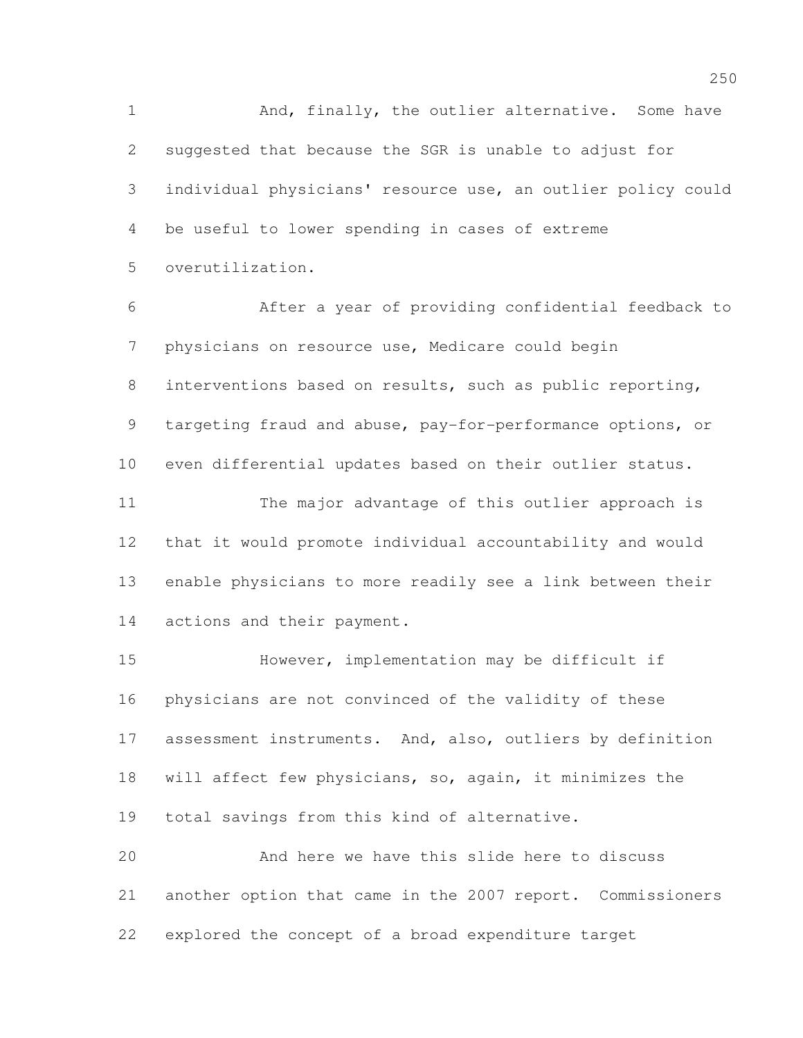And, finally, the outlier alternative. Some have suggested that because the SGR is unable to adjust for individual physicians' resource use, an outlier policy could be useful to lower spending in cases of extreme overutilization.

After a year of providing confidential feedback to physicians on resource use, Medicare could begin interventions based on results, such as public reporting, targeting fraud and abuse, pay-for-performance options, or even differential updates based on their outlier status.

The major advantage of this outlier approach is that it would promote individual accountability and would enable physicians to more readily see a link between their actions and their payment.

However, implementation may be difficult if physicians are not convinced of the validity of these assessment instruments. And, also, outliers by definition will affect few physicians, so, again, it minimizes the total savings from this kind of alternative.

And here we have this slide here to discuss another option that came in the 2007 report. Commissioners explored the concept of a broad expenditure target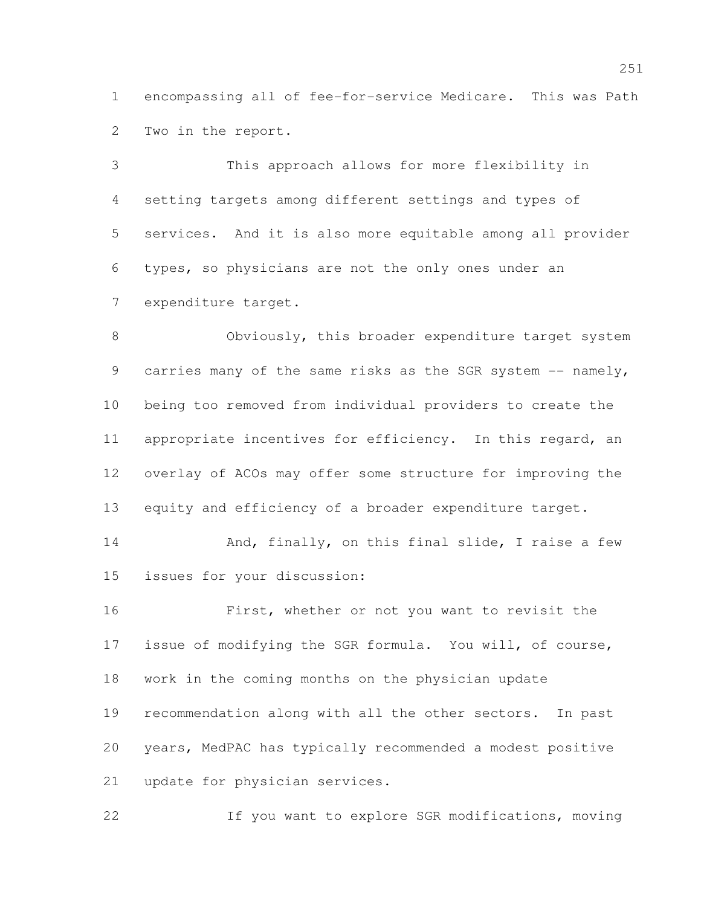encompassing all of fee-for-service Medicare. This was Path Two in the report.

This approach allows for more flexibility in setting targets among different settings and types of services. And it is also more equitable among all provider types, so physicians are not the only ones under an expenditure target.

Obviously, this broader expenditure target system carries many of the same risks as the SGR system -- namely, being too removed from individual providers to create the appropriate incentives for efficiency. In this regard, an overlay of ACOs may offer some structure for improving the equity and efficiency of a broader expenditure target.

And, finally, on this final slide, I raise a few issues for your discussion:

First, whether or not you want to revisit the issue of modifying the SGR formula. You will, of course, work in the coming months on the physician update recommendation along with all the other sectors. In past years, MedPAC has typically recommended a modest positive update for physician services.

If you want to explore SGR modifications, moving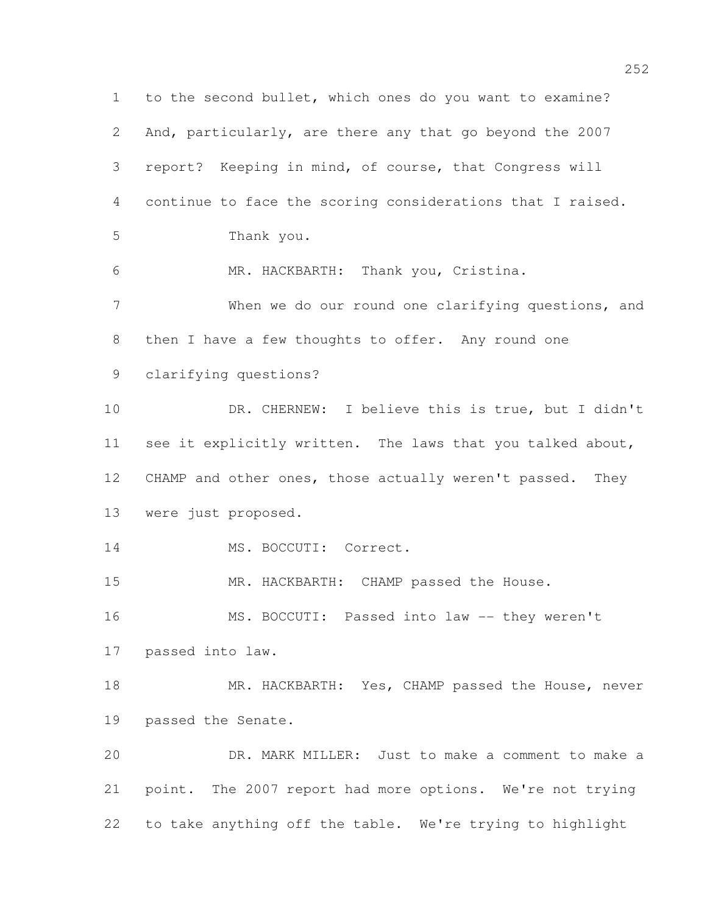to the second bullet, which ones do you want to examine? And, particularly, are there any that go beyond the 2007 report? Keeping in mind, of course, that Congress will continue to face the scoring considerations that I raised.

Thank you.

MR. HACKBARTH: Thank you, Cristina.

When we do our round one clarifying questions, and then I have a few thoughts to offer. Any round one clarifying questions?

DR. CHERNEW: I believe this is true, but I didn't see it explicitly written. The laws that you talked about, CHAMP and other ones, those actually weren't passed. They were just proposed.

MS. BOCCUTI: Correct.

MR. HACKBARTH: CHAMP passed the House.

MS. BOCCUTI: Passed into law -- they weren't passed into law.

MR. HACKBARTH: Yes, CHAMP passed the House, never passed the Senate.

DR. MARK MILLER: Just to make a comment to make a point. The 2007 report had more options. We're not trying to take anything off the table. We're trying to highlight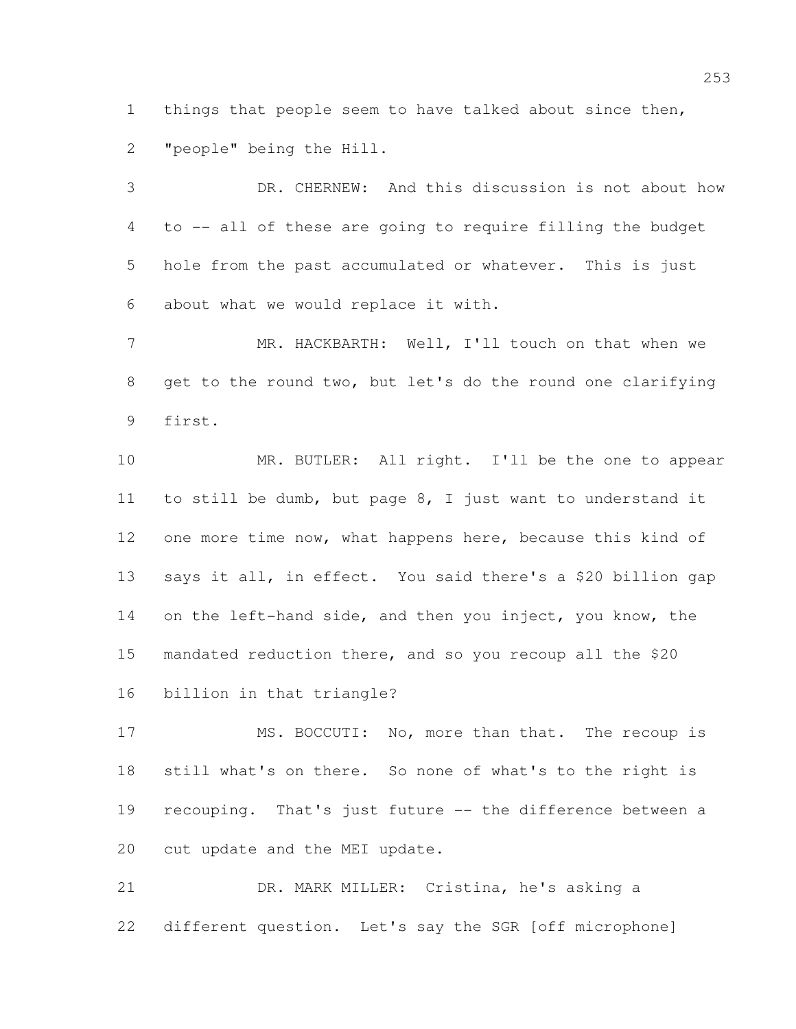things that people seem to have talked about since then, "people" being the Hill.

DR. CHERNEW: And this discussion is not about how to -- all of these are going to require filling the budget hole from the past accumulated or whatever. This is just about what we would replace it with.

MR. HACKBARTH: Well, I'll touch on that when we get to the round two, but let's do the round one clarifying first.

MR. BUTLER: All right. I'll be the one to appear to still be dumb, but page 8, I just want to understand it one more time now, what happens here, because this kind of says it all, in effect. You said there's a $20 billion gap on the left-hand side, and then you inject, you know, the mandated reduction there, and so you recoup all the $20 billion in that triangle?

MS. BOCCUTI: No, more than that. The recoup is still what's on there. So none of what's to the right is recouping. That's just future -- the difference between a cut update and the MEI update.

DR. MARK MILLER: Cristina, he's asking a different question. Let's say the SGR [off microphone]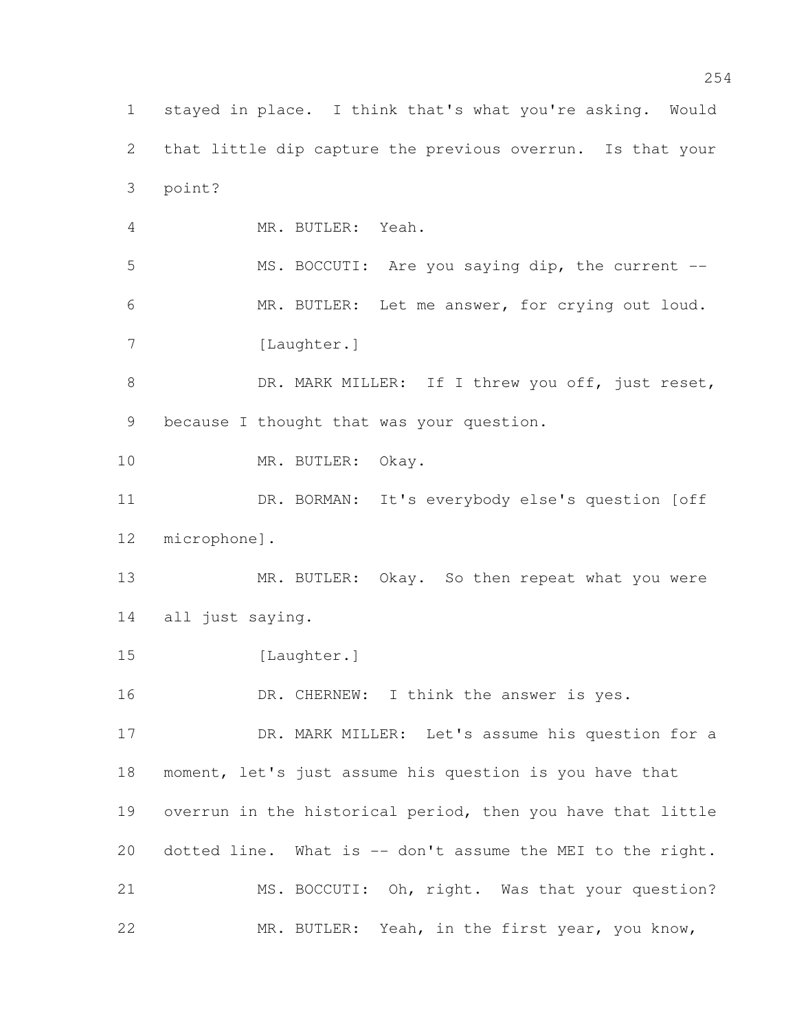stayed in place. I think that's what you're asking. Would that little dip capture the previous overrun. Is that your point?

MR. BUTLER: Yeah.

MS. BOCCUTI: Are you saying dip, the current --

MR. BUTLER: Let me answer, for crying out loud.

[Laughter.]

DR. MARK MILLER: If I threw you off, just reset, because I thought that was your question.

MR. BUTLER: Okay.

DR. BORMAN: It's everybody else's question [off microphone].

MR. BUTLER: Okay. So then repeat what you were all just saying.

[Laughter.]

DR. CHERNEW: I think the answer is yes.

DR. MARK MILLER: Let's assume his question for a moment, let's just assume his question is you have that overrun in the historical period, then you have that little dotted line. What is -- don't assume the MEI to the right.

MS. BOCCUTI: Oh, right. Was that your question?

MR. BUTLER: Yeah, in the first year, you know,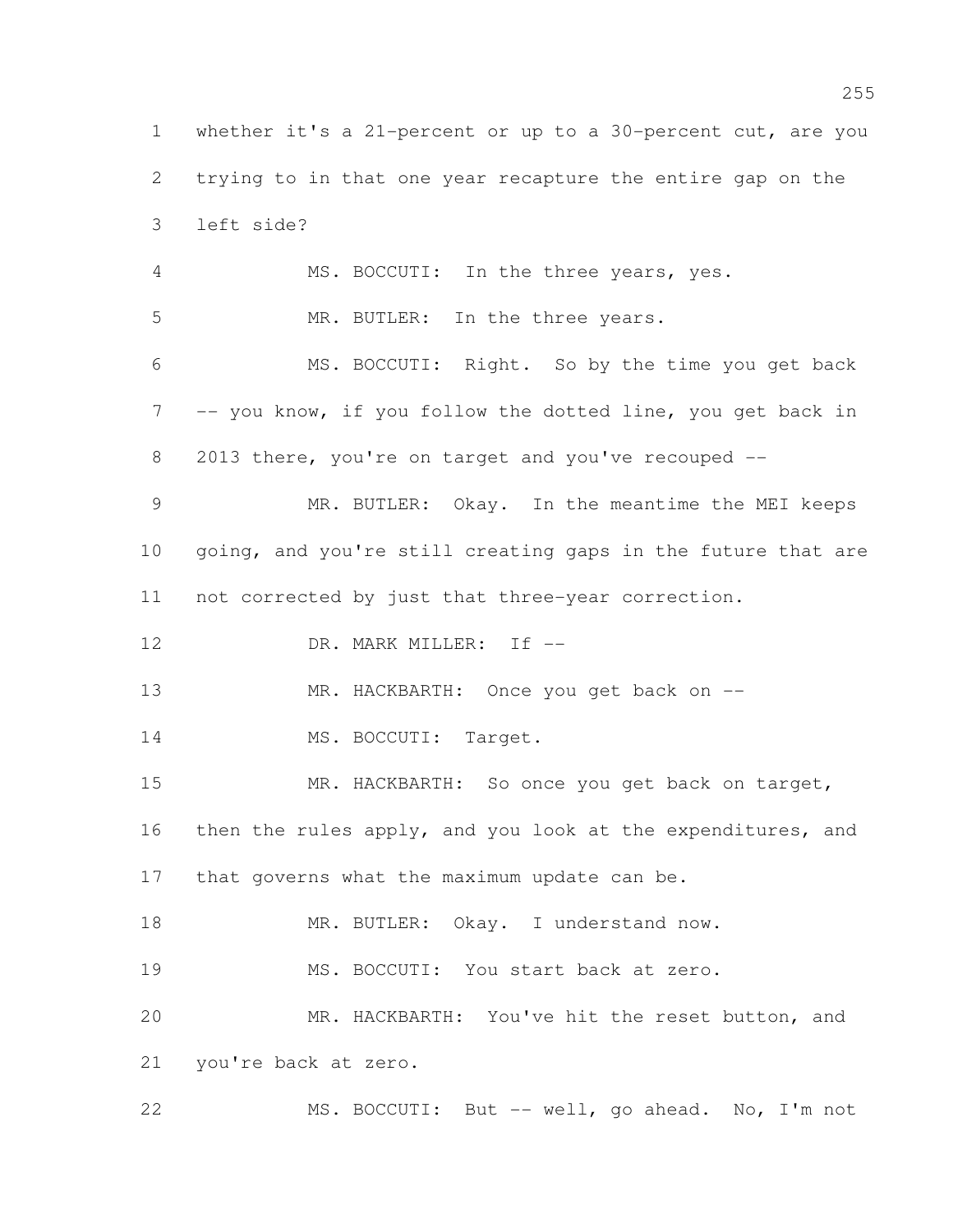whether it's a 21-percent or up to a 30-percent cut, are you trying to in that one year recapture the entire gap on the left side?

MS. BOCCUTI: In the three years, yes.

MR. BUTLER: In the three years.

MS. BOCCUTI: Right. So by the time you get back -- you know, if you follow the dotted line, you get back in 2013 there, you're on target and you've recouped --

MR. BUTLER: Okay. In the meantime the MEI keeps going, and you're still creating gaps in the future that are not corrected by just that three-year correction.

DR. MARK MILLER: If --

MR. HACKBARTH: Once you get back on --

MS. BOCCUTI: Target.

MR. HACKBARTH: So once you get back on target, then the rules apply, and you look at the expenditures, and that governs what the maximum update can be.

MR. BUTLER: Okay. I understand now.

MS. BOCCUTI: You start back at zero.

MR. HACKBARTH: You've hit the reset button, and you're back at zero.

MS. BOCCUTI: But -- well, go ahead. No, I'm not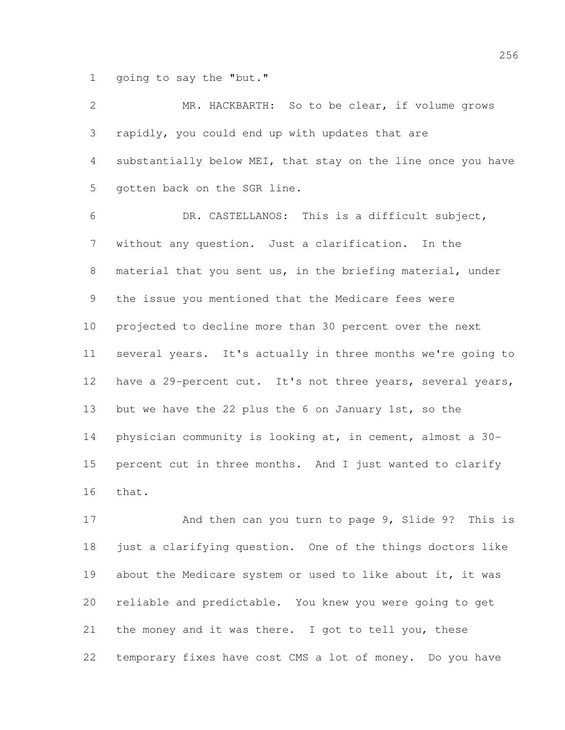going to say the "but."

MR. HACKBARTH: So to be clear, if volume grows rapidly, you could end up with updates that are substantially below MEI, that stay on the line once you have gotten back on the SGR line.

DR. CASTELLANOS: This is a difficult subject, without any question. Just a clarification. In the material that you sent us, in the briefing material, under the issue you mentioned that the Medicare fees were projected to decline more than 30 percent over the next several years. It's actually in three months we're going to have a 29-percent cut. It's not three years, several years, but we have the 22 plus the 6 on January 1st, so the physician community is looking at, in cement, almost a 30-percent cut in three months. And I just wanted to clarify that.

And then can you turn to page 9, Slide 9? This is just a clarifying question. One of the things doctors like about the Medicare system or used to like about it, it was reliable and predictable. You knew you were going to get the money and it was there. I got to tell you, these temporary fixes have cost CMS a lot of money. Do you have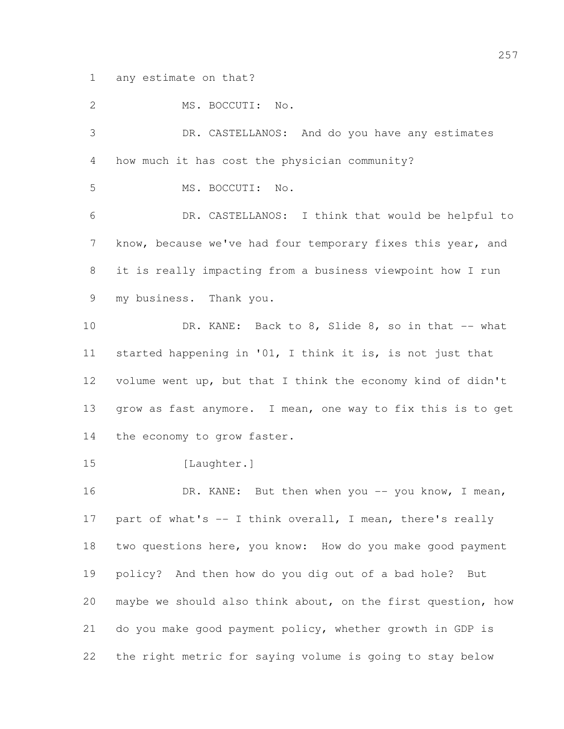any estimate on that?

MS. BOCCUTI: No.

DR. CASTELLANOS: And do you have any estimates how much it has cost the physician community?

MS. BOCCUTI: No.

DR. CASTELLANOS: I think that would be helpful to know, because we've had four temporary fixes this year, and it is really impacting from a business viewpoint how I run my business. Thank you.

DR. KANE: Back to 8, Slide 8, so in that -- what started happening in '01, I think it is, is not just that volume went up, but that I think the economy kind of didn't grow as fast anymore. I mean, one way to fix this is to get the economy to grow faster.

[Laughter.]

DR. KANE: But then when you -- you know, I mean, part of what's -- I think overall, I mean, there's really two questions here, you know: How do you make good payment policy? And then how do you dig out of a bad hole? But maybe we should also think about, on the first question, how do you make good payment policy, whether growth in GDP is the right metric for saying volume is going to stay below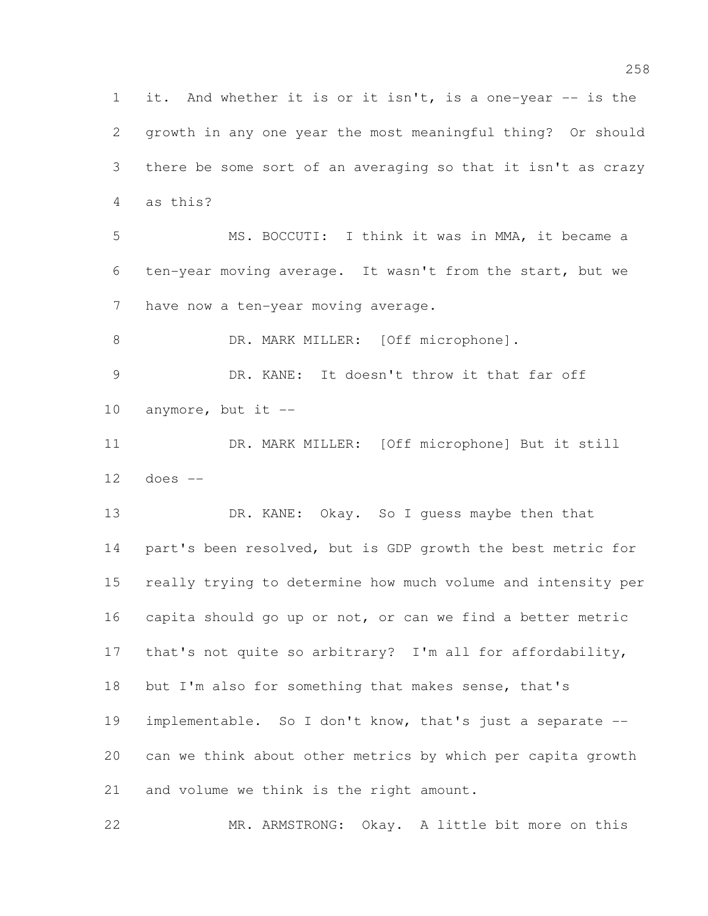it. And whether it is or it isn't, is a one-year -- is the growth in any one year the most meaningful thing? Or should there be some sort of an averaging so that it isn't as crazy as this?

MS. BOCCUTI: I think it was in MMA, it became a ten-year moving average. It wasn't from the start, but we have now a ten-year moving average.

DR. MARK MILLER: [Off microphone].

DR. KANE: It doesn't throw it that far off anymore, but it --

DR. MARK MILLER: [Off microphone] But it still does --

DR. KANE: Okay. So I guess maybe then that part's been resolved, but is GDP growth the best metric for really trying to determine how much volume and intensity per capita should go up or not, or can we find a better metric that's not quite so arbitrary? I'm all for affordability, but I'm also for something that makes sense, that's implementable. So I don't know, that's just a separate -- can we think about other metrics by which per capita growth and volume we think is the right amount.

MR. ARMSTRONG: Okay. A little bit more on this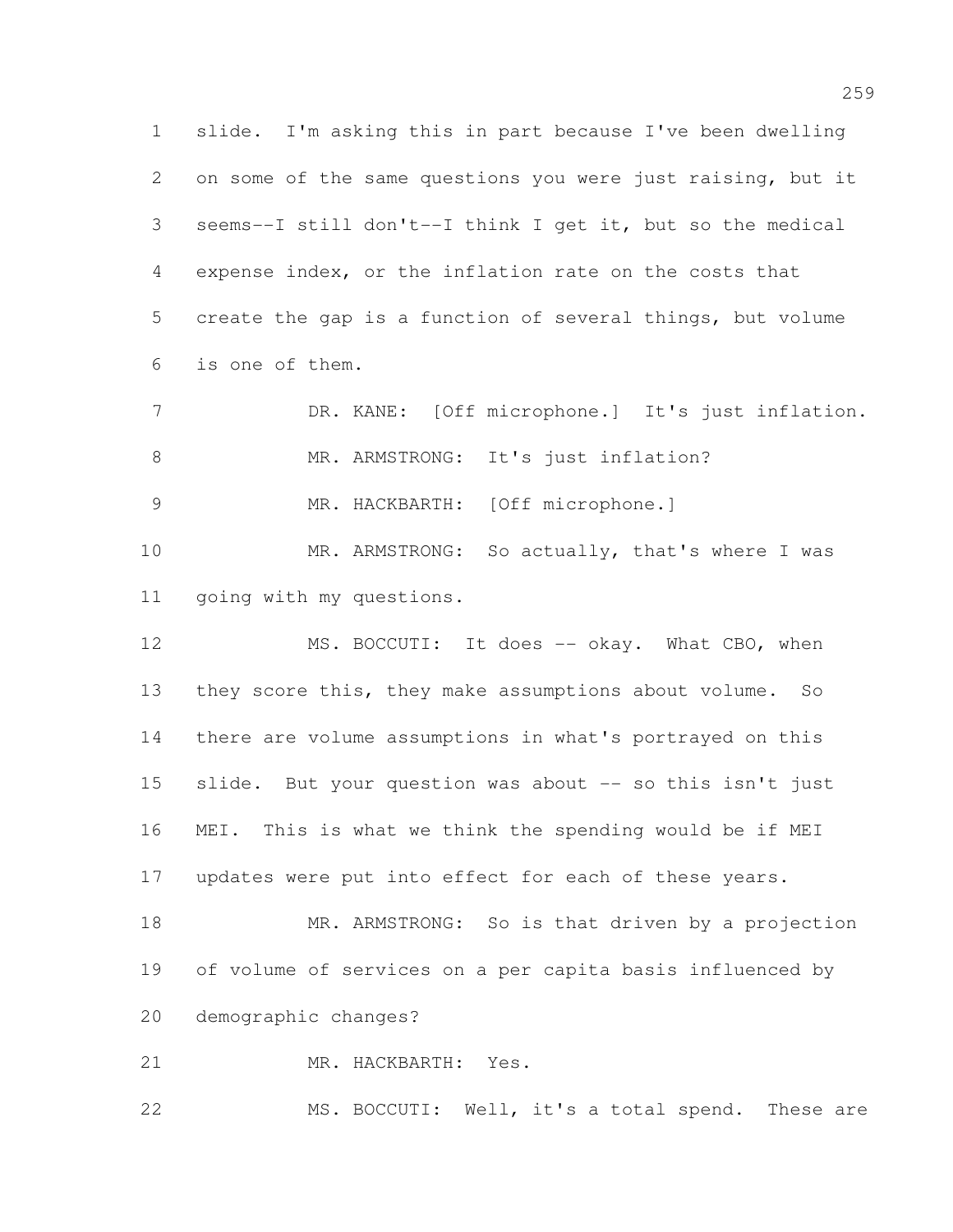slide. I'm asking this in part because I've been dwelling on some of the same questions you were just raising, but it seems--I still don't--I think I get it, but so the medical expense index, or the inflation rate on the costs that create the gap is a function of several things, but volume is one of them.

DR. KANE: [Off microphone.] It's just inflation.

MR. ARMSTRONG: It's just inflation?

MR. HACKBARTH: [Off microphone.]

MR. ARMSTRONG: So actually, that's where I was going with my questions.

MS. BOCCUTI: It does -- okay. What CBO, when they score this, they make assumptions about volume. So there are volume assumptions in what's portrayed on this slide. But your question was about -- so this isn't just MEI. This is what we think the spending would be if MEI updates were put into effect for each of these years.

MR. ARMSTRONG: So is that driven by a projection of volume of services on a per capita basis influenced by demographic changes?

MR. HACKBARTH: Yes.

MS. BOCCUTI: Well, it's a total spend. These are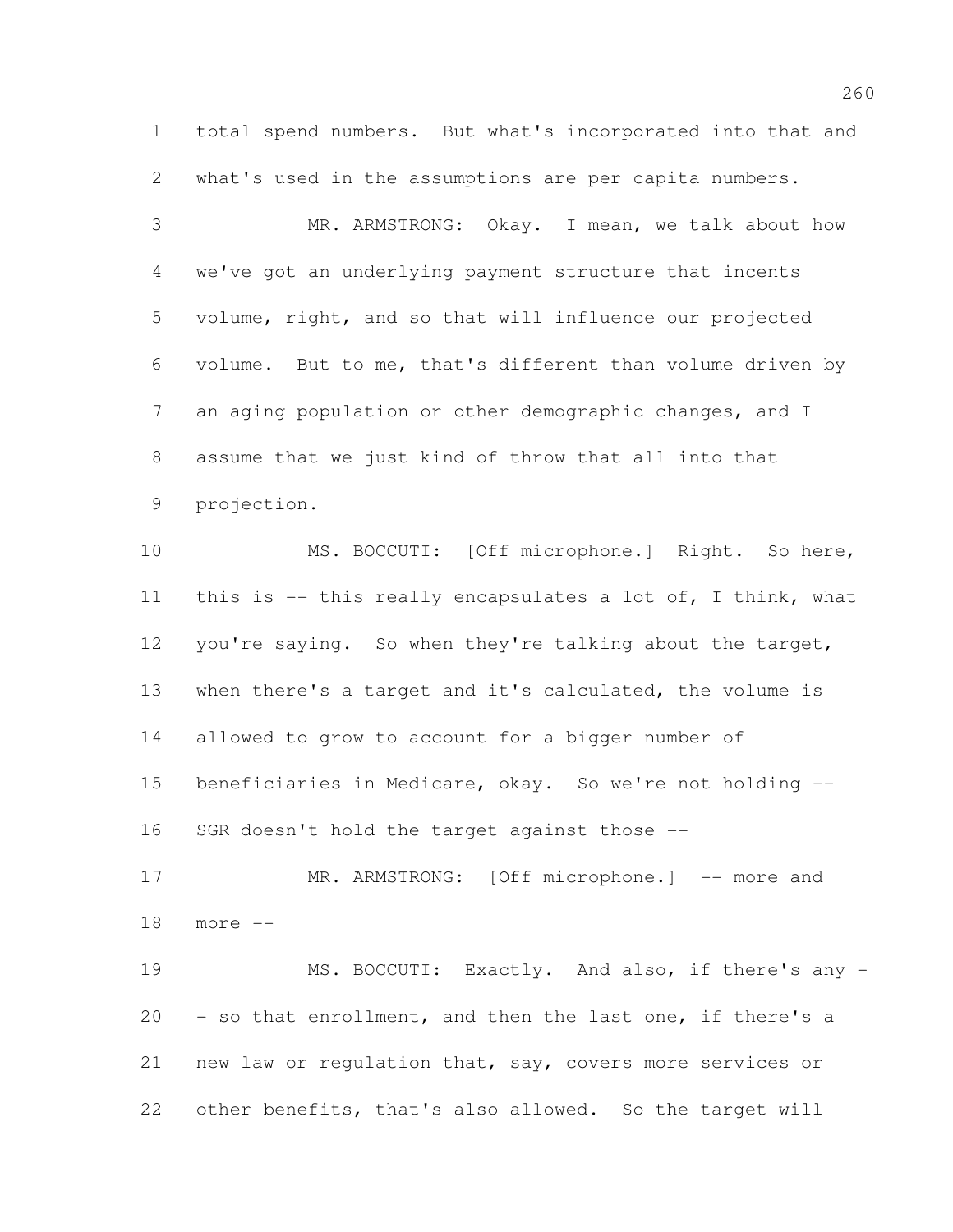total spend numbers. But what's incorporated into that and what's used in the assumptions are per capita numbers.

MR. ARMSTRONG: Okay. I mean, we talk about how we've got an underlying payment structure that incents volume, right, and so that will influence our projected volume. But to me, that's different than volume driven by an aging population or other demographic changes, and I assume that we just kind of throw that all into that projection.

MS. BOCCUTI: [Off microphone.] Right. So here, this is -- this really encapsulates a lot of, I think, what you're saying. So when they're talking about the target, when there's a target and it's calculated, the volume is allowed to grow to account for a bigger number of beneficiaries in Medicare, okay. So we're not holding -- SGR doesn't hold the target against those --

MR. ARMSTRONG: [Off microphone.] -- more and more --

MS. BOCCUTI: Exactly. And also, if there's any -- so that enrollment, and then the last one, if there's a new law or regulation that, say, covers more services or other benefits, that's also allowed. So the target will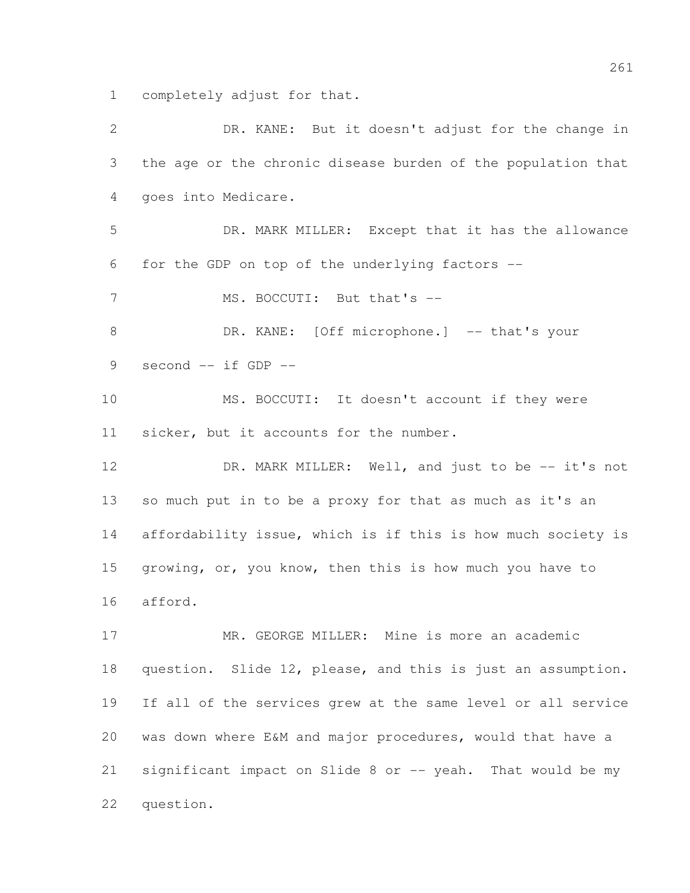completely adjust for that.

DR. KANE: But it doesn't adjust for the change in the age or the chronic disease burden of the population that goes into Medicare.

DR. MARK MILLER: Except that it has the allowance for the GDP on top of the underlying factors --

MS. BOCCUTI: But that's --

DR. KANE: [Off microphone.] -- that's your second -- if GDP --

MS. BOCCUTI: It doesn't account if they were sicker, but it accounts for the number.

DR. MARK MILLER: Well, and just to be -- it's not so much put in to be a proxy for that as much as it's an affordability issue, which is if this is how much society is growing, or, you know, then this is how much you have to afford.

MR. GEORGE MILLER: Mine is more an academic question. Slide 12, please, and this is just an assumption. If all of the services grew at the same level or all service was down where E&M and major procedures, would that have a significant impact on Slide 8 or -- yeah. That would be my question.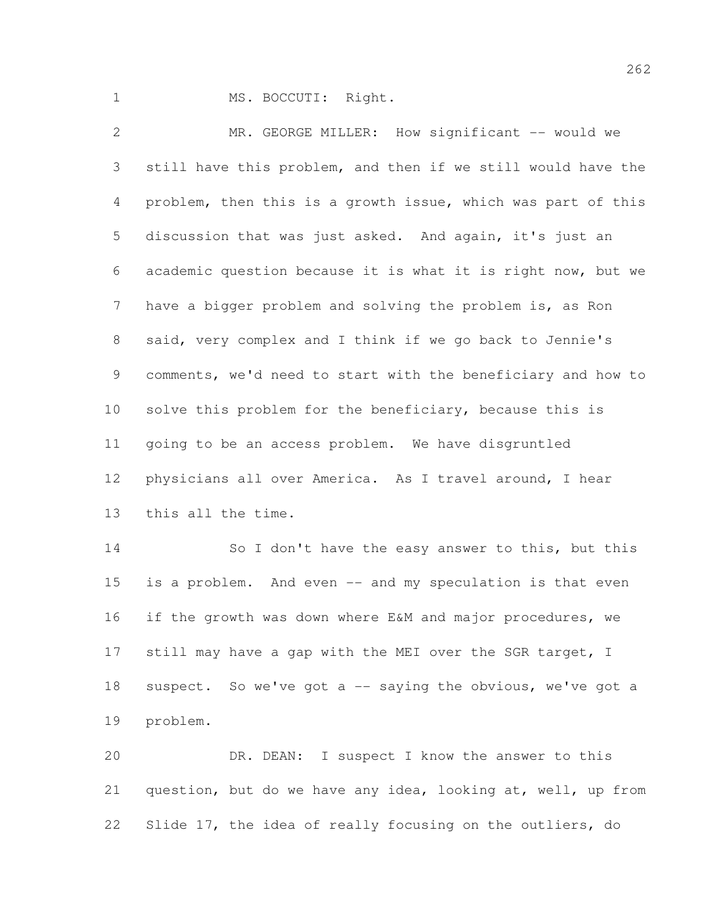MS. BOCCUTI: Right.

MR. GEORGE MILLER: How significant -- would we still have this problem, and then if we still would have the problem, then this is a growth issue, which was part of this discussion that was just asked. And again, it's just an academic question because it is what it is right now, but we have a bigger problem and solving the problem is, as Ron said, very complex and I think if we go back to Jennie's comments, we'd need to start with the beneficiary and how to solve this problem for the beneficiary, because this is going to be an access problem. We have disgruntled physicians all over America. As I travel around, I hear this all the time.

So I don't have the easy answer to this, but this is a problem. And even -- and my speculation is that even if the growth was down where E&M and major procedures, we still may have a gap with the MEI over the SGR target, I suspect. So we've got a -- saying the obvious, we've got a problem.

DR. DEAN: I suspect I know the answer to this question, but do we have any idea, looking at, well, up from Slide 17, the idea of really focusing on the outliers, do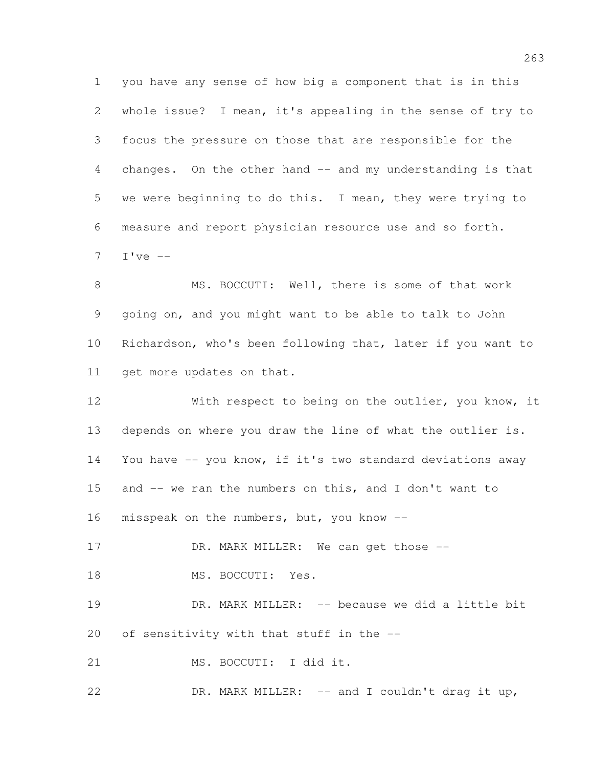you have any sense of how big a component that is in this whole issue? I mean, it's appealing in the sense of try to focus the pressure on those that are responsible for the changes. On the other hand -- and my understanding is that we were beginning to do this. I mean, they were trying to measure and report physician resource use and so forth. I've --

MS. BOCCUTI: Well, there is some of that work going on, and you might want to be able to talk to John Richardson, who's been following that, later if you want to get more updates on that.

With respect to being on the outlier, you know, it depends on where you draw the line of what the outlier is. You have -- you know, if it's two standard deviations away and -- we ran the numbers on this, and I don't want to misspeak on the numbers, but, you know --

DR. MARK MILLER: We can get those --

MS. BOCCUTI: Yes.

DR. MARK MILLER: -- because we did a little bit of sensitivity with that stuff in the --

MS. BOCCUTI: I did it.

DR. MARK MILLER: -- and I couldn't drag it up,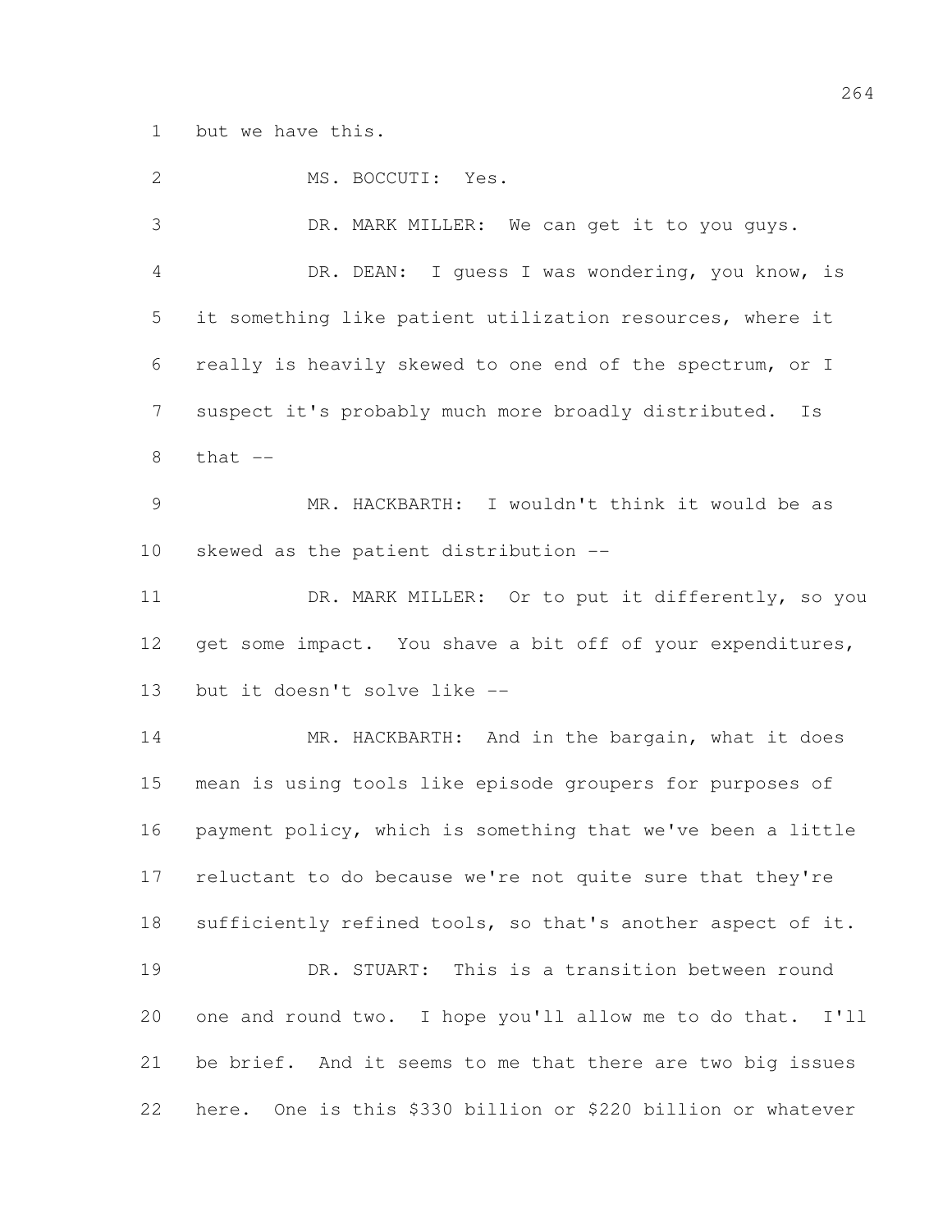but we have this.

MS. BOCCUTI: Yes.

DR. MARK MILLER: We can get it to you guys.

DR. DEAN: I guess I was wondering, you know, is it something like patient utilization resources, where it really is heavily skewed to one end of the spectrum, or I suspect it's probably much more broadly distributed. Is that --

MR. HACKBARTH: I wouldn't think it would be as skewed as the patient distribution --

DR. MARK MILLER: Or to put it differently, so you get some impact. You shave a bit off of your expenditures, but it doesn't solve like --

MR. HACKBARTH: And in the bargain, what it does mean is using tools like episode groupers for purposes of payment policy, which is something that we've been a little reluctant to do because we're not quite sure that they're sufficiently refined tools, so that's another aspect of it.

DR. STUART: This is a transition between round one and round two. I hope you'll allow me to do that. I'll be brief. And it seems to me that there are two big issues here. One is this $330 billion or $220 billion or whatever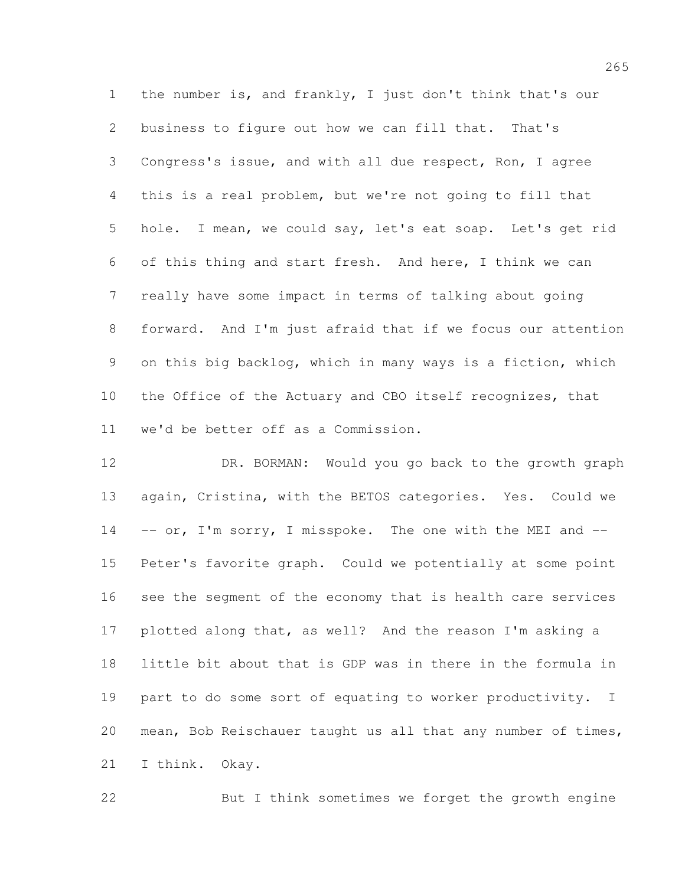the number is, and frankly, I just don't think that's our business to figure out how we can fill that. That's Congress's issue, and with all due respect, Ron, I agree this is a real problem, but we're not going to fill that hole. I mean, we could say, let's eat soap. Let's get rid of this thing and start fresh. And here, I think we can really have some impact in terms of talking about going forward. And I'm just afraid that if we focus our attention on this big backlog, which in many ways is a fiction, which the Office of the Actuary and CBO itself recognizes, that we'd be better off as a Commission.

DR. BORMAN: Would you go back to the growth graph again, Cristina, with the BETOS categories. Yes. Could we -- or, I'm sorry, I misspoke. The one with the MEI and -- Peter's favorite graph. Could we potentially at some point see the segment of the economy that is health care services plotted along that, as well? And the reason I'm asking a little bit about that is GDP was in there in the formula in part to do some sort of equating to worker productivity. I mean, Bob Reischauer taught us all that any number of times, I think. Okay.

But I think sometimes we forget the growth engine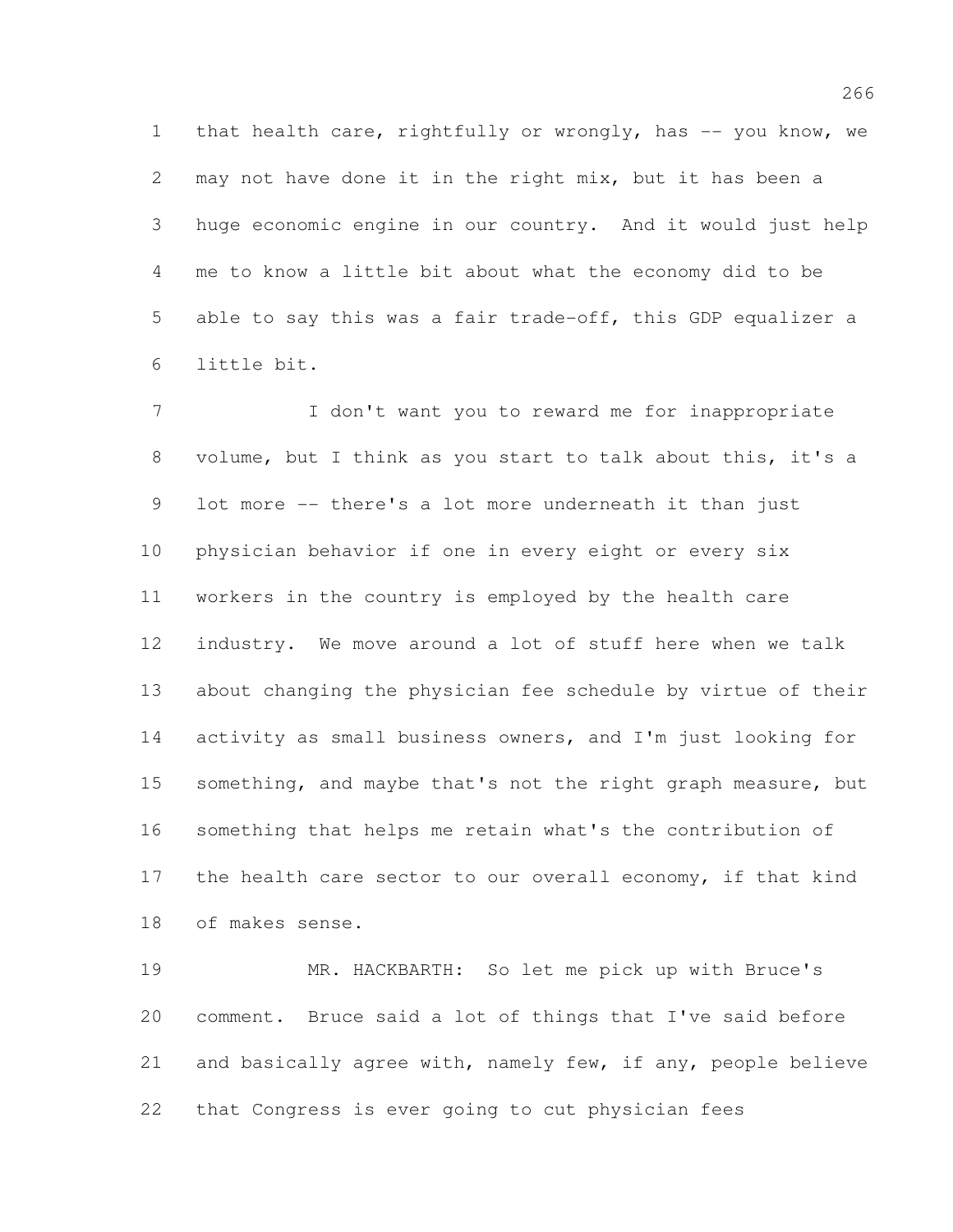that health care, rightfully or wrongly, has -- you know, we may not have done it in the right mix, but it has been a huge economic engine in our country. And it would just help me to know a little bit about what the economy did to be able to say this was a fair trade-off, this GDP equalizer a little bit.

I don't want you to reward me for inappropriate volume, but I think as you start to talk about this, it's a lot more -- there's a lot more underneath it than just physician behavior if one in every eight or every six workers in the country is employed by the health care industry. We move around a lot of stuff here when we talk about changing the physician fee schedule by virtue of their activity as small business owners, and I'm just looking for something, and maybe that's not the right graph measure, but something that helps me retain what's the contribution of the health care sector to our overall economy, if that kind of makes sense.

MR. HACKBARTH: So let me pick up with Bruce's comment. Bruce said a lot of things that I've said before and basically agree with, namely few, if any, people believe that Congress is ever going to cut physician fees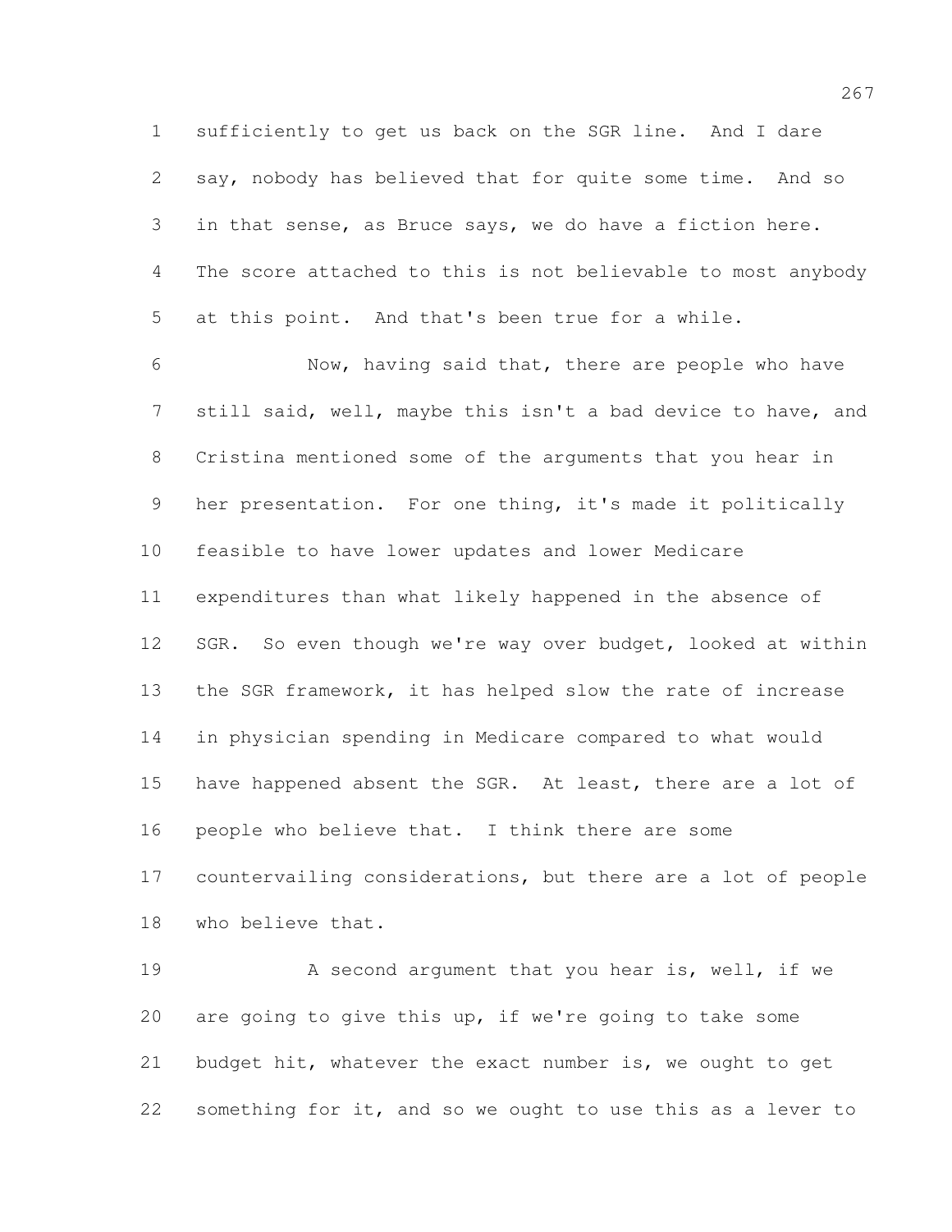sufficiently to get us back on the SGR line. And I dare say, nobody has believed that for quite some time. And so in that sense, as Bruce says, we do have a fiction here. The score attached to this is not believable to most anybody at this point. And that's been true for a while.

Now, having said that, there are people who have still said, well, maybe this isn't a bad device to have, and Cristina mentioned some of the arguments that you hear in her presentation. For one thing, it's made it politically feasible to have lower updates and lower Medicare expenditures than what likely happened in the absence of SGR. So even though we're way over budget, looked at within the SGR framework, it has helped slow the rate of increase in physician spending in Medicare compared to what would have happened absent the SGR. At least, there are a lot of people who believe that. I think there are some countervailing considerations, but there are a lot of people who believe that.

A second argument that you hear is, well, if we are going to give this up, if we're going to take some budget hit, whatever the exact number is, we ought to get something for it, and so we ought to use this as a lever to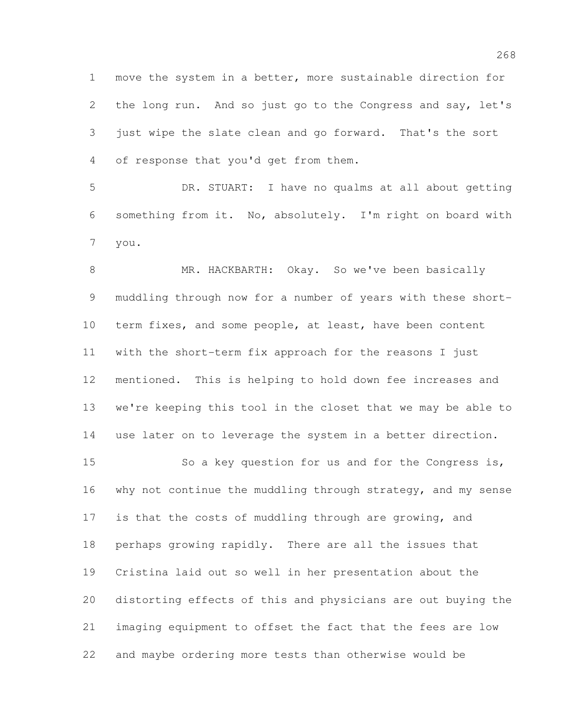move the system in a better, more sustainable direction for the long run. And so just go to the Congress and say, let's just wipe the slate clean and go forward. That's the sort of response that you'd get from them.

DR. STUART: I have no qualms at all about getting something from it. No, absolutely. I'm right on board with you.

MR. HACKBARTH: Okay. So we've been basically muddling through now for a number of years with these short-term fixes, and some people, at least, have been content with the short-term fix approach for the reasons I just mentioned. This is helping to hold down fee increases and we're keeping this tool in the closet that we may be able to use later on to leverage the system in a better direction.

So a key question for us and for the Congress is, why not continue the muddling through strategy, and my sense is that the costs of muddling through are growing, and perhaps growing rapidly. There are all the issues that Cristina laid out so well in her presentation about the distorting effects of this and physicians are out buying the imaging equipment to offset the fact that the fees are low and maybe ordering more tests than otherwise would be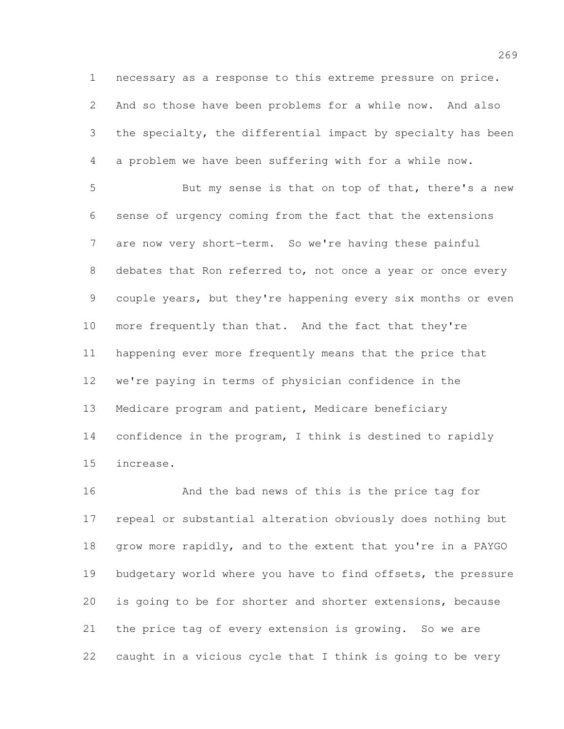necessary as a response to this extreme pressure on price. And so those have been problems for a while now. And also the specialty, the differential impact by specialty has been a problem we have been suffering with for a while now.

But my sense is that on top of that, there's a new sense of urgency coming from the fact that the extensions are now very short-term. So we're having these painful debates that Ron referred to, not once a year or once every couple years, but they're happening every six months or even more frequently than that. And the fact that they're happening ever more frequently means that the price that we're paying in terms of physician confidence in the Medicare program and patient, Medicare beneficiary confidence in the program, I think is destined to rapidly increase.

And the bad news of this is the price tag for repeal or substantial alteration obviously does nothing but grow more rapidly, and to the extent that you're in a PAYGO budgetary world where you have to find offsets, the pressure is going to be for shorter and shorter extensions, because the price tag of every extension is growing. So we are caught in a vicious cycle that I think is going to be very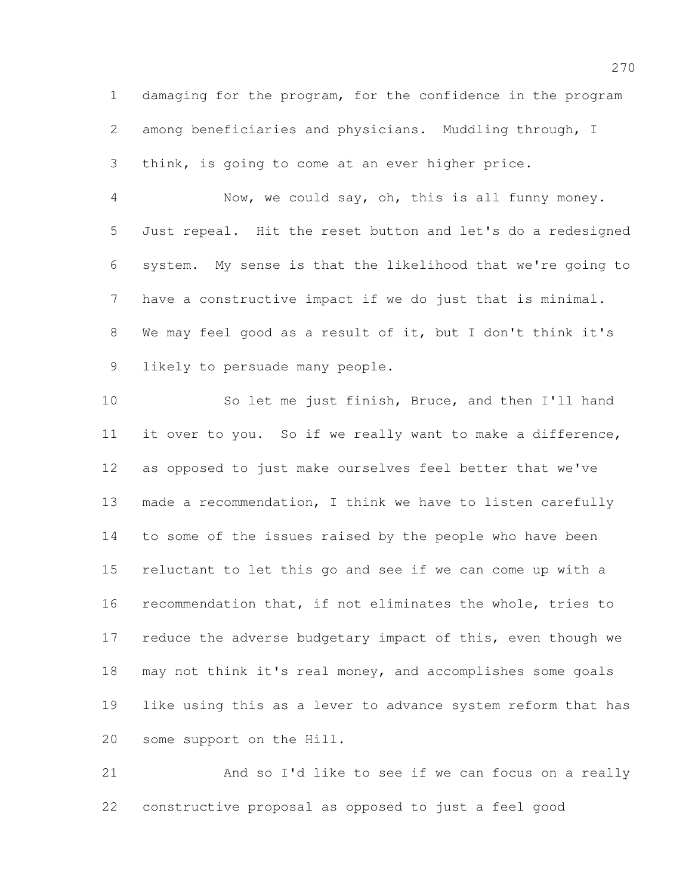damaging for the program, for the confidence in the program among beneficiaries and physicians. Muddling through, I think, is going to come at an ever higher price.

Now, we could say, oh, this is all funny money. Just repeal. Hit the reset button and let's do a redesigned system. My sense is that the likelihood that we're going to have a constructive impact if we do just that is minimal. We may feel good as a result of it, but I don't think it's likely to persuade many people.

So let me just finish, Bruce, and then I'll hand it over to you. So if we really want to make a difference, as opposed to just make ourselves feel better that we've made a recommendation, I think we have to listen carefully to some of the issues raised by the people who have been reluctant to let this go and see if we can come up with a recommendation that, if not eliminates the whole, tries to reduce the adverse budgetary impact of this, even though we may not think it's real money, and accomplishes some goals like using this as a lever to advance system reform that has some support on the Hill.

And so I'd like to see if we can focus on a really constructive proposal as opposed to just a feel good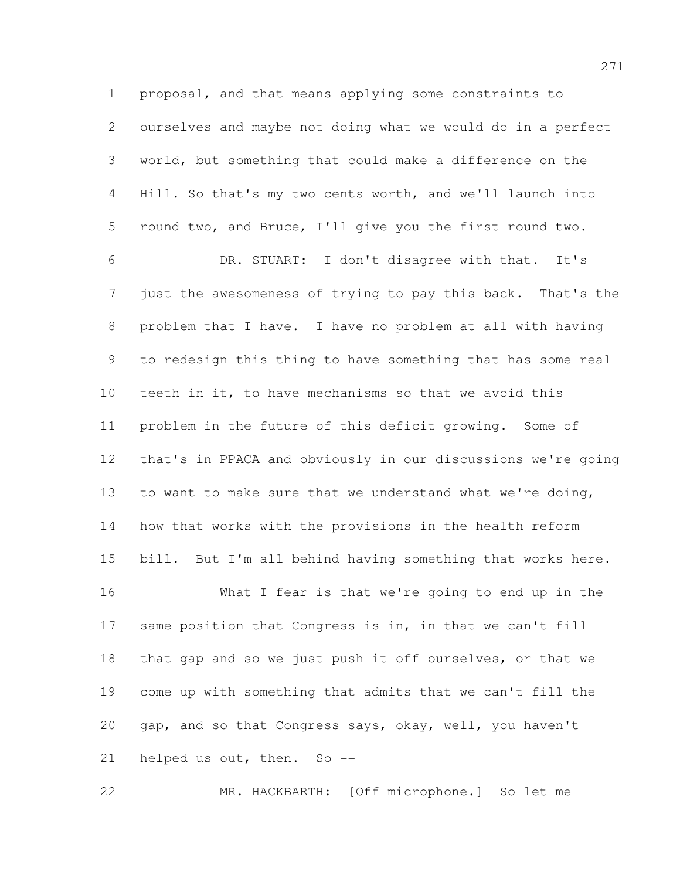proposal, and that means applying some constraints to ourselves and maybe not doing what we would do in a perfect world, but something that could make a difference on the Hill. So that's my two cents worth, and we'll launch into round two, and Bruce, I'll give you the first round two.

DR. STUART: I don't disagree with that. It's just the awesomeness of trying to pay this back. That's the problem that I have. I have no problem at all with having to redesign this thing to have something that has some real teeth in it, to have mechanisms so that we avoid this problem in the future of this deficit growing. Some of that's in PPACA and obviously in our discussions we're going to want to make sure that we understand what we're doing, how that works with the provisions in the health reform bill. But I'm all behind having something that works here.

What I fear is that we're going to end up in the same position that Congress is in, in that we can't fill that gap and so we just push it off ourselves, or that we come up with something that admits that we can't fill the gap, and so that Congress says, okay, well, you haven't helped us out, then. So --

MR. HACKBARTH: [Off microphone.] So let me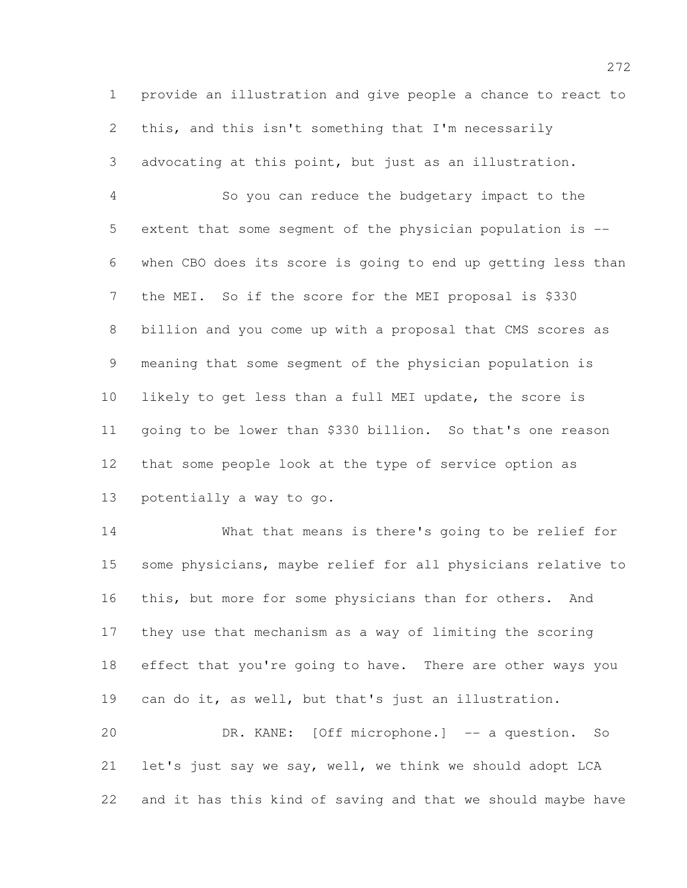provide an illustration and give people a chance to react to this, and this isn't something that I'm necessarily advocating at this point, but just as an illustration.

So you can reduce the budgetary impact to the extent that some segment of the physician population is -- when CBO does its score is going to end up getting less than the MEI. So if the score for the MEI proposal is $330 billion and you come up with a proposal that CMS scores as meaning that some segment of the physician population is likely to get less than a full MEI update, the score is going to be lower than $330 billion. So that's one reason that some people look at the type of service option as potentially a way to go.

What that means is there's going to be relief for some physicians, maybe relief for all physicians relative to this, but more for some physicians than for others. And they use that mechanism as a way of limiting the scoring effect that you're going to have. There are other ways you can do it, as well, but that's just an illustration.

DR. KANE: [Off microphone.] -- a question. So let's just say we say, well, we think we should adopt LCA and it has this kind of saving and that we should maybe have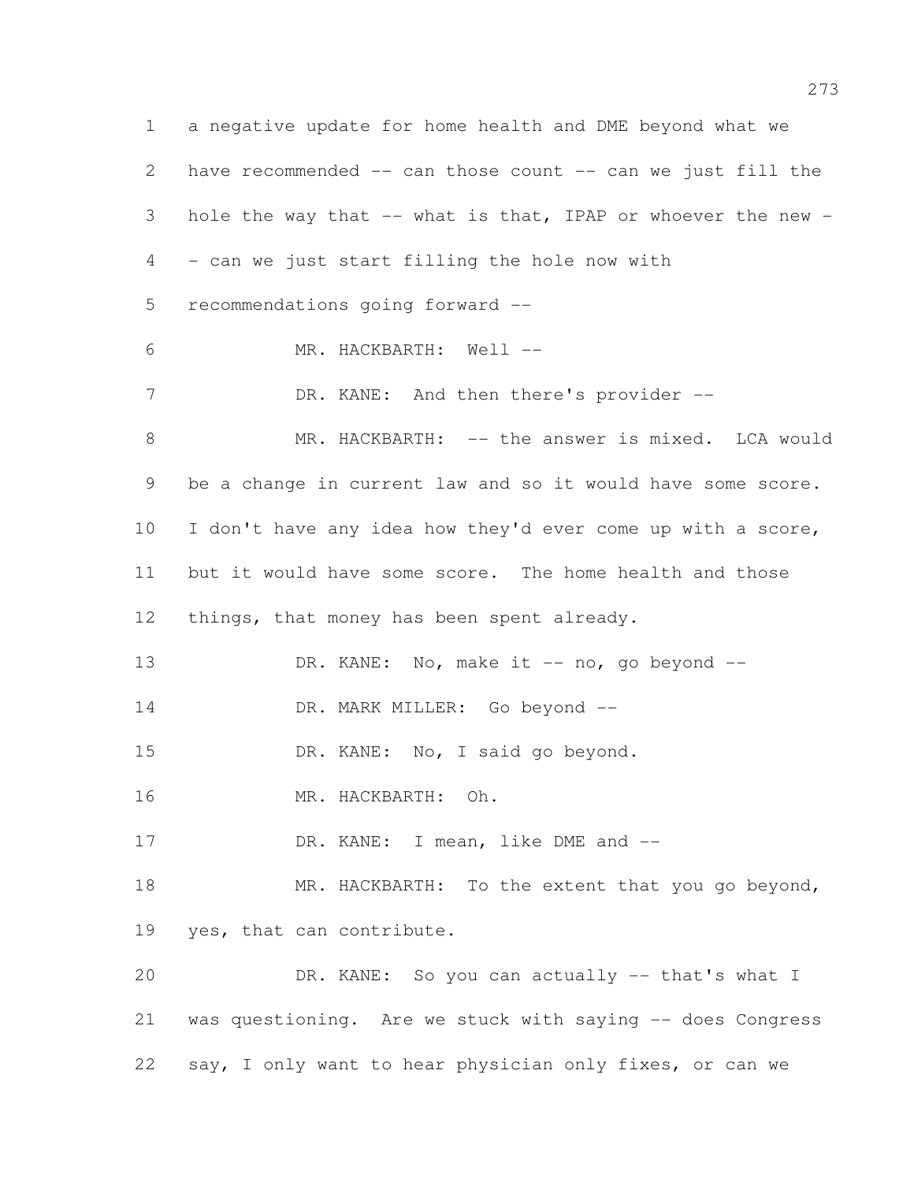a negative update for home health and DME beyond what we have recommended -- can those count -- can we just fill the hole the way that -- what is that, IPAP or whoever the new -- can we just start filling the hole now with recommendations going forward --

MR. HACKBARTH: Well --

DR. KANE: And then there's provider --

MR. HACKBARTH: -- the answer is mixed. LCA would be a change in current law and so it would have some score. I don't have any idea how they'd ever come up with a score, but it would have some score. The home health and those things, that money has been spent already.

DR. KANE: No, make it -- no, go beyond --

DR. MARK MILLER: Go beyond --

DR. KANE: No, I said go beyond.

MR. HACKBARTH: Oh.

DR. KANE: I mean, like DME and --

MR. HACKBARTH: To the extent that you go beyond, yes, that can contribute.

DR. KANE: So you can actually -- that's what I was questioning. Are we stuck with saying -- does Congress say, I only want to hear physician only fixes, or can we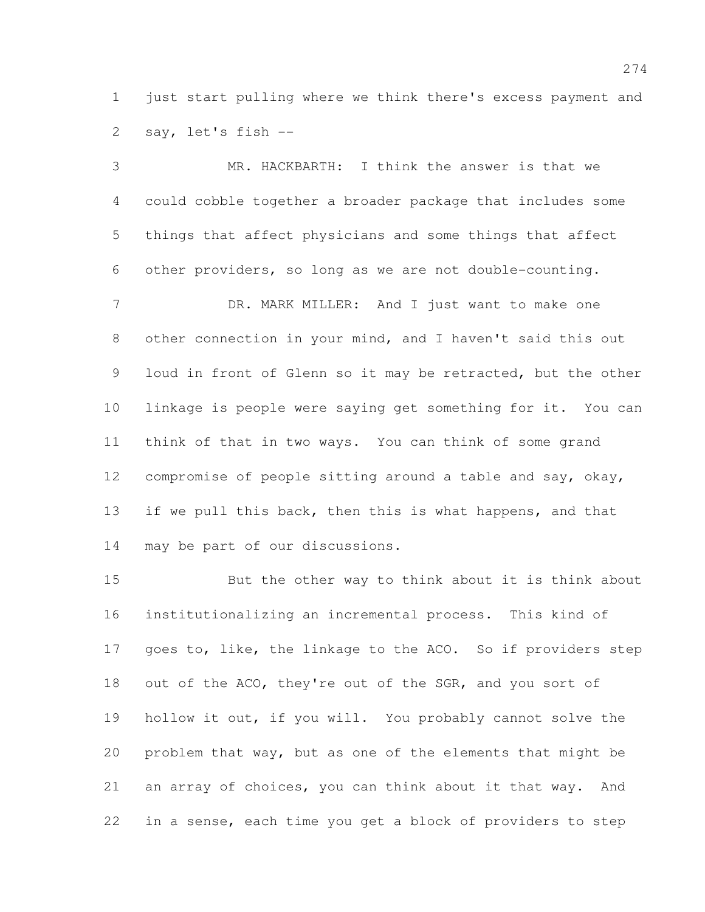just start pulling where we think there's excess payment and say, let's fish --

MR. HACKBARTH: I think the answer is that we could cobble together a broader package that includes some things that affect physicians and some things that affect other providers, so long as we are not double-counting.

DR. MARK MILLER: And I just want to make one other connection in your mind, and I haven't said this out loud in front of Glenn so it may be retracted, but the other linkage is people were saying get something for it. You can think of that in two ways. You can think of some grand compromise of people sitting around a table and say, okay, if we pull this back, then this is what happens, and that may be part of our discussions.

But the other way to think about it is think about institutionalizing an incremental process. This kind of goes to, like, the linkage to the ACO. So if providers step out of the ACO, they're out of the SGR, and you sort of hollow it out, if you will. You probably cannot solve the problem that way, but as one of the elements that might be an array of choices, you can think about it that way. And in a sense, each time you get a block of providers to step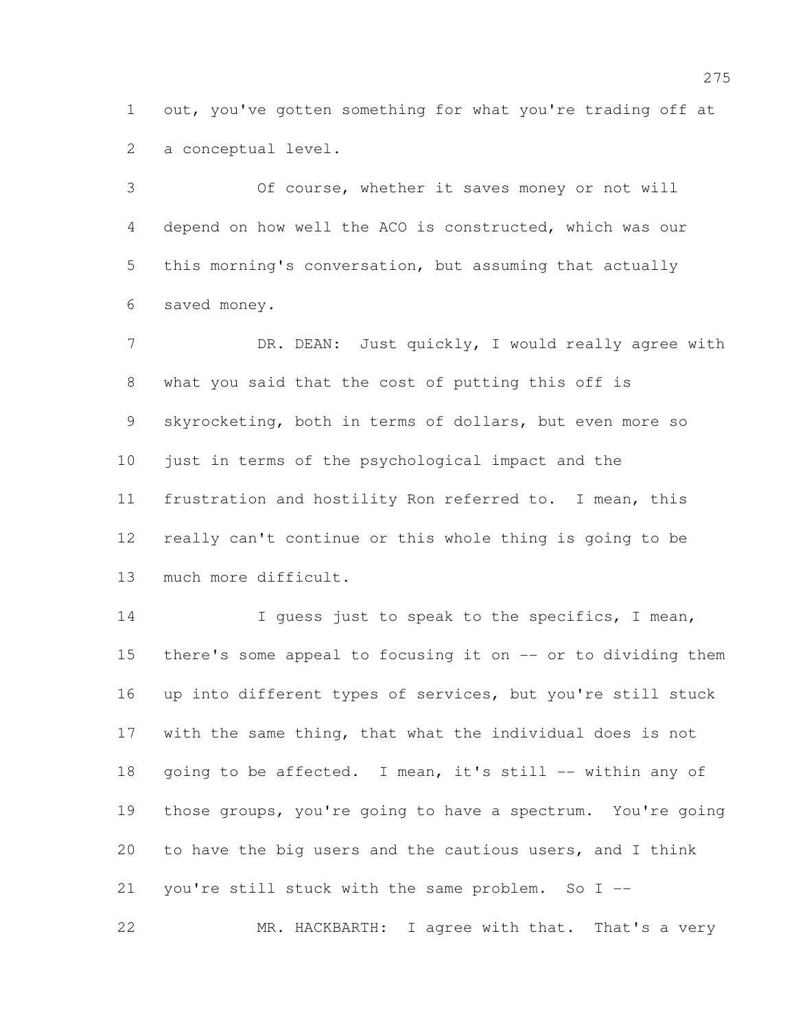out, you've gotten something for what you're trading off at a conceptual level.

Of course, whether it saves money or not will depend on how well the ACO is constructed, which was our this morning's conversation, but assuming that actually saved money.

DR. DEAN: Just quickly, I would really agree with what you said that the cost of putting this off is skyrocketing, both in terms of dollars, but even more so just in terms of the psychological impact and the frustration and hostility Ron referred to. I mean, this really can't continue or this whole thing is going to be much more difficult.

I guess just to speak to the specifics, I mean, there's some appeal to focusing it on -- or to dividing them up into different types of services, but you're still stuck with the same thing, that what the individual does is not going to be affected. I mean, it's still -- within any of those groups, you're going to have a spectrum. You're going to have the big users and the cautious users, and I think you're still stuck with the same problem. So I --

MR. HACKBARTH: I agree with that. That's a very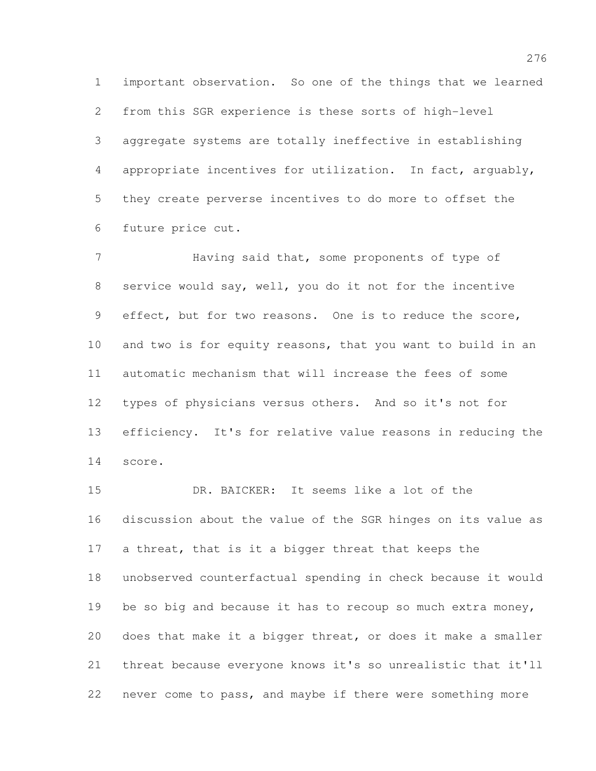important observation. So one of the things that we learned from this SGR experience is these sorts of high-level aggregate systems are totally ineffective in establishing appropriate incentives for utilization. In fact, arguably, they create perverse incentives to do more to offset the future price cut.

Having said that, some proponents of type of service would say, well, you do it not for the incentive effect, but for two reasons. One is to reduce the score, and two is for equity reasons, that you want to build in an automatic mechanism that will increase the fees of some types of physicians versus others. And so it's not for efficiency. It's for relative value reasons in reducing the score.

DR. BAICKER: It seems like a lot of the discussion about the value of the SGR hinges on its value as a threat, that is it a bigger threat that keeps the unobserved counterfactual spending in check because it would be so big and because it has to recoup so much extra money, does that make it a bigger threat, or does it make a smaller threat because everyone knows it's so unrealistic that it'll never come to pass, and maybe if there were something more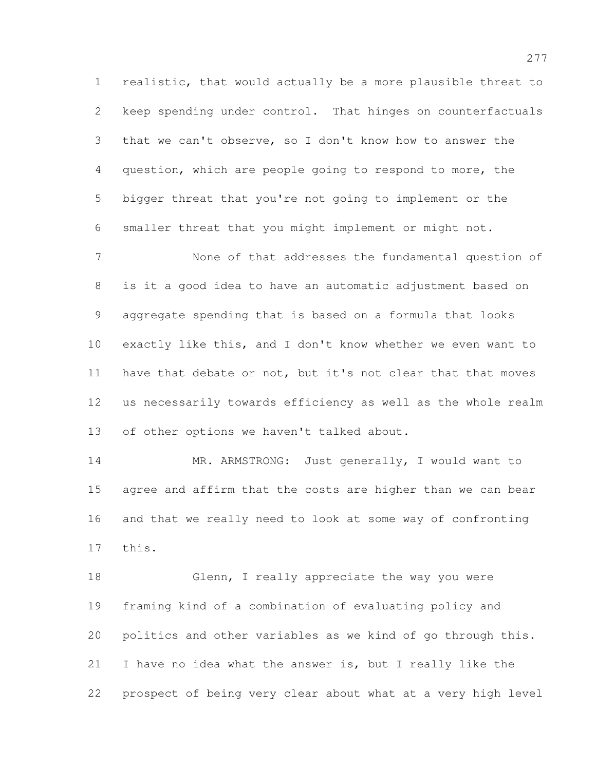realistic, that would actually be a more plausible threat to keep spending under control. That hinges on counterfactuals that we can't observe, so I don't know how to answer the question, which are people going to respond to more, the bigger threat that you're not going to implement or the smaller threat that you might implement or might not.

None of that addresses the fundamental question of is it a good idea to have an automatic adjustment based on aggregate spending that is based on a formula that looks exactly like this, and I don't know whether we even want to have that debate or not, but it's not clear that that moves us necessarily towards efficiency as well as the whole realm of other options we haven't talked about.

MR. ARMSTRONG: Just generally, I would want to agree and affirm that the costs are higher than we can bear and that we really need to look at some way of confronting this.

Glenn, I really appreciate the way you were framing kind of a combination of evaluating policy and politics and other variables as we kind of go through this. I have no idea what the answer is, but I really like the prospect of being very clear about what at a very high level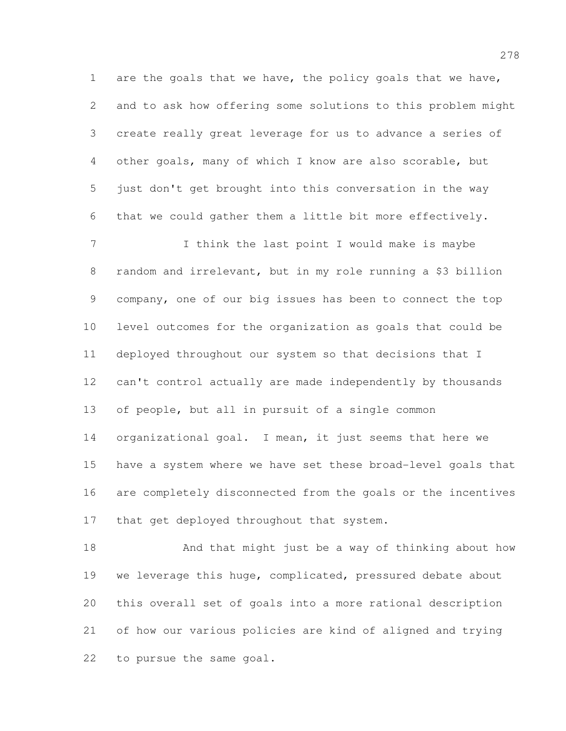are the goals that we have, the policy goals that we have, and to ask how offering some solutions to this problem might create really great leverage for us to advance a series of other goals, many of which I know are also scorable, but just don't get brought into this conversation in the way that we could gather them a little bit more effectively.

I think the last point I would make is maybe random and irrelevant, but in my role running a $3 billion company, one of our big issues has been to connect the top level outcomes for the organization as goals that could be deployed throughout our system so that decisions that I can't control actually are made independently by thousands of people, but all in pursuit of a single common organizational goal. I mean, it just seems that here we have a system where we have set these broad-level goals that are completely disconnected from the goals or the incentives that get deployed throughout that system.

And that might just be a way of thinking about how we leverage this huge, complicated, pressured debate about this overall set of goals into a more rational description of how our various policies are kind of aligned and trying to pursue the same goal.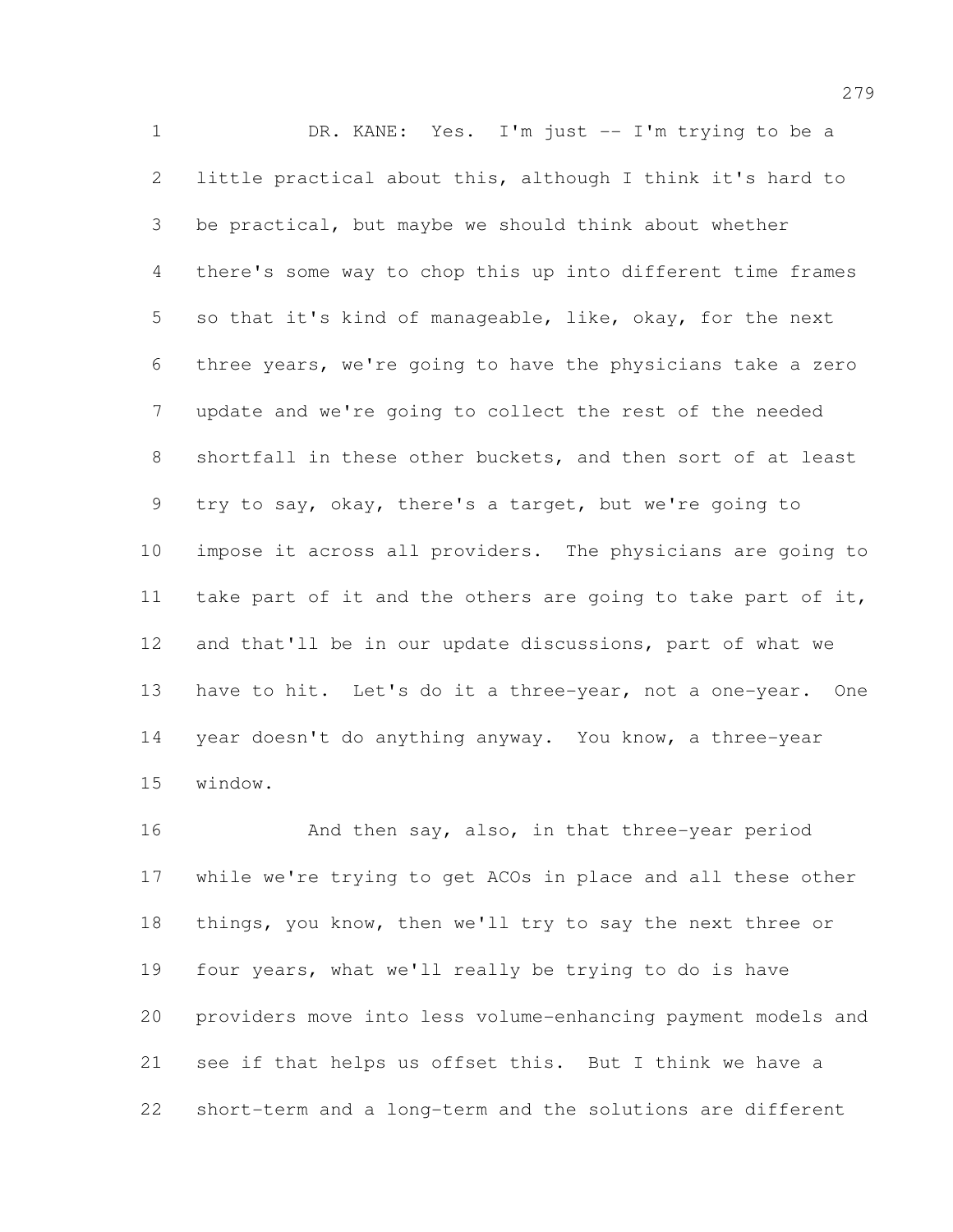DR. KANE: Yes. I'm just -- I'm trying to be a little practical about this, although I think it's hard to be practical, but maybe we should think about whether there's some way to chop this up into different time frames so that it's kind of manageable, like, okay, for the next three years, we're going to have the physicians take a zero update and we're going to collect the rest of the needed shortfall in these other buckets, and then sort of at least try to say, okay, there's a target, but we're going to impose it across all providers. The physicians are going to take part of it and the others are going to take part of it, and that'll be in our update discussions, part of what we have to hit. Let's do it a three-year, not a one-year. One year doesn't do anything anyway. You know, a three-year window.

And then say, also, in that three-year period while we're trying to get ACOs in place and all these other things, you know, then we'll try to say the next three or four years, what we'll really be trying to do is have providers move into less volume-enhancing payment models and see if that helps us offset this. But I think we have a short-term and a long-term and the solutions are different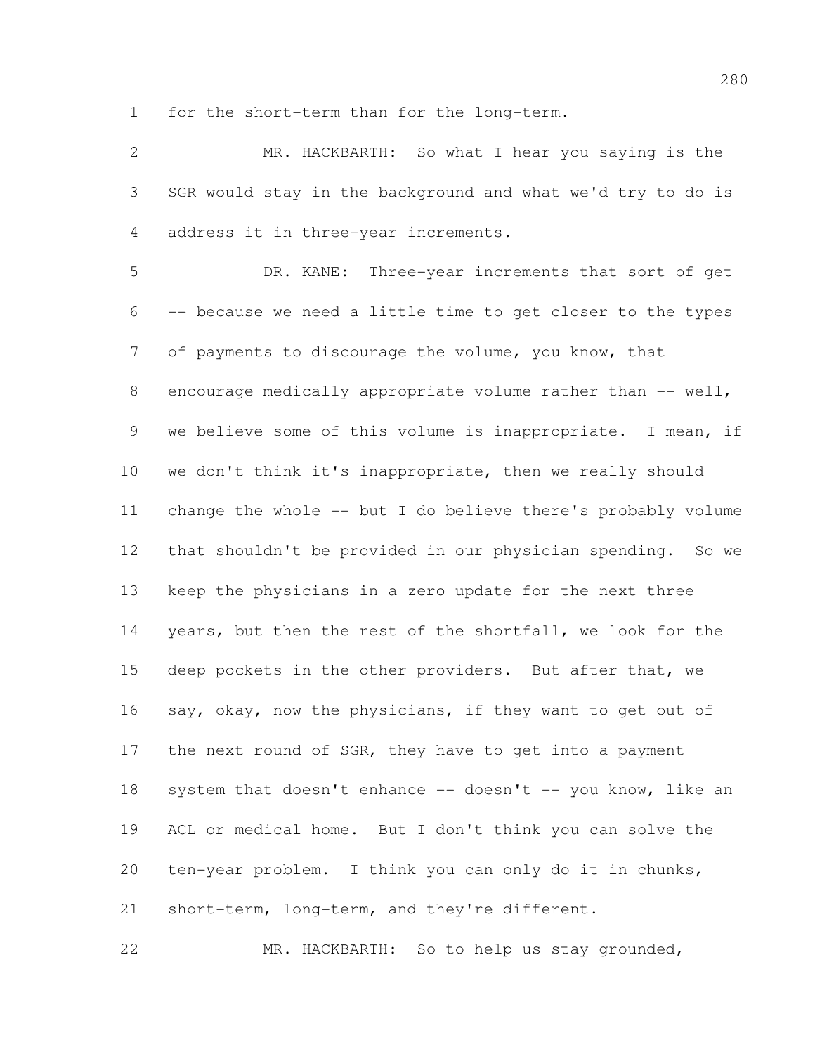for the short-term than for the long-term.

MR. HACKBARTH: So what I hear you saying is the SGR would stay in the background and what we'd try to do is address it in three-year increments.

DR. KANE: Three-year increments that sort of get -- because we need a little time to get closer to the types of payments to discourage the volume, you know, that encourage medically appropriate volume rather than -- well, we believe some of this volume is inappropriate. I mean, if we don't think it's inappropriate, then we really should change the whole -- but I do believe there's probably volume that shouldn't be provided in our physician spending. So we keep the physicians in a zero update for the next three years, but then the rest of the shortfall, we look for the deep pockets in the other providers. But after that, we say, okay, now the physicians, if they want to get out of the next round of SGR, they have to get into a payment system that doesn't enhance -- doesn't -- you know, like an ACL or medical home. But I don't think you can solve the ten-year problem. I think you can only do it in chunks, short-term, long-term, and they're different.

MR. HACKBARTH: So to help us stay grounded,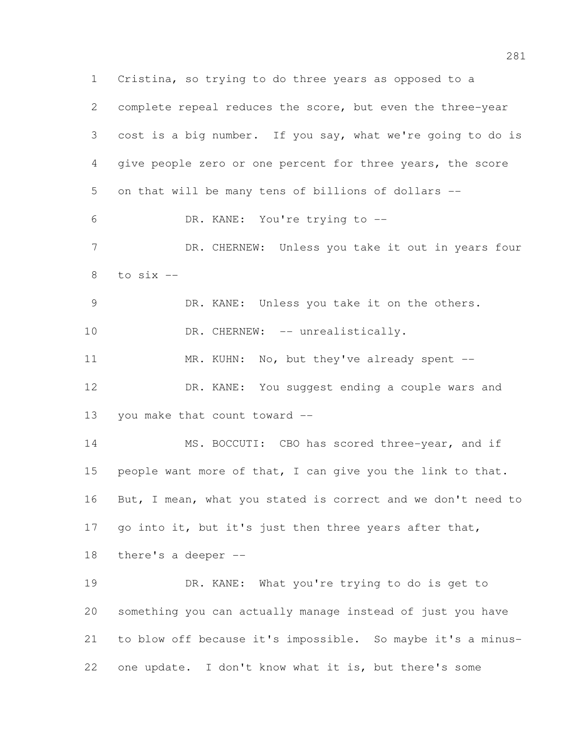Cristina, so trying to do three years as opposed to a complete repeal reduces the score, but even the three-year cost is a big number. If you say, what we're going to do is give people zero or one percent for three years, the score on that will be many tens of billions of dollars --

DR. KANE: You're trying to --

DR. CHERNEW: Unless you take it out in years four to six --

DR. KANE: Unless you take it on the others.

DR. CHERNEW: -- unrealistically.

MR. KUHN: No, but they've already spent --

DR. KANE: You suggest ending a couple wars and you make that count toward --

MS. BOCCUTI: CBO has scored three-year, and if people want more of that, I can give you the link to that. But, I mean, what you stated is correct and we don't need to go into it, but it's just then three years after that, there's a deeper --

DR. KANE: What you're trying to do is get to something you can actually manage instead of just you have to blow off because it's impossible. So maybe it's a minus-one update. I don't know what it is, but there's some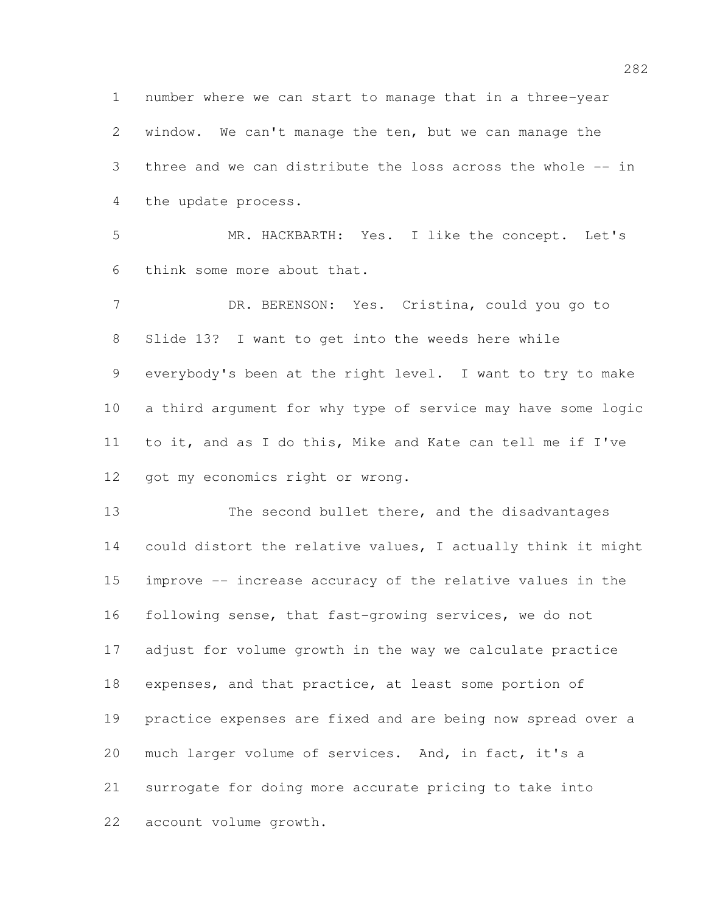number where we can start to manage that in a three-year window. We can't manage the ten, but we can manage the three and we can distribute the loss across the whole -- in the update process.

MR. HACKBARTH: Yes. I like the concept. Let's think some more about that.

DR. BERENSON: Yes. Cristina, could you go to Slide 13? I want to get into the weeds here while everybody's been at the right level. I want to try to make a third argument for why type of service may have some logic to it, and as I do this, Mike and Kate can tell me if I've got my economics right or wrong.

The second bullet there, and the disadvantages could distort the relative values, I actually think it might improve -- increase accuracy of the relative values in the following sense, that fast-growing services, we do not adjust for volume growth in the way we calculate practice expenses, and that practice, at least some portion of practice expenses are fixed and are being now spread over a much larger volume of services. And, in fact, it's a surrogate for doing more accurate pricing to take into account volume growth.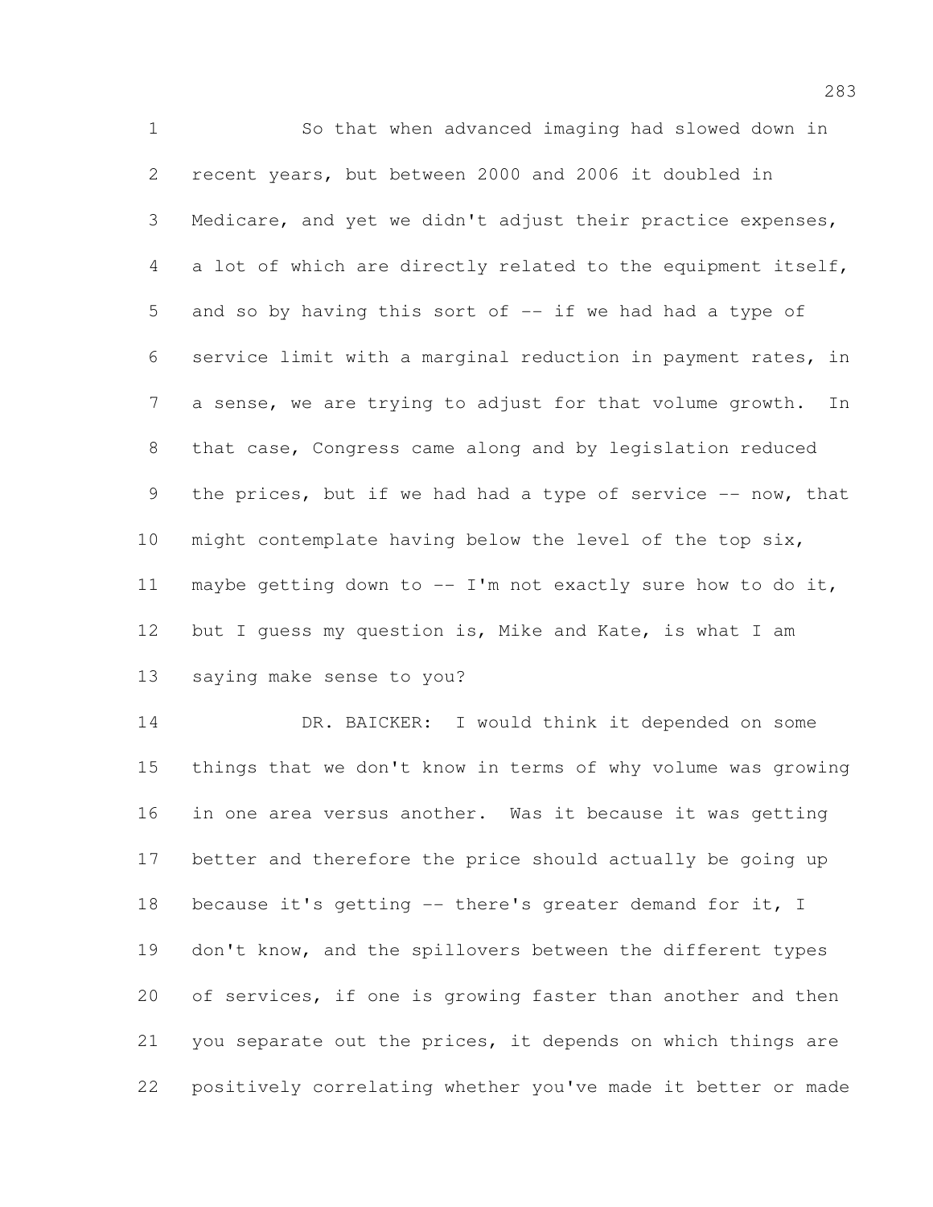So that when advanced imaging had slowed down in recent years, but between 2000 and 2006 it doubled in Medicare, and yet we didn't adjust their practice expenses, a lot of which are directly related to the equipment itself, and so by having this sort of -- if we had had a type of service limit with a marginal reduction in payment rates, in a sense, we are trying to adjust for that volume growth. In that case, Congress came along and by legislation reduced the prices, but if we had had a type of service -- now, that might contemplate having below the level of the top six, maybe getting down to -- I'm not exactly sure how to do it, but I guess my question is, Mike and Kate, is what I am saying make sense to you?

DR. BAICKER: I would think it depended on some things that we don't know in terms of why volume was growing in one area versus another. Was it because it was getting better and therefore the price should actually be going up because it's getting -- there's greater demand for it, I don't know, and the spillovers between the different types of services, if one is growing faster than another and then you separate out the prices, it depends on which things are positively correlating whether you've made it better or made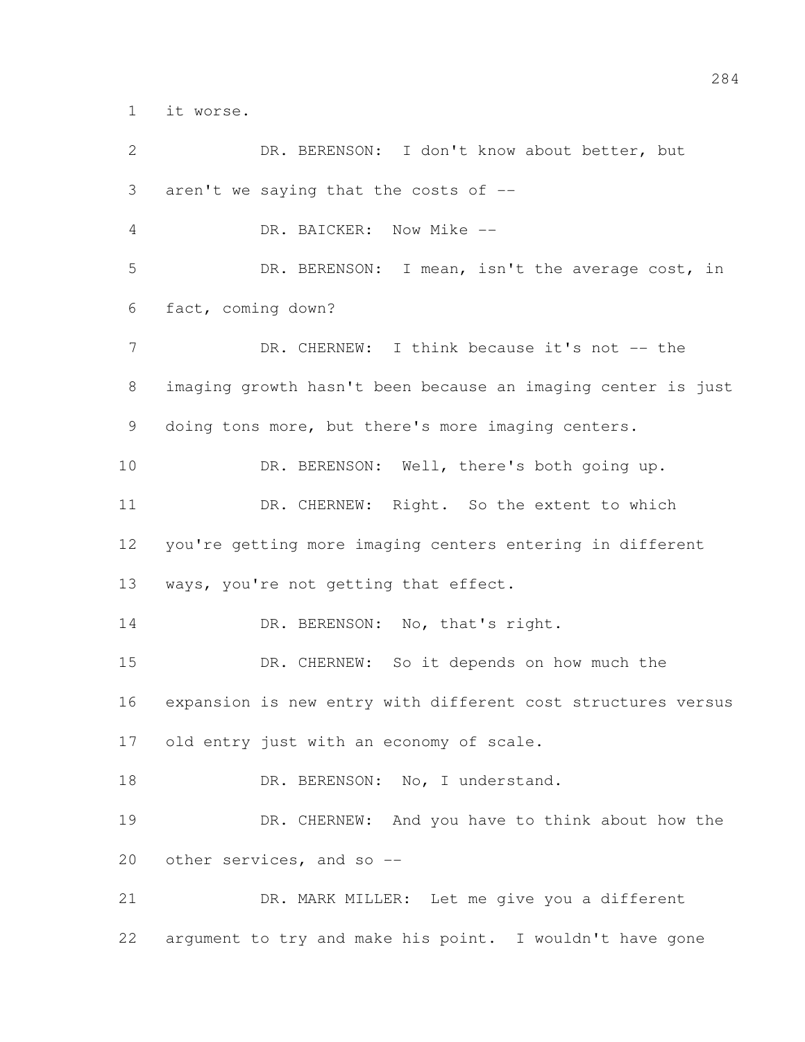it worse.

DR. BERENSON: I don't know about better, but aren't we saying that the costs of --

DR. BAICKER: Now Mike --

DR. BERENSON: I mean, isn't the average cost, in fact, coming down?

DR. CHERNEW: I think because it's not -- the imaging growth hasn't been because an imaging center is just doing tons more, but there's more imaging centers.

DR. BERENSON: Well, there's both going up.

DR. CHERNEW: Right. So the extent to which you're getting more imaging centers entering in different ways, you're not getting that effect.

DR. BERENSON: No, that's right.

DR. CHERNEW: So it depends on how much the expansion is new entry with different cost structures versus old entry just with an economy of scale.

DR. BERENSON: No, I understand.

DR. CHERNEW: And you have to think about how the other services, and so --

DR. MARK MILLER: Let me give you a different argument to try and make his point. I wouldn't have gone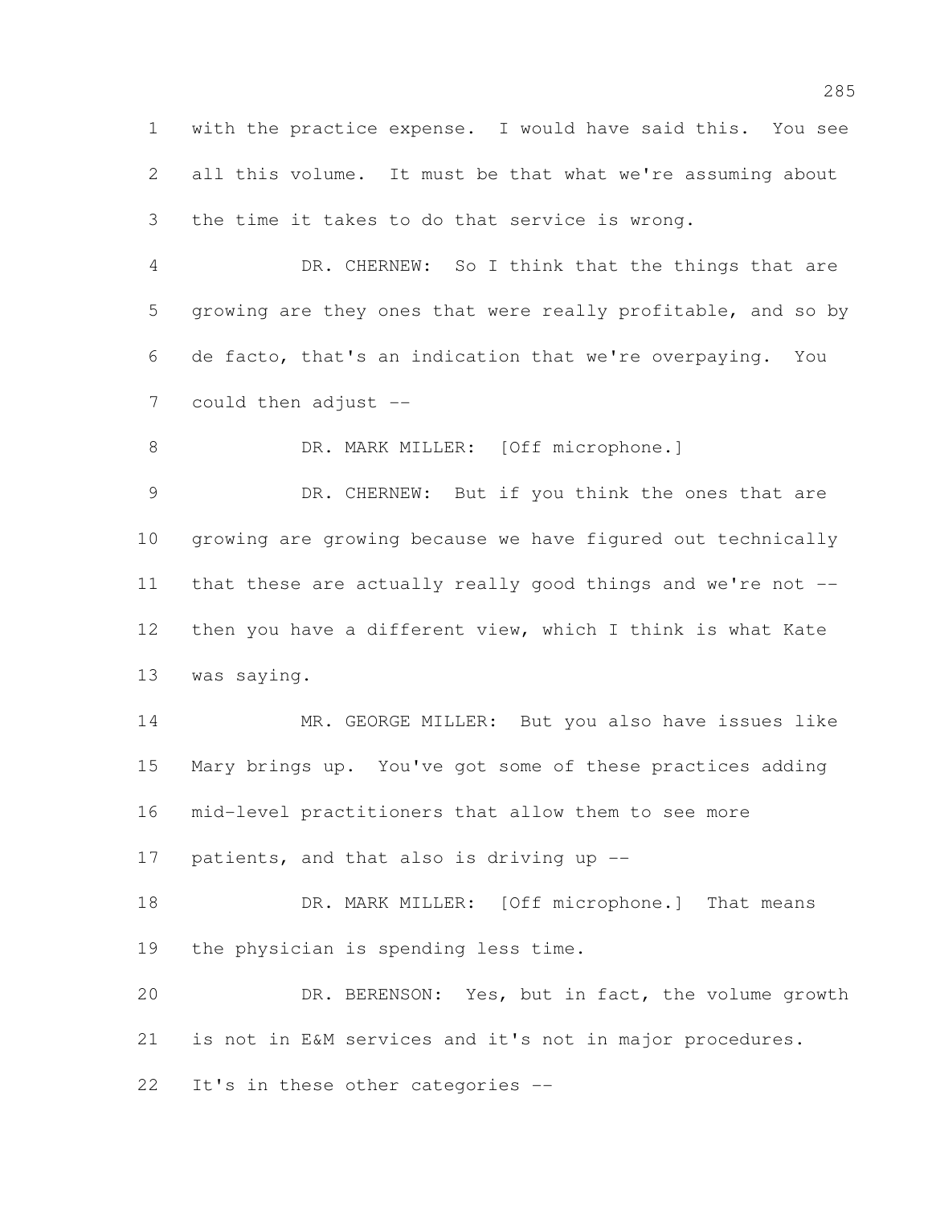with the practice expense. I would have said this. You see all this volume. It must be that what we're assuming about the time it takes to do that service is wrong.

DR. CHERNEW: So I think that the things that are growing are they ones that were really profitable, and so by de facto, that's an indication that we're overpaying. You could then adjust --

DR. MARK MILLER: [Off microphone.]

DR. CHERNEW: But if you think the ones that are growing are growing because we have figured out technically that these are actually really good things and we're not -- then you have a different view, which I think is what Kate was saying.

MR. GEORGE MILLER: But you also have issues like Mary brings up. You've got some of these practices adding mid-level practitioners that allow them to see more patients, and that also is driving up --

DR. MARK MILLER: [Off microphone.] That means the physician is spending less time.

DR. BERENSON: Yes, but in fact, the volume growth is not in E&M services and it's not in major procedures. It's in these other categories --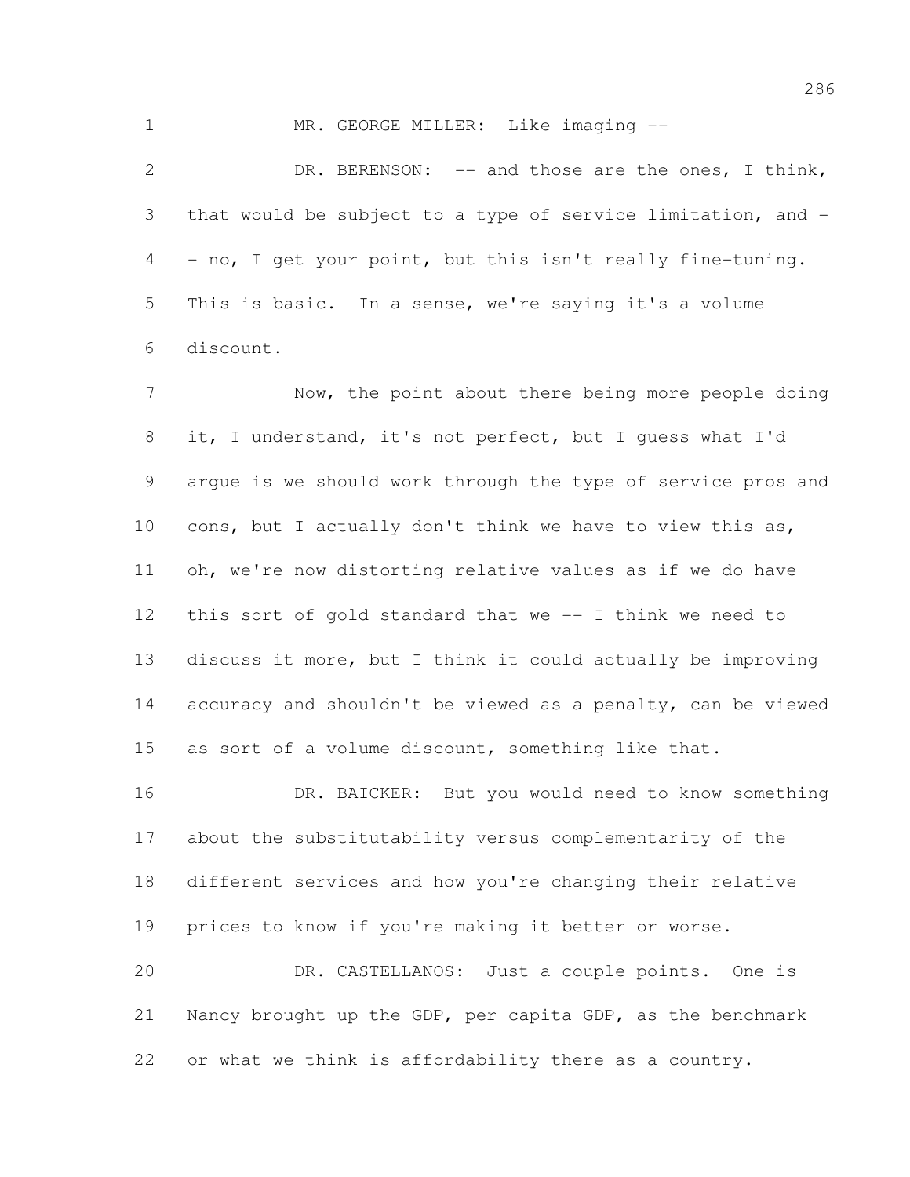MR. GEORGE MILLER: Like imaging --

DR. BERENSON: -- and those are the ones, I think, that would be subject to a type of service limitation, and -- no, I get your point, but this isn't really fine-tuning. This is basic. In a sense, we're saying it's a volume discount.

Now, the point about there being more people doing it, I understand, it's not perfect, but I guess what I'd argue is we should work through the type of service pros and cons, but I actually don't think we have to view this as, oh, we're now distorting relative values as if we do have this sort of gold standard that we -- I think we need to discuss it more, but I think it could actually be improving accuracy and shouldn't be viewed as a penalty, can be viewed as sort of a volume discount, something like that.

DR. BAICKER: But you would need to know something about the substitutability versus complementarity of the different services and how you're changing their relative prices to know if you're making it better or worse.

DR. CASTELLANOS: Just a couple points. One is Nancy brought up the GDP, per capita GDP, as the benchmark or what we think is affordability there as a country.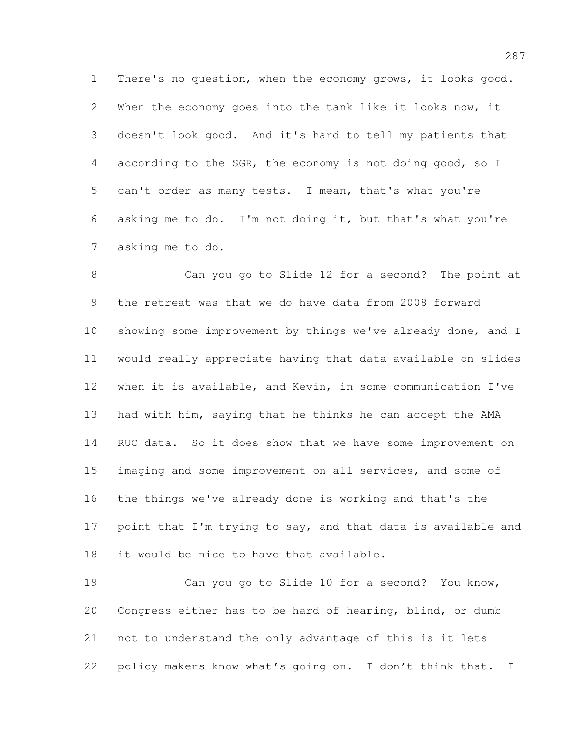There's no question, when the economy grows, it looks good. When the economy goes into the tank like it looks now, it doesn't look good. And it's hard to tell my patients that according to the SGR, the economy is not doing good, so I can't order as many tests. I mean, that's what you're asking me to do. I'm not doing it, but that's what you're asking me to do.

Can you go to Slide 12 for a second? The point at the retreat was that we do have data from 2008 forward showing some improvement by things we've already done, and I would really appreciate having that data available on slides when it is available, and Kevin, in some communication I've had with him, saying that he thinks he can accept the AMA RUC data. So it does show that we have some improvement on imaging and some improvement on all services, and some of the things we've already done is working and that's the point that I'm trying to say, and that data is available and it would be nice to have that available.

Can you go to Slide 10 for a second? You know, Congress either has to be hard of hearing, blind, or dumb not to understand the only advantage of this is it lets policy makers know what's going on. I don't think that. I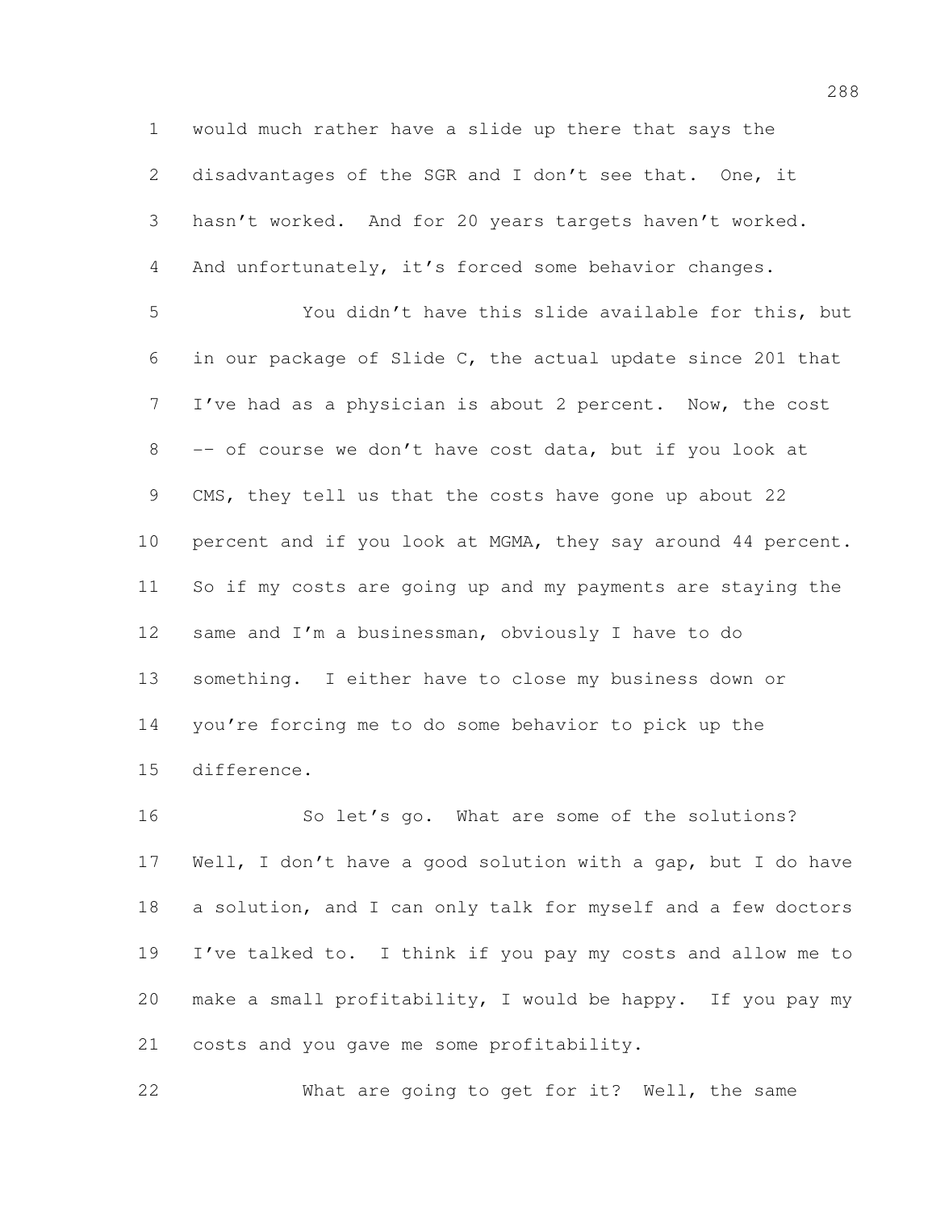would much rather have a slide up there that says the disadvantages of the SGR and I don't see that. One, it hasn't worked. And for 20 years targets haven't worked. And unfortunately, it's forced some behavior changes.

You didn't have this slide available for this, but in our package of Slide C, the actual update since 201 that I've had as a physician is about 2 percent. Now, the cost -- of course we don't have cost data, but if you look at CMS, they tell us that the costs have gone up about 22 percent and if you look at MGMA, they say around 44 percent. So if my costs are going up and my payments are staying the same and I'm a businessman, obviously I have to do something. I either have to close my business down or you're forcing me to do some behavior to pick up the difference.

So let's go. What are some of the solutions? Well, I don't have a good solution with a gap, but I do have a solution, and I can only talk for myself and a few doctors I've talked to. I think if you pay my costs and allow me to make a small profitability, I would be happy. If you pay my costs and you gave me some profitability.

What are going to get for it? Well, the same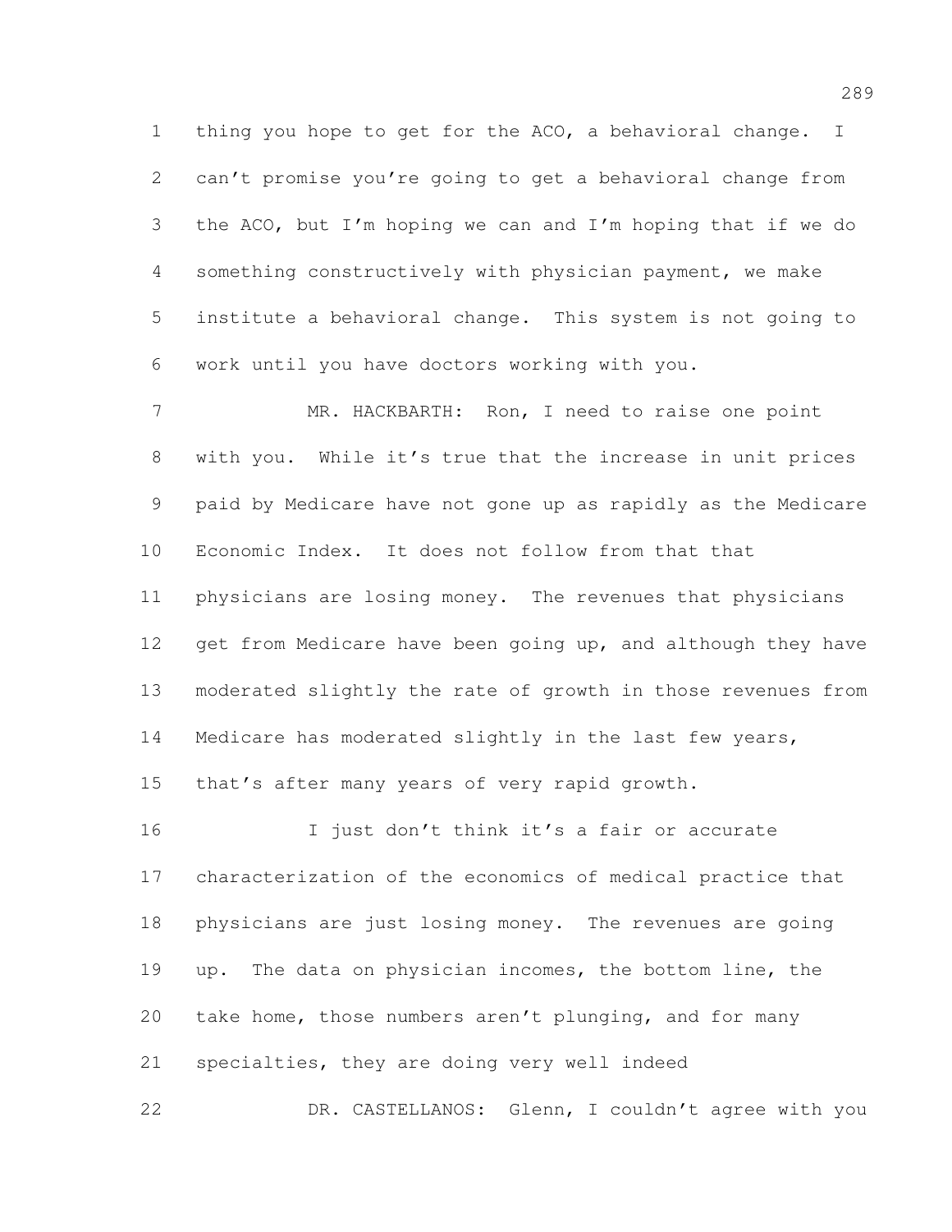thing you hope to get for the ACO, a behavioral change. I can't promise you're going to get a behavioral change from the ACO, but I'm hoping we can and I'm hoping that if we do something constructively with physician payment, we make institute a behavioral change. This system is not going to work until you have doctors working with you.

MR. HACKBARTH: Ron, I need to raise one point with you. While it's true that the increase in unit prices paid by Medicare have not gone up as rapidly as the Medicare Economic Index. It does not follow from that that physicians are losing money. The revenues that physicians get from Medicare have been going up, and although they have moderated slightly the rate of growth in those revenues from Medicare has moderated slightly in the last few years, that's after many years of very rapid growth.

I just don't think it's a fair or accurate characterization of the economics of medical practice that physicians are just losing money. The revenues are going up. The data on physician incomes, the bottom line, the take home, those numbers aren't plunging, and for many specialties, they are doing very well indeed

DR. CASTELLANOS: Glenn, I couldn't agree with you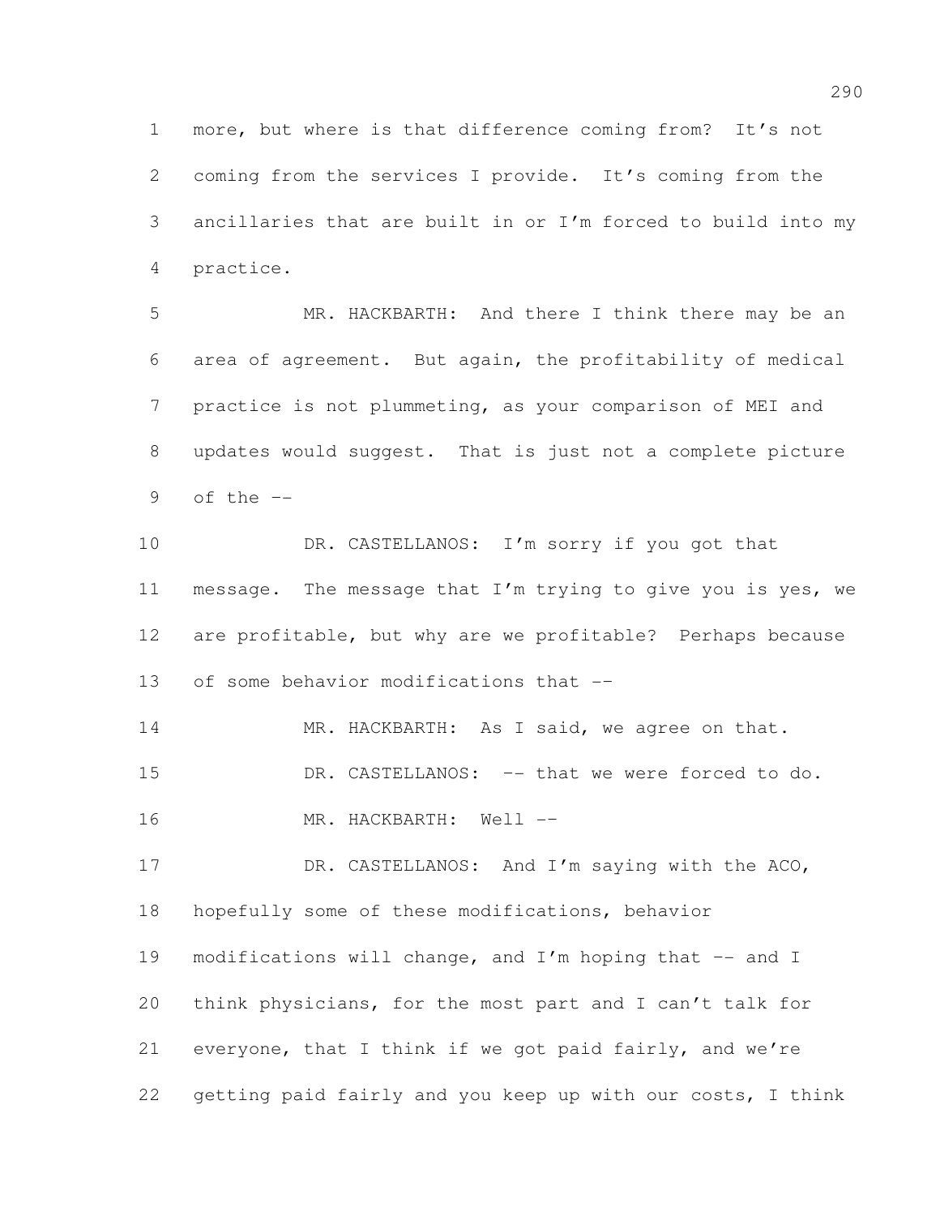more, but where is that difference coming from? It's not coming from the services I provide. It's coming from the ancillaries that are built in or I'm forced to build into my practice.

MR. HACKBARTH: And there I think there may be an area of agreement. But again, the profitability of medical practice is not plummeting, as your comparison of MEI and updates would suggest. That is just not a complete picture of the --

DR. CASTELLANOS: I'm sorry if you got that message. The message that I'm trying to give you is yes, we are profitable, but why are we profitable? Perhaps because of some behavior modifications that --

MR. HACKBARTH: As I said, we agree on that.

DR. CASTELLANOS: -- that we were forced to do.

MR. HACKBARTH: Well --

DR. CASTELLANOS: And I'm saying with the ACO, hopefully some of these modifications, behavior modifications will change, and I'm hoping that -- and I think physicians, for the most part and I can't talk for everyone, that I think if we got paid fairly, and we're getting paid fairly and you keep up with our costs, I think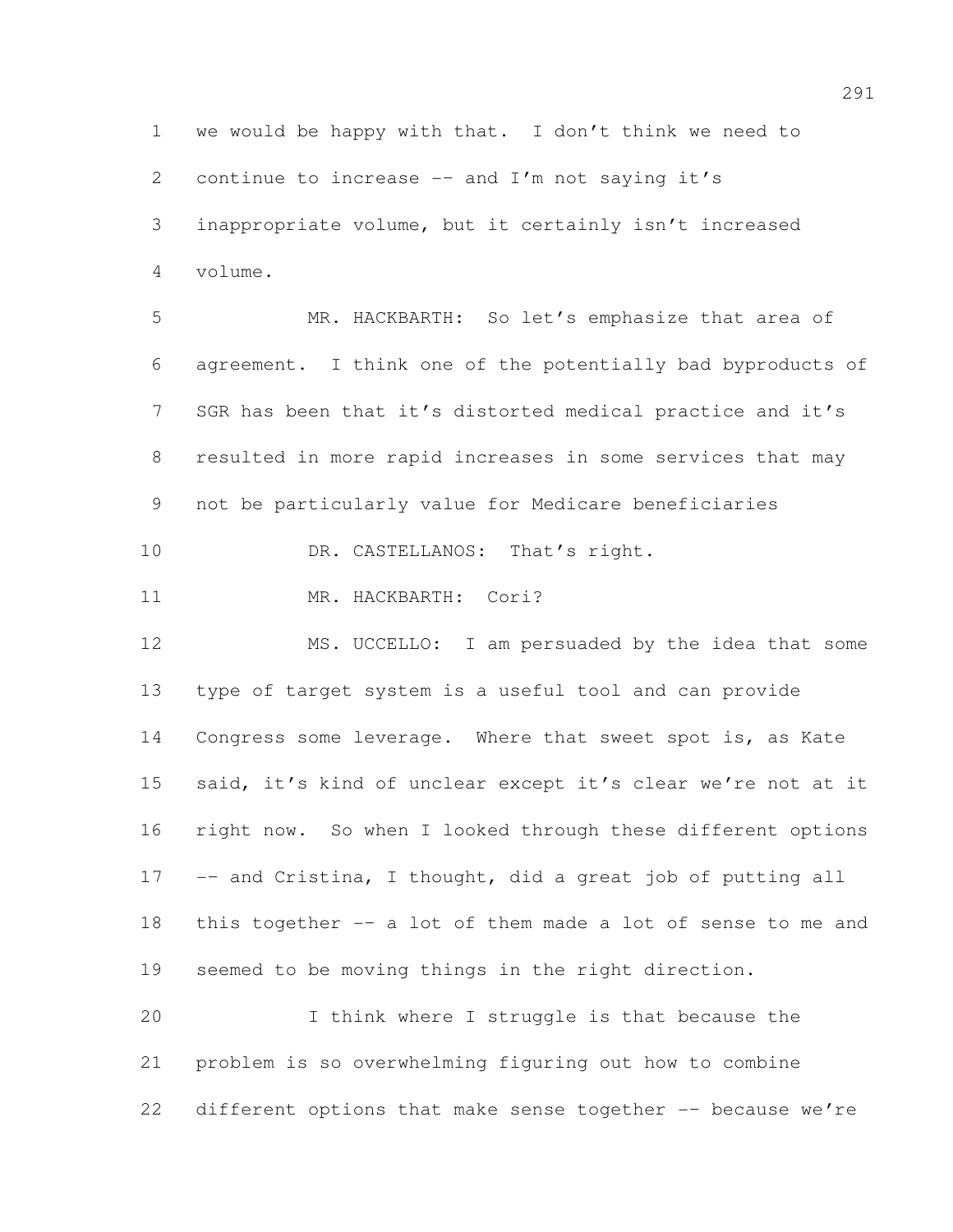we would be happy with that. I don't think we need to continue to increase -- and I'm not saying it's inappropriate volume, but it certainly isn't increased volume.

MR. HACKBARTH: So let's emphasize that area of agreement. I think one of the potentially bad byproducts of SGR has been that it's distorted medical practice and it's resulted in more rapid increases in some services that may not be particularly value for Medicare beneficiaries

DR. CASTELLANOS: That's right.

MR. HACKBARTH: Cori?

MS. UCCELLO: I am persuaded by the idea that some type of target system is a useful tool and can provide Congress some leverage. Where that sweet spot is, as Kate said, it's kind of unclear except it's clear we're not at it right now. So when I looked through these different options -- and Cristina, I thought, did a great job of putting all this together -- a lot of them made a lot of sense to me and seemed to be moving things in the right direction.

I think where I struggle is that because the problem is so overwhelming figuring out how to combine different options that make sense together -- because we're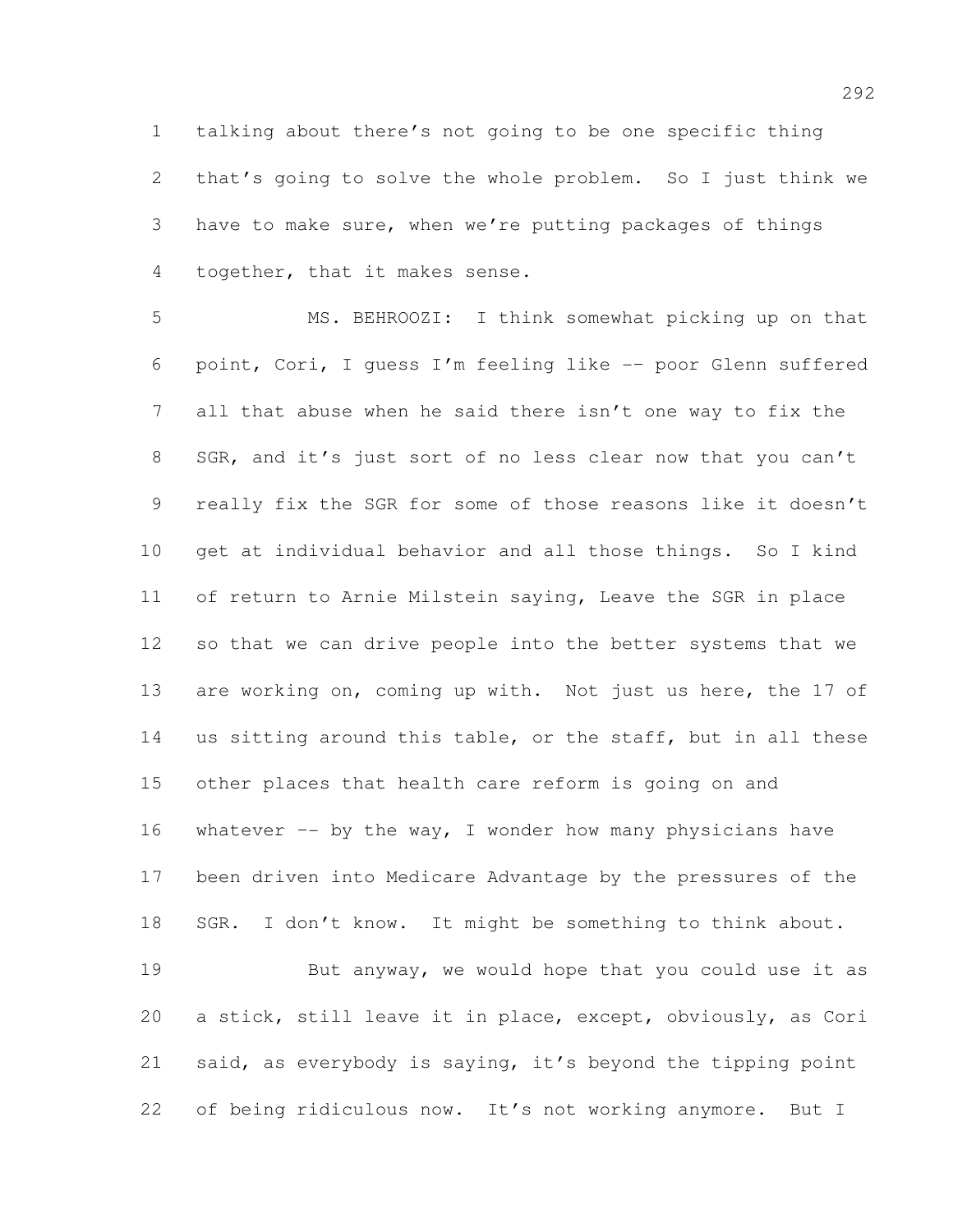talking about there's not going to be one specific thing that's going to solve the whole problem. So I just think we have to make sure, when we're putting packages of things together, that it makes sense.

MS. BEHROOZI: I think somewhat picking up on that point, Cori, I guess I'm feeling like -- poor Glenn suffered all that abuse when he said there isn't one way to fix the SGR, and it's just sort of no less clear now that you can't really fix the SGR for some of those reasons like it doesn't get at individual behavior and all those things. So I kind of return to Arnie Milstein saying, Leave the SGR in place so that we can drive people into the better systems that we are working on, coming up with. Not just us here, the 17 of us sitting around this table, or the staff, but in all these other places that health care reform is going on and whatever -- by the way, I wonder how many physicians have been driven into Medicare Advantage by the pressures of the SGR. I don't know. It might be something to think about.

But anyway, we would hope that you could use it as a stick, still leave it in place, except, obviously, as Cori said, as everybody is saying, it's beyond the tipping point of being ridiculous now. It's not working anymore. But I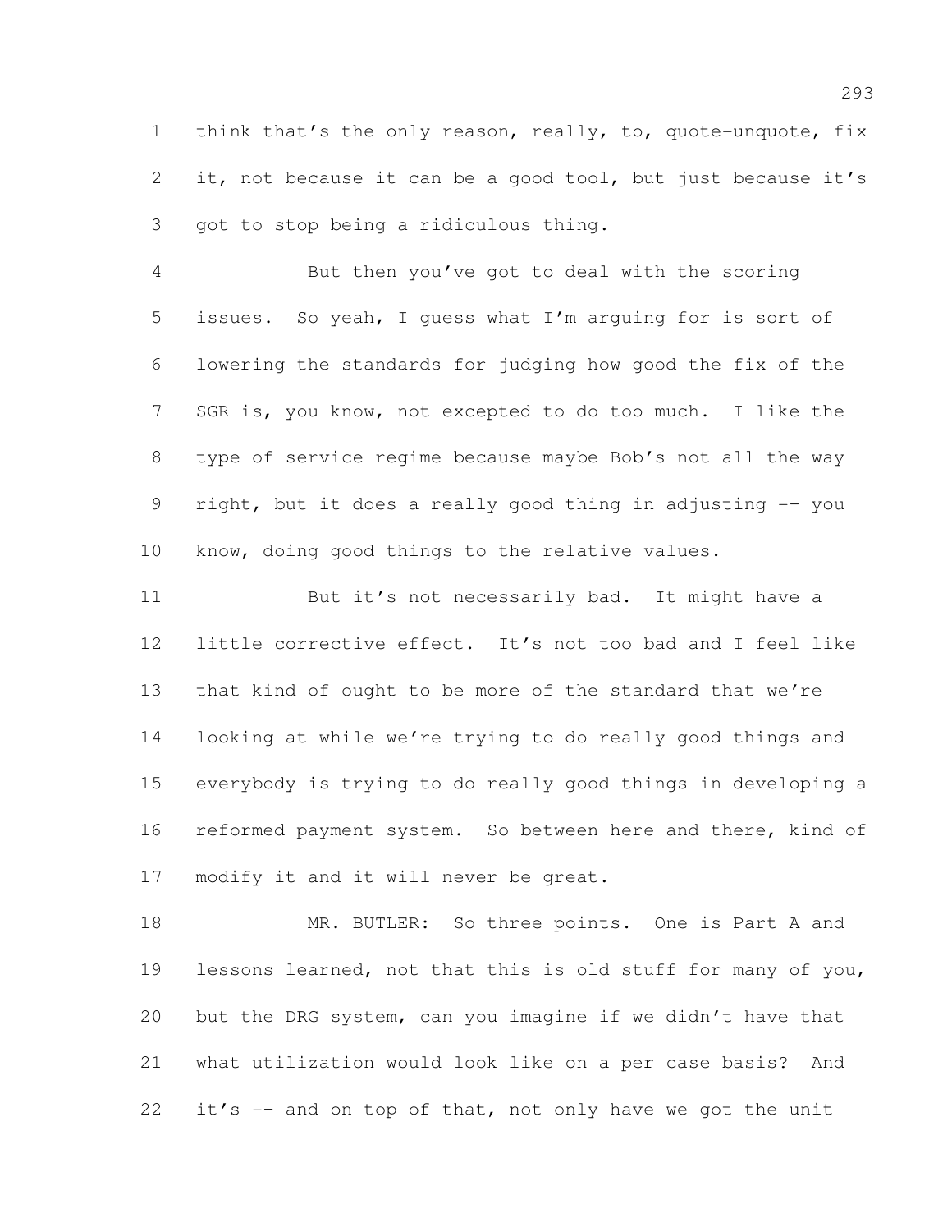think that's the only reason, really, to, quote-unquote, fix it, not because it can be a good tool, but just because it's got to stop being a ridiculous thing.

But then you've got to deal with the scoring issues. So yeah, I guess what I'm arguing for is sort of lowering the standards for judging how good the fix of the SGR is, you know, not excepted to do too much. I like the type of service regime because maybe Bob's not all the way right, but it does a really good thing in adjusting -- you know, doing good things to the relative values.

But it's not necessarily bad. It might have a little corrective effect. It's not too bad and I feel like that kind of ought to be more of the standard that we're looking at while we're trying to do really good things and everybody is trying to do really good things in developing a reformed payment system. So between here and there, kind of modify it and it will never be great.

MR. BUTLER: So three points. One is Part A and lessons learned, not that this is old stuff for many of you, but the DRG system, can you imagine if we didn't have that what utilization would look like on a per case basis? And it's -- and on top of that, not only have we got the unit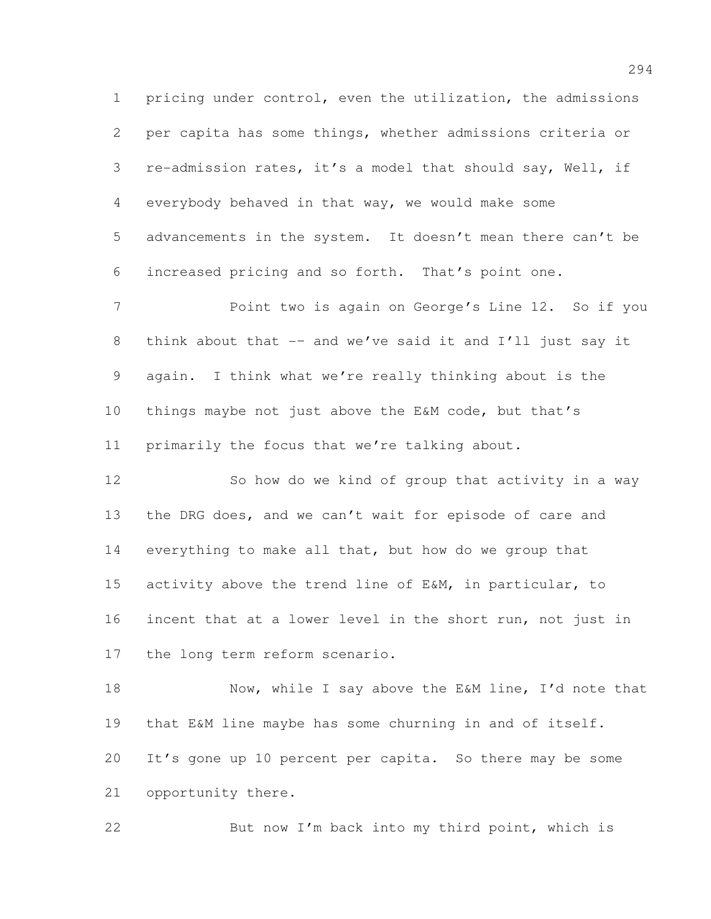pricing under control, even the utilization, the admissions per capita has some things, whether admissions criteria or re-admission rates, it's a model that should say, Well, if everybody behaved in that way, we would make some advancements in the system. It doesn't mean there can't be increased pricing and so forth. That's point one.

Point two is again on George's Line 12. So if you think about that -- and we've said it and I'll just say it again. I think what we're really thinking about is the things maybe not just above the E&M code, but that's primarily the focus that we're talking about.

So how do we kind of group that activity in a way the DRG does, and we can't wait for episode of care and everything to make all that, but how do we group that activity above the trend line of E&M, in particular, to incent that at a lower level in the short run, not just in the long term reform scenario.

Now, while I say above the E&M line, I'd note that that E&M line maybe has some churning in and of itself. It's gone up 10 percent per capita. So there may be some opportunity there.

But now I'm back into my third point, which is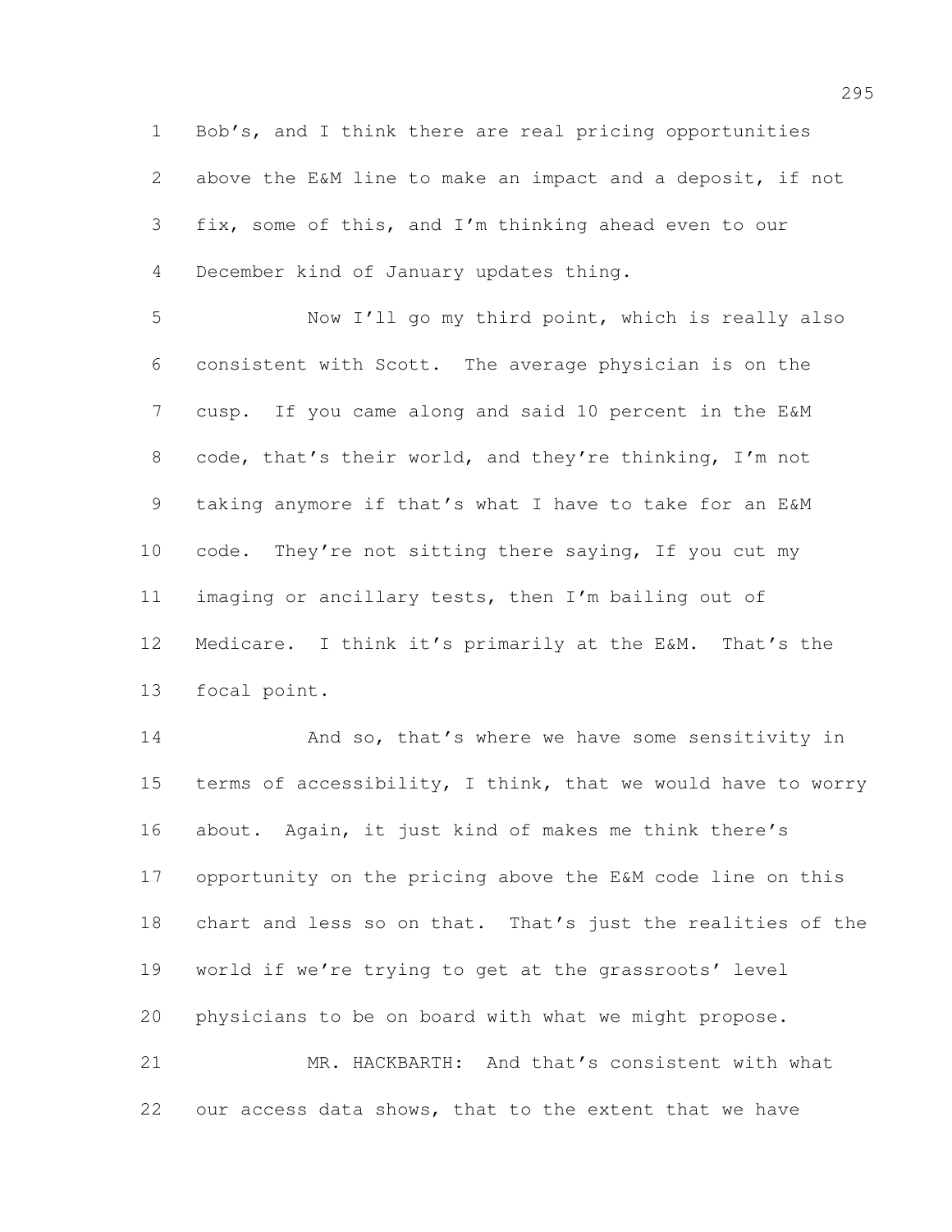Bob's, and I think there are real pricing opportunities above the E&M line to make an impact and a deposit, if not fix, some of this, and I'm thinking ahead even to our December kind of January updates thing.

Now I'll go my third point, which is really also consistent with Scott. The average physician is on the cusp. If you came along and said 10 percent in the E&M code, that's their world, and they're thinking, I'm not taking anymore if that's what I have to take for an E&M code. They're not sitting there saying, If you cut my imaging or ancillary tests, then I'm bailing out of Medicare. I think it's primarily at the E&M. That's the focal point.

And so, that's where we have some sensitivity in terms of accessibility, I think, that we would have to worry about. Again, it just kind of makes me think there's opportunity on the pricing above the E&M code line on this chart and less so on that. That's just the realities of the world if we're trying to get at the grassroots' level physicians to be on board with what we might propose.

MR. HACKBARTH: And that's consistent with what our access data shows, that to the extent that we have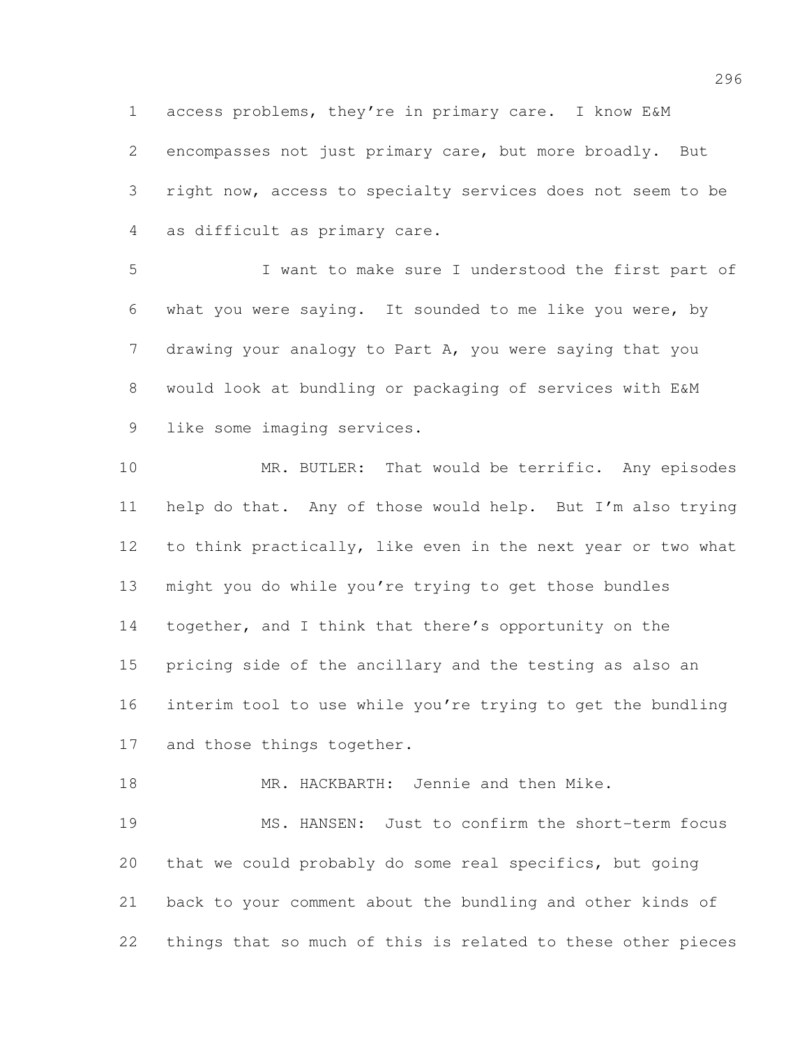access problems, they're in primary care. I know E&M encompasses not just primary care, but more broadly. But right now, access to specialty services does not seem to be as difficult as primary care.

I want to make sure I understood the first part of what you were saying. It sounded to me like you were, by drawing your analogy to Part A, you were saying that you would look at bundling or packaging of services with E&M like some imaging services.

MR. BUTLER: That would be terrific. Any episodes help do that. Any of those would help. But I'm also trying to think practically, like even in the next year or two what might you do while you're trying to get those bundles together, and I think that there's opportunity on the pricing side of the ancillary and the testing as also an interim tool to use while you're trying to get the bundling and those things together.

MR. HACKBARTH: Jennie and then Mike.

MS. HANSEN: Just to confirm the short-term focus that we could probably do some real specifics, but going back to your comment about the bundling and other kinds of things that so much of this is related to these other pieces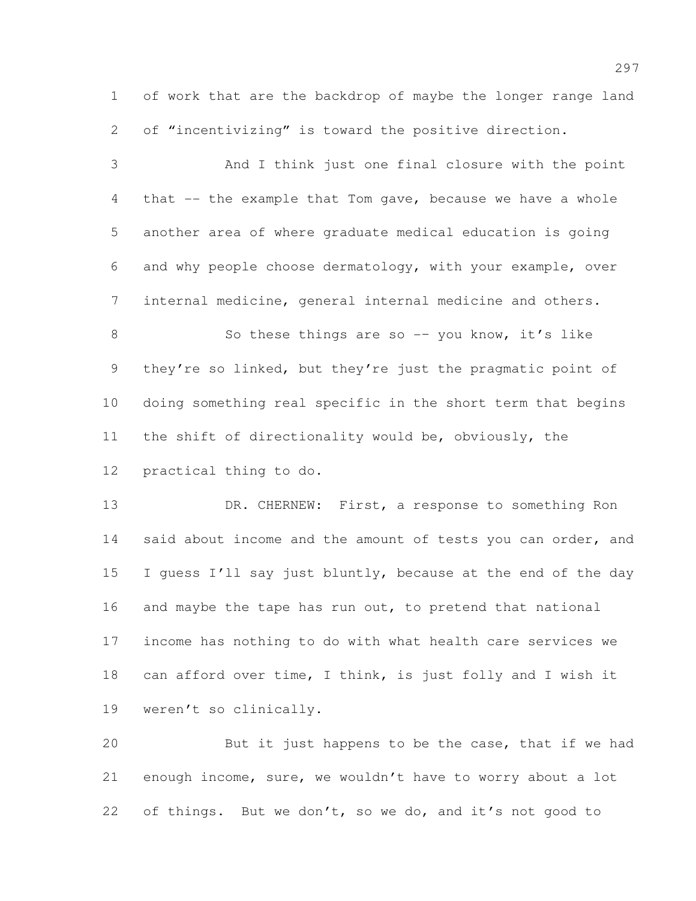of work that are the backdrop of maybe the longer range land of “incentivizing” is toward the positive direction.

And I think just one final closure with the point that -- the example that Tom gave, because we have a whole another area of where graduate medical education is going and why people choose dermatology, with your example, over internal medicine, general internal medicine and others.

So these things are so -- you know, it’s like they’re so linked, but they’re just the pragmatic point of doing something real specific in the short term that begins the shift of directionality would be, obviously, the practical thing to do.

DR. CHERNEW: First, a response to something Ron said about income and the amount of tests you can order, and I guess I’ll say just bluntly, because at the end of the day and maybe the tape has run out, to pretend that national income has nothing to do with what health care services we can afford over time, I think, is just folly and I wish it weren’t so clinically.

But it just happens to be the case, that if we had enough income, sure, we wouldn’t have to worry about a lot of things. But we don’t, so we do, and it’s not good to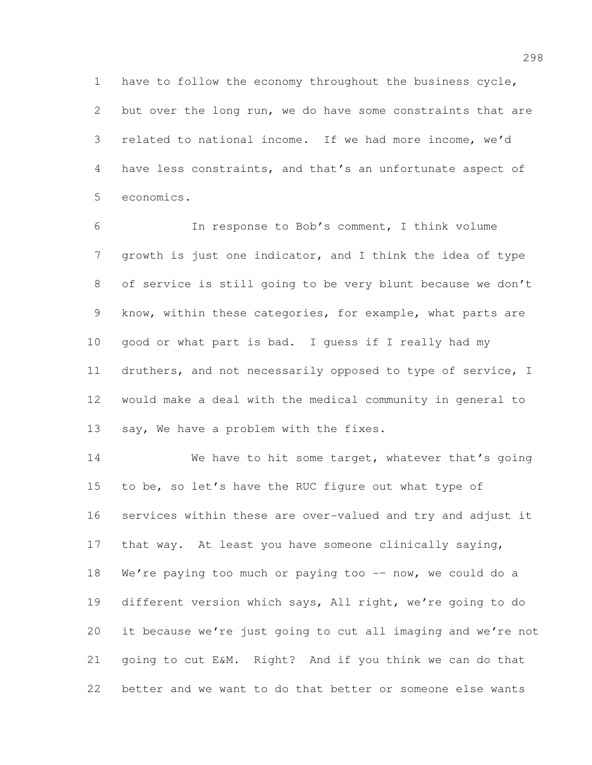have to follow the economy throughout the business cycle, but over the long run, we do have some constraints that are related to national income. If we had more income, we'd have less constraints, and that's an unfortunate aspect of economics.

In response to Bob's comment, I think volume growth is just one indicator, and I think the idea of type of service is still going to be very blunt because we don't know, within these categories, for example, what parts are good or what part is bad. I guess if I really had my druthers, and not necessarily opposed to type of service, I would make a deal with the medical community in general to say, We have a problem with the fixes.

We have to hit some target, whatever that's going to be, so let's have the RUC figure out what type of services within these are over-valued and try and adjust it that way. At least you have someone clinically saying, We're paying too much or paying too -- now, we could do a different version which says, All right, we're going to do it because we're just going to cut all imaging and we're not going to cut E&M. Right? And if you think we can do that better and we want to do that better or someone else wants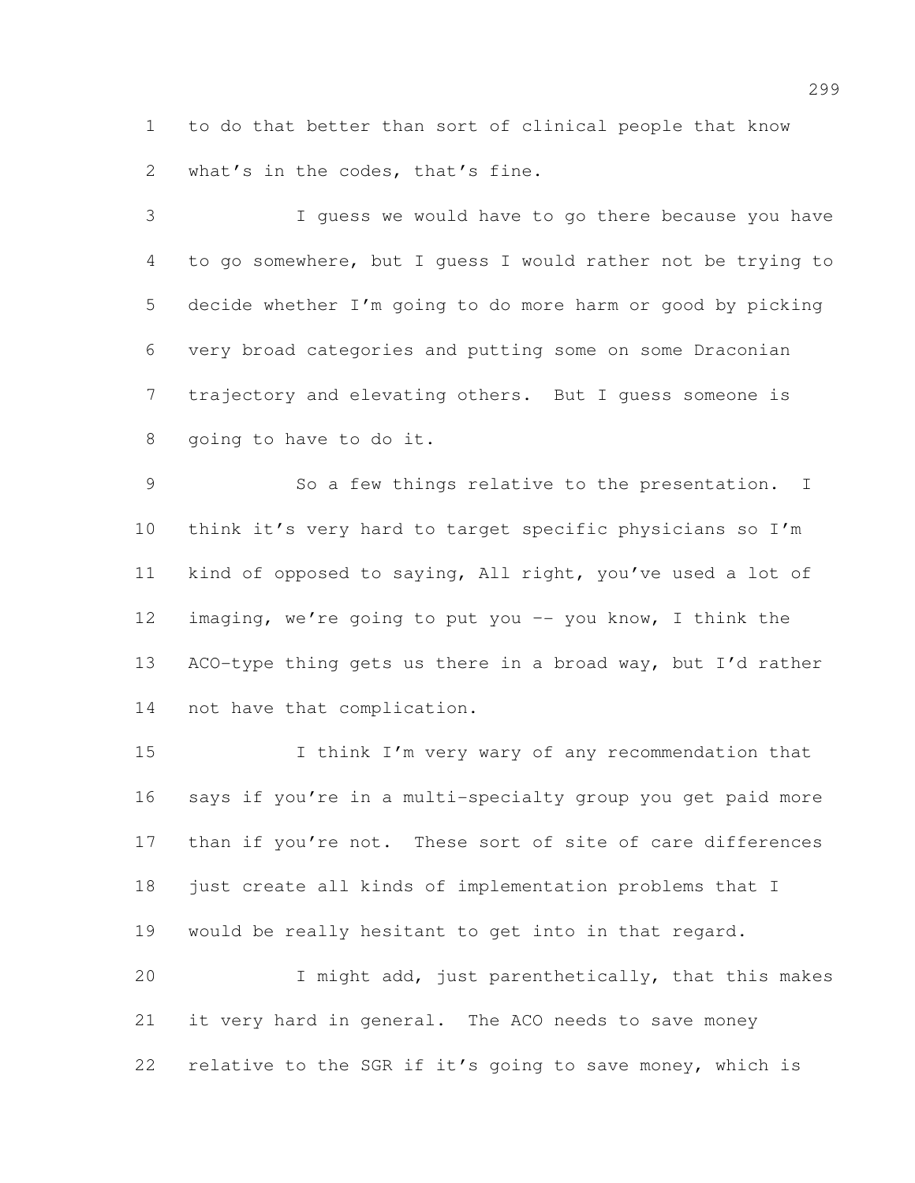to do that better than sort of clinical people that know what's in the codes, that's fine.

I guess we would have to go there because you have to go somewhere, but I guess I would rather not be trying to decide whether I'm going to do more harm or good by picking very broad categories and putting some on some Draconian trajectory and elevating others. But I guess someone is going to have to do it.

So a few things relative to the presentation. I think it's very hard to target specific physicians so I'm kind of opposed to saying, All right, you've used a lot of imaging, we're going to put you -- you know, I think the ACO-type thing gets us there in a broad way, but I'd rather not have that complication.

I think I'm very wary of any recommendation that says if you're in a multi-specialty group you get paid more than if you're not. These sort of site of care differences just create all kinds of implementation problems that I would be really hesitant to get into in that regard.

I might add, just parenthetically, that this makes it very hard in general. The ACO needs to save money relative to the SGR if it's going to save money, which is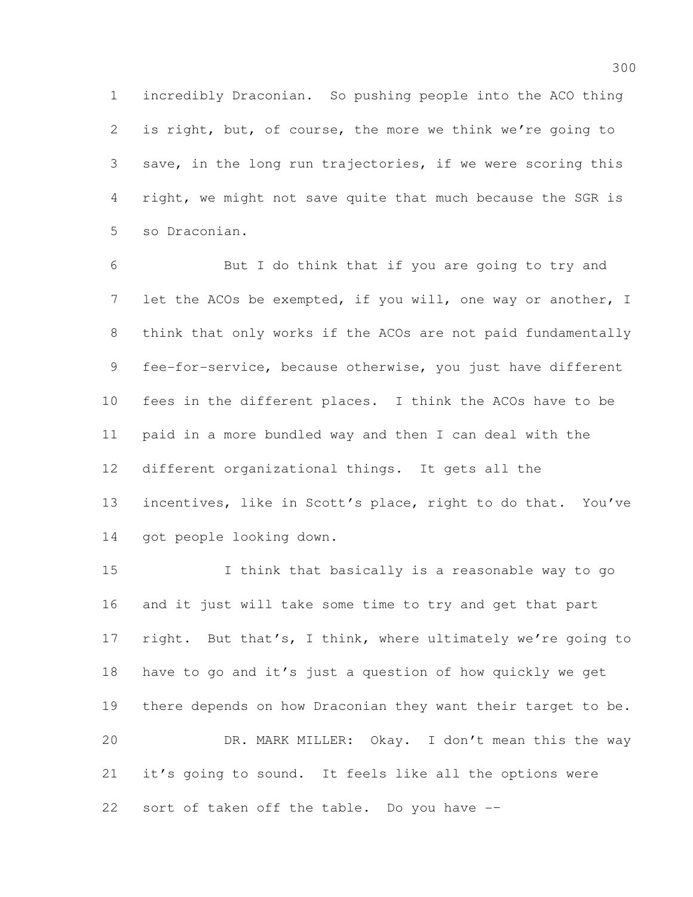incredibly Draconian. So pushing people into the ACO thing is right, but, of course, the more we think we're going to save, in the long run trajectories, if we were scoring this right, we might not save quite that much because the SGR is so Draconian.

But I do think that if you are going to try and let the ACOs be exempted, if you will, one way or another, I think that only works if the ACOs are not paid fundamentally fee-for-service, because otherwise, you just have different fees in the different places. I think the ACOs have to be paid in a more bundled way and then I can deal with the different organizational things. It gets all the incentives, like in Scott's place, right to do that. You've got people looking down.

I think that basically is a reasonable way to go and it just will take some time to try and get that part right. But that's, I think, where ultimately we're going to have to go and it's just a question of how quickly we get there depends on how Draconian they want their target to be.

DR. MARK MILLER: Okay. I don't mean this the way it's going to sound. It feels like all the options were sort of taken off the table. Do you have --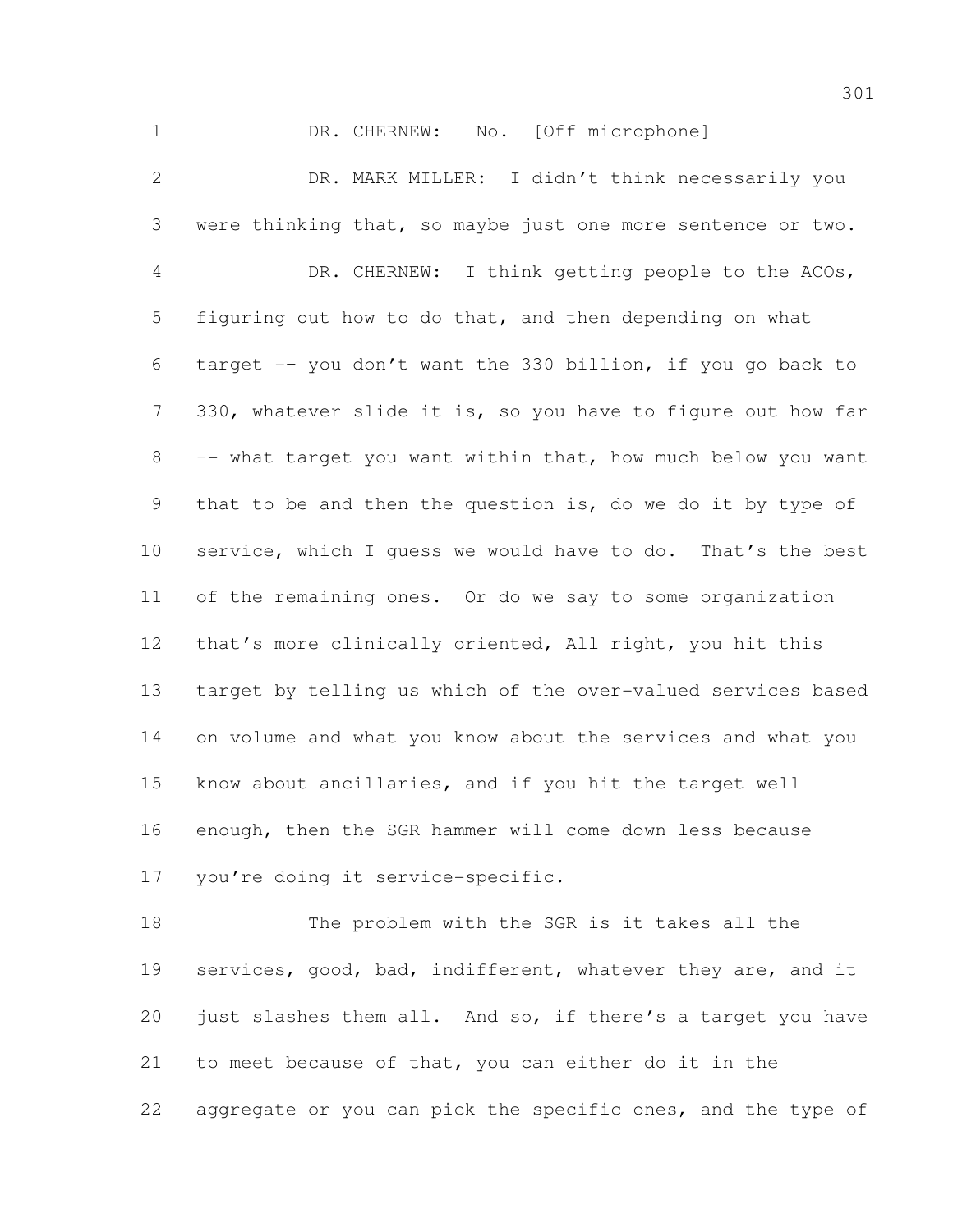DR. CHERNEW: No. [Off microphone]

DR. MARK MILLER: I didn't think necessarily you were thinking that, so maybe just one more sentence or two.

DR. CHERNEW: I think getting people to the ACOs, figuring out how to do that, and then depending on what target -- you don't want the 330 billion, if you go back to 330, whatever slide it is, so you have to figure out how far -- what target you want within that, how much below you want that to be and then the question is, do we do it by type of service, which I guess we would have to do. That's the best of the remaining ones. Or do we say to some organization that's more clinically oriented, All right, you hit this target by telling us which of the over-valued services based on volume and what you know about the services and what you know about ancillaries, and if you hit the target well enough, then the SGR hammer will come down less because you're doing it service-specific.

The problem with the SGR is it takes all the services, good, bad, indifferent, whatever they are, and it just slashes them all. And so, if there's a target you have to meet because of that, you can either do it in the aggregate or you can pick the specific ones, and the type of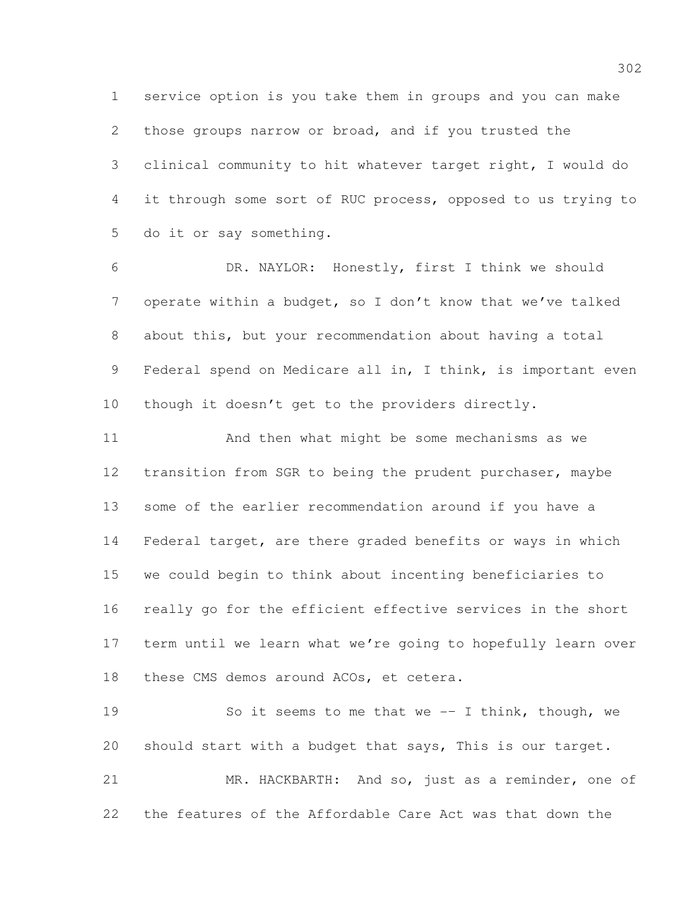service option is you take them in groups and you can make those groups narrow or broad, and if you trusted the clinical community to hit whatever target right, I would do it through some sort of RUC process, opposed to us trying to do it or say something.

DR. NAYLOR: Honestly, first I think we should operate within a budget, so I don't know that we've talked about this, but your recommendation about having a total Federal spend on Medicare all in, I think, is important even though it doesn't get to the providers directly.

And then what might be some mechanisms as we transition from SGR to being the prudent purchaser, maybe some of the earlier recommendation around if you have a Federal target, are there graded benefits or ways in which we could begin to think about incenting beneficiaries to really go for the efficient effective services in the short term until we learn what we're going to hopefully learn over these CMS demos around ACOs, et cetera.

So it seems to me that we -- I think, though, we should start with a budget that says, This is our target.

MR. HACKBARTH: And so, just as a reminder, one of the features of the Affordable Care Act was that down the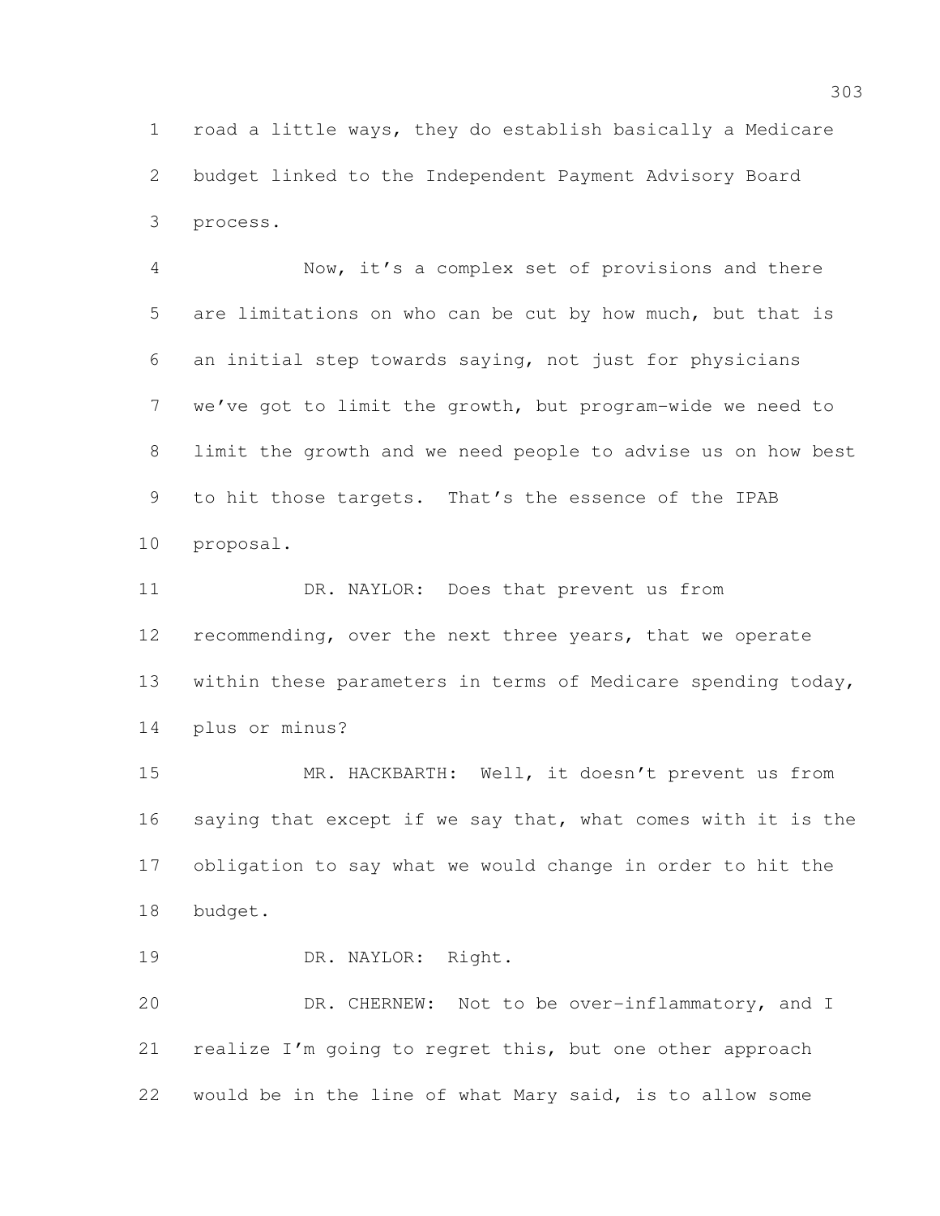road a little ways, they do establish basically a Medicare budget linked to the Independent Payment Advisory Board process.

Now, it's a complex set of provisions and there are limitations on who can be cut by how much, but that is an initial step towards saying, not just for physicians we've got to limit the growth, but program-wide we need to limit the growth and we need people to advise us on how best to hit those targets. That's the essence of the IPAB proposal.

DR. NAYLOR: Does that prevent us from recommending, over the next three years, that we operate within these parameters in terms of Medicare spending today, plus or minus?

MR. HACKBARTH: Well, it doesn't prevent us from saying that except if we say that, what comes with it is the obligation to say what we would change in order to hit the budget.

DR. NAYLOR: Right.

DR. CHERNEW: Not to be over-inflammatory, and I realize I'm going to regret this, but one other approach would be in the line of what Mary said, is to allow some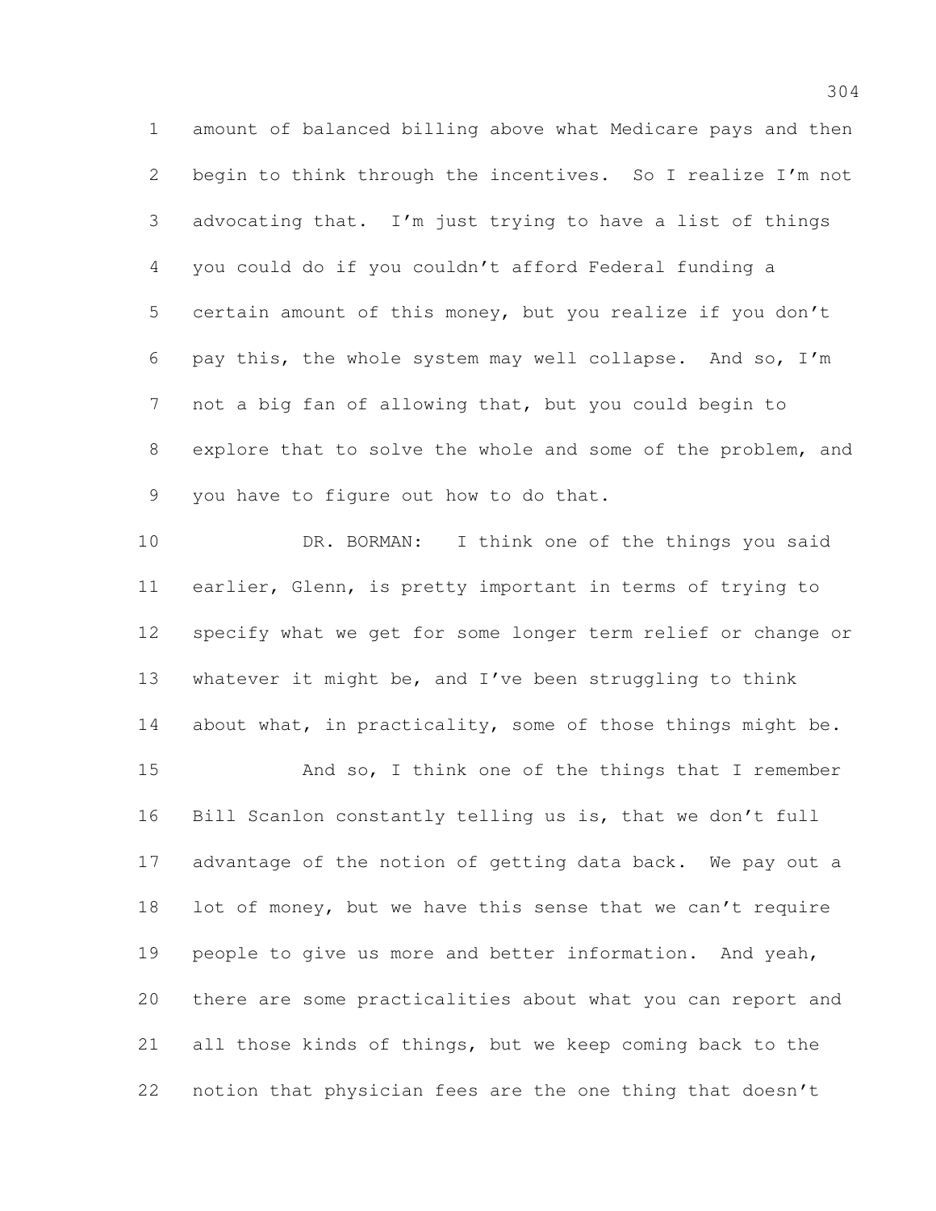amount of balanced billing above what Medicare pays and then begin to think through the incentives. So I realize I'm not advocating that. I'm just trying to have a list of things you could do if you couldn't afford Federal funding a certain amount of this money, but you realize if you don't pay this, the whole system may well collapse. And so, I'm not a big fan of allowing that, but you could begin to explore that to solve the whole and some of the problem, and you have to figure out how to do that.

DR. BORMAN: I think one of the things you said earlier, Glenn, is pretty important in terms of trying to specify what we get for some longer term relief or change or whatever it might be, and I've been struggling to think about what, in practicality, some of those things might be.

And so, I think one of the things that I remember Bill Scanlon constantly telling us is, that we don't full advantage of the notion of getting data back. We pay out a lot of money, but we have this sense that we can't require people to give us more and better information. And yeah, there are some practicalities about what you can report and all those kinds of things, but we keep coming back to the notion that physician fees are the one thing that doesn't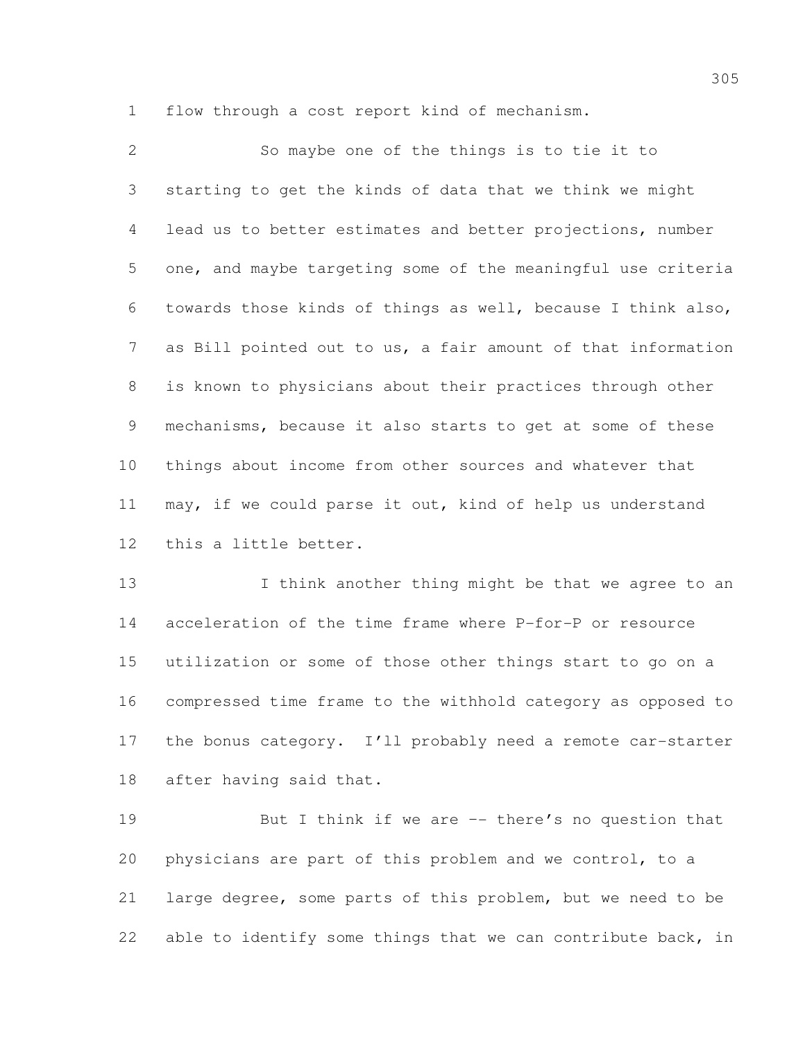flow through a cost report kind of mechanism.

So maybe one of the things is to tie it to starting to get the kinds of data that we think we might lead us to better estimates and better projections, number one, and maybe targeting some of the meaningful use criteria towards those kinds of things as well, because I think also, as Bill pointed out to us, a fair amount of that information is known to physicians about their practices through other mechanisms, because it also starts to get at some of these things about income from other sources and whatever that may, if we could parse it out, kind of help us understand this a little better.

I think another thing might be that we agree to an acceleration of the time frame where P-for-P or resource utilization or some of those other things start to go on a compressed time frame to the withhold category as opposed to the bonus category. I'll probably need a remote car-starter after having said that.

But I think if we are -- there's no question that physicians are part of this problem and we control, to a large degree, some parts of this problem, but we need to be able to identify some things that we can contribute back, in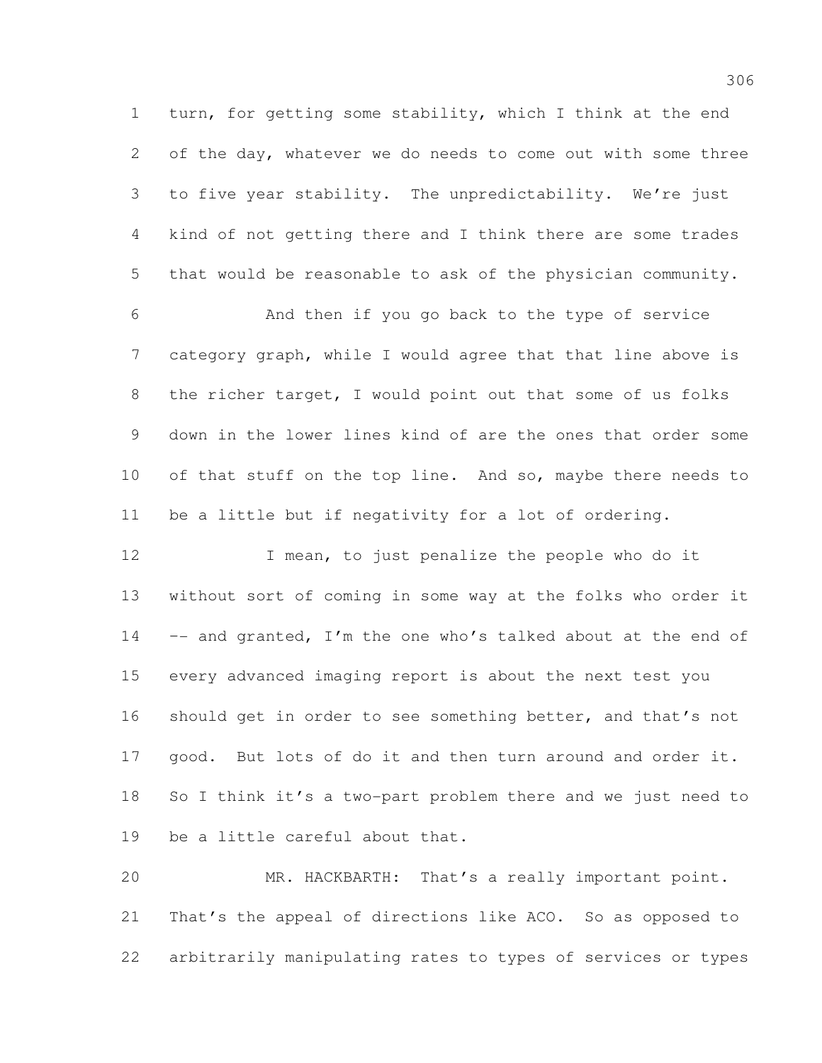turn, for getting some stability, which I think at the end of the day, whatever we do needs to come out with some three to five year stability. The unpredictability. We're just kind of not getting there and I think there are some trades that would be reasonable to ask of the physician community.

And then if you go back to the type of service category graph, while I would agree that that line above is the richer target, I would point out that some of us folks down in the lower lines kind of are the ones that order some of that stuff on the top line. And so, maybe there needs to be a little but if negativity for a lot of ordering.

I mean, to just penalize the people who do it without sort of coming in some way at the folks who order it -- and granted, I'm the one who's talked about at the end of every advanced imaging report is about the next test you should get in order to see something better, and that's not good. But lots of do it and then turn around and order it. So I think it's a two-part problem there and we just need to be a little careful about that.

MR. HACKBARTH: That's a really important point. That's the appeal of directions like ACO. So as opposed to arbitrarily manipulating rates to types of services or types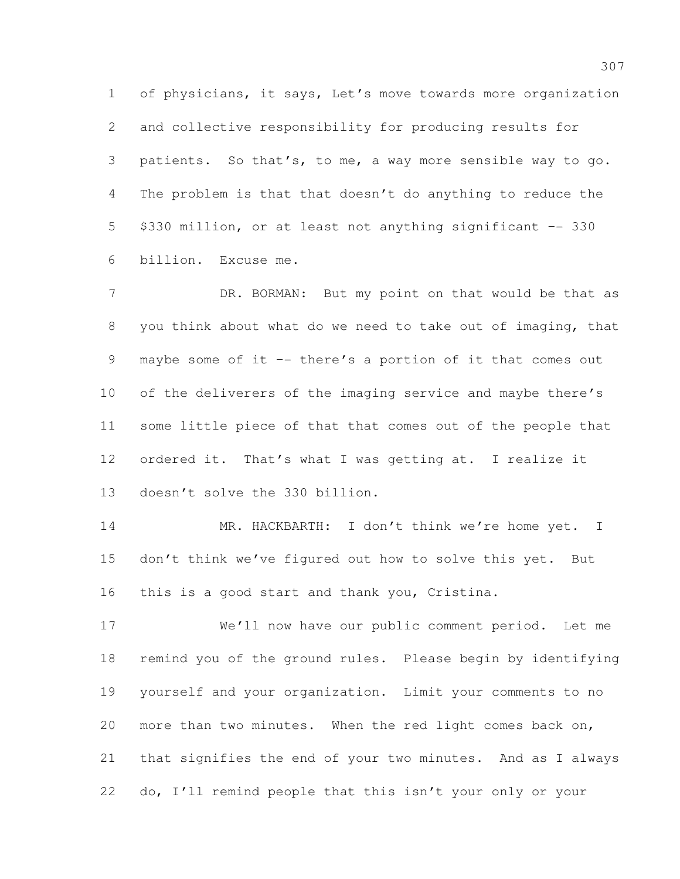of physicians, it says, Let's move towards more organization and collective responsibility for producing results for patients. So that's, to me, a way more sensible way to go. The problem is that that doesn't do anything to reduce the $330 million, or at least not anything significant -- 330 billion. Excuse me.

DR. BORMAN: But my point on that would be that as you think about what do we need to take out of imaging, that maybe some of it -- there's a portion of it that comes out of the deliverers of the imaging service and maybe there's some little piece of that that comes out of the people that ordered it. That's what I was getting at. I realize it doesn't solve the 330 billion.

MR. HACKBARTH: I don't think we're home yet. I don't think we've figured out how to solve this yet. But this is a good start and thank you, Cristina.

We'll now have our public comment period. Let me remind you of the ground rules. Please begin by identifying yourself and your organization. Limit your comments to no more than two minutes. When the red light comes back on, that signifies the end of your two minutes. And as I always do, I'll remind people that this isn't your only or your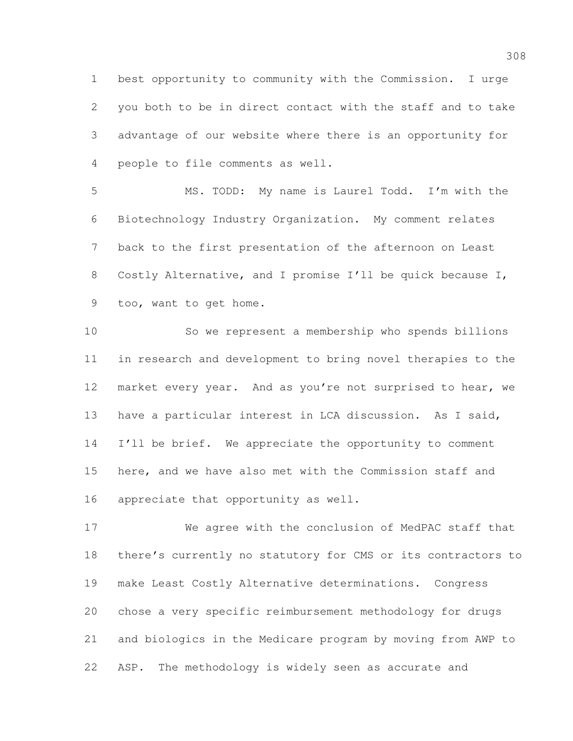best opportunity to community with the Commission. I urge you both to be in direct contact with the staff and to take advantage of our website where there is an opportunity for people to file comments as well.

MS. TODD: My name is Laurel Todd. I'm with the Biotechnology Industry Organization. My comment relates back to the first presentation of the afternoon on Least Costly Alternative, and I promise I'll be quick because I, too, want to get home.

So we represent a membership who spends billions in research and development to bring novel therapies to the market every year. And as you're not surprised to hear, we have a particular interest in LCA discussion. As I said, I'll be brief. We appreciate the opportunity to comment here, and we have also met with the Commission staff and appreciate that opportunity as well.

We agree with the conclusion of MedPAC staff that there's currently no statutory for CMS or its contractors to make Least Costly Alternative determinations. Congress chose a very specific reimbursement methodology for drugs and biologics in the Medicare program by moving from AWP to ASP. The methodology is widely seen as accurate and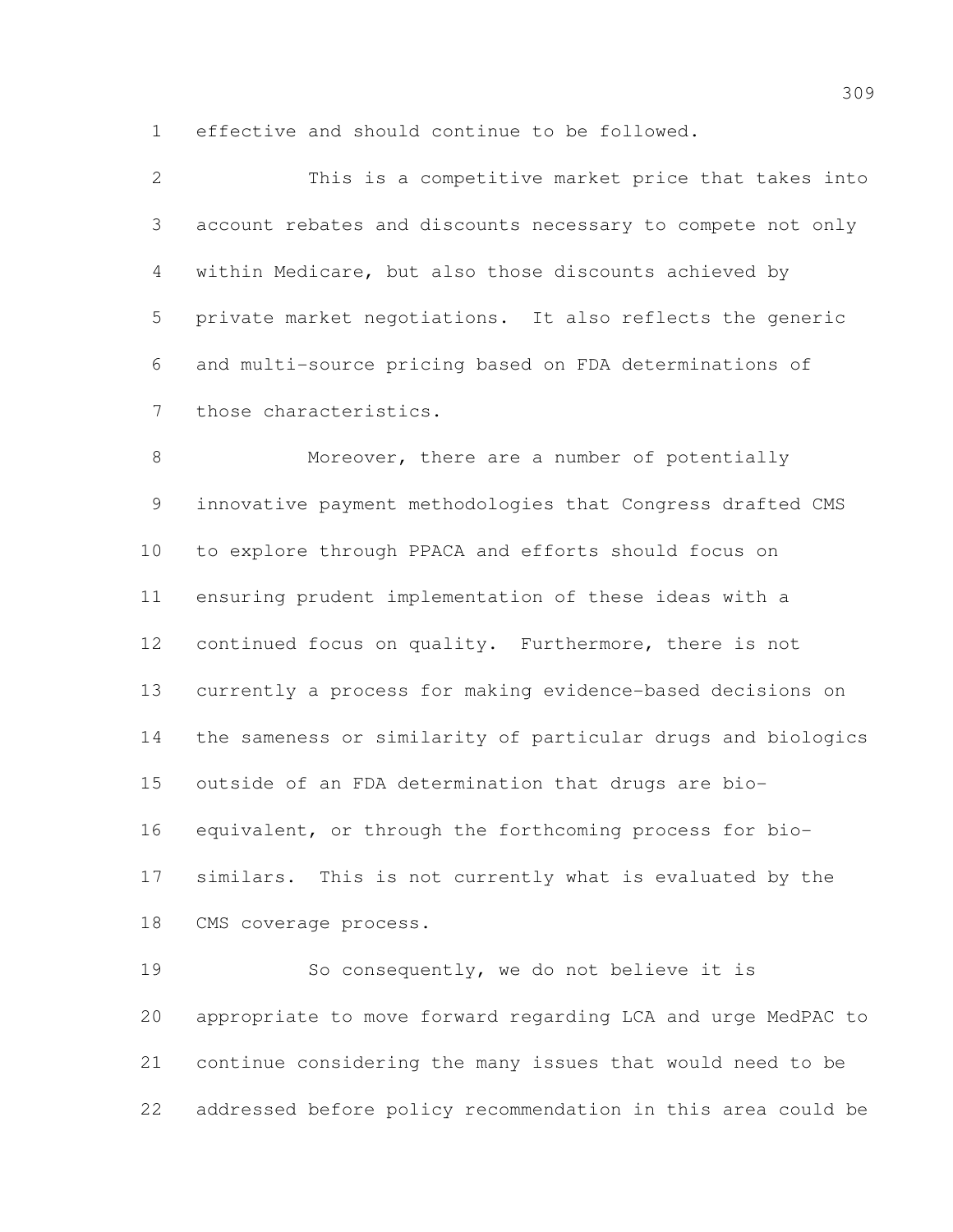effective and should continue to be followed.

This is a competitive market price that takes into account rebates and discounts necessary to compete not only within Medicare, but also those discounts achieved by private market negotiations. It also reflects the generic and multi-source pricing based on FDA determinations of those characteristics.

Moreover, there are a number of potentially innovative payment methodologies that Congress drafted CMS to explore through PPACA and efforts should focus on ensuring prudent implementation of these ideas with a continued focus on quality. Furthermore, there is not currently a process for making evidence-based decisions on the sameness or similarity of particular drugs and biologics outside of an FDA determination that drugs are bio-equivalent, or through the forthcoming process for bio-similars. This is not currently what is evaluated by the CMS coverage process.

So consequently, we do not believe it is appropriate to move forward regarding LCA and urge MedPAC to continue considering the many issues that would need to be addressed before policy recommendation in this area could be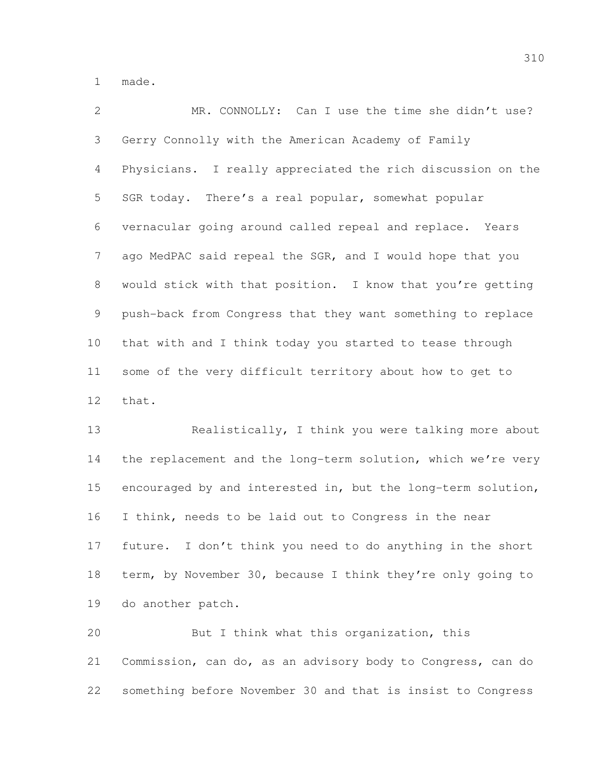made.

MR. CONNOLLY: Can I use the time she didn't use? Gerry Connolly with the American Academy of Family Physicians. I really appreciated the rich discussion on the SGR today. There's a real popular, somewhat popular vernacular going around called repeal and replace. Years ago MedPAC said repeal the SGR, and I would hope that you would stick with that position. I know that you're getting push-back from Congress that they want something to replace that with and I think today you started to tease through some of the very difficult territory about how to get to that.

Realistically, I think you were talking more about the replacement and the long-term solution, which we're very encouraged by and interested in, but the long-term solution, I think, needs to be laid out to Congress in the near future. I don't think you need to do anything in the short term, by November 30, because I think they're only going to do another patch.

But I think what this organization, this Commission, can do, as an advisory body to Congress, can do something before November 30 and that is insist to Congress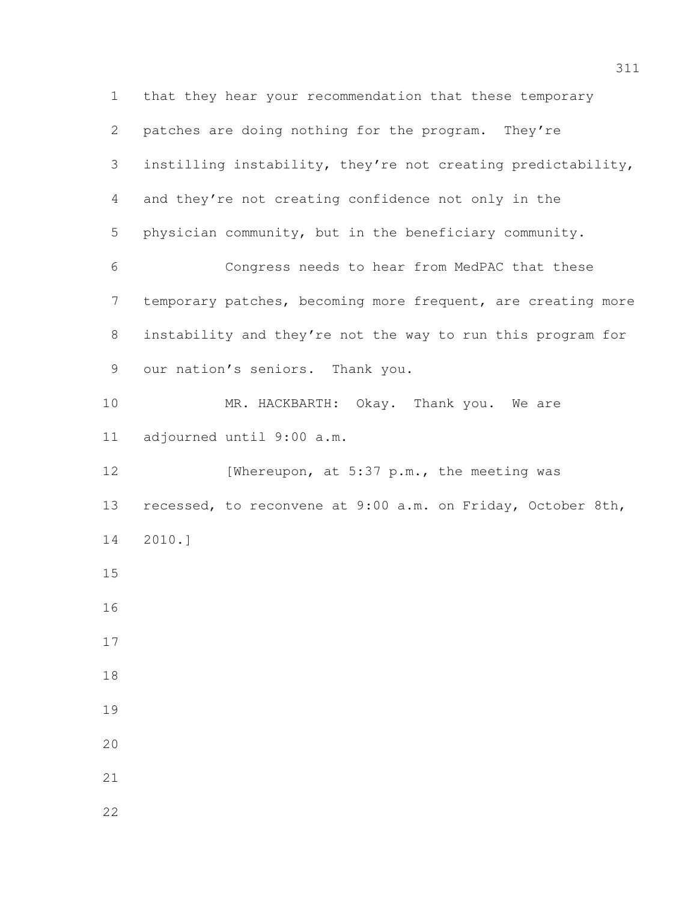that they hear your recommendation that these temporary patches are doing nothing for the program. They're instilling instability, they're not creating predictability, and they're not creating confidence not only in the physician community, but in the beneficiary community.

Congress needs to hear from MedPAC that these temporary patches, becoming more frequent, are creating more instability and they're not the way to run this program for our nation's seniors. Thank you.

MR. HACKBARTH: Okay. Thank you. We are adjourned until 9:00 a.m.

[Whereupon, at 5:37 p.m., the meeting was recessed, to reconvene at 9:00 a.m. on Friday, October 8th, 2010.]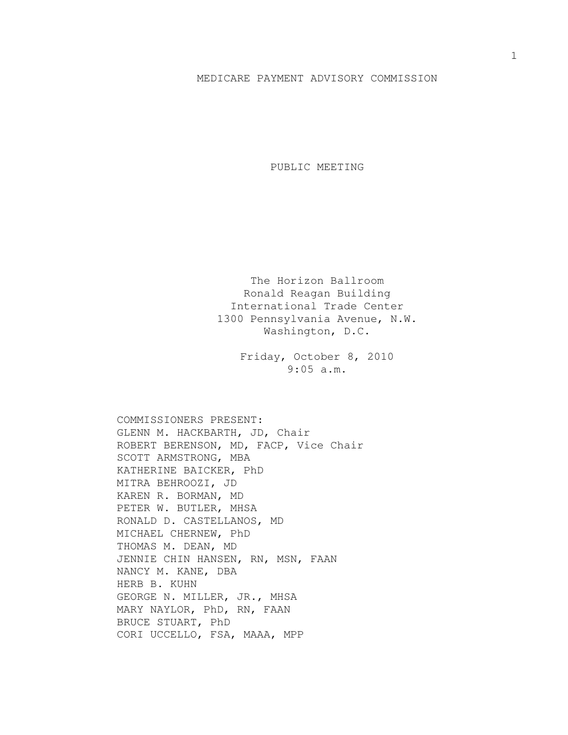# MEDICARE PAYMENT ADVISORY COMMISSION

## PUBLIC MEETING

The Horizon Ballroom
Ronald Reagan Building
International Trade Center
1300 Pennsylvania Avenue, N.W.
Washington, D.C.

Friday, October 8, 2010
9:05 a.m.

COMMISSIONERS PRESENT:
GLENN M. HACKBARTH, JD, Chair
ROBERT BERENSON, MD, FACP, Vice Chair
SCOTT ARMSTRONG, MBA
KATHERINE BAICKER, PhD
MITRA BEHROOZI, JD
KAREN R. BORMAN, MD
PETER W. BUTLER, MHSA
RONALD D. CASTELLANOS, MD
MICHAEL CHERNEW, PhD
THOMAS M. DEAN, MD
JENNIE CHIN HANSEN, RN, MSN, FAAN
NANCY M. KANE, DBA
HERB B. KUHN
GEORGE N. MILLER, JR., MHSA
MARY NAYLOR, PhD, RN, FAAN
BRUCE STUART, PhD
CORI UCCELLO, FSA, MAAA, MPP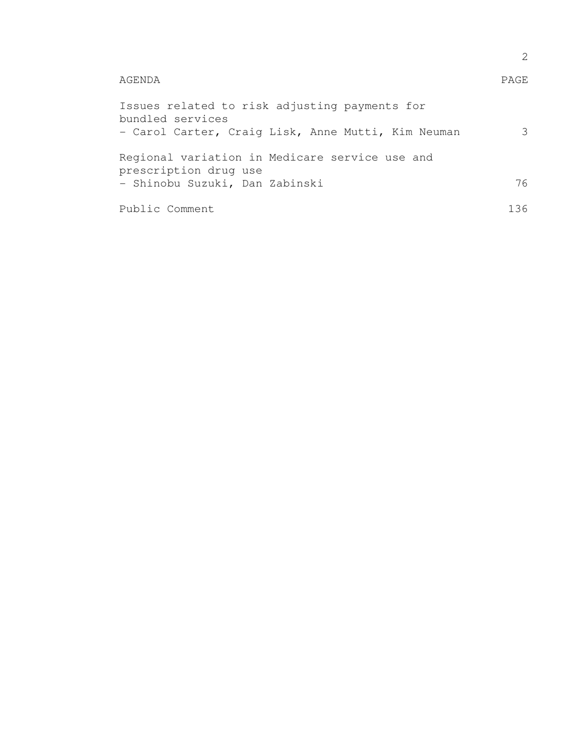| AGENDA | PAGE |
| --- | --- |
| Issues related to risk adjusting payments for bundled services<br>- Carol Carter, Craig Lisk, Anne Mutti, Kim Neuman | 3 |
| Regional variation in Medicare service use and prescription drug use<br>- Shinobu Suzuki, Dan Zabinski | 76 |
| Public Comment | 136 |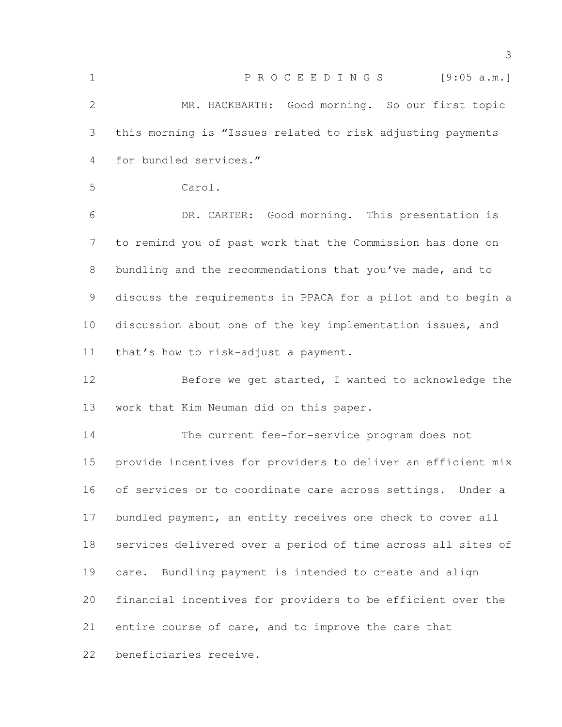P R O C E E D I N G S [9:05 a.m.]

MR. HACKBARTH: Good morning. So our first topic this morning is "Issues related to risk adjusting payments for bundled services."

Carol.

DR. CARTER: Good morning. This presentation is to remind you of past work that the Commission has done on bundling and the recommendations that you've made, and to discuss the requirements in PPACA for a pilot and to begin a discussion about one of the key implementation issues, and that's how to risk-adjust a payment.

Before we get started, I wanted to acknowledge the work that Kim Neuman did on this paper.

The current fee-for-service program does not provide incentives for providers to deliver an efficient mix of services or to coordinate care across settings. Under a bundled payment, an entity receives one check to cover all services delivered over a period of time across all sites of care. Bundling payment is intended to create and align financial incentives for providers to be efficient over the entire course of care, and to improve the care that beneficiaries receive.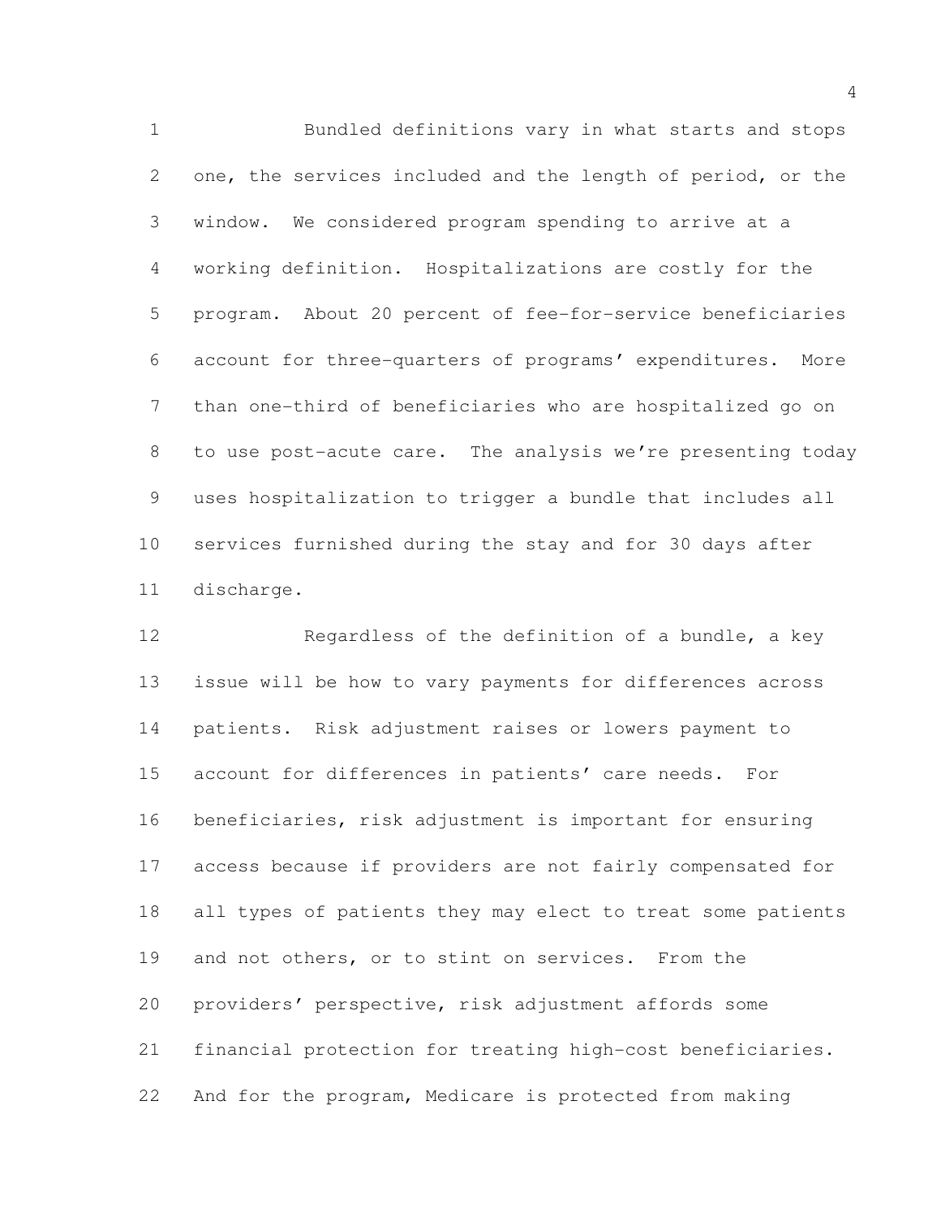Bundled definitions vary in what starts and stops one, the services included and the length of period, or the window. We considered program spending to arrive at a working definition. Hospitalizations are costly for the program. About 20 percent of fee-for-service beneficiaries account for three-quarters of programs' expenditures. More than one-third of beneficiaries who are hospitalized go on to use post-acute care. The analysis we're presenting today uses hospitalization to trigger a bundle that includes all services furnished during the stay and for 30 days after discharge.

Regardless of the definition of a bundle, a key issue will be how to vary payments for differences across patients. Risk adjustment raises or lowers payment to account for differences in patients' care needs. For beneficiaries, risk adjustment is important for ensuring access because if providers are not fairly compensated for all types of patients they may elect to treat some patients and not others, or to stint on services. From the providers' perspective, risk adjustment affords some financial protection for treating high-cost beneficiaries. And for the program, Medicare is protected from making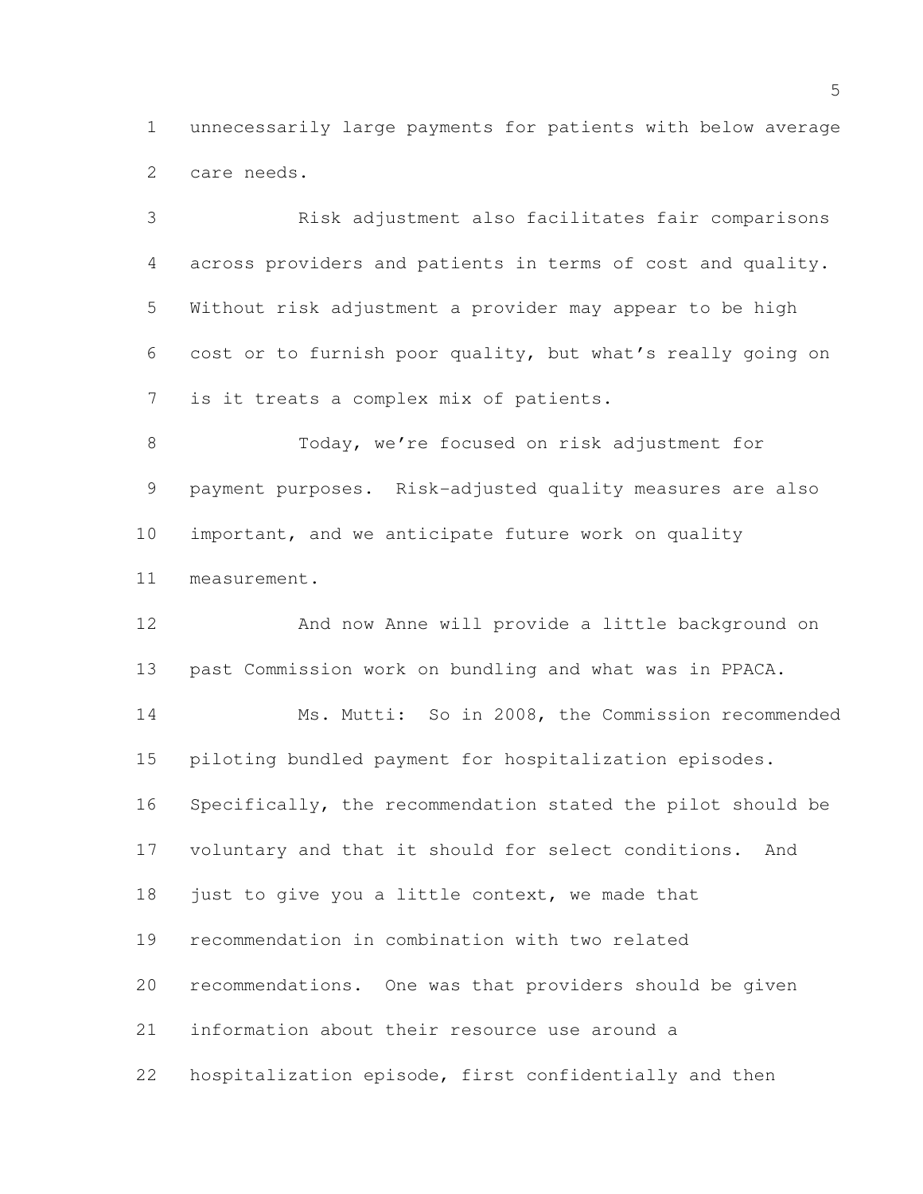unnecessarily large payments for patients with below average care needs.

Risk adjustment also facilitates fair comparisons across providers and patients in terms of cost and quality. Without risk adjustment a provider may appear to be high cost or to furnish poor quality, but what's really going on is it treats a complex mix of patients.

Today, we're focused on risk adjustment for payment purposes. Risk-adjusted quality measures are also important, and we anticipate future work on quality measurement.

And now Anne will provide a little background on past Commission work on bundling and what was in PPACA.

Ms. Mutti: So in 2008, the Commission recommended piloting bundled payment for hospitalization episodes. Specifically, the recommendation stated the pilot should be voluntary and that it should for select conditions. And just to give you a little context, we made that recommendation in combination with two related recommendations. One was that providers should be given information about their resource use around a hospitalization episode, first confidentially and then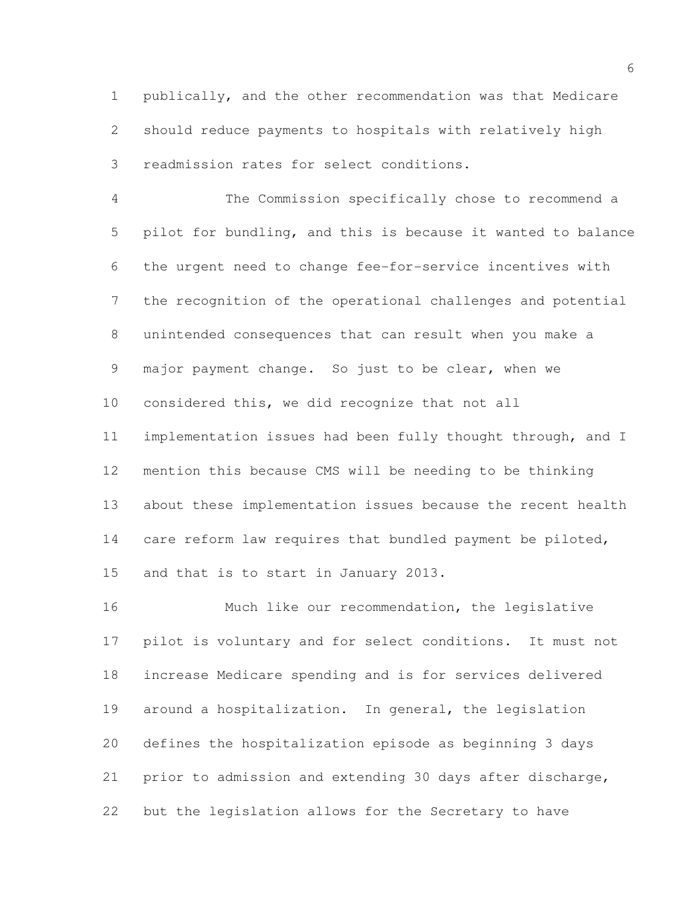publically, and the other recommendation was that Medicare should reduce payments to hospitals with relatively high readmission rates for select conditions.

The Commission specifically chose to recommend a pilot for bundling, and this is because it wanted to balance the urgent need to change fee-for-service incentives with the recognition of the operational challenges and potential unintended consequences that can result when you make a major payment change. So just to be clear, when we considered this, we did recognize that not all implementation issues had been fully thought through, and I mention this because CMS will be needing to be thinking about these implementation issues because the recent health care reform law requires that bundled payment be piloted, and that is to start in January 2013.

Much like our recommendation, the legislative pilot is voluntary and for select conditions. It must not increase Medicare spending and is for services delivered around a hospitalization. In general, the legislation defines the hospitalization episode as beginning 3 days prior to admission and extending 30 days after discharge, but the legislation allows for the Secretary to have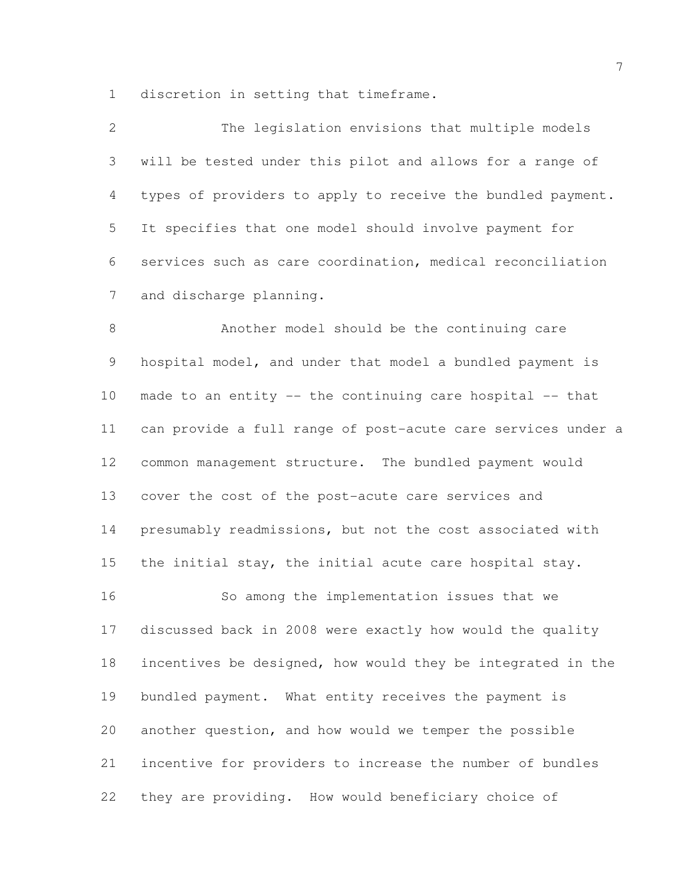discretion in setting that timeframe.

The legislation envisions that multiple models will be tested under this pilot and allows for a range of types of providers to apply to receive the bundled payment. It specifies that one model should involve payment for services such as care coordination, medical reconciliation and discharge planning.

Another model should be the continuing care hospital model, and under that model a bundled payment is made to an entity -- the continuing care hospital -- that can provide a full range of post-acute care services under a common management structure. The bundled payment would cover the cost of the post-acute care services and presumably readmissions, but not the cost associated with the initial stay, the initial acute care hospital stay.

So among the implementation issues that we discussed back in 2008 were exactly how would the quality incentives be designed, how would they be integrated in the bundled payment. What entity receives the payment is another question, and how would we temper the possible incentive for providers to increase the number of bundles they are providing. How would beneficiary choice of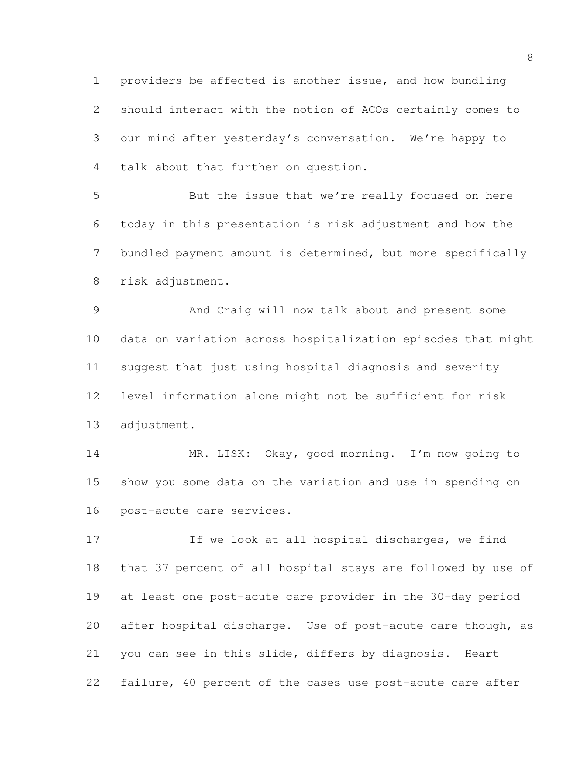providers be affected is another issue, and how bundling should interact with the notion of ACOs certainly comes to our mind after yesterday's conversation. We're happy to talk about that further on question.

But the issue that we're really focused on here today in this presentation is risk adjustment and how the bundled payment amount is determined, but more specifically risk adjustment.

And Craig will now talk about and present some data on variation across hospitalization episodes that might suggest that just using hospital diagnosis and severity level information alone might not be sufficient for risk adjustment.

MR. LISK: Okay, good morning. I'm now going to show you some data on the variation and use in spending on post-acute care services.

If we look at all hospital discharges, we find that 37 percent of all hospital stays are followed by use of at least one post-acute care provider in the 30-day period after hospital discharge. Use of post-acute care though, as you can see in this slide, differs by diagnosis. Heart failure, 40 percent of the cases use post-acute care after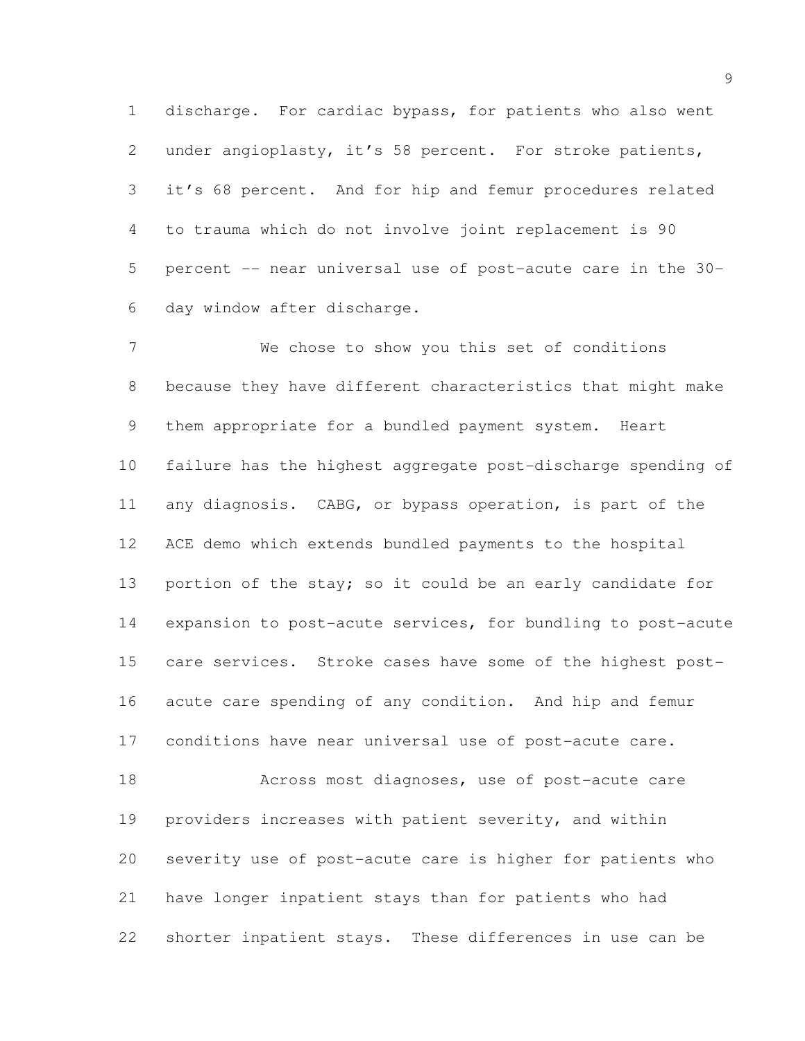discharge. For cardiac bypass, for patients who also went under angioplasty, it's 58 percent. For stroke patients, it's 68 percent. And for hip and femur procedures related to trauma which do not involve joint replacement is 90 percent -- near universal use of post-acute care in the 30-day window after discharge.

We chose to show you this set of conditions because they have different characteristics that might make them appropriate for a bundled payment system. Heart failure has the highest aggregate post-discharge spending of any diagnosis. CABG, or bypass operation, is part of the ACE demo which extends bundled payments to the hospital portion of the stay; so it could be an early candidate for expansion to post-acute services, for bundling to post-acute care services. Stroke cases have some of the highest post-acute care spending of any condition. And hip and femur conditions have near universal use of post-acute care.

Across most diagnoses, use of post-acute care providers increases with patient severity, and within severity use of post-acute care is higher for patients who have longer inpatient stays than for patients who had shorter inpatient stays. These differences in use can be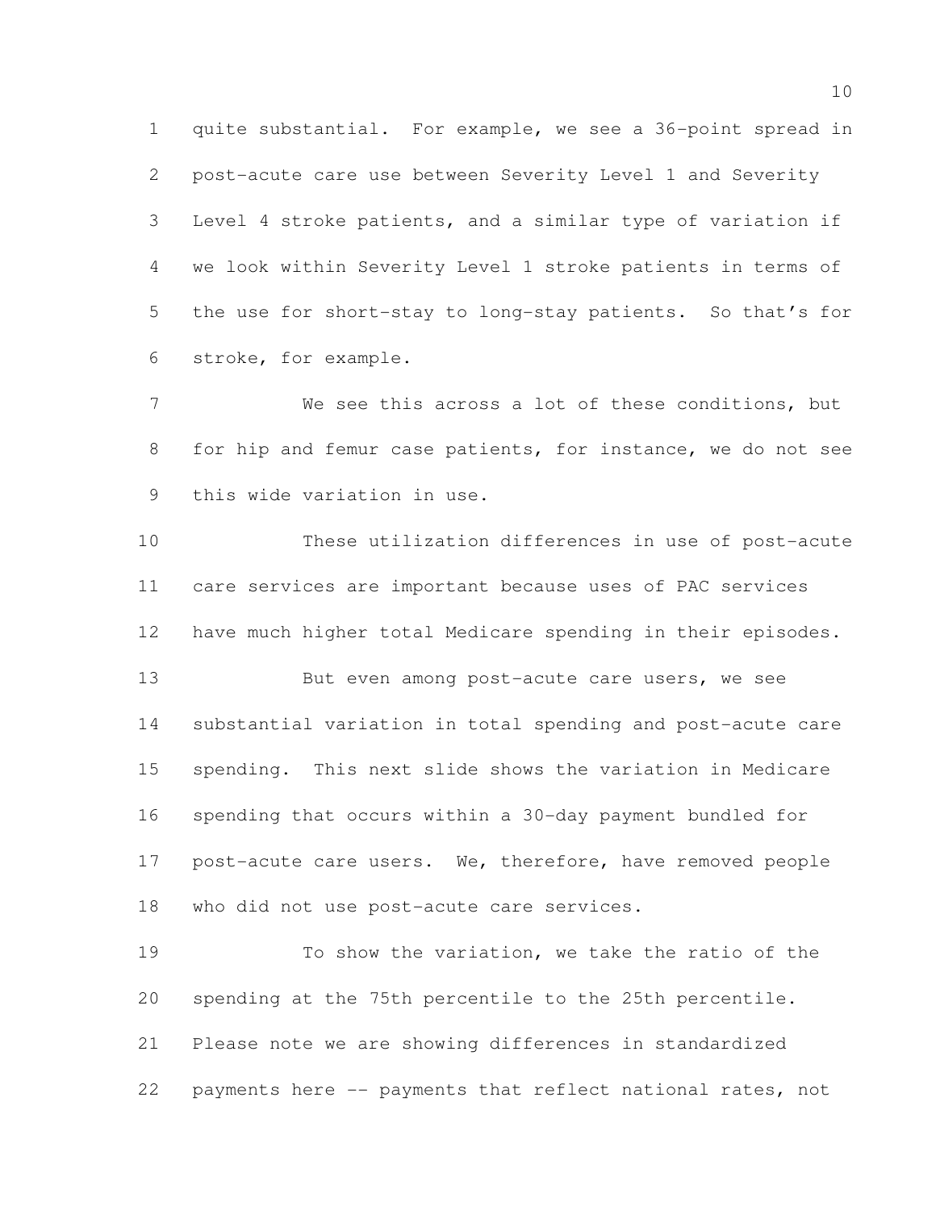quite substantial. For example, we see a 36-point spread in post-acute care use between Severity Level 1 and Severity Level 4 stroke patients, and a similar type of variation if we look within Severity Level 1 stroke patients in terms of the use for short-stay to long-stay patients. So that's for stroke, for example.

We see this across a lot of these conditions, but for hip and femur case patients, for instance, we do not see this wide variation in use.

These utilization differences in use of post-acute care services are important because uses of PAC services have much higher total Medicare spending in their episodes.

But even among post-acute care users, we see substantial variation in total spending and post-acute care spending. This next slide shows the variation in Medicare spending that occurs within a 30-day payment bundled for post-acute care users. We, therefore, have removed people who did not use post-acute care services.

To show the variation, we take the ratio of the spending at the 75th percentile to the 25th percentile. Please note we are showing differences in standardized payments here -- payments that reflect national rates, not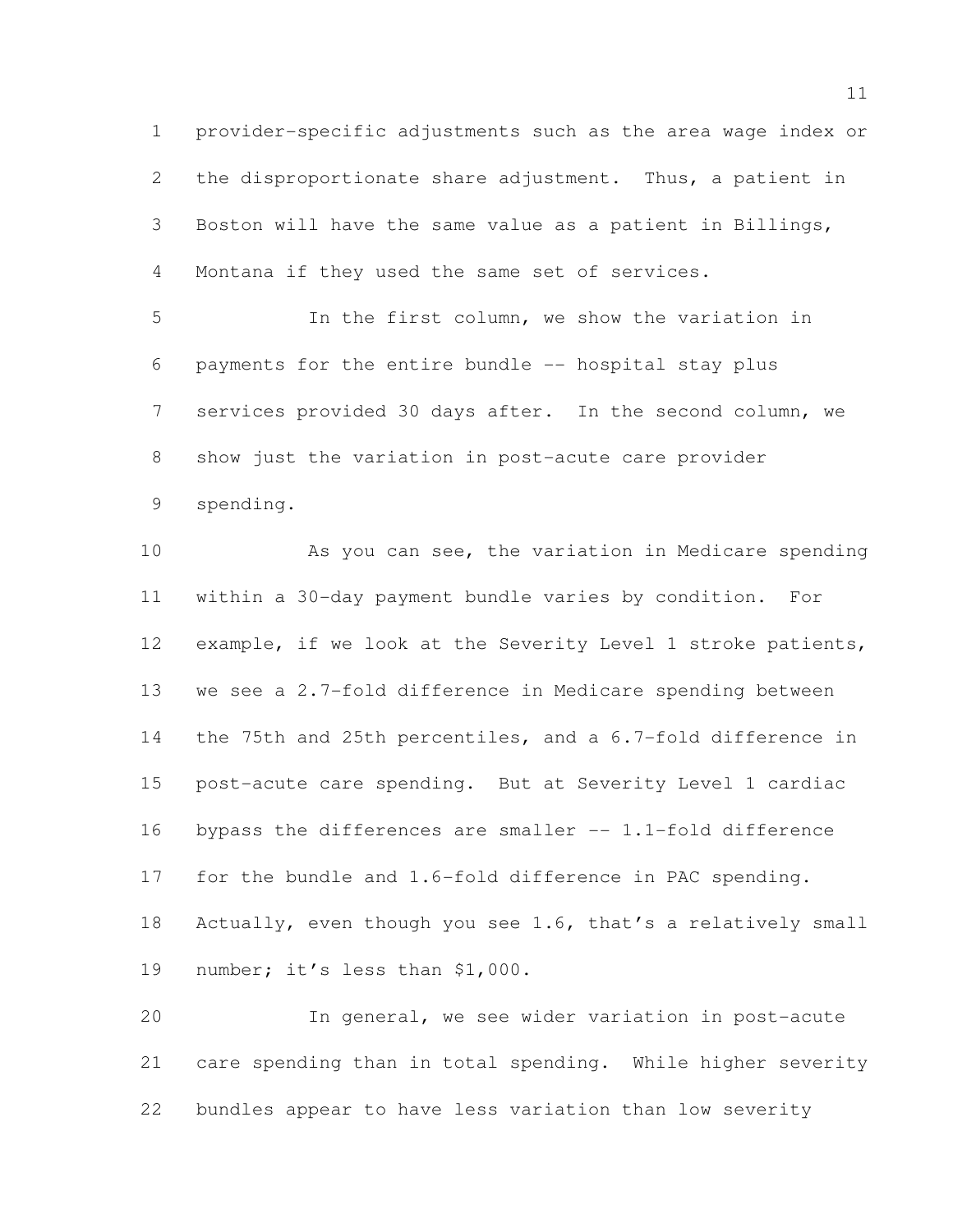provider-specific adjustments such as the area wage index or the disproportionate share adjustment. Thus, a patient in Boston will have the same value as a patient in Billings, Montana if they used the same set of services.

In the first column, we show the variation in payments for the entire bundle -- hospital stay plus services provided 30 days after. In the second column, we show just the variation in post-acute care provider spending.

As you can see, the variation in Medicare spending within a 30-day payment bundle varies by condition. For example, if we look at the Severity Level 1 stroke patients, we see a 2.7-fold difference in Medicare spending between the 75th and 25th percentiles, and a 6.7-fold difference in post-acute care spending. But at Severity Level 1 cardiac bypass the differences are smaller -- 1.1-fold difference for the bundle and 1.6-fold difference in PAC spending. Actually, even though you see 1.6, that's a relatively small number; it's less than $1,000.

In general, we see wider variation in post-acute care spending than in total spending. While higher severity bundles appear to have less variation than low severity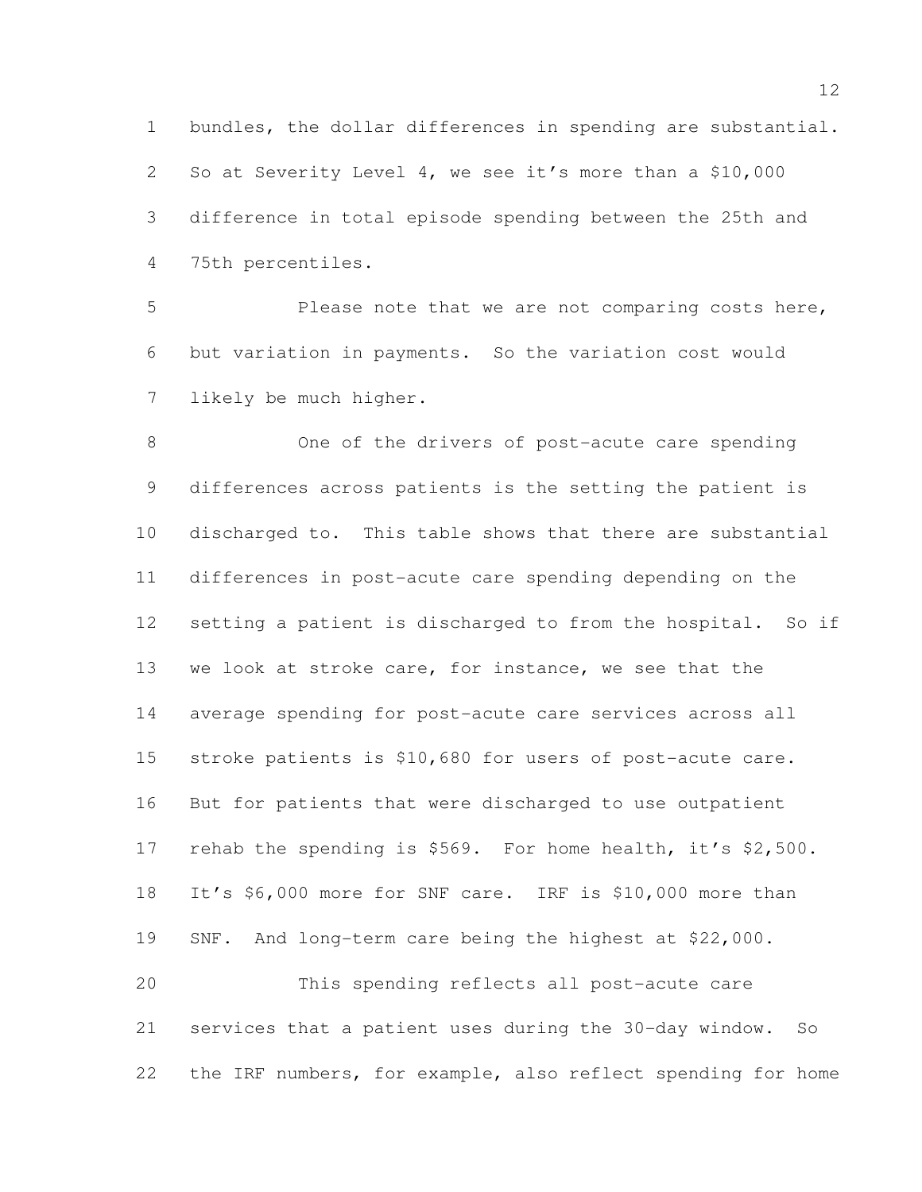bundles, the dollar differences in spending are substantial. So at Severity Level 4, we see it's more than a $10,000 difference in total episode spending between the 25th and 75th percentiles.

Please note that we are not comparing costs here, but variation in payments. So the variation cost would likely be much higher.

One of the drivers of post-acute care spending differences across patients is the setting the patient is discharged to. This table shows that there are substantial differences in post-acute care spending depending on the setting a patient is discharged to from the hospital. So if we look at stroke care, for instance, we see that the average spending for post-acute care services across all stroke patients is $10,680 for users of post-acute care. But for patients that were discharged to use outpatient rehab the spending is $569. For home health, it's $2,500. It's $6,000 more for SNF care. IRF is $10,000 more than SNF. And long-term care being the highest at $22,000.

This spending reflects all post-acute care services that a patient uses during the 30-day window. So the IRF numbers, for example, also reflect spending for home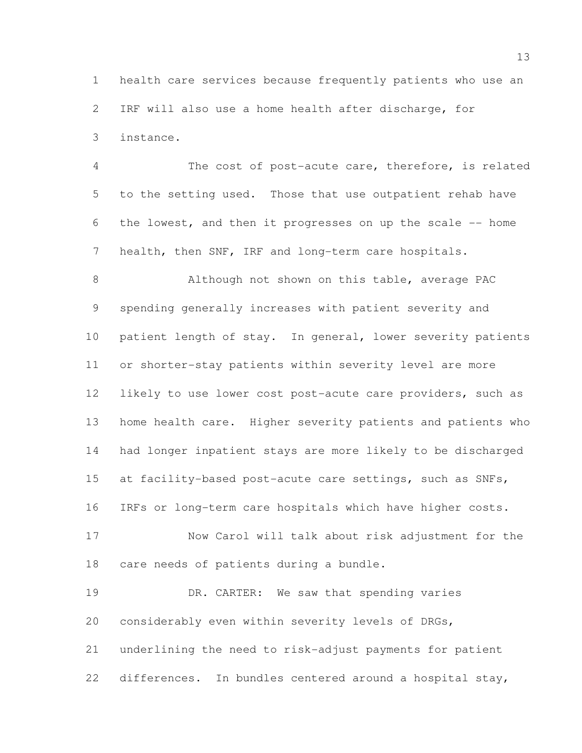health care services because frequently patients who use an IRF will also use a home health after discharge, for instance.

The cost of post-acute care, therefore, is related to the setting used. Those that use outpatient rehab have the lowest, and then it progresses on up the scale -- home health, then SNF, IRF and long-term care hospitals.

Although not shown on this table, average PAC spending generally increases with patient severity and patient length of stay. In general, lower severity patients or shorter-stay patients within severity level are more likely to use lower cost post-acute care providers, such as home health care. Higher severity patients and patients who had longer inpatient stays are more likely to be discharged at facility-based post-acute care settings, such as SNFs, IRFs or long-term care hospitals which have higher costs.

Now Carol will talk about risk adjustment for the care needs of patients during a bundle.

DR. CARTER: We saw that spending varies considerably even within severity levels of DRGs, underlining the need to risk-adjust payments for patient differences. In bundles centered around a hospital stay,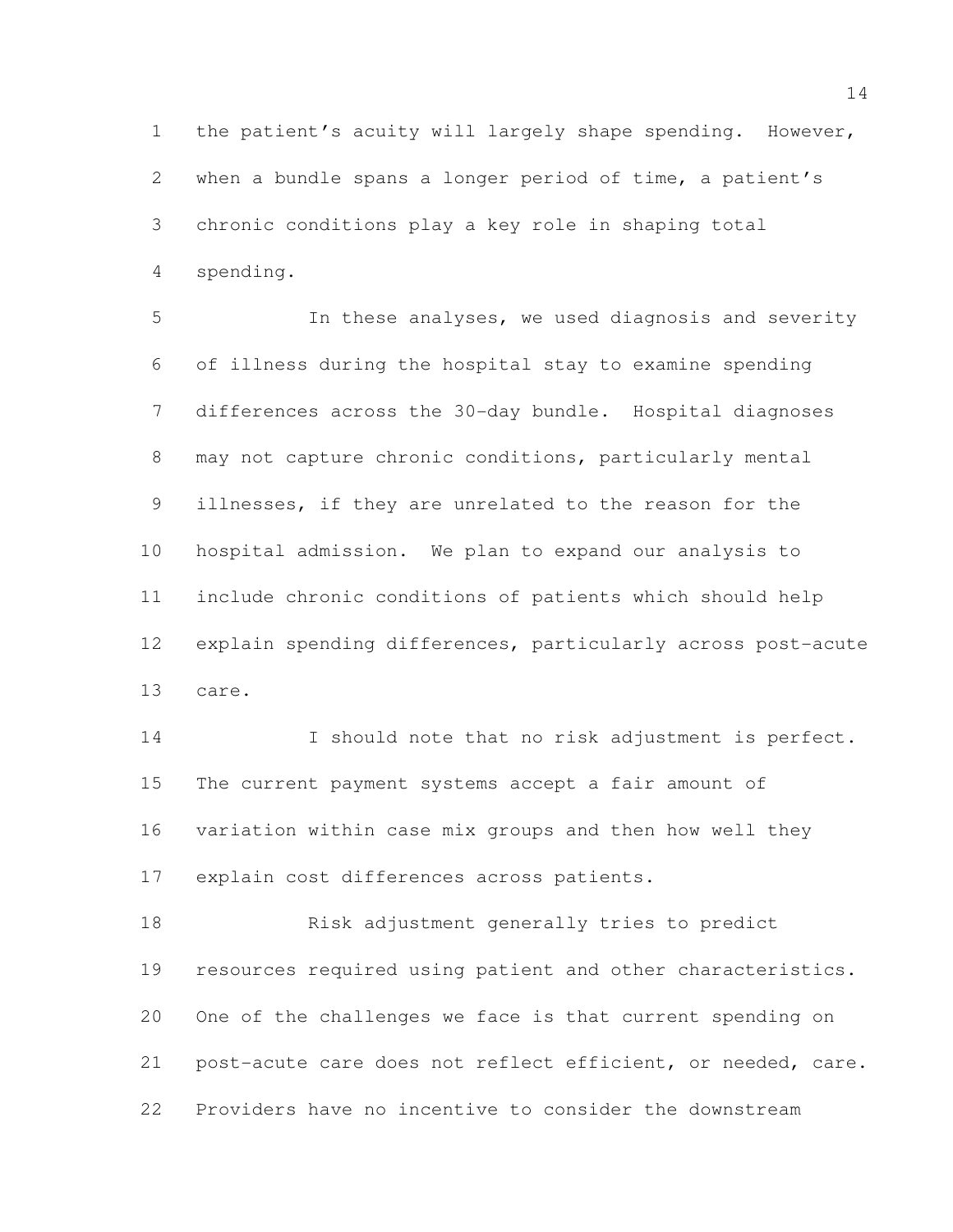the patient's acuity will largely shape spending. However, when a bundle spans a longer period of time, a patient's chronic conditions play a key role in shaping total spending.

In these analyses, we used diagnosis and severity of illness during the hospital stay to examine spending differences across the 30-day bundle. Hospital diagnoses may not capture chronic conditions, particularly mental illnesses, if they are unrelated to the reason for the hospital admission. We plan to expand our analysis to include chronic conditions of patients which should help explain spending differences, particularly across post-acute care.

I should note that no risk adjustment is perfect. The current payment systems accept a fair amount of variation within case mix groups and then how well they explain cost differences across patients.

Risk adjustment generally tries to predict resources required using patient and other characteristics. One of the challenges we face is that current spending on post-acute care does not reflect efficient, or needed, care. Providers have no incentive to consider the downstream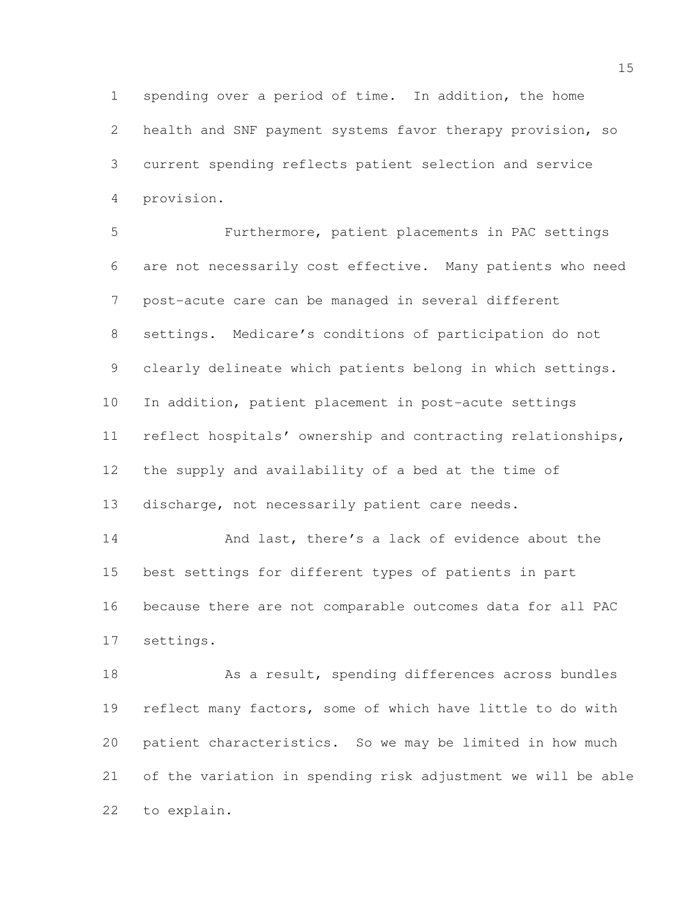spending over a period of time. In addition, the home health and SNF payment systems favor therapy provision, so current spending reflects patient selection and service provision.

Furthermore, patient placements in PAC settings are not necessarily cost effective. Many patients who need post-acute care can be managed in several different settings. Medicare's conditions of participation do not clearly delineate which patients belong in which settings. In addition, patient placement in post-acute settings reflect hospitals' ownership and contracting relationships, the supply and availability of a bed at the time of discharge, not necessarily patient care needs.

And last, there's a lack of evidence about the best settings for different types of patients in part because there are not comparable outcomes data for all PAC settings.

As a result, spending differences across bundles reflect many factors, some of which have little to do with patient characteristics. So we may be limited in how much of the variation in spending risk adjustment we will be able to explain.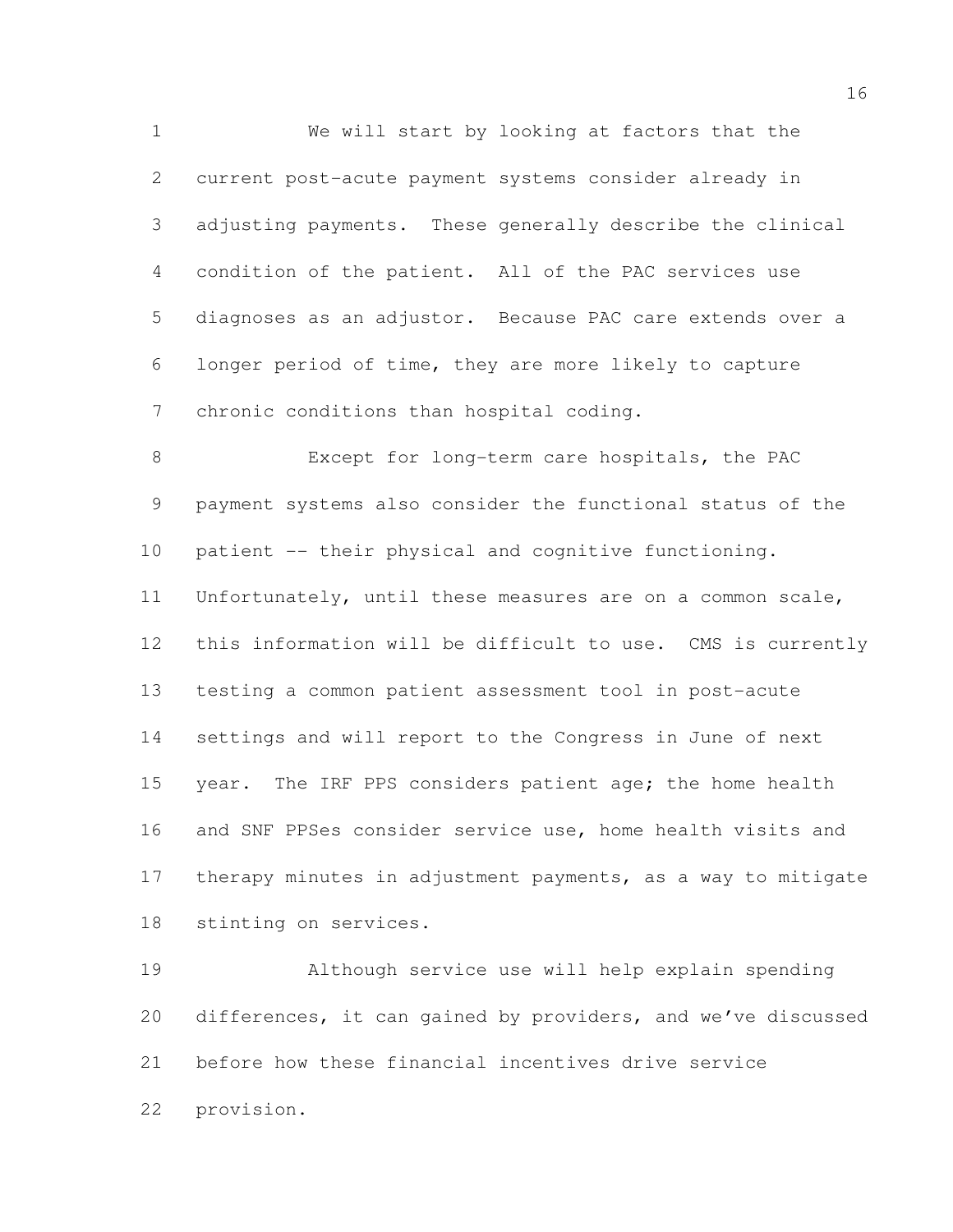We will start by looking at factors that the current post-acute payment systems consider already in adjusting payments. These generally describe the clinical condition of the patient. All of the PAC services use diagnoses as an adjustor. Because PAC care extends over a longer period of time, they are more likely to capture chronic conditions than hospital coding.

Except for long-term care hospitals, the PAC payment systems also consider the functional status of the patient -- their physical and cognitive functioning. Unfortunately, until these measures are on a common scale, this information will be difficult to use. CMS is currently testing a common patient assessment tool in post-acute settings and will report to the Congress in June of next year. The IRF PPS considers patient age; the home health and SNF PPSes consider service use, home health visits and therapy minutes in adjustment payments, as a way to mitigate stinting on services.

Although service use will help explain spending differences, it can gained by providers, and we've discussed before how these financial incentives drive service provision.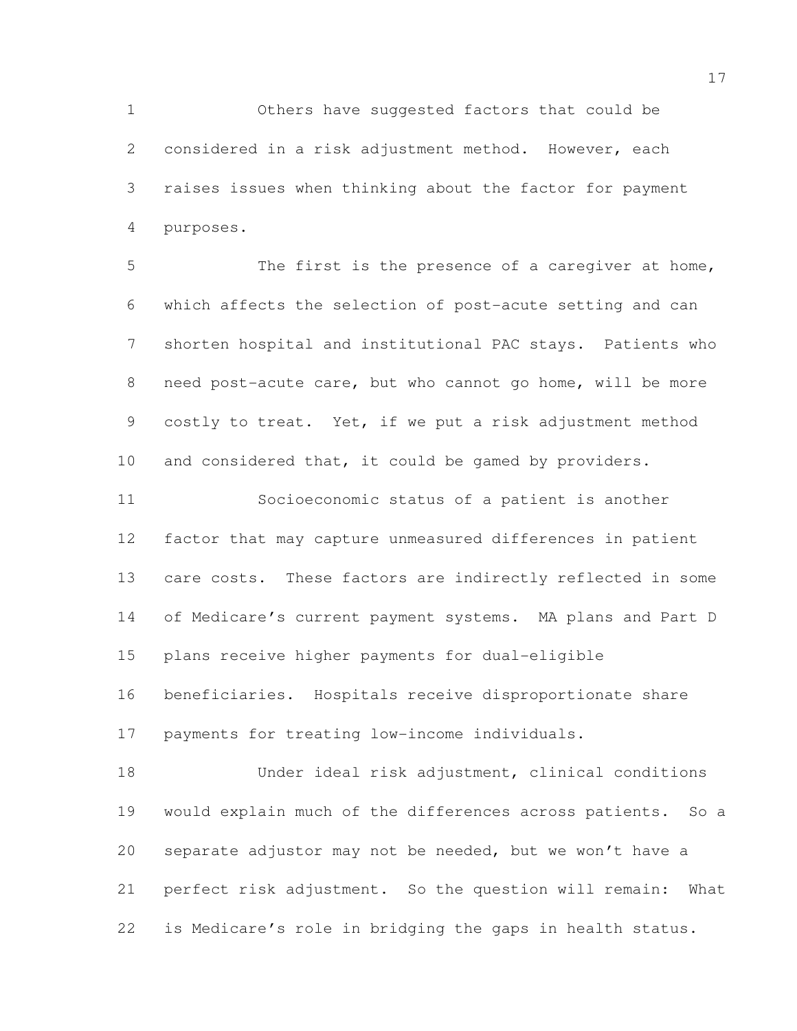Others have suggested factors that could be considered in a risk adjustment method. However, each raises issues when thinking about the factor for payment purposes.

The first is the presence of a caregiver at home, which affects the selection of post-acute setting and can shorten hospital and institutional PAC stays. Patients who need post-acute care, but who cannot go home, will be more costly to treat. Yet, if we put a risk adjustment method and considered that, it could be gamed by providers.

Socioeconomic status of a patient is another factor that may capture unmeasured differences in patient care costs. These factors are indirectly reflected in some of Medicare's current payment systems. MA plans and Part D plans receive higher payments for dual-eligible beneficiaries. Hospitals receive disproportionate share payments for treating low-income individuals.

Under ideal risk adjustment, clinical conditions would explain much of the differences across patients. So a separate adjustor may not be needed, but we won't have a perfect risk adjustment. So the question will remain: What is Medicare's role in bridging the gaps in health status.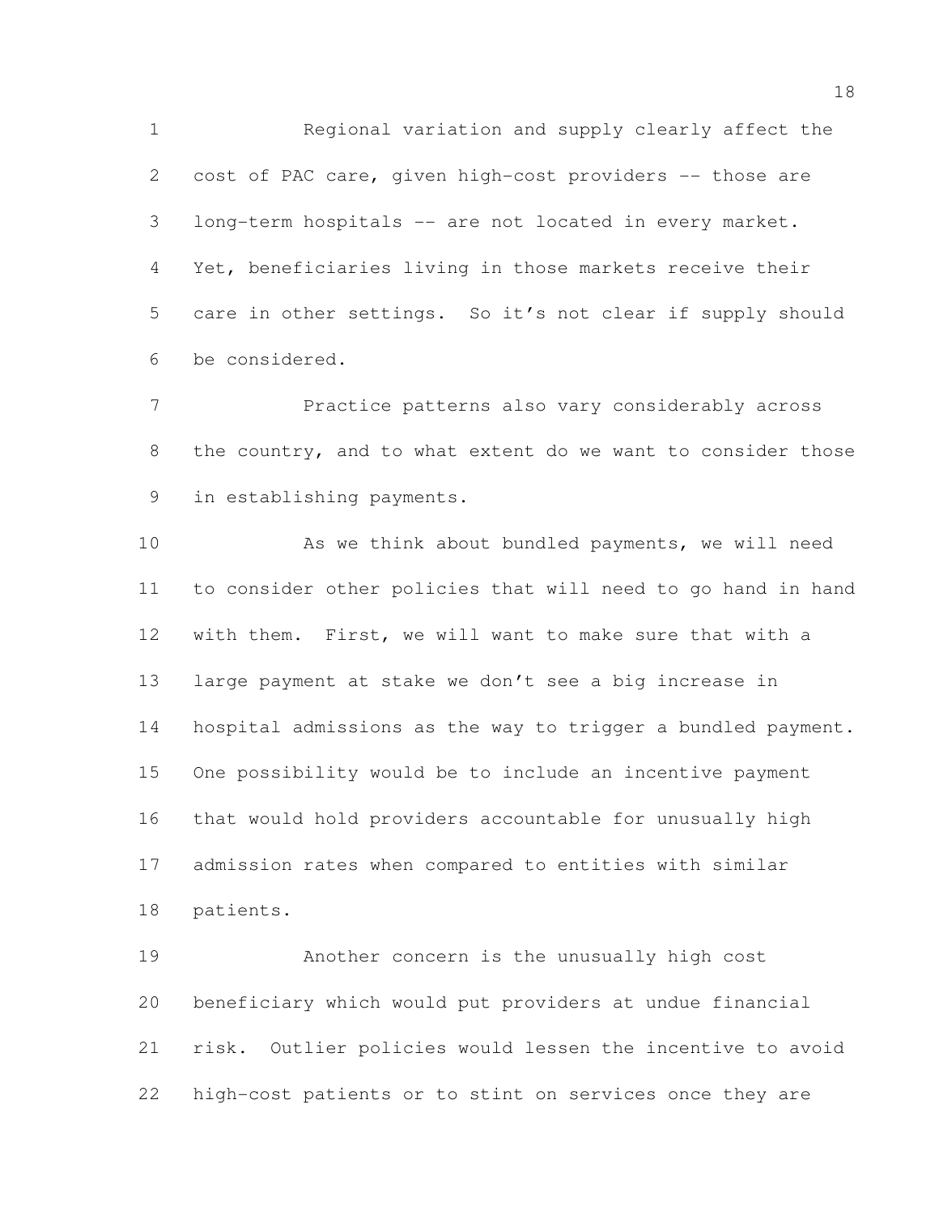Regional variation and supply clearly affect the cost of PAC care, given high-cost providers -- those are long-term hospitals -- are not located in every market. Yet, beneficiaries living in those markets receive their care in other settings. So it's not clear if supply should be considered.

Practice patterns also vary considerably across the country, and to what extent do we want to consider those in establishing payments.

As we think about bundled payments, we will need to consider other policies that will need to go hand in hand with them. First, we will want to make sure that with a large payment at stake we don't see a big increase in hospital admissions as the way to trigger a bundled payment. One possibility would be to include an incentive payment that would hold providers accountable for unusually high admission rates when compared to entities with similar patients.

Another concern is the unusually high cost beneficiary which would put providers at undue financial risk. Outlier policies would lessen the incentive to avoid high-cost patients or to stint on services once they are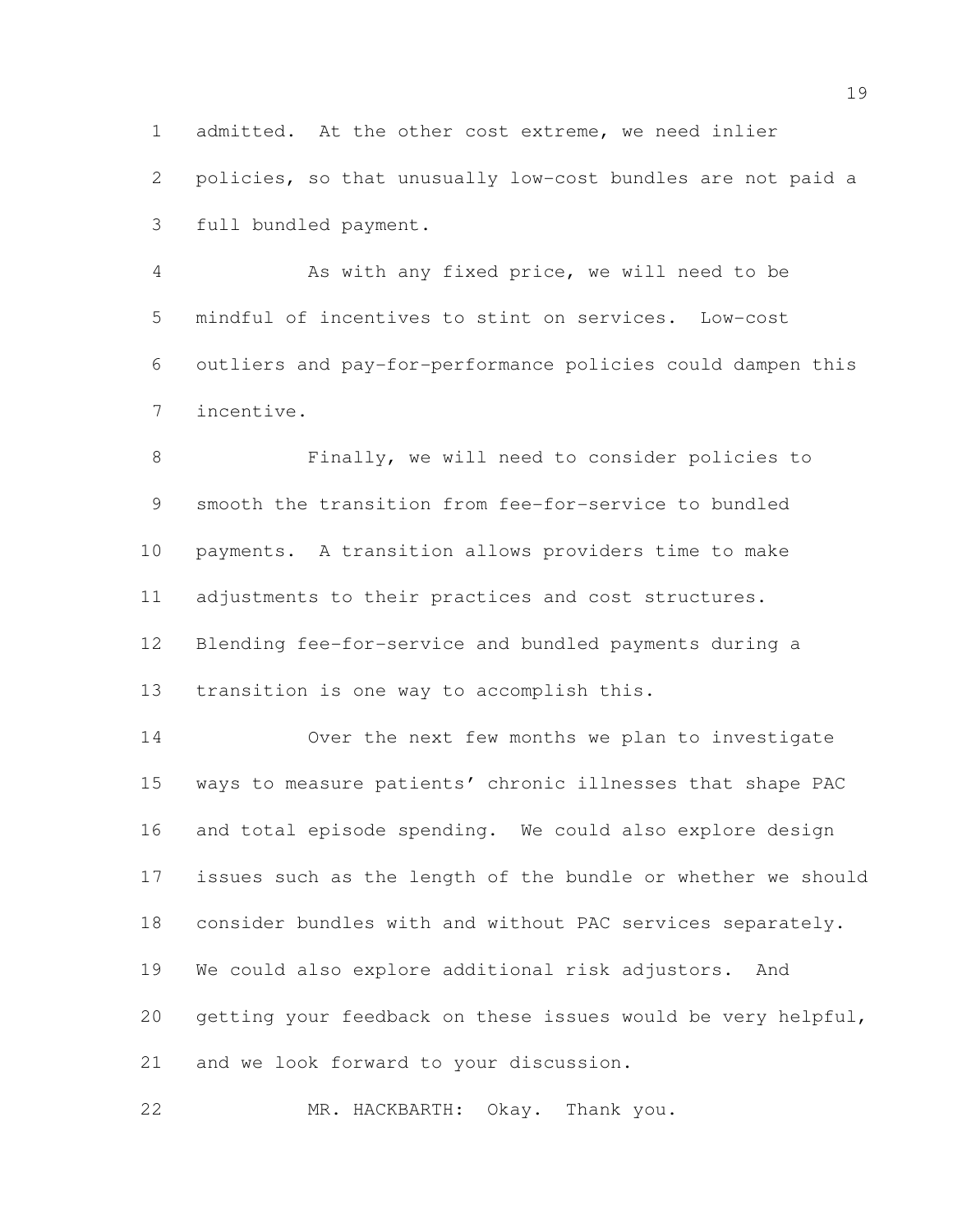admitted. At the other cost extreme, we need inlier policies, so that unusually low-cost bundles are not paid a full bundled payment.

As with any fixed price, we will need to be mindful of incentives to stint on services. Low-cost outliers and pay-for-performance policies could dampen this incentive.

Finally, we will need to consider policies to smooth the transition from fee-for-service to bundled payments. A transition allows providers time to make adjustments to their practices and cost structures. Blending fee-for-service and bundled payments during a transition is one way to accomplish this.

Over the next few months we plan to investigate ways to measure patients' chronic illnesses that shape PAC and total episode spending. We could also explore design issues such as the length of the bundle or whether we should consider bundles with and without PAC services separately. We could also explore additional risk adjustors. And getting your feedback on these issues would be very helpful, and we look forward to your discussion.

MR. HACKBARTH: Okay. Thank you.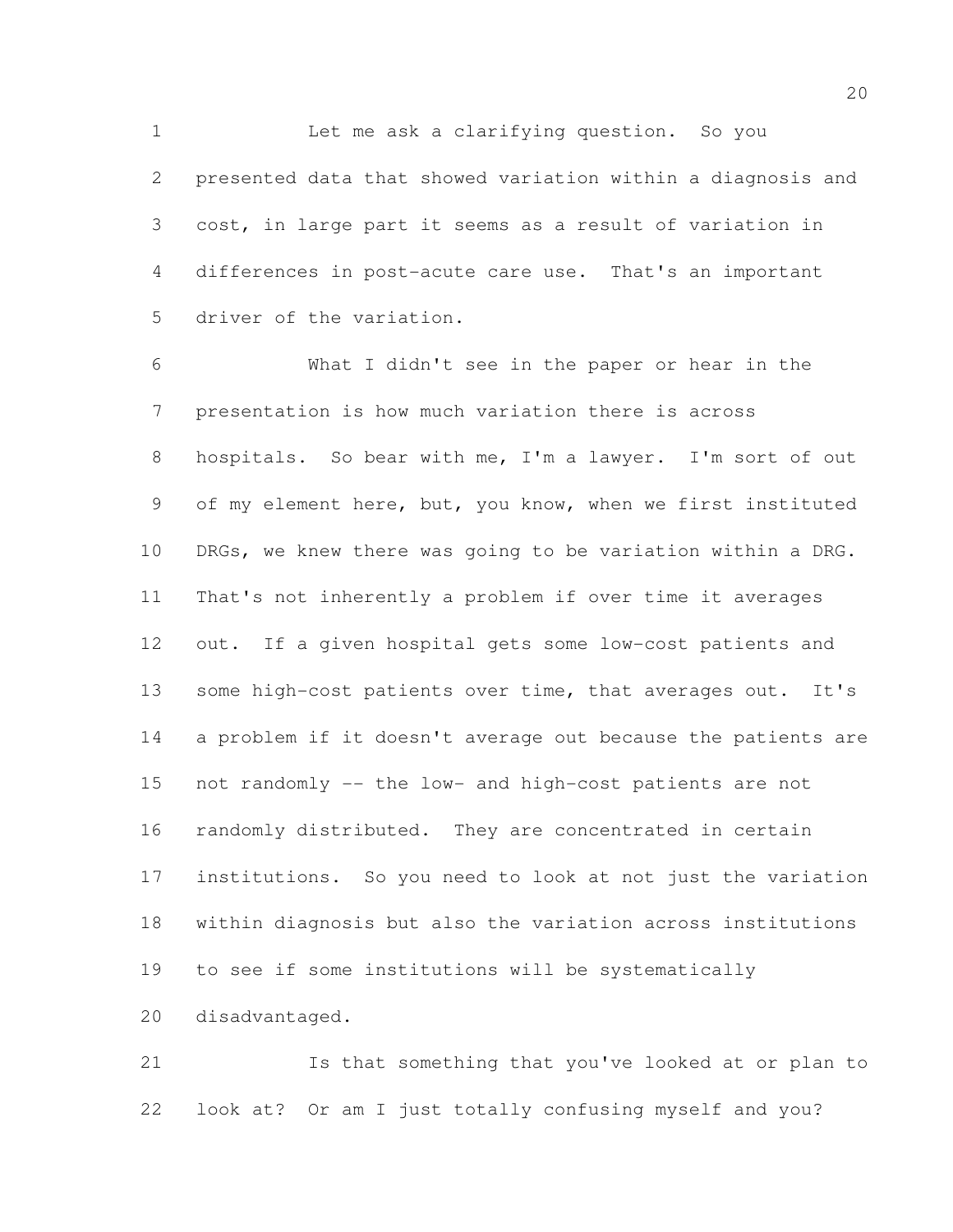Let me ask a clarifying question. So you presented data that showed variation within a diagnosis and cost, in large part it seems as a result of variation in differences in post-acute care use. That's an important driver of the variation.

What I didn't see in the paper or hear in the presentation is how much variation there is across hospitals. So bear with me, I'm a lawyer. I'm sort of out of my element here, but, you know, when we first instituted DRGs, we knew there was going to be variation within a DRG. That's not inherently a problem if over time it averages out. If a given hospital gets some low-cost patients and some high-cost patients over time, that averages out. It's a problem if it doesn't average out because the patients are not randomly -- the low- and high-cost patients are not randomly distributed. They are concentrated in certain institutions. So you need to look at not just the variation within diagnosis but also the variation across institutions to see if some institutions will be systematically disadvantaged.

Is that something that you've looked at or plan to look at? Or am I just totally confusing myself and you?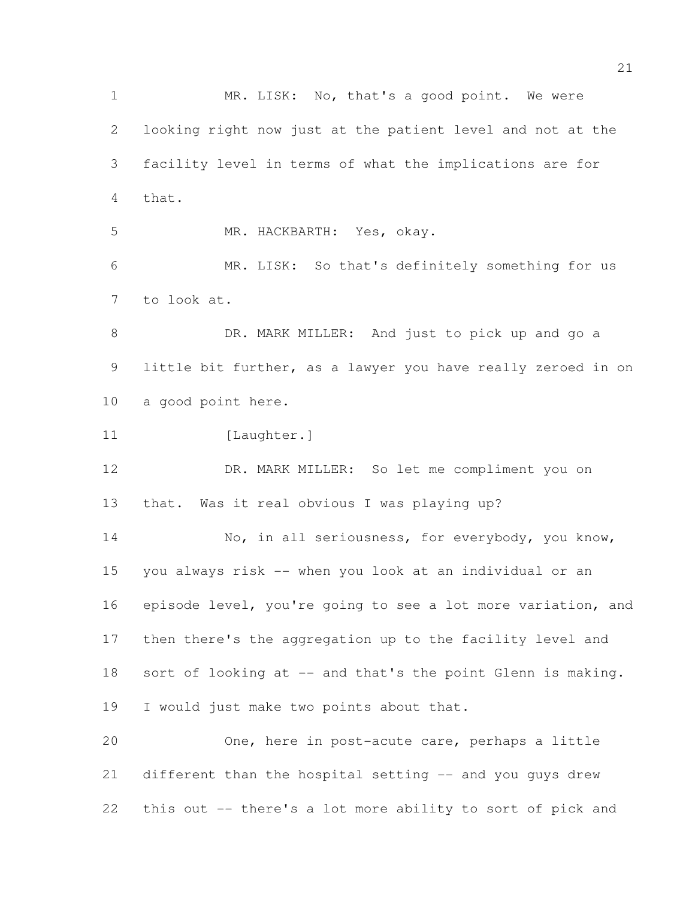MR. LISK: No, that's a good point. We were looking right now just at the patient level and not at the facility level in terms of what the implications are for that.

MR. HACKBARTH: Yes, okay.

MR. LISK: So that's definitely something for us to look at.

DR. MARK MILLER: And just to pick up and go a little bit further, as a lawyer you have really zeroed in on a good point here.

[Laughter.]

DR. MARK MILLER: So let me compliment you on that. Was it real obvious I was playing up?

No, in all seriousness, for everybody, you know, you always risk -- when you look at an individual or an episode level, you're going to see a lot more variation, and then there's the aggregation up to the facility level and sort of looking at -- and that's the point Glenn is making. I would just make two points about that.

One, here in post-acute care, perhaps a little different than the hospital setting -- and you guys drew this out -- there's a lot more ability to sort of pick and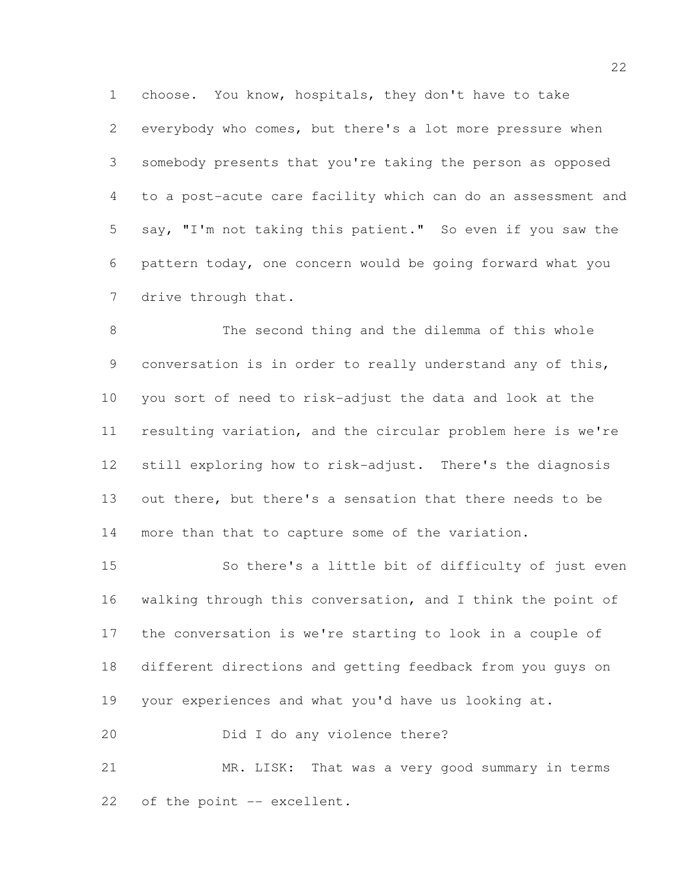choose. You know, hospitals, they don't have to take everybody who comes, but there's a lot more pressure when somebody presents that you're taking the person as opposed to a post-acute care facility which can do an assessment and say, "I'm not taking this patient." So even if you saw the pattern today, one concern would be going forward what you drive through that.

The second thing and the dilemma of this whole conversation is in order to really understand any of this, you sort of need to risk-adjust the data and look at the resulting variation, and the circular problem here is we're still exploring how to risk-adjust. There's the diagnosis out there, but there's a sensation that there needs to be more than that to capture some of the variation.

So there's a little bit of difficulty of just even walking through this conversation, and I think the point of the conversation is we're starting to look in a couple of different directions and getting feedback from you guys on your experiences and what you'd have us looking at.

Did I do any violence there?

MR. LISK: That was a very good summary in terms of the point -- excellent.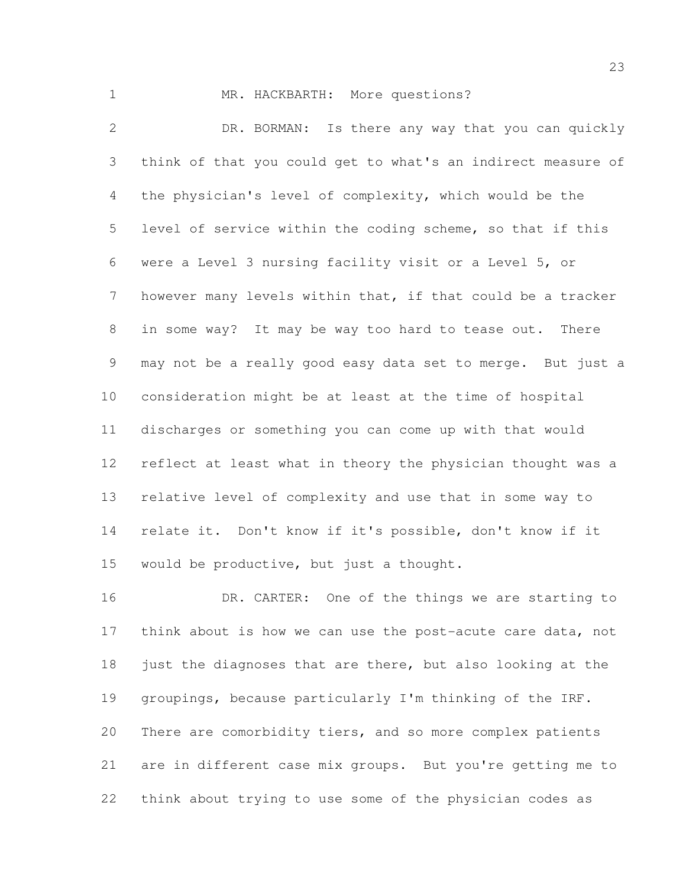MR. HACKBARTH: More questions?

DR. BORMAN: Is there any way that you can quickly think of that you could get to what's an indirect measure of the physician's level of complexity, which would be the level of service within the coding scheme, so that if this were a Level 3 nursing facility visit or a Level 5, or however many levels within that, if that could be a tracker in some way? It may be way too hard to tease out. There may not be a really good easy data set to merge. But just a consideration might be at least at the time of hospital discharges or something you can come up with that would reflect at least what in theory the physician thought was a relative level of complexity and use that in some way to relate it. Don't know if it's possible, don't know if it would be productive, but just a thought.

DR. CARTER: One of the things we are starting to think about is how we can use the post-acute care data, not just the diagnoses that are there, but also looking at the groupings, because particularly I'm thinking of the IRF. There are comorbidity tiers, and so more complex patients are in different case mix groups. But you're getting me to think about trying to use some of the physician codes as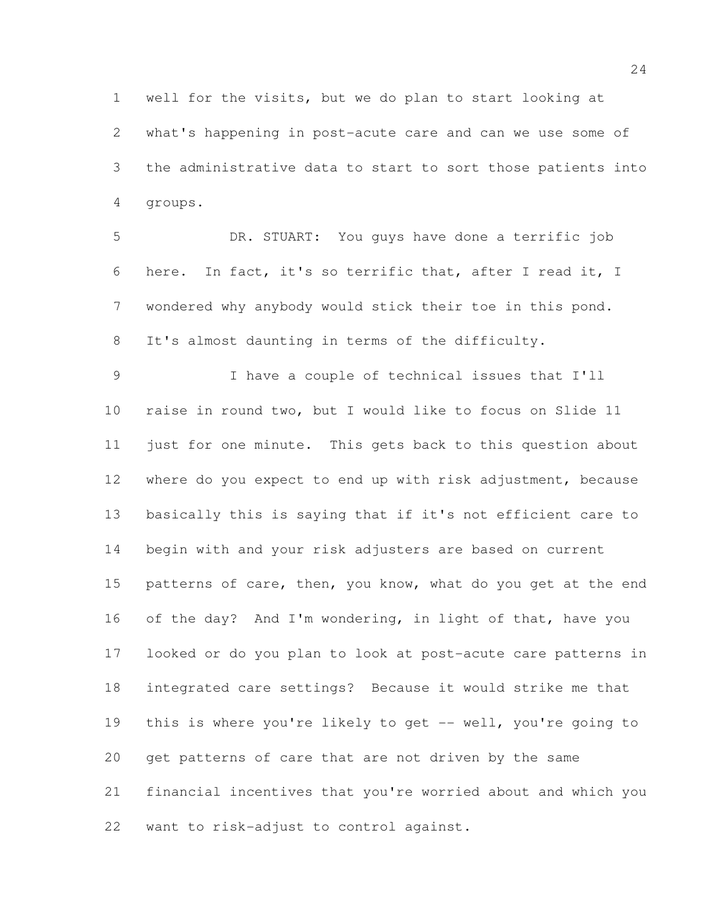well for the visits, but we do plan to start looking at what's happening in post-acute care and can we use some of the administrative data to start to sort those patients into groups.

DR. STUART: You guys have done a terrific job here. In fact, it's so terrific that, after I read it, I wondered why anybody would stick their toe in this pond. It's almost daunting in terms of the difficulty.

I have a couple of technical issues that I'll raise in round two, but I would like to focus on Slide 11 just for one minute. This gets back to this question about where do you expect to end up with risk adjustment, because basically this is saying that if it's not efficient care to begin with and your risk adjusters are based on current patterns of care, then, you know, what do you get at the end of the day? And I'm wondering, in light of that, have you looked or do you plan to look at post-acute care patterns in integrated care settings? Because it would strike me that this is where you're likely to get -- well, you're going to get patterns of care that are not driven by the same financial incentives that you're worried about and which you want to risk-adjust to control against.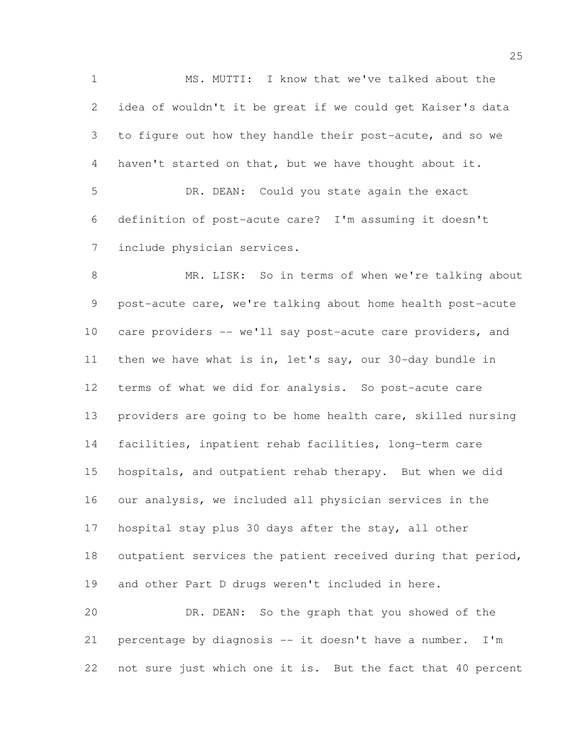MS. MUTTI: I know that we've talked about the idea of wouldn't it be great if we could get Kaiser's data to figure out how they handle their post-acute, and so we haven't started on that, but we have thought about it.

DR. DEAN: Could you state again the exact definition of post-acute care? I'm assuming it doesn't include physician services.

MR. LISK: So in terms of when we're talking about post-acute care, we're talking about home health post-acute care providers -- we'll say post-acute care providers, and then we have what is in, let's say, our 30-day bundle in terms of what we did for analysis. So post-acute care providers are going to be home health care, skilled nursing facilities, inpatient rehab facilities, long-term care hospitals, and outpatient rehab therapy. But when we did our analysis, we included all physician services in the hospital stay plus 30 days after the stay, all other outpatient services the patient received during that period, and other Part D drugs weren't included in here.

DR. DEAN: So the graph that you showed of the percentage by diagnosis -- it doesn't have a number. I'm not sure just which one it is. But the fact that 40 percent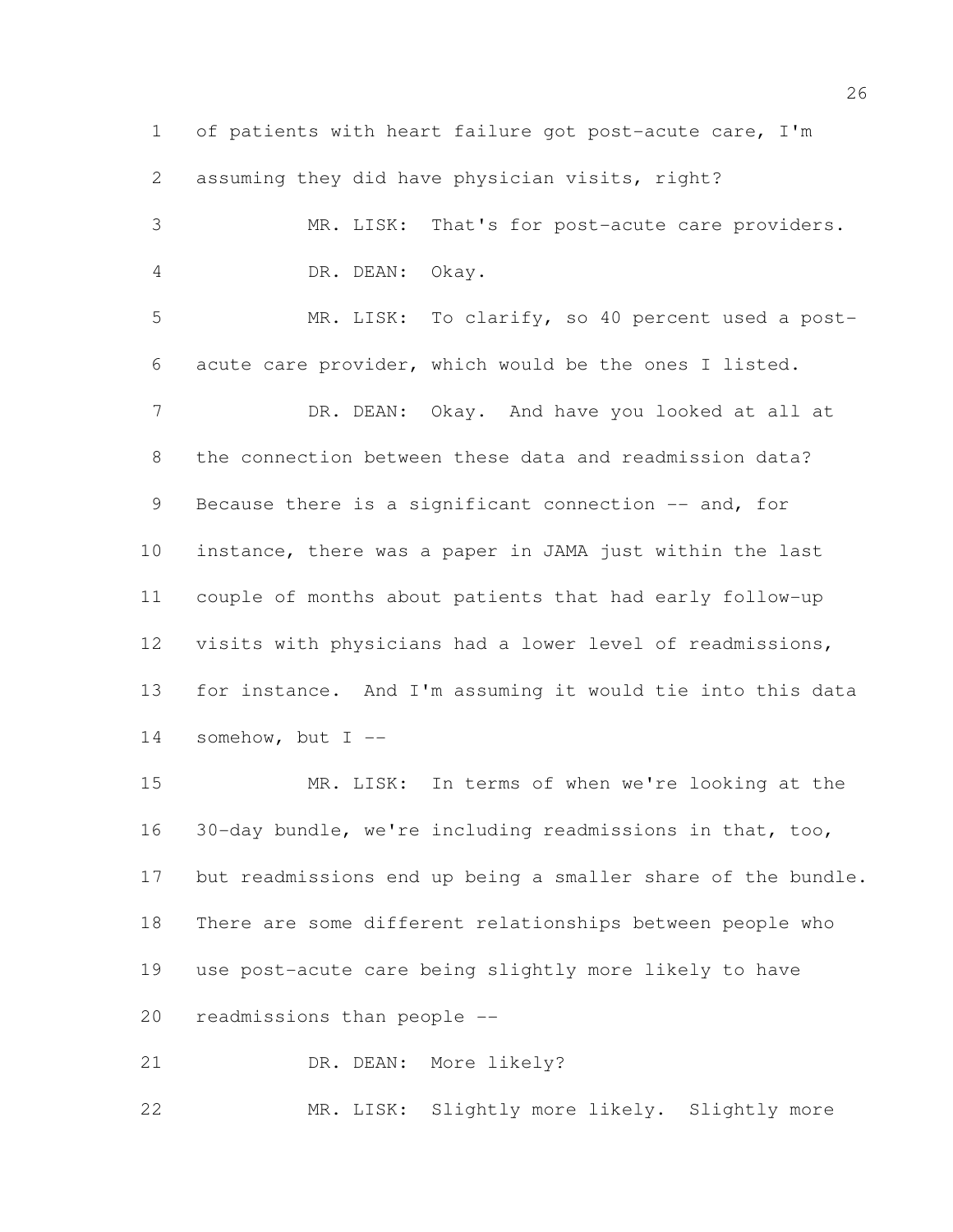of patients with heart failure got post-acute care, I'm assuming they did have physician visits, right?

MR. LISK: That's for post-acute care providers.

DR. DEAN: Okay.

MR. LISK: To clarify, so 40 percent used a post-acute care provider, which would be the ones I listed.

DR. DEAN: Okay. And have you looked at all at the connection between these data and readmission data? Because there is a significant connection -- and, for instance, there was a paper in JAMA just within the last couple of months about patients that had early follow-up visits with physicians had a lower level of readmissions, for instance. And I'm assuming it would tie into this data somehow, but I --

MR. LISK: In terms of when we're looking at the 30-day bundle, we're including readmissions in that, too, but readmissions end up being a smaller share of the bundle. There are some different relationships between people who use post-acute care being slightly more likely to have readmissions than people --

DR. DEAN: More likely?

MR. LISK: Slightly more likely. Slightly more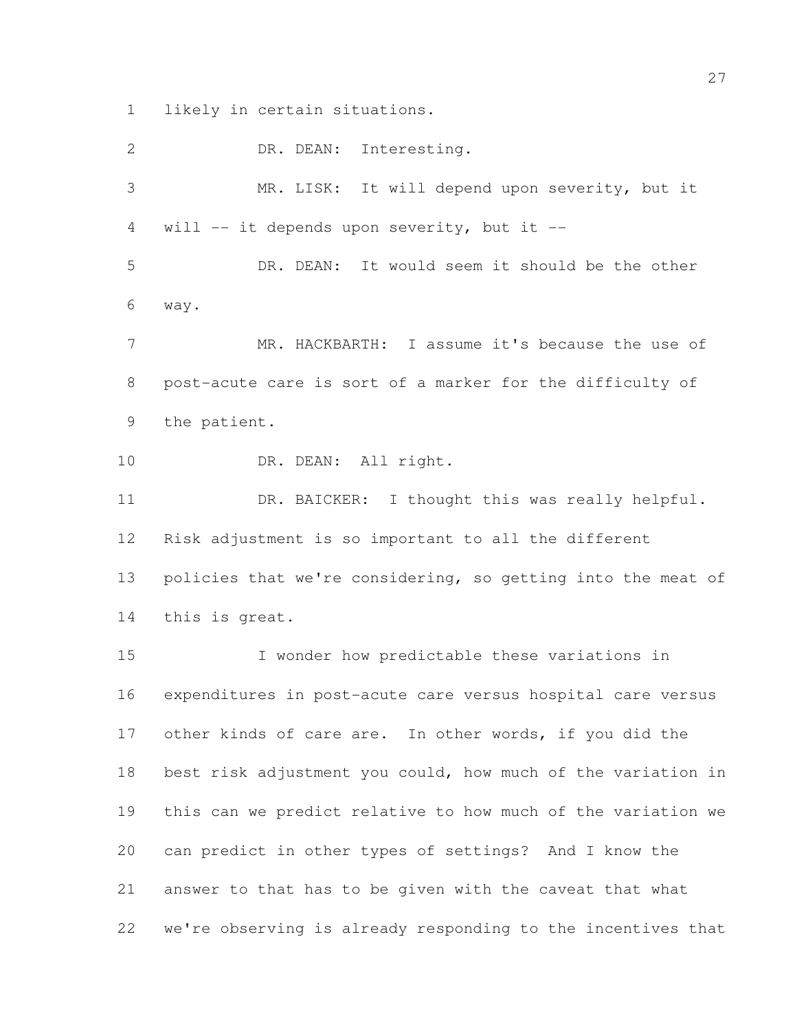likely in certain situations.

DR. DEAN: Interesting.

MR. LISK: It will depend upon severity, but it will -- it depends upon severity, but it --

DR. DEAN: It would seem it should be the other way.

MR. HACKBARTH: I assume it's because the use of post-acute care is sort of a marker for the difficulty of the patient.

DR. DEAN: All right.

DR. BAICKER: I thought this was really helpful. Risk adjustment is so important to all the different policies that we're considering, so getting into the meat of this is great.

I wonder how predictable these variations in expenditures in post-acute care versus hospital care versus other kinds of care are. In other words, if you did the best risk adjustment you could, how much of the variation in this can we predict relative to how much of the variation we can predict in other types of settings? And I know the answer to that has to be given with the caveat that what we're observing is already responding to the incentives that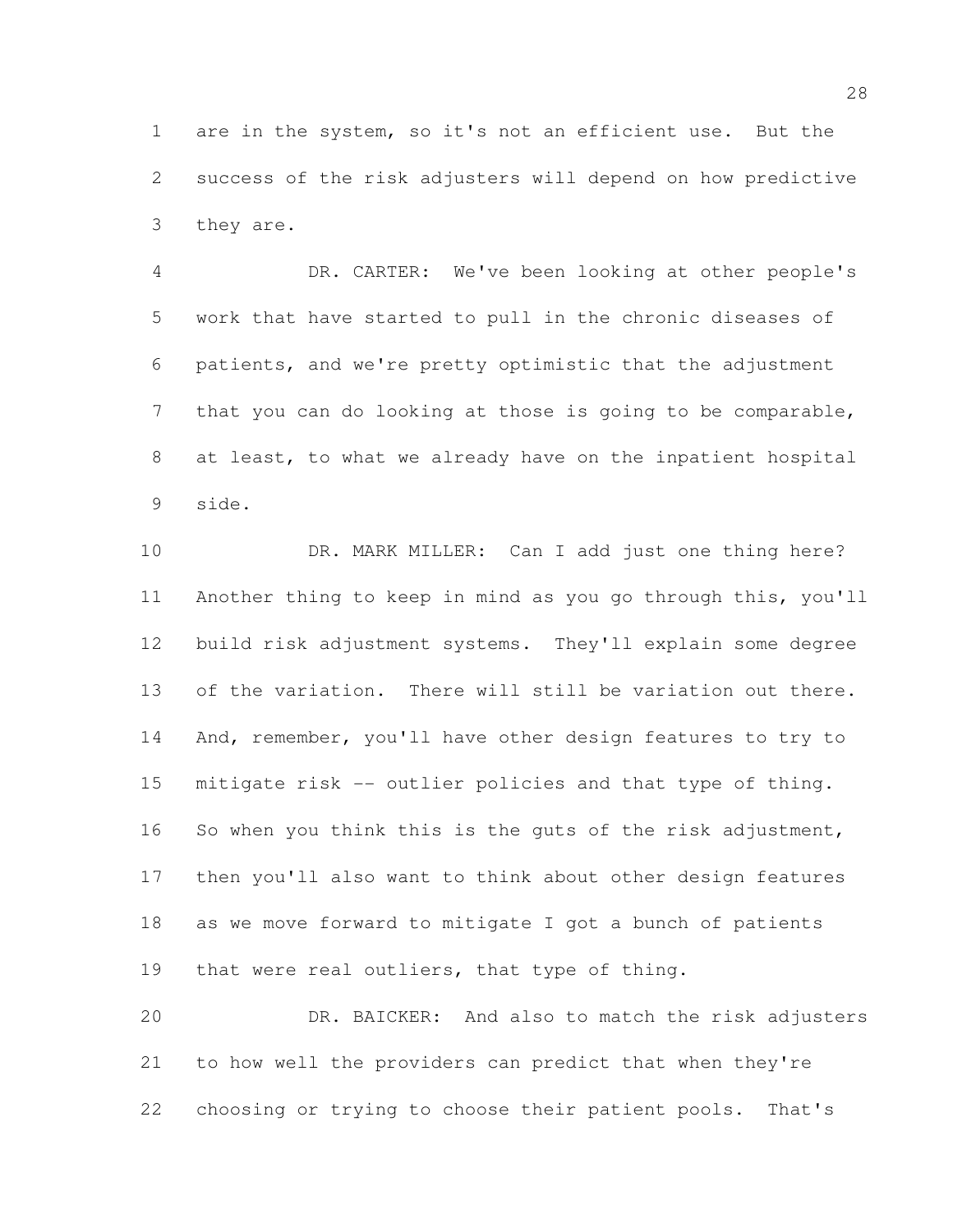are in the system, so it's not an efficient use. But the success of the risk adjusters will depend on how predictive they are.

DR. CARTER: We've been looking at other people's work that have started to pull in the chronic diseases of patients, and we're pretty optimistic that the adjustment that you can do looking at those is going to be comparable, at least, to what we already have on the inpatient hospital side.

DR. MARK MILLER: Can I add just one thing here? Another thing to keep in mind as you go through this, you'll build risk adjustment systems. They'll explain some degree of the variation. There will still be variation out there. And, remember, you'll have other design features to try to mitigate risk -- outlier policies and that type of thing. So when you think this is the guts of the risk adjustment, then you'll also want to think about other design features as we move forward to mitigate I got a bunch of patients that were real outliers, that type of thing.

DR. BAICKER: And also to match the risk adjusters to how well the providers can predict that when they're choosing or trying to choose their patient pools. That's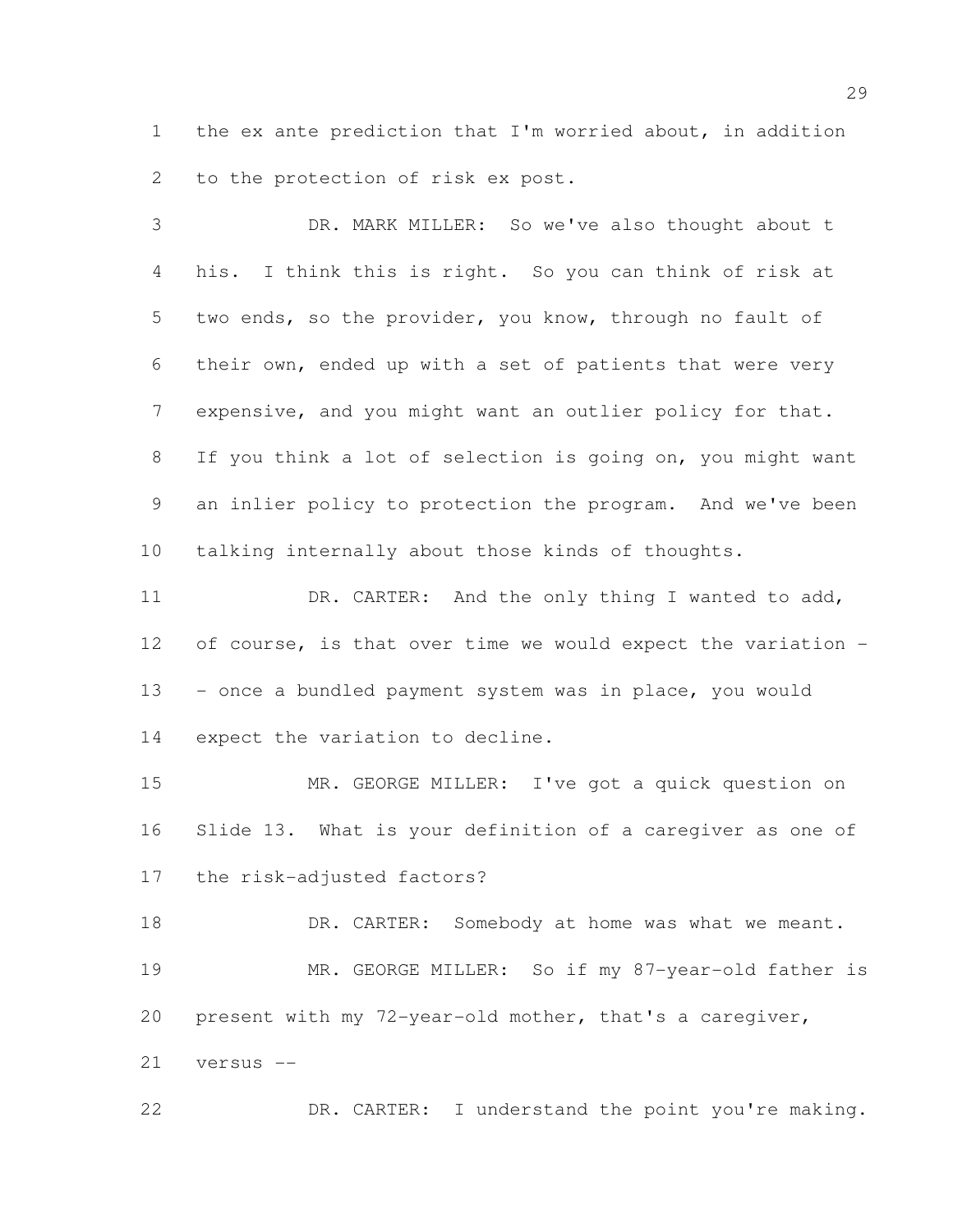the ex ante prediction that I'm worried about, in addition to the protection of risk ex post.

DR. MARK MILLER: So we've also thought about t his. I think this is right. So you can think of risk at two ends, so the provider, you know, through no fault of their own, ended up with a set of patients that were very expensive, and you might want an outlier policy for that. If you think a lot of selection is going on, you might want an inlier policy to protection the program. And we've been talking internally about those kinds of thoughts.

DR. CARTER: And the only thing I wanted to add, of course, is that over time we would expect the variation -- once a bundled payment system was in place, you would expect the variation to decline.

MR. GEORGE MILLER: I've got a quick question on Slide 13. What is your definition of a caregiver as one of the risk-adjusted factors?

DR. CARTER: Somebody at home was what we meant.

MR. GEORGE MILLER: So if my 87-year-old father is present with my 72-year-old mother, that's a caregiver, versus --

DR. CARTER: I understand the point you're making.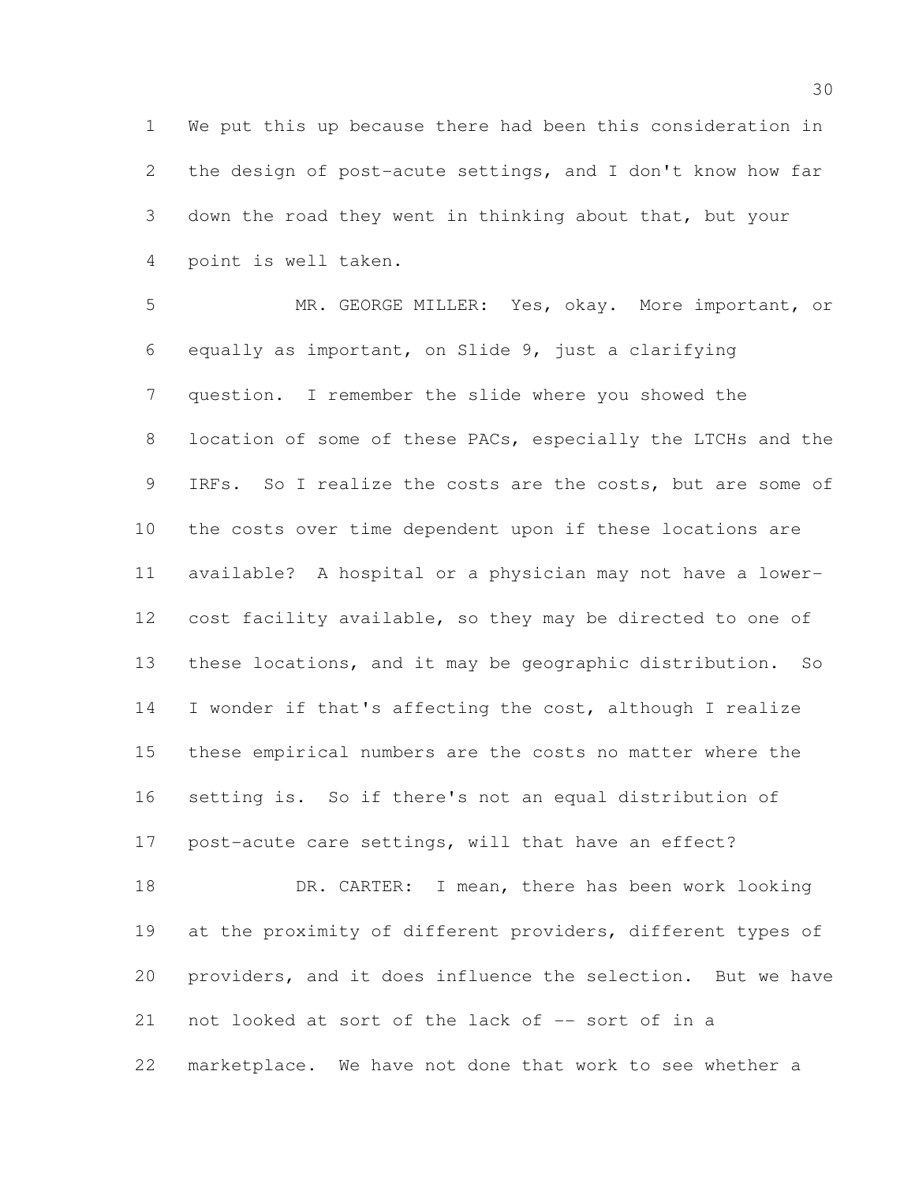We put this up because there had been this consideration in the design of post-acute settings, and I don't know how far down the road they went in thinking about that, but your point is well taken.

MR. GEORGE MILLER: Yes, okay. More important, or equally as important, on Slide 9, just a clarifying question. I remember the slide where you showed the location of some of these PACs, especially the LTCHs and the IRFs. So I realize the costs are the costs, but are some of the costs over time dependent upon if these locations are available? A hospital or a physician may not have a lower-cost facility available, so they may be directed to one of these locations, and it may be geographic distribution. So I wonder if that's affecting the cost, although I realize these empirical numbers are the costs no matter where the setting is. So if there's not an equal distribution of post-acute care settings, will that have an effect?

DR. CARTER: I mean, there has been work looking at the proximity of different providers, different types of providers, and it does influence the selection. But we have not looked at sort of the lack of -- sort of in a marketplace. We have not done that work to see whether a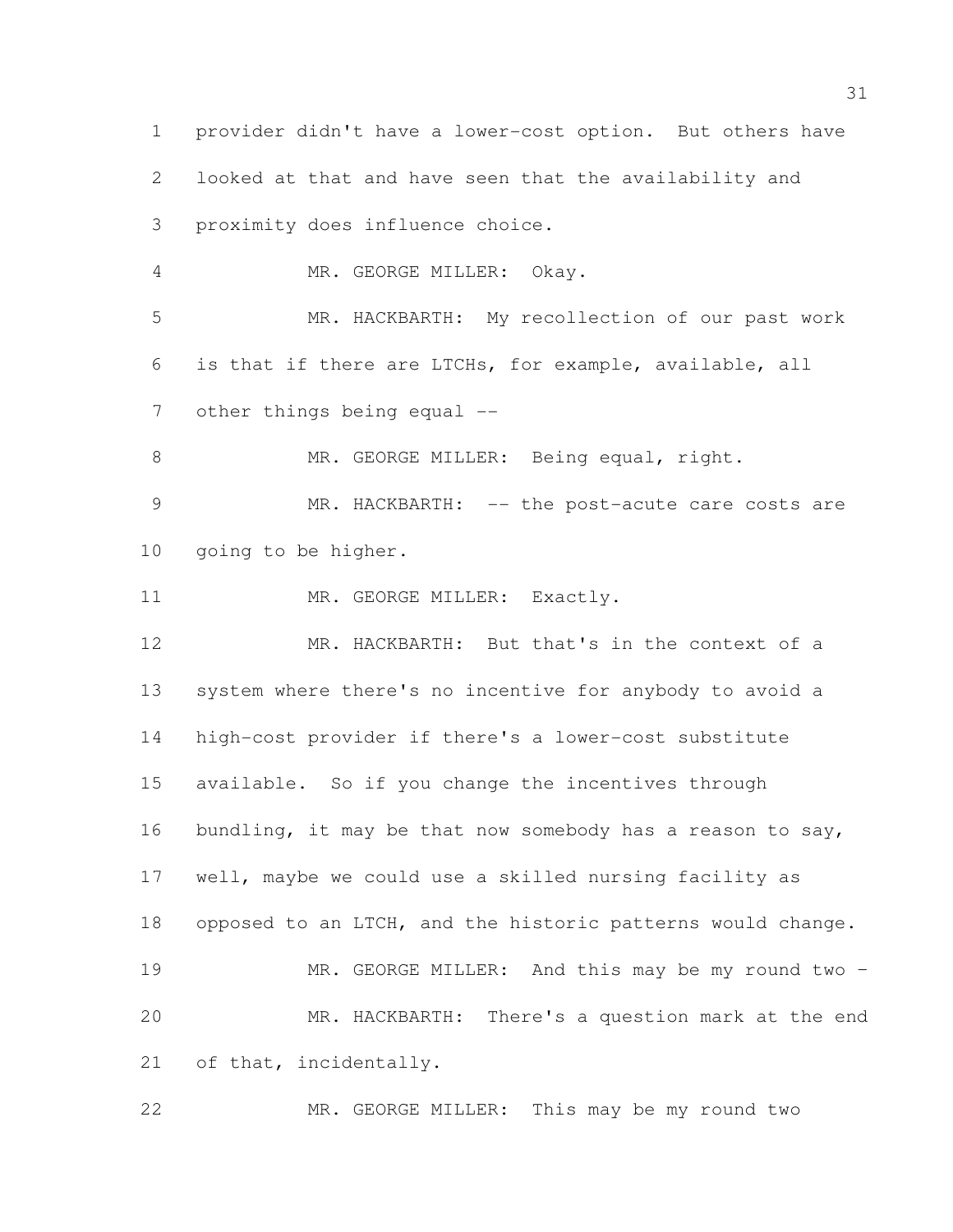provider didn't have a lower-cost option. But others have looked at that and have seen that the availability and proximity does influence choice.

MR. GEORGE MILLER: Okay.

MR. HACKBARTH: My recollection of our past work is that if there are LTCHs, for example, available, all other things being equal --

MR. GEORGE MILLER: Being equal, right.

MR. HACKBARTH: -- the post-acute care costs are going to be higher.

MR. GEORGE MILLER: Exactly.

MR. HACKBARTH: But that's in the context of a system where there's no incentive for anybody to avoid a high-cost provider if there's a lower-cost substitute available. So if you change the incentives through bundling, it may be that now somebody has a reason to say, well, maybe we could use a skilled nursing facility as opposed to an LTCH, and the historic patterns would change.

MR. GEORGE MILLER: And this may be my round two -

MR. HACKBARTH: There's a question mark at the end of that, incidentally.

MR. GEORGE MILLER: This may be my round two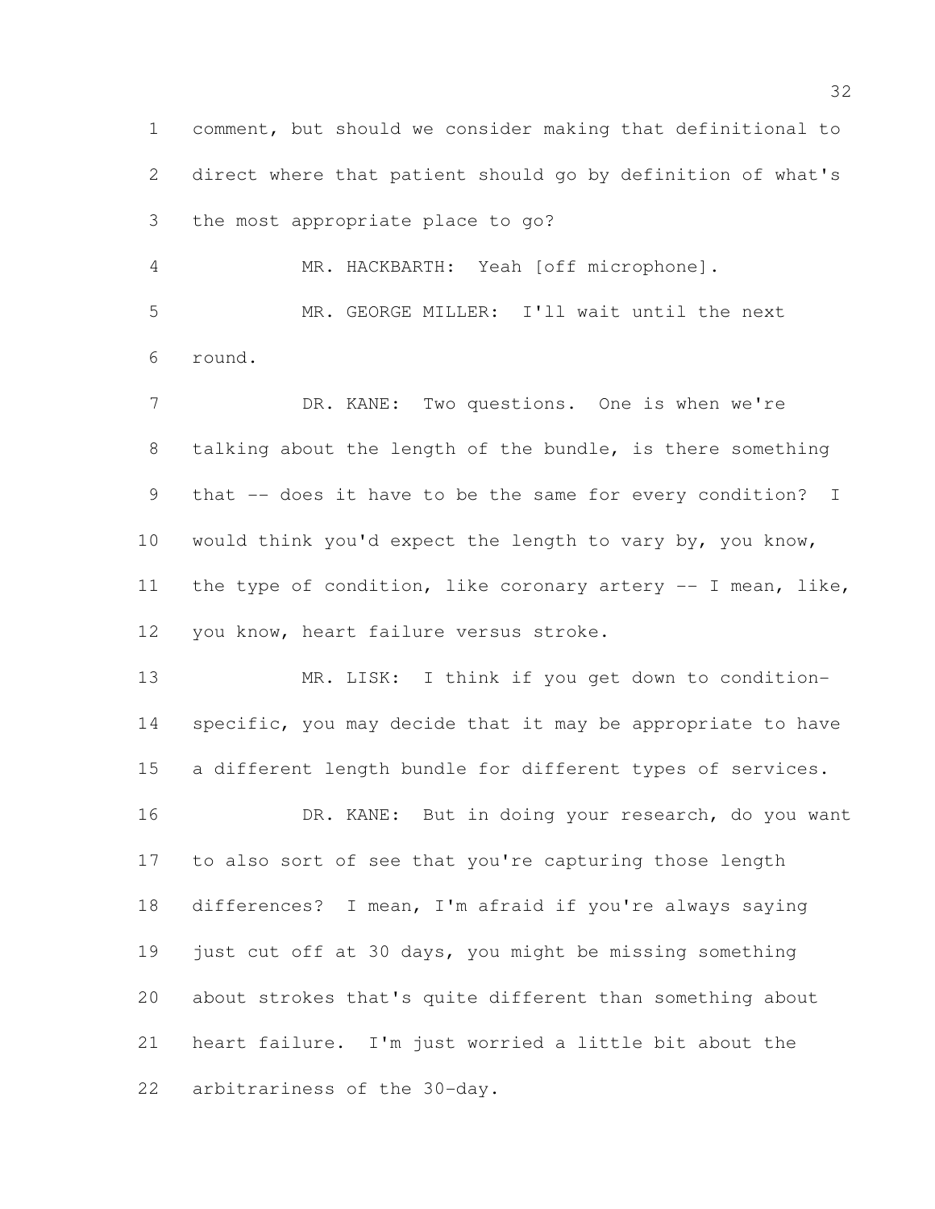comment, but should we consider making that definitional to direct where that patient should go by definition of what's the most appropriate place to go?

MR. HACKBARTH: Yeah [off microphone].

MR. GEORGE MILLER: I'll wait until the next round.

DR. KANE: Two questions. One is when we're talking about the length of the bundle, is there something that -- does it have to be the same for every condition? I would think you'd expect the length to vary by, you know, the type of condition, like coronary artery -- I mean, like, you know, heart failure versus stroke.

MR. LISK: I think if you get down to condition-specific, you may decide that it may be appropriate to have a different length bundle for different types of services.

DR. KANE: But in doing your research, do you want to also sort of see that you're capturing those length differences? I mean, I'm afraid if you're always saying just cut off at 30 days, you might be missing something about strokes that's quite different than something about heart failure. I'm just worried a little bit about the arbitrariness of the 30-day.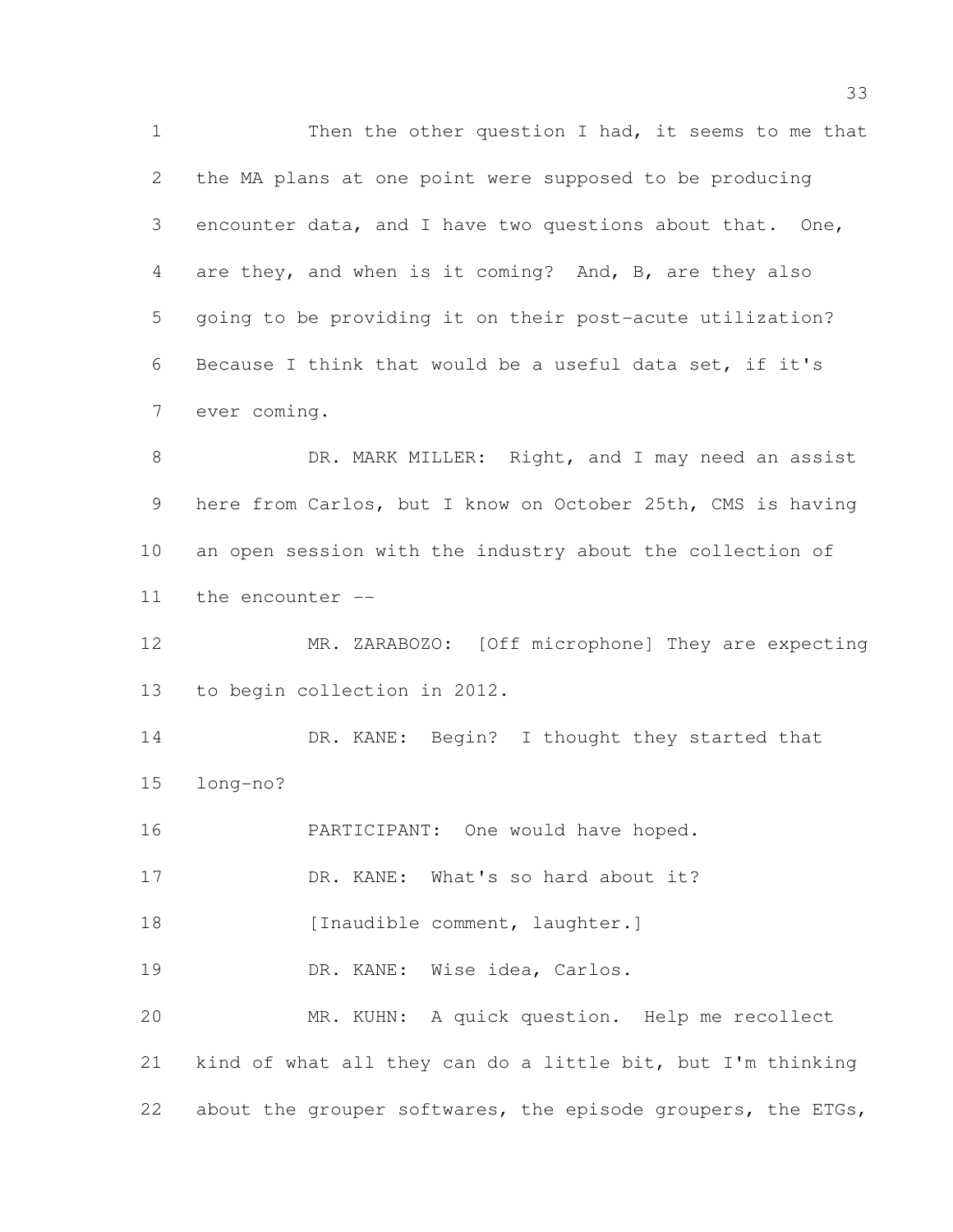Then the other question I had, it seems to me that the MA plans at one point were supposed to be producing encounter data, and I have two questions about that. One, are they, and when is it coming? And, B, are they also going to be providing it on their post-acute utilization? Because I think that would be a useful data set, if it's ever coming.

DR. MARK MILLER: Right, and I may need an assist here from Carlos, but I know on October 25th, CMS is having an open session with the industry about the collection of the encounter --

MR. ZARABOZO: [Off microphone] They are expecting to begin collection in 2012.

DR. KANE: Begin? I thought they started that long-no?

PARTICIPANT: One would have hoped.

DR. KANE: What's so hard about it?

[Inaudible comment, laughter.]

DR. KANE: Wise idea, Carlos.

MR. KUHN: A quick question. Help me recollect kind of what all they can do a little bit, but I'm thinking about the grouper softwares, the episode groupers, the ETGs,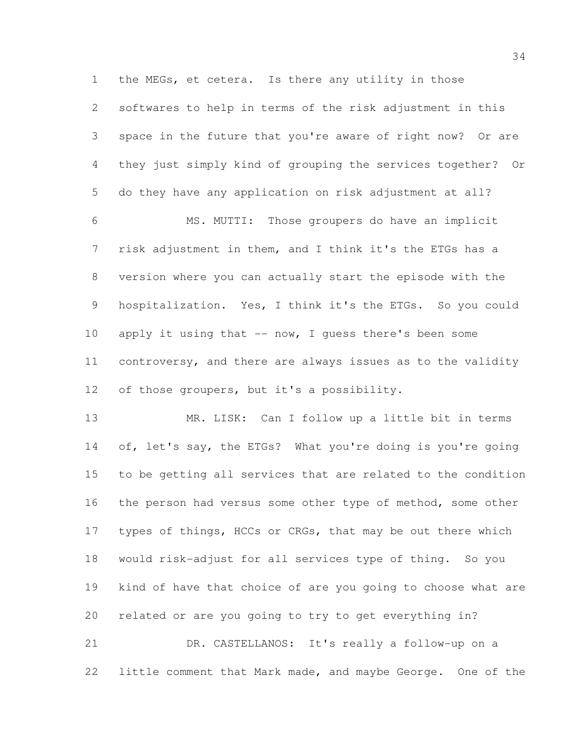the MEGs, et cetera. Is there any utility in those softwares to help in terms of the risk adjustment in this space in the future that you're aware of right now? Or are they just simply kind of grouping the services together? Or do they have any application on risk adjustment at all?

MS. MUTTI: Those groupers do have an implicit risk adjustment in them, and I think it's the ETGs has a version where you can actually start the episode with the hospitalization. Yes, I think it's the ETGs. So you could apply it using that -- now, I guess there's been some controversy, and there are always issues as to the validity of those groupers, but it's a possibility.

MR. LISK: Can I follow up a little bit in terms of, let's say, the ETGs? What you're doing is you're going to be getting all services that are related to the condition the person had versus some other type of method, some other types of things, HCCs or CRGs, that may be out there which would risk-adjust for all services type of thing. So you kind of have that choice of are you going to choose what are related or are you going to try to get everything in?

DR. CASTELLANOS: It's really a follow-up on a little comment that Mark made, and maybe George. One of the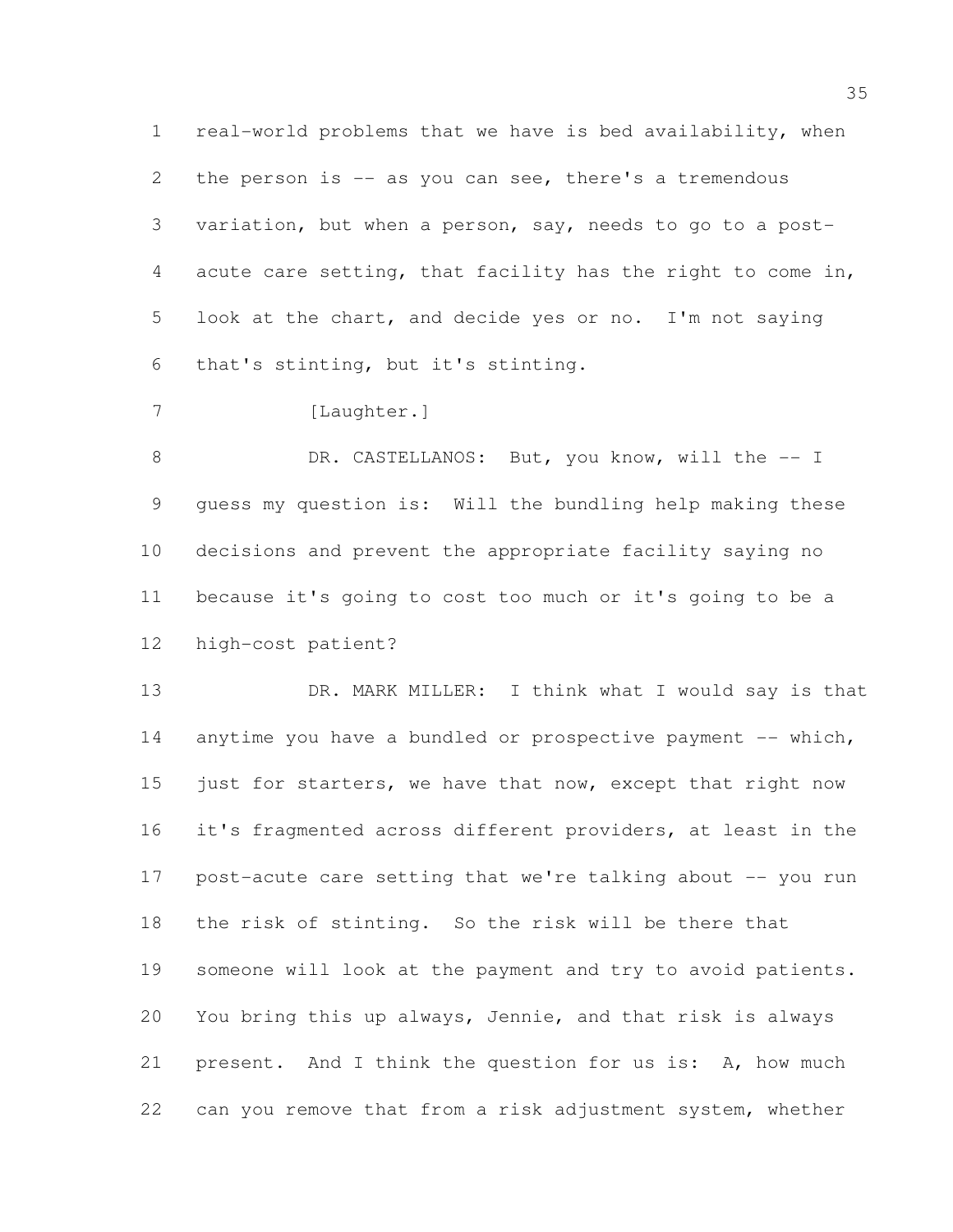real-world problems that we have is bed availability, when the person is -- as you can see, there's a tremendous variation, but when a person, say, needs to go to a post-acute care setting, that facility has the right to come in, look at the chart, and decide yes or no. I'm not saying that's stinting, but it's stinting.

[Laughter.]

DR. CASTELLANOS: But, you know, will the -- I guess my question is: Will the bundling help making these decisions and prevent the appropriate facility saying no because it's going to cost too much or it's going to be a high-cost patient?

DR. MARK MILLER: I think what I would say is that anytime you have a bundled or prospective payment -- which, just for starters, we have that now, except that right now it's fragmented across different providers, at least in the post-acute care setting that we're talking about -- you run the risk of stinting. So the risk will be there that someone will look at the payment and try to avoid patients. You bring this up always, Jennie, and that risk is always present. And I think the question for us is: A, how much can you remove that from a risk adjustment system, whether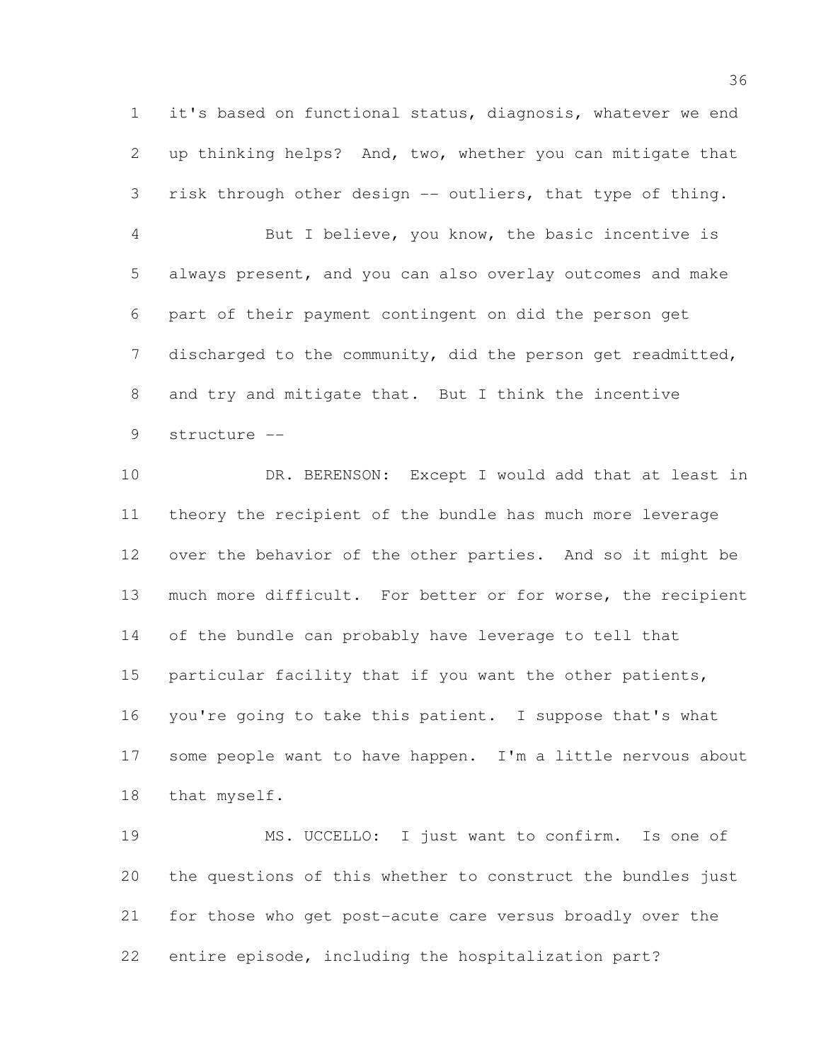it's based on functional status, diagnosis, whatever we end up thinking helps? And, two, whether you can mitigate that risk through other design -- outliers, that type of thing.

But I believe, you know, the basic incentive is always present, and you can also overlay outcomes and make part of their payment contingent on did the person get discharged to the community, did the person get readmitted, and try and mitigate that. But I think the incentive structure --

DR. BERENSON: Except I would add that at least in theory the recipient of the bundle has much more leverage over the behavior of the other parties. And so it might be much more difficult. For better or for worse, the recipient of the bundle can probably have leverage to tell that particular facility that if you want the other patients, you're going to take this patient. I suppose that's what some people want to have happen. I'm a little nervous about that myself.

MS. UCCELLO: I just want to confirm. Is one of the questions of this whether to construct the bundles just for those who get post-acute care versus broadly over the entire episode, including the hospitalization part?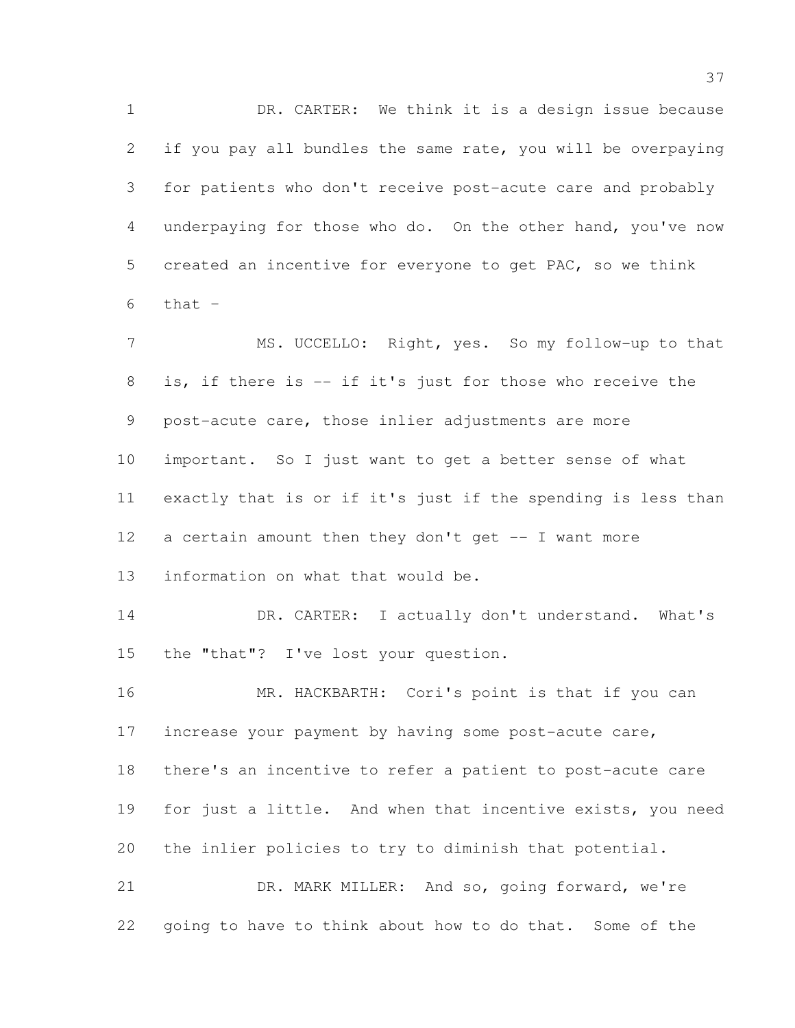DR. CARTER: We think it is a design issue because if you pay all bundles the same rate, you will be overpaying for patients who don't receive post-acute care and probably underpaying for those who do. On the other hand, you've now created an incentive for everyone to get PAC, so we think that -

MS. UCCELLO: Right, yes. So my follow-up to that is, if there is -- if it's just for those who receive the post-acute care, those inlier adjustments are more important. So I just want to get a better sense of what exactly that is or if it's just if the spending is less than a certain amount then they don't get -- I want more information on what that would be.

DR. CARTER: I actually don't understand. What's the "that"? I've lost your question.

MR. HACKBARTH: Cori's point is that if you can increase your payment by having some post-acute care, there's an incentive to refer a patient to post-acute care for just a little. And when that incentive exists, you need the inlier policies to try to diminish that potential.

DR. MARK MILLER: And so, going forward, we're going to have to think about how to do that. Some of the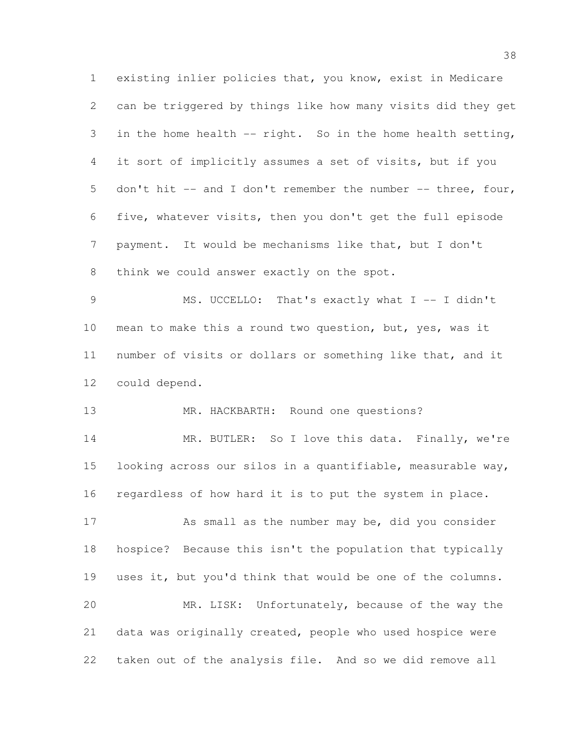existing inlier policies that, you know, exist in Medicare can be triggered by things like how many visits did they get in the home health -- right. So in the home health setting, it sort of implicitly assumes a set of visits, but if you don't hit -- and I don't remember the number -- three, four, five, whatever visits, then you don't get the full episode payment. It would be mechanisms like that, but I don't think we could answer exactly on the spot.

MS. UCCELLO: That's exactly what I -- I didn't mean to make this a round two question, but, yes, was it number of visits or dollars or something like that, and it could depend.

MR. HACKBARTH: Round one questions?

MR. BUTLER: So I love this data. Finally, we're looking across our silos in a quantifiable, measurable way, regardless of how hard it is to put the system in place.

As small as the number may be, did you consider hospice? Because this isn't the population that typically uses it, but you'd think that would be one of the columns.

MR. LISK: Unfortunately, because of the way the data was originally created, people who used hospice were taken out of the analysis file. And so we did remove all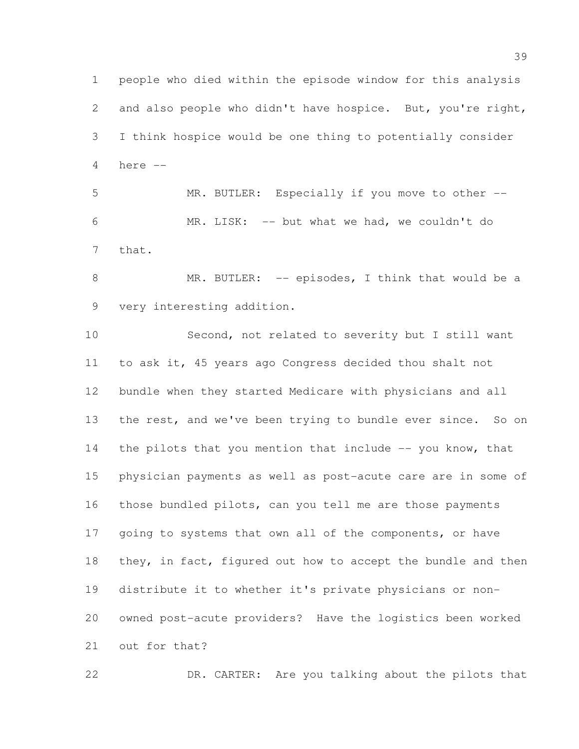people who died within the episode window for this analysis and also people who didn't have hospice. But, you're right, I think hospice would be one thing to potentially consider here --

MR. BUTLER: Especially if you move to other --

MR. LISK: -- but what we had, we couldn't do that.

MR. BUTLER: -- episodes, I think that would be a very interesting addition.

Second, not related to severity but I still want to ask it, 45 years ago Congress decided thou shalt not bundle when they started Medicare with physicians and all the rest, and we've been trying to bundle ever since. So on the pilots that you mention that include -- you know, that physician payments as well as post-acute care are in some of those bundled pilots, can you tell me are those payments going to systems that own all of the components, or have they, in fact, figured out how to accept the bundle and then distribute it to whether it's private physicians or non-owned post-acute providers? Have the logistics been worked out for that?

DR. CARTER: Are you talking about the pilots that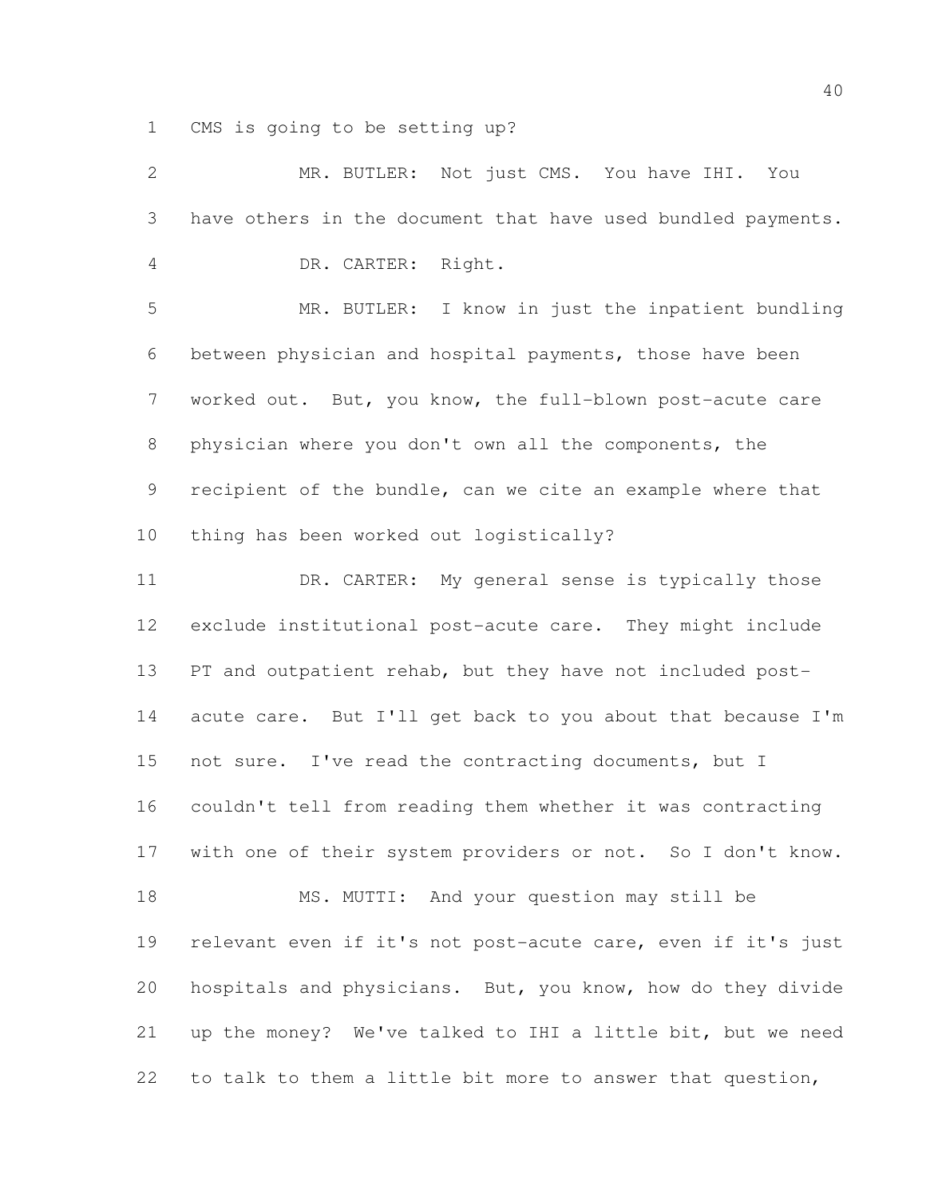CMS is going to be setting up?

MR. BUTLER: Not just CMS. You have IHI. You have others in the document that have used bundled payments.

DR. CARTER: Right.

MR. BUTLER: I know in just the inpatient bundling between physician and hospital payments, those have been worked out. But, you know, the full-blown post-acute care physician where you don't own all the components, the recipient of the bundle, can we cite an example where that thing has been worked out logistically?

DR. CARTER: My general sense is typically those exclude institutional post-acute care. They might include PT and outpatient rehab, but they have not included post-acute care. But I'll get back to you about that because I'm not sure. I've read the contracting documents, but I couldn't tell from reading them whether it was contracting with one of their system providers or not. So I don't know.

MS. MUTTI: And your question may still be relevant even if it's not post-acute care, even if it's just hospitals and physicians. But, you know, how do they divide up the money? We've talked to IHI a little bit, but we need to talk to them a little bit more to answer that question,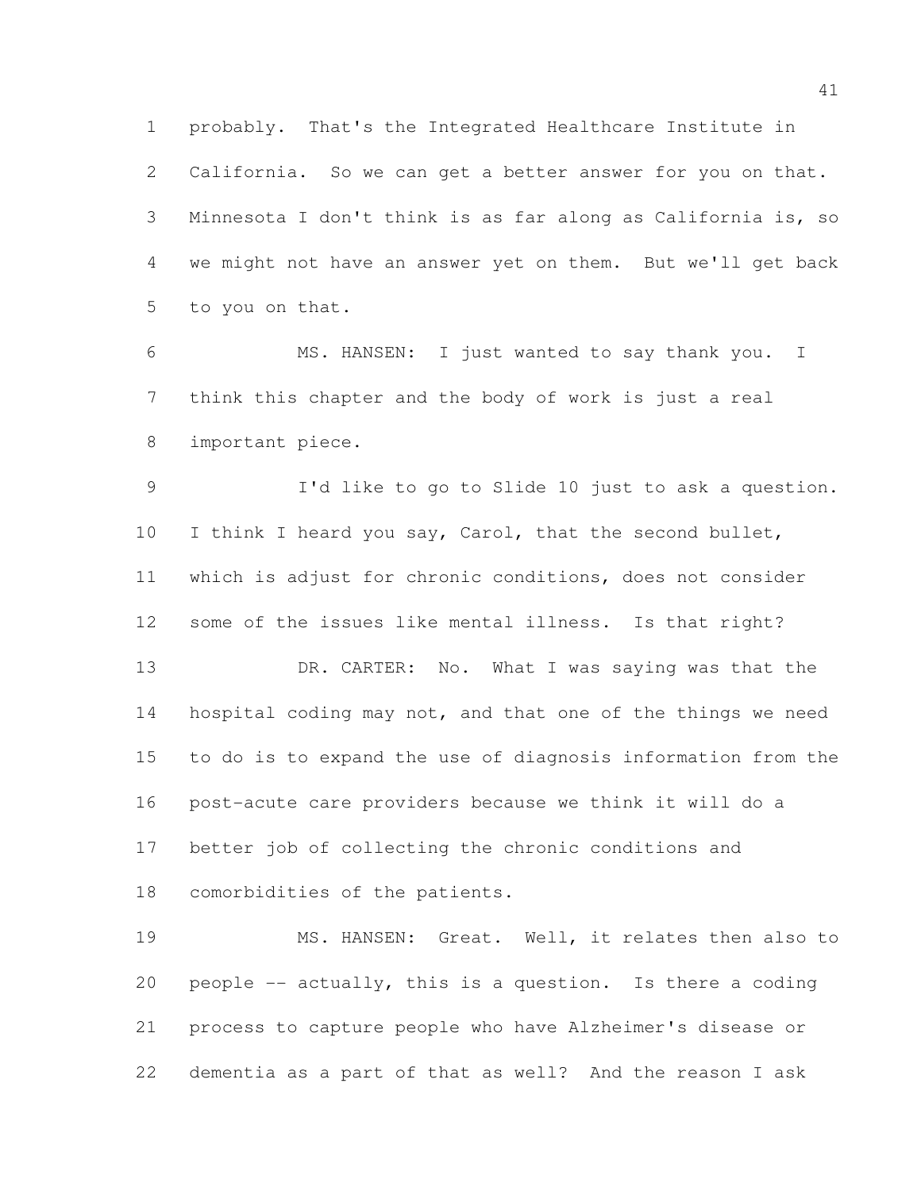probably. That's the Integrated Healthcare Institute in California. So we can get a better answer for you on that. Minnesota I don't think is as far along as California is, so we might not have an answer yet on them. But we'll get back to you on that.

MS. HANSEN: I just wanted to say thank you. I think this chapter and the body of work is just a real important piece.

I'd like to go to Slide 10 just to ask a question. I think I heard you say, Carol, that the second bullet, which is adjust for chronic conditions, does not consider some of the issues like mental illness. Is that right?

DR. CARTER: No. What I was saying was that the hospital coding may not, and that one of the things we need to do is to expand the use of diagnosis information from the post-acute care providers because we think it will do a better job of collecting the chronic conditions and comorbidities of the patients.

MS. HANSEN: Great. Well, it relates then also to people -- actually, this is a question. Is there a coding process to capture people who have Alzheimer's disease or dementia as a part of that as well? And the reason I ask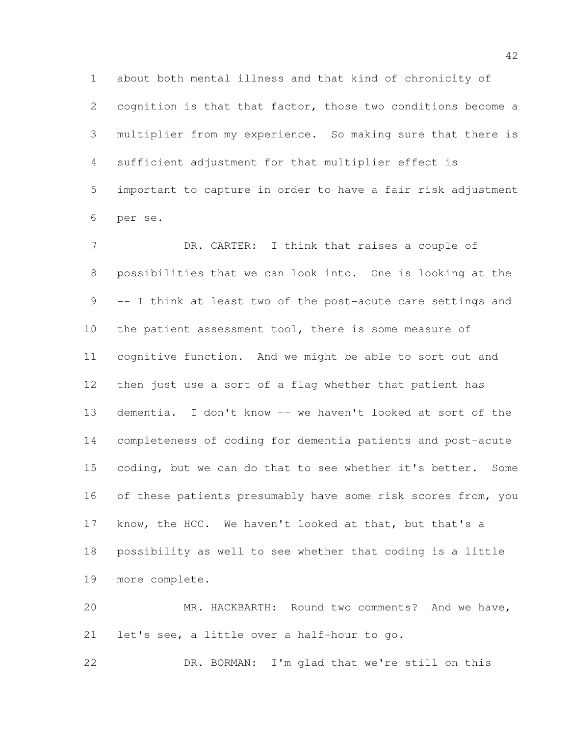about both mental illness and that kind of chronicity of cognition is that that factor, those two conditions become a multiplier from my experience. So making sure that there is sufficient adjustment for that multiplier effect is important to capture in order to have a fair risk adjustment per se.

DR. CARTER: I think that raises a couple of possibilities that we can look into. One is looking at the -- I think at least two of the post-acute care settings and the patient assessment tool, there is some measure of cognitive function. And we might be able to sort out and then just use a sort of a flag whether that patient has dementia. I don't know -- we haven't looked at sort of the completeness of coding for dementia patients and post-acute coding, but we can do that to see whether it's better. Some of these patients presumably have some risk scores from, you know, the HCC. We haven't looked at that, but that's a possibility as well to see whether that coding is a little more complete.

MR. HACKBARTH: Round two comments? And we have, let's see, a little over a half-hour to go.

DR. BORMAN: I'm glad that we're still on this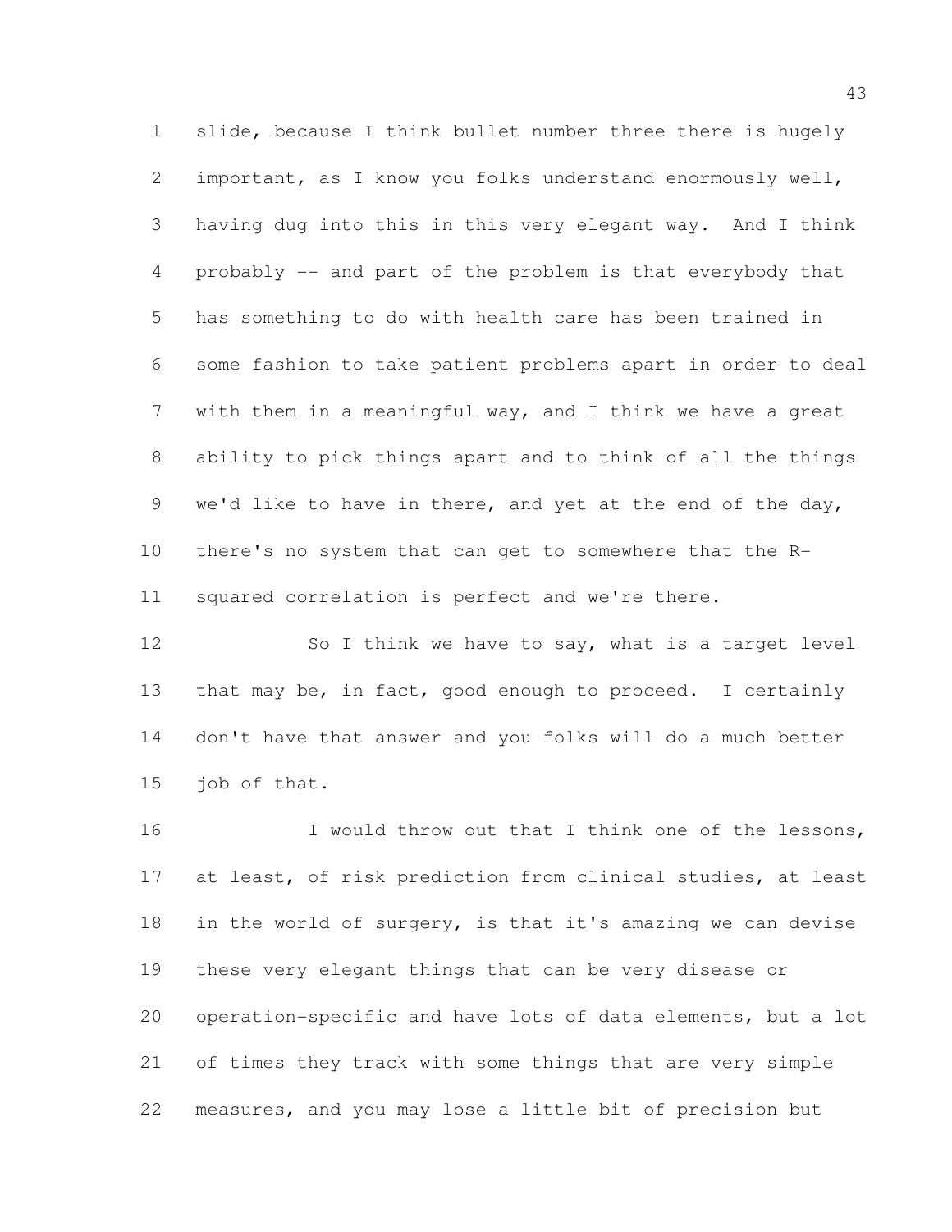slide, because I think bullet number three there is hugely important, as I know you folks understand enormously well, having dug into this in this very elegant way. And I think probably -- and part of the problem is that everybody that has something to do with health care has been trained in some fashion to take patient problems apart in order to deal with them in a meaningful way, and I think we have a great ability to pick things apart and to think of all the things we'd like to have in there, and yet at the end of the day, there's no system that can get to somewhere that the R-squared correlation is perfect and we're there.

So I think we have to say, what is a target level that may be, in fact, good enough to proceed. I certainly don't have that answer and you folks will do a much better job of that.

I would throw out that I think one of the lessons, at least, of risk prediction from clinical studies, at least in the world of surgery, is that it's amazing we can devise these very elegant things that can be very disease or operation-specific and have lots of data elements, but a lot of times they track with some things that are very simple measures, and you may lose a little bit of precision but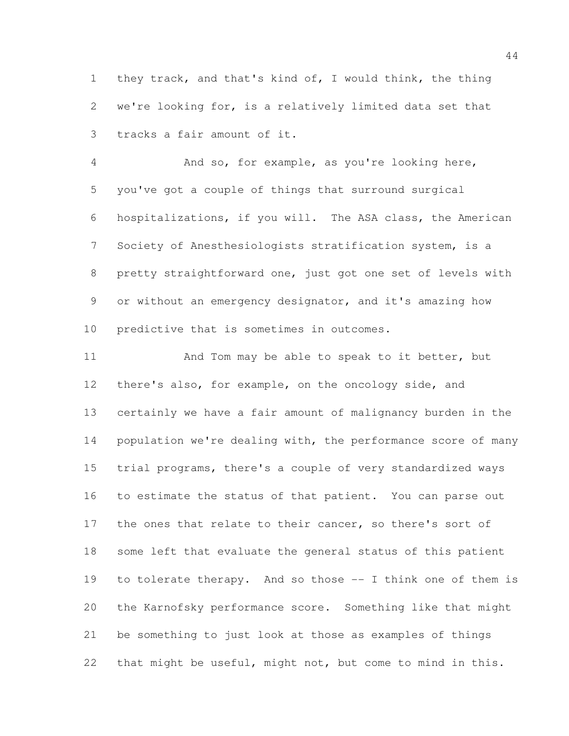they track, and that's kind of, I would think, the thing we're looking for, is a relatively limited data set that tracks a fair amount of it.

And so, for example, as you're looking here, you've got a couple of things that surround surgical hospitalizations, if you will. The ASA class, the American Society of Anesthesiologists stratification system, is a pretty straightforward one, just got one set of levels with or without an emergency designator, and it's amazing how predictive that is sometimes in outcomes.

And Tom may be able to speak to it better, but there's also, for example, on the oncology side, and certainly we have a fair amount of malignancy burden in the population we're dealing with, the performance score of many trial programs, there's a couple of very standardized ways to estimate the status of that patient. You can parse out the ones that relate to their cancer, so there's sort of some left that evaluate the general status of this patient to tolerate therapy. And so those -- I think one of them is the Karnofsky performance score. Something like that might be something to just look at those as examples of things that might be useful, might not, but come to mind in this.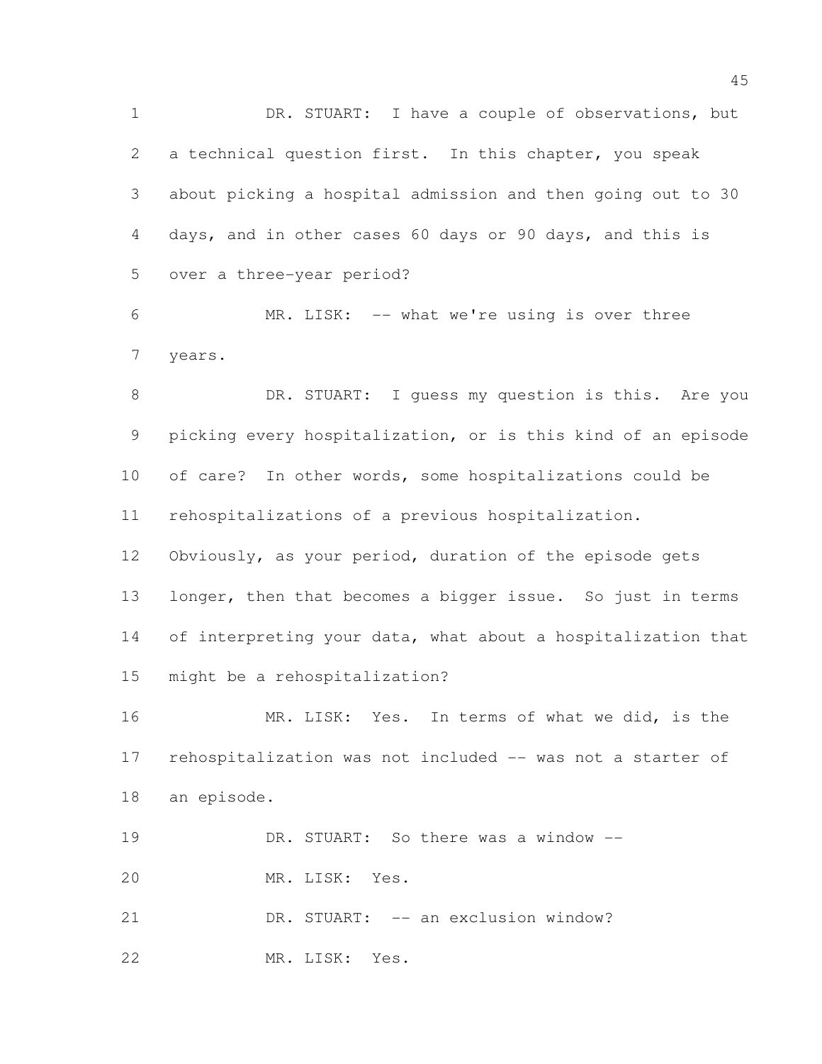DR. STUART: I have a couple of observations, but a technical question first. In this chapter, you speak about picking a hospital admission and then going out to 30 days, and in other cases 60 days or 90 days, and this is over a three-year period?

MR. LISK: -- what we're using is over three years.

DR. STUART: I guess my question is this. Are you picking every hospitalization, or is this kind of an episode of care? In other words, some hospitalizations could be rehospitalizations of a previous hospitalization. Obviously, as your period, duration of the episode gets longer, then that becomes a bigger issue. So just in terms of interpreting your data, what about a hospitalization that might be a rehospitalization?

MR. LISK: Yes. In terms of what we did, is the rehospitalization was not included -- was not a starter of an episode.

DR. STUART: So there was a window --

MR. LISK: Yes.

DR. STUART: -- an exclusion window?

MR. LISK: Yes.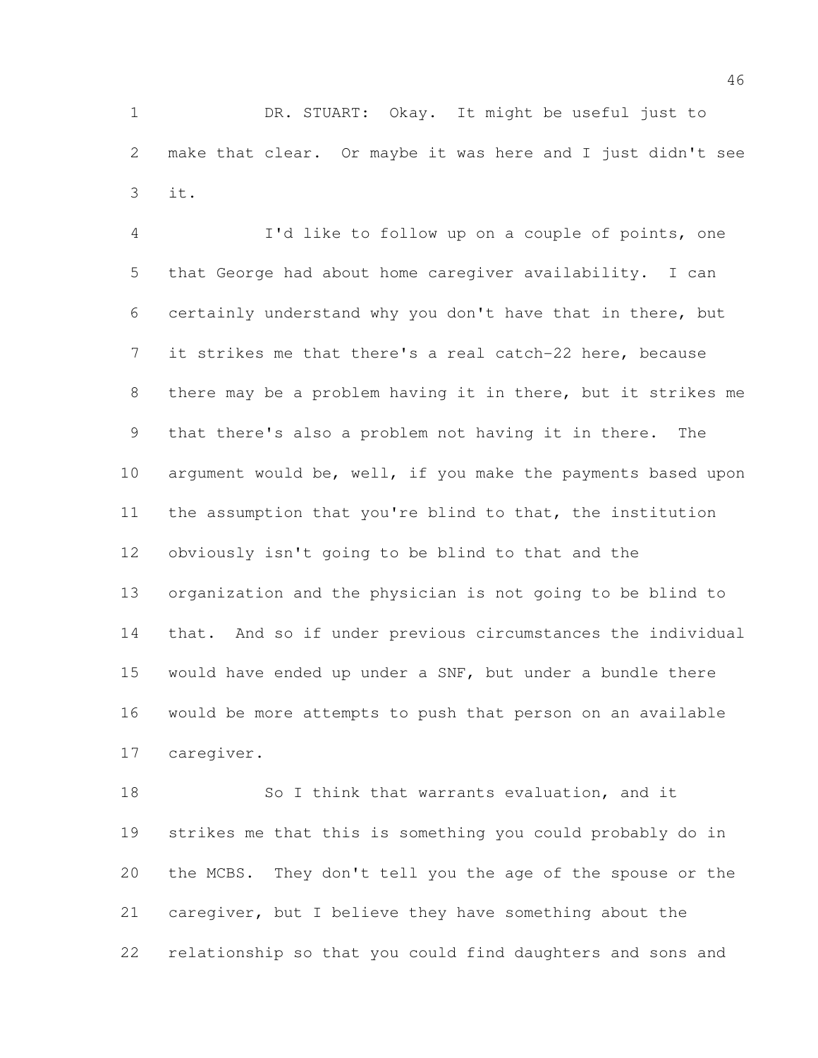DR. STUART: Okay. It might be useful just to make that clear. Or maybe it was here and I just didn't see it.

I'd like to follow up on a couple of points, one that George had about home caregiver availability. I can certainly understand why you don't have that in there, but it strikes me that there's a real catch-22 here, because there may be a problem having it in there, but it strikes me that there's also a problem not having it in there. The argument would be, well, if you make the payments based upon the assumption that you're blind to that, the institution obviously isn't going to be blind to that and the organization and the physician is not going to be blind to that. And so if under previous circumstances the individual would have ended up under a SNF, but under a bundle there would be more attempts to push that person on an available caregiver.

So I think that warrants evaluation, and it strikes me that this is something you could probably do in the MCBS. They don't tell you the age of the spouse or the caregiver, but I believe they have something about the relationship so that you could find daughters and sons and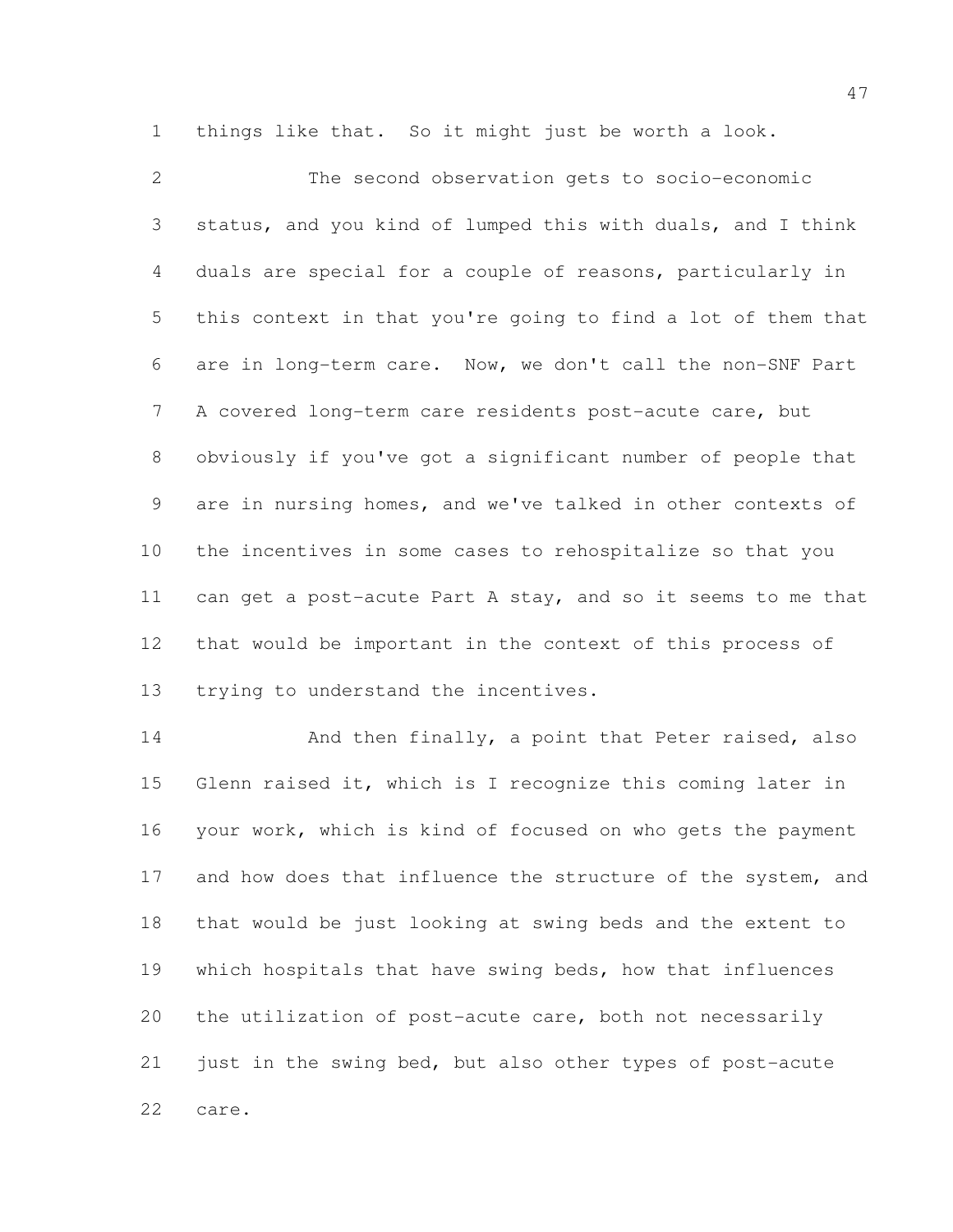things like that. So it might just be worth a look.

The second observation gets to socio-economic status, and you kind of lumped this with duals, and I think duals are special for a couple of reasons, particularly in this context in that you're going to find a lot of them that are in long-term care. Now, we don't call the non-SNF Part A covered long-term care residents post-acute care, but obviously if you've got a significant number of people that are in nursing homes, and we've talked in other contexts of the incentives in some cases to rehospitalize so that you can get a post-acute Part A stay, and so it seems to me that that would be important in the context of this process of trying to understand the incentives.

And then finally, a point that Peter raised, also Glenn raised it, which is I recognize this coming later in your work, which is kind of focused on who gets the payment and how does that influence the structure of the system, and that would be just looking at swing beds and the extent to which hospitals that have swing beds, how that influences the utilization of post-acute care, both not necessarily just in the swing bed, but also other types of post-acute care.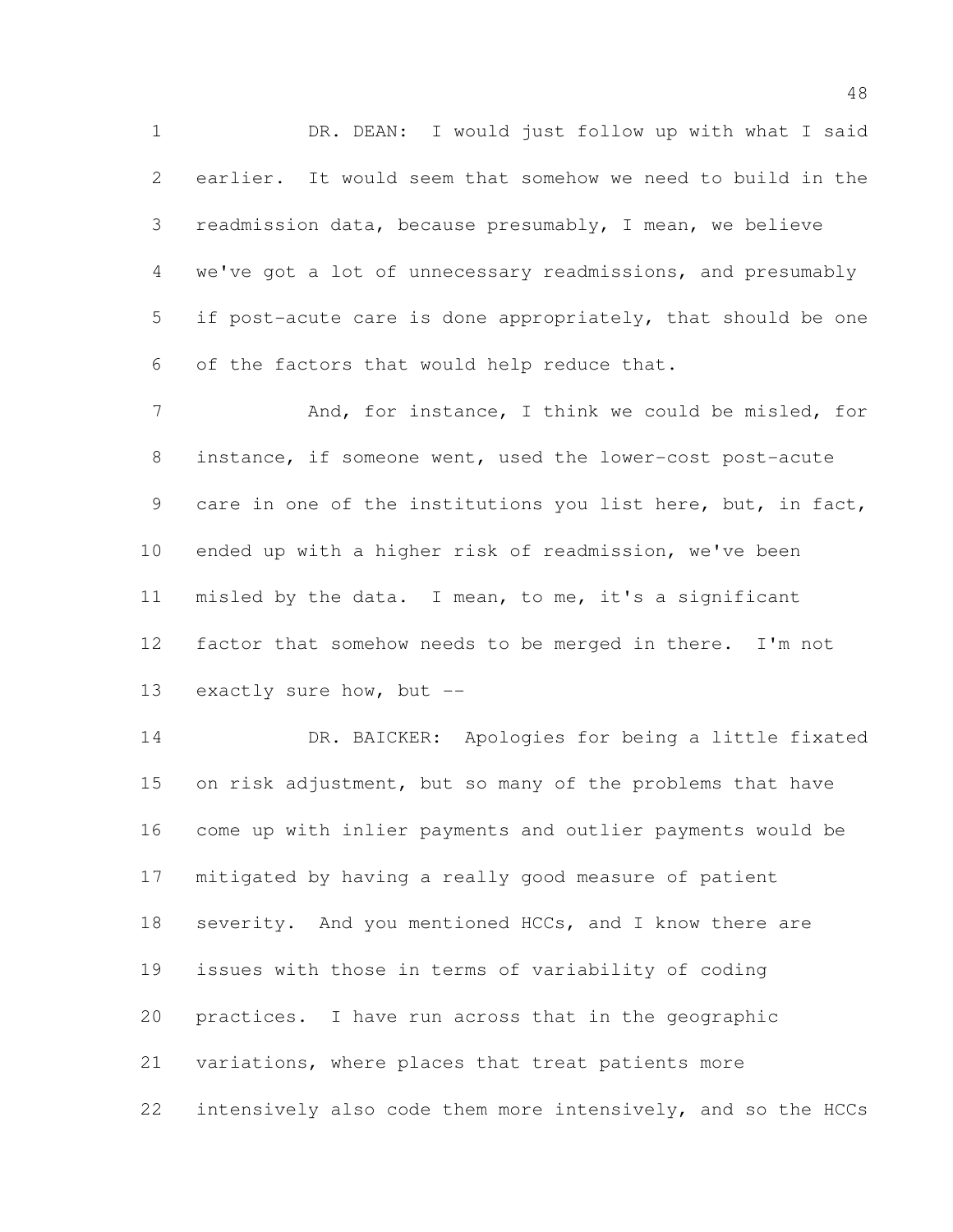DR. DEAN: I would just follow up with what I said earlier. It would seem that somehow we need to build in the readmission data, because presumably, I mean, we believe we've got a lot of unnecessary readmissions, and presumably if post-acute care is done appropriately, that should be one of the factors that would help reduce that.

And, for instance, I think we could be misled, for instance, if someone went, used the lower-cost post-acute care in one of the institutions you list here, but, in fact, ended up with a higher risk of readmission, we've been misled by the data. I mean, to me, it's a significant factor that somehow needs to be merged in there. I'm not exactly sure how, but --

DR. BAICKER: Apologies for being a little fixated on risk adjustment, but so many of the problems that have come up with inlier payments and outlier payments would be mitigated by having a really good measure of patient severity. And you mentioned HCCs, and I know there are issues with those in terms of variability of coding practices. I have run across that in the geographic variations, where places that treat patients more intensively also code them more intensively, and so the HCCs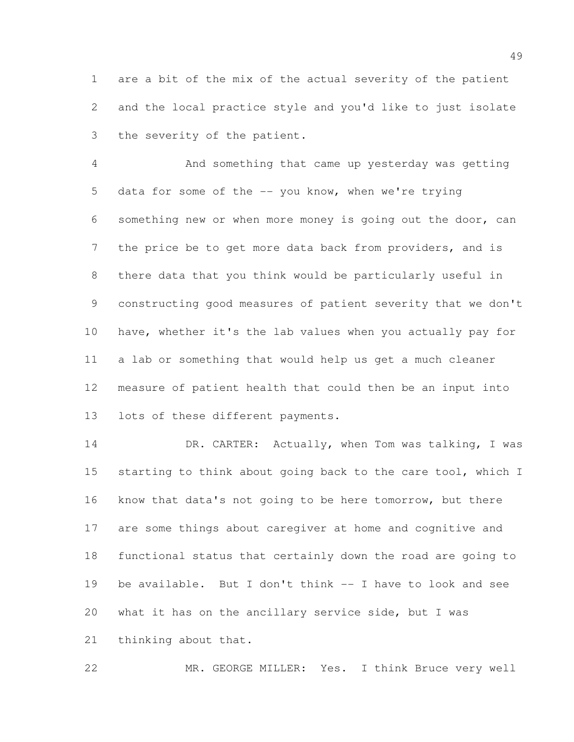are a bit of the mix of the actual severity of the patient and the local practice style and you'd like to just isolate the severity of the patient.

And something that came up yesterday was getting data for some of the -- you know, when we're trying something new or when more money is going out the door, can the price be to get more data back from providers, and is there data that you think would be particularly useful in constructing good measures of patient severity that we don't have, whether it's the lab values when you actually pay for a lab or something that would help us get a much cleaner measure of patient health that could then be an input into lots of these different payments.

DR. CARTER: Actually, when Tom was talking, I was starting to think about going back to the care tool, which I know that data's not going to be here tomorrow, but there are some things about caregiver at home and cognitive and functional status that certainly down the road are going to be available. But I don't think -- I have to look and see what it has on the ancillary service side, but I was thinking about that.

MR. GEORGE MILLER: Yes. I think Bruce very well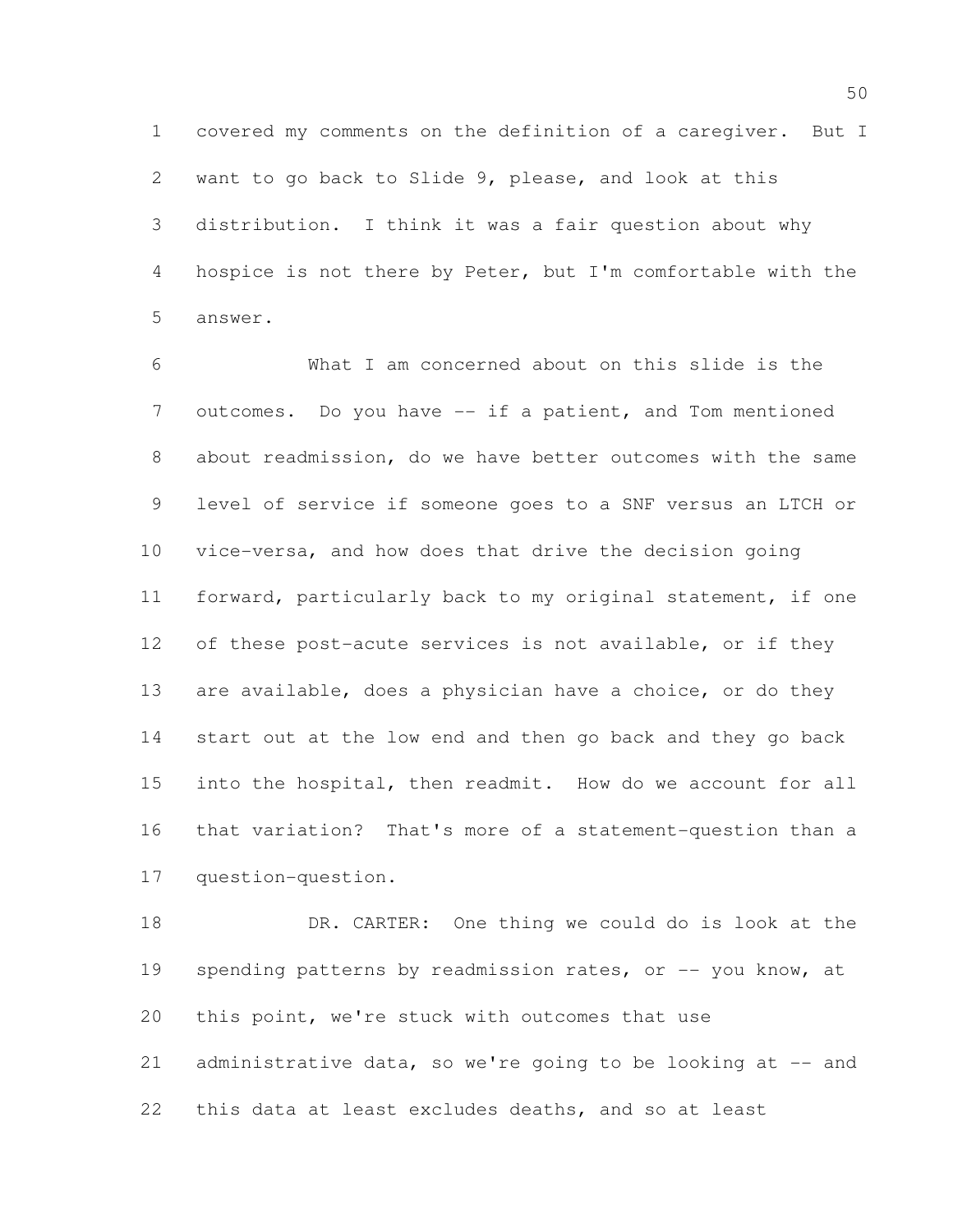covered my comments on the definition of a caregiver. But I want to go back to Slide 9, please, and look at this distribution. I think it was a fair question about why hospice is not there by Peter, but I'm comfortable with the answer.

What I am concerned about on this slide is the outcomes. Do you have -- if a patient, and Tom mentioned about readmission, do we have better outcomes with the same level of service if someone goes to a SNF versus an LTCH or vice-versa, and how does that drive the decision going forward, particularly back to my original statement, if one of these post-acute services is not available, or if they are available, does a physician have a choice, or do they start out at the low end and then go back and they go back into the hospital, then readmit. How do we account for all that variation? That's more of a statement-question than a question-question.

DR. CARTER: One thing we could do is look at the spending patterns by readmission rates, or -- you know, at this point, we're stuck with outcomes that use administrative data, so we're going to be looking at -- and this data at least excludes deaths, and so at least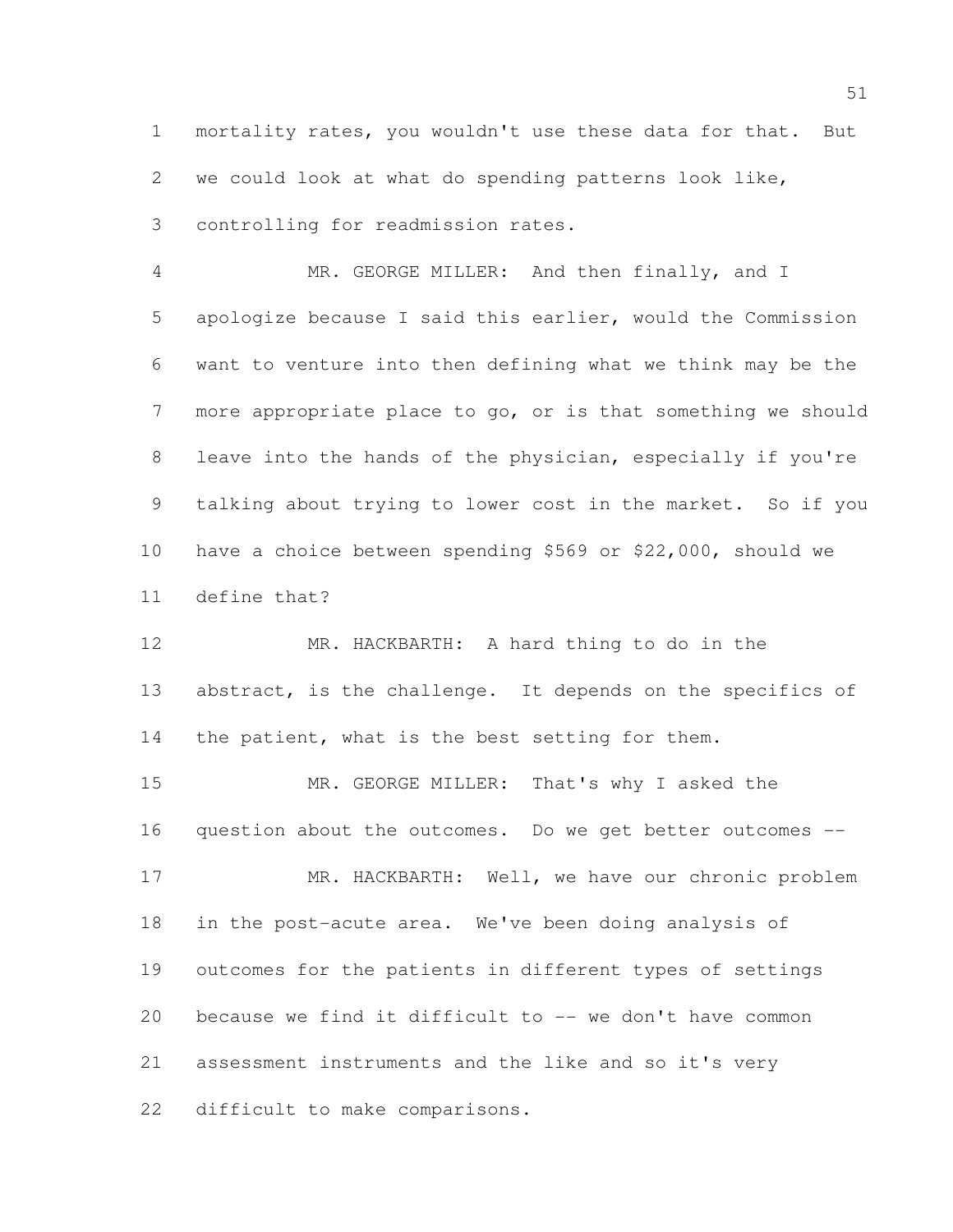mortality rates, you wouldn't use these data for that. But we could look at what do spending patterns look like, controlling for readmission rates.

MR. GEORGE MILLER: And then finally, and I apologize because I said this earlier, would the Commission want to venture into then defining what we think may be the more appropriate place to go, or is that something we should leave into the hands of the physician, especially if you're talking about trying to lower cost in the market. So if you have a choice between spending $569 or $22,000, should we define that?

MR. HACKBARTH: A hard thing to do in the abstract, is the challenge. It depends on the specifics of the patient, what is the best setting for them.

MR. GEORGE MILLER: That's why I asked the question about the outcomes. Do we get better outcomes --

MR. HACKBARTH: Well, we have our chronic problem in the post-acute area. We've been doing analysis of outcomes for the patients in different types of settings because we find it difficult to -- we don't have common assessment instruments and the like and so it's very difficult to make comparisons.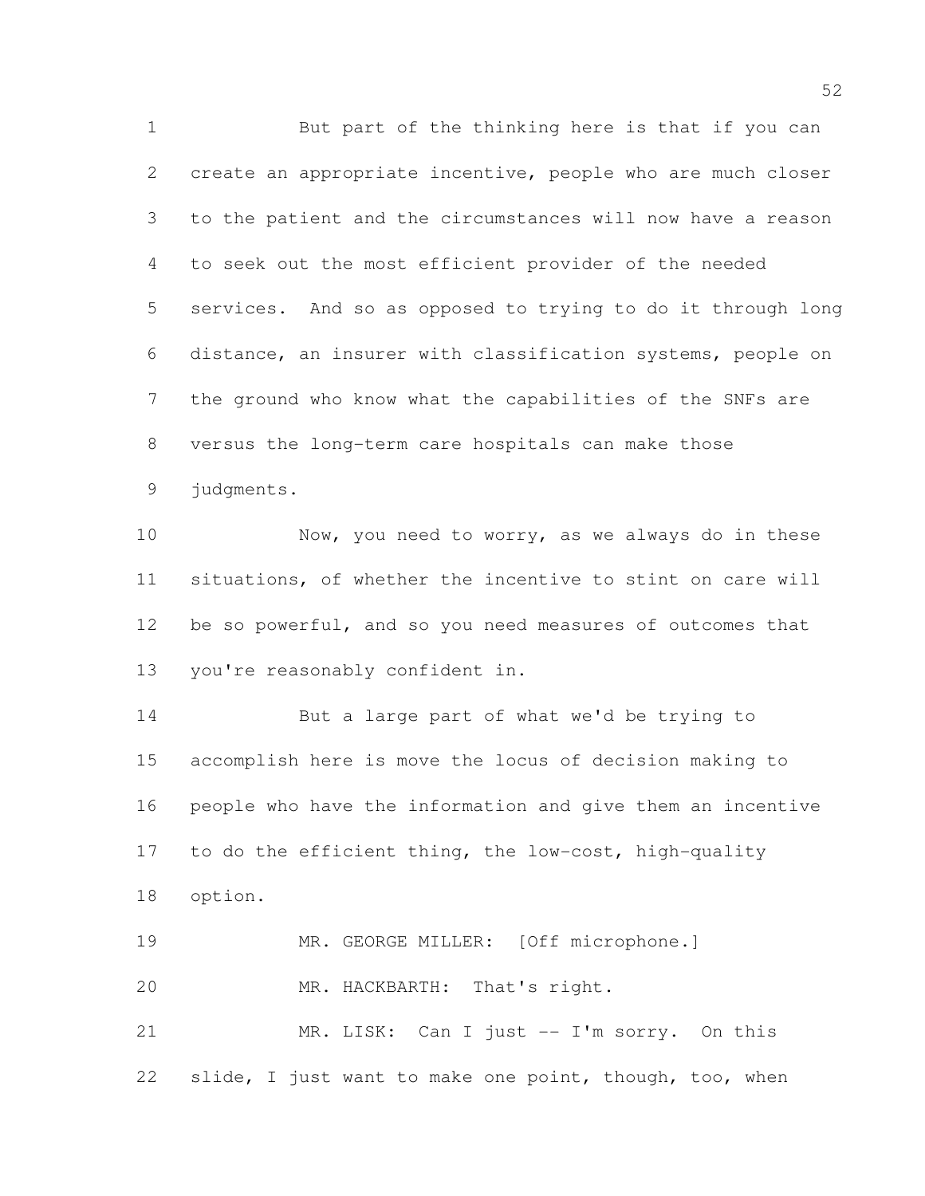But part of the thinking here is that if you can create an appropriate incentive, people who are much closer to the patient and the circumstances will now have a reason to seek out the most efficient provider of the needed services. And so as opposed to trying to do it through long distance, an insurer with classification systems, people on the ground who know what the capabilities of the SNFs are versus the long-term care hospitals can make those judgments.

Now, you need to worry, as we always do in these situations, of whether the incentive to stint on care will be so powerful, and so you need measures of outcomes that you're reasonably confident in.

But a large part of what we'd be trying to accomplish here is move the locus of decision making to people who have the information and give them an incentive to do the efficient thing, the low-cost, high-quality option.

MR. GEORGE MILLER: [Off microphone.]

MR. HACKBARTH: That's right.

MR. LISK: Can I just -- I'm sorry. On this slide, I just want to make one point, though, too, when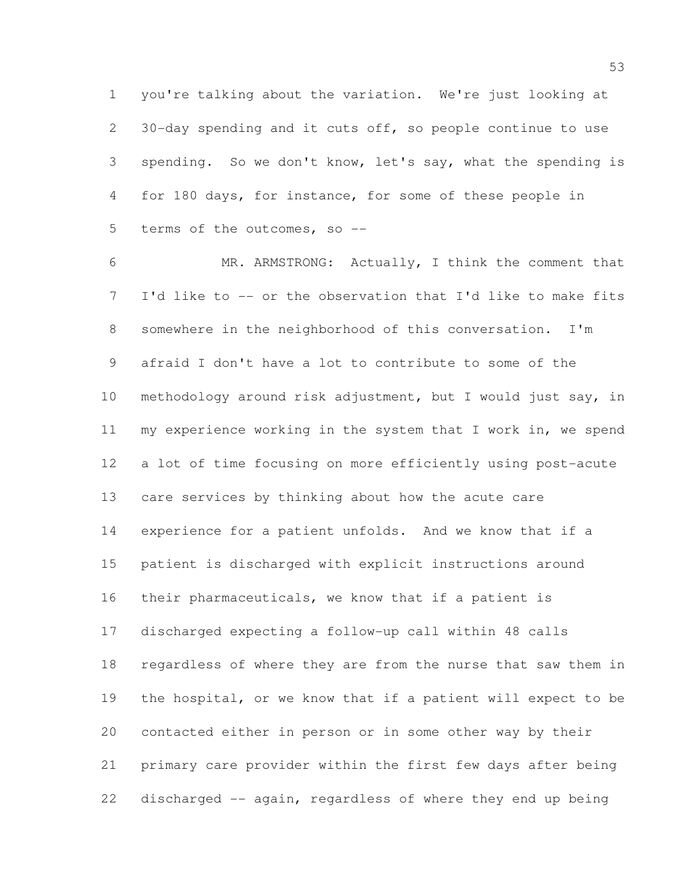you're talking about the variation. We're just looking at 30-day spending and it cuts off, so people continue to use spending. So we don't know, let's say, what the spending is for 180 days, for instance, for some of these people in terms of the outcomes, so --

MR. ARMSTRONG: Actually, I think the comment that I'd like to -- or the observation that I'd like to make fits somewhere in the neighborhood of this conversation. I'm afraid I don't have a lot to contribute to some of the methodology around risk adjustment, but I would just say, in my experience working in the system that I work in, we spend a lot of time focusing on more efficiently using post-acute care services by thinking about how the acute care experience for a patient unfolds. And we know that if a patient is discharged with explicit instructions around their pharmaceuticals, we know that if a patient is discharged expecting a follow-up call within 48 calls regardless of where they are from the nurse that saw them in the hospital, or we know that if a patient will expect to be contacted either in person or in some other way by their primary care provider within the first few days after being discharged -- again, regardless of where they end up being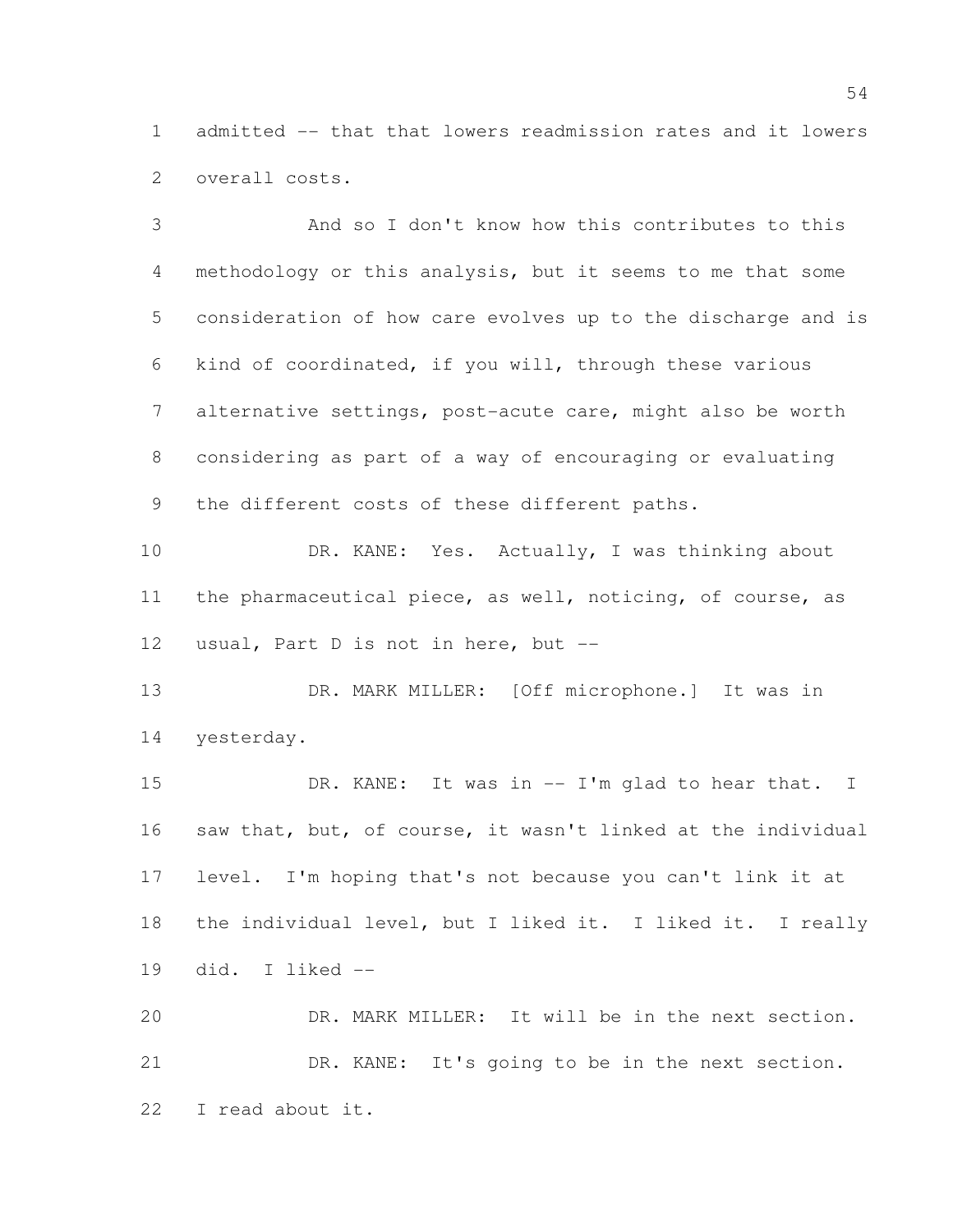admitted -- that that lowers readmission rates and it lowers overall costs.

And so I don't know how this contributes to this methodology or this analysis, but it seems to me that some consideration of how care evolves up to the discharge and is kind of coordinated, if you will, through these various alternative settings, post-acute care, might also be worth considering as part of a way of encouraging or evaluating the different costs of these different paths.

DR. KANE: Yes. Actually, I was thinking about the pharmaceutical piece, as well, noticing, of course, as usual, Part D is not in here, but --

DR. MARK MILLER: [Off microphone.] It was in yesterday.

DR. KANE: It was in -- I'm glad to hear that. I saw that, but, of course, it wasn't linked at the individual level. I'm hoping that's not because you can't link it at the individual level, but I liked it. I liked it. I really did. I liked --

DR. MARK MILLER: It will be in the next section.

DR. KANE: It's going to be in the next section. I read about it.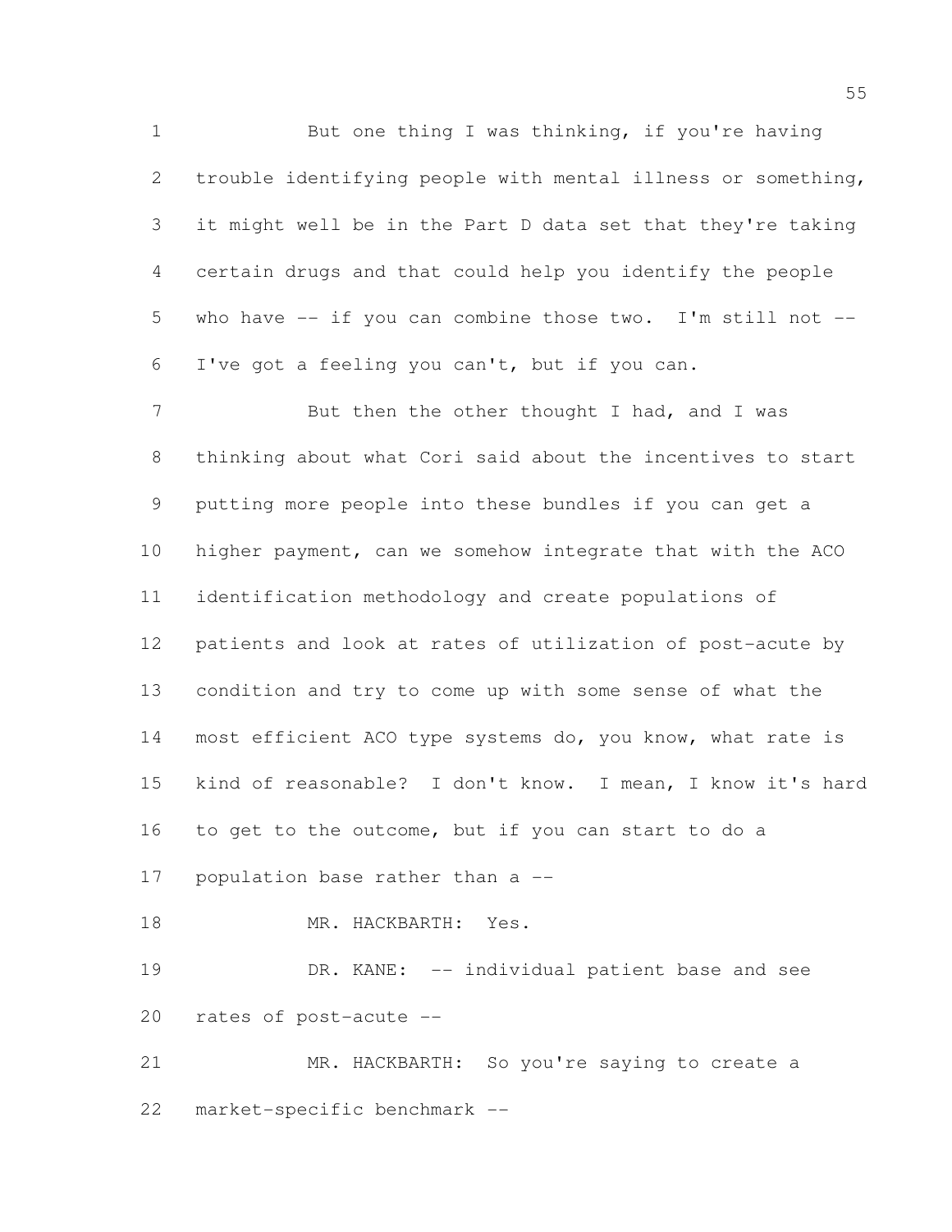But one thing I was thinking, if you're having trouble identifying people with mental illness or something, it might well be in the Part D data set that they're taking certain drugs and that could help you identify the people who have -- if you can combine those two. I'm still not -- I've got a feeling you can't, but if you can.

But then the other thought I had, and I was thinking about what Cori said about the incentives to start putting more people into these bundles if you can get a higher payment, can we somehow integrate that with the ACO identification methodology and create populations of patients and look at rates of utilization of post-acute by condition and try to come up with some sense of what the most efficient ACO type systems do, you know, what rate is kind of reasonable? I don't know. I mean, I know it's hard to get to the outcome, but if you can start to do a population base rather than a --

MR. HACKBARTH: Yes.

DR. KANE: -- individual patient base and see rates of post-acute --

MR. HACKBARTH: So you're saying to create a market-specific benchmark --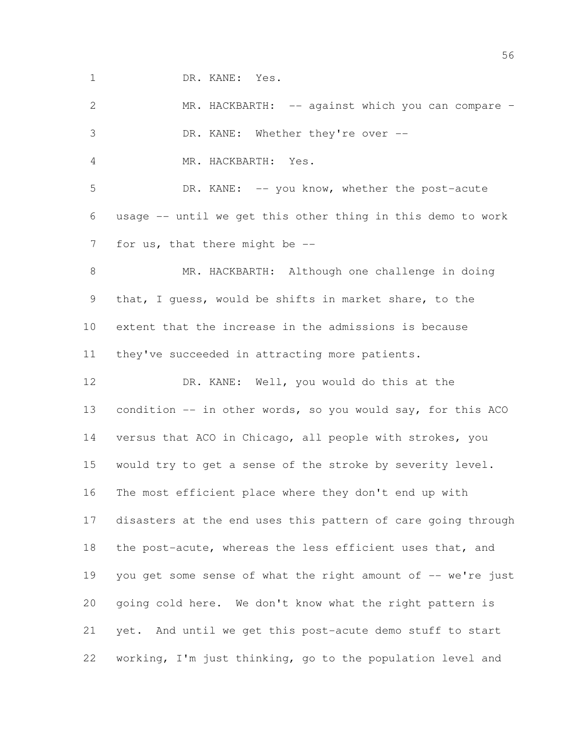DR. KANE: Yes.

MR. HACKBARTH: -- against which you can compare –

DR. KANE: Whether they're over --

MR. HACKBARTH: Yes.

DR. KANE: -- you know, whether the post-acute usage -- until we get this other thing in this demo to work for us, that there might be --

MR. HACKBARTH: Although one challenge in doing that, I guess, would be shifts in market share, to the extent that the increase in the admissions is because they've succeeded in attracting more patients.

DR. KANE: Well, you would do this at the condition -- in other words, so you would say, for this ACO versus that ACO in Chicago, all people with strokes, you would try to get a sense of the stroke by severity level. The most efficient place where they don't end up with disasters at the end uses this pattern of care going through the post-acute, whereas the less efficient uses that, and you get some sense of what the right amount of -- we're just going cold here. We don't know what the right pattern is yet. And until we get this post-acute demo stuff to start working, I'm just thinking, go to the population level and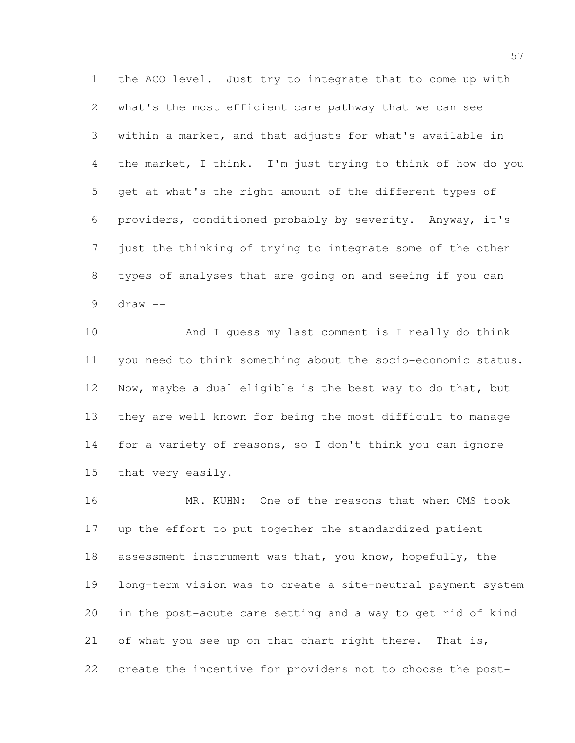the ACO level. Just try to integrate that to come up with what's the most efficient care pathway that we can see within a market, and that adjusts for what's available in the market, I think. I'm just trying to think of how do you get at what's the right amount of the different types of providers, conditioned probably by severity. Anyway, it's just the thinking of trying to integrate some of the other types of analyses that are going on and seeing if you can draw --

And I guess my last comment is I really do think you need to think something about the socio-economic status. Now, maybe a dual eligible is the best way to do that, but they are well known for being the most difficult to manage for a variety of reasons, so I don't think you can ignore that very easily.

MR. KUHN: One of the reasons that when CMS took up the effort to put together the standardized patient assessment instrument was that, you know, hopefully, the long-term vision was to create a site-neutral payment system in the post-acute care setting and a way to get rid of kind of what you see up on that chart right there. That is, create the incentive for providers not to choose the post-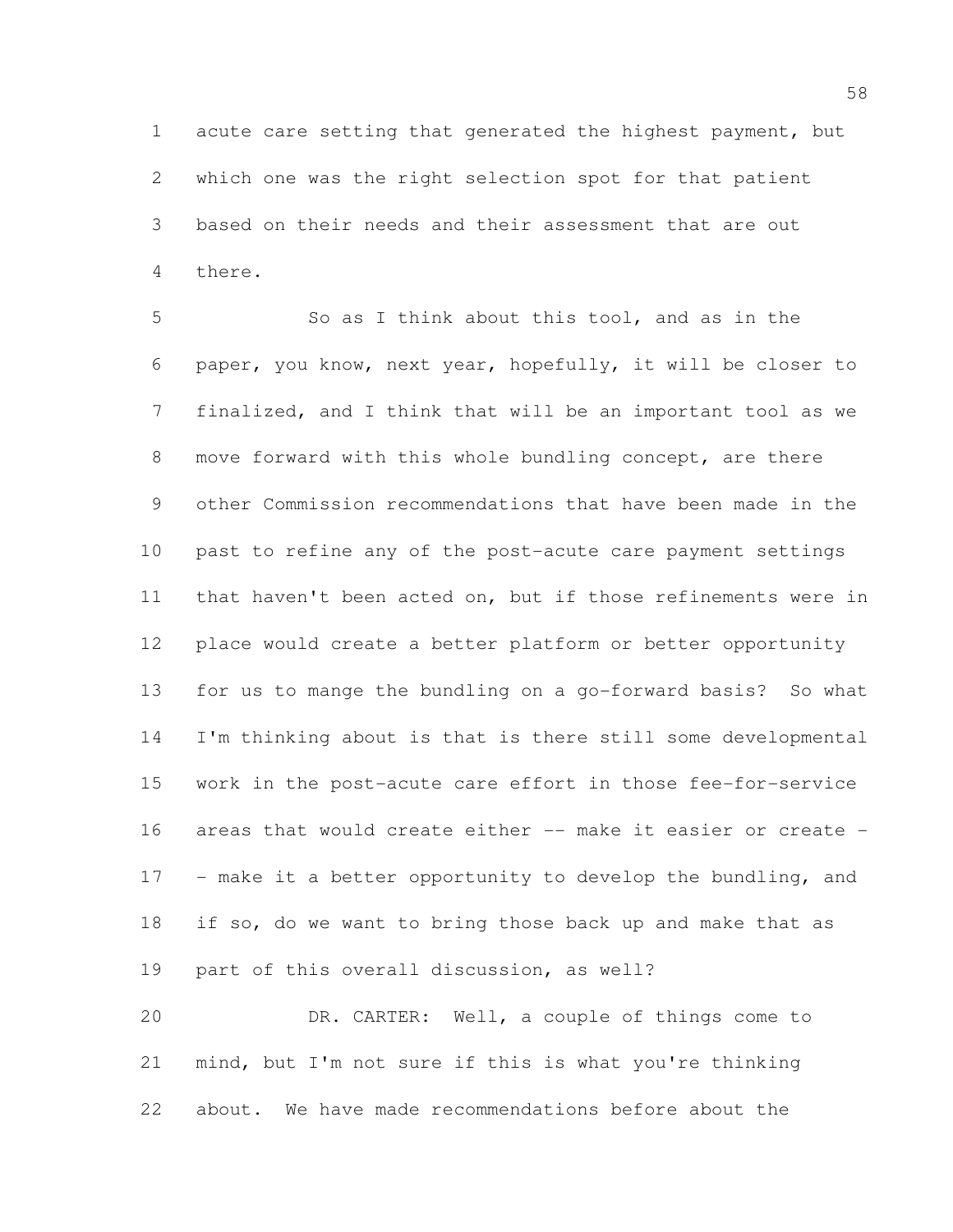acute care setting that generated the highest payment, but which one was the right selection spot for that patient based on their needs and their assessment that are out there.

So as I think about this tool, and as in the paper, you know, next year, hopefully, it will be closer to finalized, and I think that will be an important tool as we move forward with this whole bundling concept, are there other Commission recommendations that have been made in the past to refine any of the post-acute care payment settings that haven't been acted on, but if those refinements were in place would create a better platform or better opportunity for us to mange the bundling on a go-forward basis? So what I'm thinking about is that is there still some developmental work in the post-acute care effort in those fee-for-service areas that would create either -- make it easier or create -- make it a better opportunity to develop the bundling, and if so, do we want to bring those back up and make that as part of this overall discussion, as well?

DR. CARTER: Well, a couple of things come to mind, but I'm not sure if this is what you're thinking about. We have made recommendations before about the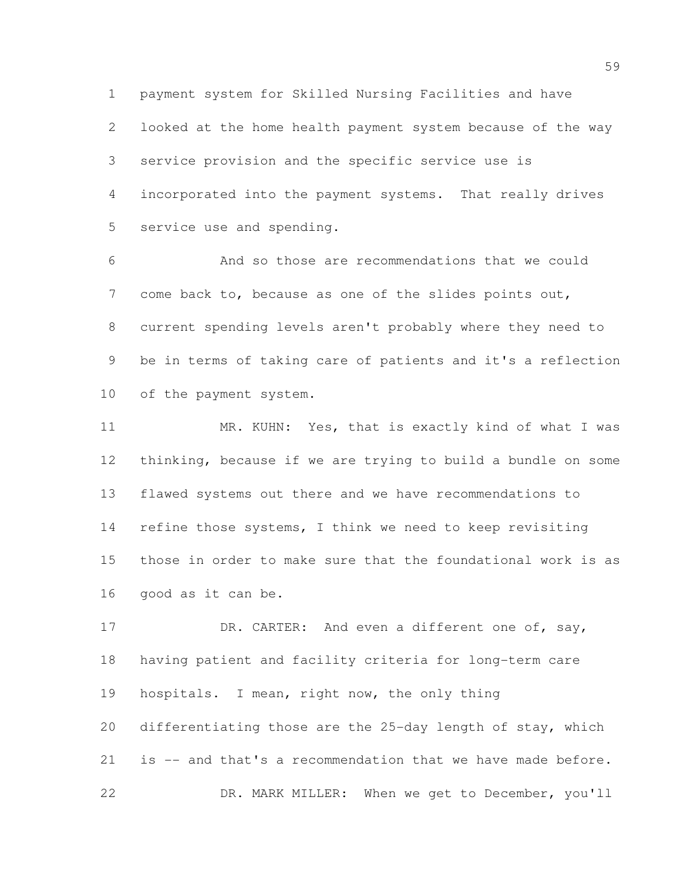payment system for Skilled Nursing Facilities and have looked at the home health payment system because of the way service provision and the specific service use is incorporated into the payment systems. That really drives service use and spending.

And so those are recommendations that we could come back to, because as one of the slides points out, current spending levels aren't probably where they need to be in terms of taking care of patients and it's a reflection of the payment system.

MR. KUHN: Yes, that is exactly kind of what I was thinking, because if we are trying to build a bundle on some flawed systems out there and we have recommendations to refine those systems, I think we need to keep revisiting those in order to make sure that the foundational work is as good as it can be.

DR. CARTER: And even a different one of, say, having patient and facility criteria for long-term care hospitals. I mean, right now, the only thing differentiating those are the 25-day length of stay, which is -- and that's a recommendation that we have made before.

DR. MARK MILLER: When we get to December, you'll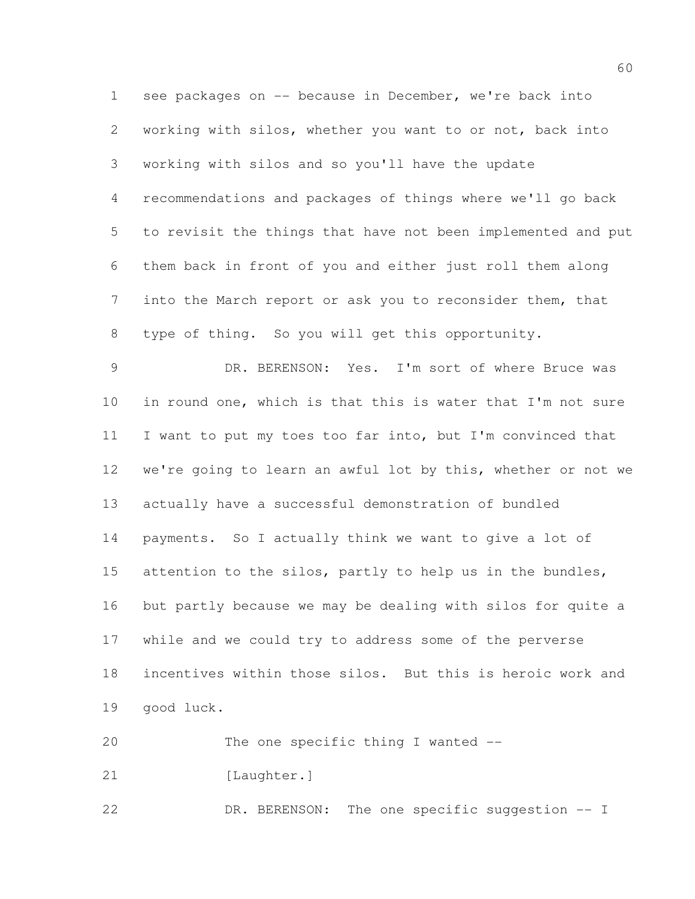see packages on -- because in December, we're back into working with silos, whether you want to or not, back into working with silos and so you'll have the update recommendations and packages of things where we'll go back to revisit the things that have not been implemented and put them back in front of you and either just roll them along into the March report or ask you to reconsider them, that type of thing. So you will get this opportunity.

DR. BERENSON: Yes. I'm sort of where Bruce was in round one, which is that this is water that I'm not sure I want to put my toes too far into, but I'm convinced that we're going to learn an awful lot by this, whether or not we actually have a successful demonstration of bundled payments. So I actually think we want to give a lot of attention to the silos, partly to help us in the bundles, but partly because we may be dealing with silos for quite a while and we could try to address some of the perverse incentives within those silos. But this is heroic work and good luck.

The one specific thing I wanted --

[Laughter.]

DR. BERENSON: The one specific suggestion -- I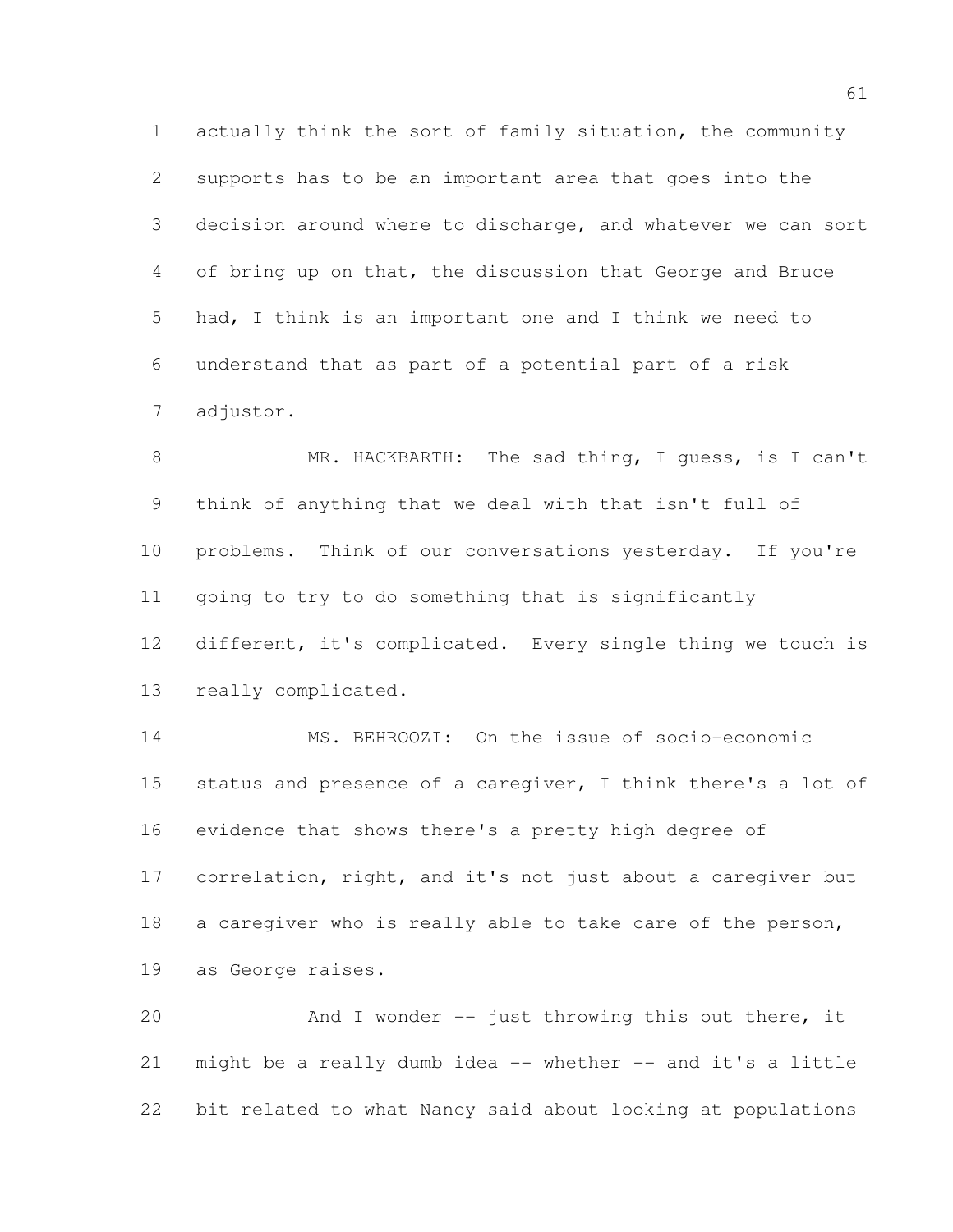actually think the sort of family situation, the community supports has to be an important area that goes into the decision around where to discharge, and whatever we can sort of bring up on that, the discussion that George and Bruce had, I think is an important one and I think we need to understand that as part of a potential part of a risk adjustor.

MR. HACKBARTH: The sad thing, I guess, is I can't think of anything that we deal with that isn't full of problems. Think of our conversations yesterday. If you're going to try to do something that is significantly different, it's complicated. Every single thing we touch is really complicated.

MS. BEHROOZI: On the issue of socio-economic status and presence of a caregiver, I think there's a lot of evidence that shows there's a pretty high degree of correlation, right, and it's not just about a caregiver but a caregiver who is really able to take care of the person, as George raises.

And I wonder -- just throwing this out there, it might be a really dumb idea -- whether -- and it's a little bit related to what Nancy said about looking at populations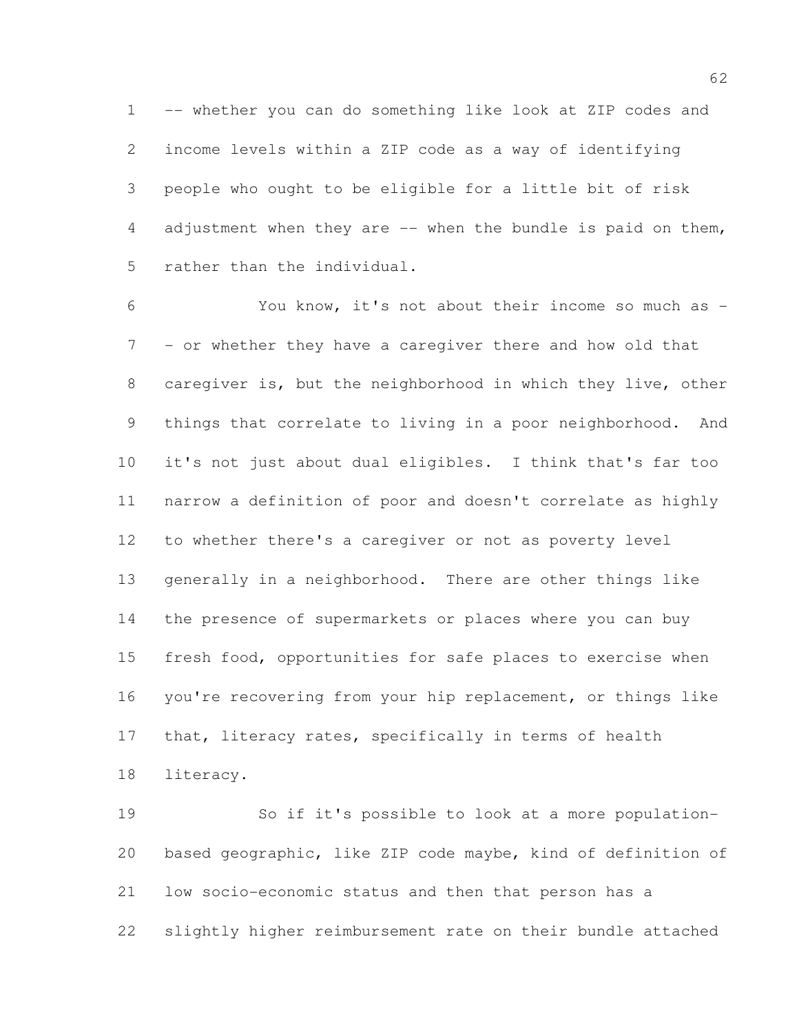-- whether you can do something like look at ZIP codes and income levels within a ZIP code as a way of identifying people who ought to be eligible for a little bit of risk adjustment when they are -- when the bundle is paid on them, rather than the individual.

You know, it's not about their income so much as -- or whether they have a caregiver there and how old that caregiver is, but the neighborhood in which they live, other things that correlate to living in a poor neighborhood. And it's not just about dual eligibles. I think that's far too narrow a definition of poor and doesn't correlate as highly to whether there's a caregiver or not as poverty level generally in a neighborhood. There are other things like the presence of supermarkets or places where you can buy fresh food, opportunities for safe places to exercise when you're recovering from your hip replacement, or things like that, literacy rates, specifically in terms of health literacy.

So if it's possible to look at a more population-based geographic, like ZIP code maybe, kind of definition of low socio-economic status and then that person has a slightly higher reimbursement rate on their bundle attached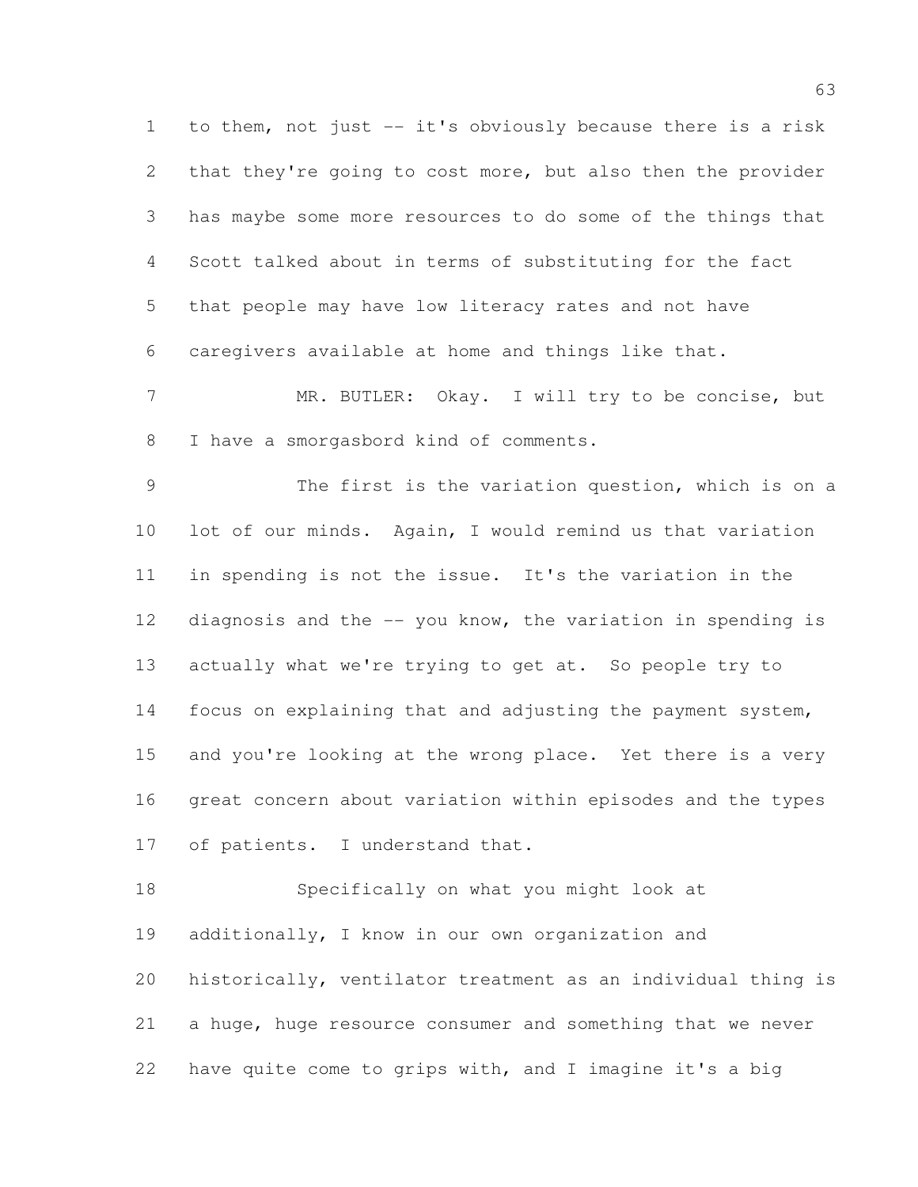to them, not just -- it's obviously because there is a risk that they're going to cost more, but also then the provider has maybe some more resources to do some of the things that Scott talked about in terms of substituting for the fact that people may have low literacy rates and not have caregivers available at home and things like that.

MR. BUTLER: Okay. I will try to be concise, but I have a smorgasbord kind of comments.

The first is the variation question, which is on a lot of our minds. Again, I would remind us that variation in spending is not the issue. It's the variation in the diagnosis and the -- you know, the variation in spending is actually what we're trying to get at. So people try to focus on explaining that and adjusting the payment system, and you're looking at the wrong place. Yet there is a very great concern about variation within episodes and the types of patients. I understand that.

Specifically on what you might look at additionally, I know in our own organization and historically, ventilator treatment as an individual thing is a huge, huge resource consumer and something that we never have quite come to grips with, and I imagine it's a big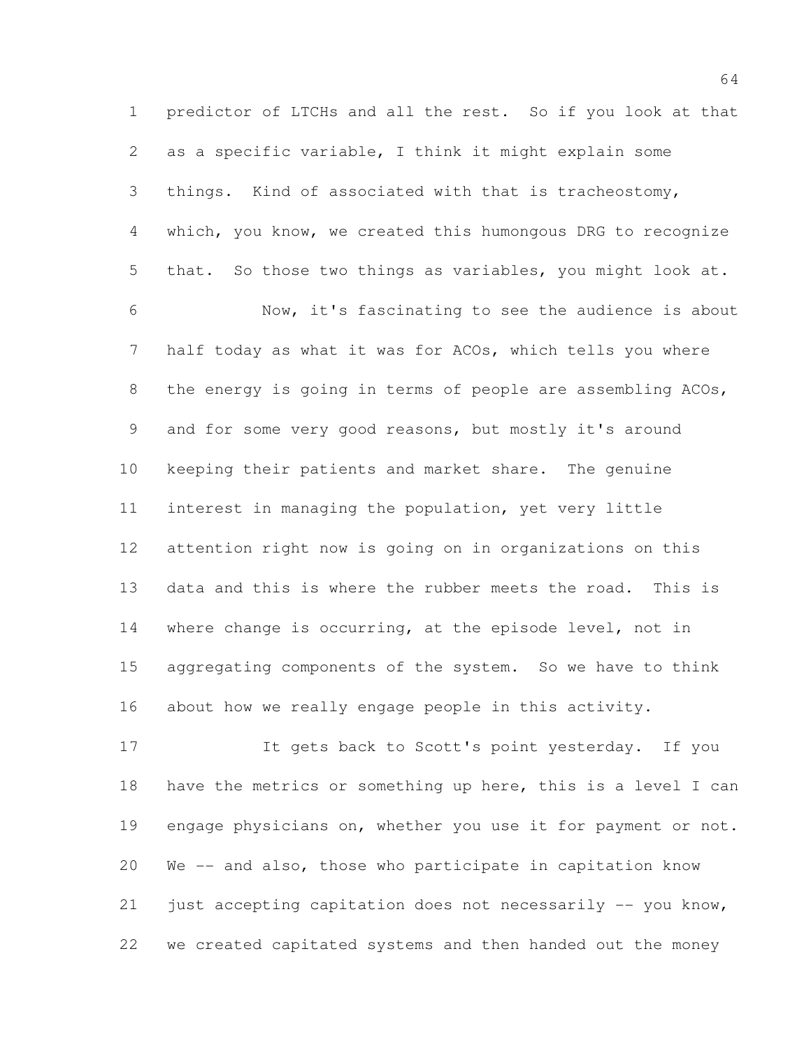predictor of LTCHs and all the rest. So if you look at that as a specific variable, I think it might explain some things. Kind of associated with that is tracheostomy, which, you know, we created this humongous DRG to recognize that. So those two things as variables, you might look at.

Now, it's fascinating to see the audience is about half today as what it was for ACOs, which tells you where the energy is going in terms of people are assembling ACOs, and for some very good reasons, but mostly it's around keeping their patients and market share. The genuine interest in managing the population, yet very little attention right now is going on in organizations on this data and this is where the rubber meets the road. This is where change is occurring, at the episode level, not in aggregating components of the system. So we have to think about how we really engage people in this activity.

It gets back to Scott's point yesterday. If you have the metrics or something up here, this is a level I can engage physicians on, whether you use it for payment or not. We -- and also, those who participate in capitation know just accepting capitation does not necessarily -- you know, we created capitated systems and then handed out the money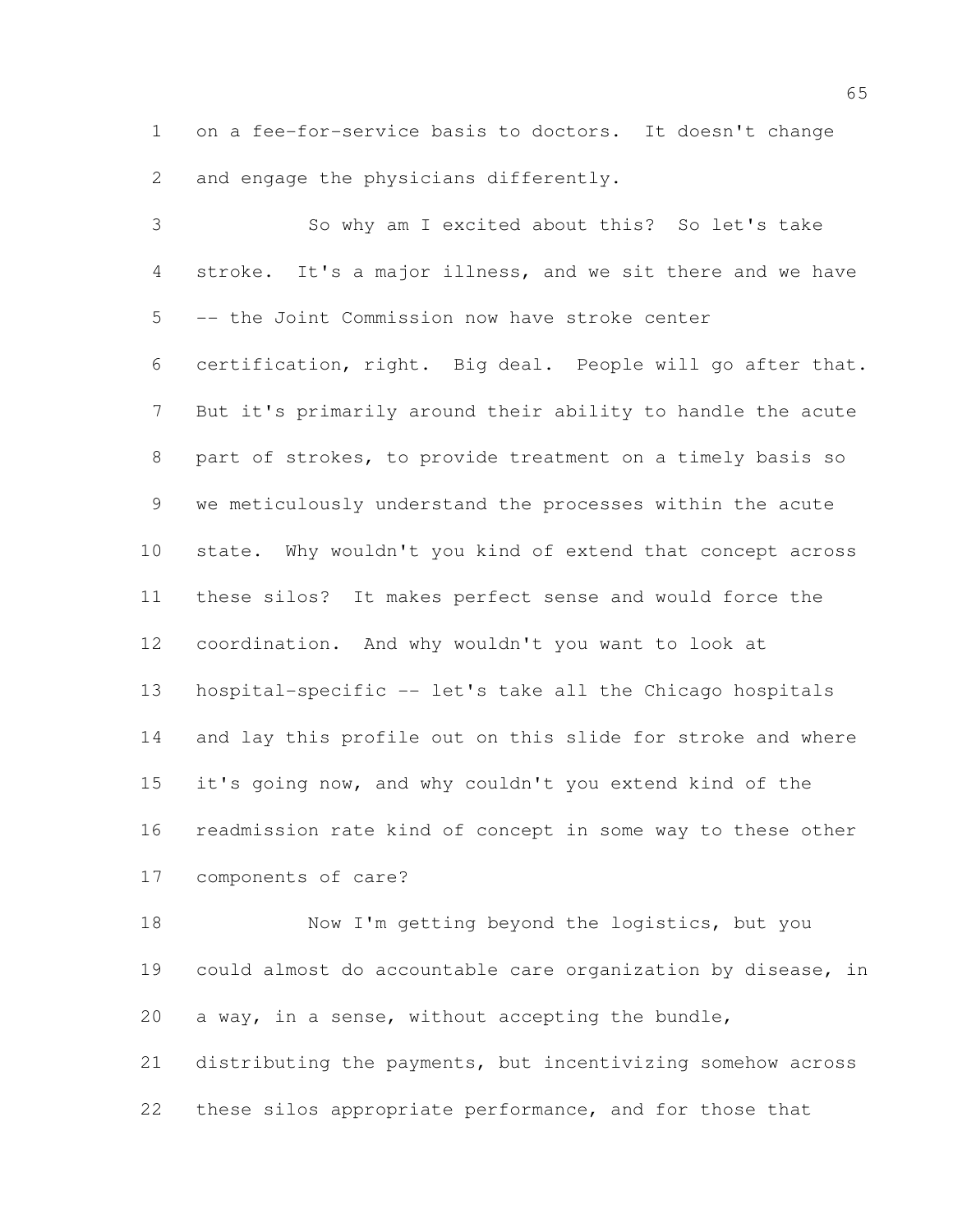on a fee-for-service basis to doctors. It doesn't change and engage the physicians differently.

So why am I excited about this? So let's take stroke. It's a major illness, and we sit there and we have -- the Joint Commission now have stroke center certification, right. Big deal. People will go after that. But it's primarily around their ability to handle the acute part of strokes, to provide treatment on a timely basis so we meticulously understand the processes within the acute state. Why wouldn't you kind of extend that concept across these silos? It makes perfect sense and would force the coordination. And why wouldn't you want to look at hospital-specific -- let's take all the Chicago hospitals and lay this profile out on this slide for stroke and where it's going now, and why couldn't you extend kind of the readmission rate kind of concept in some way to these other components of care?

Now I'm getting beyond the logistics, but you could almost do accountable care organization by disease, in a way, in a sense, without accepting the bundle, distributing the payments, but incentivizing somehow across these silos appropriate performance, and for those that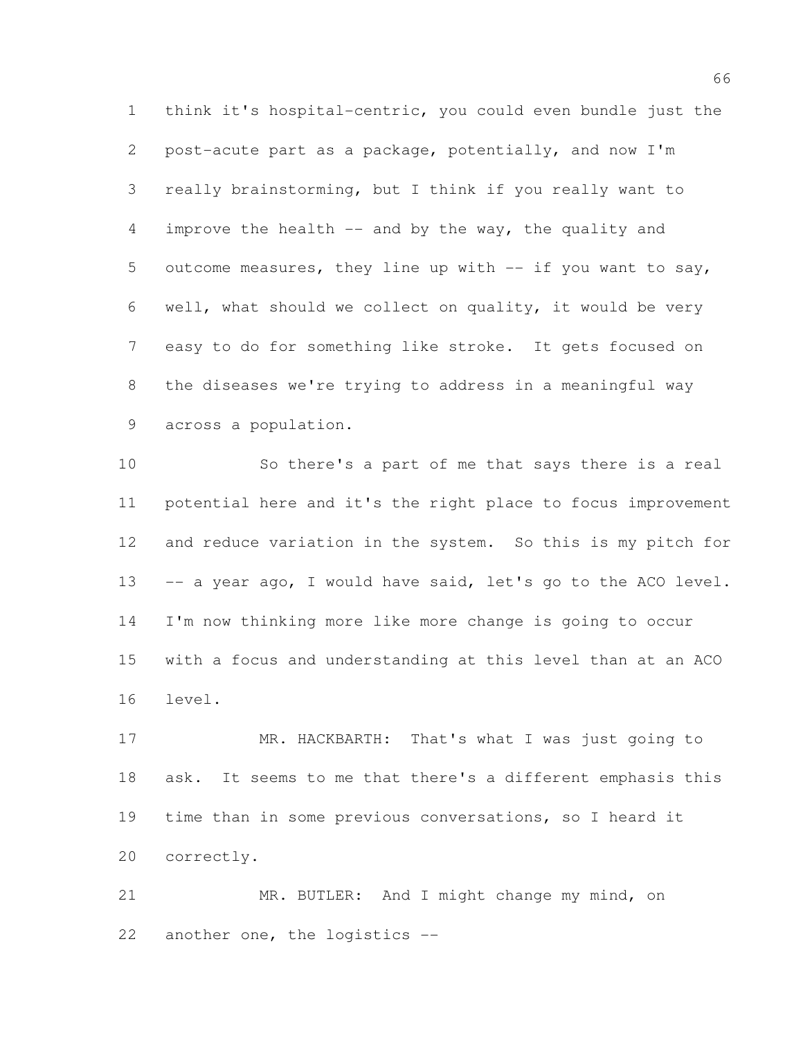think it's hospital-centric, you could even bundle just the post-acute part as a package, potentially, and now I'm really brainstorming, but I think if you really want to improve the health -- and by the way, the quality and outcome measures, they line up with -- if you want to say, well, what should we collect on quality, it would be very easy to do for something like stroke. It gets focused on the diseases we're trying to address in a meaningful way across a population.

So there's a part of me that says there is a real potential here and it's the right place to focus improvement and reduce variation in the system. So this is my pitch for -- a year ago, I would have said, let's go to the ACO level. I'm now thinking more like more change is going to occur with a focus and understanding at this level than at an ACO level.

MR. HACKBARTH: That's what I was just going to ask. It seems to me that there's a different emphasis this time than in some previous conversations, so I heard it correctly.

MR. BUTLER: And I might change my mind, on another one, the logistics --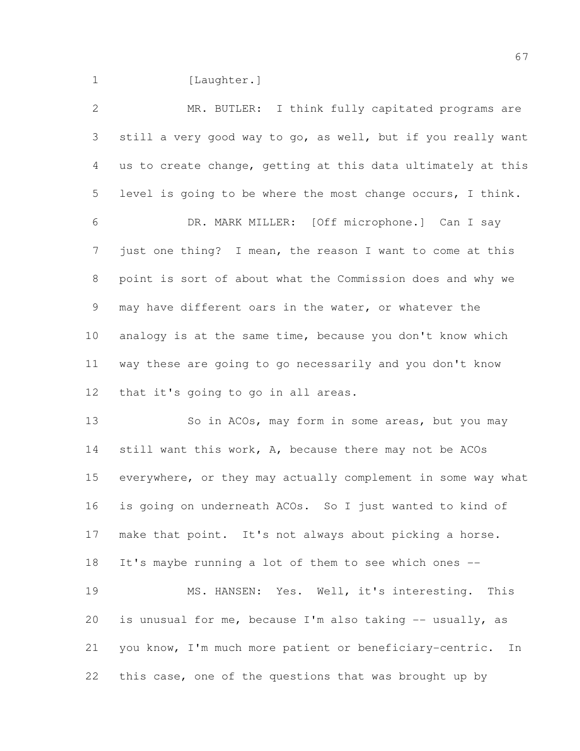[Laughter.]

MR. BUTLER: I think fully capitated programs are still a very good way to go, as well, but if you really want us to create change, getting at this data ultimately at this level is going to be where the most change occurs, I think.

DR. MARK MILLER: [Off microphone.] Can I say just one thing? I mean, the reason I want to come at this point is sort of about what the Commission does and why we may have different oars in the water, or whatever the analogy is at the same time, because you don't know which way these are going to go necessarily and you don't know that it's going to go in all areas.

So in ACOs, may form in some areas, but you may still want this work, A, because there may not be ACOs everywhere, or they may actually complement in some way what is going on underneath ACOs. So I just wanted to kind of make that point. It's not always about picking a horse. It's maybe running a lot of them to see which ones --

MS. HANSEN: Yes. Well, it's interesting. This is unusual for me, because I'm also taking -- usually, as you know, I'm much more patient or beneficiary-centric. In this case, one of the questions that was brought up by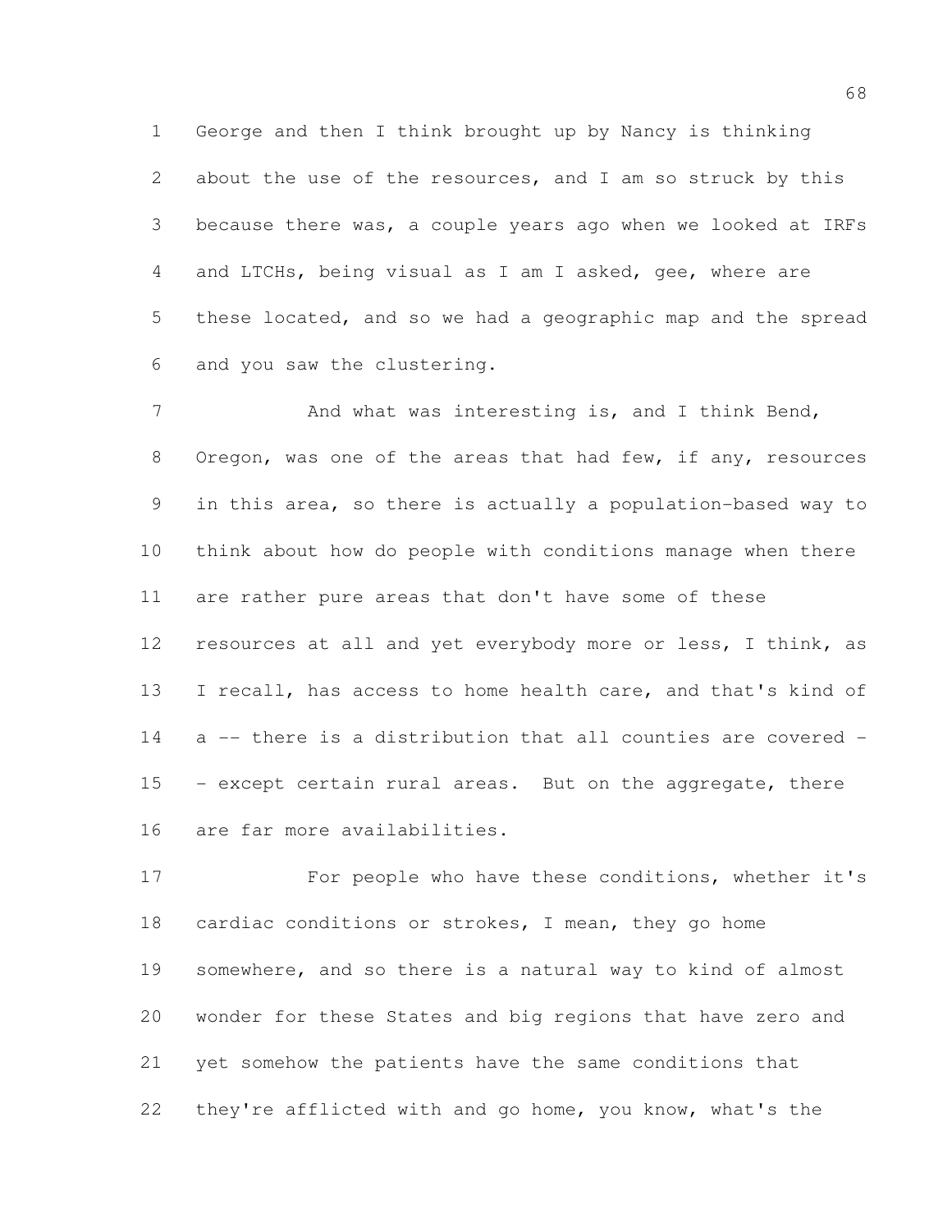George and then I think brought up by Nancy is thinking about the use of the resources, and I am so struck by this because there was, a couple years ago when we looked at IRFs and LTCHs, being visual as I am I asked, gee, where are these located, and so we had a geographic map and the spread and you saw the clustering.

And what was interesting is, and I think Bend, Oregon, was one of the areas that had few, if any, resources in this area, so there is actually a population-based way to think about how do people with conditions manage when there are rather pure areas that don't have some of these resources at all and yet everybody more or less, I think, as I recall, has access to home health care, and that's kind of a -- there is a distribution that all counties are covered -- except certain rural areas. But on the aggregate, there are far more availabilities.

For people who have these conditions, whether it's cardiac conditions or strokes, I mean, they go home somewhere, and so there is a natural way to kind of almost wonder for these States and big regions that have zero and yet somehow the patients have the same conditions that they're afflicted with and go home, you know, what's the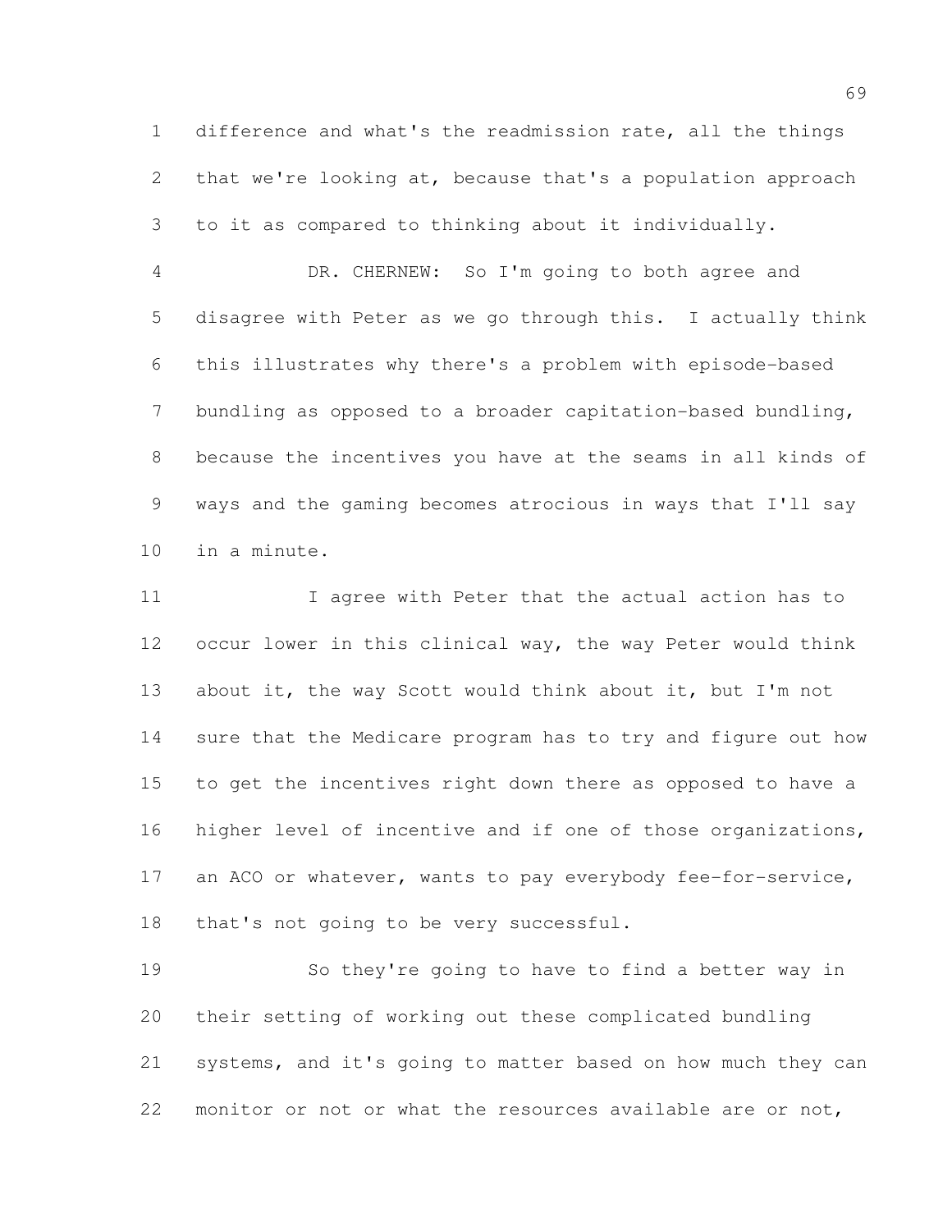difference and what's the readmission rate, all the things that we're looking at, because that's a population approach to it as compared to thinking about it individually.

DR. CHERNEW: So I'm going to both agree and disagree with Peter as we go through this. I actually think this illustrates why there's a problem with episode-based bundling as opposed to a broader capitation-based bundling, because the incentives you have at the seams in all kinds of ways and the gaming becomes atrocious in ways that I'll say in a minute.

I agree with Peter that the actual action has to occur lower in this clinical way, the way Peter would think about it, the way Scott would think about it, but I'm not sure that the Medicare program has to try and figure out how to get the incentives right down there as opposed to have a higher level of incentive and if one of those organizations, an ACO or whatever, wants to pay everybody fee-for-service, that's not going to be very successful.

So they're going to have to find a better way in their setting of working out these complicated bundling systems, and it's going to matter based on how much they can monitor or not or what the resources available are or not,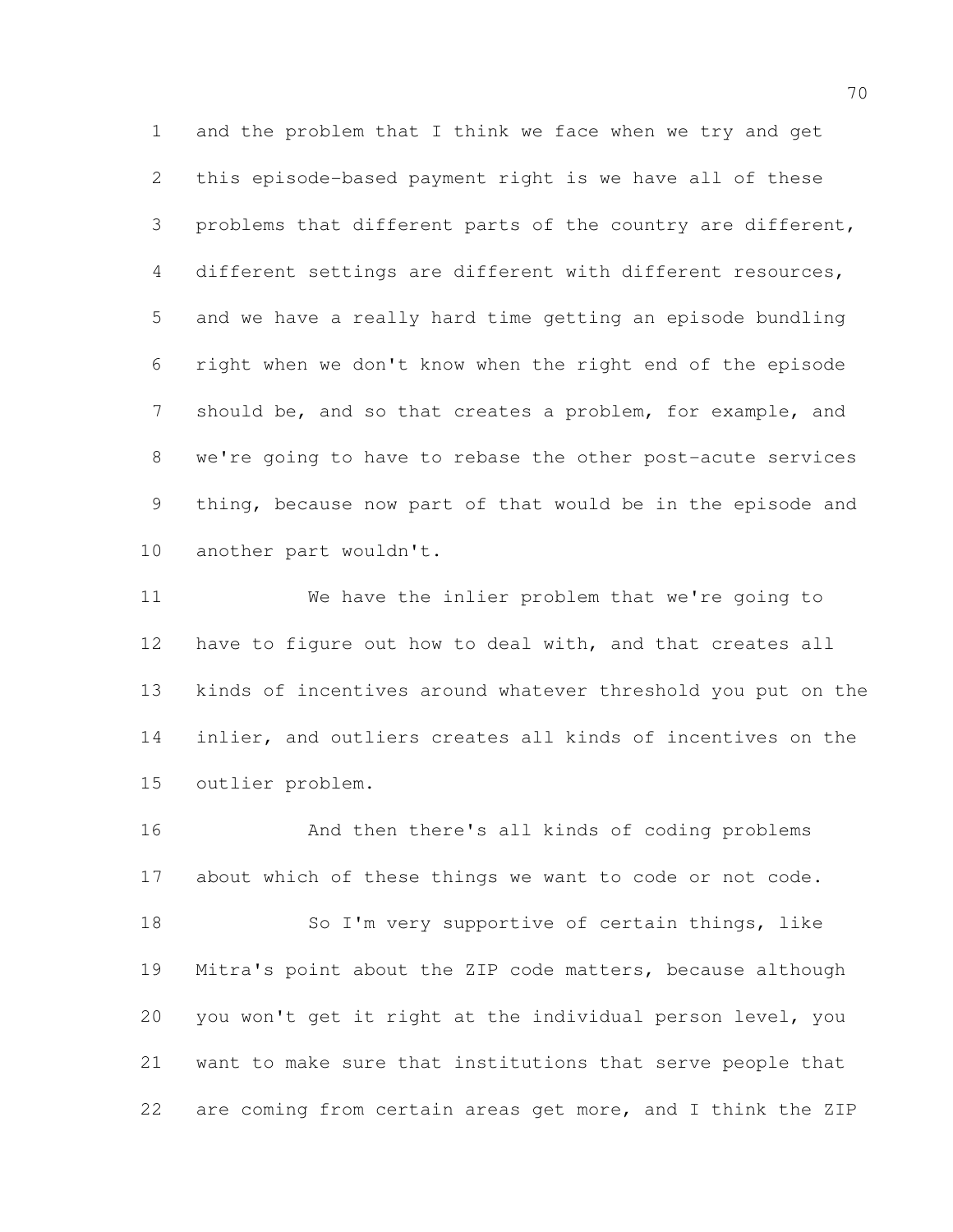and the problem that I think we face when we try and get this episode-based payment right is we have all of these problems that different parts of the country are different, different settings are different with different resources, and we have a really hard time getting an episode bundling right when we don't know when the right end of the episode should be, and so that creates a problem, for example, and we're going to have to rebase the other post-acute services thing, because now part of that would be in the episode and another part wouldn't.

We have the inlier problem that we're going to have to figure out how to deal with, and that creates all kinds of incentives around whatever threshold you put on the inlier, and outliers creates all kinds of incentives on the outlier problem.

And then there's all kinds of coding problems about which of these things we want to code or not code.

So I'm very supportive of certain things, like Mitra's point about the ZIP code matters, because although you won't get it right at the individual person level, you want to make sure that institutions that serve people that are coming from certain areas get more, and I think the ZIP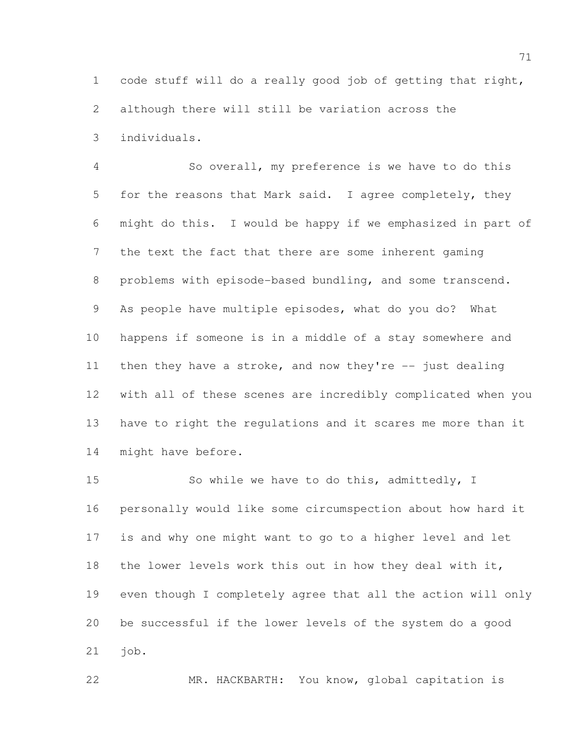code stuff will do a really good job of getting that right, although there will still be variation across the individuals.

So overall, my preference is we have to do this for the reasons that Mark said. I agree completely, they might do this. I would be happy if we emphasized in part of the text the fact that there are some inherent gaming problems with episode-based bundling, and some transcend. As people have multiple episodes, what do you do? What happens if someone is in a middle of a stay somewhere and then they have a stroke, and now they're -- just dealing with all of these scenes are incredibly complicated when you have to right the regulations and it scares me more than it might have before.

So while we have to do this, admittedly, I personally would like some circumspection about how hard it is and why one might want to go to a higher level and let the lower levels work this out in how they deal with it, even though I completely agree that all the action will only be successful if the lower levels of the system do a good job.

MR. HACKBARTH: You know, global capitation is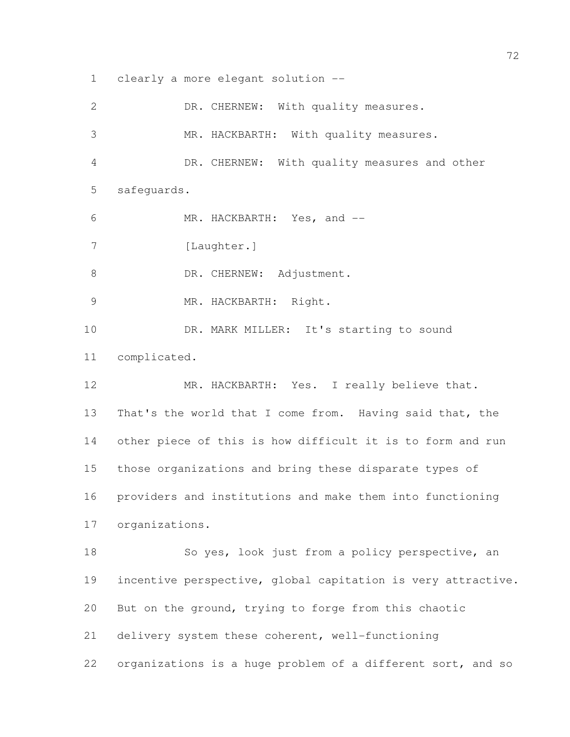clearly a more elegant solution --

DR. CHERNEW: With quality measures.

MR. HACKBARTH: With quality measures.

DR. CHERNEW: With quality measures and other safeguards.

MR. HACKBARTH: Yes, and --

[Laughter.]

DR. CHERNEW: Adjustment.

MR. HACKBARTH: Right.

DR. MARK MILLER: It's starting to sound complicated.

MR. HACKBARTH: Yes. I really believe that. That's the world that I come from. Having said that, the other piece of this is how difficult it is to form and run those organizations and bring these disparate types of providers and institutions and make them into functioning organizations.

So yes, look just from a policy perspective, an incentive perspective, global capitation is very attractive. But on the ground, trying to forge from this chaotic delivery system these coherent, well-functioning organizations is a huge problem of a different sort, and so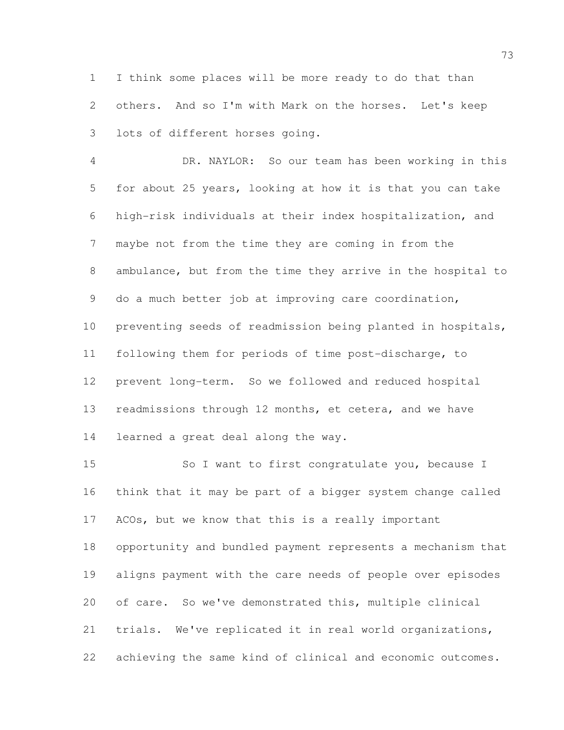I think some places will be more ready to do that than others. And so I'm with Mark on the horses. Let's keep lots of different horses going.

DR. NAYLOR: So our team has been working in this for about 25 years, looking at how it is that you can take high-risk individuals at their index hospitalization, and maybe not from the time they are coming in from the ambulance, but from the time they arrive in the hospital to do a much better job at improving care coordination, preventing seeds of readmission being planted in hospitals, following them for periods of time post-discharge, to prevent long-term. So we followed and reduced hospital readmissions through 12 months, et cetera, and we have learned a great deal along the way.

So I want to first congratulate you, because I think that it may be part of a bigger system change called ACOs, but we know that this is a really important opportunity and bundled payment represents a mechanism that aligns payment with the care needs of people over episodes of care. So we've demonstrated this, multiple clinical trials. We've replicated it in real world organizations, achieving the same kind of clinical and economic outcomes.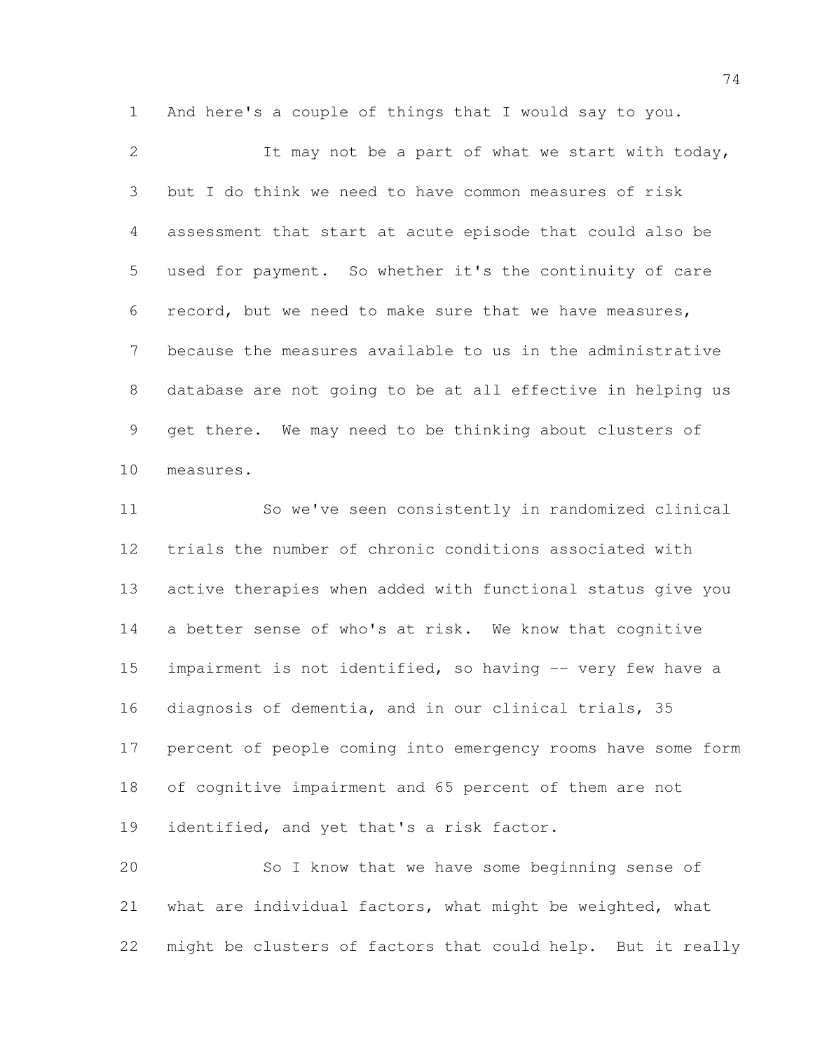And here's a couple of things that I would say to you.

It may not be a part of what we start with today, but I do think we need to have common measures of risk assessment that start at acute episode that could also be used for payment. So whether it's the continuity of care record, but we need to make sure that we have measures, because the measures available to us in the administrative database are not going to be at all effective in helping us get there. We may need to be thinking about clusters of measures.

So we've seen consistently in randomized clinical trials the number of chronic conditions associated with active therapies when added with functional status give you a better sense of who's at risk. We know that cognitive impairment is not identified, so having -- very few have a diagnosis of dementia, and in our clinical trials, 35 percent of people coming into emergency rooms have some form of cognitive impairment and 65 percent of them are not identified, and yet that's a risk factor.

So I know that we have some beginning sense of what are individual factors, what might be weighted, what might be clusters of factors that could help. But it really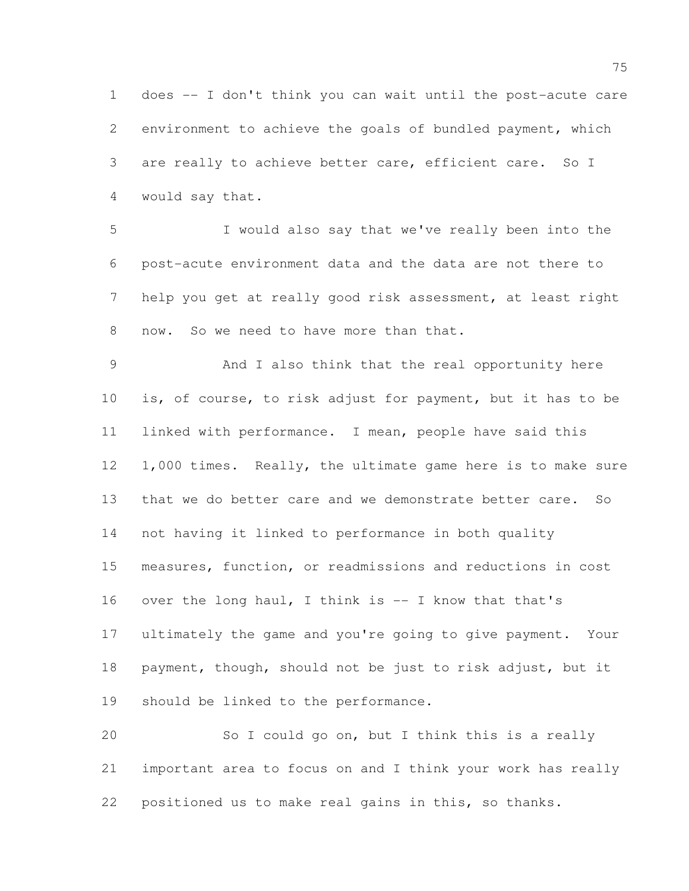does -- I don't think you can wait until the post-acute care environment to achieve the goals of bundled payment, which are really to achieve better care, efficient care. So I would say that.

I would also say that we've really been into the post-acute environment data and the data are not there to help you get at really good risk assessment, at least right now. So we need to have more than that.

And I also think that the real opportunity here is, of course, to risk adjust for payment, but it has to be linked with performance. I mean, people have said this 1,000 times. Really, the ultimate game here is to make sure that we do better care and we demonstrate better care. So not having it linked to performance in both quality measures, function, or readmissions and reductions in cost over the long haul, I think is -- I know that that's ultimately the game and you're going to give payment. Your payment, though, should not be just to risk adjust, but it should be linked to the performance.

So I could go on, but I think this is a really important area to focus on and I think your work has really positioned us to make real gains in this, so thanks.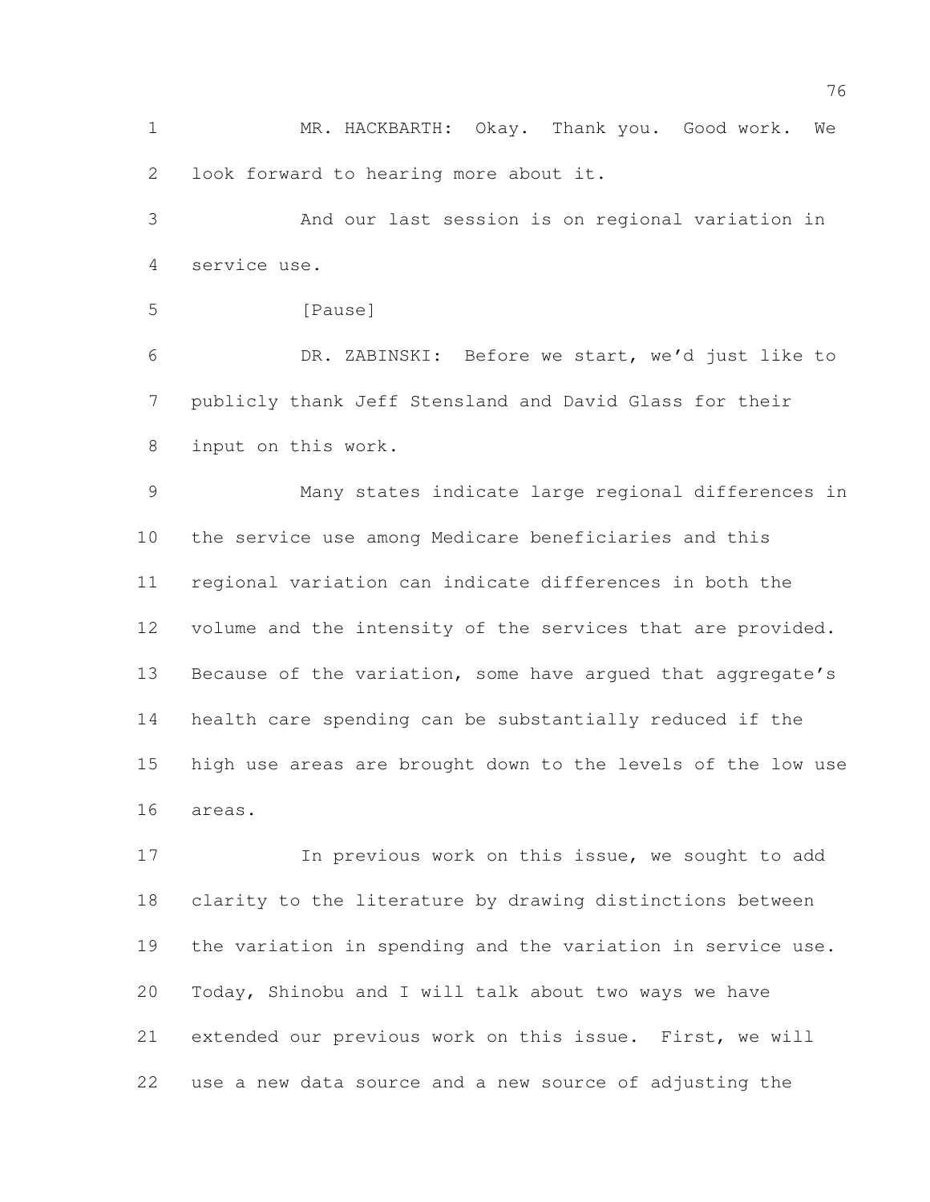MR. HACKBARTH: Okay. Thank you. Good work. We look forward to hearing more about it.

And our last session is on regional variation in service use.

[Pause]

DR. ZABINSKI: Before we start, we'd just like to publicly thank Jeff Stensland and David Glass for their input on this work.

Many states indicate large regional differences in the service use among Medicare beneficiaries and this regional variation can indicate differences in both the volume and the intensity of the services that are provided. Because of the variation, some have argued that aggregate's health care spending can be substantially reduced if the high use areas are brought down to the levels of the low use areas.

In previous work on this issue, we sought to add clarity to the literature by drawing distinctions between the variation in spending and the variation in service use. Today, Shinobu and I will talk about two ways we have extended our previous work on this issue. First, we will use a new data source and a new source of adjusting the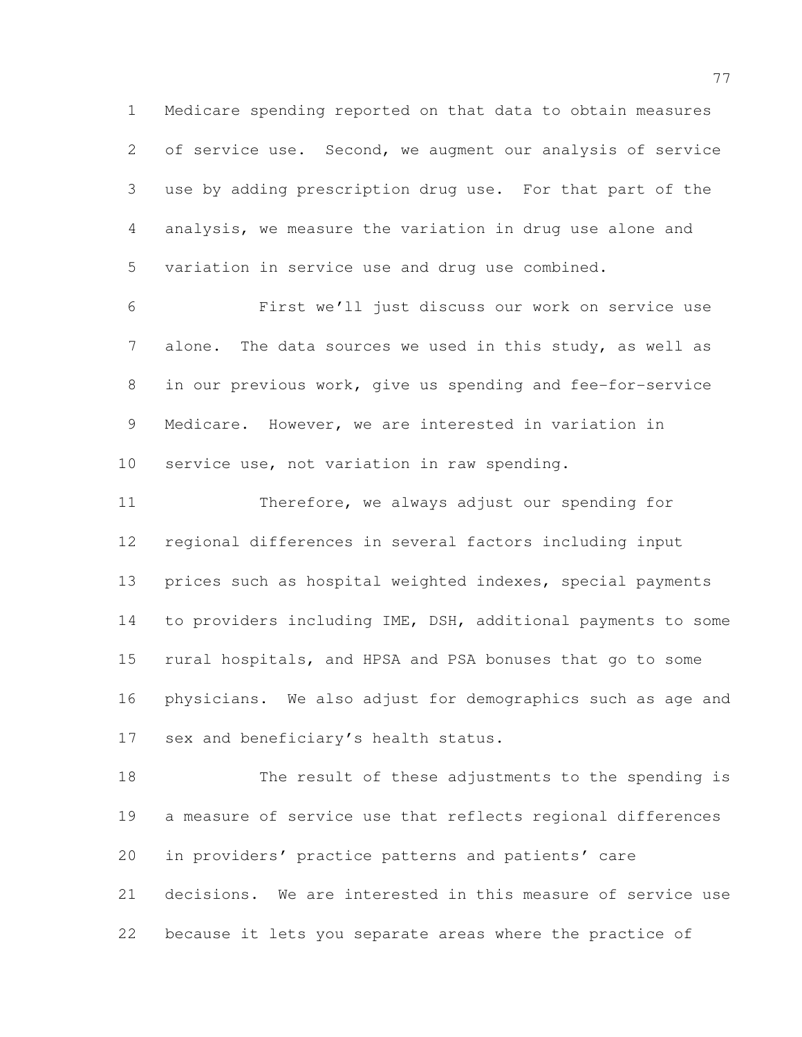Medicare spending reported on that data to obtain measures of service use. Second, we augment our analysis of service use by adding prescription drug use. For that part of the analysis, we measure the variation in drug use alone and variation in service use and drug use combined.

First we'll just discuss our work on service use alone. The data sources we used in this study, as well as in our previous work, give us spending and fee-for-service Medicare. However, we are interested in variation in service use, not variation in raw spending.

Therefore, we always adjust our spending for regional differences in several factors including input prices such as hospital weighted indexes, special payments to providers including IME, DSH, additional payments to some rural hospitals, and HPSA and PSA bonuses that go to some physicians. We also adjust for demographics such as age and sex and beneficiary's health status.

The result of these adjustments to the spending is a measure of service use that reflects regional differences in providers' practice patterns and patients' care decisions. We are interested in this measure of service use because it lets you separate areas where the practice of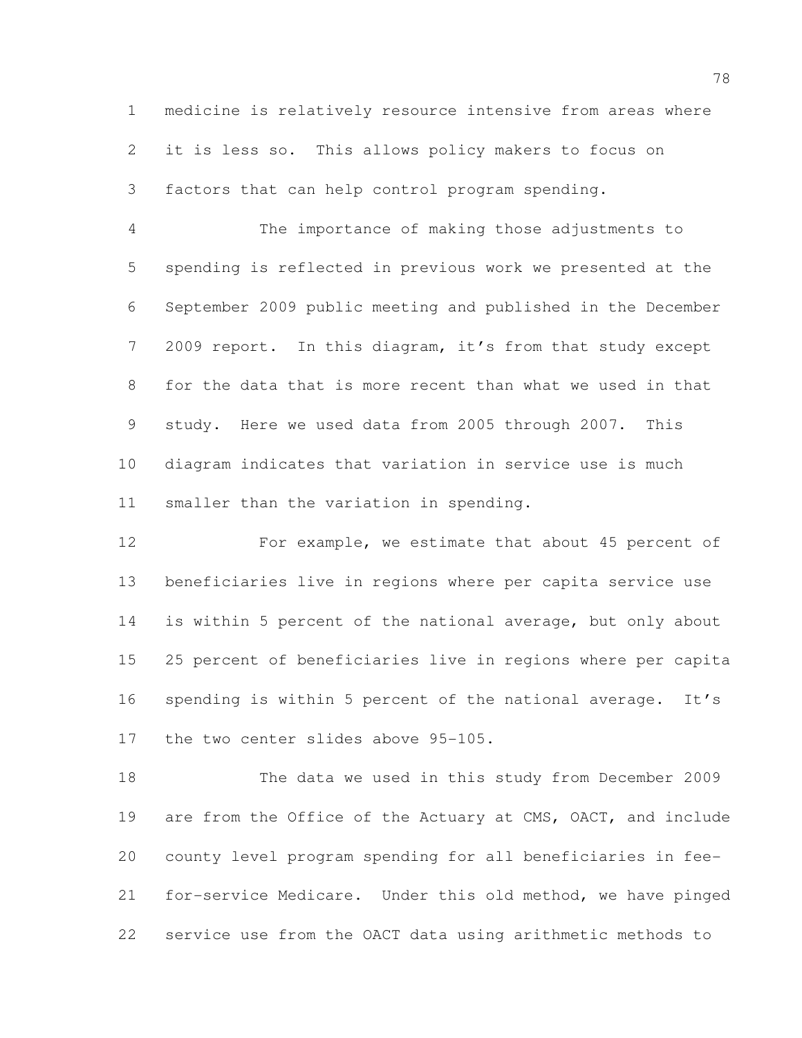medicine is relatively resource intensive from areas where it is less so. This allows policy makers to focus on factors that can help control program spending.

The importance of making those adjustments to spending is reflected in previous work we presented at the September 2009 public meeting and published in the December 2009 report. In this diagram, it's from that study except for the data that is more recent than what we used in that study. Here we used data from 2005 through 2007. This diagram indicates that variation in service use is much smaller than the variation in spending.

For example, we estimate that about 45 percent of beneficiaries live in regions where per capita service use is within 5 percent of the national average, but only about 25 percent of beneficiaries live in regions where per capita spending is within 5 percent of the national average. It's the two center slides above 95-105.

The data we used in this study from December 2009 are from the Office of the Actuary at CMS, OACT, and include county level program spending for all beneficiaries in fee-for-service Medicare. Under this old method, we have pinged service use from the OACT data using arithmetic methods to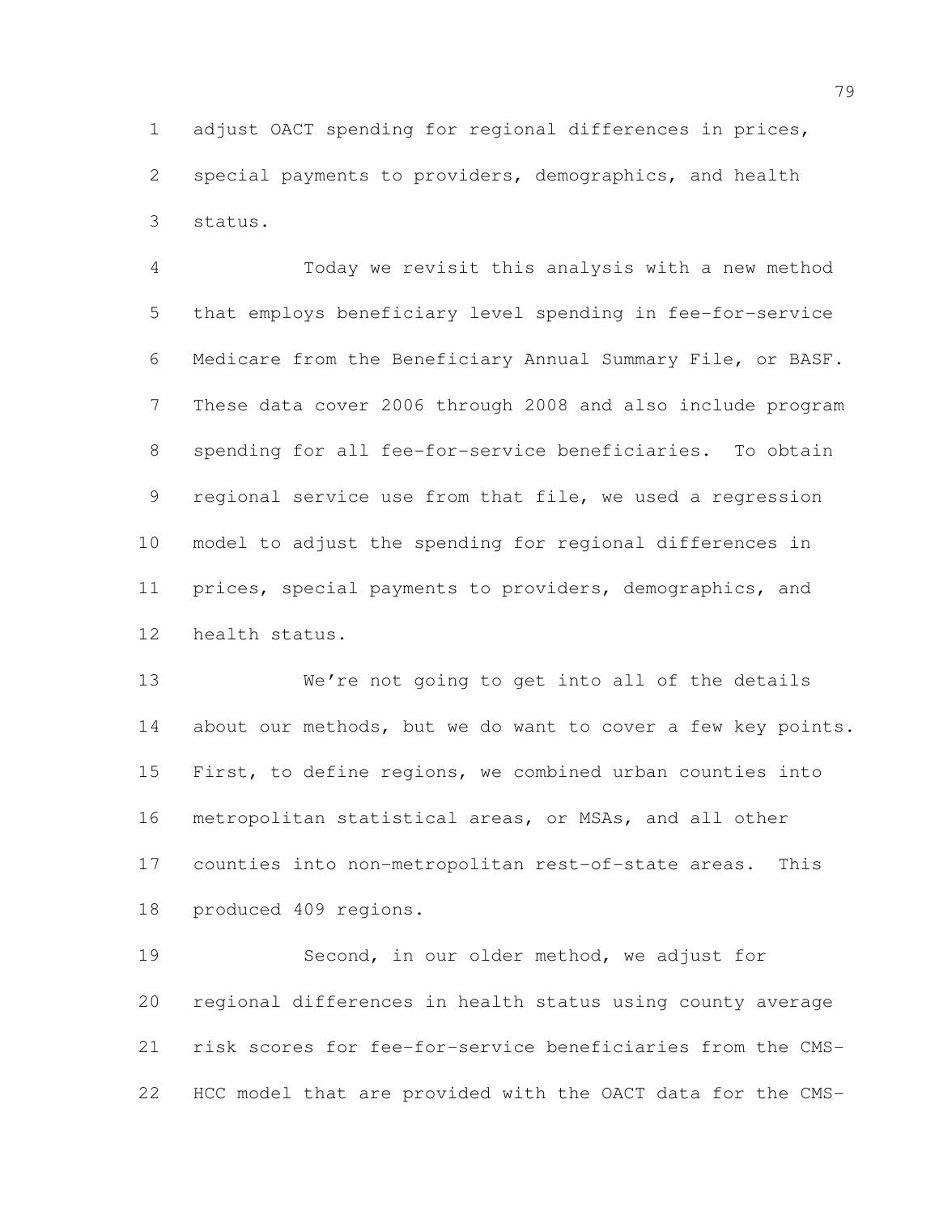adjust OACT spending for regional differences in prices, special payments to providers, demographics, and health status.

Today we revisit this analysis with a new method that employs beneficiary level spending in fee-for-service Medicare from the Beneficiary Annual Summary File, or BASF. These data cover 2006 through 2008 and also include program spending for all fee-for-service beneficiaries. To obtain regional service use from that file, we used a regression model to adjust the spending for regional differences in prices, special payments to providers, demographics, and health status.

We're not going to get into all of the details about our methods, but we do want to cover a few key points. First, to define regions, we combined urban counties into metropolitan statistical areas, or MSAs, and all other counties into non-metropolitan rest-of-state areas. This produced 409 regions.

Second, in our older method, we adjust for regional differences in health status using county average risk scores for fee-for-service beneficiaries from the CMS-HCC model that are provided with the OACT data for the CMS-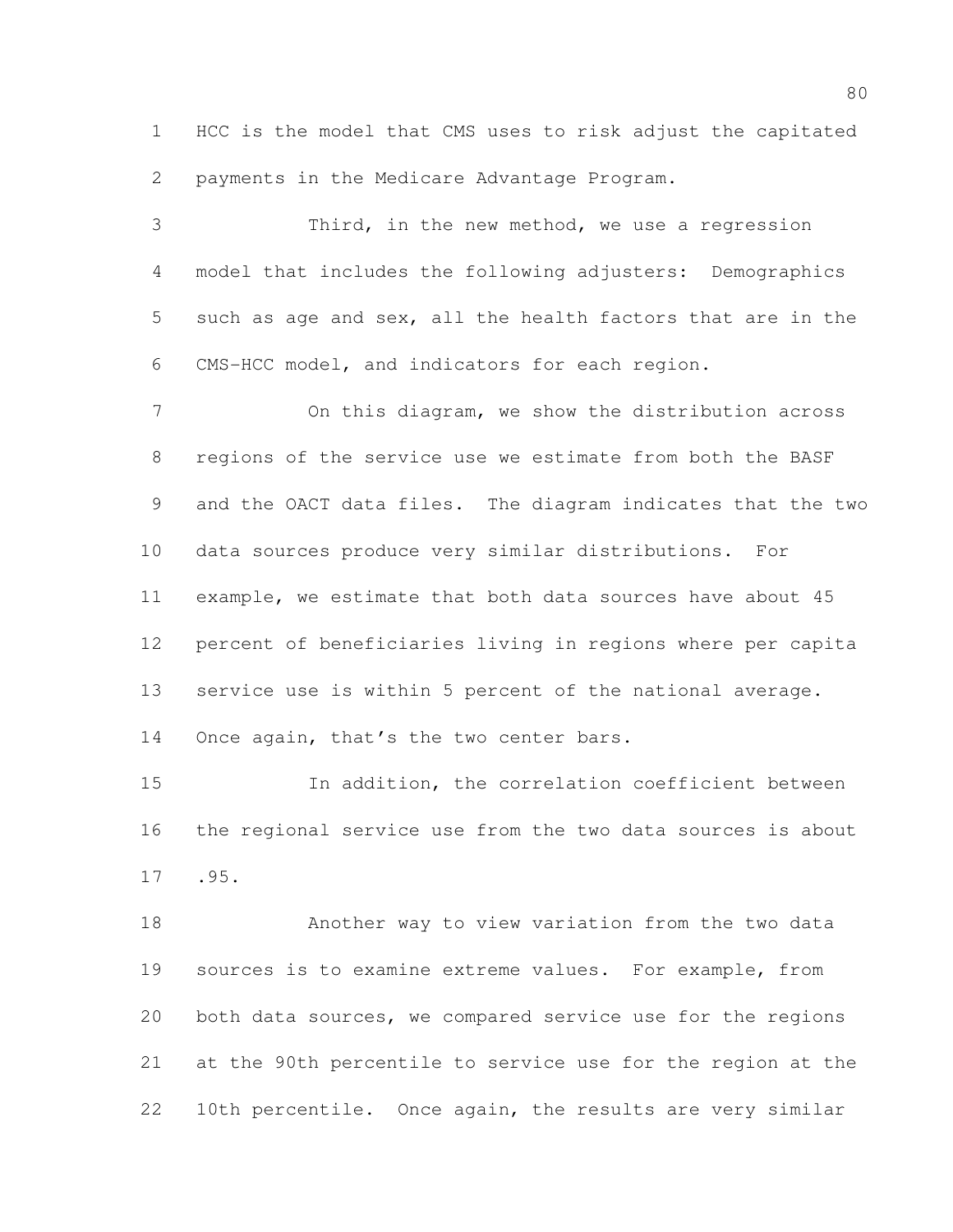HCC is the model that CMS uses to risk adjust the capitated payments in the Medicare Advantage Program.

Third, in the new method, we use a regression model that includes the following adjusters: Demographics such as age and sex, all the health factors that are in the CMS-HCC model, and indicators for each region.

On this diagram, we show the distribution across regions of the service use we estimate from both the BASF and the OACT data files. The diagram indicates that the two data sources produce very similar distributions. For example, we estimate that both data sources have about 45 percent of beneficiaries living in regions where per capita service use is within 5 percent of the national average. Once again, that's the two center bars.

In addition, the correlation coefficient between the regional service use from the two data sources is about .95.

Another way to view variation from the two data sources is to examine extreme values. For example, from both data sources, we compared service use for the regions at the 90th percentile to service use for the region at the 10th percentile. Once again, the results are very similar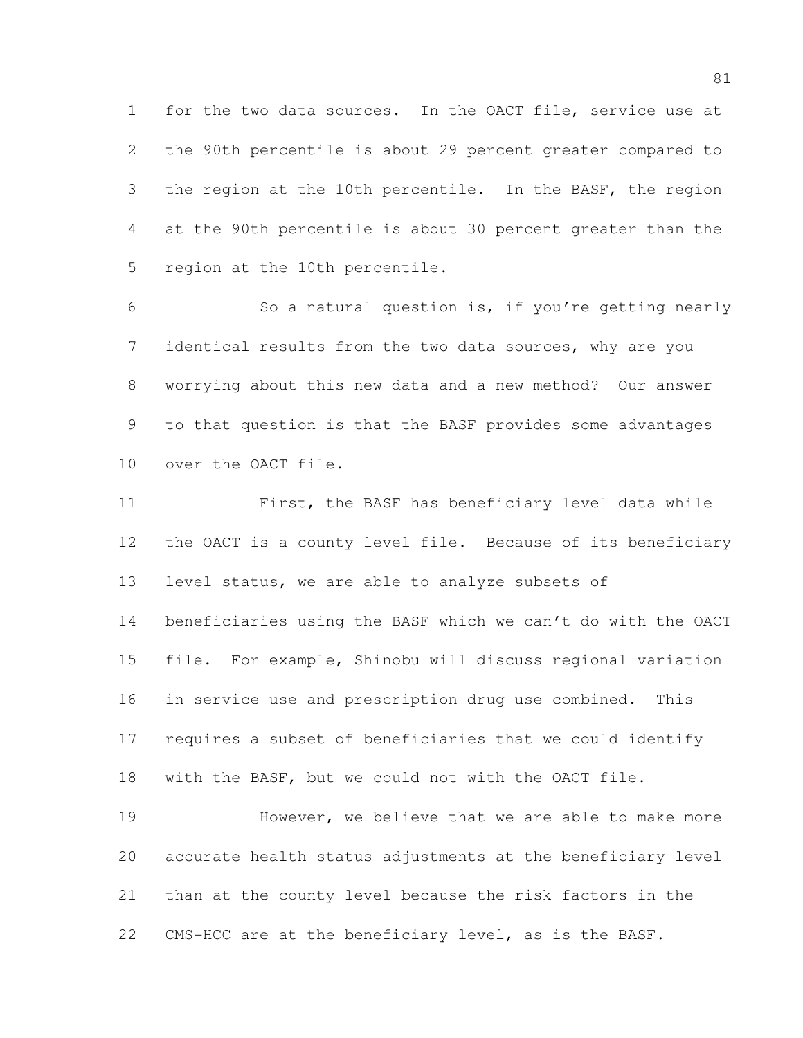for the two data sources. In the OACT file, service use at the 90th percentile is about 29 percent greater compared to the region at the 10th percentile. In the BASF, the region at the 90th percentile is about 30 percent greater than the region at the 10th percentile.

So a natural question is, if you're getting nearly identical results from the two data sources, why are you worrying about this new data and a new method? Our answer to that question is that the BASF provides some advantages over the OACT file.

First, the BASF has beneficiary level data while the OACT is a county level file. Because of its beneficiary level status, we are able to analyze subsets of beneficiaries using the BASF which we can't do with the OACT file. For example, Shinobu will discuss regional variation in service use and prescription drug use combined. This requires a subset of beneficiaries that we could identify with the BASF, but we could not with the OACT file.

However, we believe that we are able to make more accurate health status adjustments at the beneficiary level than at the county level because the risk factors in the CMS-HCC are at the beneficiary level, as is the BASF.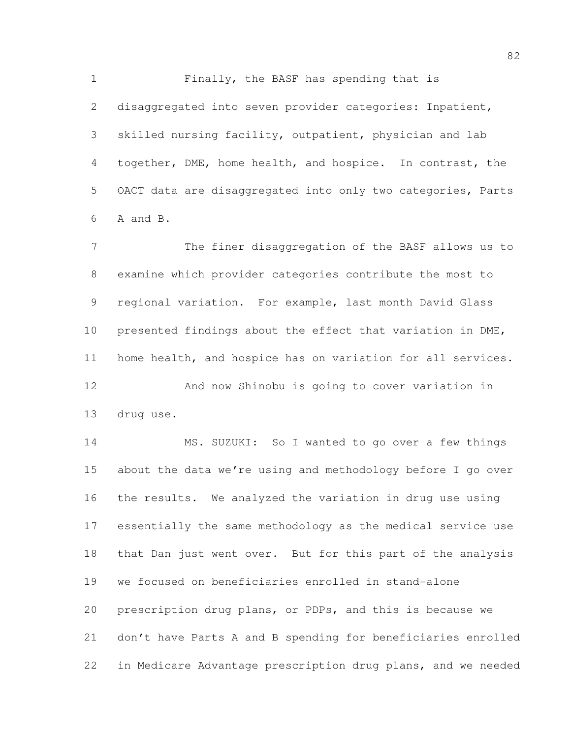Finally, the BASF has spending that is disaggregated into seven provider categories: Inpatient, skilled nursing facility, outpatient, physician and lab together, DME, home health, and hospice. In contrast, the OACT data are disaggregated into only two categories, Parts A and B.

The finer disaggregation of the BASF allows us to examine which provider categories contribute the most to regional variation. For example, last month David Glass presented findings about the effect that variation in DME, home health, and hospice has on variation for all services.

And now Shinobu is going to cover variation in drug use.

MS. SUZUKI: So I wanted to go over a few things about the data we're using and methodology before I go over the results. We analyzed the variation in drug use using essentially the same methodology as the medical service use that Dan just went over. But for this part of the analysis we focused on beneficiaries enrolled in stand-alone prescription drug plans, or PDPs, and this is because we don't have Parts A and B spending for beneficiaries enrolled in Medicare Advantage prescription drug plans, and we needed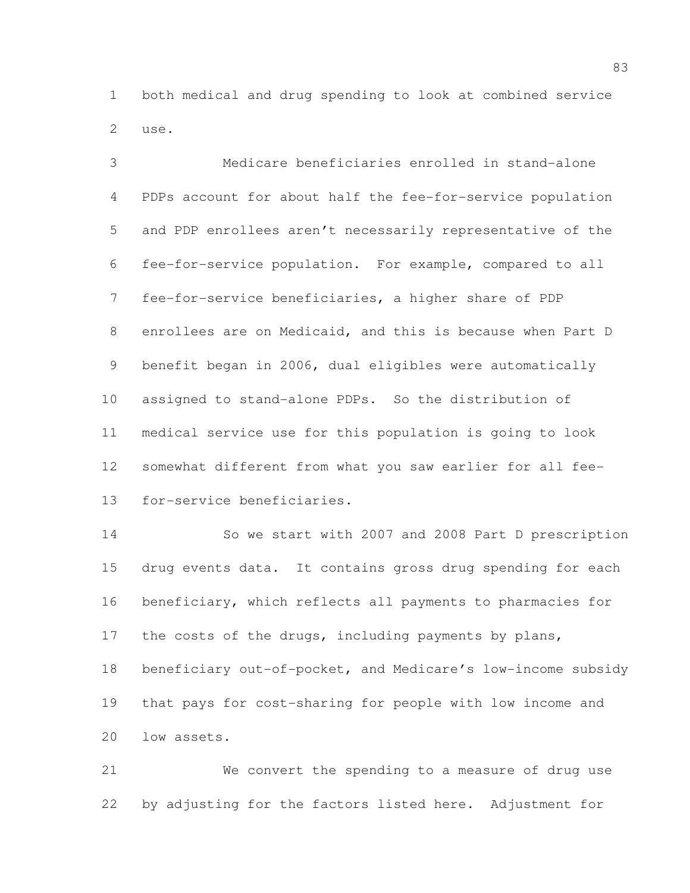both medical and drug spending to look at combined service use.

Medicare beneficiaries enrolled in stand-alone PDPs account for about half the fee-for-service population and PDP enrollees aren't necessarily representative of the fee-for-service population. For example, compared to all fee-for-service beneficiaries, a higher share of PDP enrollees are on Medicaid, and this is because when Part D benefit began in 2006, dual eligibles were automatically assigned to stand-alone PDPs. So the distribution of medical service use for this population is going to look somewhat different from what you saw earlier for all fee-for-service beneficiaries.

So we start with 2007 and 2008 Part D prescription drug events data. It contains gross drug spending for each beneficiary, which reflects all payments to pharmacies for the costs of the drugs, including payments by plans, beneficiary out-of-pocket, and Medicare's low-income subsidy that pays for cost-sharing for people with low income and low assets.

We convert the spending to a measure of drug use by adjusting for the factors listed here. Adjustment for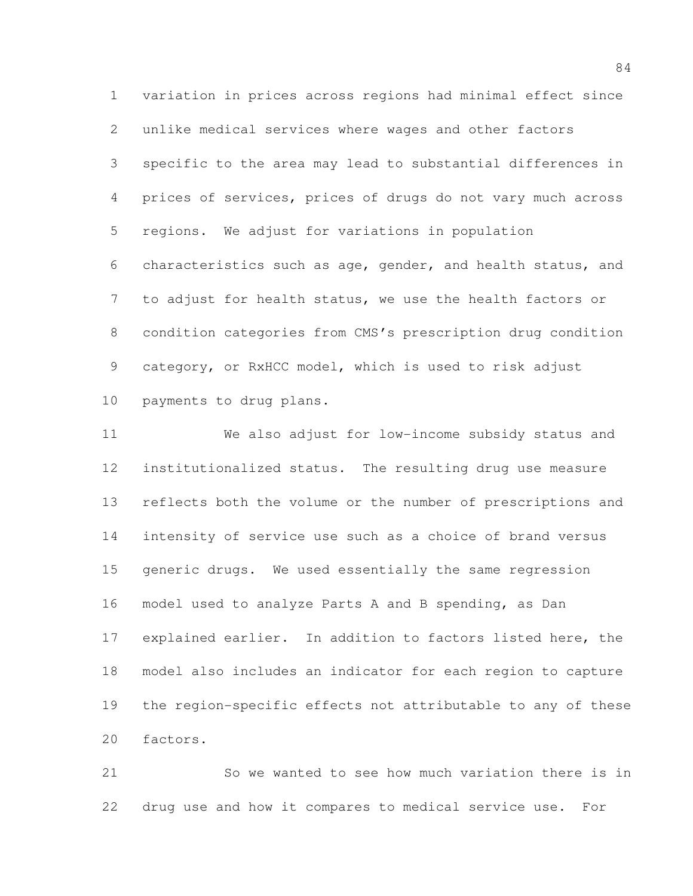variation in prices across regions had minimal effect since unlike medical services where wages and other factors specific to the area may lead to substantial differences in prices of services, prices of drugs do not vary much across regions. We adjust for variations in population characteristics such as age, gender, and health status, and to adjust for health status, we use the health factors or condition categories from CMS's prescription drug condition category, or RxHCC model, which is used to risk adjust payments to drug plans.

We also adjust for low-income subsidy status and institutionalized status. The resulting drug use measure reflects both the volume or the number of prescriptions and intensity of service use such as a choice of brand versus generic drugs. We used essentially the same regression model used to analyze Parts A and B spending, as Dan explained earlier. In addition to factors listed here, the model also includes an indicator for each region to capture the region-specific effects not attributable to any of these factors.

So we wanted to see how much variation there is in drug use and how it compares to medical service use. For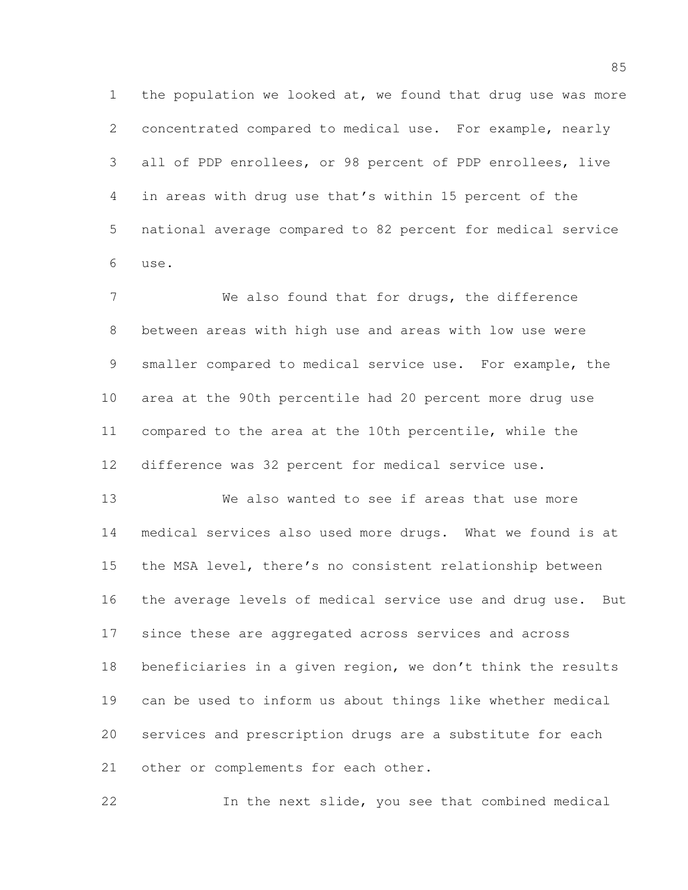the population we looked at, we found that drug use was more concentrated compared to medical use. For example, nearly all of PDP enrollees, or 98 percent of PDP enrollees, live in areas with drug use that's within 15 percent of the national average compared to 82 percent for medical service use.

We also found that for drugs, the difference between areas with high use and areas with low use were smaller compared to medical service use. For example, the area at the 90th percentile had 20 percent more drug use compared to the area at the 10th percentile, while the difference was 32 percent for medical service use.

We also wanted to see if areas that use more medical services also used more drugs. What we found is at the MSA level, there's no consistent relationship between the average levels of medical service use and drug use. But since these are aggregated across services and across beneficiaries in a given region, we don't think the results can be used to inform us about things like whether medical services and prescription drugs are a substitute for each other or complements for each other.

In the next slide, you see that combined medical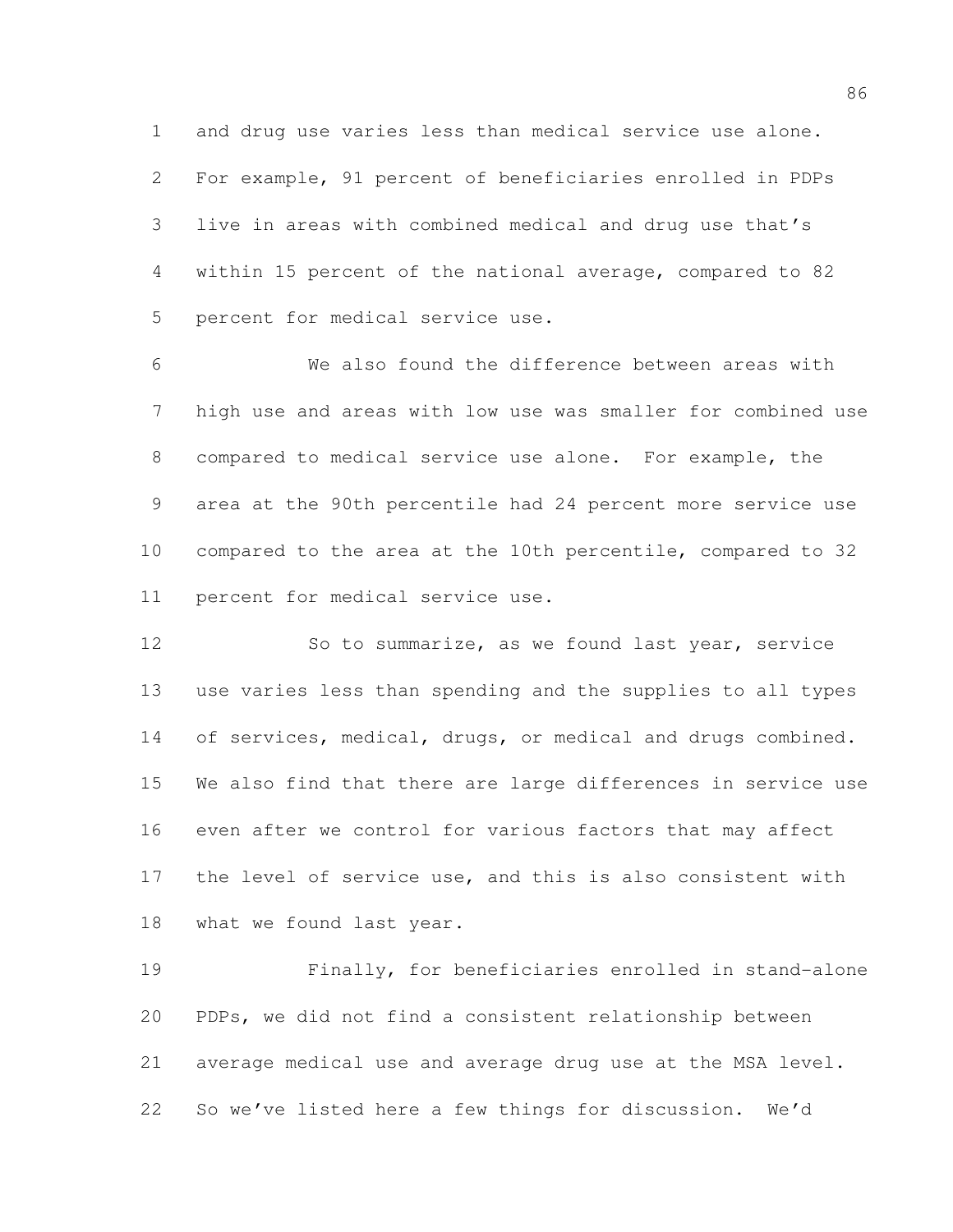and drug use varies less than medical service use alone. For example, 91 percent of beneficiaries enrolled in PDPs live in areas with combined medical and drug use that's within 15 percent of the national average, compared to 82 percent for medical service use.

We also found the difference between areas with high use and areas with low use was smaller for combined use compared to medical service use alone. For example, the area at the 90th percentile had 24 percent more service use compared to the area at the 10th percentile, compared to 32 percent for medical service use.

So to summarize, as we found last year, service use varies less than spending and the supplies to all types of services, medical, drugs, or medical and drugs combined. We also find that there are large differences in service use even after we control for various factors that may affect the level of service use, and this is also consistent with what we found last year.

Finally, for beneficiaries enrolled in stand-alone PDPs, we did not find a consistent relationship between average medical use and average drug use at the MSA level. So we've listed here a few things for discussion. We'd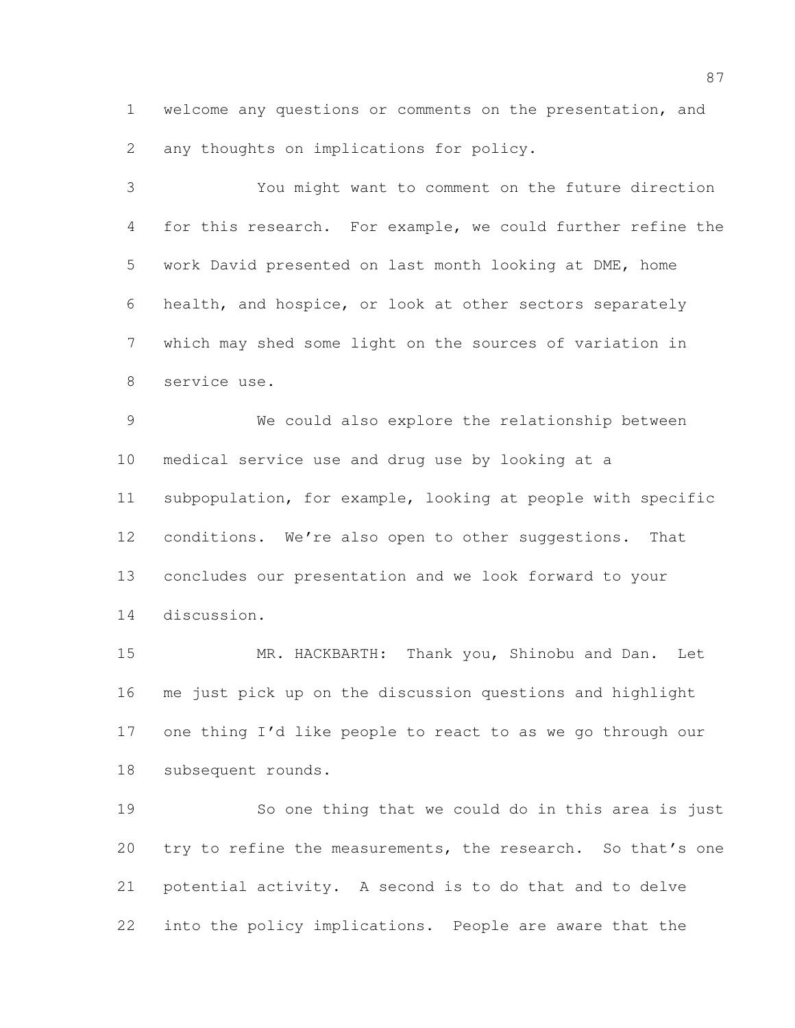welcome any questions or comments on the presentation, and any thoughts on implications for policy.

You might want to comment on the future direction for this research. For example, we could further refine the work David presented on last month looking at DME, home health, and hospice, or look at other sectors separately which may shed some light on the sources of variation in service use.

We could also explore the relationship between medical service use and drug use by looking at a subpopulation, for example, looking at people with specific conditions. We're also open to other suggestions. That concludes our presentation and we look forward to your discussion.

MR. HACKBARTH: Thank you, Shinobu and Dan. Let me just pick up on the discussion questions and highlight one thing I'd like people to react to as we go through our subsequent rounds.

So one thing that we could do in this area is just try to refine the measurements, the research. So that's one potential activity. A second is to do that and to delve into the policy implications. People are aware that the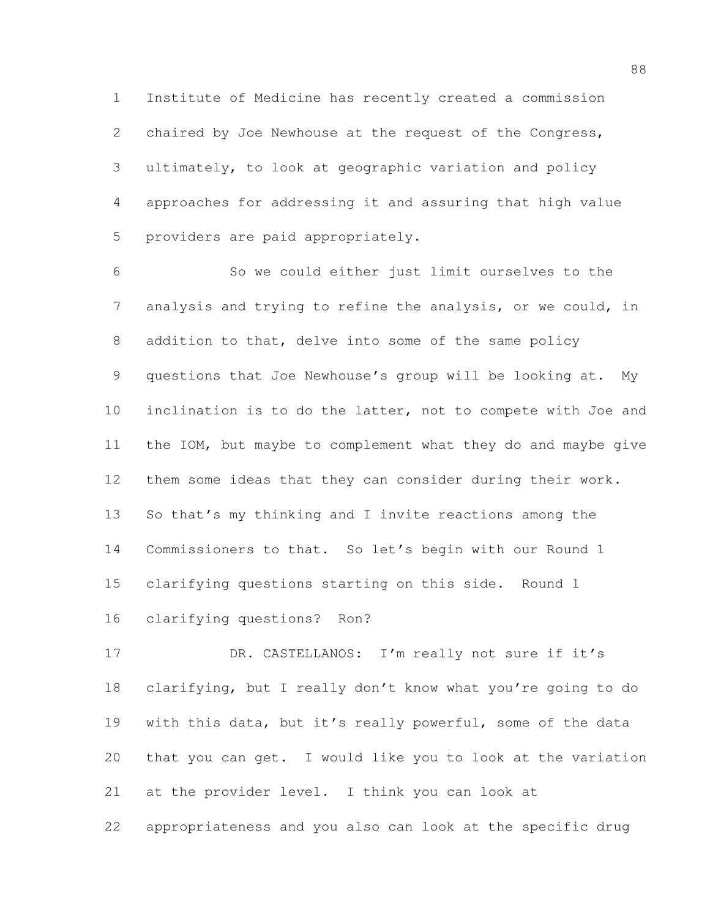Institute of Medicine has recently created a commission chaired by Joe Newhouse at the request of the Congress, ultimately, to look at geographic variation and policy approaches for addressing it and assuring that high value providers are paid appropriately.

So we could either just limit ourselves to the analysis and trying to refine the analysis, or we could, in addition to that, delve into some of the same policy questions that Joe Newhouse's group will be looking at. My inclination is to do the latter, not to compete with Joe and the IOM, but maybe to complement what they do and maybe give them some ideas that they can consider during their work. So that's my thinking and I invite reactions among the Commissioners to that. So let's begin with our Round 1 clarifying questions starting on this side. Round 1 clarifying questions? Ron?

DR. CASTELLANOS: I'm really not sure if it's clarifying, but I really don't know what you're going to do with this data, but it's really powerful, some of the data that you can get. I would like you to look at the variation at the provider level. I think you can look at appropriateness and you also can look at the specific drug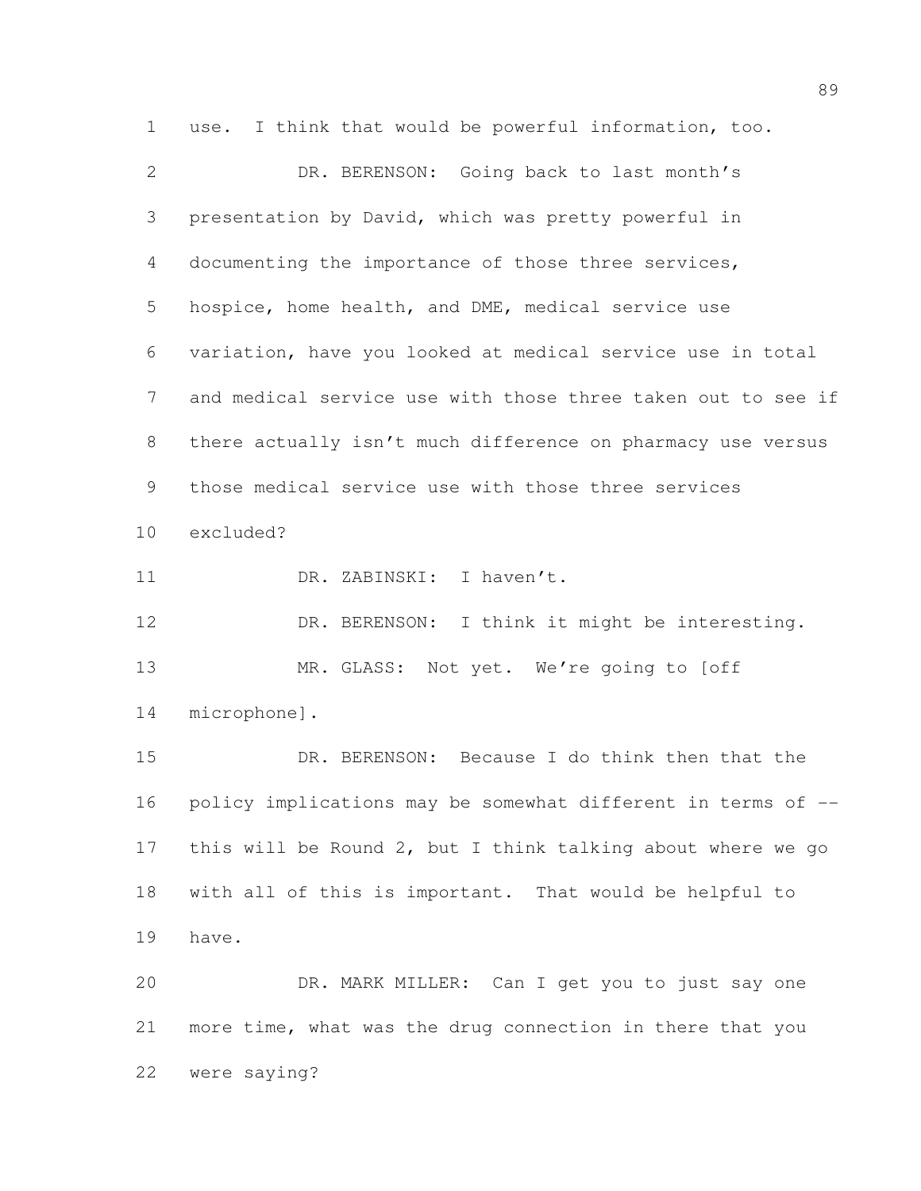use. I think that would be powerful information, too.

DR. BERENSON: Going back to last month's presentation by David, which was pretty powerful in documenting the importance of those three services, hospice, home health, and DME, medical service use variation, have you looked at medical service use in total and medical service use with those three taken out to see if there actually isn't much difference on pharmacy use versus those medical service use with those three services excluded?

DR. ZABINSKI: I haven't.

DR. BERENSON: I think it might be interesting.

MR. GLASS: Not yet. We're going to [off microphone].

DR. BERENSON: Because I do think then that the policy implications may be somewhat different in terms of -- this will be Round 2, but I think talking about where we go with all of this is important. That would be helpful to have.

DR. MARK MILLER: Can I get you to just say one more time, what was the drug connection in there that you were saying?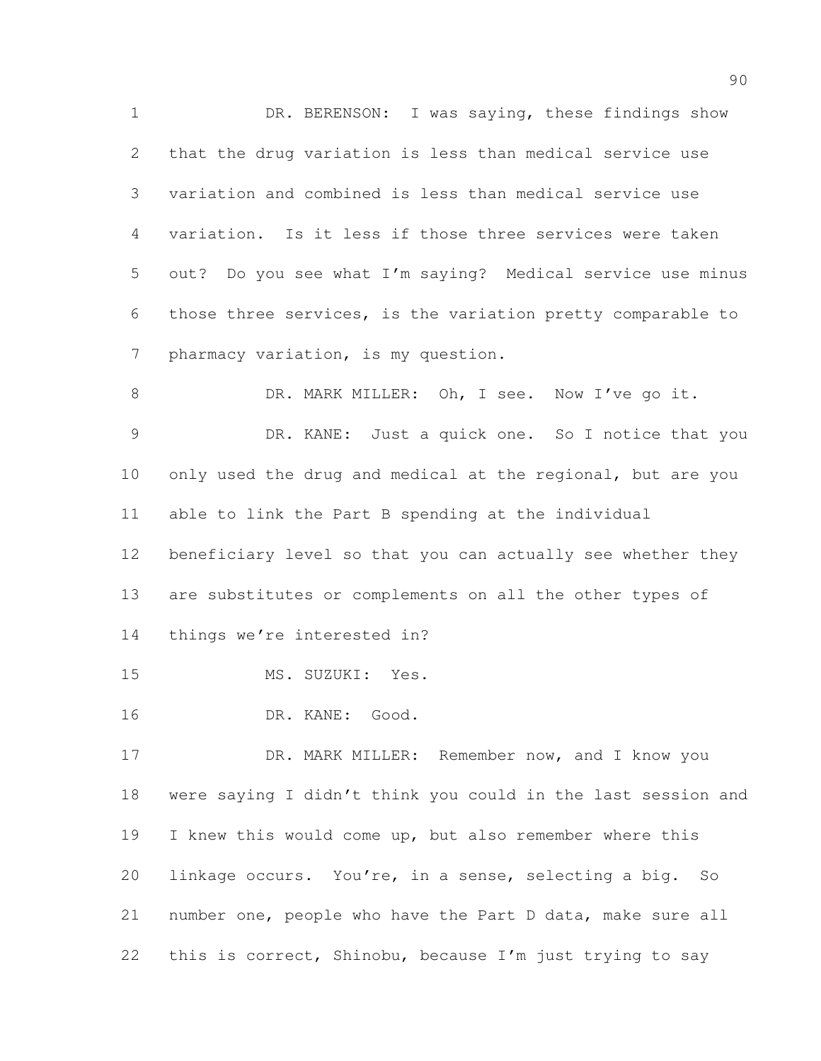DR. BERENSON: I was saying, these findings show that the drug variation is less than medical service use variation and combined is less than medical service use variation. Is it less if those three services were taken out? Do you see what I'm saying? Medical service use minus those three services, is the variation pretty comparable to pharmacy variation, is my question.

DR. MARK MILLER: Oh, I see. Now I've go it.

DR. KANE: Just a quick one. So I notice that you only used the drug and medical at the regional, but are you able to link the Part B spending at the individual beneficiary level so that you can actually see whether they are substitutes or complements on all the other types of things we're interested in?

MS. SUZUKI: Yes.

DR. KANE: Good.

DR. MARK MILLER: Remember now, and I know you were saying I didn't think you could in the last session and I knew this would come up, but also remember where this linkage occurs. You're, in a sense, selecting a big. So number one, people who have the Part D data, make sure all this is correct, Shinobu, because I'm just trying to say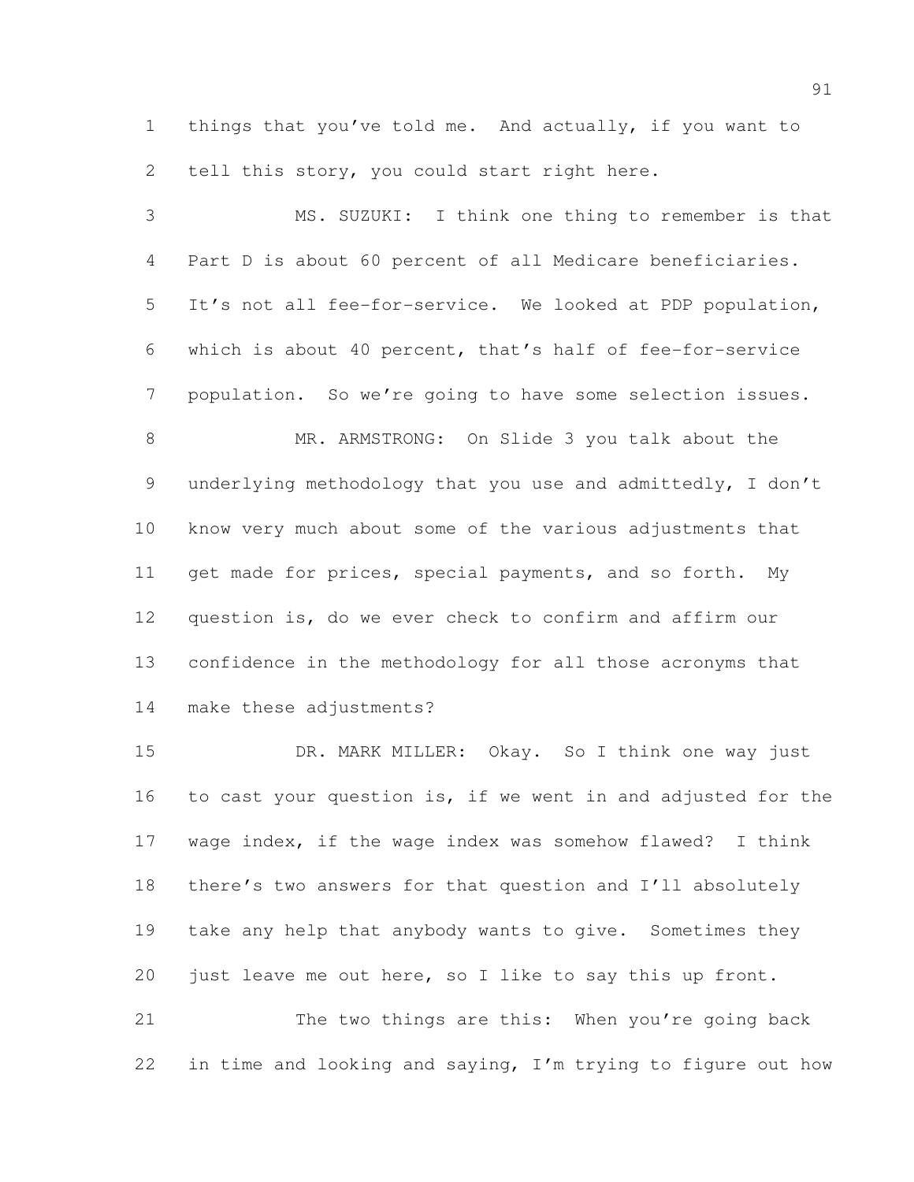things that you've told me. And actually, if you want to tell this story, you could start right here.

MS. SUZUKI: I think one thing to remember is that Part D is about 60 percent of all Medicare beneficiaries. It's not all fee-for-service. We looked at PDP population, which is about 40 percent, that's half of fee-for-service population. So we're going to have some selection issues.

MR. ARMSTRONG: On Slide 3 you talk about the underlying methodology that you use and admittedly, I don't know very much about some of the various adjustments that get made for prices, special payments, and so forth. My question is, do we ever check to confirm and affirm our confidence in the methodology for all those acronyms that make these adjustments?

DR. MARK MILLER: Okay. So I think one way just to cast your question is, if we went in and adjusted for the wage index, if the wage index was somehow flawed? I think there's two answers for that question and I'll absolutely take any help that anybody wants to give. Sometimes they just leave me out here, so I like to say this up front.

The two things are this: When you're going back in time and looking and saying, I'm trying to figure out how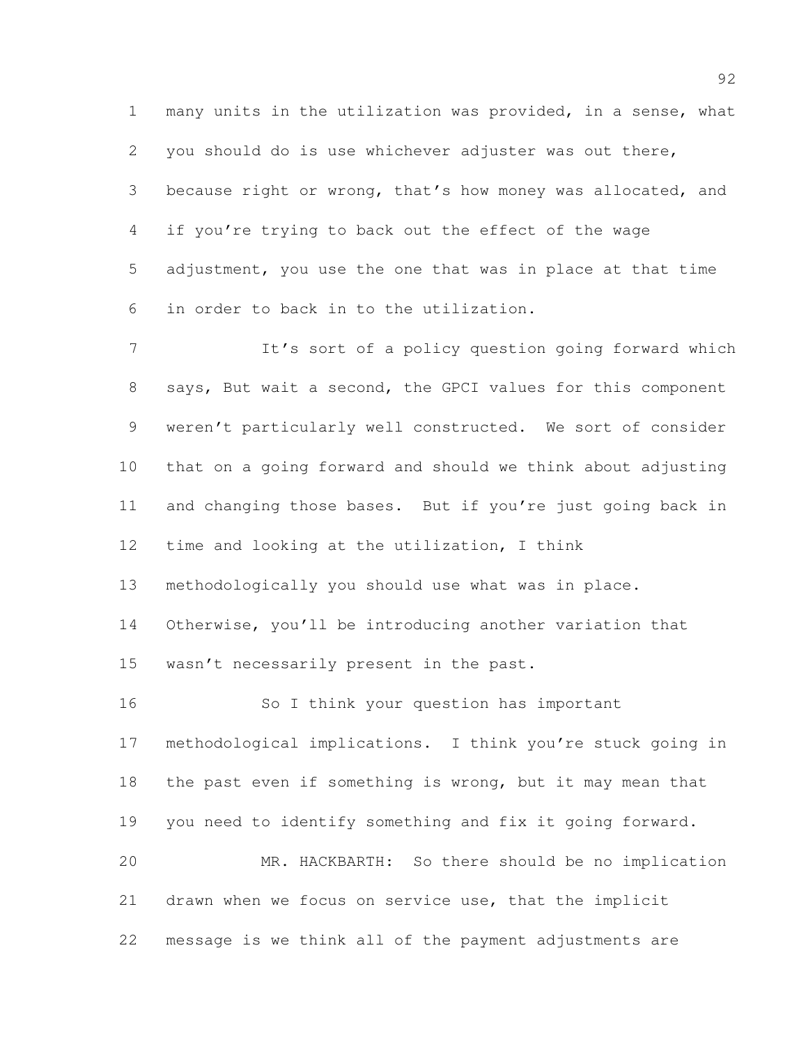many units in the utilization was provided, in a sense, what you should do is use whichever adjuster was out there, because right or wrong, that's how money was allocated, and if you're trying to back out the effect of the wage adjustment, you use the one that was in place at that time in order to back in to the utilization.

It's sort of a policy question going forward which says, But wait a second, the GPCI values for this component weren't particularly well constructed. We sort of consider that on a going forward and should we think about adjusting and changing those bases. But if you're just going back in time and looking at the utilization, I think methodologically you should use what was in place. Otherwise, you'll be introducing another variation that wasn't necessarily present in the past.

So I think your question has important methodological implications. I think you're stuck going in the past even if something is wrong, but it may mean that you need to identify something and fix it going forward.

MR. HACKBARTH: So there should be no implication drawn when we focus on service use, that the implicit message is we think all of the payment adjustments are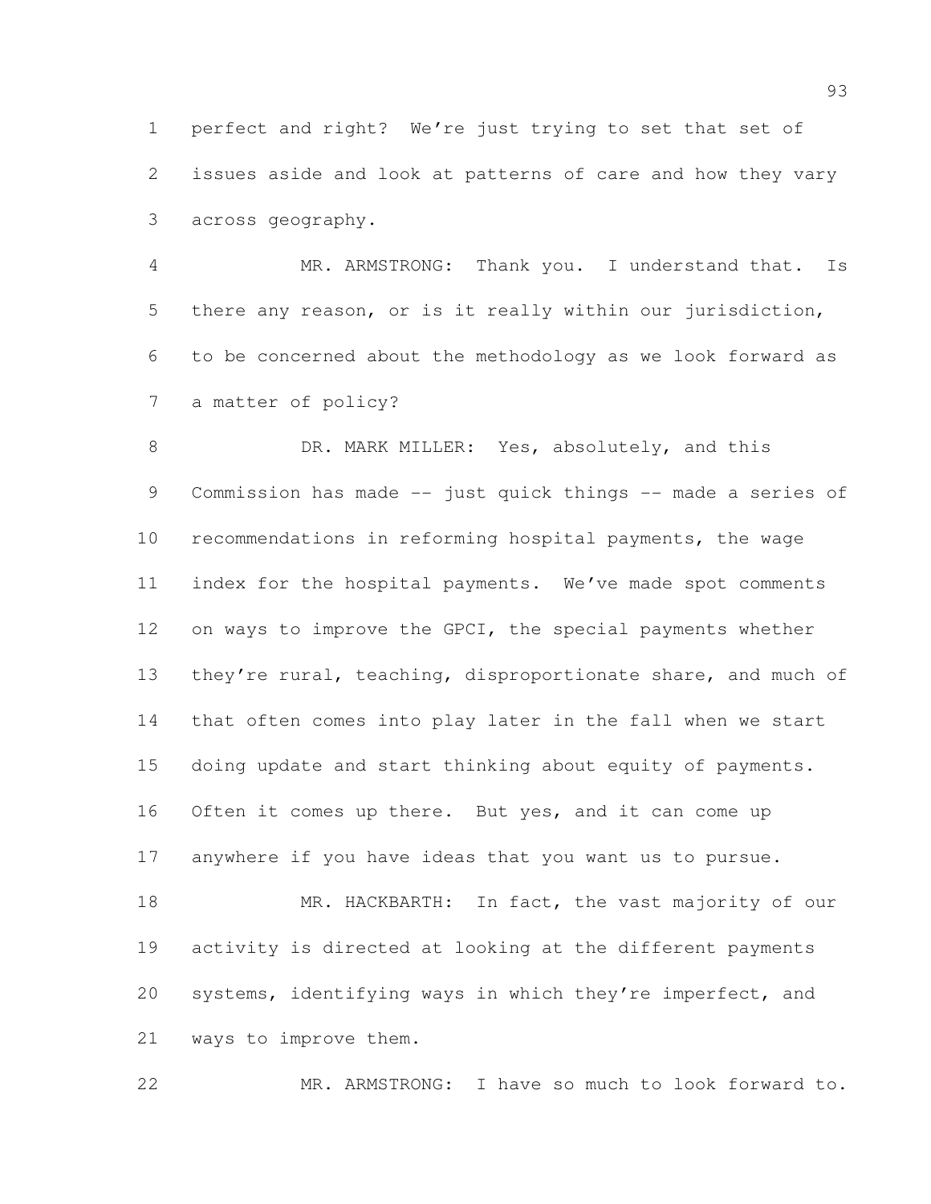perfect and right? We're just trying to set that set of issues aside and look at patterns of care and how they vary across geography.

MR. ARMSTRONG: Thank you. I understand that. Is there any reason, or is it really within our jurisdiction, to be concerned about the methodology as we look forward as a matter of policy?

DR. MARK MILLER: Yes, absolutely, and this Commission has made -- just quick things -- made a series of recommendations in reforming hospital payments, the wage index for the hospital payments. We've made spot comments on ways to improve the GPCI, the special payments whether they're rural, teaching, disproportionate share, and much of that often comes into play later in the fall when we start doing update and start thinking about equity of payments. Often it comes up there. But yes, and it can come up anywhere if you have ideas that you want us to pursue.

MR. HACKBARTH: In fact, the vast majority of our activity is directed at looking at the different payments systems, identifying ways in which they're imperfect, and ways to improve them.

MR. ARMSTRONG: I have so much to look forward to.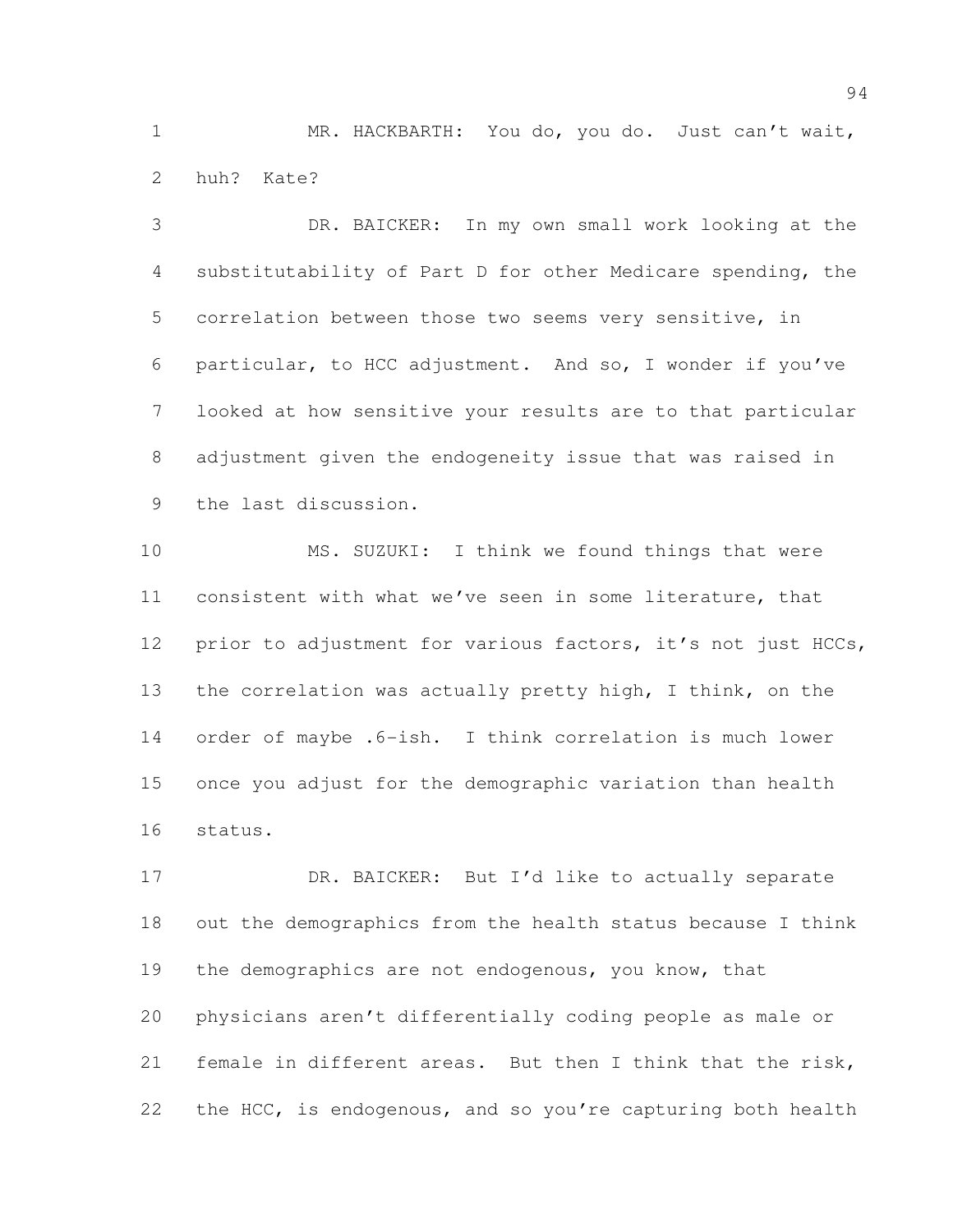MR. HACKBARTH: You do, you do. Just can't wait, huh? Kate?

DR. BAICKER: In my own small work looking at the substitutability of Part D for other Medicare spending, the correlation between those two seems very sensitive, in particular, to HCC adjustment. And so, I wonder if you've looked at how sensitive your results are to that particular adjustment given the endogeneity issue that was raised in the last discussion.

MS. SUZUKI: I think we found things that were consistent with what we've seen in some literature, that prior to adjustment for various factors, it's not just HCCs, the correlation was actually pretty high, I think, on the order of maybe .6-ish. I think correlation is much lower once you adjust for the demographic variation than health status.

DR. BAICKER: But I'd like to actually separate out the demographics from the health status because I think the demographics are not endogenous, you know, that physicians aren't differentially coding people as male or female in different areas. But then I think that the risk, the HCC, is endogenous, and so you're capturing both health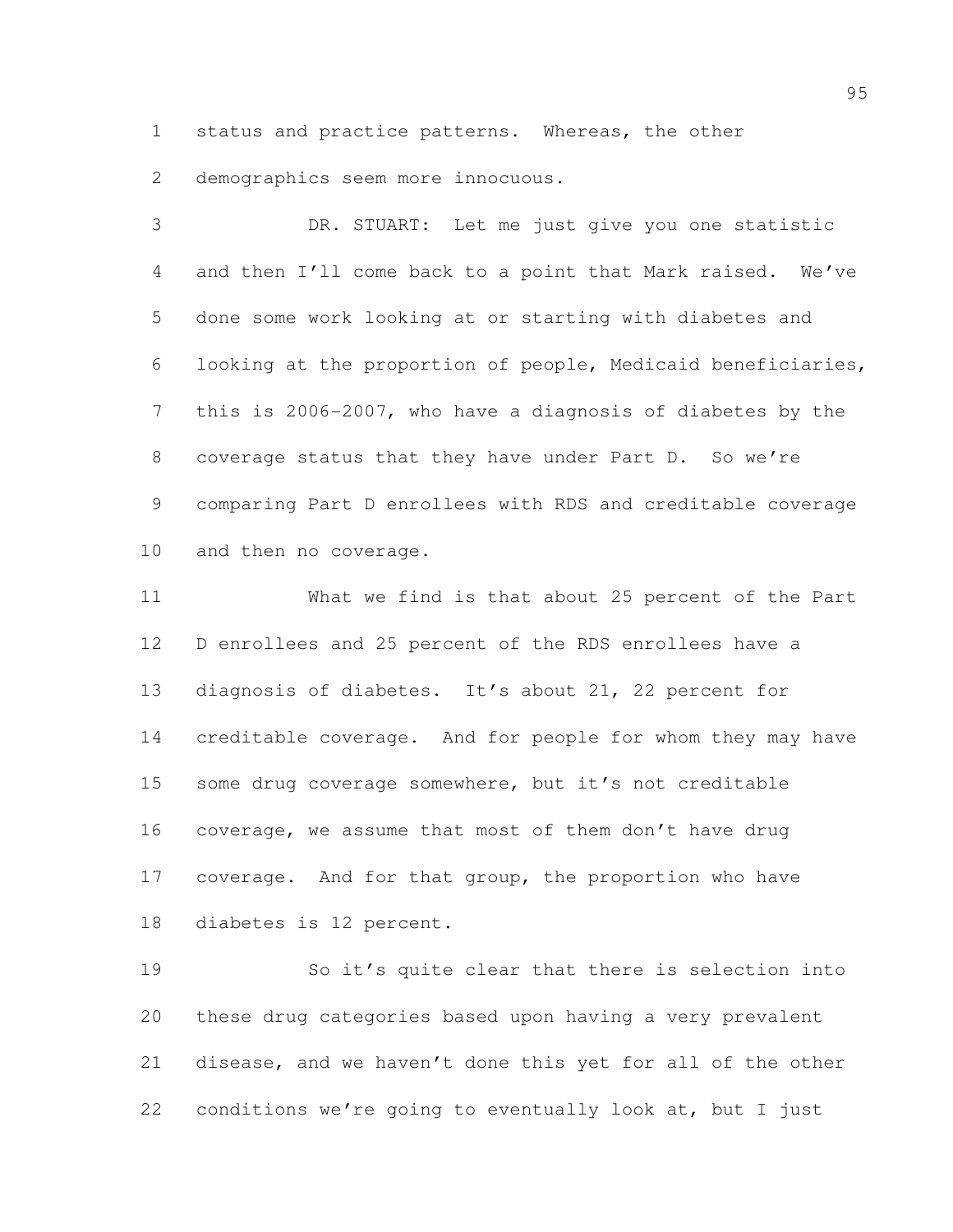status and practice patterns. Whereas, the other demographics seem more innocuous.

DR. STUART: Let me just give you one statistic and then I'll come back to a point that Mark raised. We've done some work looking at or starting with diabetes and looking at the proportion of people, Medicaid beneficiaries, this is 2006-2007, who have a diagnosis of diabetes by the coverage status that they have under Part D. So we're comparing Part D enrollees with RDS and creditable coverage and then no coverage.

What we find is that about 25 percent of the Part D enrollees and 25 percent of the RDS enrollees have a diagnosis of diabetes. It's about 21, 22 percent for creditable coverage. And for people for whom they may have some drug coverage somewhere, but it's not creditable coverage, we assume that most of them don't have drug coverage. And for that group, the proportion who have diabetes is 12 percent.

So it's quite clear that there is selection into these drug categories based upon having a very prevalent disease, and we haven't done this yet for all of the other conditions we're going to eventually look at, but I just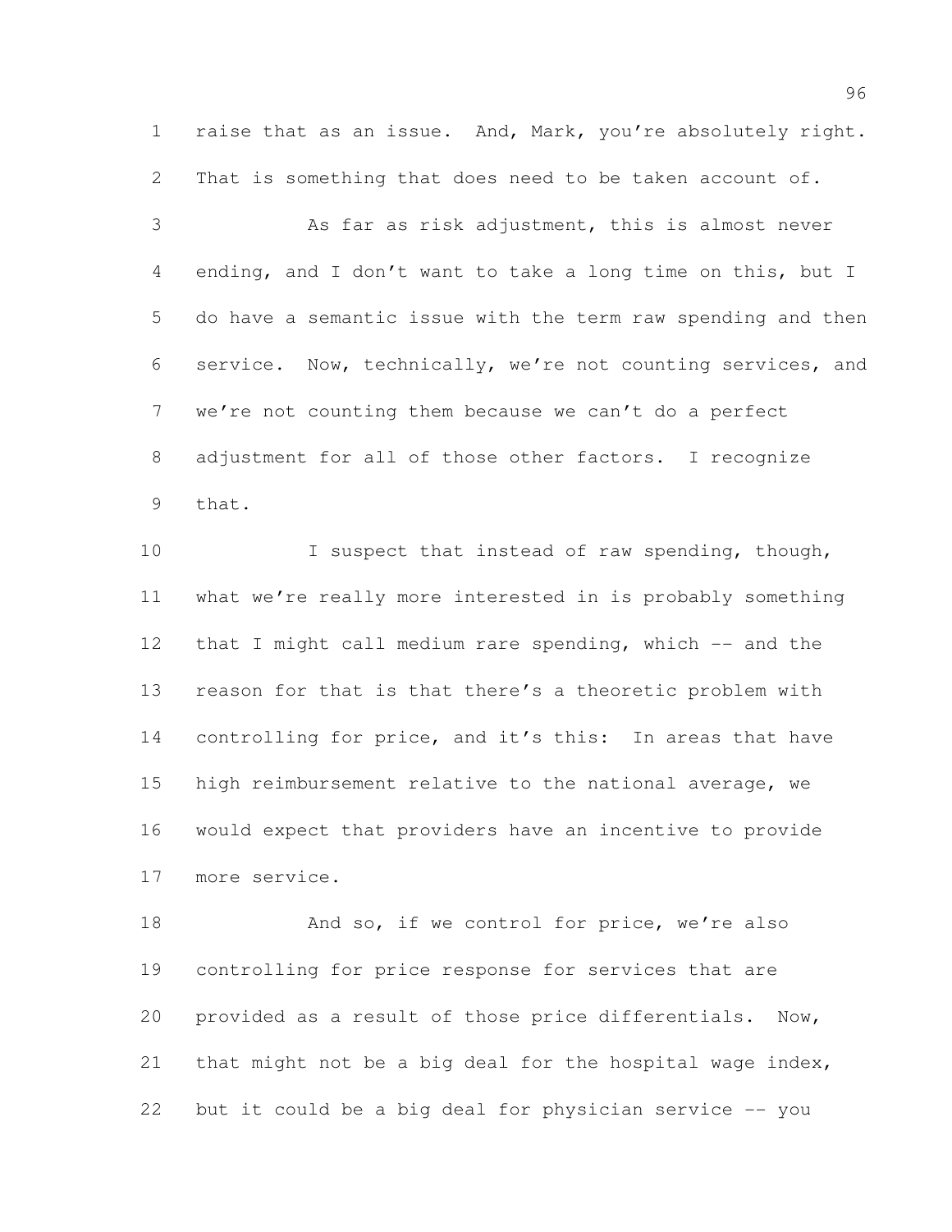raise that as an issue. And, Mark, you're absolutely right. That is something that does need to be taken account of.

As far as risk adjustment, this is almost never ending, and I don't want to take a long time on this, but I do have a semantic issue with the term raw spending and then service. Now, technically, we're not counting services, and we're not counting them because we can't do a perfect adjustment for all of those other factors. I recognize that.

I suspect that instead of raw spending, though, what we're really more interested in is probably something that I might call medium rare spending, which -- and the reason for that is that there's a theoretic problem with controlling for price, and it's this: In areas that have high reimbursement relative to the national average, we would expect that providers have an incentive to provide more service.

And so, if we control for price, we're also controlling for price response for services that are provided as a result of those price differentials. Now, that might not be a big deal for the hospital wage index, but it could be a big deal for physician service -- you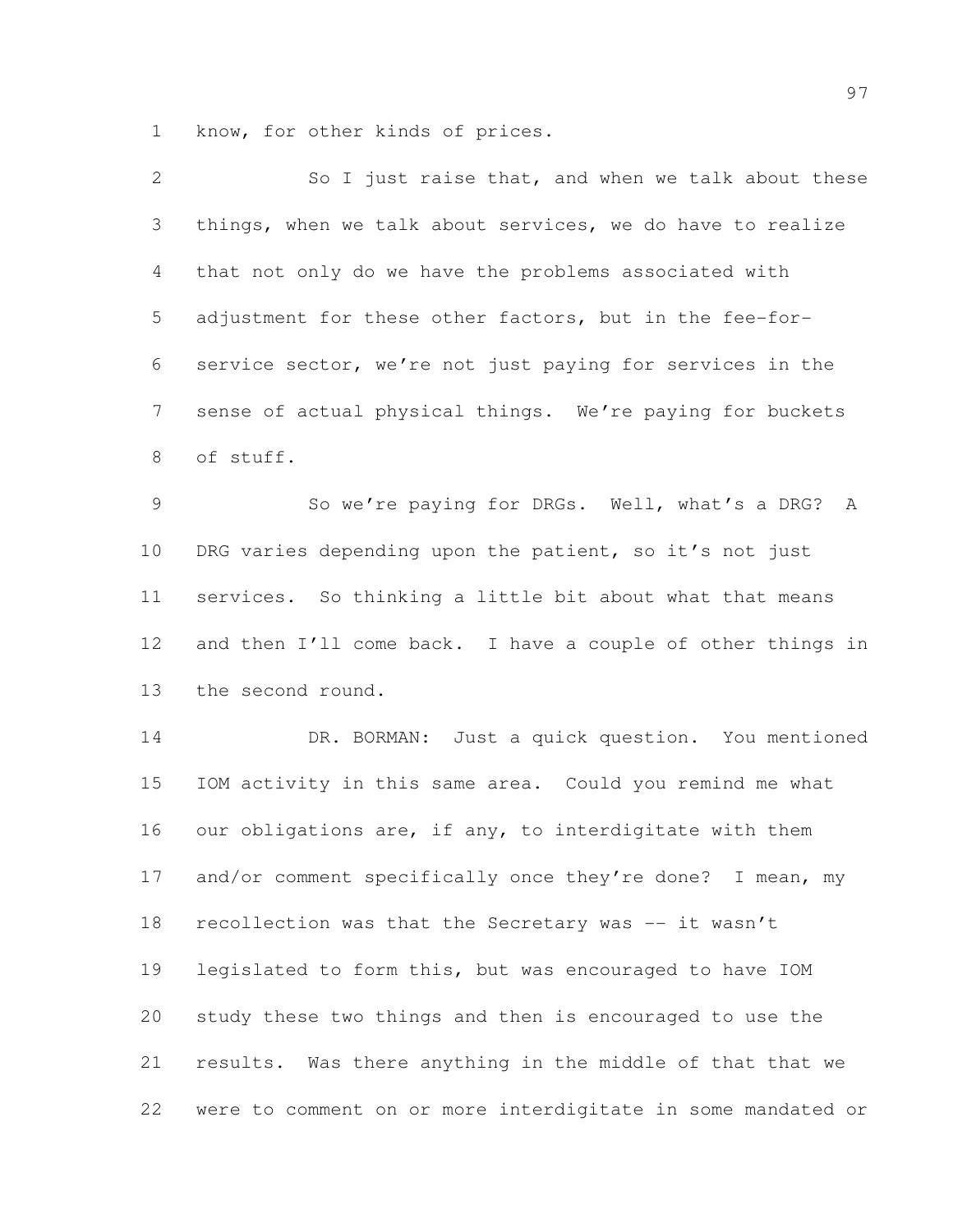know, for other kinds of prices.

So I just raise that, and when we talk about these things, when we talk about services, we do have to realize that not only do we have the problems associated with adjustment for these other factors, but in the fee-for-service sector, we're not just paying for services in the sense of actual physical things. We're paying for buckets of stuff.

So we're paying for DRGs. Well, what's a DRG? A DRG varies depending upon the patient, so it's not just services. So thinking a little bit about what that means and then I'll come back. I have a couple of other things in the second round.

DR. BORMAN: Just a quick question. You mentioned IOM activity in this same area. Could you remind me what our obligations are, if any, to interdigitate with them and/or comment specifically once they're done? I mean, my recollection was that the Secretary was -- it wasn't legislated to form this, but was encouraged to have IOM study these two things and then is encouraged to use the results. Was there anything in the middle of that that we were to comment on or more interdigitate in some mandated or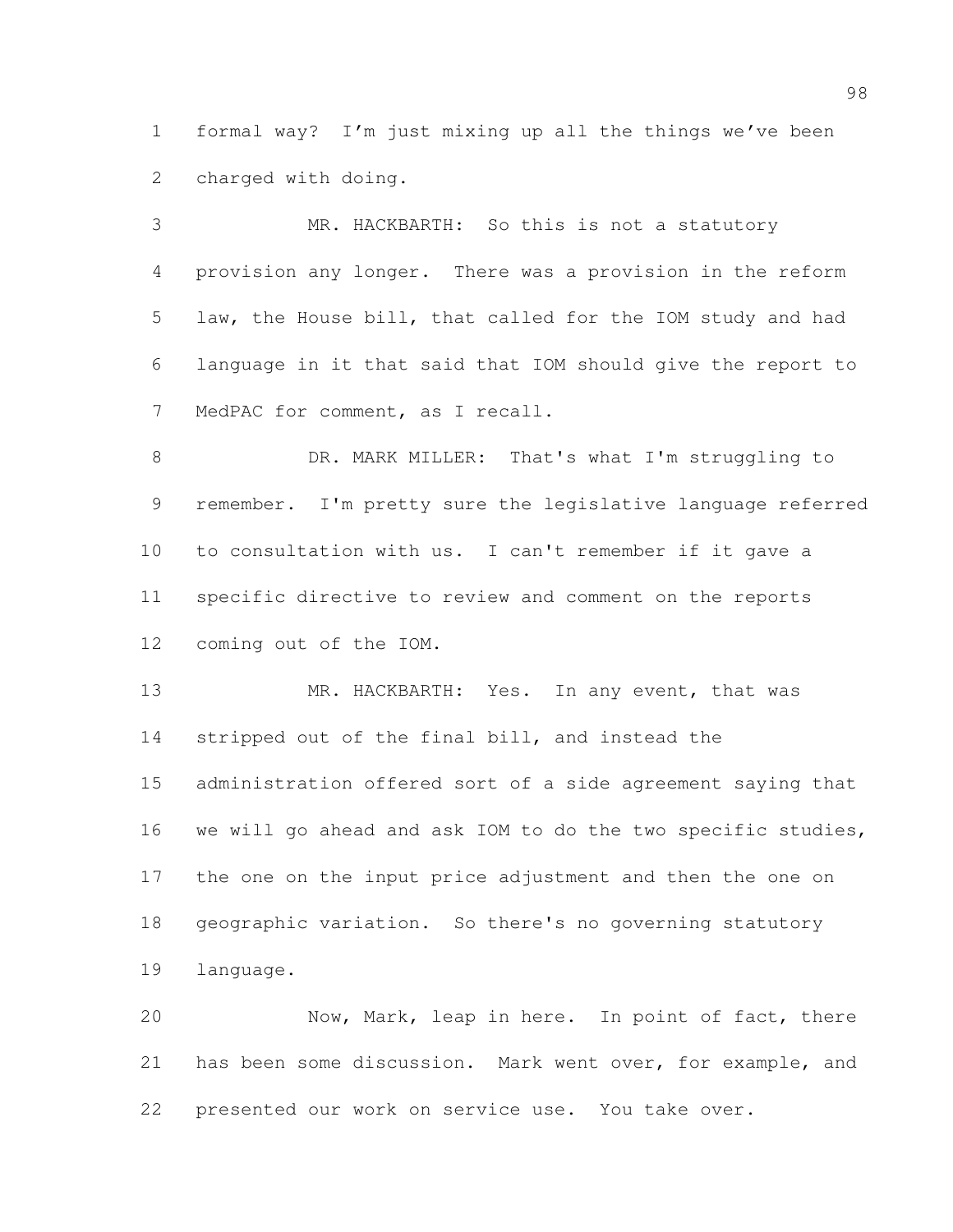formal way? I'm just mixing up all the things we've been charged with doing.

MR. HACKBARTH: So this is not a statutory provision any longer. There was a provision in the reform law, the House bill, that called for the IOM study and had language in it that said that IOM should give the report to MedPAC for comment, as I recall.

DR. MARK MILLER: That's what I'm struggling to remember. I'm pretty sure the legislative language referred to consultation with us. I can't remember if it gave a specific directive to review and comment on the reports coming out of the IOM.

MR. HACKBARTH: Yes. In any event, that was stripped out of the final bill, and instead the administration offered sort of a side agreement saying that we will go ahead and ask IOM to do the two specific studies, the one on the input price adjustment and then the one on geographic variation. So there's no governing statutory language.

Now, Mark, leap in here. In point of fact, there has been some discussion. Mark went over, for example, and presented our work on service use. You take over.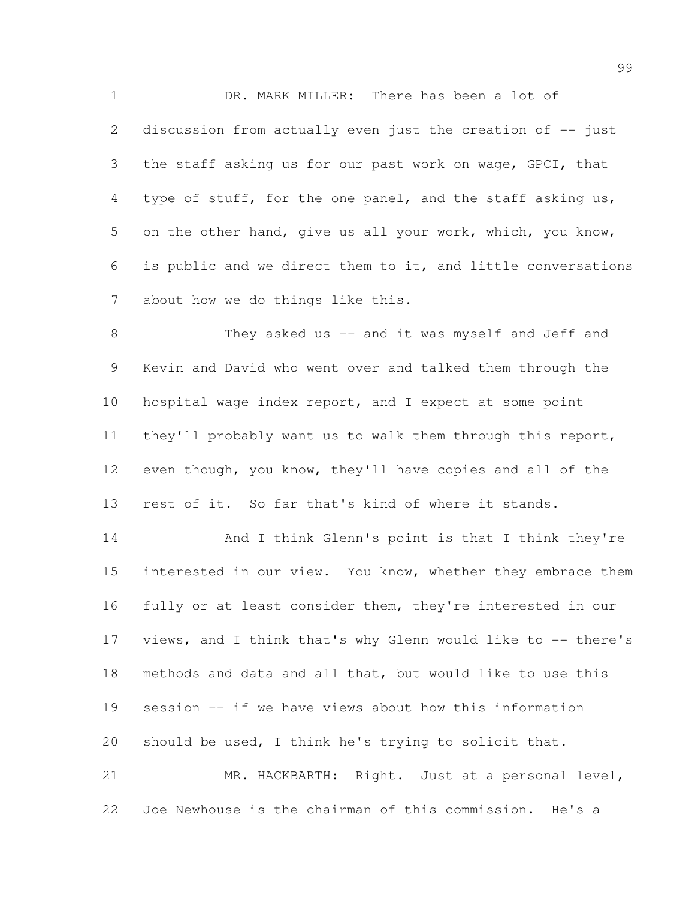DR. MARK MILLER: There has been a lot of discussion from actually even just the creation of -- just the staff asking us for our past work on wage, GPCI, that type of stuff, for the one panel, and the staff asking us, on the other hand, give us all your work, which, you know, is public and we direct them to it, and little conversations about how we do things like this.

They asked us -- and it was myself and Jeff and Kevin and David who went over and talked them through the hospital wage index report, and I expect at some point they'll probably want us to walk them through this report, even though, you know, they'll have copies and all of the rest of it. So far that's kind of where it stands.

And I think Glenn's point is that I think they're interested in our view. You know, whether they embrace them fully or at least consider them, they're interested in our views, and I think that's why Glenn would like to -- there's methods and data and all that, but would like to use this session -- if we have views about how this information should be used, I think he's trying to solicit that.

MR. HACKBARTH: Right. Just at a personal level, Joe Newhouse is the chairman of this commission. He's a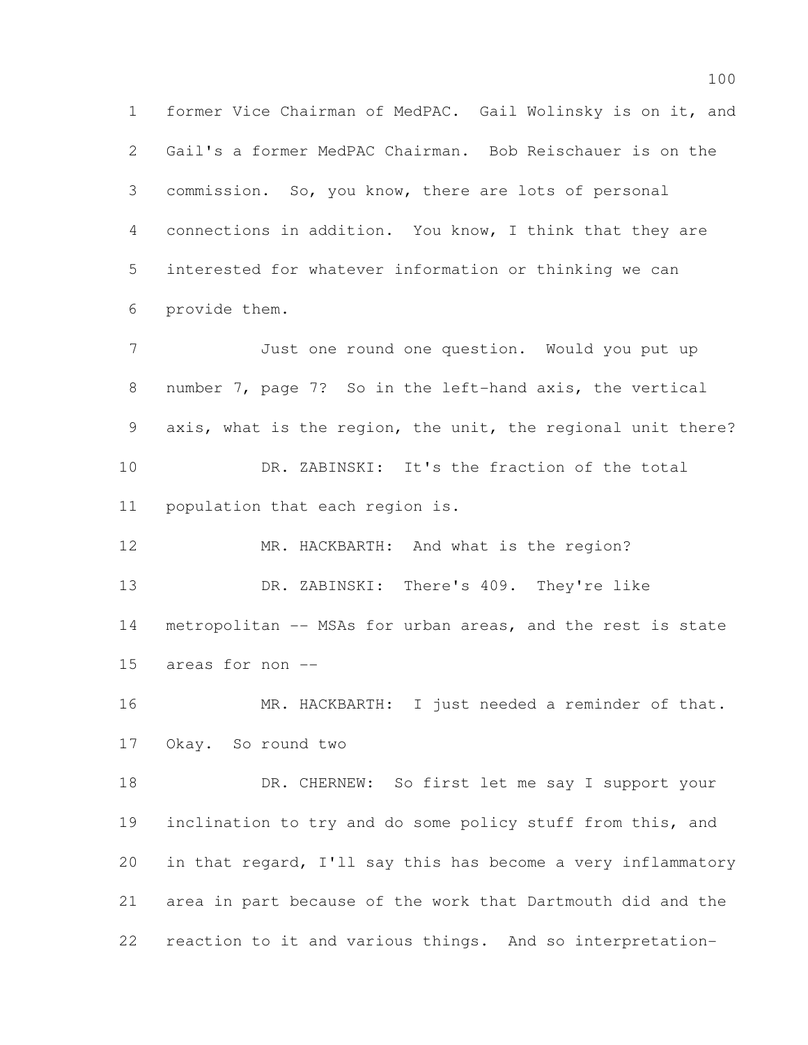former Vice Chairman of MedPAC. Gail Wolinsky is on it, and Gail's a former MedPAC Chairman. Bob Reischauer is on the commission. So, you know, there are lots of personal connections in addition. You know, I think that they are interested for whatever information or thinking we can provide them.

Just one round one question. Would you put up number 7, page 7? So in the left-hand axis, the vertical axis, what is the region, the unit, the regional unit there?

DR. ZABINSKI: It's the fraction of the total population that each region is.

MR. HACKBARTH: And what is the region?

DR. ZABINSKI: There's 409. They're like metropolitan -- MSAs for urban areas, and the rest is state areas for non --

MR. HACKBARTH: I just needed a reminder of that. Okay. So round two

DR. CHERNEW: So first let me say I support your inclination to try and do some policy stuff from this, and in that regard, I'll say this has become a very inflammatory area in part because of the work that Dartmouth did and the reaction to it and various things. And so interpretation-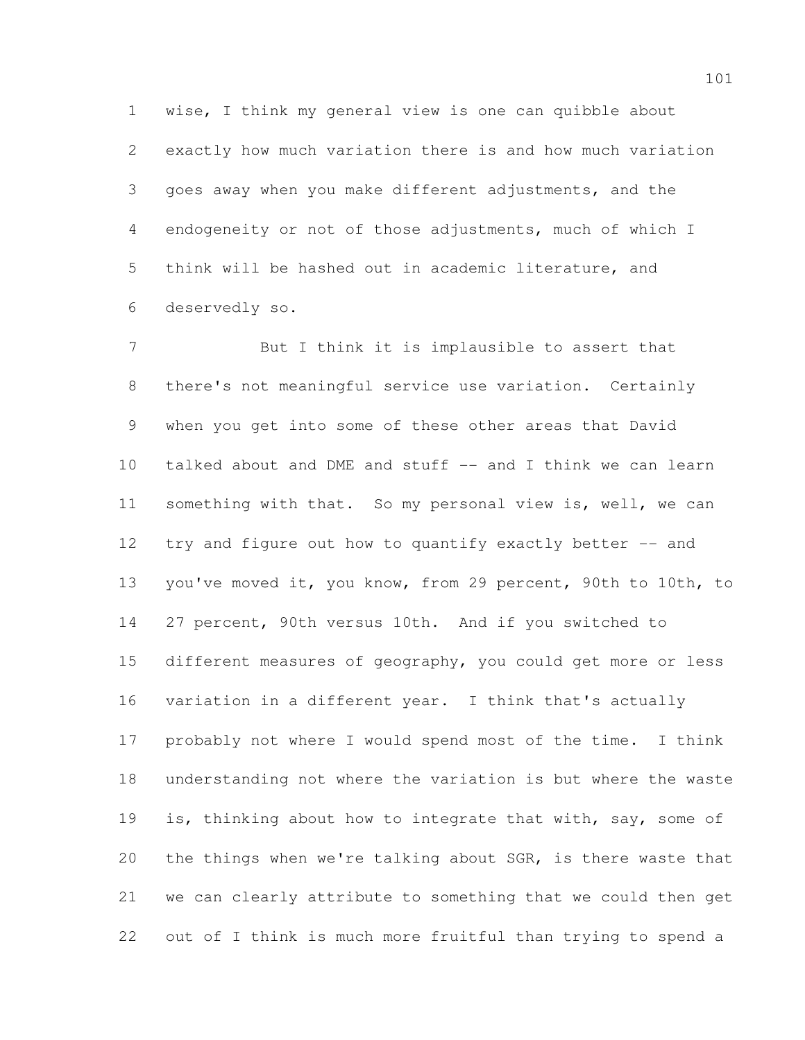wise, I think my general view is one can quibble about exactly how much variation there is and how much variation goes away when you make different adjustments, and the endogeneity or not of those adjustments, much of which I think will be hashed out in academic literature, and deservedly so.

But I think it is implausible to assert that there's not meaningful service use variation. Certainly when you get into some of these other areas that David talked about and DME and stuff -- and I think we can learn something with that. So my personal view is, well, we can try and figure out how to quantify exactly better -- and you've moved it, you know, from 29 percent, 90th to 10th, to 27 percent, 90th versus 10th. And if you switched to different measures of geography, you could get more or less variation in a different year. I think that's actually probably not where I would spend most of the time. I think understanding not where the variation is but where the waste is, thinking about how to integrate that with, say, some of the things when we're talking about SGR, is there waste that we can clearly attribute to something that we could then get out of I think is much more fruitful than trying to spend a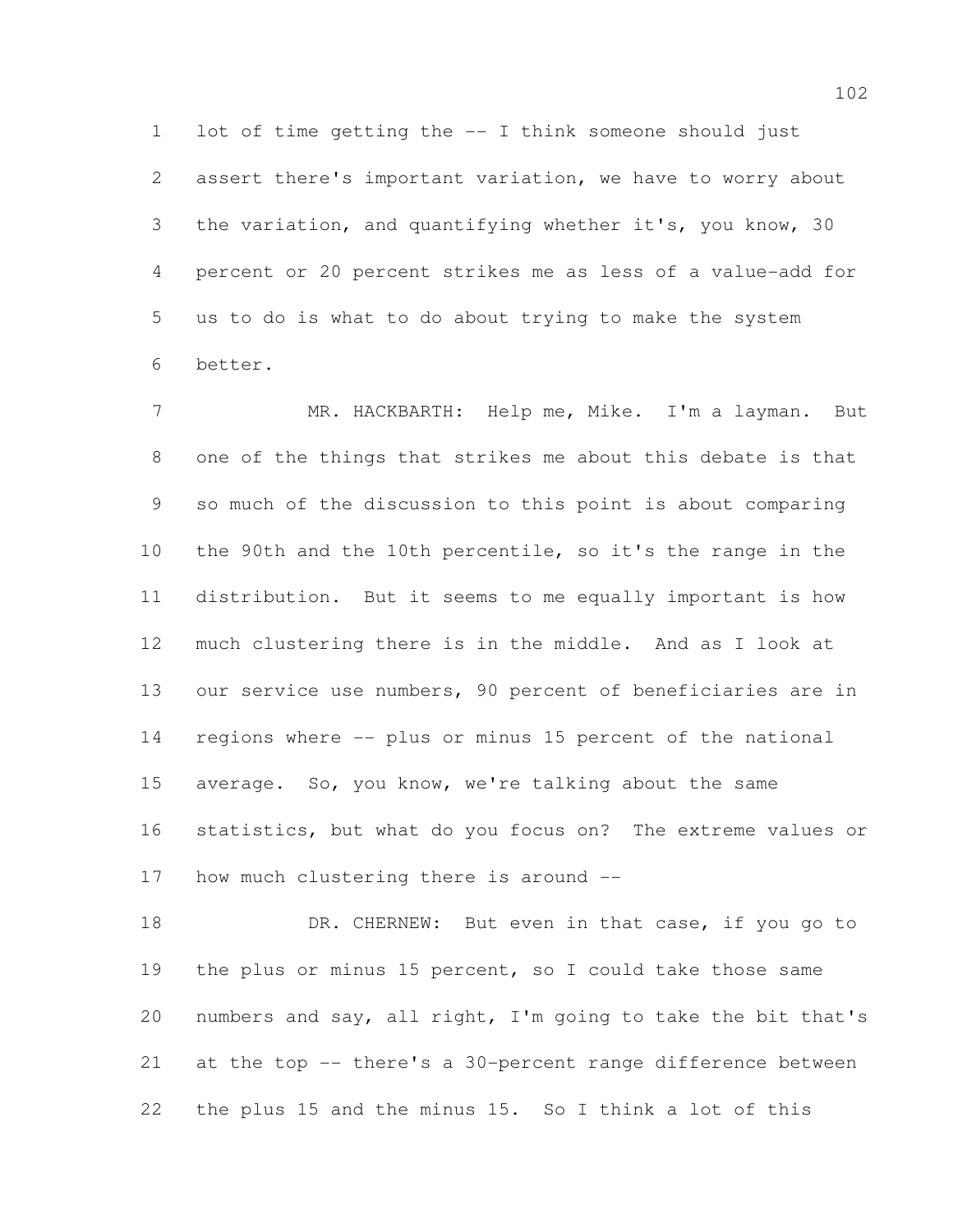lot of time getting the -- I think someone should just assert there's important variation, we have to worry about the variation, and quantifying whether it's, you know, 30 percent or 20 percent strikes me as less of a value-add for us to do is what to do about trying to make the system better.

MR. HACKBARTH: Help me, Mike. I'm a layman. But one of the things that strikes me about this debate is that so much of the discussion to this point is about comparing the 90th and the 10th percentile, so it's the range in the distribution. But it seems to me equally important is how much clustering there is in the middle. And as I look at our service use numbers, 90 percent of beneficiaries are in regions where -- plus or minus 15 percent of the national average. So, you know, we're talking about the same statistics, but what do you focus on? The extreme values or how much clustering there is around --

DR. CHERNEW: But even in that case, if you go to the plus or minus 15 percent, so I could take those same numbers and say, all right, I'm going to take the bit that's at the top -- there's a 30-percent range difference between the plus 15 and the minus 15. So I think a lot of this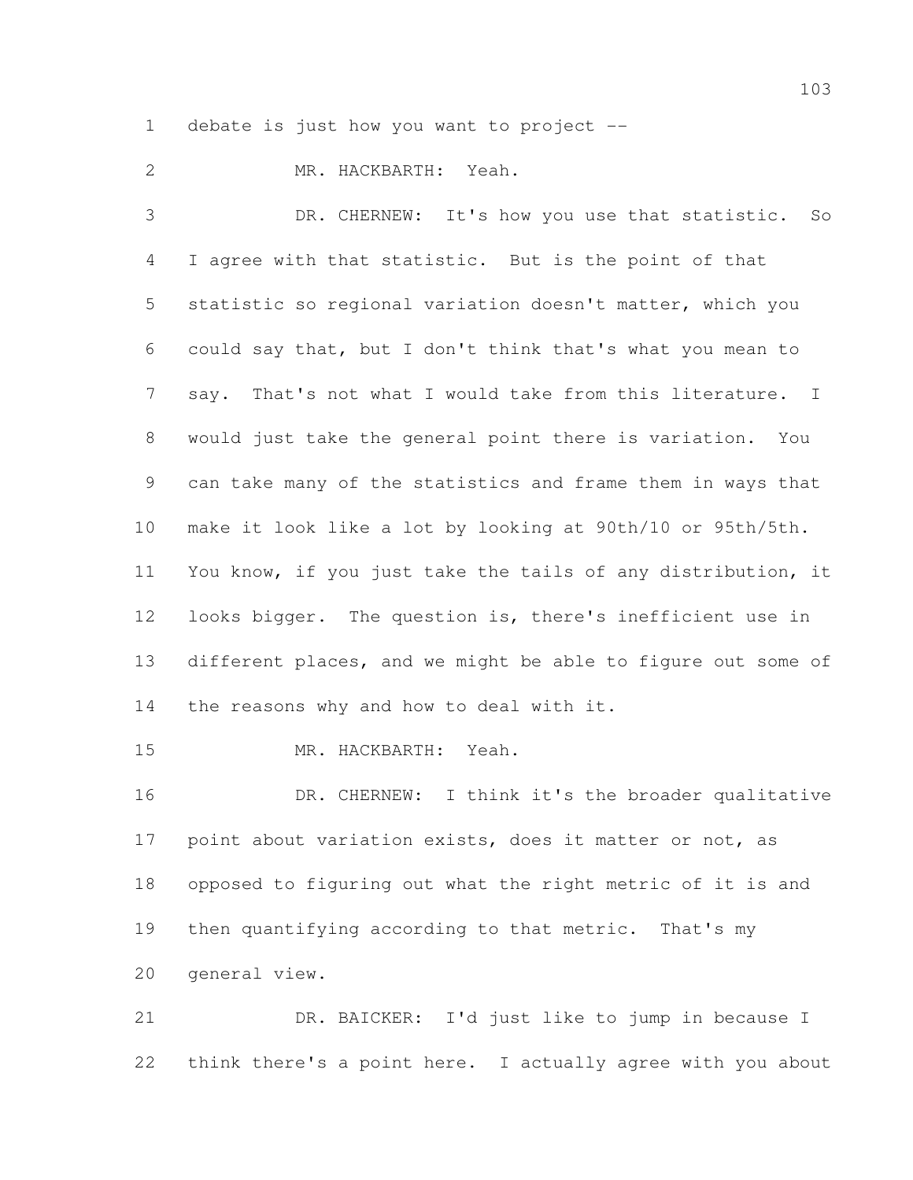debate is just how you want to project --

MR. HACKBARTH: Yeah.

DR. CHERNEW: It's how you use that statistic. So I agree with that statistic. But is the point of that statistic so regional variation doesn't matter, which you could say that, but I don't think that's what you mean to say. That's not what I would take from this literature. I would just take the general point there is variation. You can take many of the statistics and frame them in ways that make it look like a lot by looking at 90th/10 or 95th/5th. You know, if you just take the tails of any distribution, it looks bigger. The question is, there's inefficient use in different places, and we might be able to figure out some of the reasons why and how to deal with it.

MR. HACKBARTH: Yeah.

DR. CHERNEW: I think it's the broader qualitative point about variation exists, does it matter or not, as opposed to figuring out what the right metric of it is and then quantifying according to that metric. That's my general view.

DR. BAICKER: I'd just like to jump in because I think there's a point here. I actually agree with you about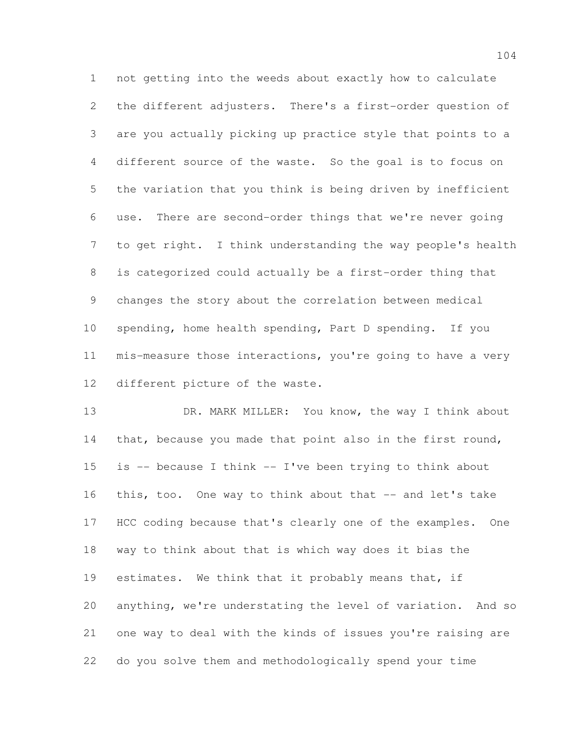not getting into the weeds about exactly how to calculate the different adjusters. There's a first-order question of are you actually picking up practice style that points to a different source of the waste. So the goal is to focus on the variation that you think is being driven by inefficient use. There are second-order things that we're never going to get right. I think understanding the way people's health is categorized could actually be a first-order thing that changes the story about the correlation between medical spending, home health spending, Part D spending. If you mis-measure those interactions, you're going to have a very different picture of the waste.

DR. MARK MILLER: You know, the way I think about that, because you made that point also in the first round, is -- because I think -- I've been trying to think about this, too. One way to think about that -- and let's take HCC coding because that's clearly one of the examples. One way to think about that is which way does it bias the estimates. We think that it probably means that, if anything, we're understating the level of variation. And so one way to deal with the kinds of issues you're raising are do you solve them and methodologically spend your time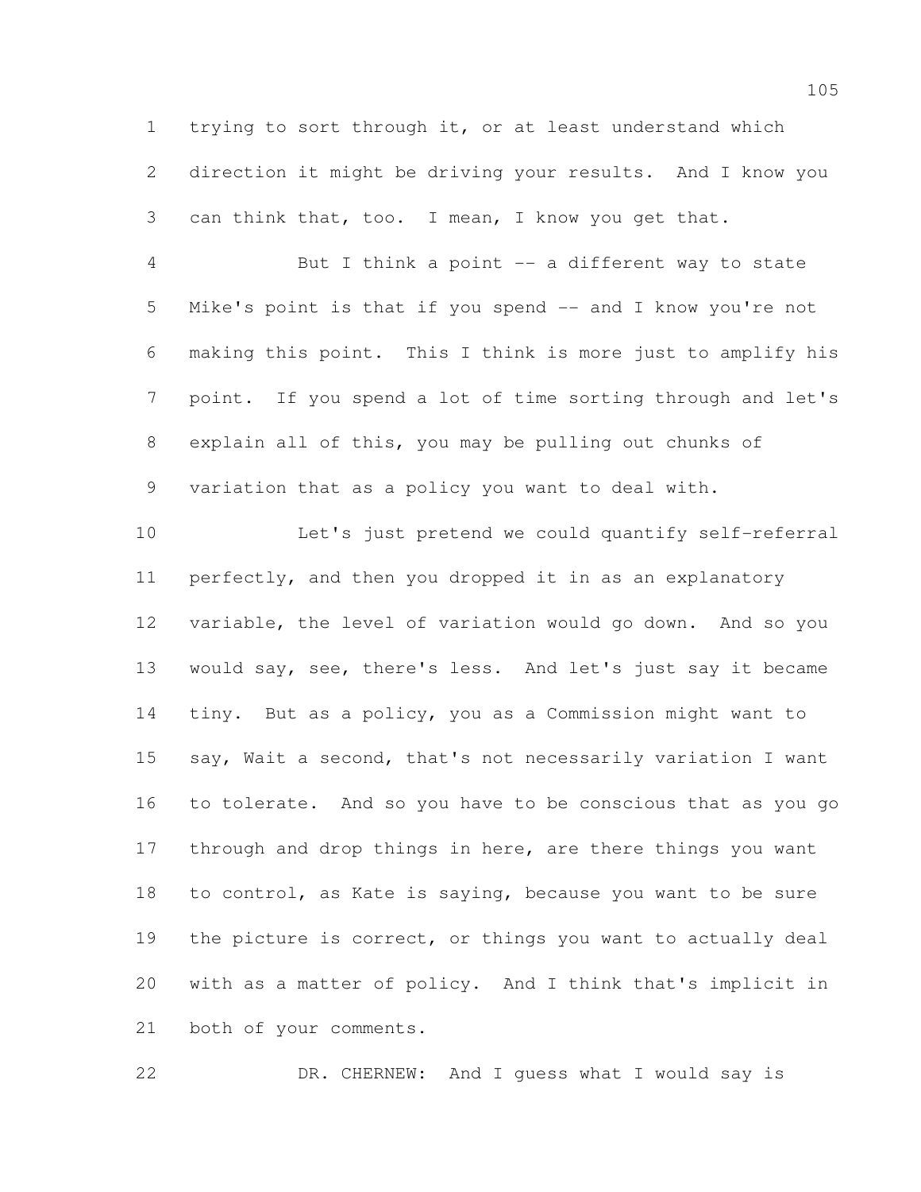trying to sort through it, or at least understand which direction it might be driving your results. And I know you can think that, too. I mean, I know you get that.

But I think a point -- a different way to state Mike's point is that if you spend -- and I know you're not making this point. This I think is more just to amplify his point. If you spend a lot of time sorting through and let's explain all of this, you may be pulling out chunks of variation that as a policy you want to deal with.

Let's just pretend we could quantify self-referral perfectly, and then you dropped it in as an explanatory variable, the level of variation would go down. And so you would say, see, there's less. And let's just say it became tiny. But as a policy, you as a Commission might want to say, Wait a second, that's not necessarily variation I want to tolerate. And so you have to be conscious that as you go through and drop things in here, are there things you want to control, as Kate is saying, because you want to be sure the picture is correct, or things you want to actually deal with as a matter of policy. And I think that's implicit in both of your comments.

DR. CHERNEW: And I guess what I would say is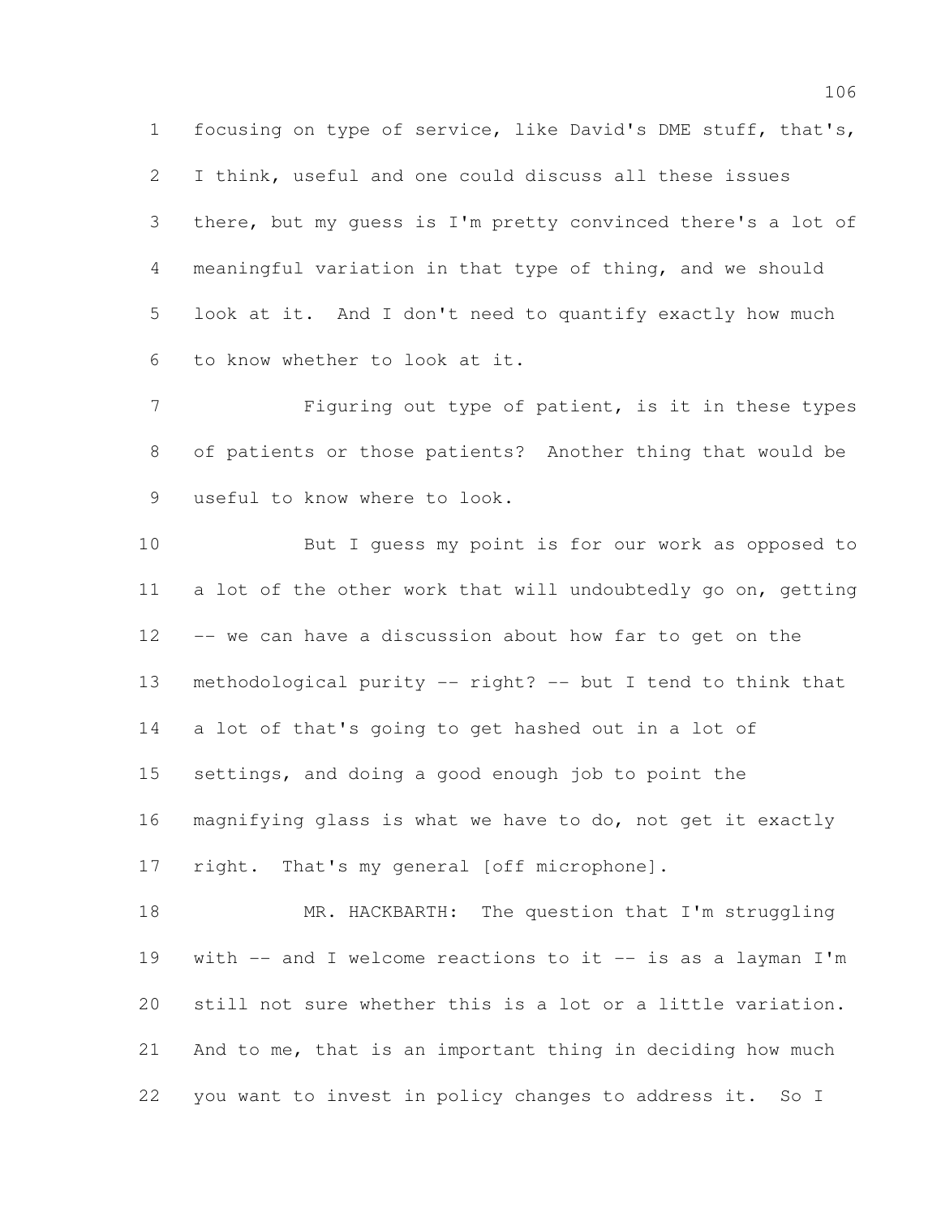focusing on type of service, like David's DME stuff, that's, I think, useful and one could discuss all these issues there, but my guess is I'm pretty convinced there's a lot of meaningful variation in that type of thing, and we should look at it. And I don't need to quantify exactly how much to know whether to look at it.

Figuring out type of patient, is it in these types of patients or those patients? Another thing that would be useful to know where to look.

But I guess my point is for our work as opposed to a lot of the other work that will undoubtedly go on, getting -- we can have a discussion about how far to get on the methodological purity -- right? -- but I tend to think that a lot of that's going to get hashed out in a lot of settings, and doing a good enough job to point the magnifying glass is what we have to do, not get it exactly right. That's my general [off microphone].

MR. HACKBARTH: The question that I'm struggling with -- and I welcome reactions to it -- is as a layman I'm still not sure whether this is a lot or a little variation. And to me, that is an important thing in deciding how much you want to invest in policy changes to address it. So I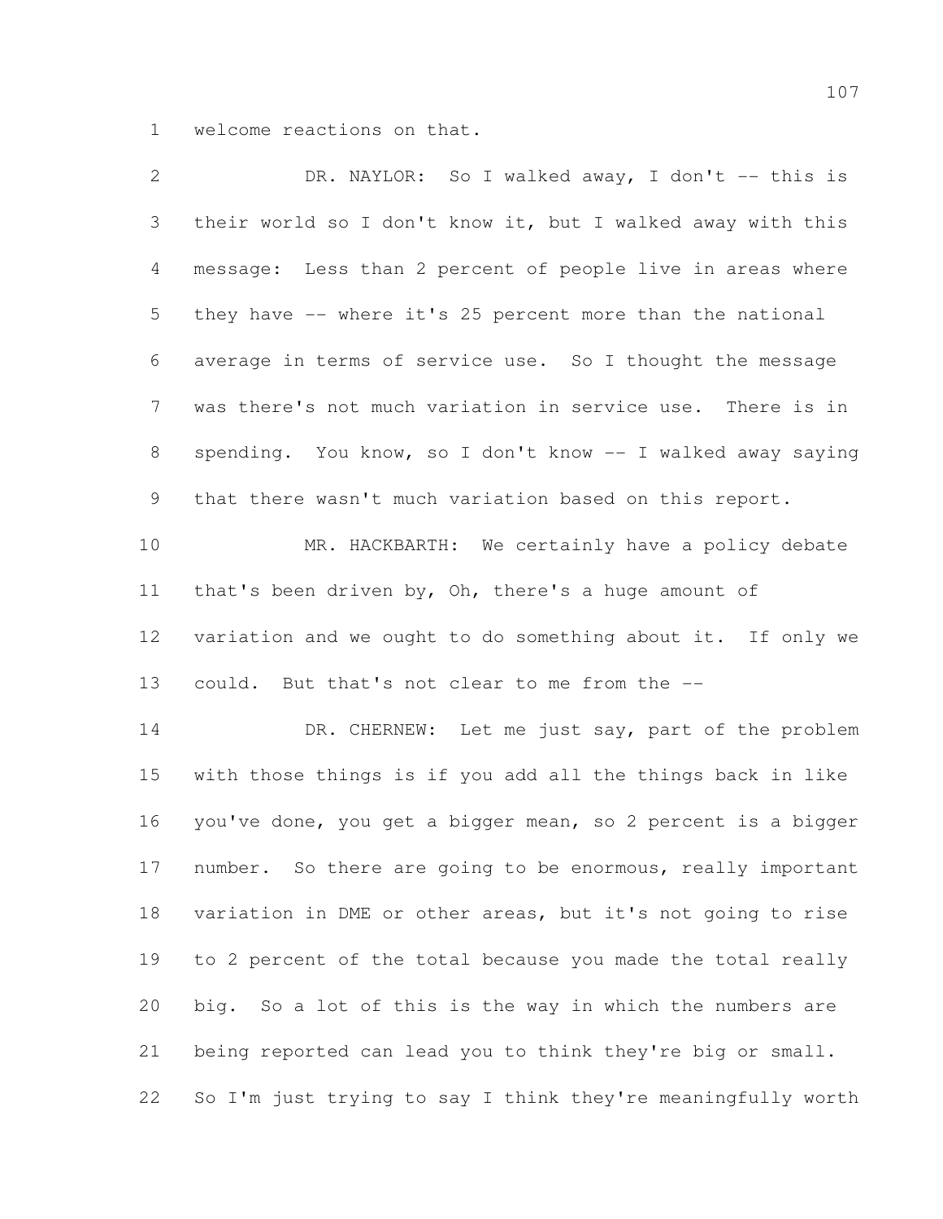welcome reactions on that.

DR. NAYLOR: So I walked away, I don't -- this is their world so I don't know it, but I walked away with this message: Less than 2 percent of people live in areas where they have -- where it's 25 percent more than the national average in terms of service use. So I thought the message was there's not much variation in service use. There is in spending. You know, so I don't know -- I walked away saying that there wasn't much variation based on this report.

MR. HACKBARTH: We certainly have a policy debate that's been driven by, Oh, there's a huge amount of variation and we ought to do something about it. If only we could. But that's not clear to me from the --

DR. CHERNEW: Let me just say, part of the problem with those things is if you add all the things back in like you've done, you get a bigger mean, so 2 percent is a bigger number. So there are going to be enormous, really important variation in DME or other areas, but it's not going to rise to 2 percent of the total because you made the total really big. So a lot of this is the way in which the numbers are being reported can lead you to think they're big or small. So I'm just trying to say I think they're meaningfully worth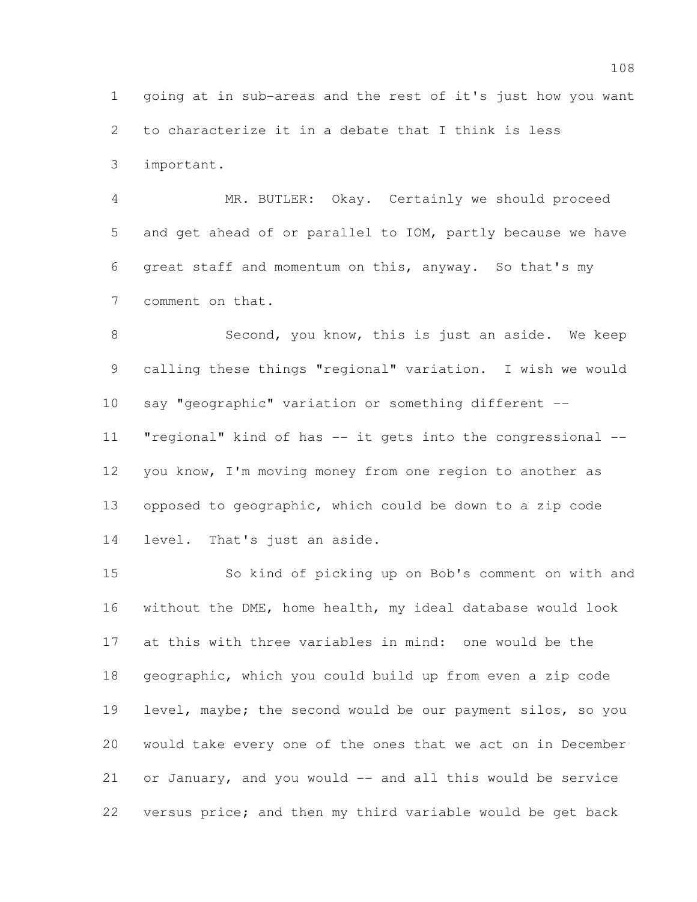going at in sub-areas and the rest of it's just how you want to characterize it in a debate that I think is less important.

MR. BUTLER: Okay. Certainly we should proceed and get ahead of or parallel to IOM, partly because we have great staff and momentum on this, anyway. So that's my comment on that.

Second, you know, this is just an aside. We keep calling these things "regional" variation. I wish we would say "geographic" variation or something different -- "regional" kind of has -- it gets into the congressional -- you know, I'm moving money from one region to another as opposed to geographic, which could be down to a zip code level. That's just an aside.

So kind of picking up on Bob's comment on with and without the DME, home health, my ideal database would look at this with three variables in mind: one would be the geographic, which you could build up from even a zip code level, maybe; the second would be our payment silos, so you would take every one of the ones that we act on in December or January, and you would -- and all this would be service versus price; and then my third variable would be get back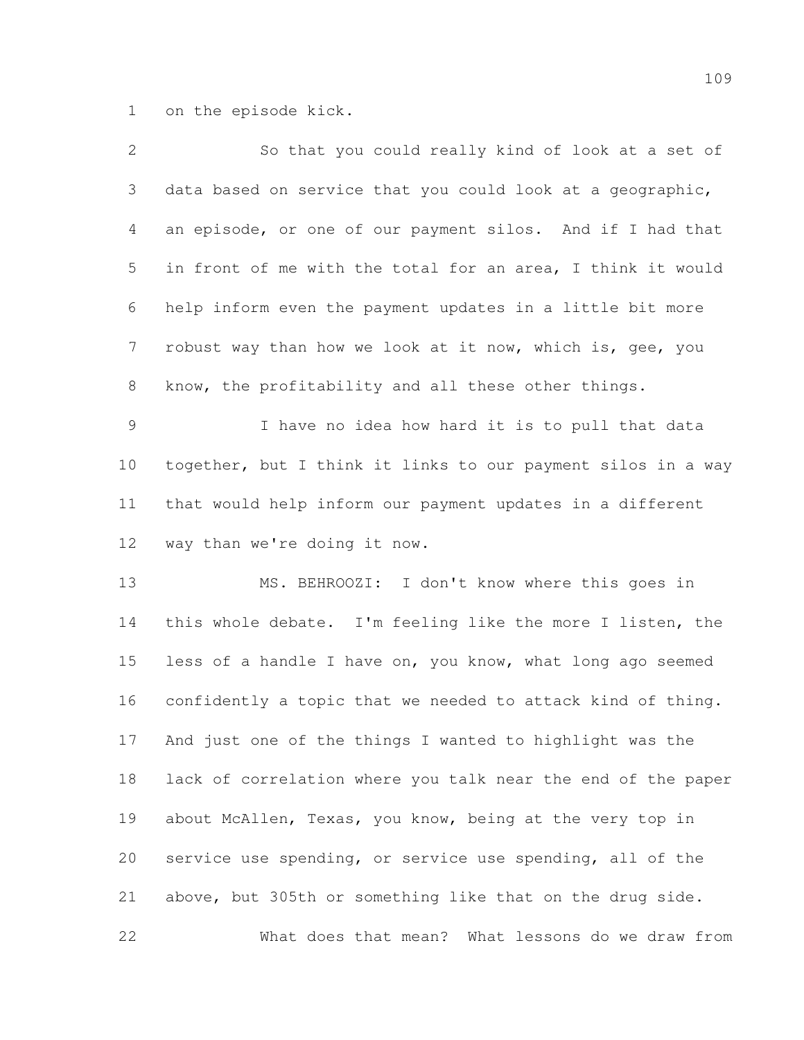on the episode kick.

So that you could really kind of look at a set of data based on service that you could look at a geographic, an episode, or one of our payment silos. And if I had that in front of me with the total for an area, I think it would help inform even the payment updates in a little bit more robust way than how we look at it now, which is, gee, you know, the profitability and all these other things.

I have no idea how hard it is to pull that data together, but I think it links to our payment silos in a way that would help inform our payment updates in a different way than we're doing it now.

MS. BEHROOZI: I don't know where this goes in this whole debate. I'm feeling like the more I listen, the less of a handle I have on, you know, what long ago seemed confidently a topic that we needed to attack kind of thing. And just one of the things I wanted to highlight was the lack of correlation where you talk near the end of the paper about McAllen, Texas, you know, being at the very top in service use spending, or service use spending, all of the above, but 305th or something like that on the drug side.

What does that mean? What lessons do we draw from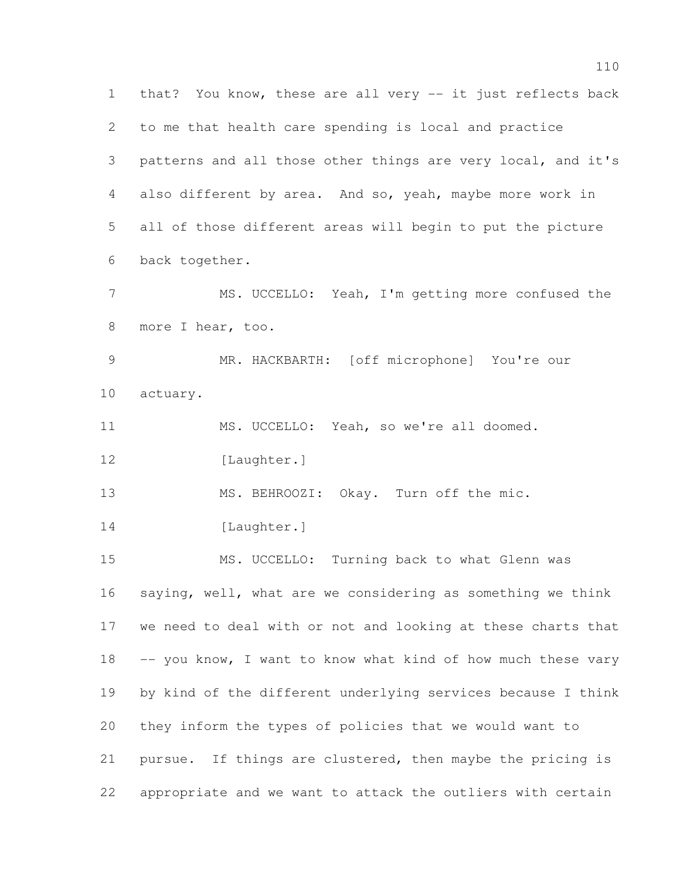that? You know, these are all very -- it just reflects back to me that health care spending is local and practice patterns and all those other things are very local, and it's also different by area. And so, yeah, maybe more work in all of those different areas will begin to put the picture back together.

MS. UCCELLO: Yeah, I'm getting more confused the more I hear, too.

MR. HACKBARTH: [off microphone] You're our actuary.

MS. UCCELLO: Yeah, so we're all doomed.

[Laughter.]

MS. BEHROOZI: Okay. Turn off the mic.

[Laughter.]

MS. UCCELLO: Turning back to what Glenn was saying, well, what are we considering as something we think we need to deal with or not and looking at these charts that -- you know, I want to know what kind of how much these vary by kind of the different underlying services because I think they inform the types of policies that we would want to pursue. If things are clustered, then maybe the pricing is appropriate and we want to attack the outliers with certain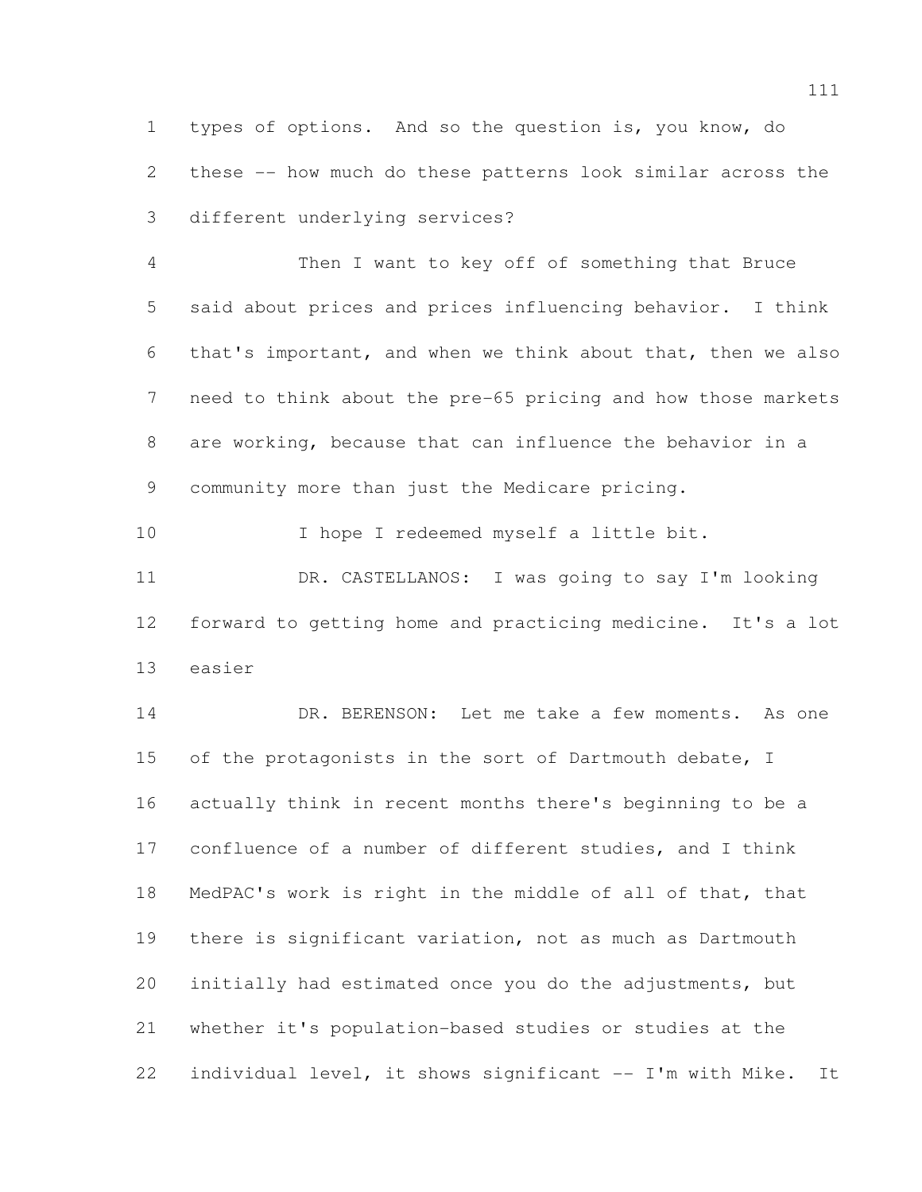types of options. And so the question is, you know, do these -- how much do these patterns look similar across the different underlying services?

Then I want to key off of something that Bruce said about prices and prices influencing behavior. I think that's important, and when we think about that, then we also need to think about the pre-65 pricing and how those markets are working, because that can influence the behavior in a community more than just the Medicare pricing.

I hope I redeemed myself a little bit.

DR. CASTELLANOS: I was going to say I'm looking forward to getting home and practicing medicine. It's a lot easier

DR. BERENSON: Let me take a few moments. As one of the protagonists in the sort of Dartmouth debate, I actually think in recent months there's beginning to be a confluence of a number of different studies, and I think MedPAC's work is right in the middle of all of that, that there is significant variation, not as much as Dartmouth initially had estimated once you do the adjustments, but whether it's population-based studies or studies at the individual level, it shows significant -- I'm with Mike. It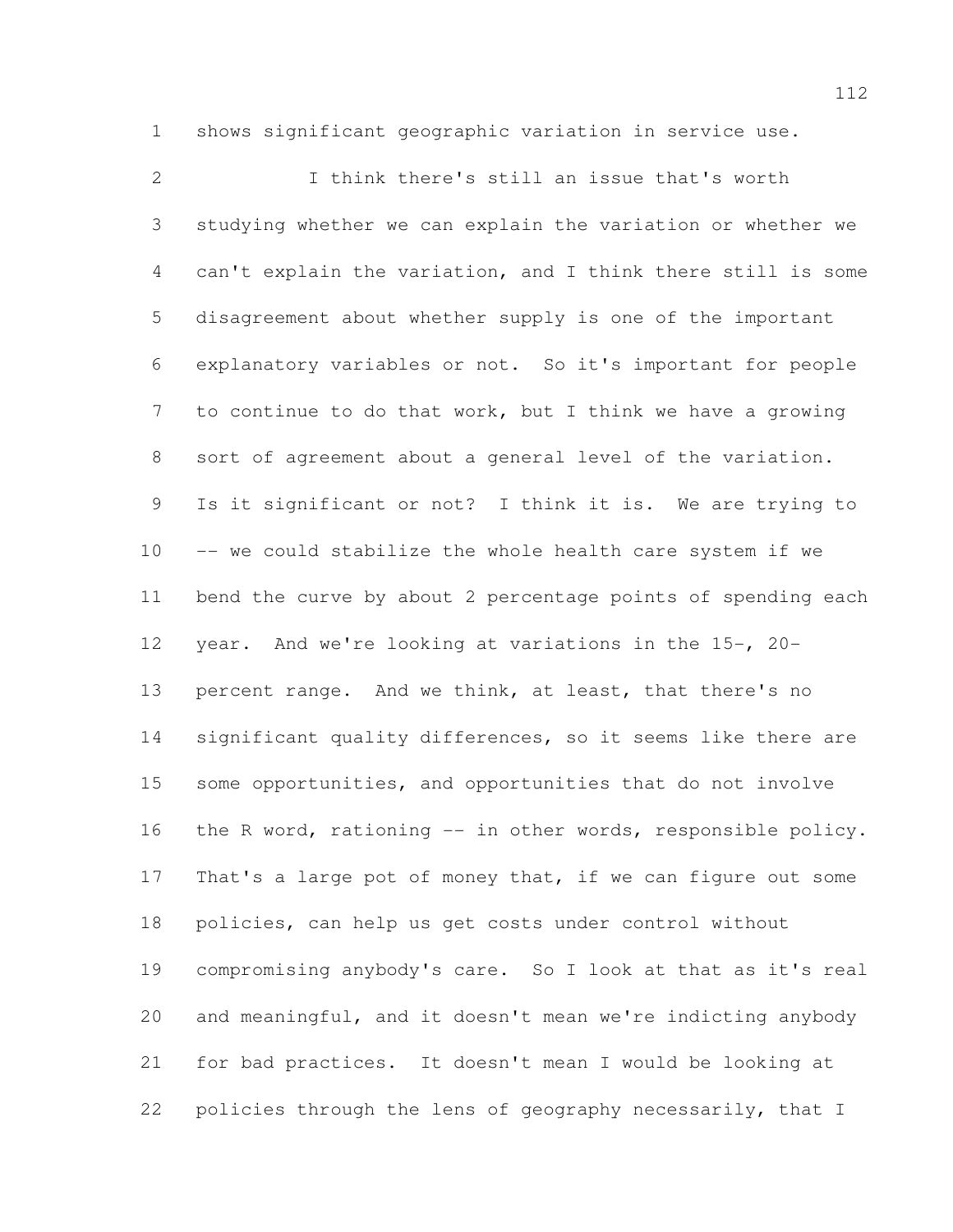shows significant geographic variation in service use.

I think there's still an issue that's worth studying whether we can explain the variation or whether we can't explain the variation, and I think there still is some disagreement about whether supply is one of the important explanatory variables or not. So it's important for people to continue to do that work, but I think we have a growing sort of agreement about a general level of the variation. Is it significant or not? I think it is. We are trying to -- we could stabilize the whole health care system if we bend the curve by about 2 percentage points of spending each year. And we're looking at variations in the 15-, 20-percent range. And we think, at least, that there's no significant quality differences, so it seems like there are some opportunities, and opportunities that do not involve the R word, rationing -- in other words, responsible policy. That's a large pot of money that, if we can figure out some policies, can help us get costs under control without compromising anybody's care. So I look at that as it's real and meaningful, and it doesn't mean we're indicting anybody for bad practices. It doesn't mean I would be looking at policies through the lens of geography necessarily, that I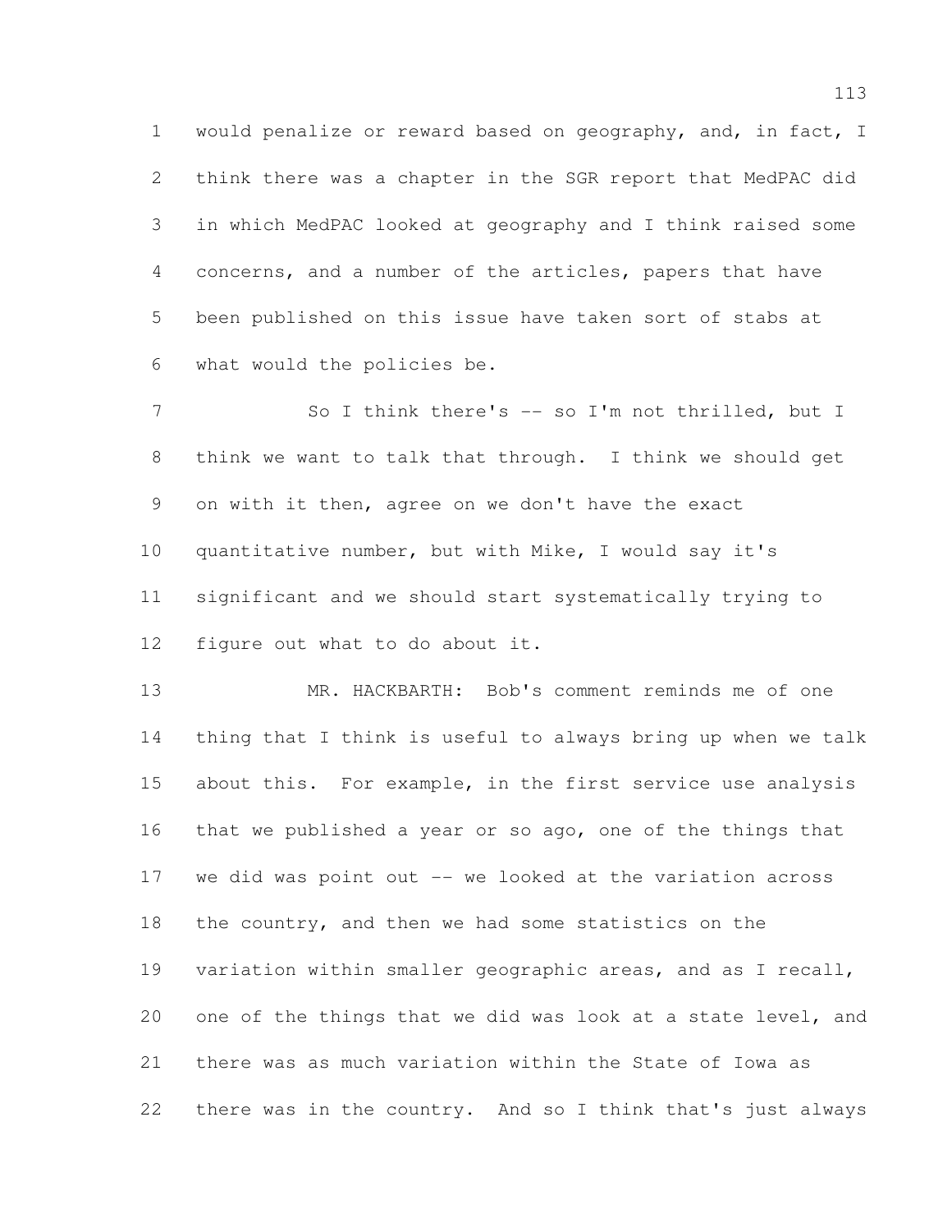would penalize or reward based on geography, and, in fact, I think there was a chapter in the SGR report that MedPAC did in which MedPAC looked at geography and I think raised some concerns, and a number of the articles, papers that have been published on this issue have taken sort of stabs at what would the policies be.

So I think there's -- so I'm not thrilled, but I think we want to talk that through. I think we should get on with it then, agree on we don't have the exact quantitative number, but with Mike, I would say it's significant and we should start systematically trying to figure out what to do about it.

MR. HACKBARTH: Bob's comment reminds me of one thing that I think is useful to always bring up when we talk about this. For example, in the first service use analysis that we published a year or so ago, one of the things that we did was point out -- we looked at the variation across the country, and then we had some statistics on the variation within smaller geographic areas, and as I recall, one of the things that we did was look at a state level, and there was as much variation within the State of Iowa as there was in the country. And so I think that's just always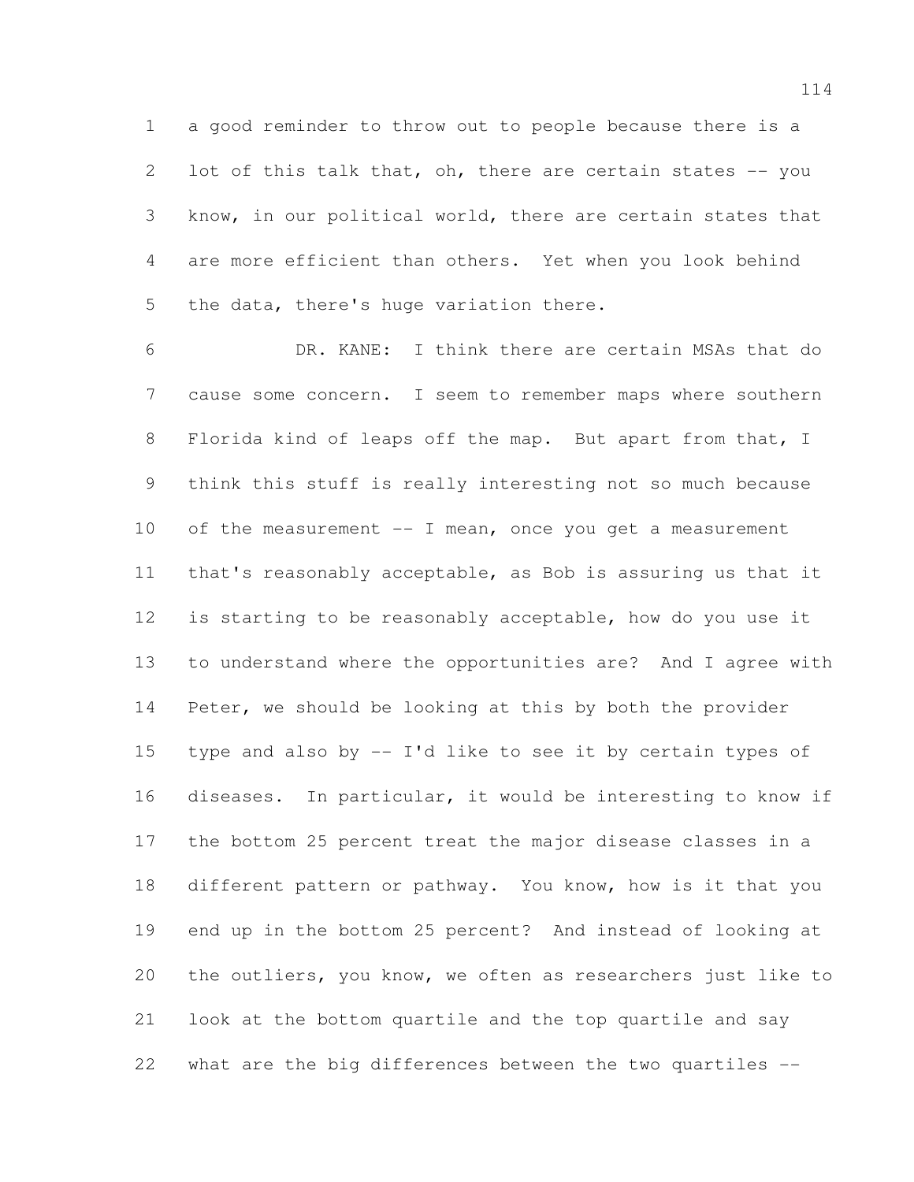a good reminder to throw out to people because there is a lot of this talk that, oh, there are certain states -- you know, in our political world, there are certain states that are more efficient than others. Yet when you look behind the data, there's huge variation there.

DR. KANE: I think there are certain MSAs that do cause some concern. I seem to remember maps where southern Florida kind of leaps off the map. But apart from that, I think this stuff is really interesting not so much because of the measurement -- I mean, once you get a measurement that's reasonably acceptable, as Bob is assuring us that it is starting to be reasonably acceptable, how do you use it to understand where the opportunities are? And I agree with Peter, we should be looking at this by both the provider type and also by -- I'd like to see it by certain types of diseases. In particular, it would be interesting to know if the bottom 25 percent treat the major disease classes in a different pattern or pathway. You know, how is it that you end up in the bottom 25 percent? And instead of looking at the outliers, you know, we often as researchers just like to look at the bottom quartile and the top quartile and say what are the big differences between the two quartiles --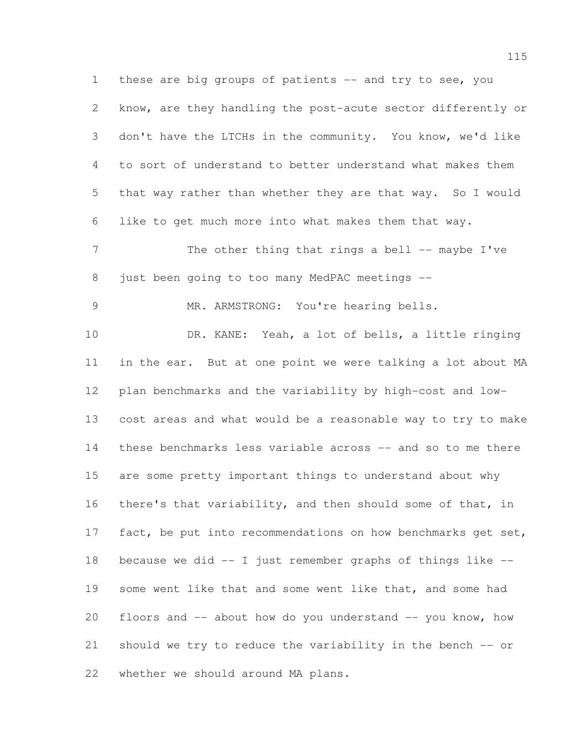these are big groups of patients -- and try to see, you know, are they handling the post-acute sector differently or don't have the LTCHs in the community. You know, we'd like to sort of understand to better understand what makes them that way rather than whether they are that way. So I would like to get much more into what makes them that way.

The other thing that rings a bell -- maybe I've just been going to too many MedPAC meetings --

MR. ARMSTRONG: You're hearing bells.

DR. KANE: Yeah, a lot of bells, a little ringing in the ear. But at one point we were talking a lot about MA plan benchmarks and the variability by high-cost and low-cost areas and what would be a reasonable way to try to make these benchmarks less variable across -- and so to me there are some pretty important things to understand about why there's that variability, and then should some of that, in fact, be put into recommendations on how benchmarks get set, because we did -- I just remember graphs of things like -- some went like that and some went like that, and some had floors and -- about how do you understand -- you know, how should we try to reduce the variability in the bench -- or whether we should around MA plans.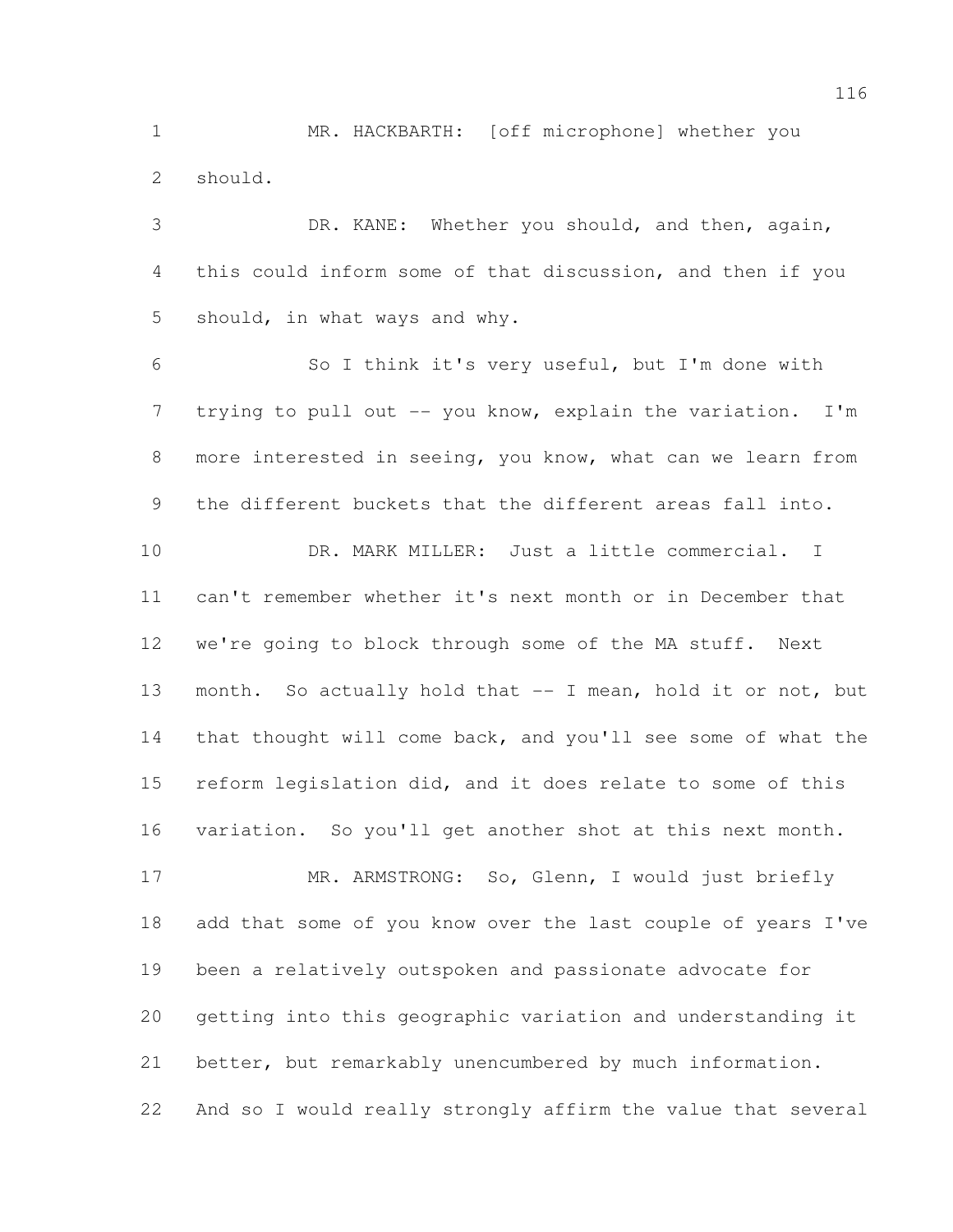MR. HACKBARTH: [off microphone] whether you should.

DR. KANE: Whether you should, and then, again, this could inform some of that discussion, and then if you should, in what ways and why.

So I think it's very useful, but I'm done with trying to pull out -- you know, explain the variation. I'm more interested in seeing, you know, what can we learn from the different buckets that the different areas fall into.

DR. MARK MILLER: Just a little commercial. I can't remember whether it's next month or in December that we're going to block through some of the MA stuff. Next month. So actually hold that -- I mean, hold it or not, but that thought will come back, and you'll see some of what the reform legislation did, and it does relate to some of this variation. So you'll get another shot at this next month.

MR. ARMSTRONG: So, Glenn, I would just briefly add that some of you know over the last couple of years I've been a relatively outspoken and passionate advocate for getting into this geographic variation and understanding it better, but remarkably unencumbered by much information. And so I would really strongly affirm the value that several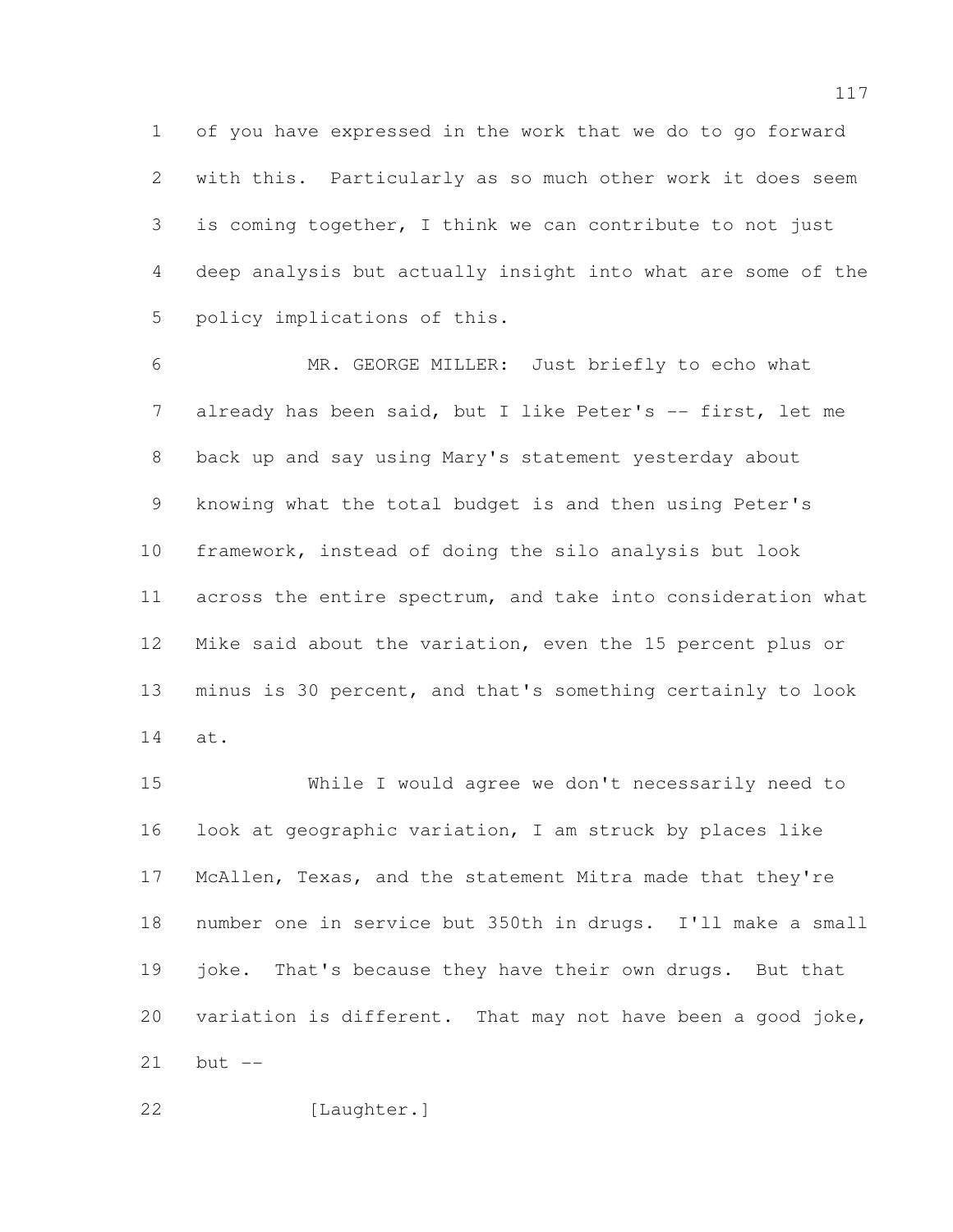of you have expressed in the work that we do to go forward with this. Particularly as so much other work it does seem is coming together, I think we can contribute to not just deep analysis but actually insight into what are some of the policy implications of this.

MR. GEORGE MILLER: Just briefly to echo what already has been said, but I like Peter's -- first, let me back up and say using Mary's statement yesterday about knowing what the total budget is and then using Peter's framework, instead of doing the silo analysis but look across the entire spectrum, and take into consideration what Mike said about the variation, even the 15 percent plus or minus is 30 percent, and that's something certainly to look at.

While I would agree we don't necessarily need to look at geographic variation, I am struck by places like McAllen, Texas, and the statement Mitra made that they're number one in service but 350th in drugs. I'll make a small joke. That's because they have their own drugs. But that variation is different. That may not have been a good joke, but --

[Laughter.]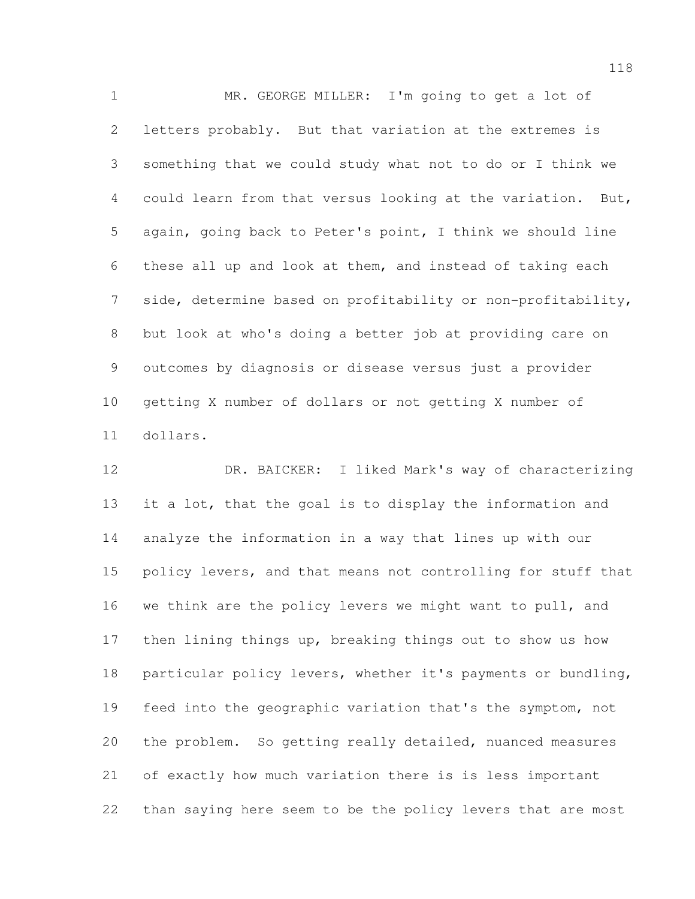MR. GEORGE MILLER: I'm going to get a lot of letters probably. But that variation at the extremes is something that we could study what not to do or I think we could learn from that versus looking at the variation. But, again, going back to Peter's point, I think we should line these all up and look at them, and instead of taking each side, determine based on profitability or non-profitability, but look at who's doing a better job at providing care on outcomes by diagnosis or disease versus just a provider getting X number of dollars or not getting X number of dollars.

DR. BAICKER: I liked Mark's way of characterizing it a lot, that the goal is to display the information and analyze the information in a way that lines up with our policy levers, and that means not controlling for stuff that we think are the policy levers we might want to pull, and then lining things up, breaking things out to show us how particular policy levers, whether it's payments or bundling, feed into the geographic variation that's the symptom, not the problem. So getting really detailed, nuanced measures of exactly how much variation there is is less important than saying here seem to be the policy levers that are most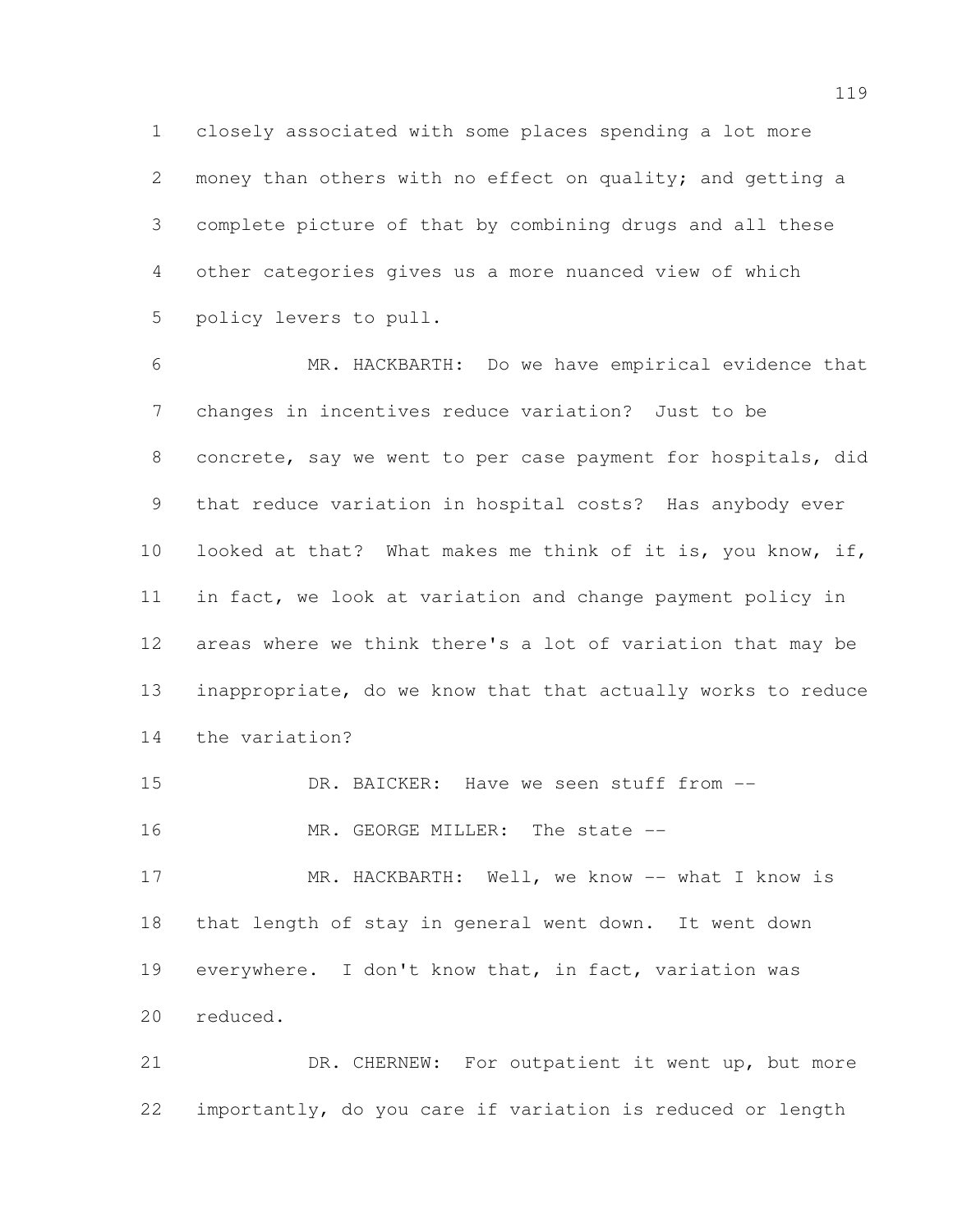closely associated with some places spending a lot more money than others with no effect on quality; and getting a complete picture of that by combining drugs and all these other categories gives us a more nuanced view of which policy levers to pull.

MR. HACKBARTH: Do we have empirical evidence that changes in incentives reduce variation? Just to be concrete, say we went to per case payment for hospitals, did that reduce variation in hospital costs? Has anybody ever looked at that? What makes me think of it is, you know, if, in fact, we look at variation and change payment policy in areas where we think there's a lot of variation that may be inappropriate, do we know that that actually works to reduce the variation?

DR. BAICKER: Have we seen stuff from --

MR. GEORGE MILLER: The state --

MR. HACKBARTH: Well, we know -- what I know is that length of stay in general went down. It went down everywhere. I don't know that, in fact, variation was reduced.

DR. CHERNEW: For outpatient it went up, but more importantly, do you care if variation is reduced or length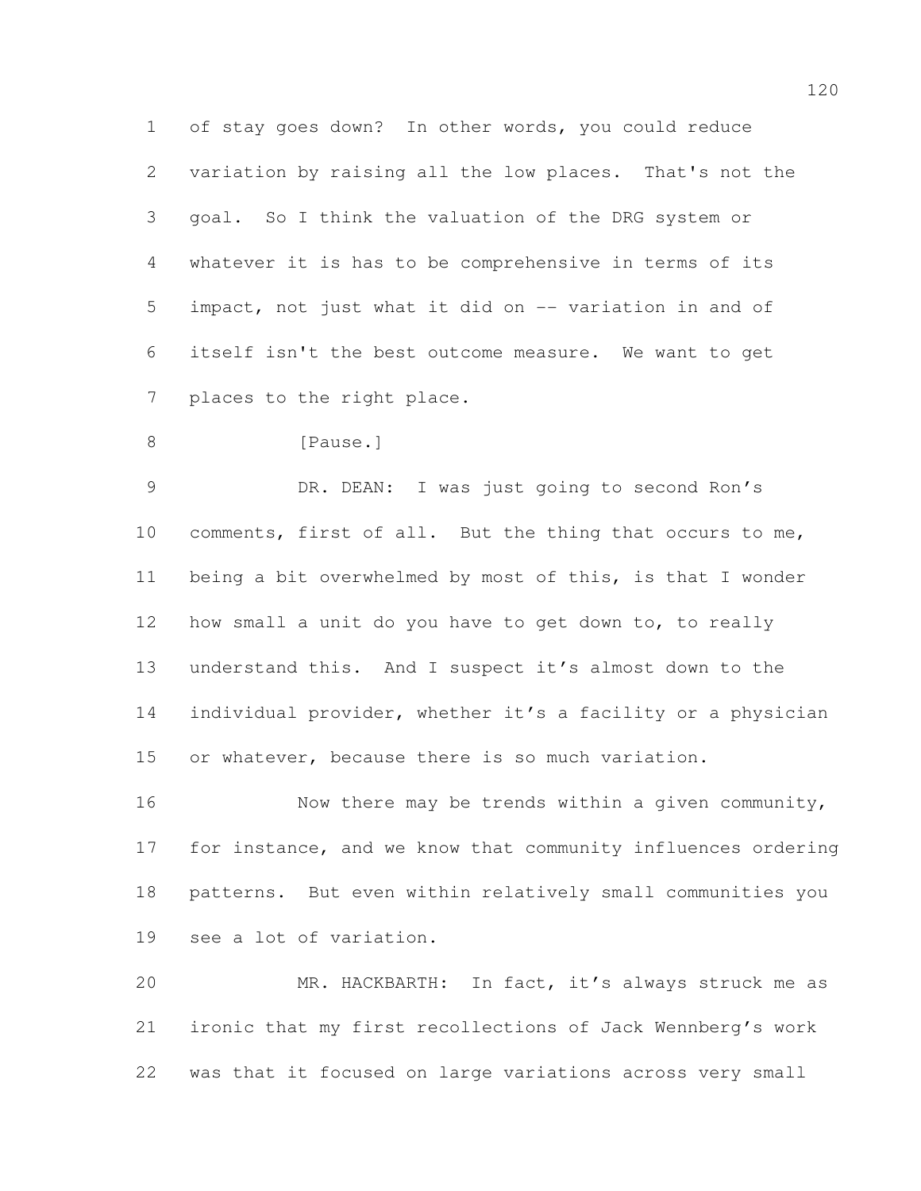of stay goes down? In other words, you could reduce variation by raising all the low places. That's not the goal. So I think the valuation of the DRG system or whatever it is has to be comprehensive in terms of its impact, not just what it did on -- variation in and of itself isn't the best outcome measure. We want to get places to the right place.

[Pause.]

DR. DEAN: I was just going to second Ron's comments, first of all. But the thing that occurs to me, being a bit overwhelmed by most of this, is that I wonder how small a unit do you have to get down to, to really understand this. And I suspect it's almost down to the individual provider, whether it's a facility or a physician or whatever, because there is so much variation.

Now there may be trends within a given community, for instance, and we know that community influences ordering patterns. But even within relatively small communities you see a lot of variation.

MR. HACKBARTH: In fact, it's always struck me as ironic that my first recollections of Jack Wennberg's work was that it focused on large variations across very small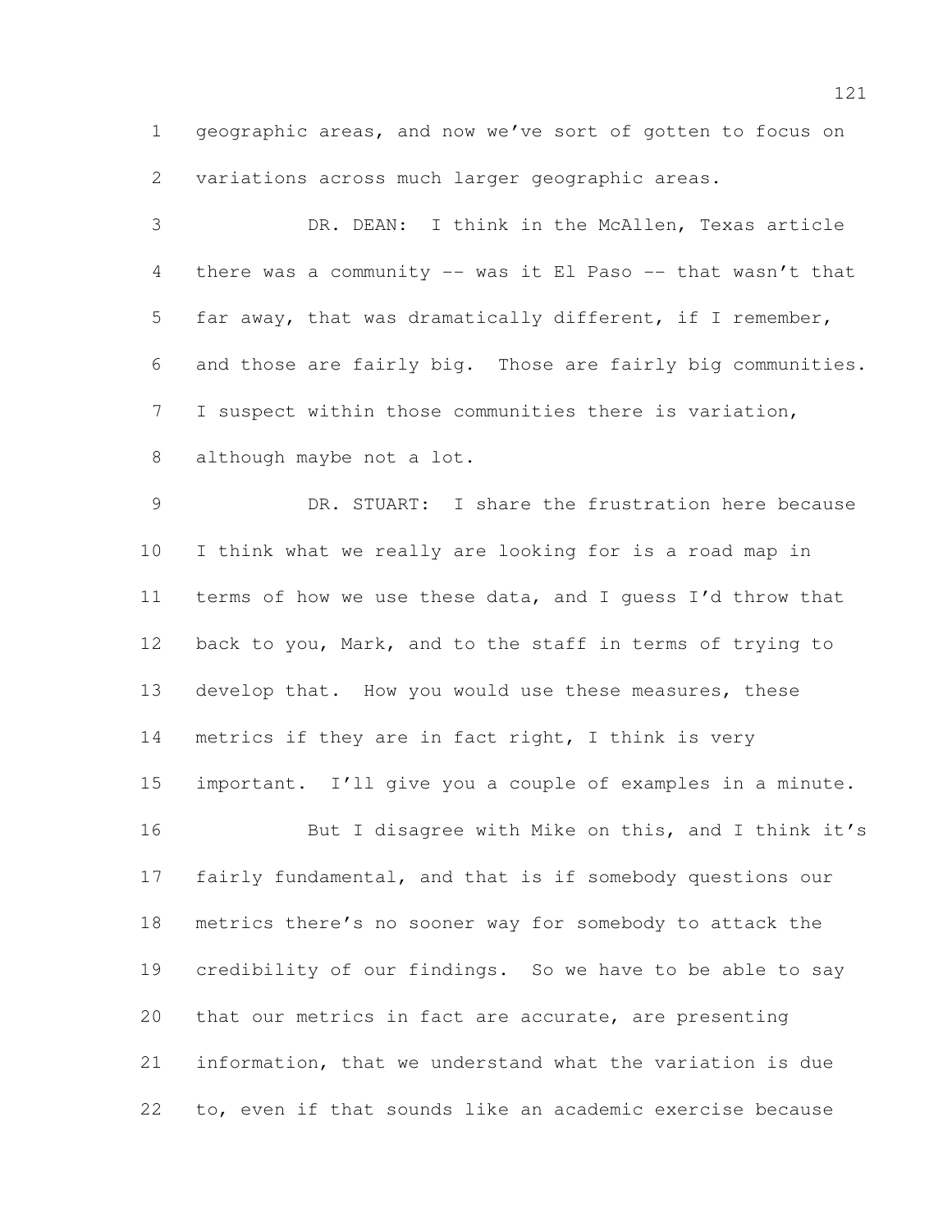geographic areas, and now we've sort of gotten to focus on variations across much larger geographic areas.

DR. DEAN: I think in the McAllen, Texas article there was a community -- was it El Paso -- that wasn't that far away, that was dramatically different, if I remember, and those are fairly big. Those are fairly big communities. I suspect within those communities there is variation, although maybe not a lot.

DR. STUART: I share the frustration here because I think what we really are looking for is a road map in terms of how we use these data, and I guess I'd throw that back to you, Mark, and to the staff in terms of trying to develop that. How you would use these measures, these metrics if they are in fact right, I think is very important. I'll give you a couple of examples in a minute.

But I disagree with Mike on this, and I think it's fairly fundamental, and that is if somebody questions our metrics there's no sooner way for somebody to attack the credibility of our findings. So we have to be able to say that our metrics in fact are accurate, are presenting information, that we understand what the variation is due to, even if that sounds like an academic exercise because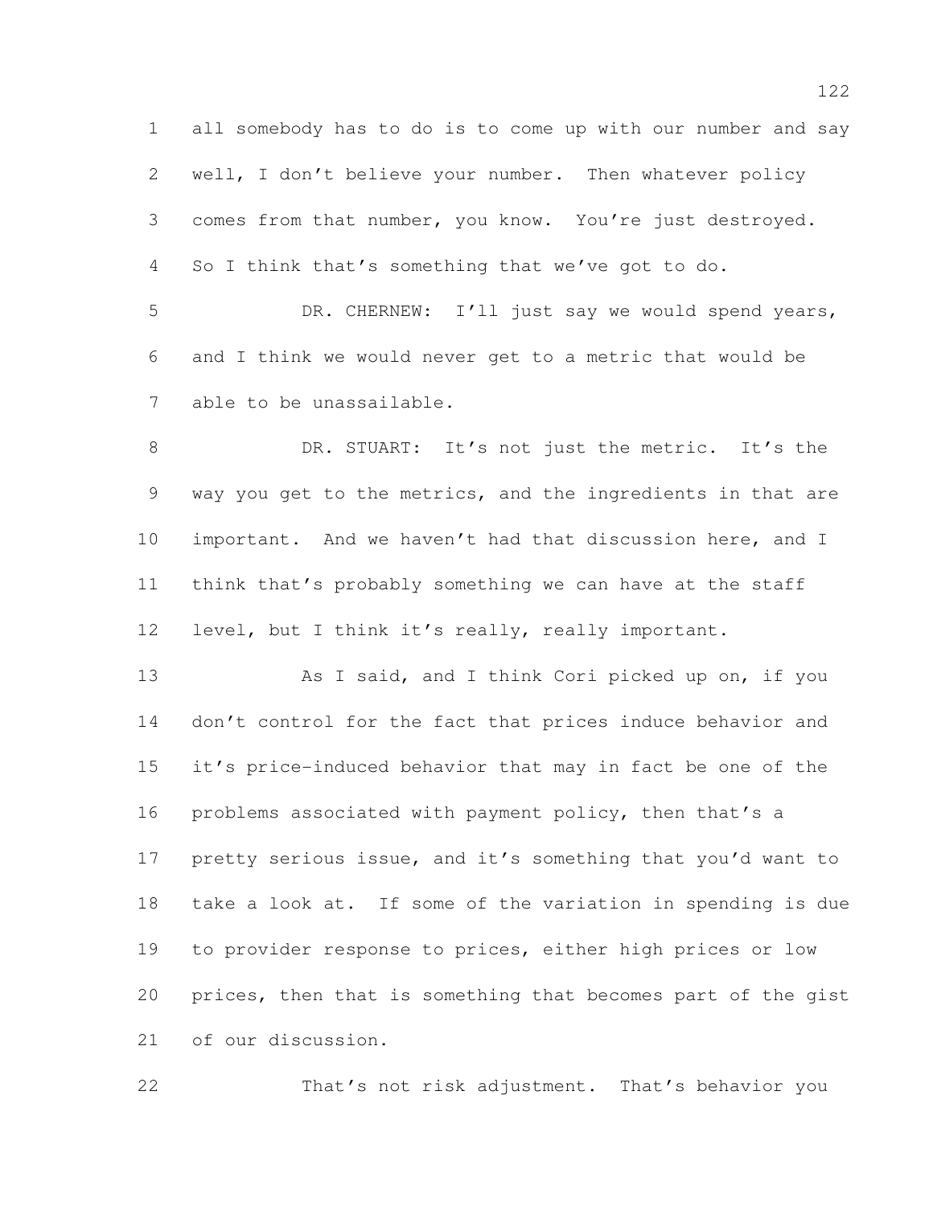all somebody has to do is to come up with our number and say well, I don't believe your number. Then whatever policy comes from that number, you know. You're just destroyed. So I think that's something that we've got to do.

DR. CHERNEW: I'll just say we would spend years, and I think we would never get to a metric that would be able to be unassailable.

DR. STUART: It's not just the metric. It's the way you get to the metrics, and the ingredients in that are important. And we haven't had that discussion here, and I think that's probably something we can have at the staff level, but I think it's really, really important.

As I said, and I think Cori picked up on, if you don't control for the fact that prices induce behavior and it's price-induced behavior that may in fact be one of the problems associated with payment policy, then that's a pretty serious issue, and it's something that you'd want to take a look at. If some of the variation in spending is due to provider response to prices, either high prices or low prices, then that is something that becomes part of the gist of our discussion.

That's not risk adjustment. That's behavior you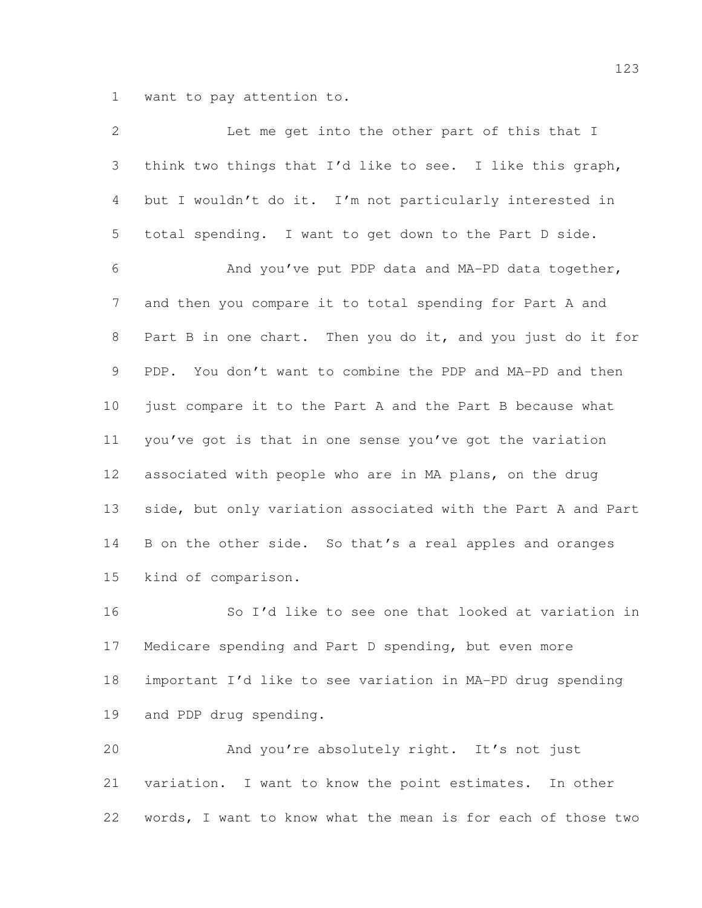want to pay attention to.

Let me get into the other part of this that I think two things that I'd like to see. I like this graph, but I wouldn't do it. I'm not particularly interested in total spending. I want to get down to the Part D side.

And you've put PDP data and MA-PD data together, and then you compare it to total spending for Part A and Part B in one chart. Then you do it, and you just do it for PDP. You don't want to combine the PDP and MA-PD and then just compare it to the Part A and the Part B because what you've got is that in one sense you've got the variation associated with people who are in MA plans, on the drug side, but only variation associated with the Part A and Part B on the other side. So that's a real apples and oranges kind of comparison.

So I'd like to see one that looked at variation in Medicare spending and Part D spending, but even more important I'd like to see variation in MA-PD drug spending and PDP drug spending.

And you're absolutely right. It's not just variation. I want to know the point estimates. In other words, I want to know what the mean is for each of those two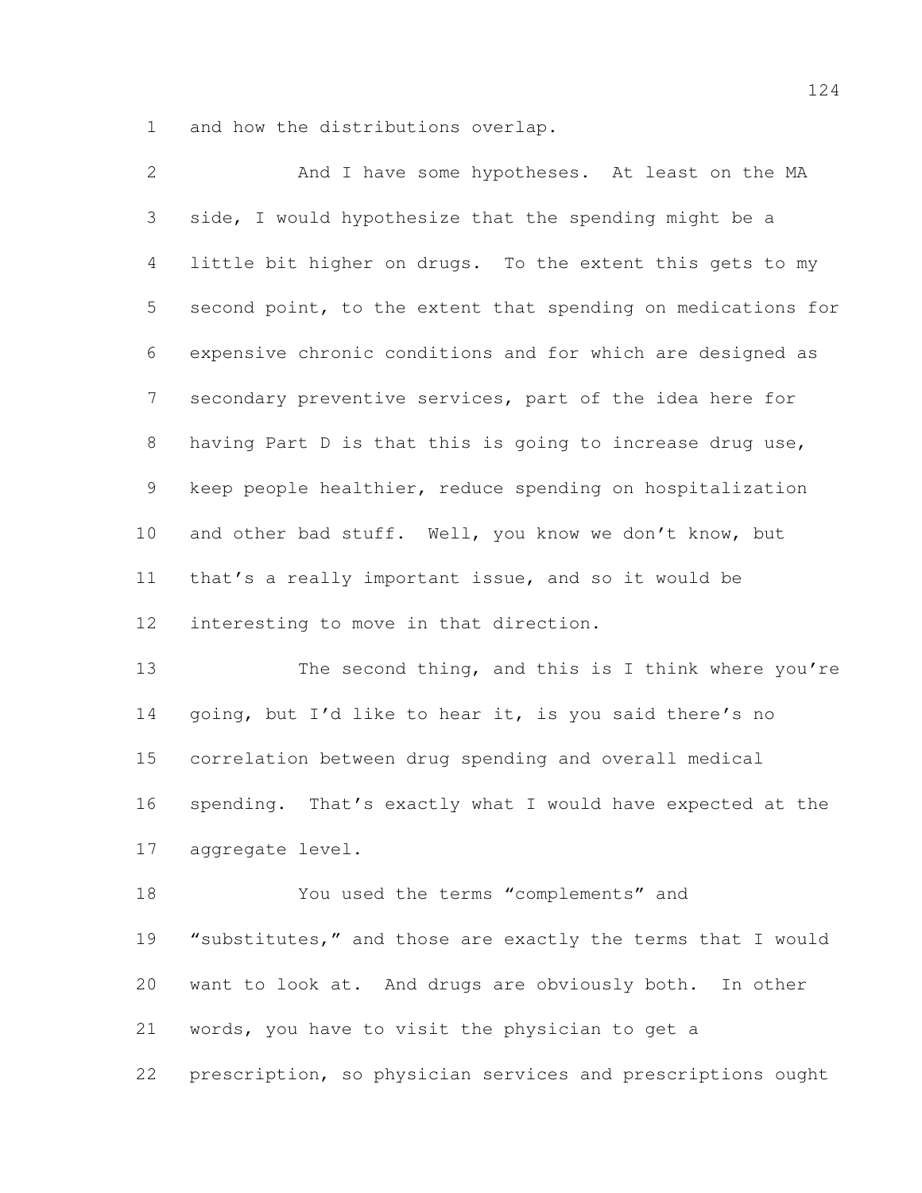and how the distributions overlap.

And I have some hypotheses. At least on the MA side, I would hypothesize that the spending might be a little bit higher on drugs. To the extent this gets to my second point, to the extent that spending on medications for expensive chronic conditions and for which are designed as secondary preventive services, part of the idea here for having Part D is that this is going to increase drug use, keep people healthier, reduce spending on hospitalization and other bad stuff. Well, you know we don't know, but that's a really important issue, and so it would be interesting to move in that direction.

The second thing, and this is I think where you're going, but I'd like to hear it, is you said there's no correlation between drug spending and overall medical spending. That's exactly what I would have expected at the aggregate level.

You used the terms "complements" and "substitutes," and those are exactly the terms that I would want to look at. And drugs are obviously both. In other words, you have to visit the physician to get a prescription, so physician services and prescriptions ought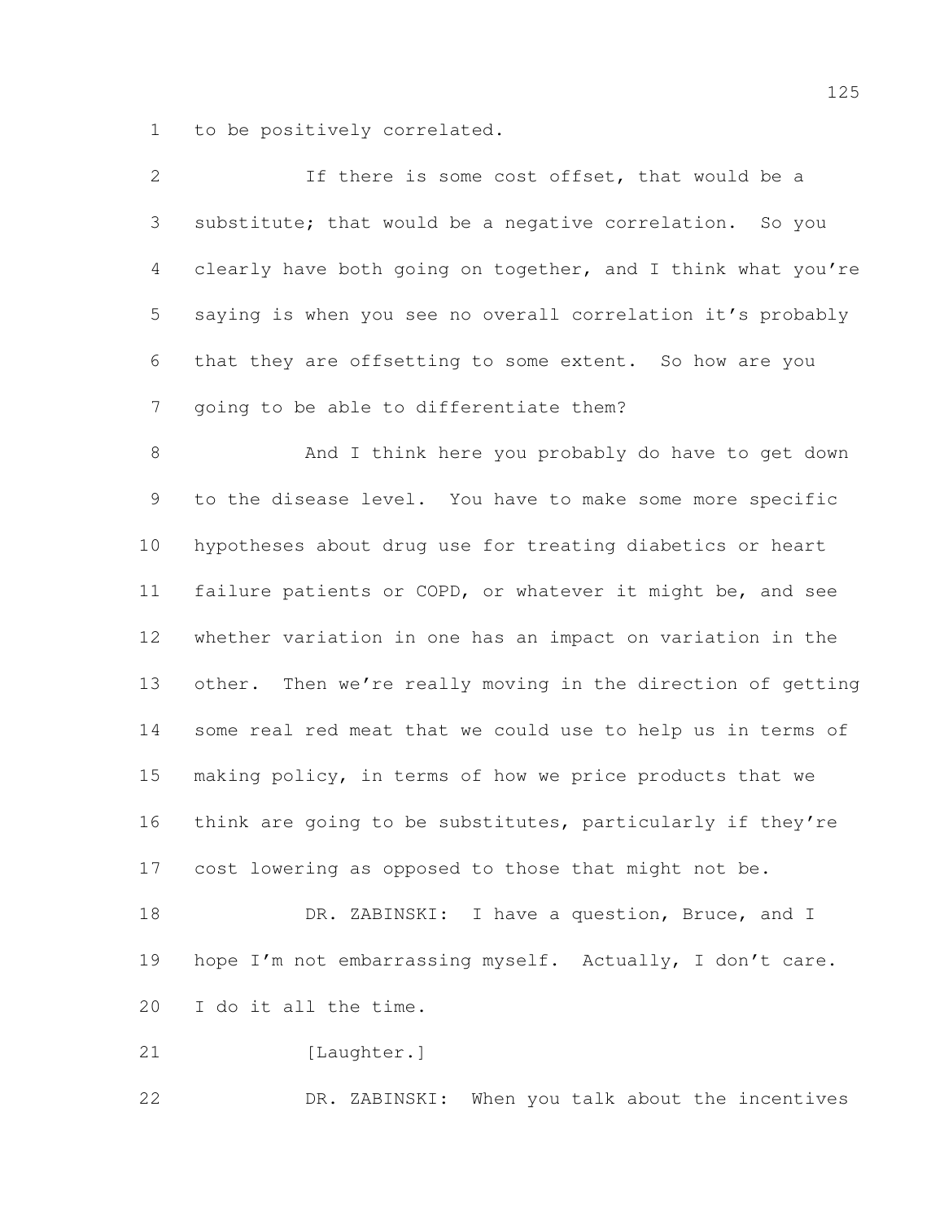to be positively correlated.

If there is some cost offset, that would be a substitute; that would be a negative correlation. So you clearly have both going on together, and I think what you're saying is when you see no overall correlation it's probably that they are offsetting to some extent. So how are you going to be able to differentiate them?

And I think here you probably do have to get down to the disease level. You have to make some more specific hypotheses about drug use for treating diabetics or heart failure patients or COPD, or whatever it might be, and see whether variation in one has an impact on variation in the other. Then we're really moving in the direction of getting some real red meat that we could use to help us in terms of making policy, in terms of how we price products that we think are going to be substitutes, particularly if they're cost lowering as opposed to those that might not be.

DR. ZABINSKI: I have a question, Bruce, and I hope I'm not embarrassing myself. Actually, I don't care. I do it all the time.

[Laughter.]

DR. ZABINSKI: When you talk about the incentives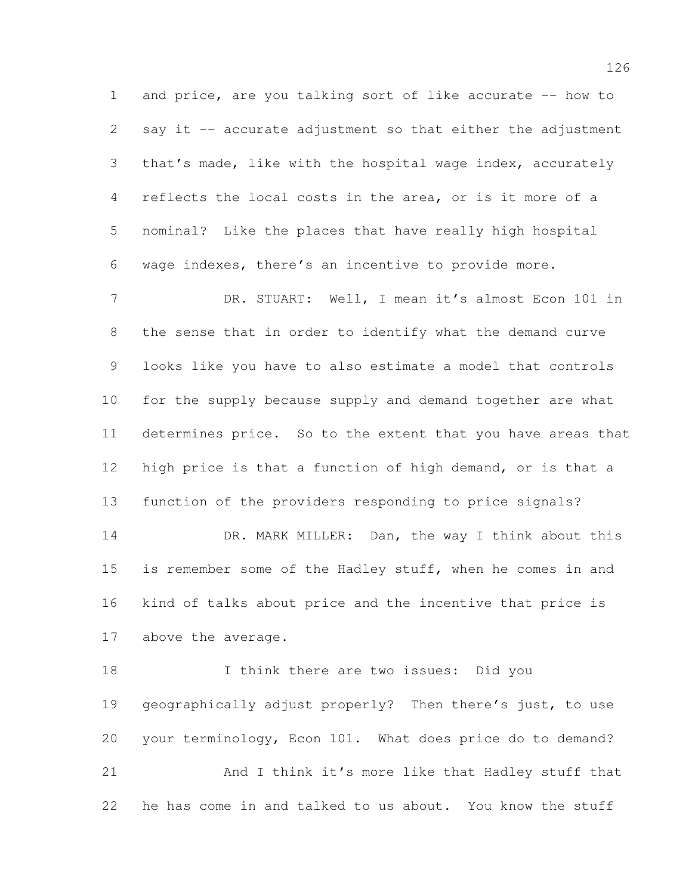and price, are you talking sort of like accurate -- how to say it -- accurate adjustment so that either the adjustment that's made, like with the hospital wage index, accurately reflects the local costs in the area, or is it more of a nominal? Like the places that have really high hospital wage indexes, there's an incentive to provide more.

DR. STUART: Well, I mean it's almost Econ 101 in the sense that in order to identify what the demand curve looks like you have to also estimate a model that controls for the supply because supply and demand together are what determines price. So to the extent that you have areas that high price is that a function of high demand, or is that a function of the providers responding to price signals?

DR. MARK MILLER: Dan, the way I think about this is remember some of the Hadley stuff, when he comes in and kind of talks about price and the incentive that price is above the average.

I think there are two issues: Did you geographically adjust properly? Then there's just, to use your terminology, Econ 101. What does price do to demand?

And I think it's more like that Hadley stuff that he has come in and talked to us about. You know the stuff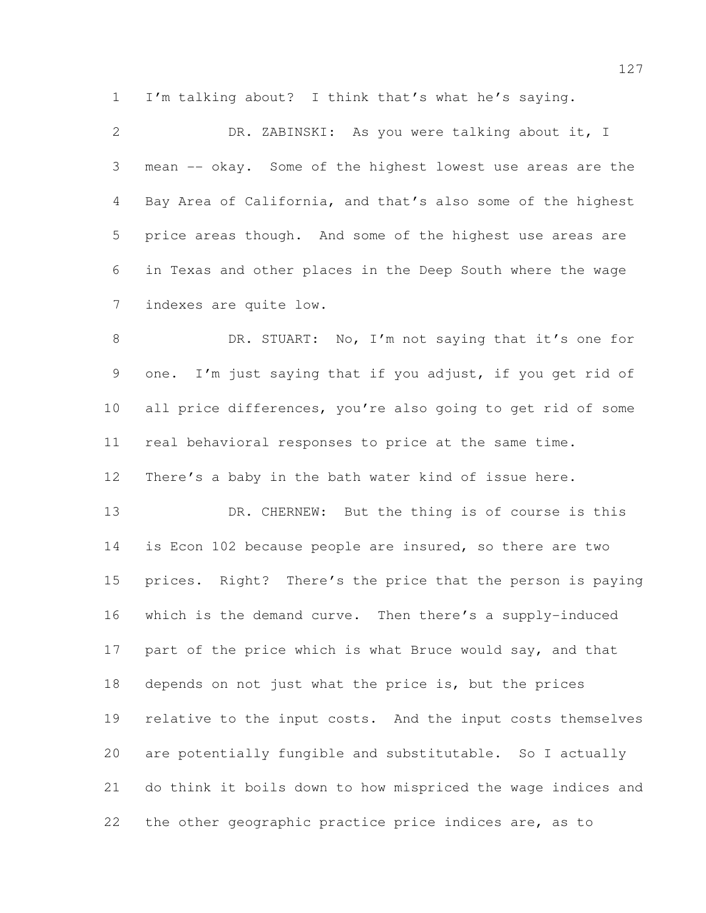I'm talking about? I think that's what he's saying.

DR. ZABINSKI: As you were talking about it, I mean -- okay. Some of the highest lowest use areas are the Bay Area of California, and that's also some of the highest price areas though. And some of the highest use areas are in Texas and other places in the Deep South where the wage indexes are quite low.

DR. STUART: No, I'm not saying that it's one for one. I'm just saying that if you adjust, if you get rid of all price differences, you're also going to get rid of some real behavioral responses to price at the same time. There's a baby in the bath water kind of issue here.

DR. CHERNEW: But the thing is of course is this is Econ 102 because people are insured, so there are two prices. Right? There's the price that the person is paying which is the demand curve. Then there's a supply-induced part of the price which is what Bruce would say, and that depends on not just what the price is, but the prices relative to the input costs. And the input costs themselves are potentially fungible and substitutable. So I actually do think it boils down to how mispriced the wage indices and the other geographic practice price indices are, as to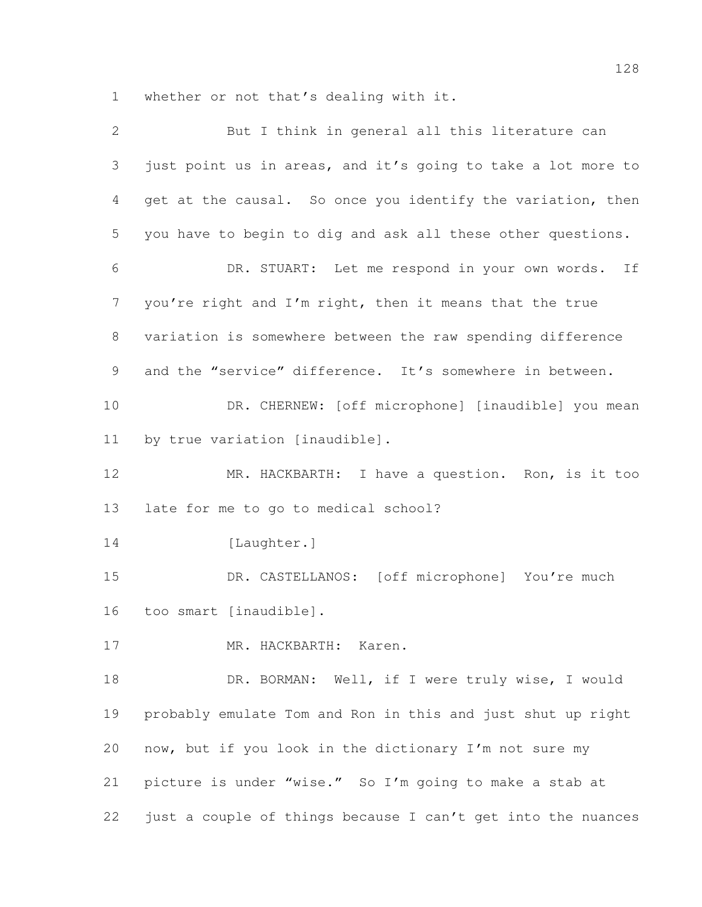whether or not that's dealing with it.

But I think in general all this literature can just point us in areas, and it's going to take a lot more to get at the causal. So once you identify the variation, then you have to begin to dig and ask all these other questions.

DR. STUART: Let me respond in your own words. If you're right and I'm right, then it means that the true variation is somewhere between the raw spending difference and the "service" difference. It's somewhere in between.

DR. CHERNEW: [off microphone] [inaudible] you mean by true variation [inaudible].

MR. HACKBARTH: I have a question. Ron, is it too late for me to go to medical school?

[Laughter.]

DR. CASTELLANOS: [off microphone] You're much too smart [inaudible].

MR. HACKBARTH: Karen.

DR. BORMAN: Well, if I were truly wise, I would probably emulate Tom and Ron in this and just shut up right now, but if you look in the dictionary I'm not sure my picture is under "wise." So I'm going to make a stab at just a couple of things because I can't get into the nuances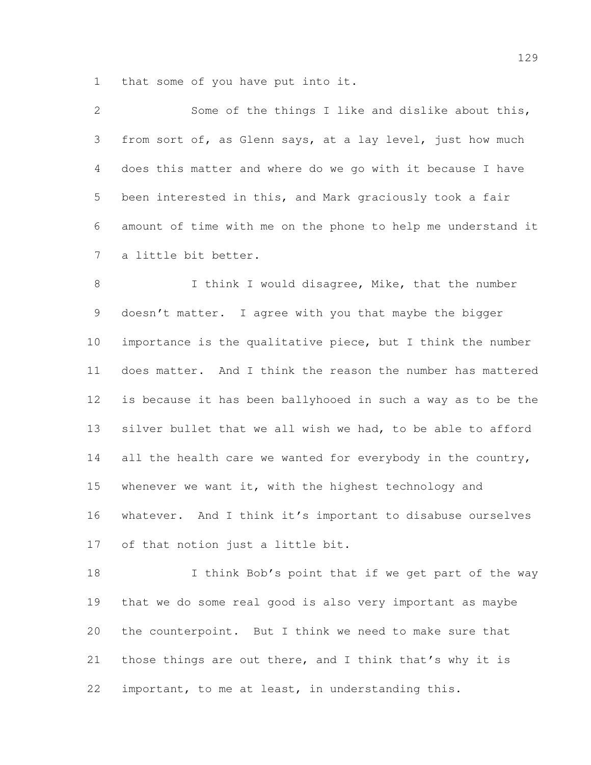that some of you have put into it.

Some of the things I like and dislike about this, from sort of, as Glenn says, at a lay level, just how much does this matter and where do we go with it because I have been interested in this, and Mark graciously took a fair amount of time with me on the phone to help me understand it a little bit better.

I think I would disagree, Mike, that the number doesn't matter. I agree with you that maybe the bigger importance is the qualitative piece, but I think the number does matter. And I think the reason the number has mattered is because it has been ballyhooed in such a way as to be the silver bullet that we all wish we had, to be able to afford all the health care we wanted for everybody in the country, whenever we want it, with the highest technology and whatever. And I think it's important to disabuse ourselves of that notion just a little bit.

I think Bob's point that if we get part of the way that we do some real good is also very important as maybe the counterpoint. But I think we need to make sure that those things are out there, and I think that's why it is important, to me at least, in understanding this.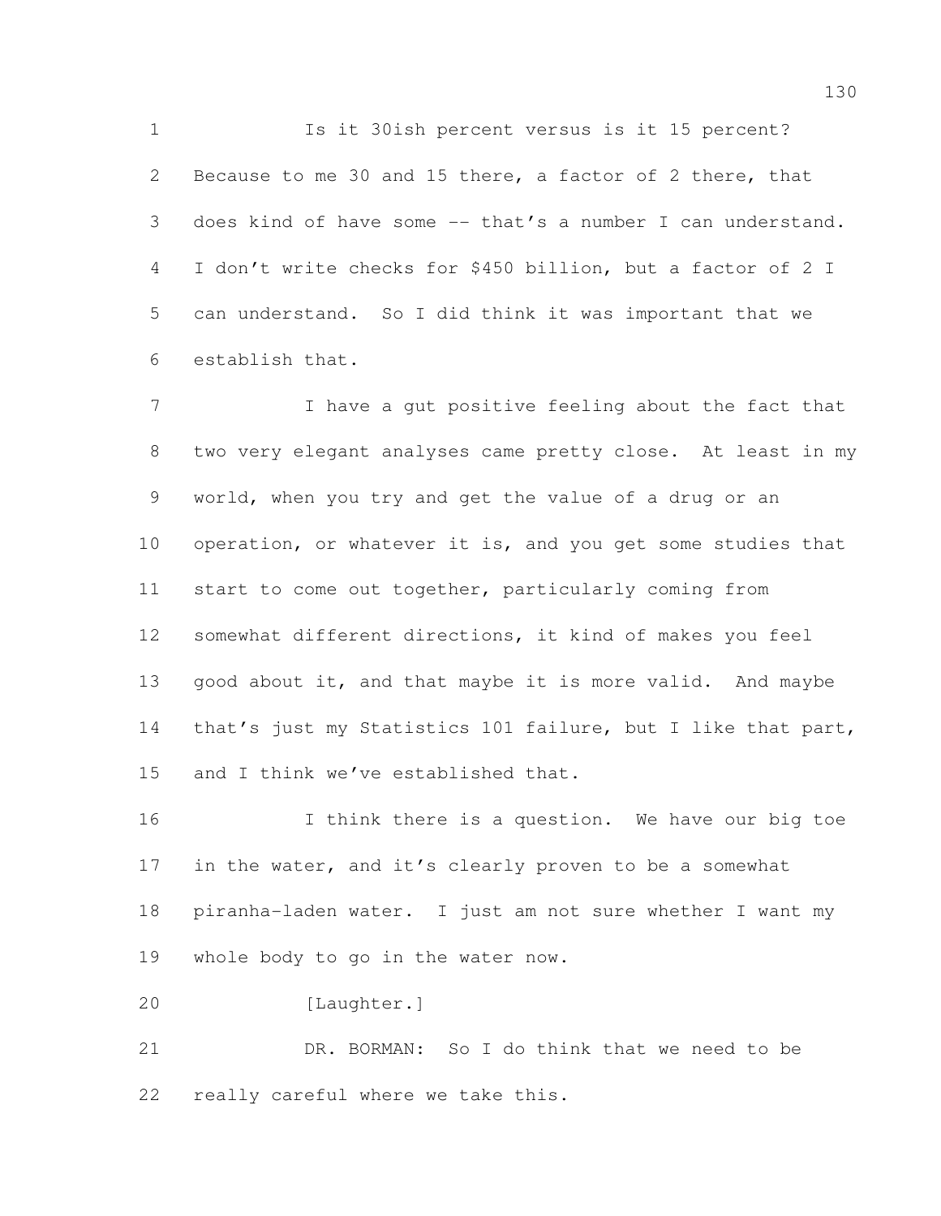Is it 30ish percent versus is it 15 percent? Because to me 30 and 15 there, a factor of 2 there, that does kind of have some -- that's a number I can understand. I don't write checks for $450 billion, but a factor of 2 I can understand. So I did think it was important that we establish that.

I have a gut positive feeling about the fact that two very elegant analyses came pretty close. At least in my world, when you try and get the value of a drug or an operation, or whatever it is, and you get some studies that start to come out together, particularly coming from somewhat different directions, it kind of makes you feel good about it, and that maybe it is more valid. And maybe that's just my Statistics 101 failure, but I like that part, and I think we've established that.

I think there is a question. We have our big toe in the water, and it's clearly proven to be a somewhat piranha-laden water. I just am not sure whether I want my whole body to go in the water now.

[Laughter.]

DR. BORMAN: So I do think that we need to be really careful where we take this.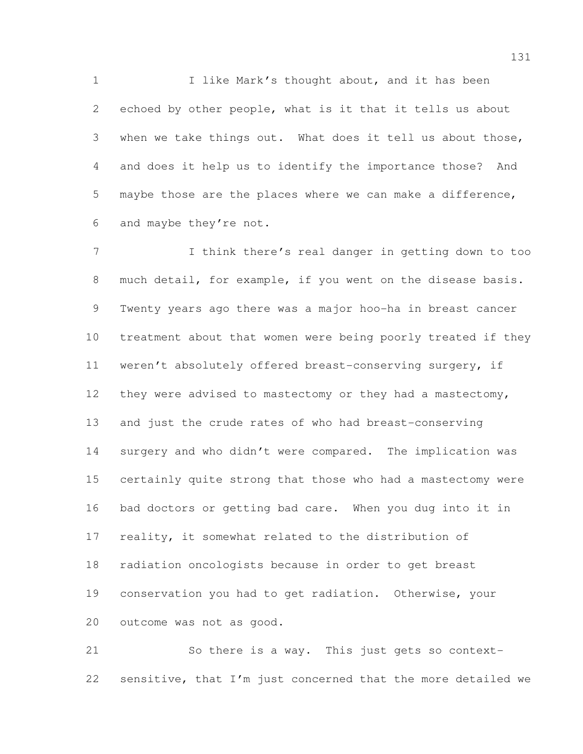I like Mark's thought about, and it has been echoed by other people, what is it that it tells us about when we take things out. What does it tell us about those, and does it help us to identify the importance those? And maybe those are the places where we can make a difference, and maybe they're not.

I think there's real danger in getting down to too much detail, for example, if you went on the disease basis. Twenty years ago there was a major hoo-ha in breast cancer treatment about that women were being poorly treated if they weren't absolutely offered breast-conserving surgery, if they were advised to mastectomy or they had a mastectomy, and just the crude rates of who had breast-conserving surgery and who didn't were compared. The implication was certainly quite strong that those who had a mastectomy were bad doctors or getting bad care. When you dug into it in reality, it somewhat related to the distribution of radiation oncologists because in order to get breast conservation you had to get radiation. Otherwise, your outcome was not as good.

So there is a way. This just gets so context-sensitive, that I'm just concerned that the more detailed we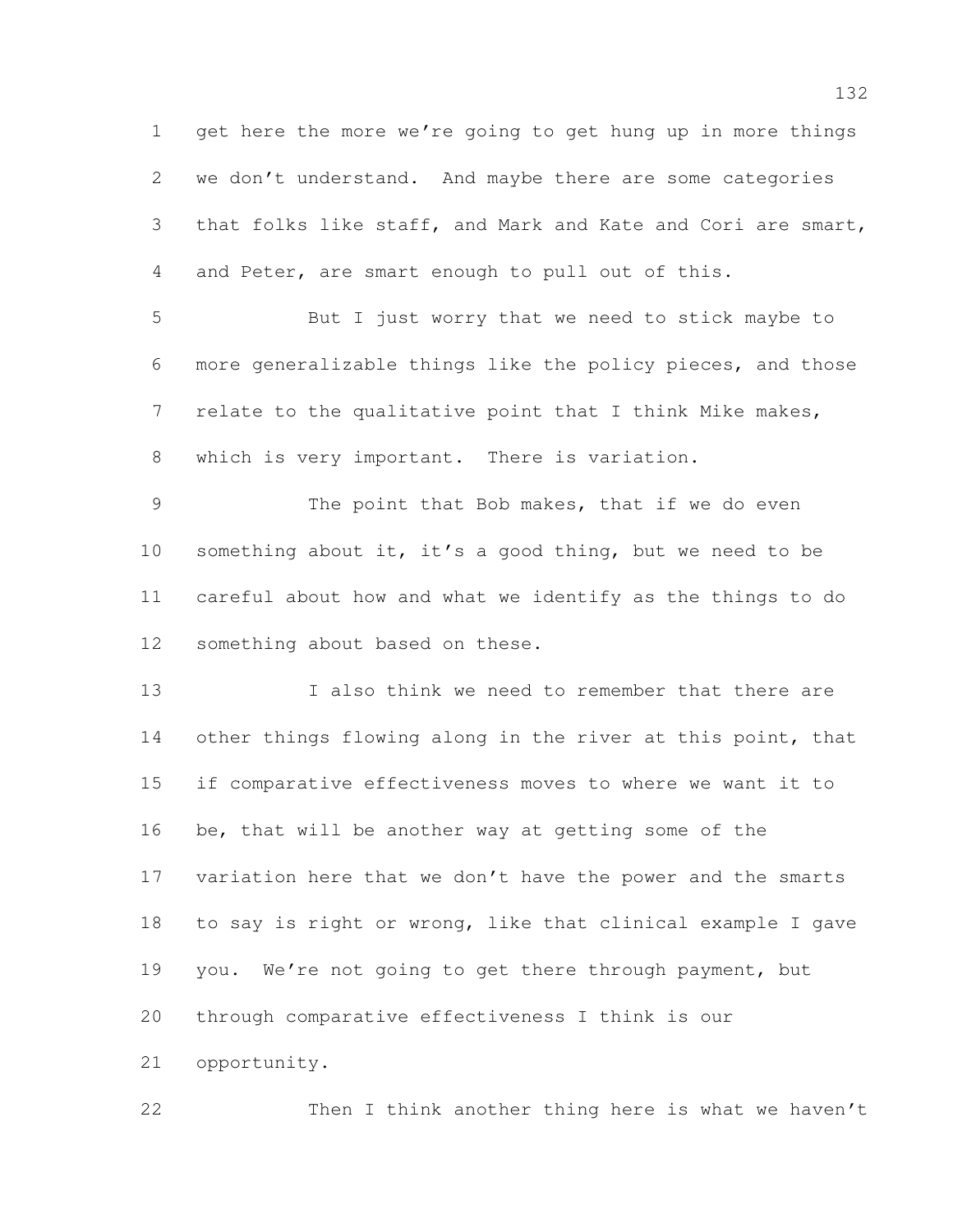get here the more we're going to get hung up in more things we don't understand. And maybe there are some categories that folks like staff, and Mark and Kate and Cori are smart, and Peter, are smart enough to pull out of this.

But I just worry that we need to stick maybe to more generalizable things like the policy pieces, and those relate to the qualitative point that I think Mike makes, which is very important. There is variation.

The point that Bob makes, that if we do even something about it, it's a good thing, but we need to be careful about how and what we identify as the things to do something about based on these.

I also think we need to remember that there are other things flowing along in the river at this point, that if comparative effectiveness moves to where we want it to be, that will be another way at getting some of the variation here that we don't have the power and the smarts to say is right or wrong, like that clinical example I gave you. We're not going to get there through payment, but through comparative effectiveness I think is our opportunity.

Then I think another thing here is what we haven't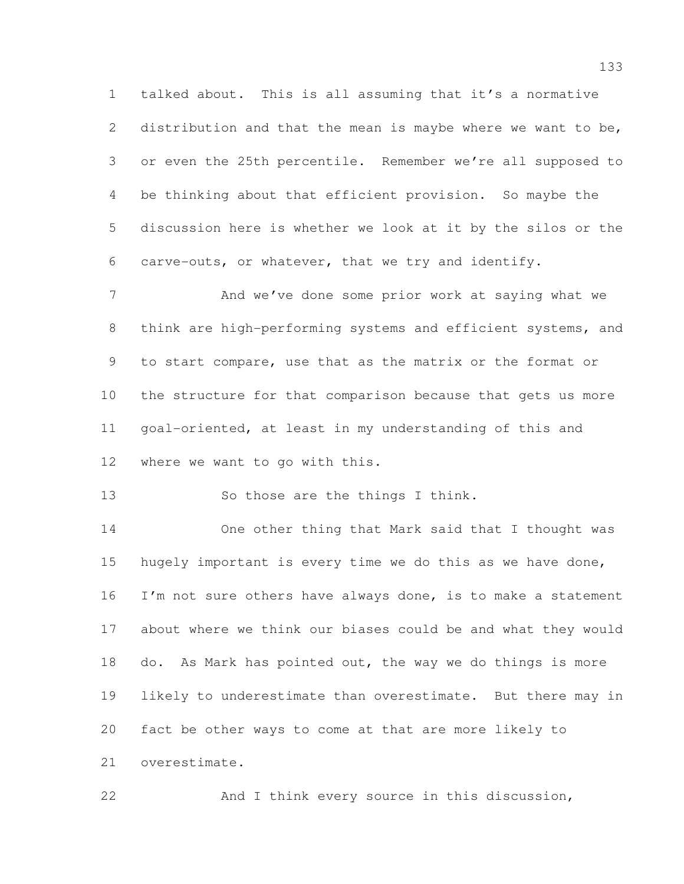talked about. This is all assuming that it's a normative distribution and that the mean is maybe where we want to be, or even the 25th percentile. Remember we're all supposed to be thinking about that efficient provision. So maybe the discussion here is whether we look at it by the silos or the carve-outs, or whatever, that we try and identify.

And we've done some prior work at saying what we think are high-performing systems and efficient systems, and to start compare, use that as the matrix or the format or the structure for that comparison because that gets us more goal-oriented, at least in my understanding of this and where we want to go with this.

So those are the things I think.

One other thing that Mark said that I thought was hugely important is every time we do this as we have done, I'm not sure others have always done, is to make a statement about where we think our biases could be and what they would do. As Mark has pointed out, the way we do things is more likely to underestimate than overestimate. But there may in fact be other ways to come at that are more likely to overestimate.

And I think every source in this discussion,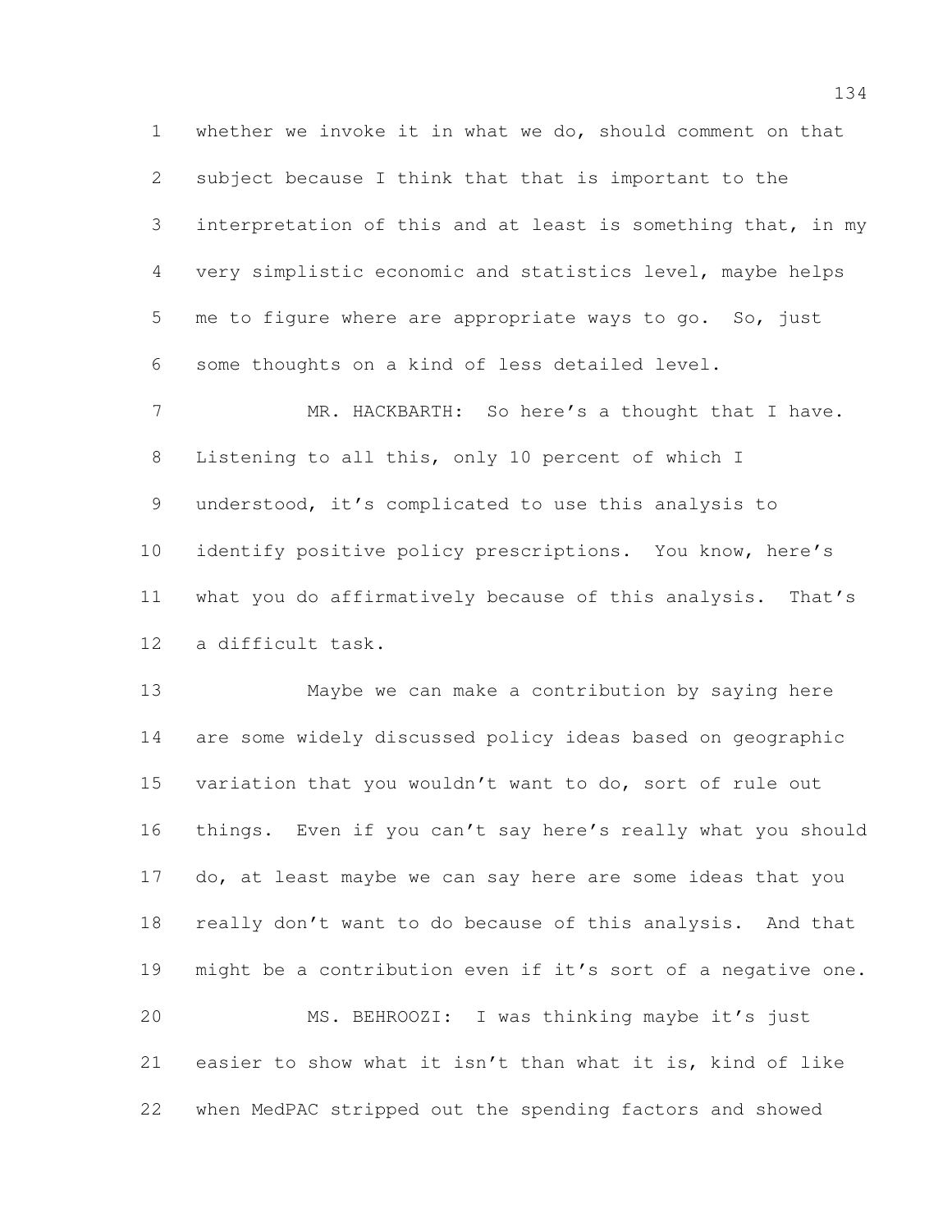whether we invoke it in what we do, should comment on that subject because I think that that is important to the interpretation of this and at least is something that, in my very simplistic economic and statistics level, maybe helps me to figure where are appropriate ways to go. So, just some thoughts on a kind of less detailed level.

MR. HACKBARTH: So here's a thought that I have. Listening to all this, only 10 percent of which I understood, it's complicated to use this analysis to identify positive policy prescriptions. You know, here's what you do affirmatively because of this analysis. That's a difficult task.

Maybe we can make a contribution by saying here are some widely discussed policy ideas based on geographic variation that you wouldn't want to do, sort of rule out things. Even if you can't say here's really what you should do, at least maybe we can say here are some ideas that you really don't want to do because of this analysis. And that might be a contribution even if it's sort of a negative one.

MS. BEHROOZI: I was thinking maybe it's just easier to show what it isn't than what it is, kind of like when MedPAC stripped out the spending factors and showed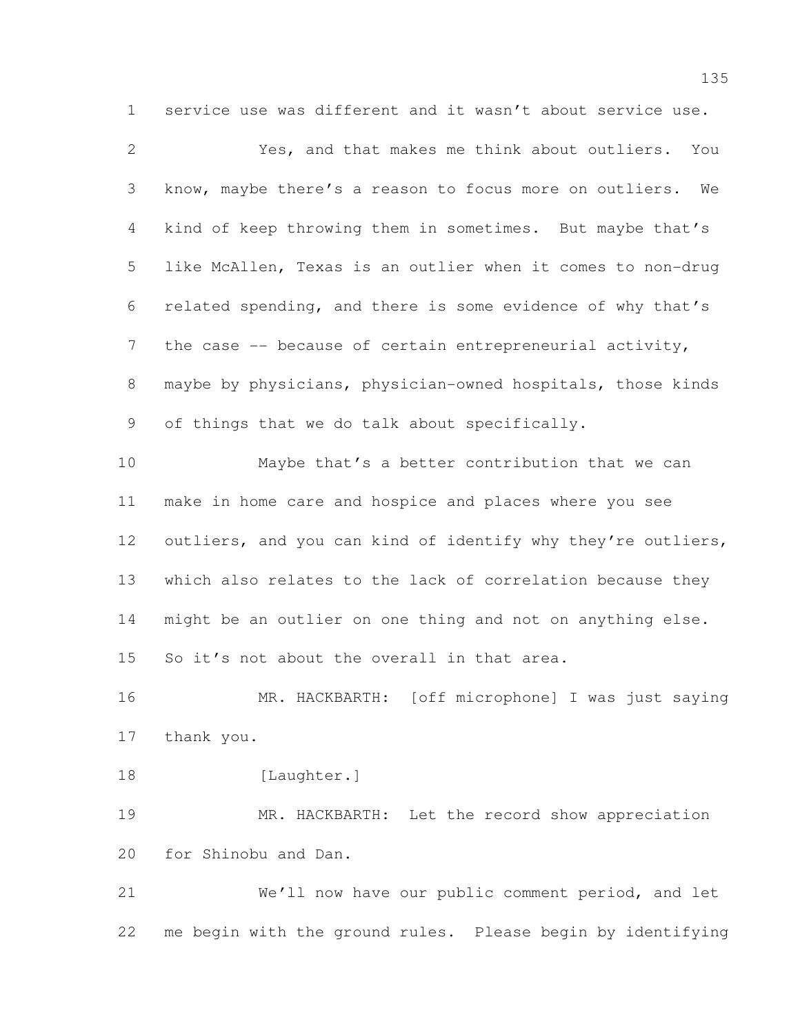service use was different and it wasn't about service use.

Yes, and that makes me think about outliers. You know, maybe there's a reason to focus more on outliers. We kind of keep throwing them in sometimes. But maybe that's like McAllen, Texas is an outlier when it comes to non-drug related spending, and there is some evidence of why that's the case -- because of certain entrepreneurial activity, maybe by physicians, physician-owned hospitals, those kinds of things that we do talk about specifically.

Maybe that's a better contribution that we can make in home care and hospice and places where you see outliers, and you can kind of identify why they're outliers, which also relates to the lack of correlation because they might be an outlier on one thing and not on anything else. So it's not about the overall in that area.

MR. HACKBARTH: [off microphone] I was just saying thank you.

[Laughter.]

MR. HACKBARTH: Let the record show appreciation for Shinobu and Dan.

We'll now have our public comment period, and let me begin with the ground rules. Please begin by identifying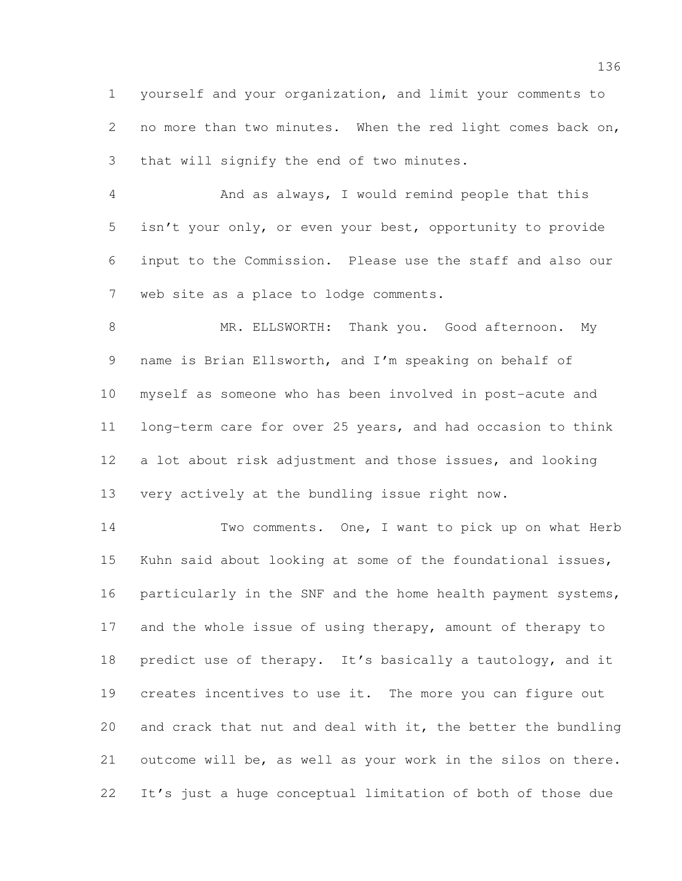yourself and your organization, and limit your comments to no more than two minutes. When the red light comes back on, that will signify the end of two minutes.

And as always, I would remind people that this isn't your only, or even your best, opportunity to provide input to the Commission. Please use the staff and also our web site as a place to lodge comments.

MR. ELLSWORTH: Thank you. Good afternoon. My name is Brian Ellsworth, and I'm speaking on behalf of myself as someone who has been involved in post-acute and long-term care for over 25 years, and had occasion to think a lot about risk adjustment and those issues, and looking very actively at the bundling issue right now.

Two comments. One, I want to pick up on what Herb Kuhn said about looking at some of the foundational issues, particularly in the SNF and the home health payment systems, and the whole issue of using therapy, amount of therapy to predict use of therapy. It's basically a tautology, and it creates incentives to use it. The more you can figure out and crack that nut and deal with it, the better the bundling outcome will be, as well as your work in the silos on there. It's just a huge conceptual limitation of both of those due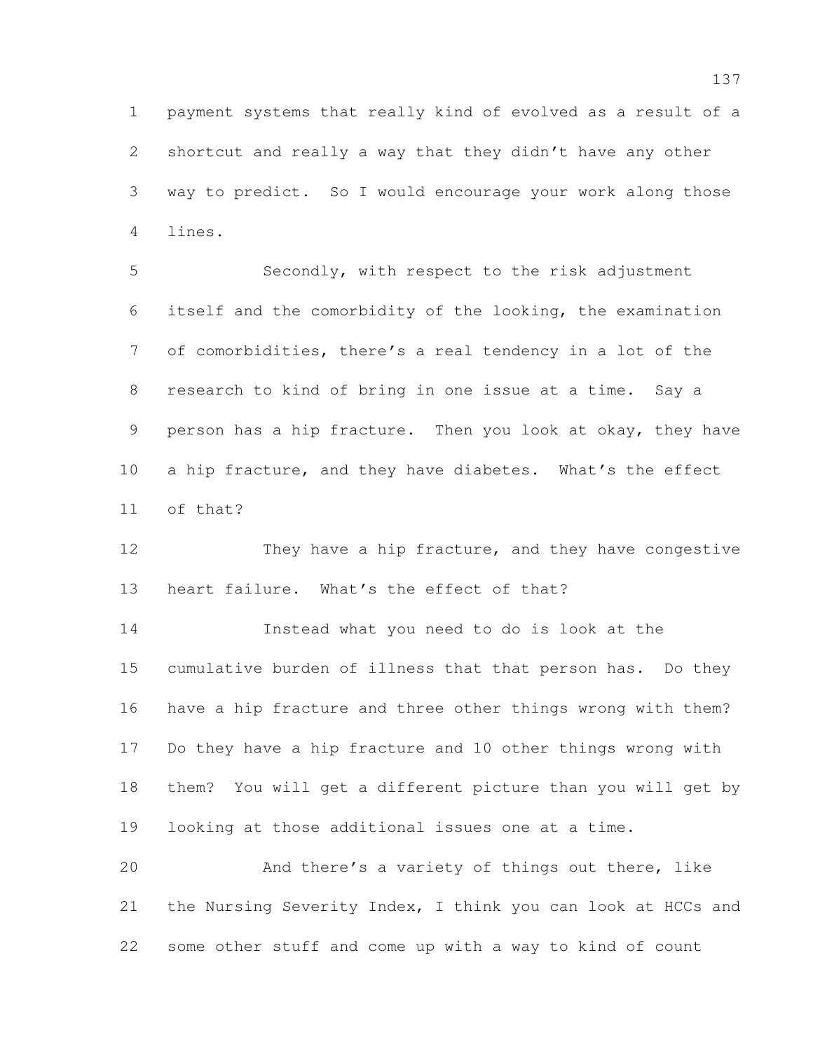payment systems that really kind of evolved as a result of a shortcut and really a way that they didn't have any other way to predict. So I would encourage your work along those lines.

Secondly, with respect to the risk adjustment itself and the comorbidity of the looking, the examination of comorbidities, there's a real tendency in a lot of the research to kind of bring in one issue at a time. Say a person has a hip fracture. Then you look at okay, they have a hip fracture, and they have diabetes. What's the effect of that?

They have a hip fracture, and they have congestive heart failure. What's the effect of that?

Instead what you need to do is look at the cumulative burden of illness that that person has. Do they have a hip fracture and three other things wrong with them? Do they have a hip fracture and 10 other things wrong with them? You will get a different picture than you will get by looking at those additional issues one at a time.

And there's a variety of things out there, like the Nursing Severity Index, I think you can look at HCCs and some other stuff and come up with a way to kind of count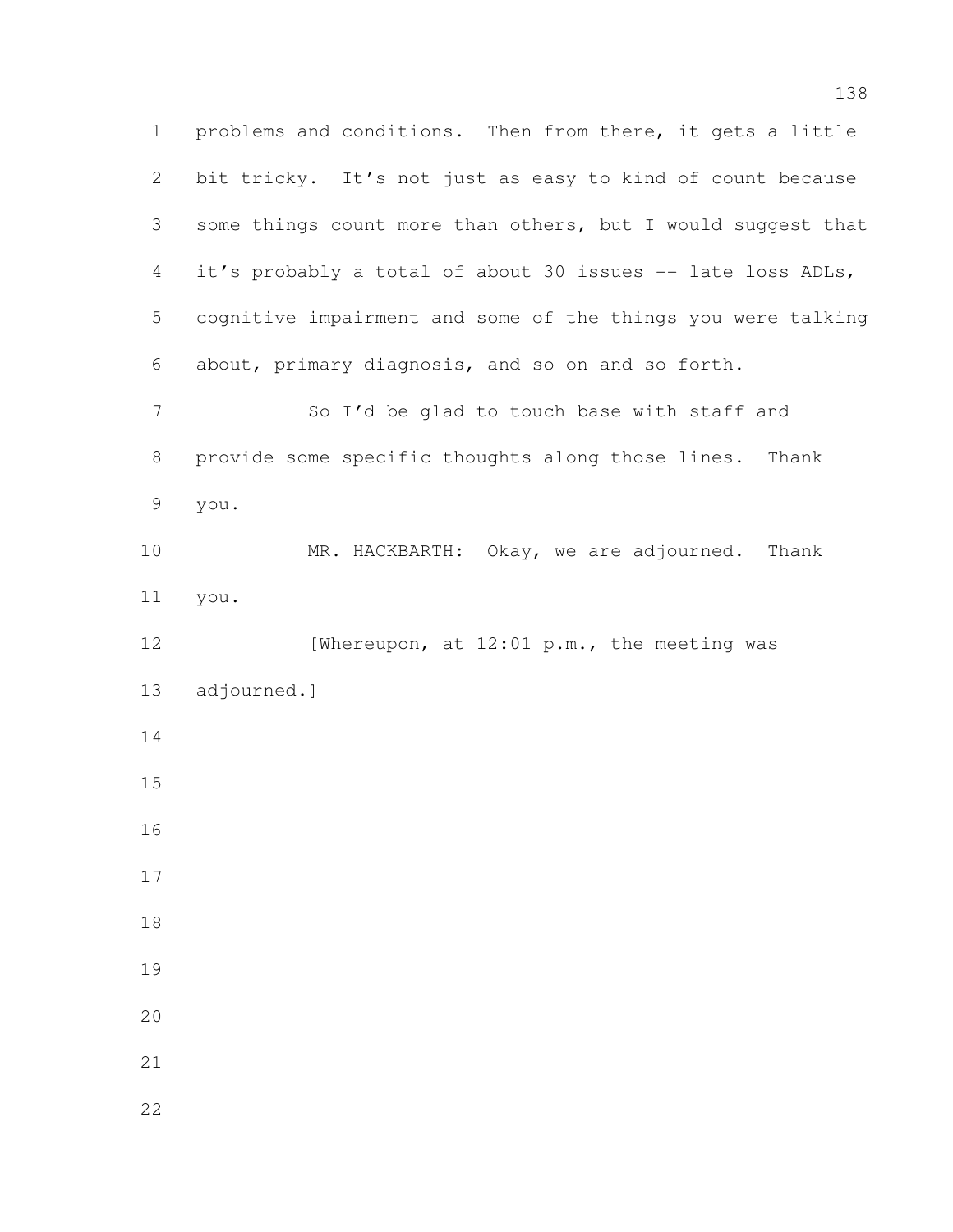problems and conditions. Then from there, it gets a little bit tricky. It's not just as easy to kind of count because some things count more than others, but I would suggest that it's probably a total of about 30 issues -- late loss ADLs, cognitive impairment and some of the things you were talking about, primary diagnosis, and so on and so forth.

So I'd be glad to touch base with staff and provide some specific thoughts along those lines. Thank you.

MR. HACKBARTH: Okay, we are adjourned. Thank you.

[Whereupon, at 12:01 p.m., the meeting was adjourned.]